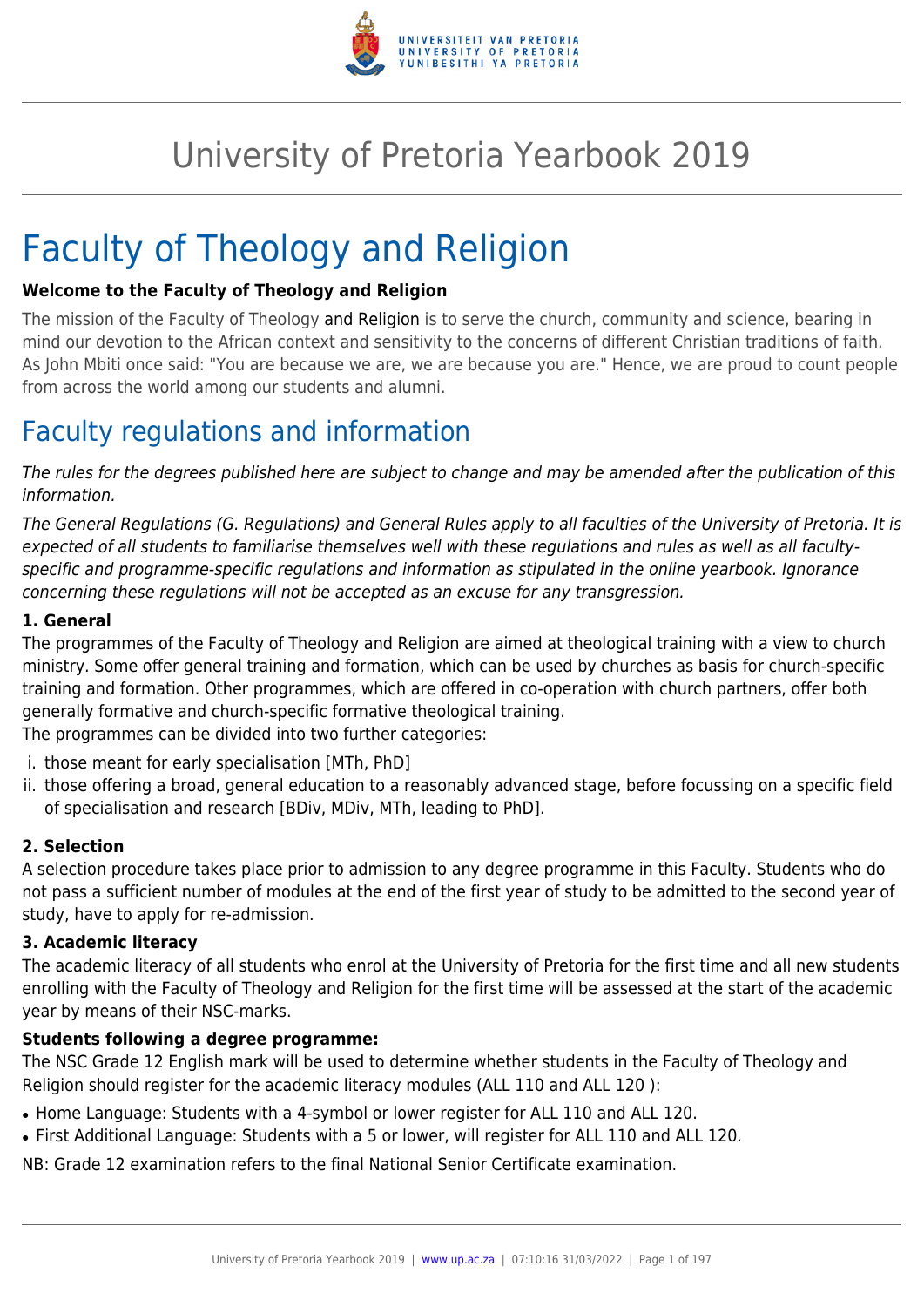# University of Pretoria Yearbook 2019

# Faculty of Theology and Religion

**Welcome to the Faculty of Theology and Religion**

The mission of the Faculty of Theology and Religion is to serve the church, community and science, bearing in mind our devotion to the African context and sensitivity to the concerns of different Christian traditions of faith. As John Mbiti once said: "You are because we are, we are because you are." Hence, we are proud to count people from across the world among our students and alumni.

## Faculty regulations and information

*The rules for the degrees published here are subject to change and may be amended after the publication of this information.*

*The General Regulations (G. Regulations) and General Rules apply to all faculties of the University of Pretoria. It is expected of all students to familiarise themselves well with these regulations and rules as well as all faculty-specific and programme-specific regulations and information as stipulated in the online yearbook. Ignorance concerning these regulations will not be accepted as an excuse for any transgression.*

### 1. General

The programmes of the Faculty of Theology and Religion are aimed at theological training with a view to church ministry. Some offer general training and formation, which can be used by churches as basis for church-specific training and formation. Other programmes, which are offered in co-operation with church partners, offer both generally formative and church-specific formative theological training.
The programmes can be divided into two further categories:

i. those meant for early specialisation [MTh, PhD]
ii. those offering a broad, general education to a reasonably advanced stage, before focussing on a specific field of specialisation and research [BDiv, MDiv, MTh, leading to PhD].

### 2. Selection

A selection procedure takes place prior to admission to any degree programme in this Faculty. Students who do not pass a sufficient number of modules at the end of the first year of study to be admitted to the second year of study, have to apply for re-admission.

### 3. Academic literacy

The academic literacy of all students who enrol at the University of Pretoria for the first time and all new students enrolling with the Faculty of Theology and Religion for the first time will be assessed at the start of the academic year by means of their NSC-marks.

**Students following a degree programme:**

The NSC Grade 12 English mark will be used to determine whether students in the Faculty of Theology and Religion should register for the academic literacy modules (ALL 110 and ALL 120 ):

- Home Language: Students with a 4-symbol or lower register for ALL 110 and ALL 120.
- First Additional Language: Students with a 5 or lower, will register for ALL 110 and ALL 120.

NB: Grade 12 examination refers to the final National Senior Certificate examination.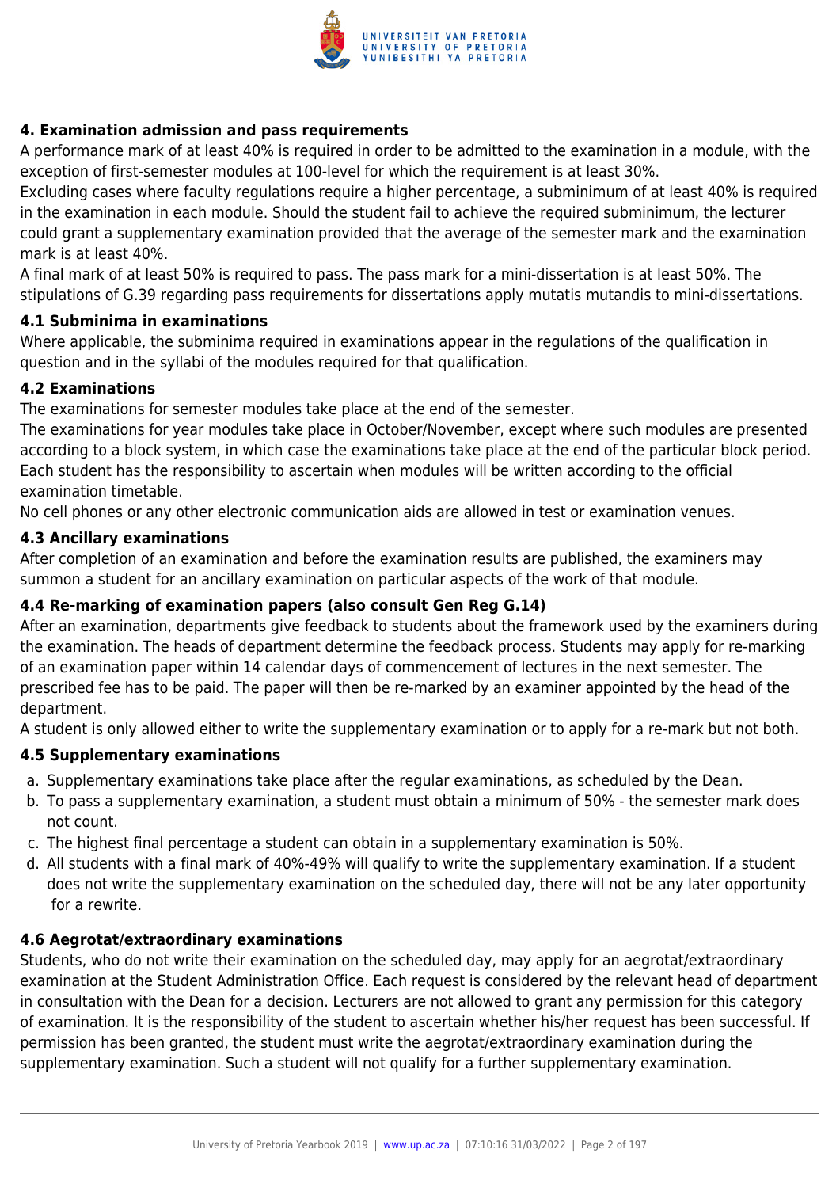### 4. Examination admission and pass requirements

A performance mark of at least 40% is required in order to be admitted to the examination in a module, with the exception of first-semester modules at 100-level for which the requirement is at least 30%.

Excluding cases where faculty regulations require a higher percentage, a subminimum of at least 40% is required in the examination in each module. Should the student fail to achieve the required subminimum, the lecturer could grant a supplementary examination provided that the average of the semester mark and the examination mark is at least 40%.

A final mark of at least 50% is required to pass. The pass mark for a mini-dissertation is at least 50%. The stipulations of G.39 regarding pass requirements for dissertations apply mutatis mutandis to mini-dissertations.

#### 4.1 Subminima in examinations

Where applicable, the subminima required in examinations appear in the regulations of the qualification in question and in the syllabi of the modules required for that qualification.

#### 4.2 Examinations

The examinations for semester modules take place at the end of the semester.

The examinations for year modules take place in October/November, except where such modules are presented according to a block system, in which case the examinations take place at the end of the particular block period. Each student has the responsibility to ascertain when modules will be written according to the official examination timetable.

No cell phones or any other electronic communication aids are allowed in test or examination venues.

#### 4.3 Ancillary examinations

After completion of an examination and before the examination results are published, the examiners may summon a student for an ancillary examination on particular aspects of the work of that module.

#### 4.4 Re-marking of examination papers (also consult Gen Reg G.14)

After an examination, departments give feedback to students about the framework used by the examiners during the examination. The heads of department determine the feedback process. Students may apply for re-marking of an examination paper within 14 calendar days of commencement of lectures in the next semester. The prescribed fee has to be paid. The paper will then be re-marked by an examiner appointed by the head of the department.

A student is only allowed either to write the supplementary examination or to apply for a re-mark but not both.

#### 4.5 Supplementary examinations

a. Supplementary examinations take place after the regular examinations, as scheduled by the Dean.
b. To pass a supplementary examination, a student must obtain a minimum of 50% - the semester mark does not count.
c. The highest final percentage a student can obtain in a supplementary examination is 50%.
d. All students with a final mark of 40%-49% will qualify to write the supplementary examination. If a student does not write the supplementary examination on the scheduled day, there will not be any later opportunity for a rewrite.

#### 4.6 Aegrotat/extraordinary examinations

Students, who do not write their examination on the scheduled day, may apply for an aegrotat/extraordinary examination at the Student Administration Office. Each request is considered by the relevant head of department in consultation with the Dean for a decision. Lecturers are not allowed to grant any permission for this category of examination. It is the responsibility of the student to ascertain whether his/her request has been successful. If permission has been granted, the student must write the aegrotat/extraordinary examination during the supplementary examination. Such a student will not qualify for a further supplementary examination.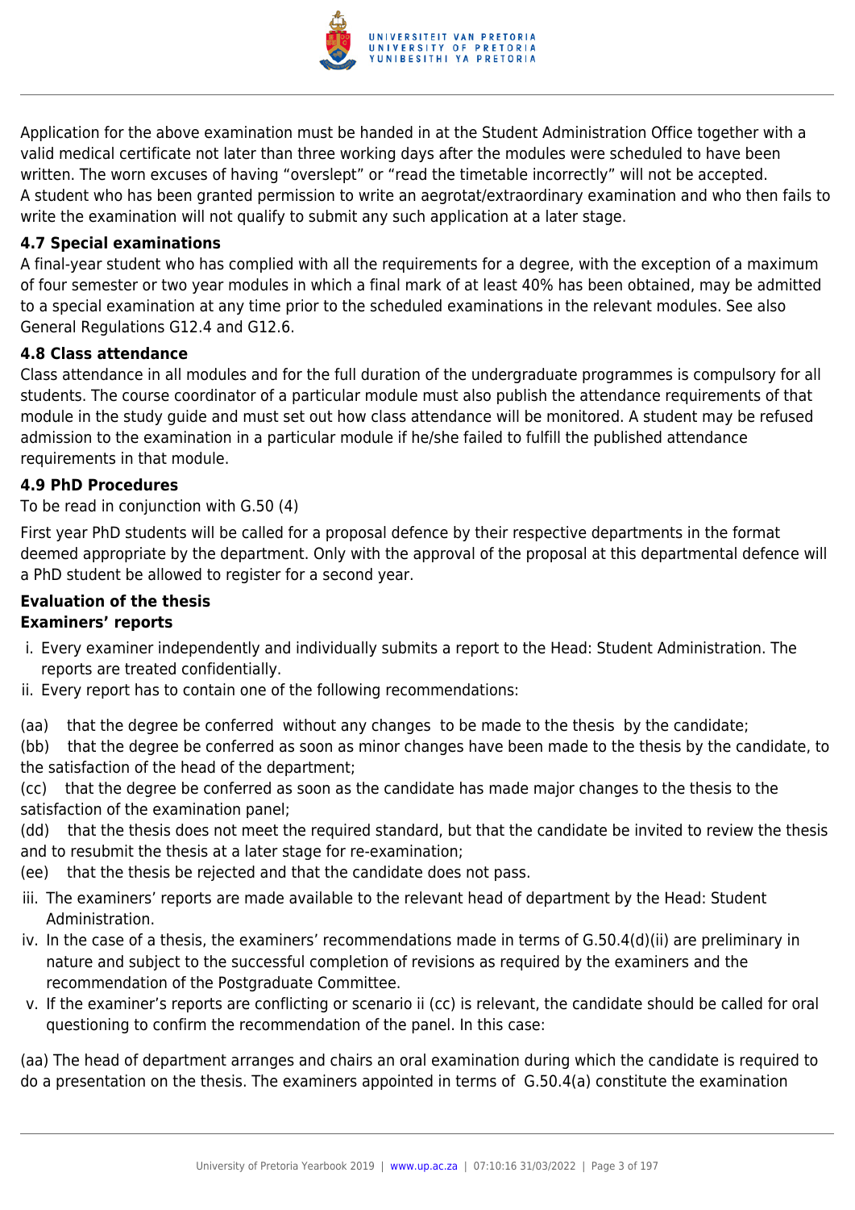Application for the above examination must be handed in at the Student Administration Office together with a valid medical certificate not later than three working days after the modules were scheduled to have been written. The worn excuses of having "overslept" or "read the timetable incorrectly" will not be accepted.
A student who has been granted permission to write an aegrotat/extraordinary examination and who then fails to write the examination will not qualify to submit any such application at a later stage.

### 4.7 Special examinations

A final-year student who has complied with all the requirements for a degree, with the exception of a maximum of four semester or two year modules in which a final mark of at least 40% has been obtained, may be admitted to a special examination at any time prior to the scheduled examinations in the relevant modules. See also General Regulations G12.4 and G12.6.

### 4.8 Class attendance

Class attendance in all modules and for the full duration of the undergraduate programmes is compulsory for all students. The course coordinator of a particular module must also publish the attendance requirements of that module in the study guide and must set out how class attendance will be monitored. A student may be refused admission to the examination in a particular module if he/she failed to fulfill the published attendance requirements in that module.

### 4.9 PhD Procedures

To be read in conjunction with G.50 (4)

First year PhD students will be called for a proposal defence by their respective departments in the format deemed appropriate by the department. Only with the approval of the proposal at this departmental defence will a PhD student be allowed to register for a second year.

**Evaluation of the thesis**
**Examiners' reports**

i. Every examiner independently and individually submits a report to the Head: Student Administration. The reports are treated confidentially.
ii. Every report has to contain one of the following recommendations:

(aa) that the degree be conferred without any changes to be made to the thesis by the candidate;
(bb) that the degree be conferred as soon as minor changes have been made to the thesis by the candidate, to the satisfaction of the head of the department;
(cc) that the degree be conferred as soon as the candidate has made major changes to the thesis to the satisfaction of the examination panel;
(dd) that the thesis does not meet the required standard, but that the candidate be invited to review the thesis and to resubmit the thesis at a later stage for re-examination;
(ee) that the thesis be rejected and that the candidate does not pass.

iii. The examiners' reports are made available to the relevant head of department by the Head: Student Administration.
iv. In the case of a thesis, the examiners' recommendations made in terms of G.50.4(d)(ii) are preliminary in nature and subject to the successful completion of revisions as required by the examiners and the recommendation of the Postgraduate Committee.
v. If the examiner's reports are conflicting or scenario ii (cc) is relevant, the candidate should be called for oral questioning to confirm the recommendation of the panel. In this case:

(aa) The head of department arranges and chairs an oral examination during which the candidate is required to do a presentation on the thesis. The examiners appointed in terms of G.50.4(a) constitute the examination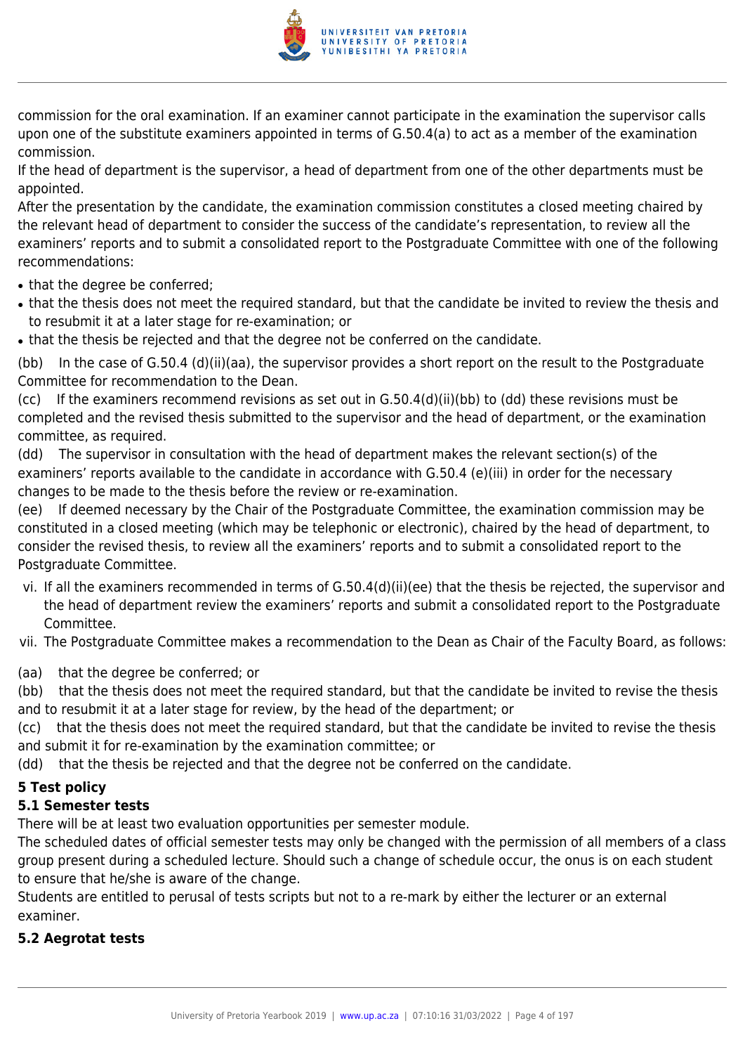commission for the oral examination. If an examiner cannot participate in the examination the supervisor calls upon one of the substitute examiners appointed in terms of G.50.4(a) to act as a member of the examination commission.

If the head of department is the supervisor, a head of department from one of the other departments must be appointed.

After the presentation by the candidate, the examination commission constitutes a closed meeting chaired by the relevant head of department to consider the success of the candidate's representation, to review all the examiners' reports and to submit a consolidated report to the Postgraduate Committee with one of the following recommendations:

- that the degree be conferred;
- that the thesis does not meet the required standard, but that the candidate be invited to review the thesis and to resubmit it at a later stage for re-examination; or
- that the thesis be rejected and that the degree not be conferred on the candidate.

(bb) In the case of G.50.4 (d)(ii)(aa), the supervisor provides a short report on the result to the Postgraduate Committee for recommendation to the Dean.

(cc) If the examiners recommend revisions as set out in G.50.4(d)(ii)(bb) to (dd) these revisions must be completed and the revised thesis submitted to the supervisor and the head of department, or the examination committee, as required.

(dd) The supervisor in consultation with the head of department makes the relevant section(s) of the examiners' reports available to the candidate in accordance with G.50.4 (e)(iii) in order for the necessary changes to be made to the thesis before the review or re-examination.

(ee) If deemed necessary by the Chair of the Postgraduate Committee, the examination commission may be constituted in a closed meeting (which may be telephonic or electronic), chaired by the head of department, to consider the revised thesis, to review all the examiners' reports and to submit a consolidated report to the Postgraduate Committee.

vi. If all the examiners recommended in terms of G.50.4(d)(ii)(ee) that the thesis be rejected, the supervisor and the head of department review the examiners' reports and submit a consolidated report to the Postgraduate Committee.

vii. The Postgraduate Committee makes a recommendation to the Dean as Chair of the Faculty Board, as follows:

(aa) that the degree be conferred; or

(bb) that the thesis does not meet the required standard, but that the candidate be invited to revise the thesis and to resubmit it at a later stage for review, by the head of the department; or

(cc) that the thesis does not meet the required standard, but that the candidate be invited to revise the thesis and submit it for re-examination by the examination committee; or

(dd) that the thesis be rejected and that the degree not be conferred on the candidate.

## 5 Test policy

### 5.1 Semester tests

There will be at least two evaluation opportunities per semester module.

The scheduled dates of official semester tests may only be changed with the permission of all members of a class group present during a scheduled lecture. Should such a change of schedule occur, the onus is on each student to ensure that he/she is aware of the change.

Students are entitled to perusal of tests scripts but not to a re-mark by either the lecturer or an external examiner.

### 5.2 Aegrotat tests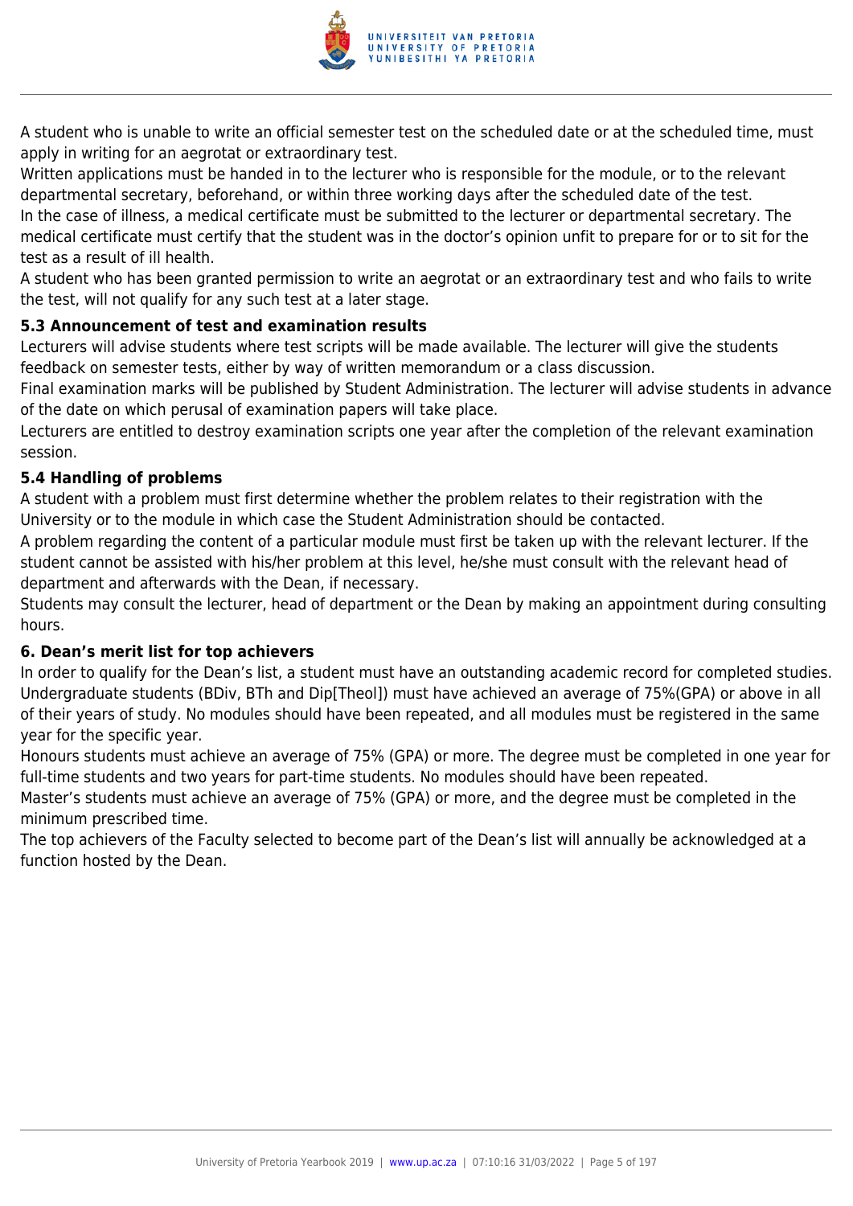A student who is unable to write an official semester test on the scheduled date or at the scheduled time, must apply in writing for an aegrotat or extraordinary test.

Written applications must be handed in to the lecturer who is responsible for the module, or to the relevant departmental secretary, beforehand, or within three working days after the scheduled date of the test.

In the case of illness, a medical certificate must be submitted to the lecturer or departmental secretary. The medical certificate must certify that the student was in the doctor's opinion unfit to prepare for or to sit for the test as a result of ill health.

A student who has been granted permission to write an aegrotat or an extraordinary test and who fails to write the test, will not qualify for any such test at a later stage.

### 5.3 Announcement of test and examination results

Lecturers will advise students where test scripts will be made available. The lecturer will give the students feedback on semester tests, either by way of written memorandum or a class discussion.

Final examination marks will be published by Student Administration. The lecturer will advise students in advance of the date on which perusal of examination papers will take place.

Lecturers are entitled to destroy examination scripts one year after the completion of the relevant examination session.

### 5.4 Handling of problems

A student with a problem must first determine whether the problem relates to their registration with the University or to the module in which case the Student Administration should be contacted.

A problem regarding the content of a particular module must first be taken up with the relevant lecturer. If the student cannot be assisted with his/her problem at this level, he/she must consult with the relevant head of department and afterwards with the Dean, if necessary.

Students may consult the lecturer, head of department or the Dean by making an appointment during consulting hours.

### 6. Dean's merit list for top achievers

In order to qualify for the Dean's list, a student must have an outstanding academic record for completed studies. Undergraduate students (BDiv, BTh and Dip[Theol]) must have achieved an average of 75%(GPA) or above in all of their years of study. No modules should have been repeated, and all modules must be registered in the same year for the specific year.

Honours students must achieve an average of 75% (GPA) or more. The degree must be completed in one year for full-time students and two years for part-time students. No modules should have been repeated.

Master's students must achieve an average of 75% (GPA) or more, and the degree must be completed in the minimum prescribed time.

The top achievers of the Faculty selected to become part of the Dean's list will annually be acknowledged at a function hosted by the Dean.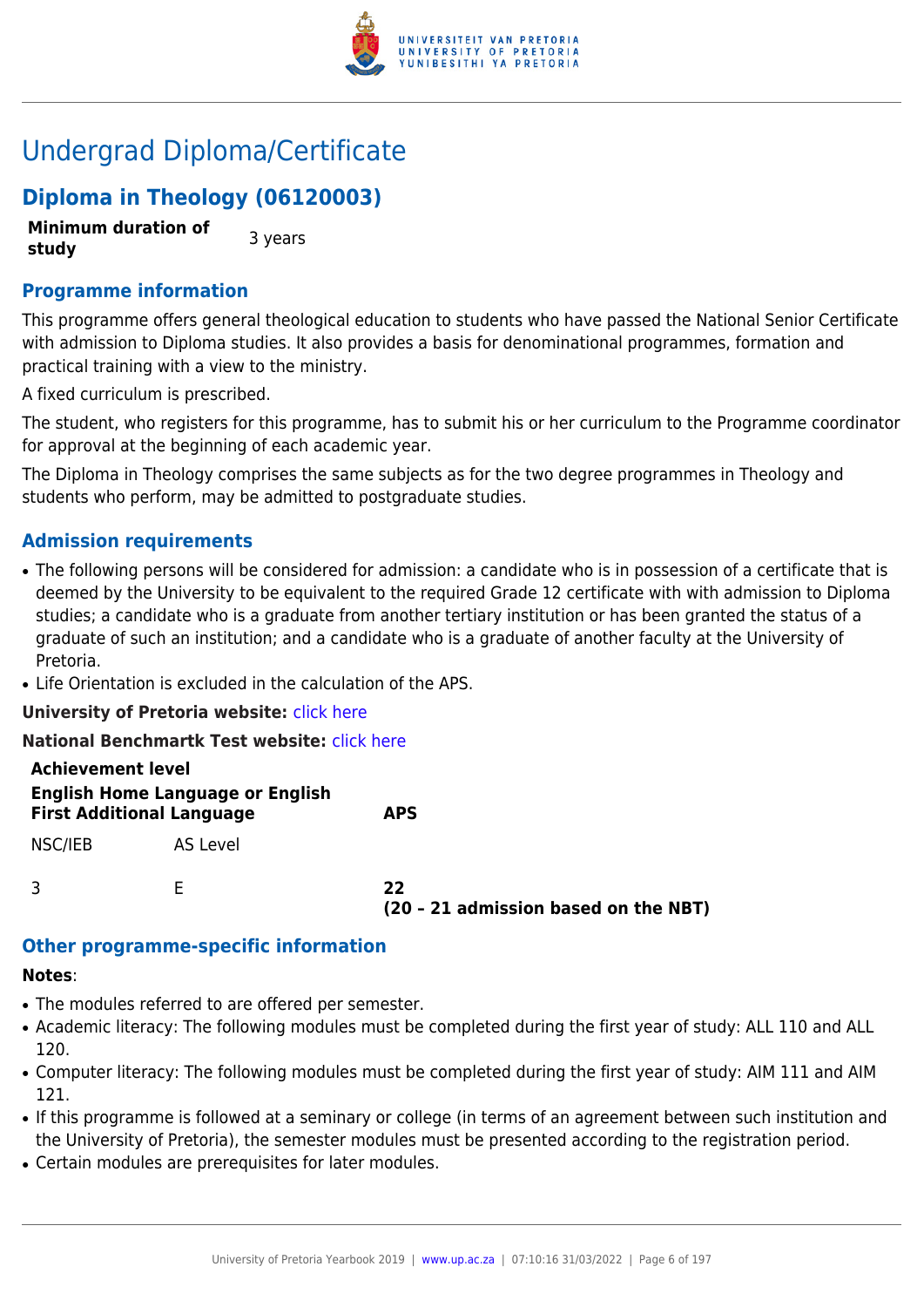# Undergrad Diploma/Certificate

## Diploma in Theology (06120003)

| **Minimum duration of study** | 3 years |
|---|---|

### Programme information

This programme offers general theological education to students who have passed the National Senior Certificate with admission to Diploma studies. It also provides a basis for denominational programmes, formation and practical training with a view to the ministry.

A fixed curriculum is prescribed.

The student, who registers for this programme, has to submit his or her curriculum to the Programme coordinator for approval at the beginning of each academic year.

The Diploma in Theology comprises the same subjects as for the two degree programmes in Theology and students who perform, may be admitted to postgraduate studies.

### Admission requirements

- The following persons will be considered for admission: a candidate who is in possession of a certificate that is deemed by the University to be equivalent to the required Grade 12 certificate with with admission to Diploma studies; a candidate who is a graduate from another tertiary institution or has been granted the status of a graduate of such an institution; and a candidate who is a graduate of another faculty at the University of Pretoria.
- Life Orientation is excluded in the calculation of the APS.

**University of Pretoria website:** click here

**National Benchmartk Test website:** click here

| **Achievement level** | | |
|---|---|---|
| **English Home Language or English First Additional Language** | | **APS** |
| NSC/IEB | AS Level | |
| 3 | E | **22** **(20 – 21 admission based on the NBT)** |

### Other programme-specific information

**Notes**:

- The modules referred to are offered per semester.
- Academic literacy: The following modules must be completed during the first year of study: ALL 110 and ALL 120.
- Computer literacy: The following modules must be completed during the first year of study: AIM 111 and AIM 121.
- If this programme is followed at a seminary or college (in terms of an agreement between such institution and the University of Pretoria), the semester modules must be presented according to the registration period.
- Certain modules are prerequisites for later modules.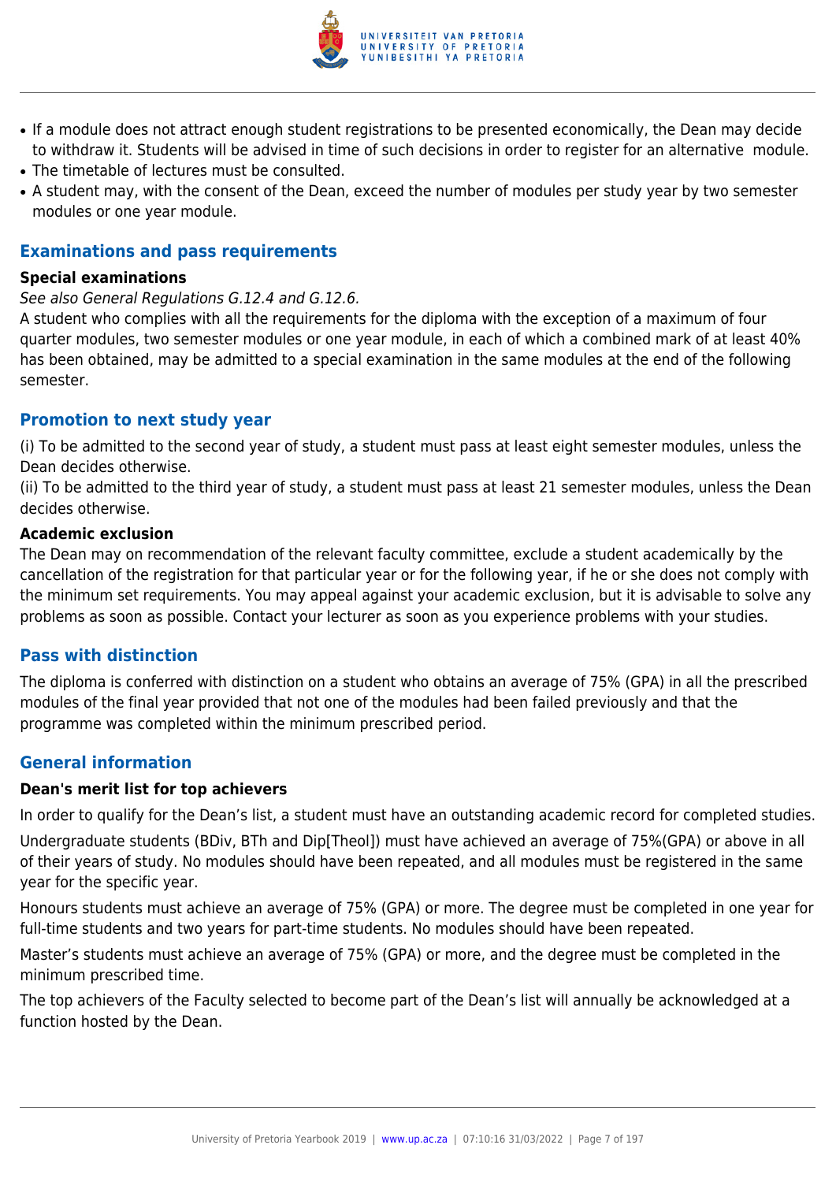- If a module does not attract enough student registrations to be presented economically, the Dean may decide to withdraw it. Students will be advised in time of such decisions in order to register for an alternative module.
- The timetable of lectures must be consulted.
- A student may, with the consent of the Dean, exceed the number of modules per study year by two semester modules or one year module.

## Examinations and pass requirements

### Special examinations

*See also General Regulations G.12.4 and G.12.6.*

A student who complies with all the requirements for the diploma with the exception of a maximum of four quarter modules, two semester modules or one year module, in each of which a combined mark of at least 40% has been obtained, may be admitted to a special examination in the same modules at the end of the following semester.

## Promotion to next study year

(i) To be admitted to the second year of study, a student must pass at least eight semester modules, unless the Dean decides otherwise.

(ii) To be admitted to the third year of study, a student must pass at least 21 semester modules, unless the Dean decides otherwise.

### Academic exclusion

The Dean may on recommendation of the relevant faculty committee, exclude a student academically by the cancellation of the registration for that particular year or for the following year, if he or she does not comply with the minimum set requirements. You may appeal against your academic exclusion, but it is advisable to solve any problems as soon as possible. Contact your lecturer as soon as you experience problems with your studies.

## Pass with distinction

The diploma is conferred with distinction on a student who obtains an average of 75% (GPA) in all the prescribed modules of the final year provided that not one of the modules had been failed previously and that the programme was completed within the minimum prescribed period.

## General information

### Dean's merit list for top achievers

In order to qualify for the Dean's list, a student must have an outstanding academic record for completed studies.

Undergraduate students (BDiv, BTh and Dip[Theol]) must have achieved an average of 75%(GPA) or above in all of their years of study. No modules should have been repeated, and all modules must be registered in the same year for the specific year.

Honours students must achieve an average of 75% (GPA) or more. The degree must be completed in one year for full-time students and two years for part-time students. No modules should have been repeated.

Master's students must achieve an average of 75% (GPA) or more, and the degree must be completed in the minimum prescribed time.

The top achievers of the Faculty selected to become part of the Dean's list will annually be acknowledged at a function hosted by the Dean.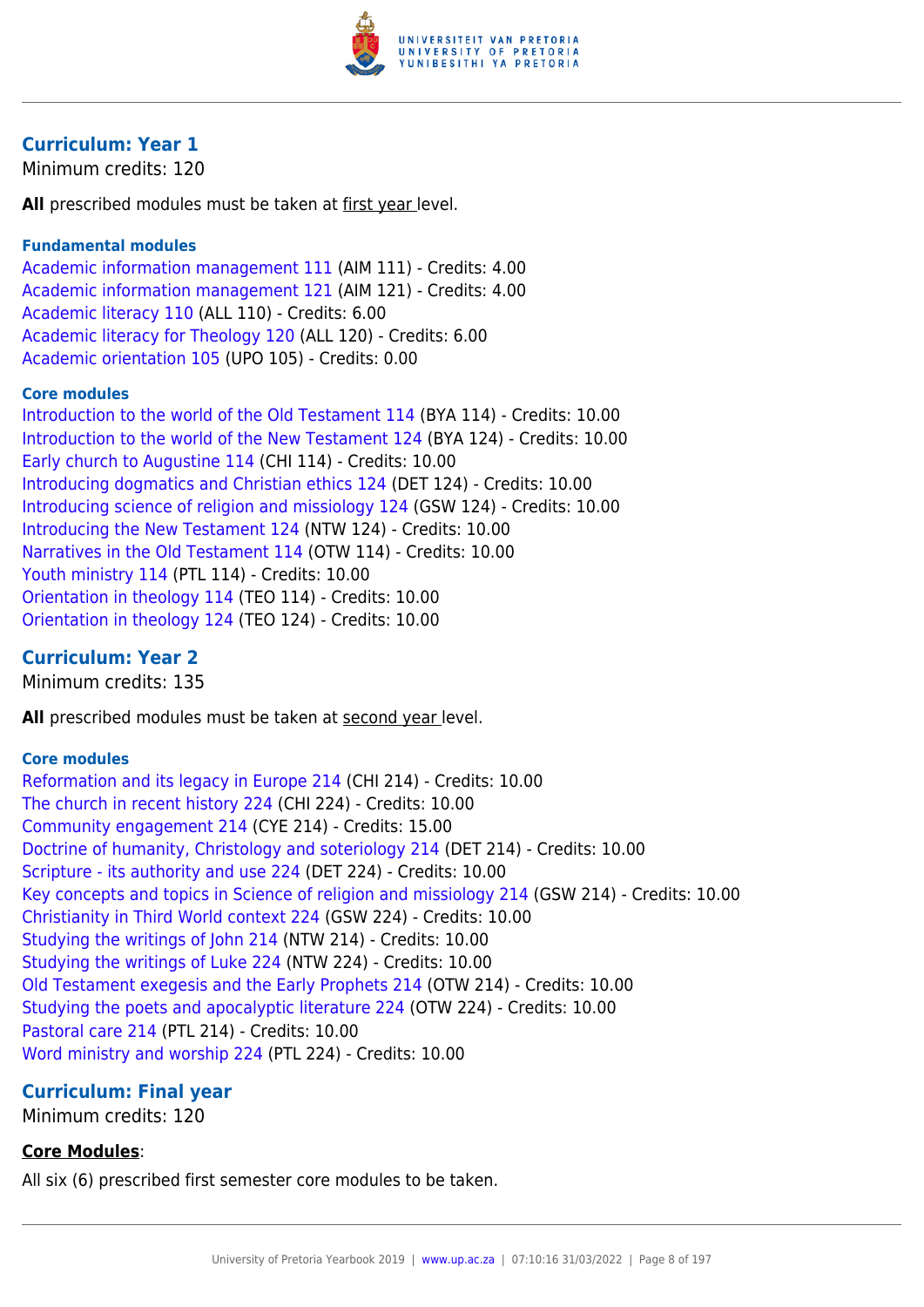## Curriculum: Year 1

Minimum credits: 120

**All** prescribed modules must be taken at first year level.

### Fundamental modules

Academic information management 111 (AIM 111) - Credits: 4.00
Academic information management 121 (AIM 121) - Credits: 4.00
Academic literacy 110 (ALL 110) - Credits: 6.00
Academic literacy for Theology 120 (ALL 120) - Credits: 6.00
Academic orientation 105 (UPO 105) - Credits: 0.00

### Core modules

Introduction to the world of the Old Testament 114 (BYA 114) - Credits: 10.00
Introduction to the world of the New Testament 124 (BYA 124) - Credits: 10.00
Early church to Augustine 114 (CHI 114) - Credits: 10.00
Introducing dogmatics and Christian ethics 124 (DET 124) - Credits: 10.00
Introducing science of religion and missiology 124 (GSW 124) - Credits: 10.00
Introducing the New Testament 124 (NTW 124) - Credits: 10.00
Narratives in the Old Testament 114 (OTW 114) - Credits: 10.00
Youth ministry 114 (PTL 114) - Credits: 10.00
Orientation in theology 114 (TEO 114) - Credits: 10.00
Orientation in theology 124 (TEO 124) - Credits: 10.00

## Curriculum: Year 2

Minimum credits: 135

**All** prescribed modules must be taken at second year level.

### Core modules

Reformation and its legacy in Europe 214 (CHI 214) - Credits: 10.00
The church in recent history 224 (CHI 224) - Credits: 10.00
Community engagement 214 (CYE 214) - Credits: 15.00
Doctrine of humanity, Christology and soteriology 214 (DET 214) - Credits: 10.00
Scripture - its authority and use 224 (DET 224) - Credits: 10.00
Key concepts and topics in Science of religion and missiology 214 (GSW 214) - Credits: 10.00
Christianity in Third World context 224 (GSW 224) - Credits: 10.00
Studying the writings of John 214 (NTW 214) - Credits: 10.00
Studying the writings of Luke 224 (NTW 224) - Credits: 10.00
Old Testament exegesis and the Early Prophets 214 (OTW 214) - Credits: 10.00
Studying the poets and apocalyptic literature 224 (OTW 224) - Credits: 10.00
Pastoral care 214 (PTL 214) - Credits: 10.00
Word ministry and worship 224 (PTL 224) - Credits: 10.00

## Curriculum: Final year

Minimum credits: 120

**Core Modules**:

All six (6) prescribed first semester core modules to be taken.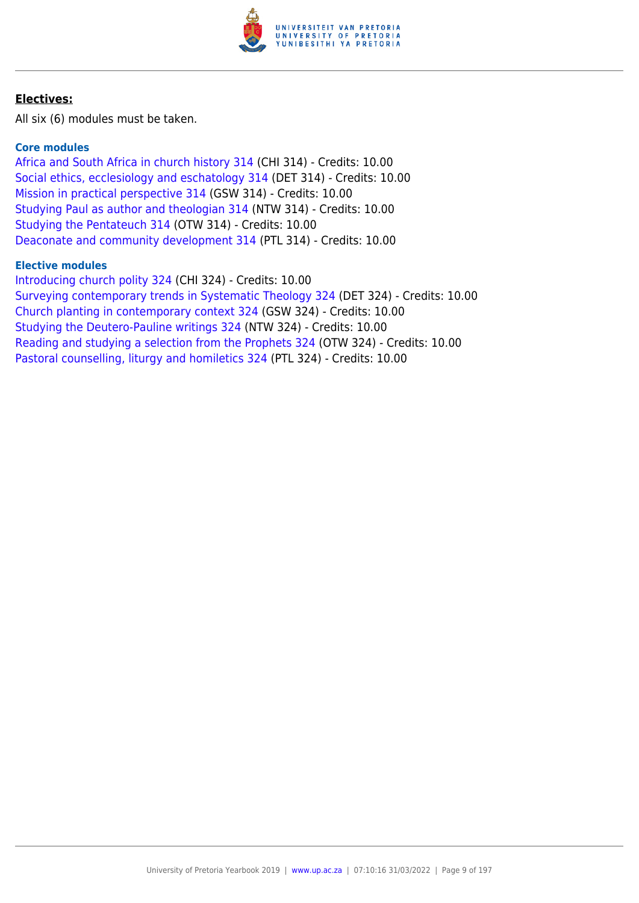**Electives:**

All six (6) modules must be taken.

### Core modules

Africa and South Africa in church history 314 (CHI 314) - Credits: 10.00
Social ethics, ecclesiology and eschatology 314 (DET 314) - Credits: 10.00
Mission in practical perspective 314 (GSW 314) - Credits: 10.00
Studying Paul as author and theologian 314 (NTW 314) - Credits: 10.00
Studying the Pentateuch 314 (OTW 314) - Credits: 10.00
Deaconate and community development 314 (PTL 314) - Credits: 10.00

### Elective modules

Introducing church polity 324 (CHI 324) - Credits: 10.00
Surveying contemporary trends in Systematic Theology 324 (DET 324) - Credits: 10.00
Church planting in contemporary context 324 (GSW 324) - Credits: 10.00
Studying the Deutero-Pauline writings 324 (NTW 324) - Credits: 10.00
Reading and studying a selection from the Prophets 324 (OTW 324) - Credits: 10.00
Pastoral counselling, liturgy and homiletics 324 (PTL 324) - Credits: 10.00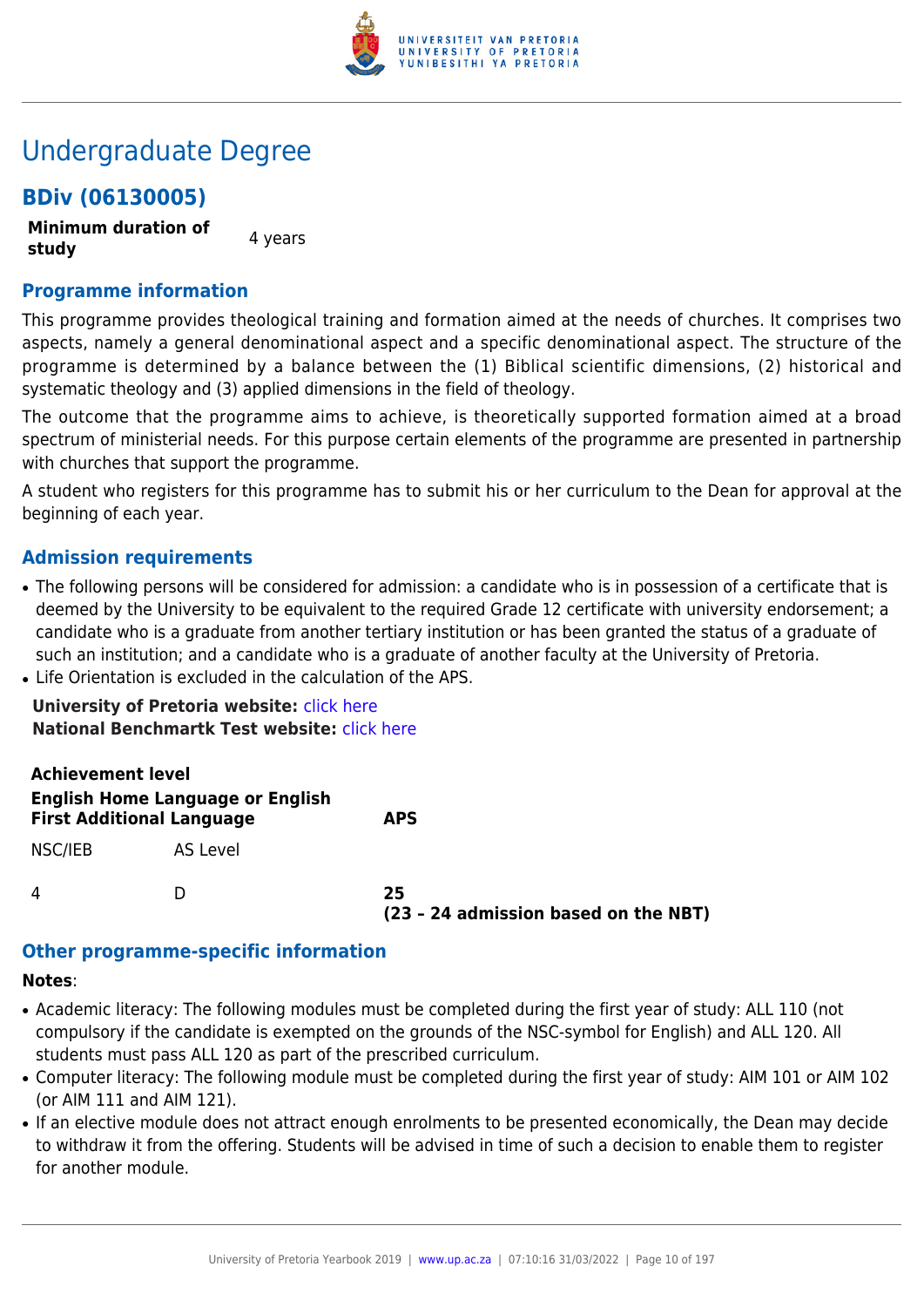# Undergraduate Degree

## BDiv (06130005)

| **Minimum duration of study** | 4 years |
| --- | --- |

### Programme information

This programme provides theological training and formation aimed at the needs of churches. It comprises two aspects, namely a general denominational aspect and a specific denominational aspect. The structure of the programme is determined by a balance between the (1) Biblical scientific dimensions, (2) historical and systematic theology and (3) applied dimensions in the field of theology.

The outcome that the programme aims to achieve, is theoretically supported formation aimed at a broad spectrum of ministerial needs. For this purpose certain elements of the programme are presented in partnership with churches that support the programme.

A student who registers for this programme has to submit his or her curriculum to the Dean for approval at the beginning of each year.

### Admission requirements

- The following persons will be considered for admission: a candidate who is in possession of a certificate that is deemed by the University to be equivalent to the required Grade 12 certificate with university endorsement; a candidate who is a graduate from another tertiary institution or has been granted the status of a graduate of such an institution; and a candidate who is a graduate of another faculty at the University of Pretoria.
- Life Orientation is excluded in the calculation of the APS.

**University of Pretoria website:** click here
**National Benchmartk Test website:** click here

| **Achievement level** | | |
| --- | --- | --- |
| **English Home Language or English First Additional Language** | | **APS** |
| NSC/IEB | AS Level | |
| 4 | D | **25** **(23 – 24 admission based on the NBT)** |

### Other programme-specific information

**Notes**:

- Academic literacy: The following modules must be completed during the first year of study: ALL 110 (not compulsory if the candidate is exempted on the grounds of the NSC-symbol for English) and ALL 120. All students must pass ALL 120 as part of the prescribed curriculum.
- Computer literacy: The following module must be completed during the first year of study: AIM 101 or AIM 102 (or AIM 111 and AIM 121).
- If an elective module does not attract enough enrolments to be presented economically, the Dean may decide to withdraw it from the offering. Students will be advised in time of such a decision to enable them to register for another module.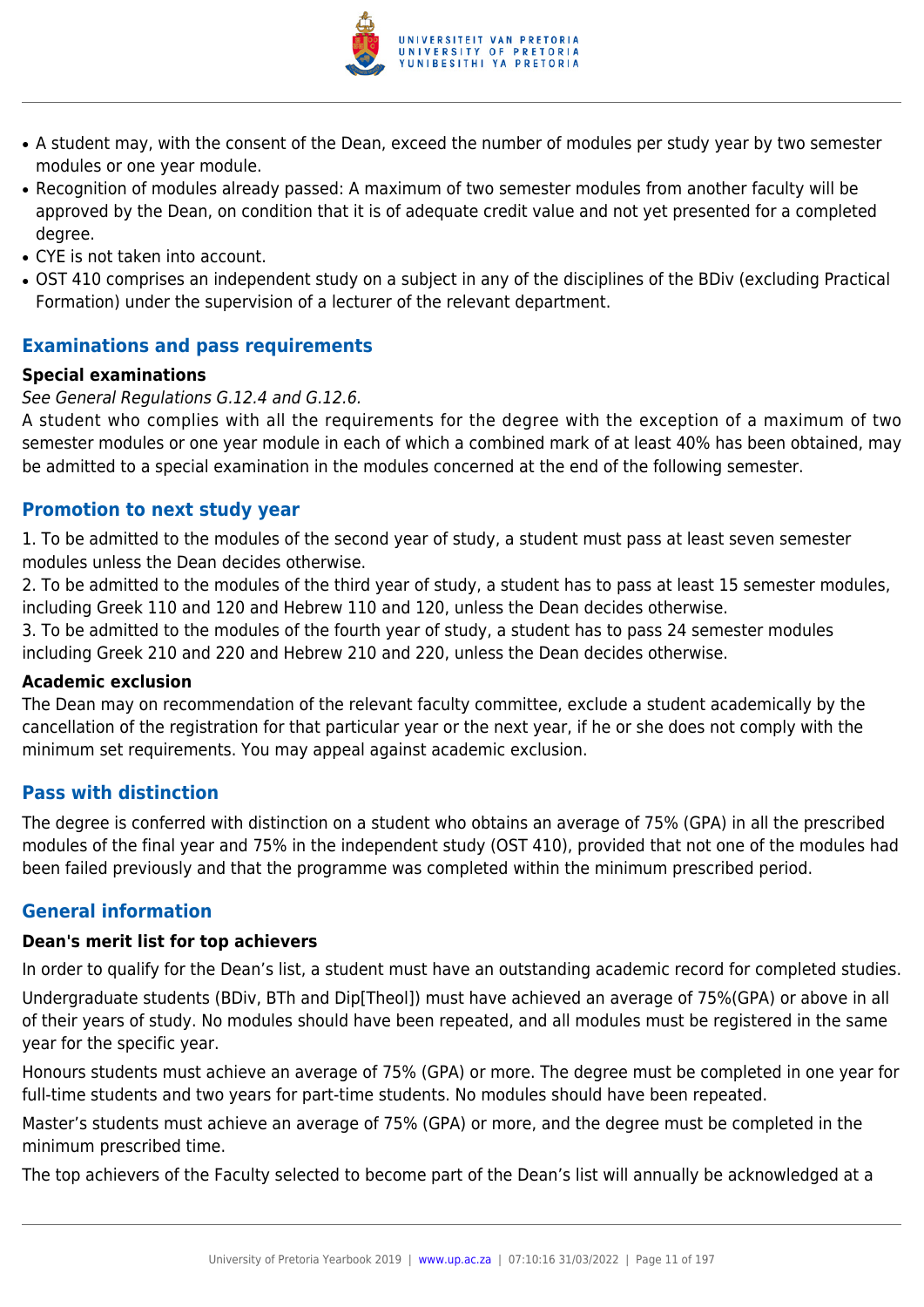- A student may, with the consent of the Dean, exceed the number of modules per study year by two semester modules or one year module.
- Recognition of modules already passed: A maximum of two semester modules from another faculty will be approved by the Dean, on condition that it is of adequate credit value and not yet presented for a completed degree.
- CYE is not taken into account.
- OST 410 comprises an independent study on a subject in any of the disciplines of the BDiv (excluding Practical Formation) under the supervision of a lecturer of the relevant department.

## Examinations and pass requirements

**Special examinations**

*See General Regulations G.12.4 and G.12.6.*

A student who complies with all the requirements for the degree with the exception of a maximum of two semester modules or one year module in each of which a combined mark of at least 40% has been obtained, may be admitted to a special examination in the modules concerned at the end of the following semester.

## Promotion to next study year

1. To be admitted to the modules of the second year of study, a student must pass at least seven semester modules unless the Dean decides otherwise.
2. To be admitted to the modules of the third year of study, a student has to pass at least 15 semester modules, including Greek 110 and 120 and Hebrew 110 and 120, unless the Dean decides otherwise.
3. To be admitted to the modules of the fourth year of study, a student has to pass 24 semester modules including Greek 210 and 220 and Hebrew 210 and 220, unless the Dean decides otherwise.

**Academic exclusion**

The Dean may on recommendation of the relevant faculty committee, exclude a student academically by the cancellation of the registration for that particular year or the next year, if he or she does not comply with the minimum set requirements. You may appeal against academic exclusion.

## Pass with distinction

The degree is conferred with distinction on a student who obtains an average of 75% (GPA) in all the prescribed modules of the final year and 75% in the independent study (OST 410), provided that not one of the modules had been failed previously and that the programme was completed within the minimum prescribed period.

## General information

**Dean's merit list for top achievers**

In order to qualify for the Dean's list, a student must have an outstanding academic record for completed studies.

Undergraduate students (BDiv, BTh and Dip[Theol]) must have achieved an average of 75%(GPA) or above in all of their years of study. No modules should have been repeated, and all modules must be registered in the same year for the specific year.

Honours students must achieve an average of 75% (GPA) or more. The degree must be completed in one year for full-time students and two years for part-time students. No modules should have been repeated.

Master's students must achieve an average of 75% (GPA) or more, and the degree must be completed in the minimum prescribed time.

The top achievers of the Faculty selected to become part of the Dean's list will annually be acknowledged at a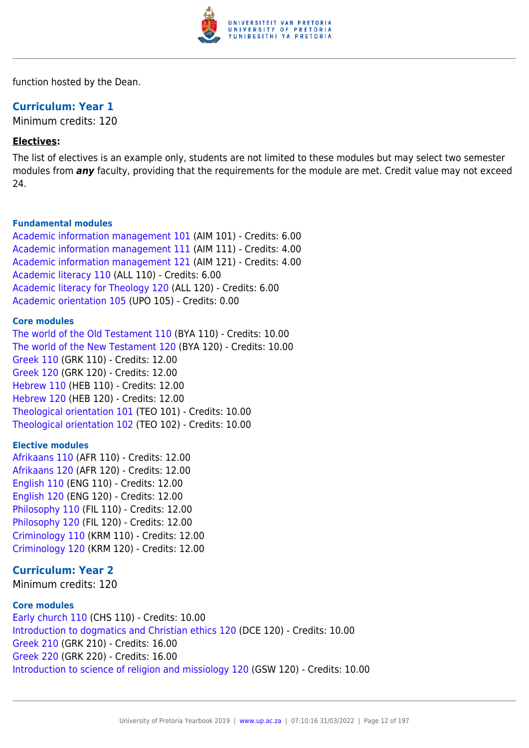function hosted by the Dean.

## Curriculum: Year 1

Minimum credits: 120

**Electives:**

The list of electives is an example only, students are not limited to these modules but may select two semester modules from ***any*** faculty, providing that the requirements for the module are met. Credit value may not exceed 24.

#### Fundamental modules

Academic information management 101 (AIM 101) - Credits: 6.00
Academic information management 111 (AIM 111) - Credits: 4.00
Academic information management 121 (AIM 121) - Credits: 4.00
Academic literacy 110 (ALL 110) - Credits: 6.00
Academic literacy for Theology 120 (ALL 120) - Credits: 6.00
Academic orientation 105 (UPO 105) - Credits: 0.00

#### Core modules

The world of the Old Testament 110 (BYA 110) - Credits: 10.00
The world of the New Testament 120 (BYA 120) - Credits: 10.00
Greek 110 (GRK 110) - Credits: 12.00
Greek 120 (GRK 120) - Credits: 12.00
Hebrew 110 (HEB 110) - Credits: 12.00
Hebrew 120 (HEB 120) - Credits: 12.00
Theological orientation 101 (TEO 101) - Credits: 10.00
Theological orientation 102 (TEO 102) - Credits: 10.00

#### Elective modules

Afrikaans 110 (AFR 110) - Credits: 12.00
Afrikaans 120 (AFR 120) - Credits: 12.00
English 110 (ENG 110) - Credits: 12.00
English 120 (ENG 120) - Credits: 12.00
Philosophy 110 (FIL 110) - Credits: 12.00
Philosophy 120 (FIL 120) - Credits: 12.00
Criminology 110 (KRM 110) - Credits: 12.00
Criminology 120 (KRM 120) - Credits: 12.00

## Curriculum: Year 2

Minimum credits: 120

#### Core modules

Early church 110 (CHS 110) - Credits: 10.00
Introduction to dogmatics and Christian ethics 120 (DCE 120) - Credits: 10.00
Greek 210 (GRK 210) - Credits: 16.00
Greek 220 (GRK 220) - Credits: 16.00
Introduction to science of religion and missiology 120 (GSW 120) - Credits: 10.00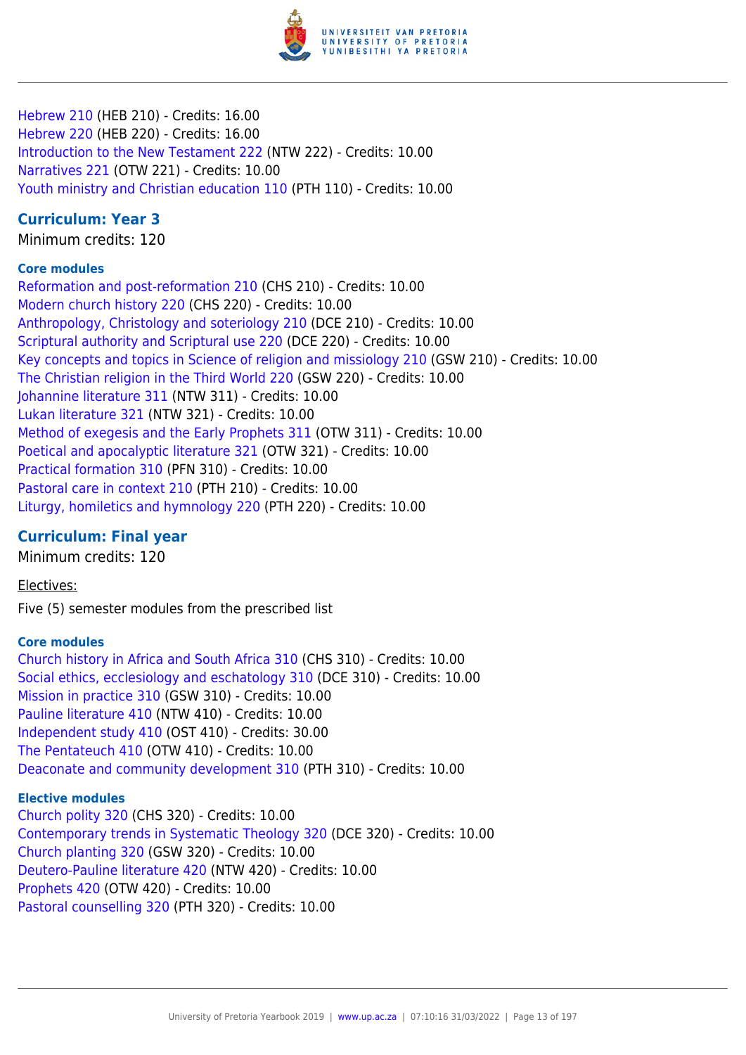Hebrew 210 (HEB 210) - Credits: 16.00
Hebrew 220 (HEB 220) - Credits: 16.00
Introduction to the New Testament 222 (NTW 222) - Credits: 10.00
Narratives 221 (OTW 221) - Credits: 10.00
Youth ministry and Christian education 110 (PTH 110) - Credits: 10.00

## Curriculum: Year 3

Minimum credits: 120

#### Core modules

Reformation and post-reformation 210 (CHS 210) - Credits: 10.00
Modern church history 220 (CHS 220) - Credits: 10.00
Anthropology, Christology and soteriology 210 (DCE 210) - Credits: 10.00
Scriptural authority and Scriptural use 220 (DCE 220) - Credits: 10.00
Key concepts and topics in Science of religion and missiology 210 (GSW 210) - Credits: 10.00
The Christian religion in the Third World 220 (GSW 220) - Credits: 10.00
Johannine literature 311 (NTW 311) - Credits: 10.00
Lukan literature 321 (NTW 321) - Credits: 10.00
Method of exegesis and the Early Prophets 311 (OTW 311) - Credits: 10.00
Poetical and apocalyptic literature 321 (OTW 321) - Credits: 10.00
Practical formation 310 (PFN 310) - Credits: 10.00
Pastoral care in context 210 (PTH 210) - Credits: 10.00
Liturgy, homiletics and hymnology 220 (PTH 220) - Credits: 10.00

## Curriculum: Final year

Minimum credits: 120

Electives:

Five (5) semester modules from the prescribed list

#### Core modules

Church history in Africa and South Africa 310 (CHS 310) - Credits: 10.00
Social ethics, ecclesiology and eschatology 310 (DCE 310) - Credits: 10.00
Mission in practice 310 (GSW 310) - Credits: 10.00
Pauline literature 410 (NTW 410) - Credits: 10.00
Independent study 410 (OST 410) - Credits: 30.00
The Pentateuch 410 (OTW 410) - Credits: 10.00
Deaconate and community development 310 (PTH 310) - Credits: 10.00

#### Elective modules

Church polity 320 (CHS 320) - Credits: 10.00
Contemporary trends in Systematic Theology 320 (DCE 320) - Credits: 10.00
Church planting 320 (GSW 320) - Credits: 10.00
Deutero-Pauline literature 420 (NTW 420) - Credits: 10.00
Prophets 420 (OTW 420) - Credits: 10.00
Pastoral counselling 320 (PTH 320) - Credits: 10.00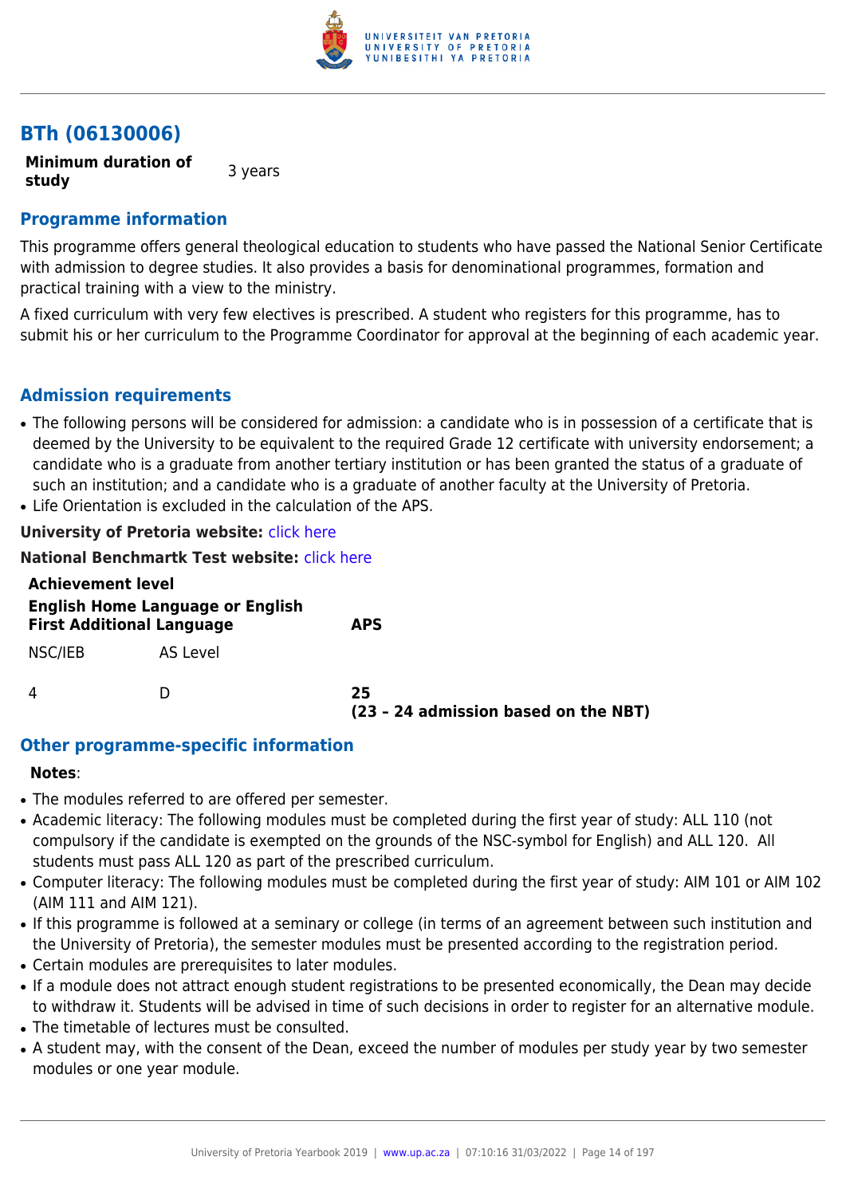## BTh (06130006)

| **Minimum duration of study** | 3 years |
|---|---|

### Programme information

This programme offers general theological education to students who have passed the National Senior Certificate with admission to degree studies. It also provides a basis for denominational programmes, formation and practical training with a view to the ministry.

A fixed curriculum with very few electives is prescribed. A student who registers for this programme, has to submit his or her curriculum to the Programme Coordinator for approval at the beginning of each academic year.

### Admission requirements

- The following persons will be considered for admission: a candidate who is in possession of a certificate that is deemed by the University to be equivalent to the required Grade 12 certificate with university endorsement; a candidate who is a graduate from another tertiary institution or has been granted the status of a graduate of such an institution; and a candidate who is a graduate of another faculty at the University of Pretoria.
- Life Orientation is excluded in the calculation of the APS.

**University of Pretoria website:** click here

**National Benchmartk Test website:** click here

| **Achievement level** **English Home Language or English First Additional Language** | | **APS** |
|---|---|---|
| NSC/IEB | AS Level | |
| 4 | D | **25** **(23 – 24 admission based on the NBT)** |

### Other programme-specific information

**Notes**:

- The modules referred to are offered per semester.
- Academic literacy: The following modules must be completed during the first year of study: ALL 110 (not compulsory if the candidate is exempted on the grounds of the NSC-symbol for English) and ALL 120. All students must pass ALL 120 as part of the prescribed curriculum.
- Computer literacy: The following modules must be completed during the first year of study: AIM 101 or AIM 102 (AIM 111 and AIM 121).
- If this programme is followed at a seminary or college (in terms of an agreement between such institution and the University of Pretoria), the semester modules must be presented according to the registration period.
- Certain modules are prerequisites to later modules.
- If a module does not attract enough student registrations to be presented economically, the Dean may decide to withdraw it. Students will be advised in time of such decisions in order to register for an alternative module.
- The timetable of lectures must be consulted.
- A student may, with the consent of the Dean, exceed the number of modules per study year by two semester modules or one year module.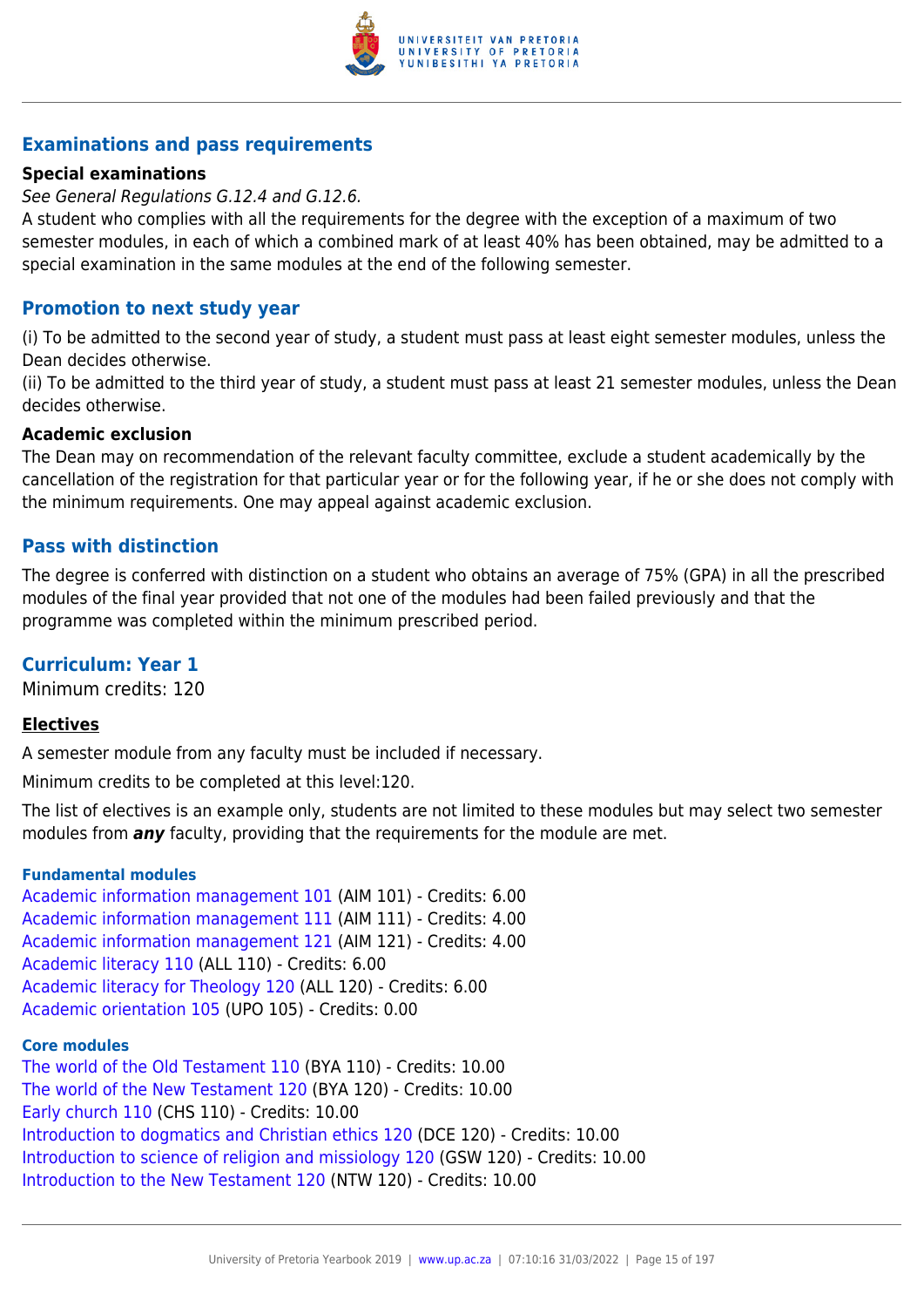## Examinations and pass requirements

### Special examinations

*See General Regulations G.12.4 and G.12.6.*

A student who complies with all the requirements for the degree with the exception of a maximum of two semester modules, in each of which a combined mark of at least 40% has been obtained, may be admitted to a special examination in the same modules at the end of the following semester.

## Promotion to next study year

(i) To be admitted to the second year of study, a student must pass at least eight semester modules, unless the Dean decides otherwise.
(ii) To be admitted to the third year of study, a student must pass at least 21 semester modules, unless the Dean decides otherwise.

### Academic exclusion

The Dean may on recommendation of the relevant faculty committee, exclude a student academically by the cancellation of the registration for that particular year or for the following year, if he or she does not comply with the minimum requirements. One may appeal against academic exclusion.

## Pass with distinction

The degree is conferred with distinction on a student who obtains an average of 75% (GPA) in all the prescribed modules of the final year provided that not one of the modules had been failed previously and that the programme was completed within the minimum prescribed period.

## Curriculum: Year 1

Minimum credits: 120

### Electives

A semester module from any faculty must be included if necessary.

Minimum credits to be completed at this level:120.

The list of electives is an example only, students are not limited to these modules but may select two semester modules from ***any*** faculty, providing that the requirements for the module are met.

#### Fundamental modules

Academic information management 101 (AIM 101) - Credits: 6.00
Academic information management 111 (AIM 111) - Credits: 4.00
Academic information management 121 (AIM 121) - Credits: 4.00
Academic literacy 110 (ALL 110) - Credits: 6.00
Academic literacy for Theology 120 (ALL 120) - Credits: 6.00
Academic orientation 105 (UPO 105) - Credits: 0.00

#### Core modules

The world of the Old Testament 110 (BYA 110) - Credits: 10.00
The world of the New Testament 120 (BYA 120) - Credits: 10.00
Early church 110 (CHS 110) - Credits: 10.00
Introduction to dogmatics and Christian ethics 120 (DCE 120) - Credits: 10.00
Introduction to science of religion and missiology 120 (GSW 120) - Credits: 10.00
Introduction to the New Testament 120 (NTW 120) - Credits: 10.00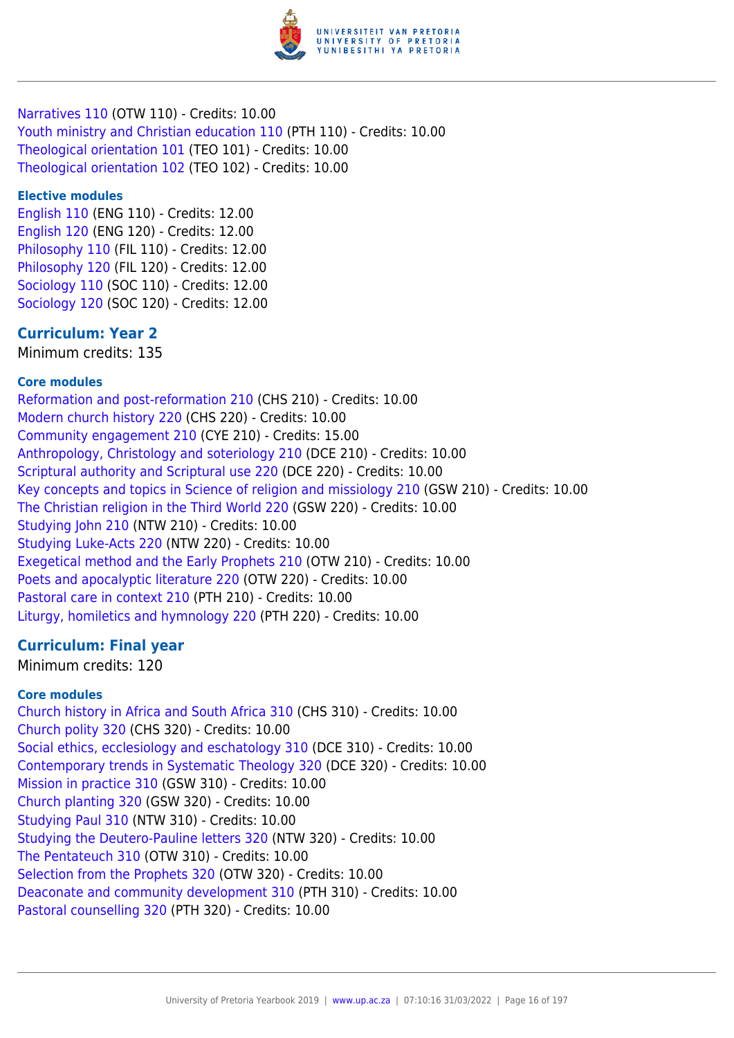Narratives 110 (OTW 110) - Credits: 10.00
Youth ministry and Christian education 110 (PTH 110) - Credits: 10.00
Theological orientation 101 (TEO 101) - Credits: 10.00
Theological orientation 102 (TEO 102) - Credits: 10.00

#### Elective modules

English 110 (ENG 110) - Credits: 12.00
English 120 (ENG 120) - Credits: 12.00
Philosophy 110 (FIL 110) - Credits: 12.00
Philosophy 120 (FIL 120) - Credits: 12.00
Sociology 110 (SOC 110) - Credits: 12.00
Sociology 120 (SOC 120) - Credits: 12.00

### Curriculum: Year 2

Minimum credits: 135

#### Core modules

Reformation and post-reformation 210 (CHS 210) - Credits: 10.00
Modern church history 220 (CHS 220) - Credits: 10.00
Community engagement 210 (CYE 210) - Credits: 15.00
Anthropology, Christology and soteriology 210 (DCE 210) - Credits: 10.00
Scriptural authority and Scriptural use 220 (DCE 220) - Credits: 10.00
Key concepts and topics in Science of religion and missiology 210 (GSW 210) - Credits: 10.00
The Christian religion in the Third World 220 (GSW 220) - Credits: 10.00
Studying John 210 (NTW 210) - Credits: 10.00
Studying Luke-Acts 220 (NTW 220) - Credits: 10.00
Exegetical method and the Early Prophets 210 (OTW 210) - Credits: 10.00
Poets and apocalyptic literature 220 (OTW 220) - Credits: 10.00
Pastoral care in context 210 (PTH 210) - Credits: 10.00
Liturgy, homiletics and hymnology 220 (PTH 220) - Credits: 10.00

### Curriculum: Final year

Minimum credits: 120

#### Core modules

Church history in Africa and South Africa 310 (CHS 310) - Credits: 10.00
Church polity 320 (CHS 320) - Credits: 10.00
Social ethics, ecclesiology and eschatology 310 (DCE 310) - Credits: 10.00
Contemporary trends in Systematic Theology 320 (DCE 320) - Credits: 10.00
Mission in practice 310 (GSW 310) - Credits: 10.00
Church planting 320 (GSW 320) - Credits: 10.00
Studying Paul 310 (NTW 310) - Credits: 10.00
Studying the Deutero-Pauline letters 320 (NTW 320) - Credits: 10.00
The Pentateuch 310 (OTW 310) - Credits: 10.00
Selection from the Prophets 320 (OTW 320) - Credits: 10.00
Deaconate and community development 310 (PTH 310) - Credits: 10.00
Pastoral counselling 320 (PTH 320) - Credits: 10.00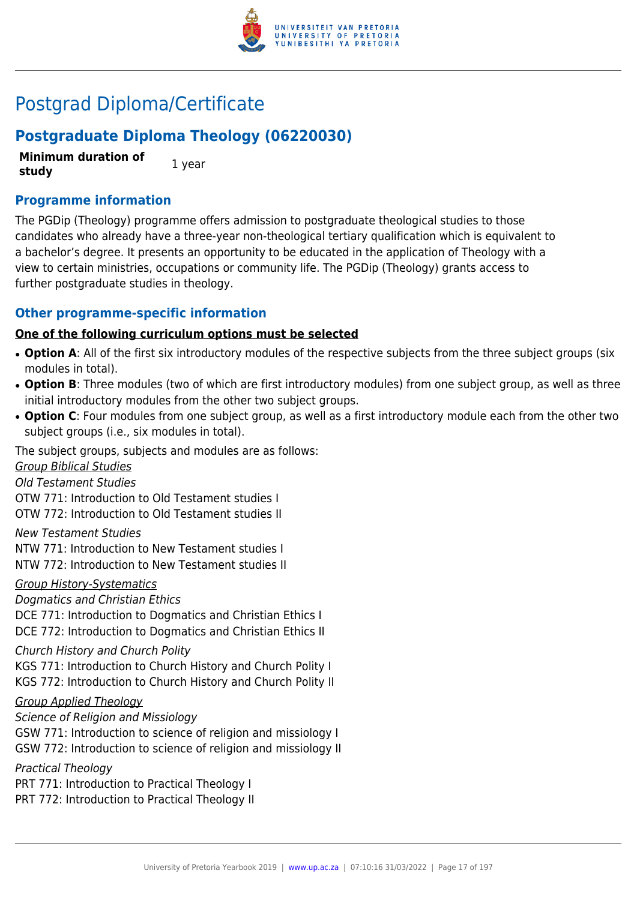# Postgrad Diploma/Certificate

## Postgraduate Diploma Theology (06220030)

**Minimum duration of study** 1 year

### Programme information

The PGDip (Theology) programme offers admission to postgraduate theological studies to those candidates who already have a three-year non-theological tertiary qualification which is equivalent to a bachelor's degree. It presents an opportunity to be educated in the application of Theology with a view to certain ministries, occupations or community life. The PGDip (Theology) grants access to further postgraduate studies in theology.

### Other programme-specific information

**One of the following curriculum options must be selected**

- **Option A**: All of the first six introductory modules of the respective subjects from the three subject groups (six modules in total).
- **Option B**: Three modules (two of which are first introductory modules) from one subject group, as well as three initial introductory modules from the other two subject groups.
- **Option C**: Four modules from one subject group, as well as a first introductory module each from the other two subject groups (i.e., six modules in total).

The subject groups, subjects and modules are as follows:

*Group Biblical Studies*

*Old Testament Studies*

OTW 771: Introduction to Old Testament studies I

OTW 772: Introduction to Old Testament studies II

*New Testament Studies*

NTW 771: Introduction to New Testament studies I

NTW 772: Introduction to New Testament studies II

*Group History-Systematics*

*Dogmatics and Christian Ethics*

DCE 771: Introduction to Dogmatics and Christian Ethics I

DCE 772: Introduction to Dogmatics and Christian Ethics II

*Church History and Church Polity*

KGS 771: Introduction to Church History and Church Polity I

KGS 772: Introduction to Church History and Church Polity II

*Group Applied Theology*

*Science of Religion and Missiology*

GSW 771: Introduction to science of religion and missiology I

GSW 772: Introduction to science of religion and missiology II

*Practical Theology*

PRT 771: Introduction to Practical Theology I

PRT 772: Introduction to Practical Theology II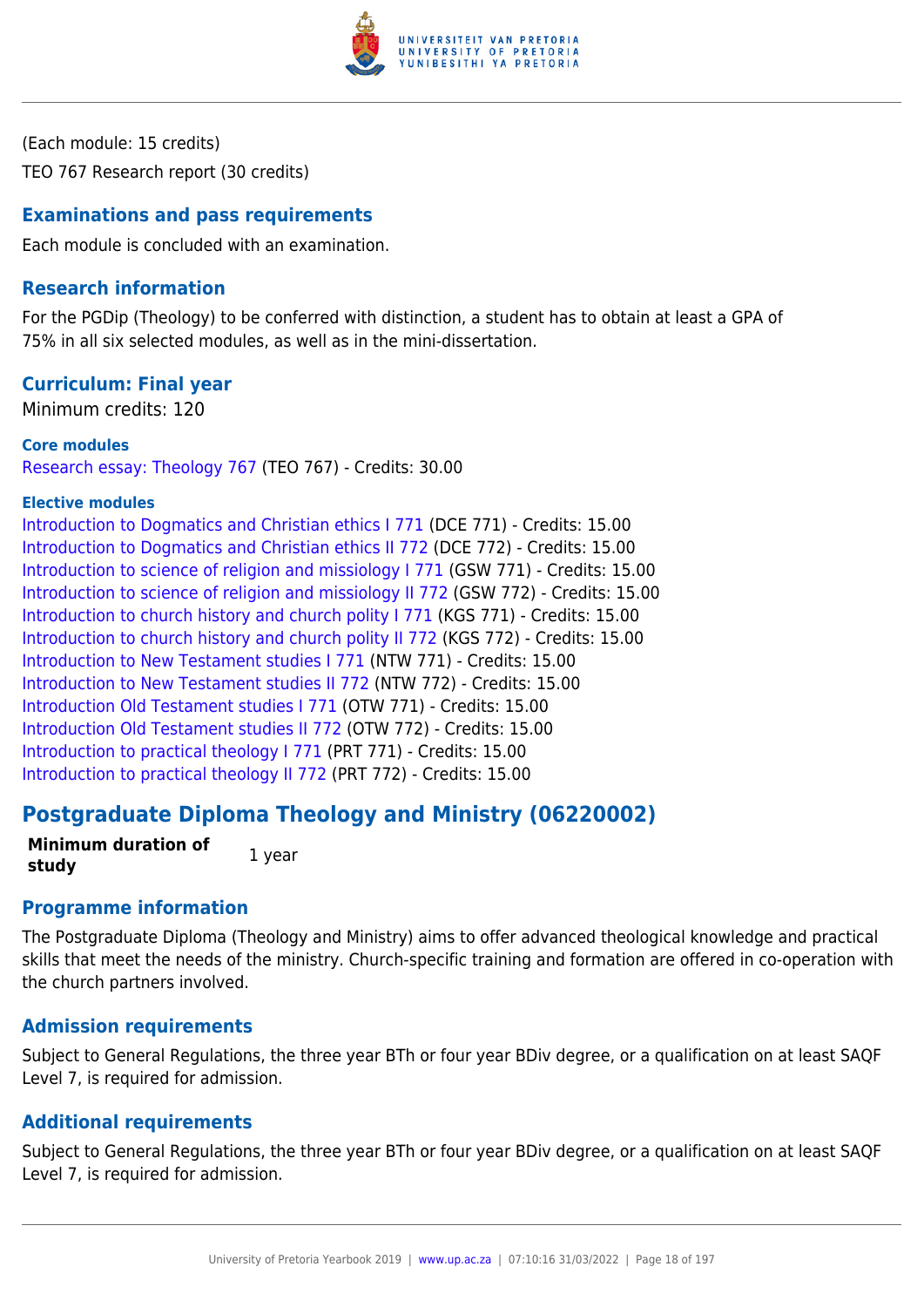(Each module: 15 credits)

TEO 767 Research report (30 credits)

### Examinations and pass requirements

Each module is concluded with an examination.

### Research information

For the PGDip (Theology) to be conferred with distinction, a student has to obtain at least a GPA of 75% in all six selected modules, as well as in the mini-dissertation.

### Curriculum: Final year

Minimum credits: 120

#### Core modules

Research essay: Theology 767 (TEO 767) - Credits: 30.00

#### Elective modules

Introduction to Dogmatics and Christian ethics I 771 (DCE 771) - Credits: 15.00
Introduction to Dogmatics and Christian ethics II 772 (DCE 772) - Credits: 15.00
Introduction to science of religion and missiology I 771 (GSW 771) - Credits: 15.00
Introduction to science of religion and missiology II 772 (GSW 772) - Credits: 15.00
Introduction to church history and church polity I 771 (KGS 771) - Credits: 15.00
Introduction to church history and church polity II 772 (KGS 772) - Credits: 15.00
Introduction to New Testament studies I 771 (NTW 771) - Credits: 15.00
Introduction to New Testament studies II 772 (NTW 772) - Credits: 15.00
Introduction Old Testament studies I 771 (OTW 771) - Credits: 15.00
Introduction Old Testament studies II 772 (OTW 772) - Credits: 15.00
Introduction to practical theology I 771 (PRT 771) - Credits: 15.00
Introduction to practical theology II 772 (PRT 772) - Credits: 15.00

## Postgraduate Diploma Theology and Ministry (06220002)

| **Minimum duration of study** | 1 year |
|---|---|

### Programme information

The Postgraduate Diploma (Theology and Ministry) aims to offer advanced theological knowledge and practical skills that meet the needs of the ministry. Church-specific training and formation are offered in co-operation with the church partners involved.

### Admission requirements

Subject to General Regulations, the three year BTh or four year BDiv degree, or a qualification on at least SAQF Level 7, is required for admission.

### Additional requirements

Subject to General Regulations, the three year BTh or four year BDiv degree, or a qualification on at least SAQF Level 7, is required for admission.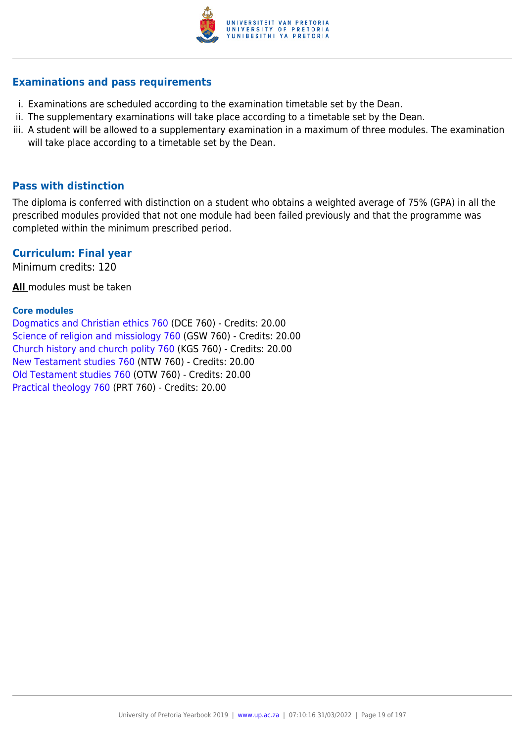## Examinations and pass requirements

i. Examinations are scheduled according to the examination timetable set by the Dean.
ii. The supplementary examinations will take place according to a timetable set by the Dean.
iii. A student will be allowed to a supplementary examination in a maximum of three modules. The examination will take place according to a timetable set by the Dean.

## Pass with distinction

The diploma is conferred with distinction on a student who obtains a weighted average of 75% (GPA) in all the prescribed modules provided that not one module had been failed previously and that the programme was completed within the minimum prescribed period.

## Curriculum: Final year

Minimum credits: 120

**All** modules must be taken

#### Core modules

Dogmatics and Christian ethics 760 (DCE 760) - Credits: 20.00
Science of religion and missiology 760 (GSW 760) - Credits: 20.00
Church history and church polity 760 (KGS 760) - Credits: 20.00
New Testament studies 760 (NTW 760) - Credits: 20.00
Old Testament studies 760 (OTW 760) - Credits: 20.00
Practical theology 760 (PRT 760) - Credits: 20.00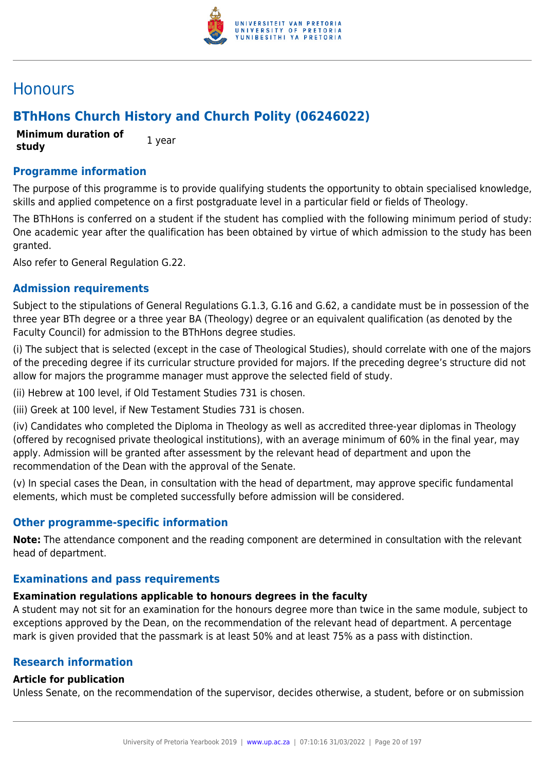# Honours

## BThHons Church History and Church Polity (06246022)

| **Minimum duration of study** | 1 year |
|---|---|

### Programme information

The purpose of this programme is to provide qualifying students the opportunity to obtain specialised knowledge, skills and applied competence on a first postgraduate level in a particular field or fields of Theology.

The BThHons is conferred on a student if the student has complied with the following minimum period of study: One academic year after the qualification has been obtained by virtue of which admission to the study has been granted.

Also refer to General Regulation G.22.

### Admission requirements

Subject to the stipulations of General Regulations G.1.3, G.16 and G.62, a candidate must be in possession of the three year BTh degree or a three year BA (Theology) degree or an equivalent qualification (as denoted by the Faculty Council) for admission to the BThHons degree studies.

(i) The subject that is selected (except in the case of Theological Studies), should correlate with one of the majors of the preceding degree if its curricular structure provided for majors. If the preceding degree's structure did not allow for majors the programme manager must approve the selected field of study.

(ii) Hebrew at 100 level, if Old Testament Studies 731 is chosen.

(iii) Greek at 100 level, if New Testament Studies 731 is chosen.

(iv) Candidates who completed the Diploma in Theology as well as accredited three-year diplomas in Theology (offered by recognised private theological institutions), with an average minimum of 60% in the final year, may apply. Admission will be granted after assessment by the relevant head of department and upon the recommendation of the Dean with the approval of the Senate.

(v) In special cases the Dean, in consultation with the head of department, may approve specific fundamental elements, which must be completed successfully before admission will be considered.

### Other programme-specific information

**Note:** The attendance component and the reading component are determined in consultation with the relevant head of department.

### Examinations and pass requirements

**Examination regulations applicable to honours degrees in the faculty**

A student may not sit for an examination for the honours degree more than twice in the same module, subject to exceptions approved by the Dean, on the recommendation of the relevant head of department. A percentage mark is given provided that the passmark is at least 50% and at least 75% as a pass with distinction.

### Research information

**Article for publication**

Unless Senate, on the recommendation of the supervisor, decides otherwise, a student, before or on submission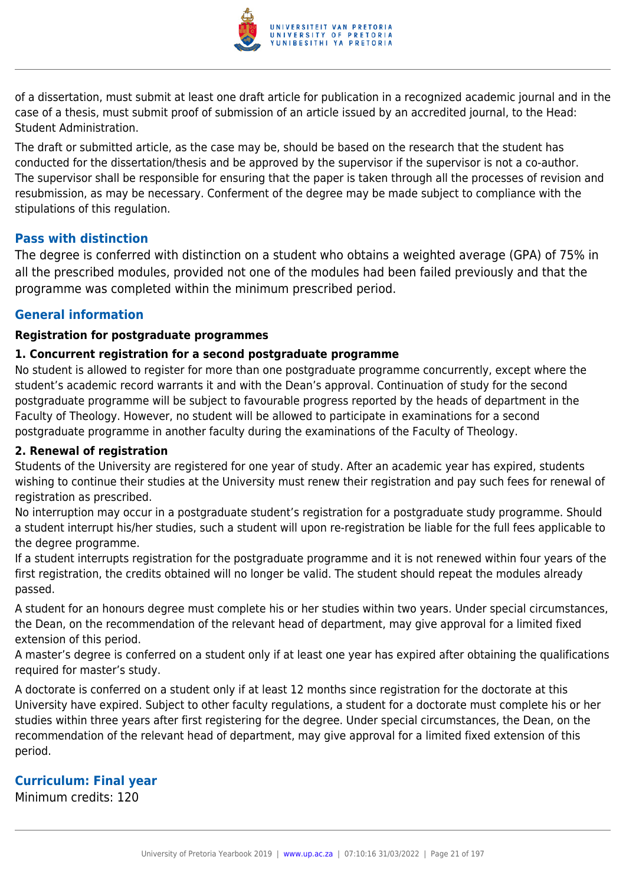of a dissertation, must submit at least one draft article for publication in a recognized academic journal and in the case of a thesis, must submit proof of submission of an article issued by an accredited journal, to the Head: Student Administration.

The draft or submitted article, as the case may be, should be based on the research that the student has conducted for the dissertation/thesis and be approved by the supervisor if the supervisor is not a co-author. The supervisor shall be responsible for ensuring that the paper is taken through all the processes of revision and resubmission, as may be necessary. Conferment of the degree may be made subject to compliance with the stipulations of this regulation.

## Pass with distinction

The degree is conferred with distinction on a student who obtains a weighted average (GPA) of 75% in all the prescribed modules, provided not one of the modules had been failed previously and that the programme was completed within the minimum prescribed period.

## General information

**Registration for postgraduate programmes**

**1. Concurrent registration for a second postgraduate programme**

No student is allowed to register for more than one postgraduate programme concurrently, except where the student's academic record warrants it and with the Dean's approval. Continuation of study for the second postgraduate programme will be subject to favourable progress reported by the heads of department in the Faculty of Theology. However, no student will be allowed to participate in examinations for a second postgraduate programme in another faculty during the examinations of the Faculty of Theology.

**2. Renewal of registration**

Students of the University are registered for one year of study. After an academic year has expired, students wishing to continue their studies at the University must renew their registration and pay such fees for renewal of registration as prescribed.

No interruption may occur in a postgraduate student's registration for a postgraduate study programme. Should a student interrupt his/her studies, such a student will upon re-registration be liable for the full fees applicable to the degree programme.

If a student interrupts registration for the postgraduate programme and it is not renewed within four years of the first registration, the credits obtained will no longer be valid. The student should repeat the modules already passed.

A student for an honours degree must complete his or her studies within two years. Under special circumstances, the Dean, on the recommendation of the relevant head of department, may give approval for a limited fixed extension of this period.

A master's degree is conferred on a student only if at least one year has expired after obtaining the qualifications required for master's study.

A doctorate is conferred on a student only if at least 12 months since registration for the doctorate at this University have expired. Subject to other faculty regulations, a student for a doctorate must complete his or her studies within three years after first registering for the degree. Under special circumstances, the Dean, on the recommendation of the relevant head of department, may give approval for a limited fixed extension of this period.

## Curriculum: Final year

Minimum credits: 120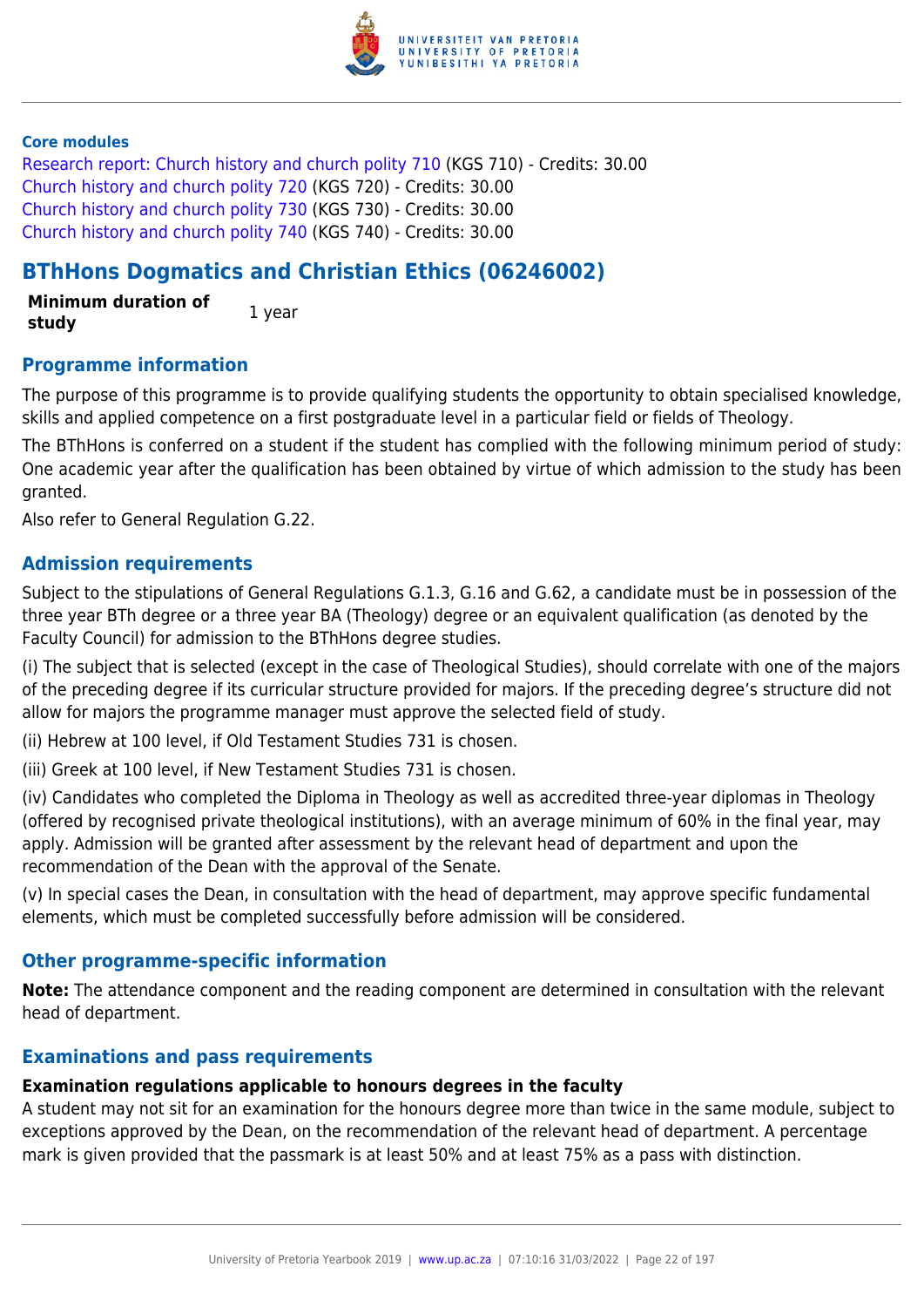**Core modules**

Research report: Church history and church polity 710 (KGS 710) - Credits: 30.00
Church history and church polity 720 (KGS 720) - Credits: 30.00
Church history and church polity 730 (KGS 730) - Credits: 30.00
Church history and church polity 740 (KGS 740) - Credits: 30.00

## BThHons Dogmatics and Christian Ethics (06246002)

| **Minimum duration of study** | 1 year |
|---|---|

### Programme information

The purpose of this programme is to provide qualifying students the opportunity to obtain specialised knowledge, skills and applied competence on a first postgraduate level in a particular field or fields of Theology.

The BThHons is conferred on a student if the student has complied with the following minimum period of study: One academic year after the qualification has been obtained by virtue of which admission to the study has been granted.

Also refer to General Regulation G.22.

### Admission requirements

Subject to the stipulations of General Regulations G.1.3, G.16 and G.62, a candidate must be in possession of the three year BTh degree or a three year BA (Theology) degree or an equivalent qualification (as denoted by the Faculty Council) for admission to the BThHons degree studies.

(i) The subject that is selected (except in the case of Theological Studies), should correlate with one of the majors of the preceding degree if its curricular structure provided for majors. If the preceding degree's structure did not allow for majors the programme manager must approve the selected field of study.

(ii) Hebrew at 100 level, if Old Testament Studies 731 is chosen.

(iii) Greek at 100 level, if New Testament Studies 731 is chosen.

(iv) Candidates who completed the Diploma in Theology as well as accredited three-year diplomas in Theology (offered by recognised private theological institutions), with an average minimum of 60% in the final year, may apply. Admission will be granted after assessment by the relevant head of department and upon the recommendation of the Dean with the approval of the Senate.

(v) In special cases the Dean, in consultation with the head of department, may approve specific fundamental elements, which must be completed successfully before admission will be considered.

### Other programme-specific information

**Note:** The attendance component and the reading component are determined in consultation with the relevant head of department.

### Examinations and pass requirements

**Examination regulations applicable to honours degrees in the faculty**

A student may not sit for an examination for the honours degree more than twice in the same module, subject to exceptions approved by the Dean, on the recommendation of the relevant head of department. A percentage mark is given provided that the passmark is at least 50% and at least 75% as a pass with distinction.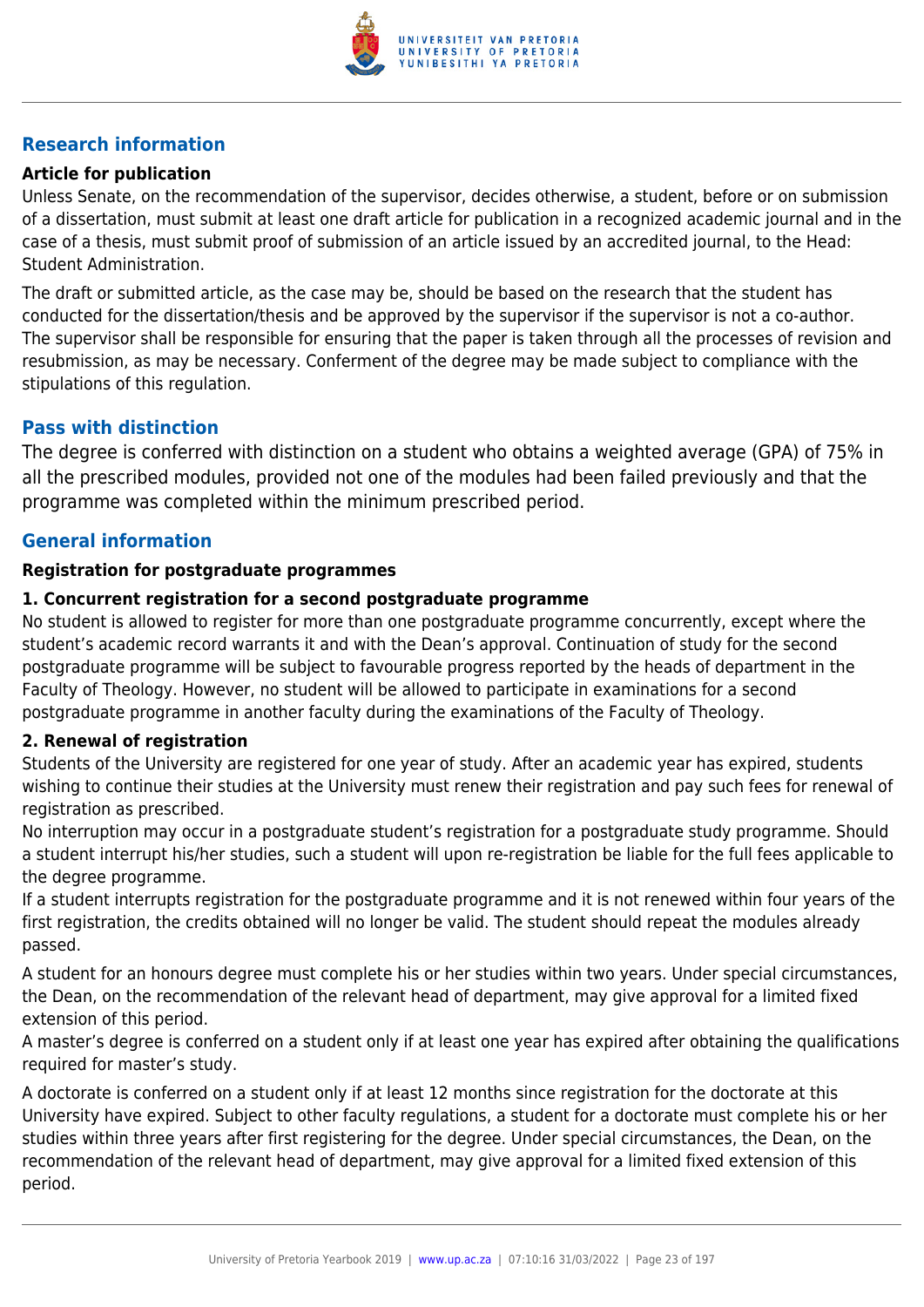## Research information

**Article for publication**

Unless Senate, on the recommendation of the supervisor, decides otherwise, a student, before or on submission of a dissertation, must submit at least one draft article for publication in a recognized academic journal and in the case of a thesis, must submit proof of submission of an article issued by an accredited journal, to the Head: Student Administration.

The draft or submitted article, as the case may be, should be based on the research that the student has conducted for the dissertation/thesis and be approved by the supervisor if the supervisor is not a co-author. The supervisor shall be responsible for ensuring that the paper is taken through all the processes of revision and resubmission, as may be necessary. Conferment of the degree may be made subject to compliance with the stipulations of this regulation.

## Pass with distinction

The degree is conferred with distinction on a student who obtains a weighted average (GPA) of 75% in all the prescribed modules, provided not one of the modules had been failed previously and that the programme was completed within the minimum prescribed period.

## General information

**Registration for postgraduate programmes**

**1. Concurrent registration for a second postgraduate programme**

No student is allowed to register for more than one postgraduate programme concurrently, except where the student's academic record warrants it and with the Dean's approval. Continuation of study for the second postgraduate programme will be subject to favourable progress reported by the heads of department in the Faculty of Theology. However, no student will be allowed to participate in examinations for a second postgraduate programme in another faculty during the examinations of the Faculty of Theology.

**2. Renewal of registration**

Students of the University are registered for one year of study. After an academic year has expired, students wishing to continue their studies at the University must renew their registration and pay such fees for renewal of registration as prescribed.

No interruption may occur in a postgraduate student's registration for a postgraduate study programme. Should a student interrupt his/her studies, such a student will upon re-registration be liable for the full fees applicable to the degree programme.

If a student interrupts registration for the postgraduate programme and it is not renewed within four years of the first registration, the credits obtained will no longer be valid. The student should repeat the modules already passed.

A student for an honours degree must complete his or her studies within two years. Under special circumstances, the Dean, on the recommendation of the relevant head of department, may give approval for a limited fixed extension of this period.

A master's degree is conferred on a student only if at least one year has expired after obtaining the qualifications required for master's study.

A doctorate is conferred on a student only if at least 12 months since registration for the doctorate at this University have expired. Subject to other faculty regulations, a student for a doctorate must complete his or her studies within three years after first registering for the degree. Under special circumstances, the Dean, on the recommendation of the relevant head of department, may give approval for a limited fixed extension of this period.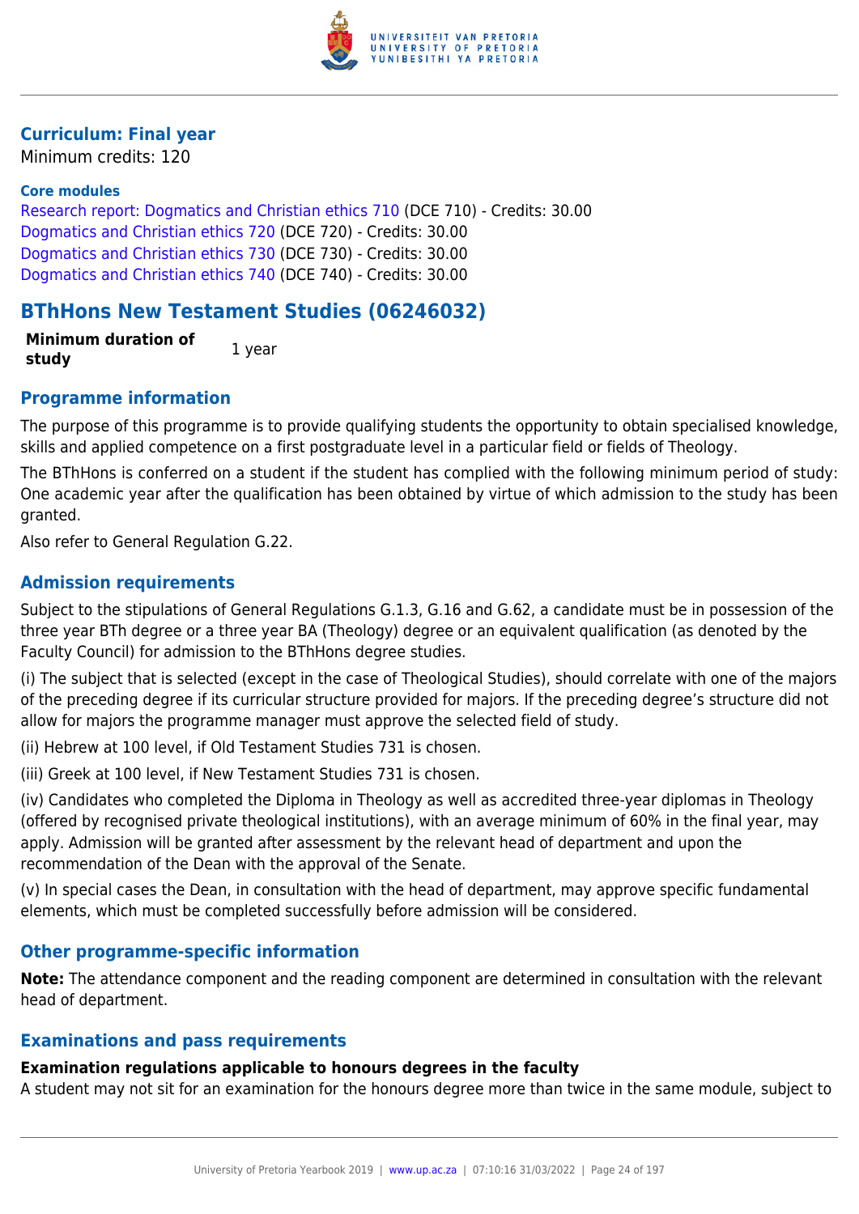### Curriculum: Final year

Minimum credits: 120

**Core modules**

Research report: Dogmatics and Christian ethics 710 (DCE 710) - Credits: 30.00
Dogmatics and Christian ethics 720 (DCE 720) - Credits: 30.00
Dogmatics and Christian ethics 730 (DCE 730) - Credits: 30.00
Dogmatics and Christian ethics 740 (DCE 740) - Credits: 30.00

## BThHons New Testament Studies (06246032)

| **Minimum duration of study** | 1 year |
|---|---|

### Programme information

The purpose of this programme is to provide qualifying students the opportunity to obtain specialised knowledge, skills and applied competence on a first postgraduate level in a particular field or fields of Theology.

The BThHons is conferred on a student if the student has complied with the following minimum period of study: One academic year after the qualification has been obtained by virtue of which admission to the study has been granted.

Also refer to General Regulation G.22.

### Admission requirements

Subject to the stipulations of General Regulations G.1.3, G.16 and G.62, a candidate must be in possession of the three year BTh degree or a three year BA (Theology) degree or an equivalent qualification (as denoted by the Faculty Council) for admission to the BThHons degree studies.

(i) The subject that is selected (except in the case of Theological Studies), should correlate with one of the majors of the preceding degree if its curricular structure provided for majors. If the preceding degree's structure did not allow for majors the programme manager must approve the selected field of study.

(ii) Hebrew at 100 level, if Old Testament Studies 731 is chosen.

(iii) Greek at 100 level, if New Testament Studies 731 is chosen.

(iv) Candidates who completed the Diploma in Theology as well as accredited three-year diplomas in Theology (offered by recognised private theological institutions), with an average minimum of 60% in the final year, may apply. Admission will be granted after assessment by the relevant head of department and upon the recommendation of the Dean with the approval of the Senate.

(v) In special cases the Dean, in consultation with the head of department, may approve specific fundamental elements, which must be completed successfully before admission will be considered.

### Other programme-specific information

**Note:** The attendance component and the reading component are determined in consultation with the relevant head of department.

### Examinations and pass requirements

**Examination regulations applicable to honours degrees in the faculty**

A student may not sit for an examination for the honours degree more than twice in the same module, subject to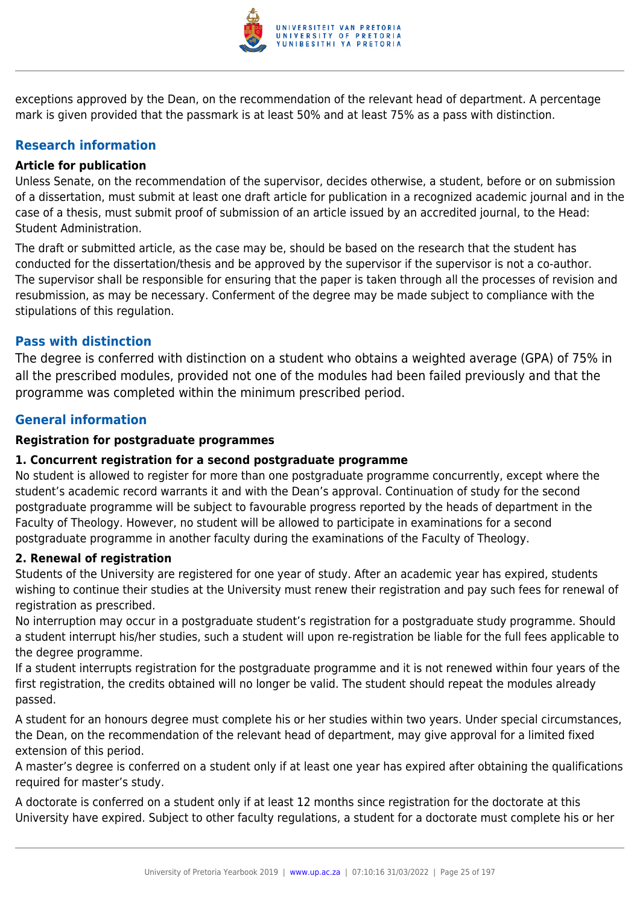exceptions approved by the Dean, on the recommendation of the relevant head of department. A percentage mark is given provided that the passmark is at least 50% and at least 75% as a pass with distinction.

## Research information

**Article for publication**

Unless Senate, on the recommendation of the supervisor, decides otherwise, a student, before or on submission of a dissertation, must submit at least one draft article for publication in a recognized academic journal and in the case of a thesis, must submit proof of submission of an article issued by an accredited journal, to the Head: Student Administration.

The draft or submitted article, as the case may be, should be based on the research that the student has conducted for the dissertation/thesis and be approved by the supervisor if the supervisor is not a co-author. The supervisor shall be responsible for ensuring that the paper is taken through all the processes of revision and resubmission, as may be necessary. Conferment of the degree may be made subject to compliance with the stipulations of this regulation.

## Pass with distinction

The degree is conferred with distinction on a student who obtains a weighted average (GPA) of 75% in all the prescribed modules, provided not one of the modules had been failed previously and that the programme was completed within the minimum prescribed period.

## General information

**Registration for postgraduate programmes**

**1. Concurrent registration for a second postgraduate programme**

No student is allowed to register for more than one postgraduate programme concurrently, except where the student's academic record warrants it and with the Dean's approval. Continuation of study for the second postgraduate programme will be subject to favourable progress reported by the heads of department in the Faculty of Theology. However, no student will be allowed to participate in examinations for a second postgraduate programme in another faculty during the examinations of the Faculty of Theology.

**2. Renewal of registration**

Students of the University are registered for one year of study. After an academic year has expired, students wishing to continue their studies at the University must renew their registration and pay such fees for renewal of registration as prescribed.

No interruption may occur in a postgraduate student's registration for a postgraduate study programme. Should a student interrupt his/her studies, such a student will upon re-registration be liable for the full fees applicable to the degree programme.

If a student interrupts registration for the postgraduate programme and it is not renewed within four years of the first registration, the credits obtained will no longer be valid. The student should repeat the modules already passed.

A student for an honours degree must complete his or her studies within two years. Under special circumstances, the Dean, on the recommendation of the relevant head of department, may give approval for a limited fixed extension of this period.

A master's degree is conferred on a student only if at least one year has expired after obtaining the qualifications required for master's study.

A doctorate is conferred on a student only if at least 12 months since registration for the doctorate at this University have expired. Subject to other faculty regulations, a student for a doctorate must complete his or her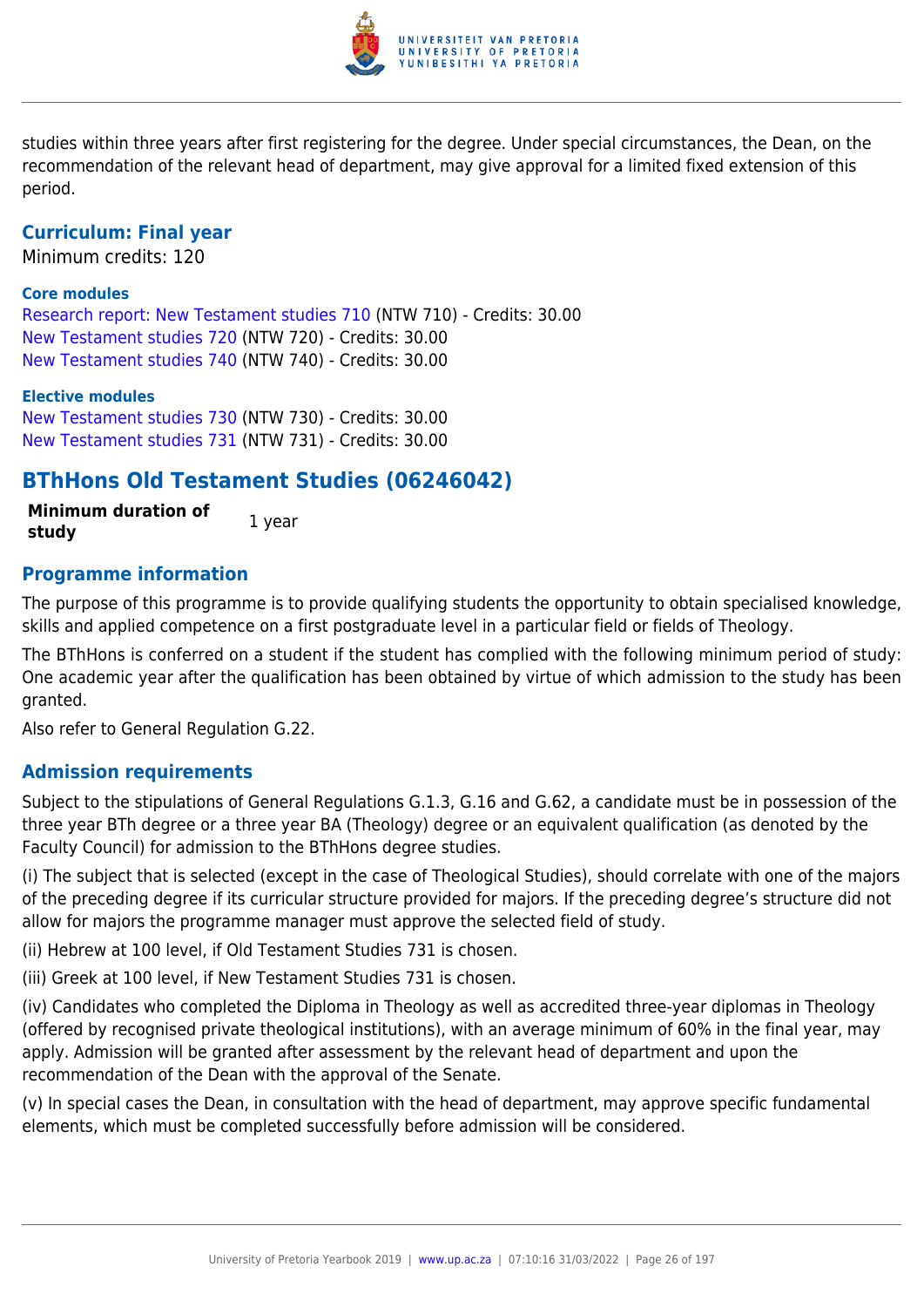studies within three years after first registering for the degree. Under special circumstances, the Dean, on the recommendation of the relevant head of department, may give approval for a limited fixed extension of this period.

### Curriculum: Final year

Minimum credits: 120

**Core modules**

Research report: New Testament studies 710 (NTW 710) - Credits: 30.00
New Testament studies 720 (NTW 720) - Credits: 30.00
New Testament studies 740 (NTW 740) - Credits: 30.00

**Elective modules**

New Testament studies 730 (NTW 730) - Credits: 30.00
New Testament studies 731 (NTW 731) - Credits: 30.00

## BThHons Old Testament Studies (06246042)

| **Minimum duration of study** | 1 year |
|---|---|

### Programme information

The purpose of this programme is to provide qualifying students the opportunity to obtain specialised knowledge, skills and applied competence on a first postgraduate level in a particular field or fields of Theology.

The BThHons is conferred on a student if the student has complied with the following minimum period of study: One academic year after the qualification has been obtained by virtue of which admission to the study has been granted.

Also refer to General Regulation G.22.

### Admission requirements

Subject to the stipulations of General Regulations G.1.3, G.16 and G.62, a candidate must be in possession of the three year BTh degree or a three year BA (Theology) degree or an equivalent qualification (as denoted by the Faculty Council) for admission to the BThHons degree studies.

(i) The subject that is selected (except in the case of Theological Studies), should correlate with one of the majors of the preceding degree if its curricular structure provided for majors. If the preceding degree's structure did not allow for majors the programme manager must approve the selected field of study.

(ii) Hebrew at 100 level, if Old Testament Studies 731 is chosen.

(iii) Greek at 100 level, if New Testament Studies 731 is chosen.

(iv) Candidates who completed the Diploma in Theology as well as accredited three-year diplomas in Theology (offered by recognised private theological institutions), with an average minimum of 60% in the final year, may apply. Admission will be granted after assessment by the relevant head of department and upon the recommendation of the Dean with the approval of the Senate.

(v) In special cases the Dean, in consultation with the head of department, may approve specific fundamental elements, which must be completed successfully before admission will be considered.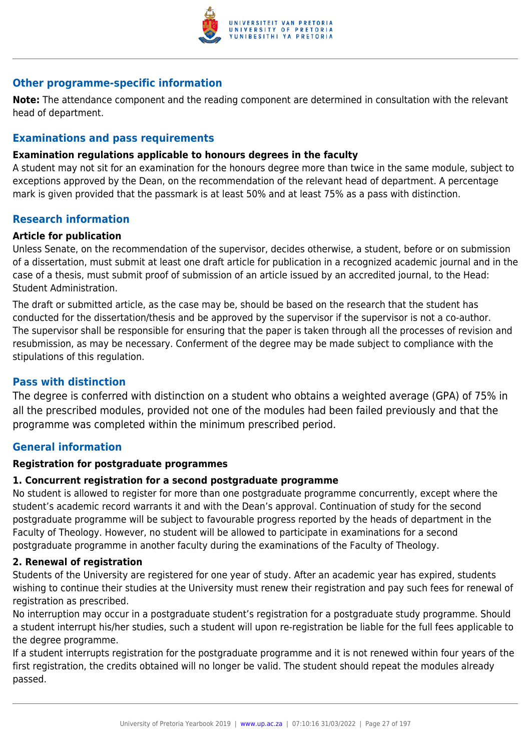## Other programme-specific information

**Note:** The attendance component and the reading component are determined in consultation with the relevant head of department.

## Examinations and pass requirements

**Examination regulations applicable to honours degrees in the faculty**

A student may not sit for an examination for the honours degree more than twice in the same module, subject to exceptions approved by the Dean, on the recommendation of the relevant head of department. A percentage mark is given provided that the passmark is at least 50% and at least 75% as a pass with distinction.

## Research information

**Article for publication**

Unless Senate, on the recommendation of the supervisor, decides otherwise, a student, before or on submission of a dissertation, must submit at least one draft article for publication in a recognized academic journal and in the case of a thesis, must submit proof of submission of an article issued by an accredited journal, to the Head: Student Administration.

The draft or submitted article, as the case may be, should be based on the research that the student has conducted for the dissertation/thesis and be approved by the supervisor if the supervisor is not a co-author. The supervisor shall be responsible for ensuring that the paper is taken through all the processes of revision and resubmission, as may be necessary. Conferment of the degree may be made subject to compliance with the stipulations of this regulation.

## Pass with distinction

The degree is conferred with distinction on a student who obtains a weighted average (GPA) of 75% in all the prescribed modules, provided not one of the modules had been failed previously and that the programme was completed within the minimum prescribed period.

## General information

**Registration for postgraduate programmes**

**1. Concurrent registration for a second postgraduate programme**

No student is allowed to register for more than one postgraduate programme concurrently, except where the student's academic record warrants it and with the Dean's approval. Continuation of study for the second postgraduate programme will be subject to favourable progress reported by the heads of department in the Faculty of Theology. However, no student will be allowed to participate in examinations for a second postgraduate programme in another faculty during the examinations of the Faculty of Theology.

**2. Renewal of registration**

Students of the University are registered for one year of study. After an academic year has expired, students wishing to continue their studies at the University must renew their registration and pay such fees for renewal of registration as prescribed.

No interruption may occur in a postgraduate student's registration for a postgraduate study programme. Should a student interrupt his/her studies, such a student will upon re-registration be liable for the full fees applicable to the degree programme.

If a student interrupts registration for the postgraduate programme and it is not renewed within four years of the first registration, the credits obtained will no longer be valid. The student should repeat the modules already passed.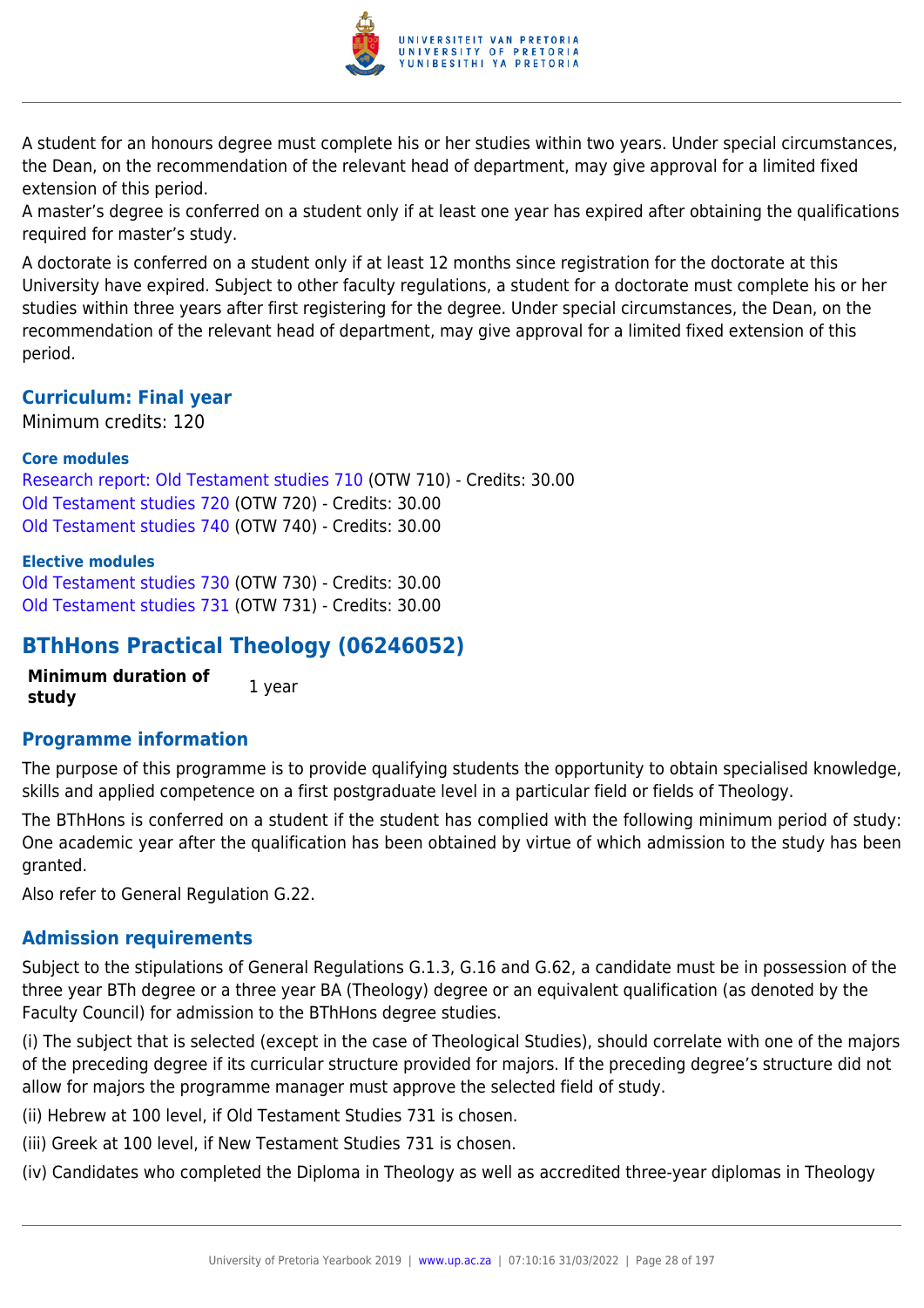A student for an honours degree must complete his or her studies within two years. Under special circumstances, the Dean, on the recommendation of the relevant head of department, may give approval for a limited fixed extension of this period.
A master's degree is conferred on a student only if at least one year has expired after obtaining the qualifications required for master's study.

A doctorate is conferred on a student only if at least 12 months since registration for the doctorate at this University have expired. Subject to other faculty regulations, a student for a doctorate must complete his or her studies within three years after first registering for the degree. Under special circumstances, the Dean, on the recommendation of the relevant head of department, may give approval for a limited fixed extension of this period.

### Curriculum: Final year

Minimum credits: 120

**Core modules**

Research report: Old Testament studies 710 (OTW 710) - Credits: 30.00
Old Testament studies 720 (OTW 720) - Credits: 30.00
Old Testament studies 740 (OTW 740) - Credits: 30.00

**Elective modules**

Old Testament studies 730 (OTW 730) - Credits: 30.00
Old Testament studies 731 (OTW 731) - Credits: 30.00

## BThHons Practical Theology (06246052)

| **Minimum duration of study** | 1 year |
|---|---|

### Programme information

The purpose of this programme is to provide qualifying students the opportunity to obtain specialised knowledge, skills and applied competence on a first postgraduate level in a particular field or fields of Theology.

The BThHons is conferred on a student if the student has complied with the following minimum period of study: One academic year after the qualification has been obtained by virtue of which admission to the study has been granted.

Also refer to General Regulation G.22.

### Admission requirements

Subject to the stipulations of General Regulations G.1.3, G.16 and G.62, a candidate must be in possession of the three year BTh degree or a three year BA (Theology) degree or an equivalent qualification (as denoted by the Faculty Council) for admission to the BThHons degree studies.

(i) The subject that is selected (except in the case of Theological Studies), should correlate with one of the majors of the preceding degree if its curricular structure provided for majors. If the preceding degree's structure did not allow for majors the programme manager must approve the selected field of study.

(ii) Hebrew at 100 level, if Old Testament Studies 731 is chosen.

(iii) Greek at 100 level, if New Testament Studies 731 is chosen.

(iv) Candidates who completed the Diploma in Theology as well as accredited three-year diplomas in Theology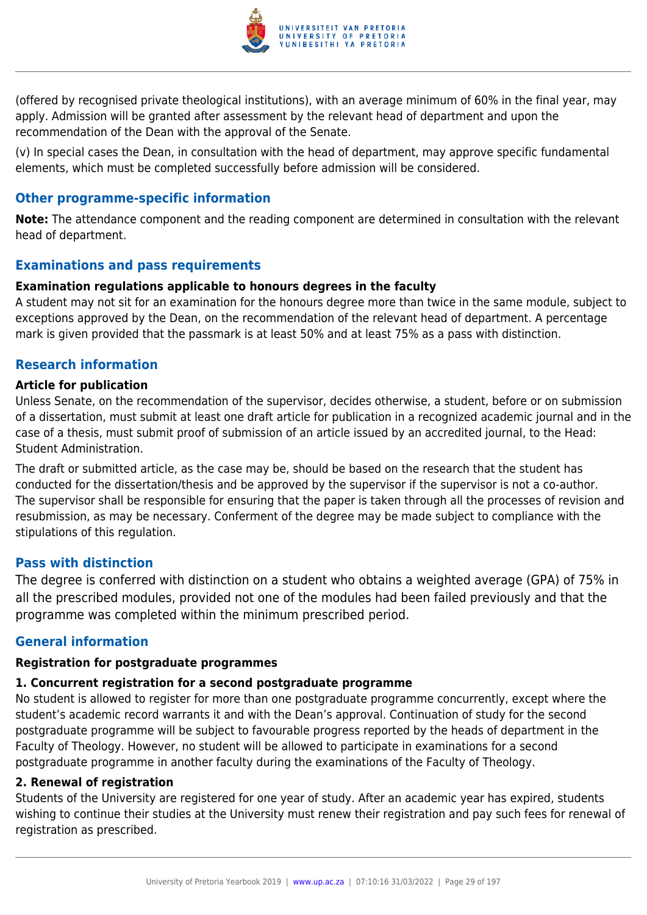(offered by recognised private theological institutions), with an average minimum of 60% in the final year, may apply. Admission will be granted after assessment by the relevant head of department and upon the recommendation of the Dean with the approval of the Senate.

(v) In special cases the Dean, in consultation with the head of department, may approve specific fundamental elements, which must be completed successfully before admission will be considered.

## Other programme-specific information

**Note:** The attendance component and the reading component are determined in consultation with the relevant head of department.

## Examinations and pass requirements

**Examination regulations applicable to honours degrees in the faculty**

A student may not sit for an examination for the honours degree more than twice in the same module, subject to exceptions approved by the Dean, on the recommendation of the relevant head of department. A percentage mark is given provided that the passmark is at least 50% and at least 75% as a pass with distinction.

## Research information

**Article for publication**

Unless Senate, on the recommendation of the supervisor, decides otherwise, a student, before or on submission of a dissertation, must submit at least one draft article for publication in a recognized academic journal and in the case of a thesis, must submit proof of submission of an article issued by an accredited journal, to the Head: Student Administration.

The draft or submitted article, as the case may be, should be based on the research that the student has conducted for the dissertation/thesis and be approved by the supervisor if the supervisor is not a co-author. The supervisor shall be responsible for ensuring that the paper is taken through all the processes of revision and resubmission, as may be necessary. Conferment of the degree may be made subject to compliance with the stipulations of this regulation.

## Pass with distinction

The degree is conferred with distinction on a student who obtains a weighted average (GPA) of 75% in all the prescribed modules, provided not one of the modules had been failed previously and that the programme was completed within the minimum prescribed period.

## General information

**Registration for postgraduate programmes**

**1. Concurrent registration for a second postgraduate programme**

No student is allowed to register for more than one postgraduate programme concurrently, except where the student's academic record warrants it and with the Dean's approval. Continuation of study for the second postgraduate programme will be subject to favourable progress reported by the heads of department in the Faculty of Theology. However, no student will be allowed to participate in examinations for a second postgraduate programme in another faculty during the examinations of the Faculty of Theology.

**2. Renewal of registration**

Students of the University are registered for one year of study. After an academic year has expired, students wishing to continue their studies at the University must renew their registration and pay such fees for renewal of registration as prescribed.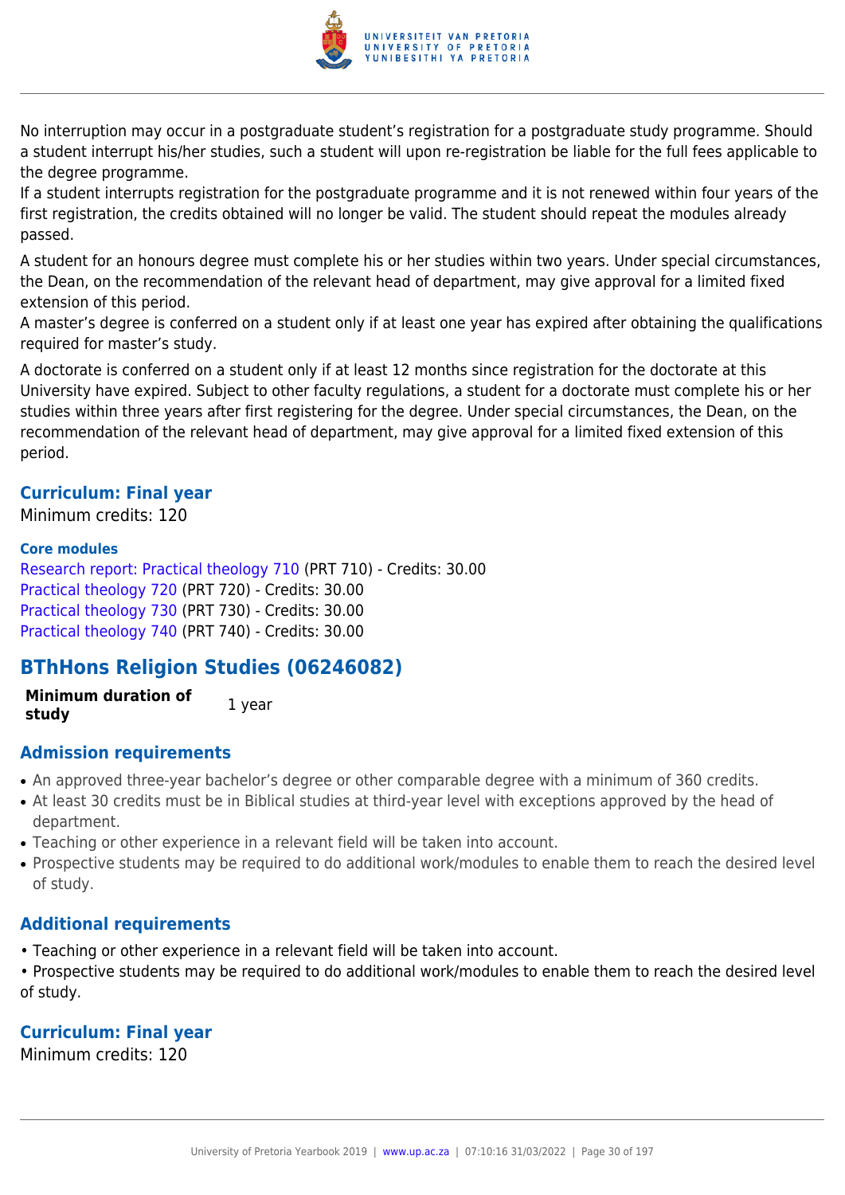No interruption may occur in a postgraduate student's registration for a postgraduate study programme. Should a student interrupt his/her studies, such a student will upon re-registration be liable for the full fees applicable to the degree programme.
If a student interrupts registration for the postgraduate programme and it is not renewed within four years of the first registration, the credits obtained will no longer be valid. The student should repeat the modules already passed.

A student for an honours degree must complete his or her studies within two years. Under special circumstances, the Dean, on the recommendation of the relevant head of department, may give approval for a limited fixed extension of this period.
A master's degree is conferred on a student only if at least one year has expired after obtaining the qualifications required for master's study.

A doctorate is conferred on a student only if at least 12 months since registration for the doctorate at this University have expired. Subject to other faculty regulations, a student for a doctorate must complete his or her studies within three years after first registering for the degree. Under special circumstances, the Dean, on the recommendation of the relevant head of department, may give approval for a limited fixed extension of this period.

### Curriculum: Final year

Minimum credits: 120

**Core modules**

Research report: Practical theology 710 (PRT 710) - Credits: 30.00
Practical theology 720 (PRT 720) - Credits: 30.00
Practical theology 730 (PRT 730) - Credits: 30.00
Practical theology 740 (PRT 740) - Credits: 30.00

## BThHons Religion Studies (06246082)

| **Minimum duration of study** | 1 year |
|---|---|

### Admission requirements

- An approved three-year bachelor's degree or other comparable degree with a minimum of 360 credits.
- At least 30 credits must be in Biblical studies at third-year level with exceptions approved by the head of department.
- Teaching or other experience in a relevant field will be taken into account.
- Prospective students may be required to do additional work/modules to enable them to reach the desired level of study.

### Additional requirements

• Teaching or other experience in a relevant field will be taken into account.
• Prospective students may be required to do additional work/modules to enable them to reach the desired level of study.

### Curriculum: Final year

Minimum credits: 120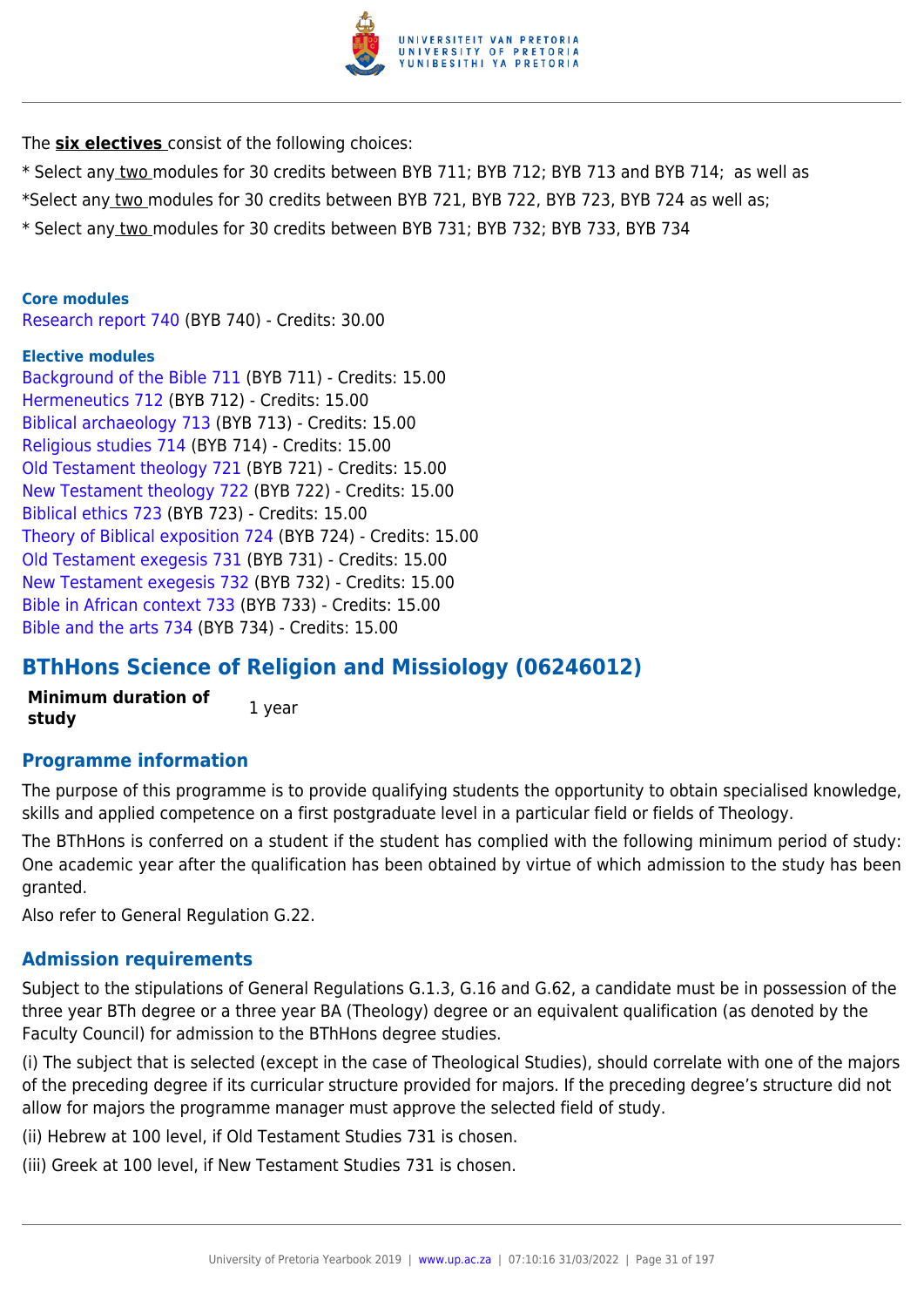The **six electives** consist of the following choices:

* Select any two modules for 30 credits between BYB 711; BYB 712; BYB 713 and BYB 714;  as well as

*Select any two modules for 30 credits between BYB 721, BYB 722, BYB 723, BYB 724 as well as;

* Select any two modules for 30 credits between BYB 731; BYB 732; BYB 733, BYB 734

**Core modules**

Research report 740 (BYB 740) - Credits: 30.00

**Elective modules**

Background of the Bible 711 (BYB 711) - Credits: 15.00
Hermeneutics 712 (BYB 712) - Credits: 15.00
Biblical archaeology 713 (BYB 713) - Credits: 15.00
Religious studies 714 (BYB 714) - Credits: 15.00
Old Testament theology 721 (BYB 721) - Credits: 15.00
New Testament theology 722 (BYB 722) - Credits: 15.00
Biblical ethics 723 (BYB 723) - Credits: 15.00
Theory of Biblical exposition 724 (BYB 724) - Credits: 15.00
Old Testament exegesis 731 (BYB 731) - Credits: 15.00
New Testament exegesis 732 (BYB 732) - Credits: 15.00
Bible in African context 733 (BYB 733) - Credits: 15.00
Bible and the arts 734 (BYB 734) - Credits: 15.00

## BThHons Science of Religion and Missiology (06246012)

| **Minimum duration of study** | 1 year |
|---|---|

### Programme information

The purpose of this programme is to provide qualifying students the opportunity to obtain specialised knowledge, skills and applied competence on a first postgraduate level in a particular field or fields of Theology.

The BThHons is conferred on a student if the student has complied with the following minimum period of study: One academic year after the qualification has been obtained by virtue of which admission to the study has been granted.

Also refer to General Regulation G.22.

### Admission requirements

Subject to the stipulations of General Regulations G.1.3, G.16 and G.62, a candidate must be in possession of the three year BTh degree or a three year BA (Theology) degree or an equivalent qualification (as denoted by the Faculty Council) for admission to the BThHons degree studies.

(i) The subject that is selected (except in the case of Theological Studies), should correlate with one of the majors of the preceding degree if its curricular structure provided for majors. If the preceding degree's structure did not allow for majors the programme manager must approve the selected field of study.

(ii) Hebrew at 100 level, if Old Testament Studies 731 is chosen.

(iii) Greek at 100 level, if New Testament Studies 731 is chosen.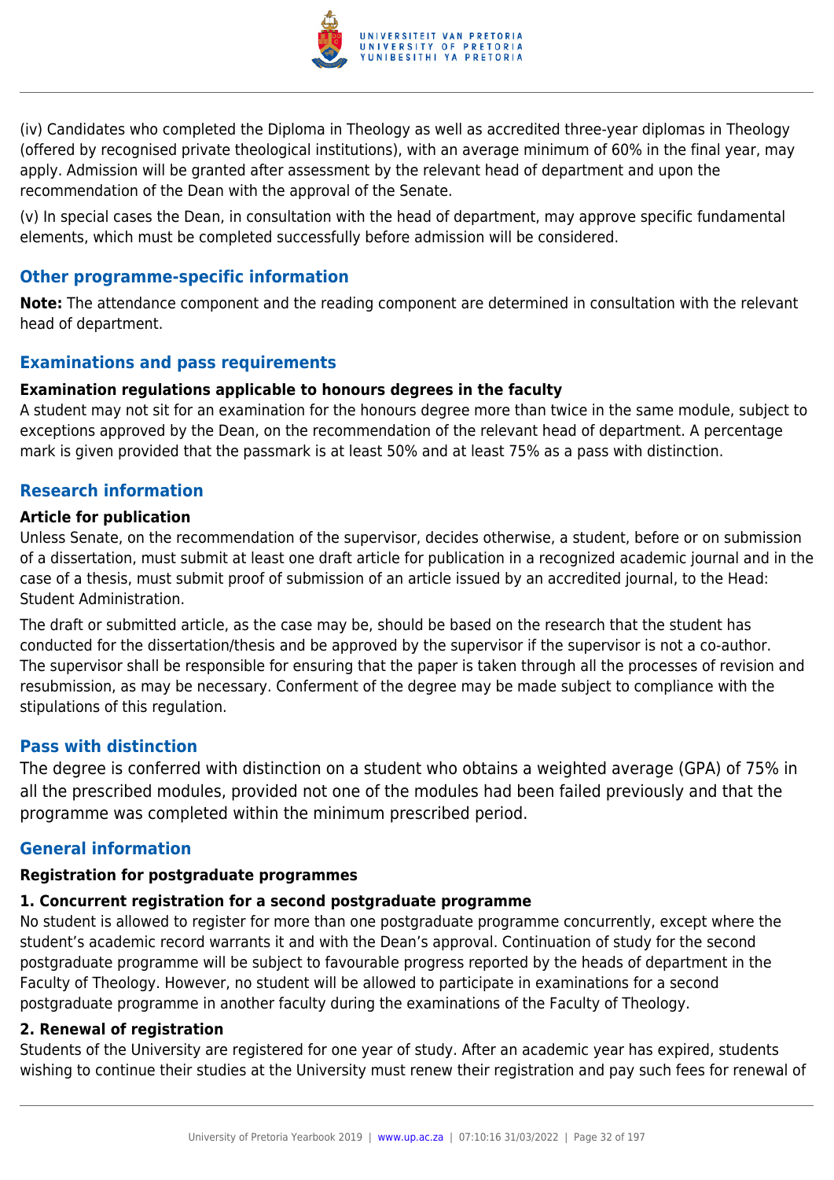(iv) Candidates who completed the Diploma in Theology as well as accredited three-year diplomas in Theology (offered by recognised private theological institutions), with an average minimum of 60% in the final year, may apply. Admission will be granted after assessment by the relevant head of department and upon the recommendation of the Dean with the approval of the Senate.

(v) In special cases the Dean, in consultation with the head of department, may approve specific fundamental elements, which must be completed successfully before admission will be considered.

## Other programme-specific information

**Note:** The attendance component and the reading component are determined in consultation with the relevant head of department.

## Examinations and pass requirements

**Examination regulations applicable to honours degrees in the faculty**

A student may not sit for an examination for the honours degree more than twice in the same module, subject to exceptions approved by the Dean, on the recommendation of the relevant head of department. A percentage mark is given provided that the passmark is at least 50% and at least 75% as a pass with distinction.

## Research information

**Article for publication**

Unless Senate, on the recommendation of the supervisor, decides otherwise, a student, before or on submission of a dissertation, must submit at least one draft article for publication in a recognized academic journal and in the case of a thesis, must submit proof of submission of an article issued by an accredited journal, to the Head: Student Administration.

The draft or submitted article, as the case may be, should be based on the research that the student has conducted for the dissertation/thesis and be approved by the supervisor if the supervisor is not a co-author. The supervisor shall be responsible for ensuring that the paper is taken through all the processes of revision and resubmission, as may be necessary. Conferment of the degree may be made subject to compliance with the stipulations of this regulation.

## Pass with distinction

The degree is conferred with distinction on a student who obtains a weighted average (GPA) of 75% in all the prescribed modules, provided not one of the modules had been failed previously and that the programme was completed within the minimum prescribed period.

## General information

**Registration for postgraduate programmes**

**1. Concurrent registration for a second postgraduate programme**

No student is allowed to register for more than one postgraduate programme concurrently, except where the student's academic record warrants it and with the Dean's approval. Continuation of study for the second postgraduate programme will be subject to favourable progress reported by the heads of department in the Faculty of Theology. However, no student will be allowed to participate in examinations for a second postgraduate programme in another faculty during the examinations of the Faculty of Theology.

**2. Renewal of registration**

Students of the University are registered for one year of study. After an academic year has expired, students wishing to continue their studies at the University must renew their registration and pay such fees for renewal of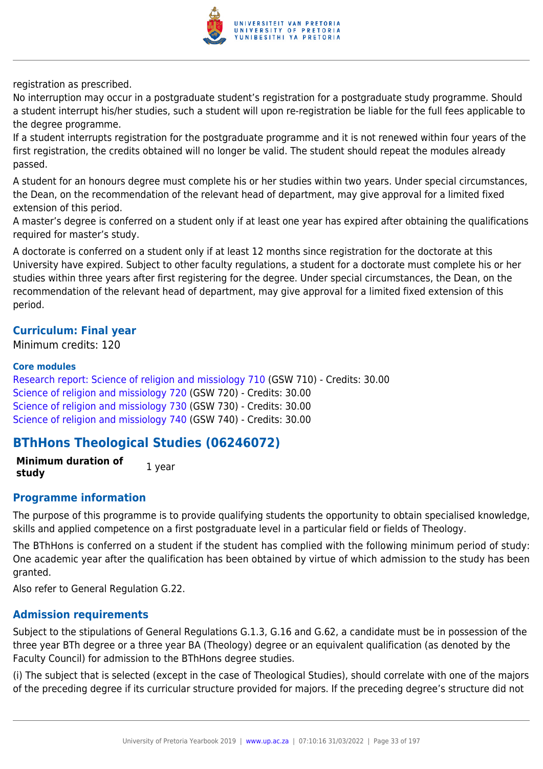registration as prescribed.

No interruption may occur in a postgraduate student's registration for a postgraduate study programme. Should a student interrupt his/her studies, such a student will upon re-registration be liable for the full fees applicable to the degree programme.

If a student interrupts registration for the postgraduate programme and it is not renewed within four years of the first registration, the credits obtained will no longer be valid. The student should repeat the modules already passed.

A student for an honours degree must complete his or her studies within two years. Under special circumstances, the Dean, on the recommendation of the relevant head of department, may give approval for a limited fixed extension of this period.

A master's degree is conferred on a student only if at least one year has expired after obtaining the qualifications required for master's study.

A doctorate is conferred on a student only if at least 12 months since registration for the doctorate at this University have expired. Subject to other faculty regulations, a student for a doctorate must complete his or her studies within three years after first registering for the degree. Under special circumstances, the Dean, on the recommendation of the relevant head of department, may give approval for a limited fixed extension of this period.

### Curriculum: Final year

Minimum credits: 120

#### Core modules

Research report: Science of religion and missiology 710 (GSW 710) - Credits: 30.00
Science of religion and missiology 720 (GSW 720) - Credits: 30.00
Science of religion and missiology 730 (GSW 730) - Credits: 30.00
Science of religion and missiology 740 (GSW 740) - Credits: 30.00

## BThHons Theological Studies (06246072)

| **Minimum duration of study** | 1 year |
|---|---|

### Programme information

The purpose of this programme is to provide qualifying students the opportunity to obtain specialised knowledge, skills and applied competence on a first postgraduate level in a particular field or fields of Theology.

The BThHons is conferred on a student if the student has complied with the following minimum period of study: One academic year after the qualification has been obtained by virtue of which admission to the study has been granted.

Also refer to General Regulation G.22.

### Admission requirements

Subject to the stipulations of General Regulations G.1.3, G.16 and G.62, a candidate must be in possession of the three year BTh degree or a three year BA (Theology) degree or an equivalent qualification (as denoted by the Faculty Council) for admission to the BThHons degree studies.

(i) The subject that is selected (except in the case of Theological Studies), should correlate with one of the majors of the preceding degree if its curricular structure provided for majors. If the preceding degree's structure did not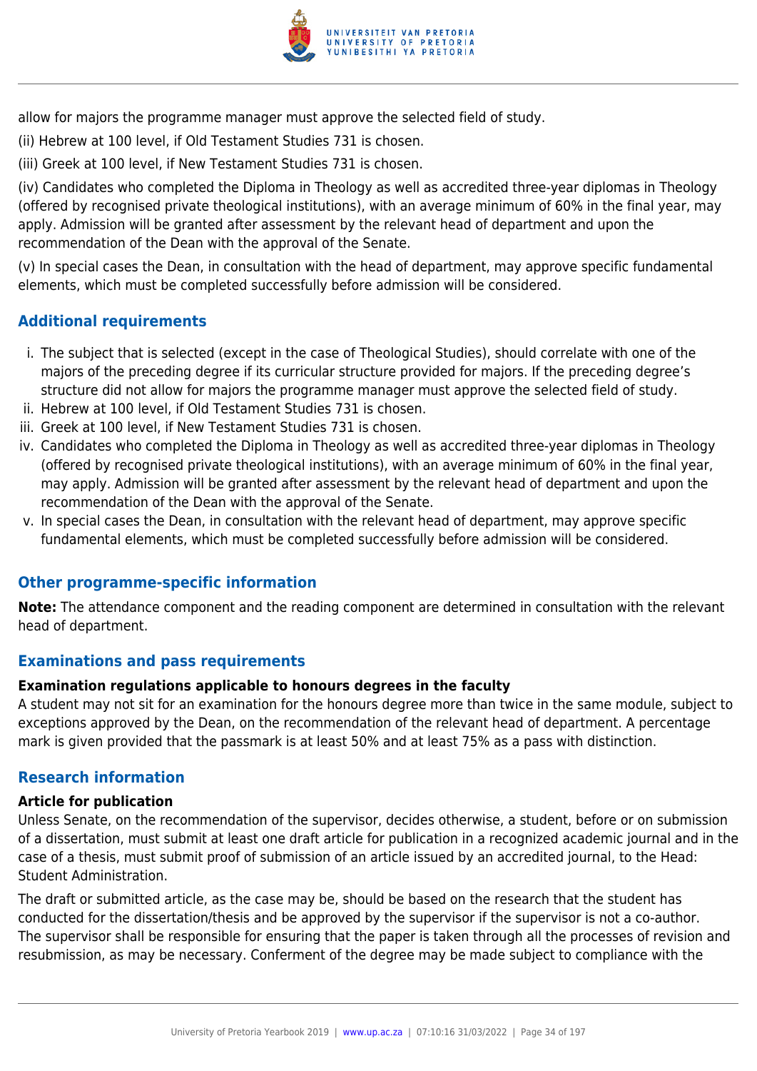allow for majors the programme manager must approve the selected field of study.

(ii) Hebrew at 100 level, if Old Testament Studies 731 is chosen.

(iii) Greek at 100 level, if New Testament Studies 731 is chosen.

(iv) Candidates who completed the Diploma in Theology as well as accredited three-year diplomas in Theology (offered by recognised private theological institutions), with an average minimum of 60% in the final year, may apply. Admission will be granted after assessment by the relevant head of department and upon the recommendation of the Dean with the approval of the Senate.

(v) In special cases the Dean, in consultation with the head of department, may approve specific fundamental elements, which must be completed successfully before admission will be considered.

## Additional requirements

i. The subject that is selected (except in the case of Theological Studies), should correlate with one of the majors of the preceding degree if its curricular structure provided for majors. If the preceding degree's structure did not allow for majors the programme manager must approve the selected field of study.
ii. Hebrew at 100 level, if Old Testament Studies 731 is chosen.
iii. Greek at 100 level, if New Testament Studies 731 is chosen.
iv. Candidates who completed the Diploma in Theology as well as accredited three-year diplomas in Theology (offered by recognised private theological institutions), with an average minimum of 60% in the final year, may apply. Admission will be granted after assessment by the relevant head of department and upon the recommendation of the Dean with the approval of the Senate.
v. In special cases the Dean, in consultation with the relevant head of department, may approve specific fundamental elements, which must be completed successfully before admission will be considered.

## Other programme-specific information

**Note:** The attendance component and the reading component are determined in consultation with the relevant head of department.

## Examinations and pass requirements

**Examination regulations applicable to honours degrees in the faculty**

A student may not sit for an examination for the honours degree more than twice in the same module, subject to exceptions approved by the Dean, on the recommendation of the relevant head of department. A percentage mark is given provided that the passmark is at least 50% and at least 75% as a pass with distinction.

## Research information

**Article for publication**

Unless Senate, on the recommendation of the supervisor, decides otherwise, a student, before or on submission of a dissertation, must submit at least one draft article for publication in a recognized academic journal and in the case of a thesis, must submit proof of submission of an article issued by an accredited journal, to the Head: Student Administration.

The draft or submitted article, as the case may be, should be based on the research that the student has conducted for the dissertation/thesis and be approved by the supervisor if the supervisor is not a co-author. The supervisor shall be responsible for ensuring that the paper is taken through all the processes of revision and resubmission, as may be necessary. Conferment of the degree may be made subject to compliance with the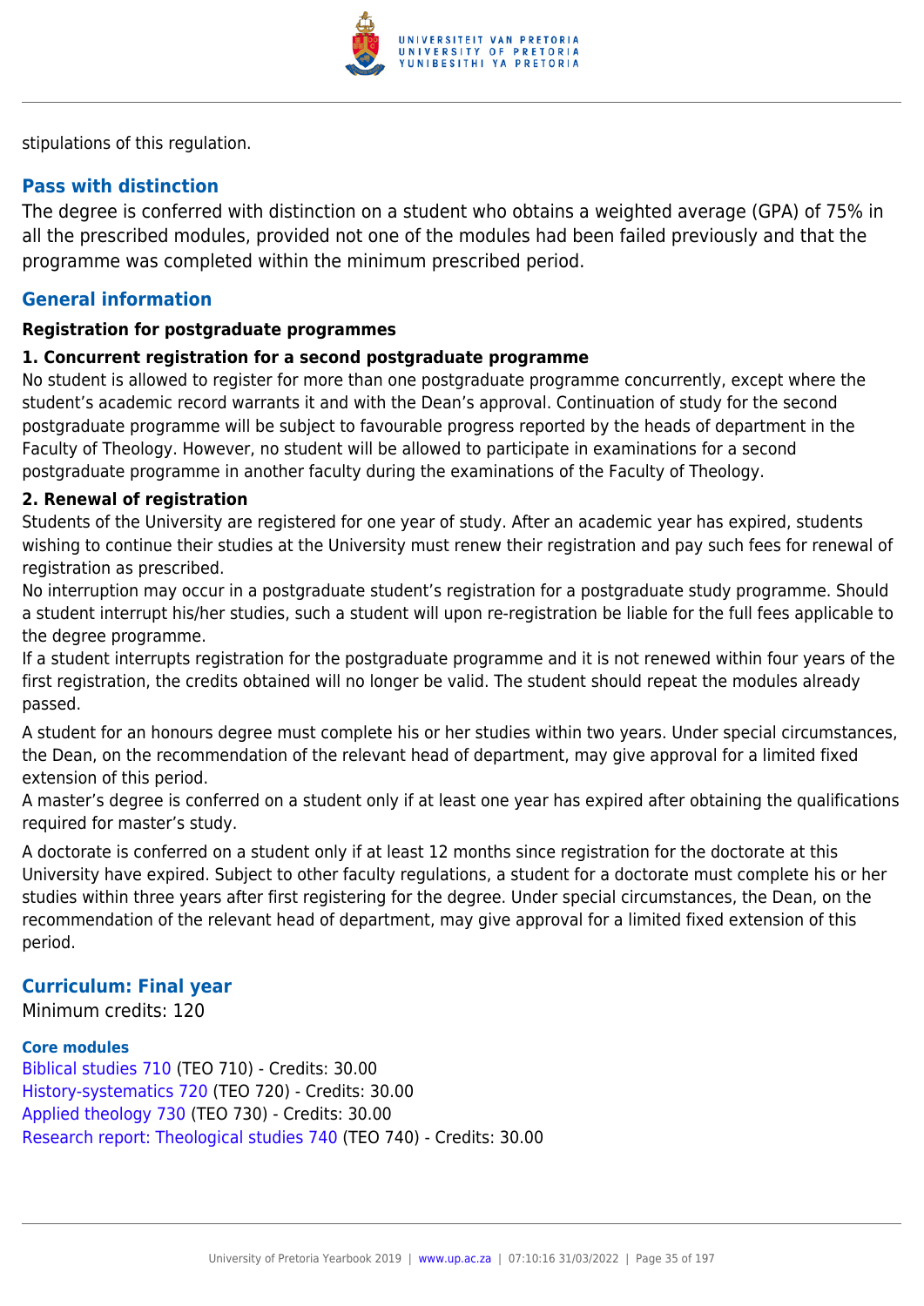stipulations of this regulation.

## Pass with distinction

The degree is conferred with distinction on a student who obtains a weighted average (GPA) of 75% in all the prescribed modules, provided not one of the modules had been failed previously and that the programme was completed within the minimum prescribed period.

## General information

**Registration for postgraduate programmes**

**1. Concurrent registration for a second postgraduate programme**

No student is allowed to register for more than one postgraduate programme concurrently, except where the student's academic record warrants it and with the Dean's approval. Continuation of study for the second postgraduate programme will be subject to favourable progress reported by the heads of department in the Faculty of Theology. However, no student will be allowed to participate in examinations for a second postgraduate programme in another faculty during the examinations of the Faculty of Theology.

**2. Renewal of registration**

Students of the University are registered for one year of study. After an academic year has expired, students wishing to continue their studies at the University must renew their registration and pay such fees for renewal of registration as prescribed.

No interruption may occur in a postgraduate student's registration for a postgraduate study programme. Should a student interrupt his/her studies, such a student will upon re-registration be liable for the full fees applicable to the degree programme.

If a student interrupts registration for the postgraduate programme and it is not renewed within four years of the first registration, the credits obtained will no longer be valid. The student should repeat the modules already passed.

A student for an honours degree must complete his or her studies within two years. Under special circumstances, the Dean, on the recommendation of the relevant head of department, may give approval for a limited fixed extension of this period.

A master's degree is conferred on a student only if at least one year has expired after obtaining the qualifications required for master's study.

A doctorate is conferred on a student only if at least 12 months since registration for the doctorate at this University have expired. Subject to other faculty regulations, a student for a doctorate must complete his or her studies within three years after first registering for the degree. Under special circumstances, the Dean, on the recommendation of the relevant head of department, may give approval for a limited fixed extension of this period.

## Curriculum: Final year

Minimum credits: 120

### Core modules

Biblical studies 710 (TEO 710) - Credits: 30.00
History-systematics 720 (TEO 720) - Credits: 30.00
Applied theology 730 (TEO 730) - Credits: 30.00
Research report: Theological studies 740 (TEO 740) - Credits: 30.00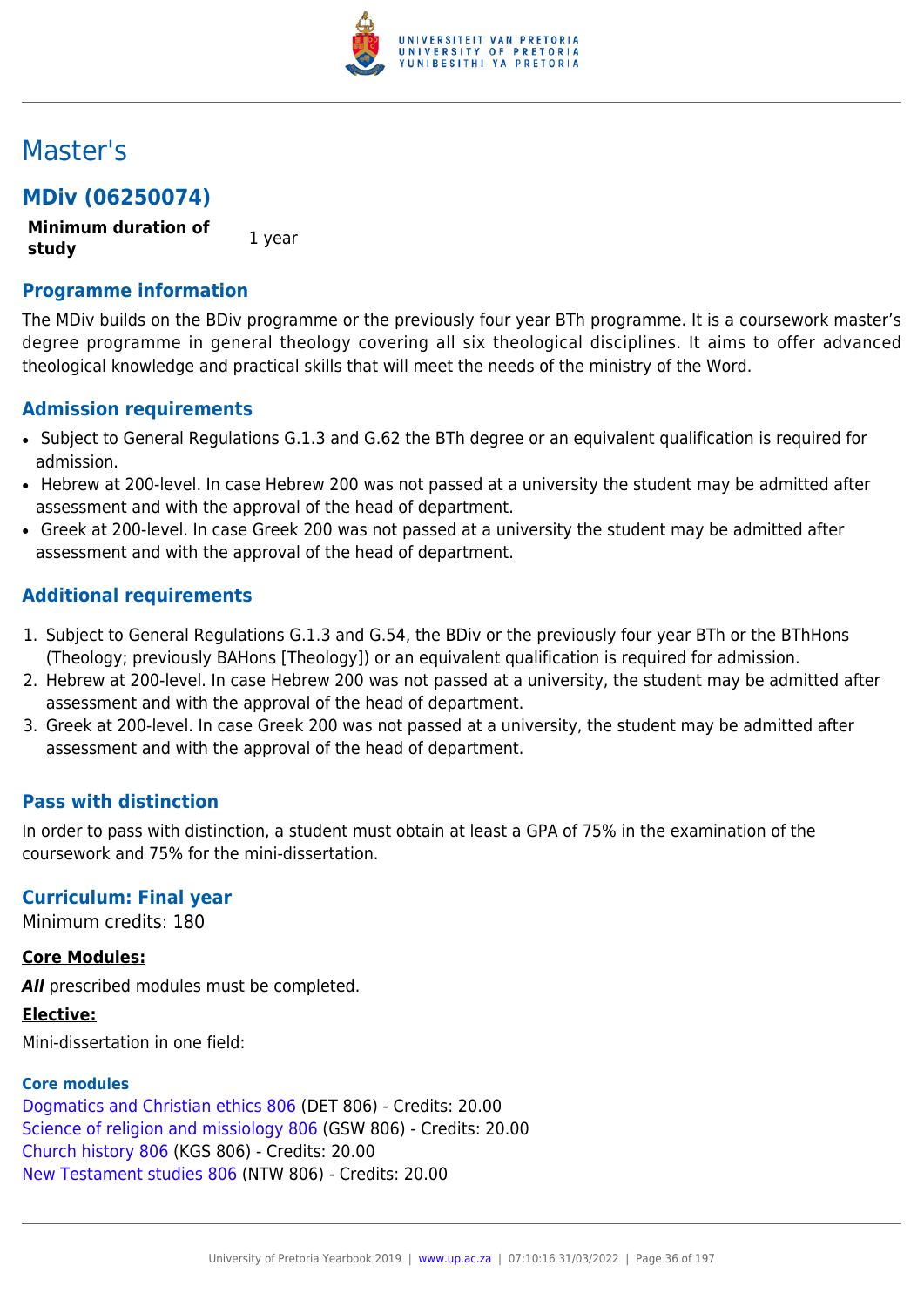# Master's

## MDiv (06250074)

**Minimum duration of study** 1 year

### Programme information

The MDiv builds on the BDiv programme or the previously four year BTh programme. It is a coursework master's degree programme in general theology covering all six theological disciplines. It aims to offer advanced theological knowledge and practical skills that will meet the needs of the ministry of the Word.

### Admission requirements

- Subject to General Regulations G.1.3 and G.62 the BTh degree or an equivalent qualification is required for admission.
- Hebrew at 200-level. In case Hebrew 200 was not passed at a university the student may be admitted after assessment and with the approval of the head of department.
- Greek at 200-level. In case Greek 200 was not passed at a university the student may be admitted after assessment and with the approval of the head of department.

### Additional requirements

1. Subject to General Regulations G.1.3 and G.54, the BDiv or the previously four year BTh or the BThHons (Theology; previously BAHons [Theology]) or an equivalent qualification is required for admission.
2. Hebrew at 200-level. In case Hebrew 200 was not passed at a university, the student may be admitted after assessment and with the approval of the head of department.
3. Greek at 200-level. In case Greek 200 was not passed at a university, the student may be admitted after assessment and with the approval of the head of department.

### Pass with distinction

In order to pass with distinction, a student must obtain at least a GPA of 75% in the examination of the coursework and 75% for the mini-dissertation.

### Curriculum: Final year

Minimum credits: 180

**Core Modules:**

***All*** prescribed modules must be completed.

**Elective:**

Mini-dissertation in one field:

#### Core modules

Dogmatics and Christian ethics 806 (DET 806) - Credits: 20.00
Science of religion and missiology 806 (GSW 806) - Credits: 20.00
Church history 806 (KGS 806) - Credits: 20.00
New Testament studies 806 (NTW 806) - Credits: 20.00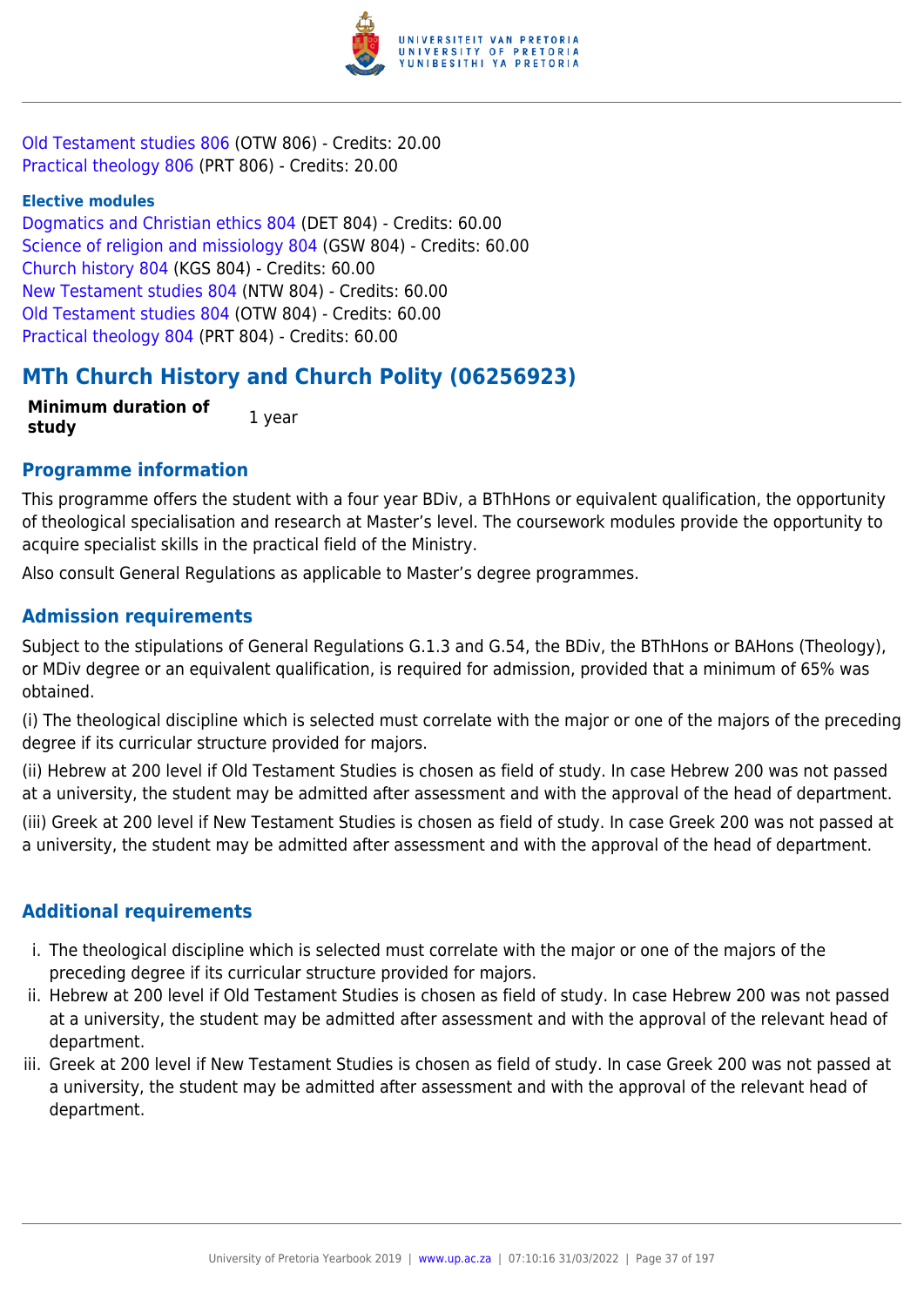Old Testament studies 806 (OTW 806) - Credits: 20.00
Practical theology 806 (PRT 806) - Credits: 20.00

**Elective modules**

Dogmatics and Christian ethics 804 (DET 804) - Credits: 60.00
Science of religion and missiology 804 (GSW 804) - Credits: 60.00
Church history 804 (KGS 804) - Credits: 60.00
New Testament studies 804 (NTW 804) - Credits: 60.00
Old Testament studies 804 (OTW 804) - Credits: 60.00
Practical theology 804 (PRT 804) - Credits: 60.00

## MTh Church History and Church Polity (06256923)

| **Minimum duration of study** | 1 year |
|---|---|

### Programme information

This programme offers the student with a four year BDiv, a BThHons or equivalent qualification, the opportunity of theological specialisation and research at Master's level. The coursework modules provide the opportunity to acquire specialist skills in the practical field of the Ministry.

Also consult General Regulations as applicable to Master's degree programmes.

### Admission requirements

Subject to the stipulations of General Regulations G.1.3 and G.54, the BDiv, the BThHons or BAHons (Theology), or MDiv degree or an equivalent qualification, is required for admission, provided that a minimum of 65% was obtained.

(i) The theological discipline which is selected must correlate with the major or one of the majors of the preceding degree if its curricular structure provided for majors.

(ii) Hebrew at 200 level if Old Testament Studies is chosen as field of study. In case Hebrew 200 was not passed at a university, the student may be admitted after assessment and with the approval of the head of department.

(iii) Greek at 200 level if New Testament Studies is chosen as field of study. In case Greek 200 was not passed at a university, the student may be admitted after assessment and with the approval of the head of department.

### Additional requirements

i. The theological discipline which is selected must correlate with the major or one of the majors of the preceding degree if its curricular structure provided for majors.
ii. Hebrew at 200 level if Old Testament Studies is chosen as field of study. In case Hebrew 200 was not passed at a university, the student may be admitted after assessment and with the approval of the relevant head of department.
iii. Greek at 200 level if New Testament Studies is chosen as field of study. In case Greek 200 was not passed at a university, the student may be admitted after assessment and with the approval of the relevant head of department.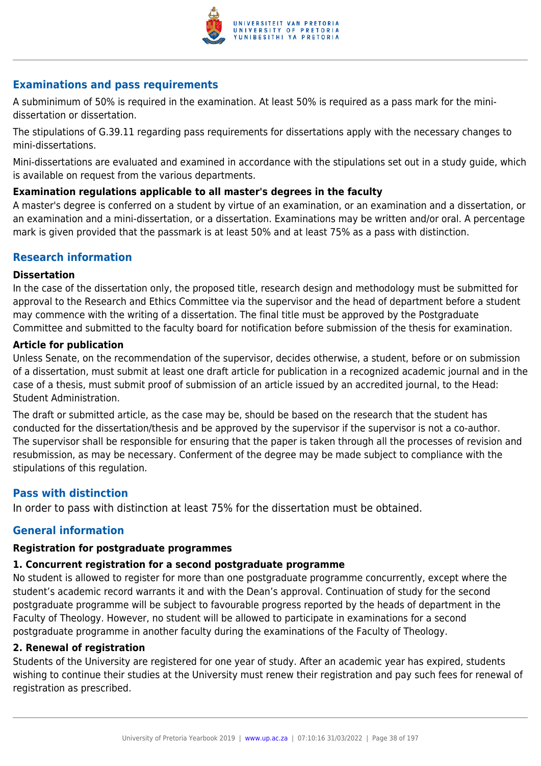## Examinations and pass requirements

A subminimum of 50% is required in the examination. At least 50% is required as a pass mark for the mini-dissertation or dissertation.

The stipulations of G.39.11 regarding pass requirements for dissertations apply with the necessary changes to mini-dissertations.

Mini-dissertations are evaluated and examined in accordance with the stipulations set out in a study guide, which is available on request from the various departments.

**Examination regulations applicable to all master's degrees in the faculty**

A master's degree is conferred on a student by virtue of an examination, or an examination and a dissertation, or an examination and a mini-dissertation, or a dissertation. Examinations may be written and/or oral. A percentage mark is given provided that the passmark is at least 50% and at least 75% as a pass with distinction.

## Research information

**Dissertation**

In the case of the dissertation only, the proposed title, research design and methodology must be submitted for approval to the Research and Ethics Committee via the supervisor and the head of department before a student may commence with the writing of a dissertation. The final title must be approved by the Postgraduate Committee and submitted to the faculty board for notification before submission of the thesis for examination.

**Article for publication**

Unless Senate, on the recommendation of the supervisor, decides otherwise, a student, before or on submission of a dissertation, must submit at least one draft article for publication in a recognized academic journal and in the case of a thesis, must submit proof of submission of an article issued by an accredited journal, to the Head: Student Administration.

The draft or submitted article, as the case may be, should be based on the research that the student has conducted for the dissertation/thesis and be approved by the supervisor if the supervisor is not a co-author. The supervisor shall be responsible for ensuring that the paper is taken through all the processes of revision and resubmission, as may be necessary. Conferment of the degree may be made subject to compliance with the stipulations of this regulation.

## Pass with distinction

In order to pass with distinction at least 75% for the dissertation must be obtained.

## General information

**Registration for postgraduate programmes**

**1. Concurrent registration for a second postgraduate programme**

No student is allowed to register for more than one postgraduate programme concurrently, except where the student's academic record warrants it and with the Dean's approval. Continuation of study for the second postgraduate programme will be subject to favourable progress reported by the heads of department in the Faculty of Theology. However, no student will be allowed to participate in examinations for a second postgraduate programme in another faculty during the examinations of the Faculty of Theology.

**2. Renewal of registration**

Students of the University are registered for one year of study. After an academic year has expired, students wishing to continue their studies at the University must renew their registration and pay such fees for renewal of registration as prescribed.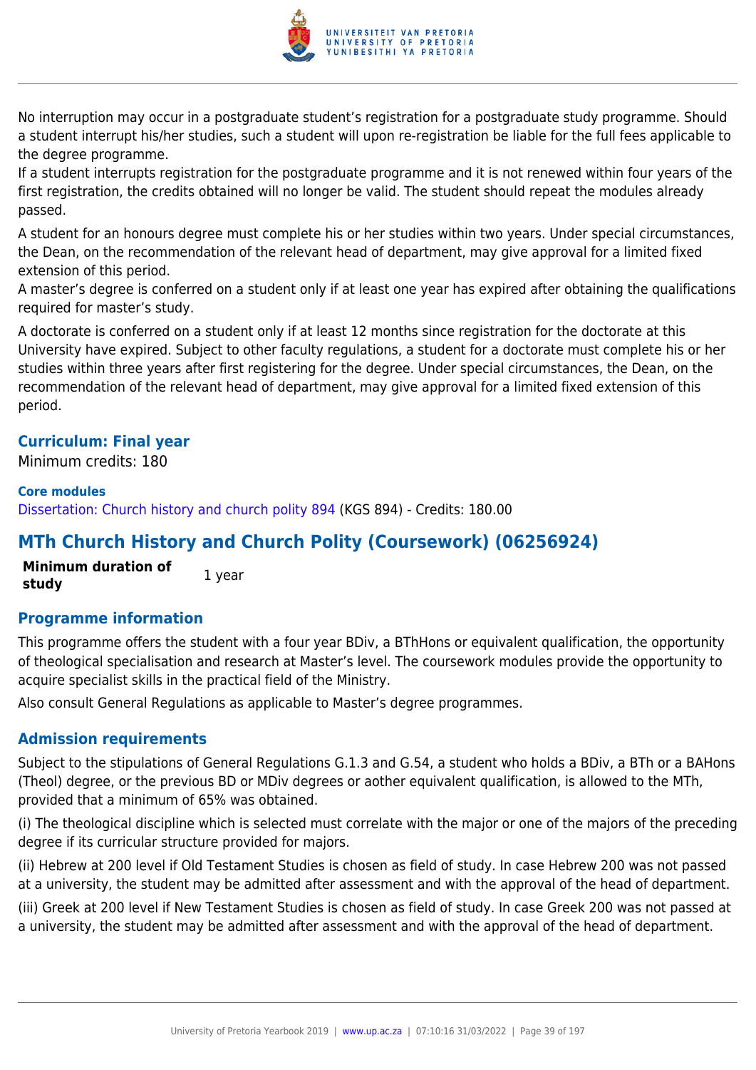No interruption may occur in a postgraduate student's registration for a postgraduate study programme. Should a student interrupt his/her studies, such a student will upon re-registration be liable for the full fees applicable to the degree programme.
If a student interrupts registration for the postgraduate programme and it is not renewed within four years of the first registration, the credits obtained will no longer be valid. The student should repeat the modules already passed.

A student for an honours degree must complete his or her studies within two years. Under special circumstances, the Dean, on the recommendation of the relevant head of department, may give approval for a limited fixed extension of this period.
A master's degree is conferred on a student only if at least one year has expired after obtaining the qualifications required for master's study.

A doctorate is conferred on a student only if at least 12 months since registration for the doctorate at this University have expired. Subject to other faculty regulations, a student for a doctorate must complete his or her studies within three years after first registering for the degree. Under special circumstances, the Dean, on the recommendation of the relevant head of department, may give approval for a limited fixed extension of this period.

### Curriculum: Final year

Minimum credits: 180

**Core modules**

Dissertation: Church history and church polity 894 (KGS 894) - Credits: 180.00

## MTh Church History and Church Polity (Coursework) (06256924)

| **Minimum duration of study** | 1 year |
|---|---|

### Programme information

This programme offers the student with a four year BDiv, a BThHons or equivalent qualification, the opportunity of theological specialisation and research at Master's level. The coursework modules provide the opportunity to acquire specialist skills in the practical field of the Ministry.

Also consult General Regulations as applicable to Master's degree programmes.

### Admission requirements

Subject to the stipulations of General Regulations G.1.3 and G.54, a student who holds a BDiv, a BTh or a BAHons (Theol) degree, or the previous BD or MDiv degrees or aother equivalent qualification, is allowed to the MTh, provided that a minimum of 65% was obtained.

(i) The theological discipline which is selected must correlate with the major or one of the majors of the preceding degree if its curricular structure provided for majors.

(ii) Hebrew at 200 level if Old Testament Studies is chosen as field of study. In case Hebrew 200 was not passed at a university, the student may be admitted after assessment and with the approval of the head of department.

(iii) Greek at 200 level if New Testament Studies is chosen as field of study. In case Greek 200 was not passed at a university, the student may be admitted after assessment and with the approval of the head of department.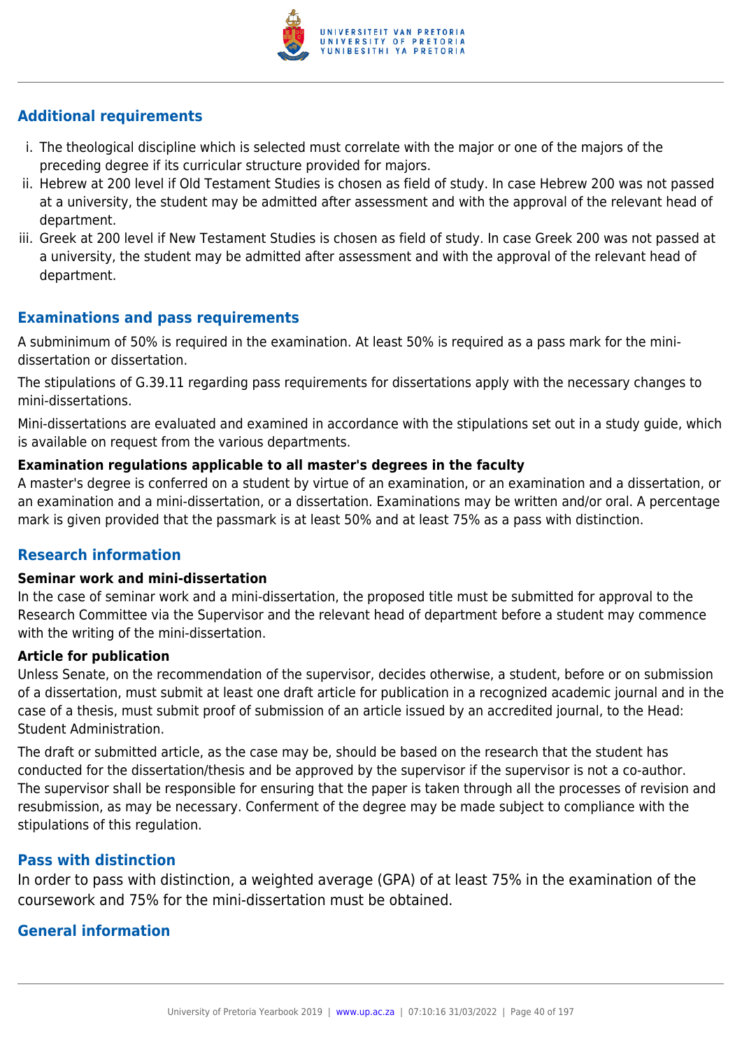## Additional requirements

i. The theological discipline which is selected must correlate with the major or one of the majors of the preceding degree if its curricular structure provided for majors.
ii. Hebrew at 200 level if Old Testament Studies is chosen as field of study. In case Hebrew 200 was not passed at a university, the student may be admitted after assessment and with the approval of the relevant head of department.
iii. Greek at 200 level if New Testament Studies is chosen as field of study. In case Greek 200 was not passed at a university, the student may be admitted after assessment and with the approval of the relevant head of department.

## Examinations and pass requirements

A subminimum of 50% is required in the examination. At least 50% is required as a pass mark for the mini-dissertation or dissertation.

The stipulations of G.39.11 regarding pass requirements for dissertations apply with the necessary changes to mini-dissertations.

Mini-dissertations are evaluated and examined in accordance with the stipulations set out in a study guide, which is available on request from the various departments.

**Examination regulations applicable to all master's degrees in the faculty**

A master's degree is conferred on a student by virtue of an examination, or an examination and a dissertation, or an examination and a mini-dissertation, or a dissertation. Examinations may be written and/or oral. A percentage mark is given provided that the passmark is at least 50% and at least 75% as a pass with distinction.

## Research information

**Seminar work and mini-dissertation**

In the case of seminar work and a mini-dissertation, the proposed title must be submitted for approval to the Research Committee via the Supervisor and the relevant head of department before a student may commence with the writing of the mini-dissertation.

**Article for publication**

Unless Senate, on the recommendation of the supervisor, decides otherwise, a student, before or on submission of a dissertation, must submit at least one draft article for publication in a recognized academic journal and in the case of a thesis, must submit proof of submission of an article issued by an accredited journal, to the Head: Student Administration.

The draft or submitted article, as the case may be, should be based on the research that the student has conducted for the dissertation/thesis and be approved by the supervisor if the supervisor is not a co-author. The supervisor shall be responsible for ensuring that the paper is taken through all the processes of revision and resubmission, as may be necessary. Conferment of the degree may be made subject to compliance with the stipulations of this regulation.

## Pass with distinction

In order to pass with distinction, a weighted average (GPA) of at least 75% in the examination of the coursework and 75% for the mini-dissertation must be obtained.

## General information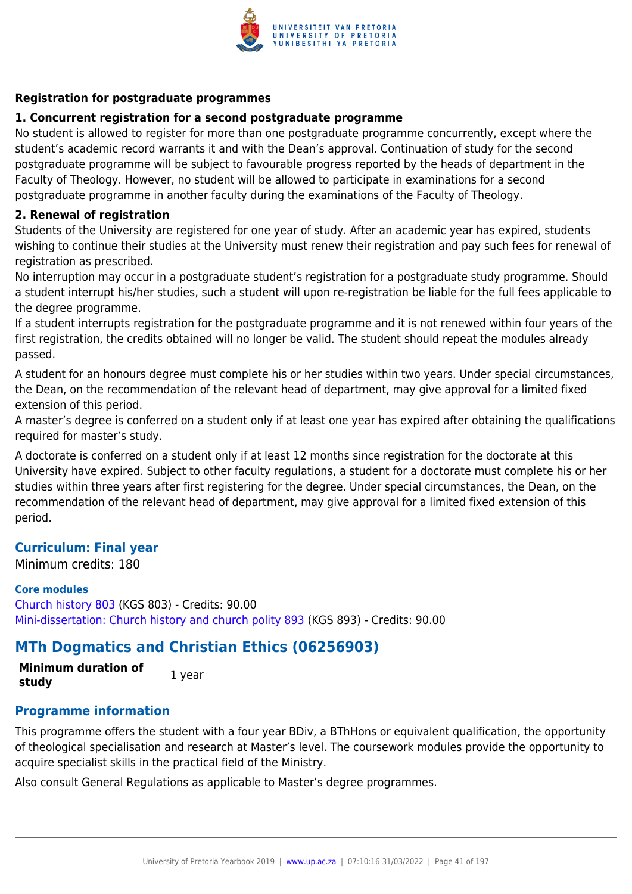**Registration for postgraduate programmes**

**1. Concurrent registration for a second postgraduate programme**

No student is allowed to register for more than one postgraduate programme concurrently, except where the student's academic record warrants it and with the Dean's approval. Continuation of study for the second postgraduate programme will be subject to favourable progress reported by the heads of department in the Faculty of Theology. However, no student will be allowed to participate in examinations for a second postgraduate programme in another faculty during the examinations of the Faculty of Theology.

**2. Renewal of registration**

Students of the University are registered for one year of study. After an academic year has expired, students wishing to continue their studies at the University must renew their registration and pay such fees for renewal of registration as prescribed.

No interruption may occur in a postgraduate student's registration for a postgraduate study programme. Should a student interrupt his/her studies, such a student will upon re-registration be liable for the full fees applicable to the degree programme.

If a student interrupts registration for the postgraduate programme and it is not renewed within four years of the first registration, the credits obtained will no longer be valid. The student should repeat the modules already passed.

A student for an honours degree must complete his or her studies within two years. Under special circumstances, the Dean, on the recommendation of the relevant head of department, may give approval for a limited fixed extension of this period.

A master's degree is conferred on a student only if at least one year has expired after obtaining the qualifications required for master's study.

A doctorate is conferred on a student only if at least 12 months since registration for the doctorate at this University have expired. Subject to other faculty regulations, a student for a doctorate must complete his or her studies within three years after first registering for the degree. Under special circumstances, the Dean, on the recommendation of the relevant head of department, may give approval for a limited fixed extension of this period.

### Curriculum: Final year

Minimum credits: 180

**Core modules**

Church history 803 (KGS 803) - Credits: 90.00

Mini-dissertation: Church history and church polity 893 (KGS 893) - Credits: 90.00

## MTh Dogmatics and Christian Ethics (06256903)

| **Minimum duration of study** | 1 year |
|---|---|

### Programme information

This programme offers the student with a four year BDiv, a BThHons or equivalent qualification, the opportunity of theological specialisation and research at Master's level. The coursework modules provide the opportunity to acquire specialist skills in the practical field of the Ministry.

Also consult General Regulations as applicable to Master's degree programmes.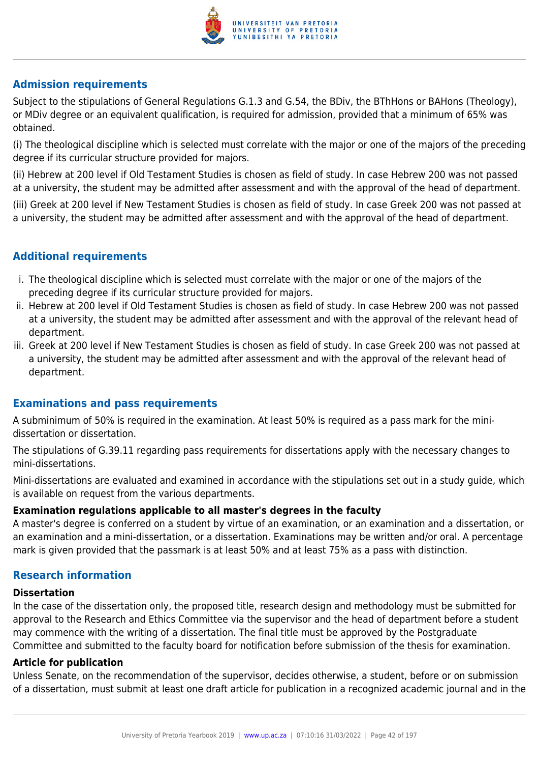## Admission requirements

Subject to the stipulations of General Regulations G.1.3 and G.54, the BDiv, the BThHons or BAHons (Theology), or MDiv degree or an equivalent qualification, is required for admission, provided that a minimum of 65% was obtained.

(i) The theological discipline which is selected must correlate with the major or one of the majors of the preceding degree if its curricular structure provided for majors.

(ii) Hebrew at 200 level if Old Testament Studies is chosen as field of study. In case Hebrew 200 was not passed at a university, the student may be admitted after assessment and with the approval of the head of department.

(iii) Greek at 200 level if New Testament Studies is chosen as field of study. In case Greek 200 was not passed at a university, the student may be admitted after assessment and with the approval of the head of department.

## Additional requirements

i. The theological discipline which is selected must correlate with the major or one of the majors of the preceding degree if its curricular structure provided for majors.
ii. Hebrew at 200 level if Old Testament Studies is chosen as field of study. In case Hebrew 200 was not passed at a university, the student may be admitted after assessment and with the approval of the relevant head of department.
iii. Greek at 200 level if New Testament Studies is chosen as field of study. In case Greek 200 was not passed at a university, the student may be admitted after assessment and with the approval of the relevant head of department.

## Examinations and pass requirements

A subminimum of 50% is required in the examination. At least 50% is required as a pass mark for the mini-dissertation or dissertation.

The stipulations of G.39.11 regarding pass requirements for dissertations apply with the necessary changes to mini-dissertations.

Mini-dissertations are evaluated and examined in accordance with the stipulations set out in a study guide, which is available on request from the various departments.

**Examination regulations applicable to all master's degrees in the faculty**

A master's degree is conferred on a student by virtue of an examination, or an examination and a dissertation, or an examination and a mini-dissertation, or a dissertation. Examinations may be written and/or oral. A percentage mark is given provided that the passmark is at least 50% and at least 75% as a pass with distinction.

## Research information

**Dissertation**

In the case of the dissertation only, the proposed title, research design and methodology must be submitted for approval to the Research and Ethics Committee via the supervisor and the head of department before a student may commence with the writing of a dissertation. The final title must be approved by the Postgraduate Committee and submitted to the faculty board for notification before submission of the thesis for examination.

**Article for publication**

Unless Senate, on the recommendation of the supervisor, decides otherwise, a student, before or on submission of a dissertation, must submit at least one draft article for publication in a recognized academic journal and in the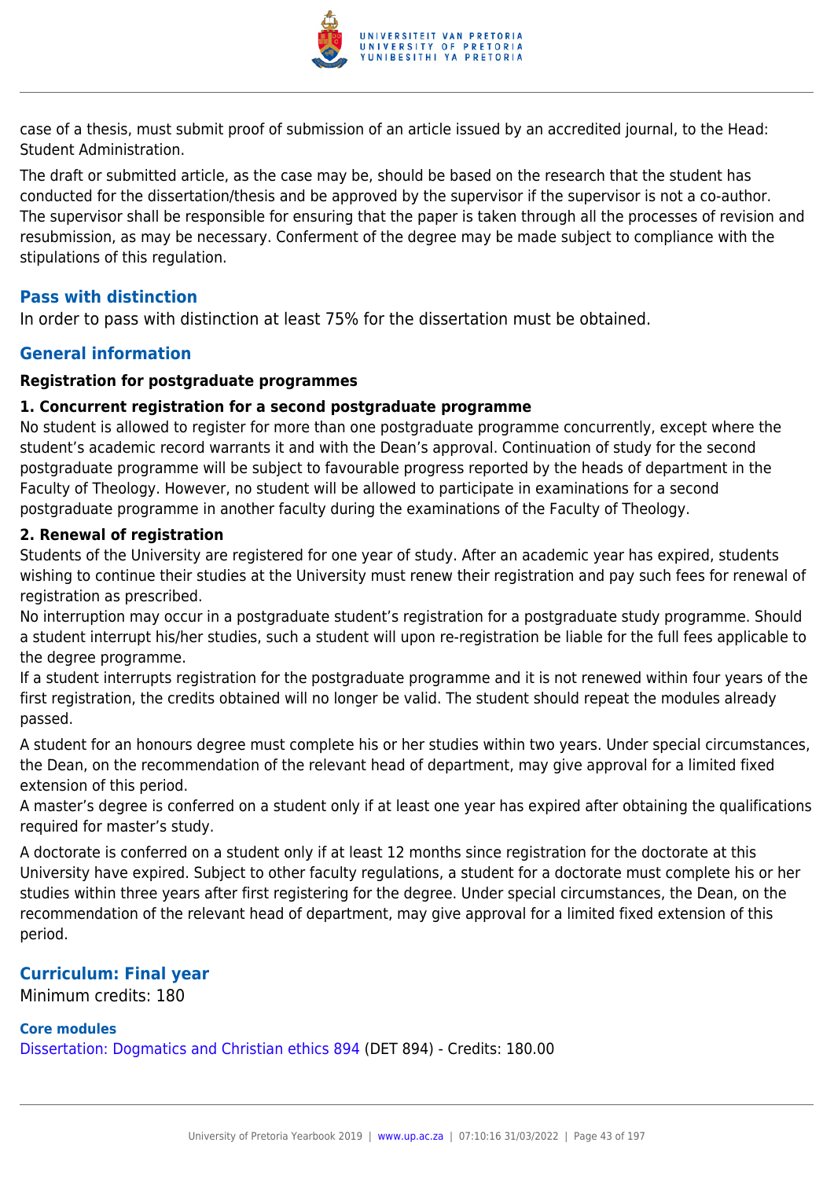case of a thesis, must submit proof of submission of an article issued by an accredited journal, to the Head: Student Administration.

The draft or submitted article, as the case may be, should be based on the research that the student has conducted for the dissertation/thesis and be approved by the supervisor if the supervisor is not a co-author. The supervisor shall be responsible for ensuring that the paper is taken through all the processes of revision and resubmission, as may be necessary. Conferment of the degree may be made subject to compliance with the stipulations of this regulation.

## Pass with distinction

In order to pass with distinction at least 75% for the dissertation must be obtained.

## General information

**Registration for postgraduate programmes**

**1. Concurrent registration for a second postgraduate programme**

No student is allowed to register for more than one postgraduate programme concurrently, except where the student's academic record warrants it and with the Dean's approval. Continuation of study for the second postgraduate programme will be subject to favourable progress reported by the heads of department in the Faculty of Theology. However, no student will be allowed to participate in examinations for a second postgraduate programme in another faculty during the examinations of the Faculty of Theology.

**2. Renewal of registration**

Students of the University are registered for one year of study. After an academic year has expired, students wishing to continue their studies at the University must renew their registration and pay such fees for renewal of registration as prescribed.

No interruption may occur in a postgraduate student's registration for a postgraduate study programme. Should a student interrupt his/her studies, such a student will upon re-registration be liable for the full fees applicable to the degree programme.

If a student interrupts registration for the postgraduate programme and it is not renewed within four years of the first registration, the credits obtained will no longer be valid. The student should repeat the modules already passed.

A student for an honours degree must complete his or her studies within two years. Under special circumstances, the Dean, on the recommendation of the relevant head of department, may give approval for a limited fixed extension of this period.

A master's degree is conferred on a student only if at least one year has expired after obtaining the qualifications required for master's study.

A doctorate is conferred on a student only if at least 12 months since registration for the doctorate at this University have expired. Subject to other faculty regulations, a student for a doctorate must complete his or her studies within three years after first registering for the degree. Under special circumstances, the Dean, on the recommendation of the relevant head of department, may give approval for a limited fixed extension of this period.

## Curriculum: Final year

Minimum credits: 180

### Core modules

Dissertation: Dogmatics and Christian ethics 894 (DET 894) - Credits: 180.00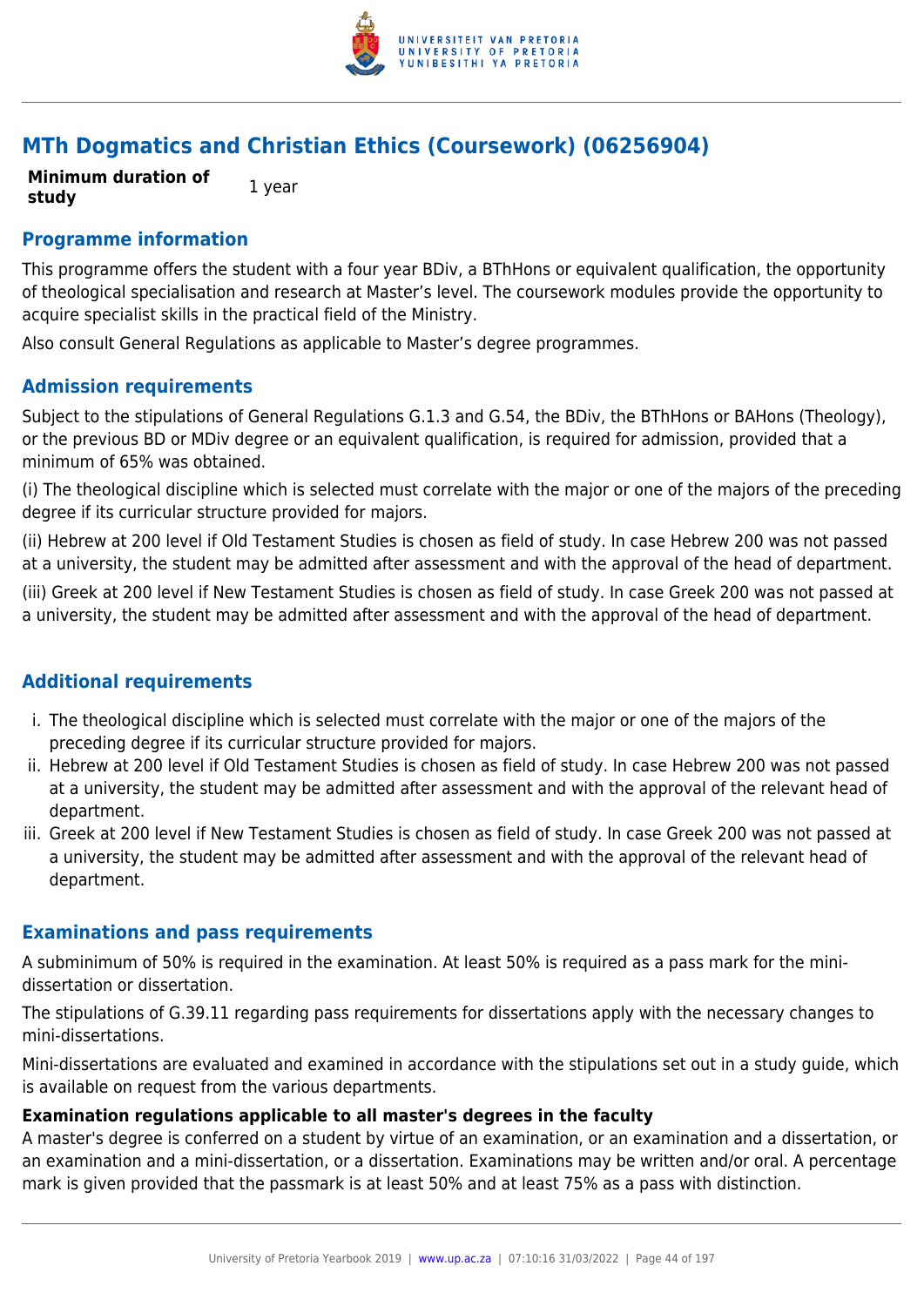## MTh Dogmatics and Christian Ethics (Coursework) (06256904)

| **Minimum duration of study** | 1 year |
|---|---|

### Programme information

This programme offers the student with a four year BDiv, a BThHons or equivalent qualification, the opportunity of theological specialisation and research at Master's level. The coursework modules provide the opportunity to acquire specialist skills in the practical field of the Ministry.

Also consult General Regulations as applicable to Master's degree programmes.

### Admission requirements

Subject to the stipulations of General Regulations G.1.3 and G.54, the BDiv, the BThHons or BAHons (Theology), or the previous BD or MDiv degree or an equivalent qualification, is required for admission, provided that a minimum of 65% was obtained.

(i) The theological discipline which is selected must correlate with the major or one of the majors of the preceding degree if its curricular structure provided for majors.

(ii) Hebrew at 200 level if Old Testament Studies is chosen as field of study. In case Hebrew 200 was not passed at a university, the student may be admitted after assessment and with the approval of the head of department.

(iii) Greek at 200 level if New Testament Studies is chosen as field of study. In case Greek 200 was not passed at a university, the student may be admitted after assessment and with the approval of the head of department.

### Additional requirements

i. The theological discipline which is selected must correlate with the major or one of the majors of the preceding degree if its curricular structure provided for majors.
ii. Hebrew at 200 level if Old Testament Studies is chosen as field of study. In case Hebrew 200 was not passed at a university, the student may be admitted after assessment and with the approval of the relevant head of department.
iii. Greek at 200 level if New Testament Studies is chosen as field of study. In case Greek 200 was not passed at a university, the student may be admitted after assessment and with the approval of the relevant head of department.

### Examinations and pass requirements

A subminimum of 50% is required in the examination. At least 50% is required as a pass mark for the mini-dissertation or dissertation.

The stipulations of G.39.11 regarding pass requirements for dissertations apply with the necessary changes to mini-dissertations.

Mini-dissertations are evaluated and examined in accordance with the stipulations set out in a study guide, which is available on request from the various departments.

**Examination regulations applicable to all master's degrees in the faculty**

A master's degree is conferred on a student by virtue of an examination, or an examination and a dissertation, or an examination and a mini-dissertation, or a dissertation. Examinations may be written and/or oral. A percentage mark is given provided that the passmark is at least 50% and at least 75% as a pass with distinction.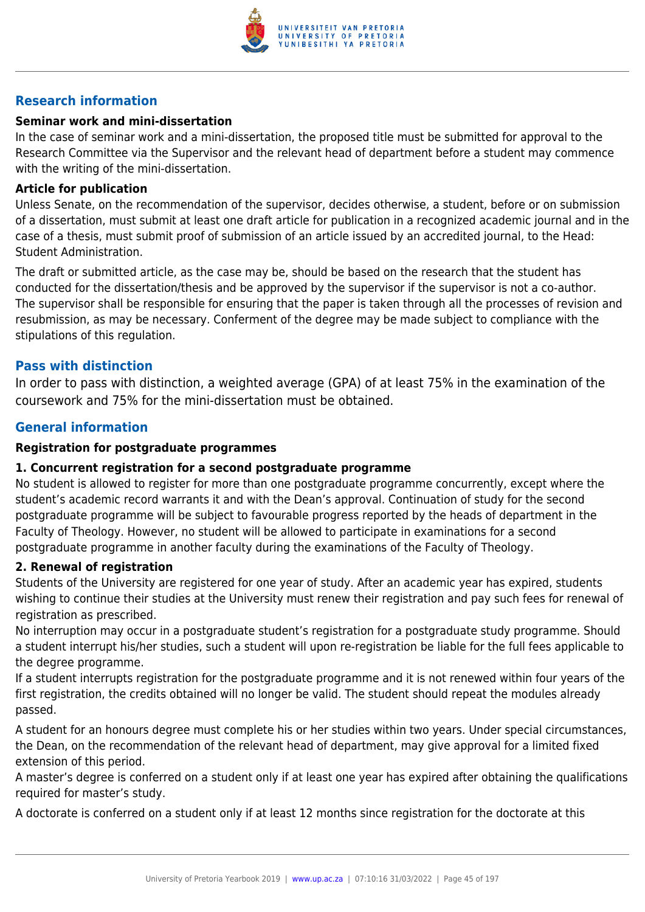## Research information

### Seminar work and mini-dissertation

In the case of seminar work and a mini-dissertation, the proposed title must be submitted for approval to the Research Committee via the Supervisor and the relevant head of department before a student may commence with the writing of the mini-dissertation.

### Article for publication

Unless Senate, on the recommendation of the supervisor, decides otherwise, a student, before or on submission of a dissertation, must submit at least one draft article for publication in a recognized academic journal and in the case of a thesis, must submit proof of submission of an article issued by an accredited journal, to the Head: Student Administration.

The draft or submitted article, as the case may be, should be based on the research that the student has conducted for the dissertation/thesis and be approved by the supervisor if the supervisor is not a co-author. The supervisor shall be responsible for ensuring that the paper is taken through all the processes of revision and resubmission, as may be necessary. Conferment of the degree may be made subject to compliance with the stipulations of this regulation.

## Pass with distinction

In order to pass with distinction, a weighted average (GPA) of at least 75% in the examination of the coursework and 75% for the mini-dissertation must be obtained.

## General information

### Registration for postgraduate programmes

**1. Concurrent registration for a second postgraduate programme**

No student is allowed to register for more than one postgraduate programme concurrently, except where the student's academic record warrants it and with the Dean's approval. Continuation of study for the second postgraduate programme will be subject to favourable progress reported by the heads of department in the Faculty of Theology. However, no student will be allowed to participate in examinations for a second postgraduate programme in another faculty during the examinations of the Faculty of Theology.

**2. Renewal of registration**

Students of the University are registered for one year of study. After an academic year has expired, students wishing to continue their studies at the University must renew their registration and pay such fees for renewal of registration as prescribed.

No interruption may occur in a postgraduate student's registration for a postgraduate study programme. Should a student interrupt his/her studies, such a student will upon re-registration be liable for the full fees applicable to the degree programme.

If a student interrupts registration for the postgraduate programme and it is not renewed within four years of the first registration, the credits obtained will no longer be valid. The student should repeat the modules already passed.

A student for an honours degree must complete his or her studies within two years. Under special circumstances, the Dean, on the recommendation of the relevant head of department, may give approval for a limited fixed extension of this period.

A master's degree is conferred on a student only if at least one year has expired after obtaining the qualifications required for master's study.

A doctorate is conferred on a student only if at least 12 months since registration for the doctorate at this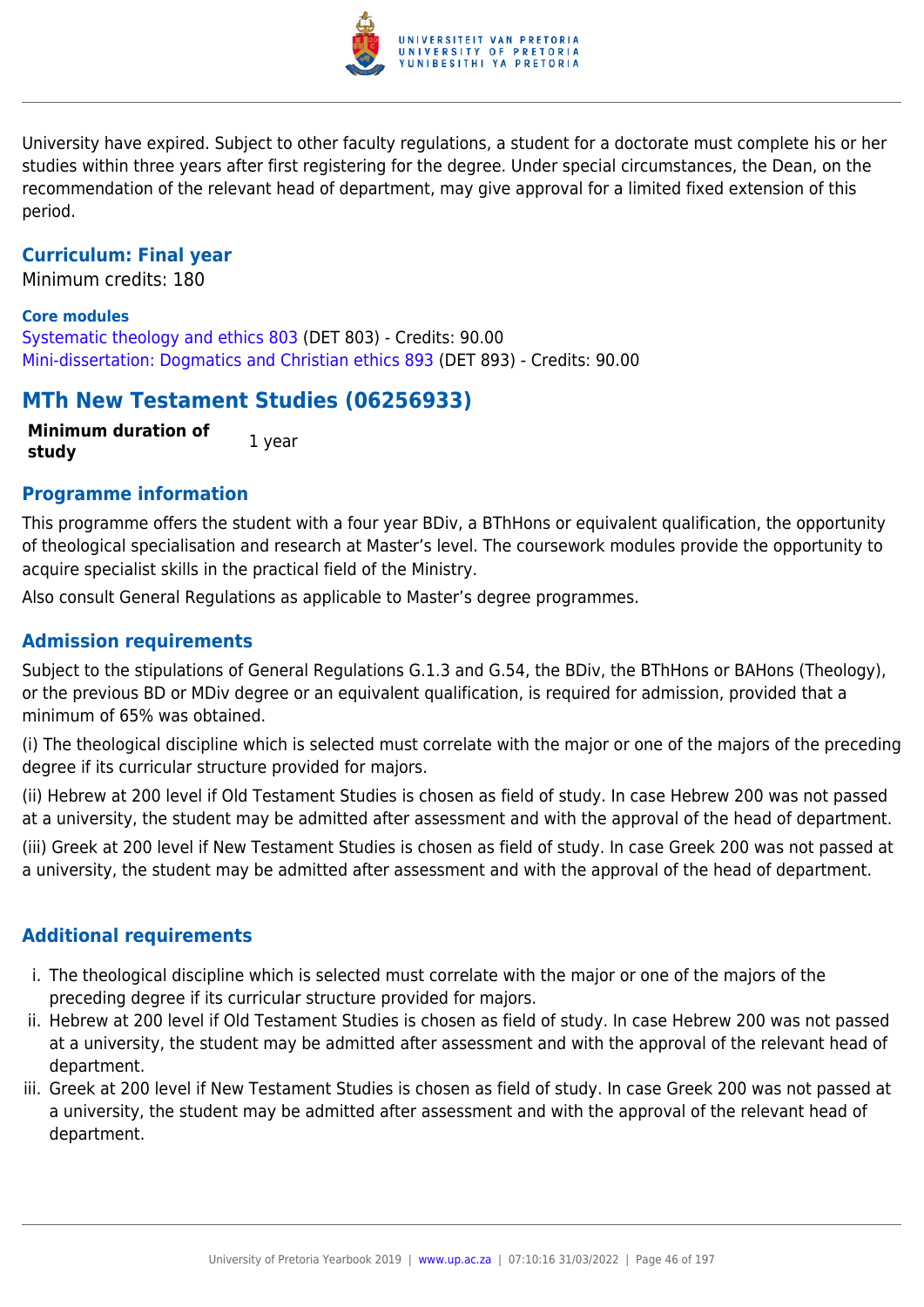University have expired. Subject to other faculty regulations, a student for a doctorate must complete his or her studies within three years after first registering for the degree. Under special circumstances, the Dean, on the recommendation of the relevant head of department, may give approval for a limited fixed extension of this period.

### Curriculum: Final year

Minimum credits: 180

**Core modules**

Systematic theology and ethics 803 (DET 803) - Credits: 90.00
Mini-dissertation: Dogmatics and Christian ethics 893 (DET 893) - Credits: 90.00

## MTh New Testament Studies (06256933)

| **Minimum duration of study** | 1 year |
|---|---|

### Programme information

This programme offers the student with a four year BDiv, a BThHons or equivalent qualification, the opportunity of theological specialisation and research at Master's level. The coursework modules provide the opportunity to acquire specialist skills in the practical field of the Ministry.

Also consult General Regulations as applicable to Master's degree programmes.

### Admission requirements

Subject to the stipulations of General Regulations G.1.3 and G.54, the BDiv, the BThHons or BAHons (Theology), or the previous BD or MDiv degree or an equivalent qualification, is required for admission, provided that a minimum of 65% was obtained.

(i) The theological discipline which is selected must correlate with the major or one of the majors of the preceding degree if its curricular structure provided for majors.

(ii) Hebrew at 200 level if Old Testament Studies is chosen as field of study. In case Hebrew 200 was not passed at a university, the student may be admitted after assessment and with the approval of the head of department.

(iii) Greek at 200 level if New Testament Studies is chosen as field of study. In case Greek 200 was not passed at a university, the student may be admitted after assessment and with the approval of the head of department.

### Additional requirements

i. The theological discipline which is selected must correlate with the major or one of the majors of the preceding degree if its curricular structure provided for majors.
ii. Hebrew at 200 level if Old Testament Studies is chosen as field of study. In case Hebrew 200 was not passed at a university, the student may be admitted after assessment and with the approval of the relevant head of department.
iii. Greek at 200 level if New Testament Studies is chosen as field of study. In case Greek 200 was not passed at a university, the student may be admitted after assessment and with the approval of the relevant head of department.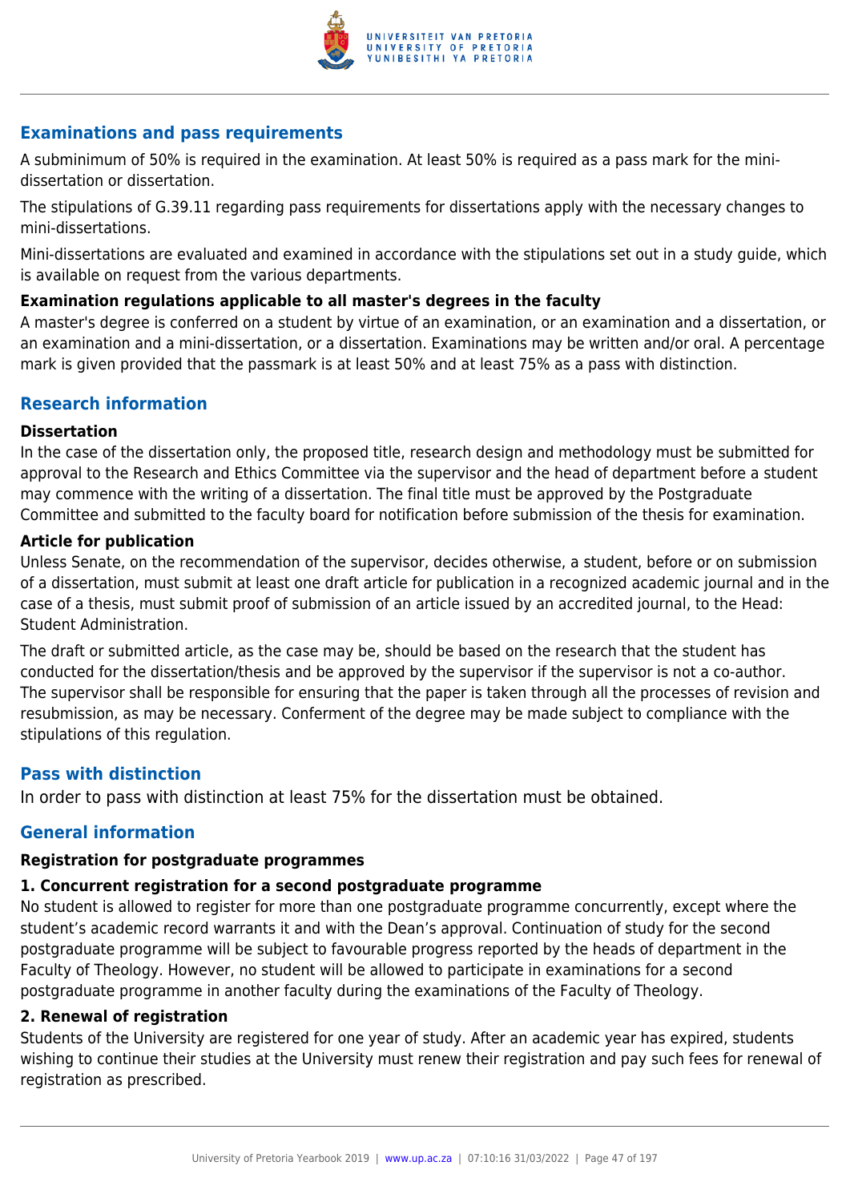## Examinations and pass requirements

A subminimum of 50% is required in the examination. At least 50% is required as a pass mark for the mini-dissertation or dissertation.

The stipulations of G.39.11 regarding pass requirements for dissertations apply with the necessary changes to mini-dissertations.

Mini-dissertations are evaluated and examined in accordance with the stipulations set out in a study guide, which is available on request from the various departments.

### Examination regulations applicable to all master's degrees in the faculty

A master's degree is conferred on a student by virtue of an examination, or an examination and a dissertation, or an examination and a mini-dissertation, or a dissertation. Examinations may be written and/or oral. A percentage mark is given provided that the passmark is at least 50% and at least 75% as a pass with distinction.

## Research information

### Dissertation

In the case of the dissertation only, the proposed title, research design and methodology must be submitted for approval to the Research and Ethics Committee via the supervisor and the head of department before a student may commence with the writing of a dissertation. The final title must be approved by the Postgraduate Committee and submitted to the faculty board for notification before submission of the thesis for examination.

### Article for publication

Unless Senate, on the recommendation of the supervisor, decides otherwise, a student, before or on submission of a dissertation, must submit at least one draft article for publication in a recognized academic journal and in the case of a thesis, must submit proof of submission of an article issued by an accredited journal, to the Head: Student Administration.

The draft or submitted article, as the case may be, should be based on the research that the student has conducted for the dissertation/thesis and be approved by the supervisor if the supervisor is not a co-author. The supervisor shall be responsible for ensuring that the paper is taken through all the processes of revision and resubmission, as may be necessary. Conferment of the degree may be made subject to compliance with the stipulations of this regulation.

## Pass with distinction

In order to pass with distinction at least 75% for the dissertation must be obtained.

## General information

### Registration for postgraduate programmes

#### 1. Concurrent registration for a second postgraduate programme

No student is allowed to register for more than one postgraduate programme concurrently, except where the student's academic record warrants it and with the Dean's approval. Continuation of study for the second postgraduate programme will be subject to favourable progress reported by the heads of department in the Faculty of Theology. However, no student will be allowed to participate in examinations for a second postgraduate programme in another faculty during the examinations of the Faculty of Theology.

#### 2. Renewal of registration

Students of the University are registered for one year of study. After an academic year has expired, students wishing to continue their studies at the University must renew their registration and pay such fees for renewal of registration as prescribed.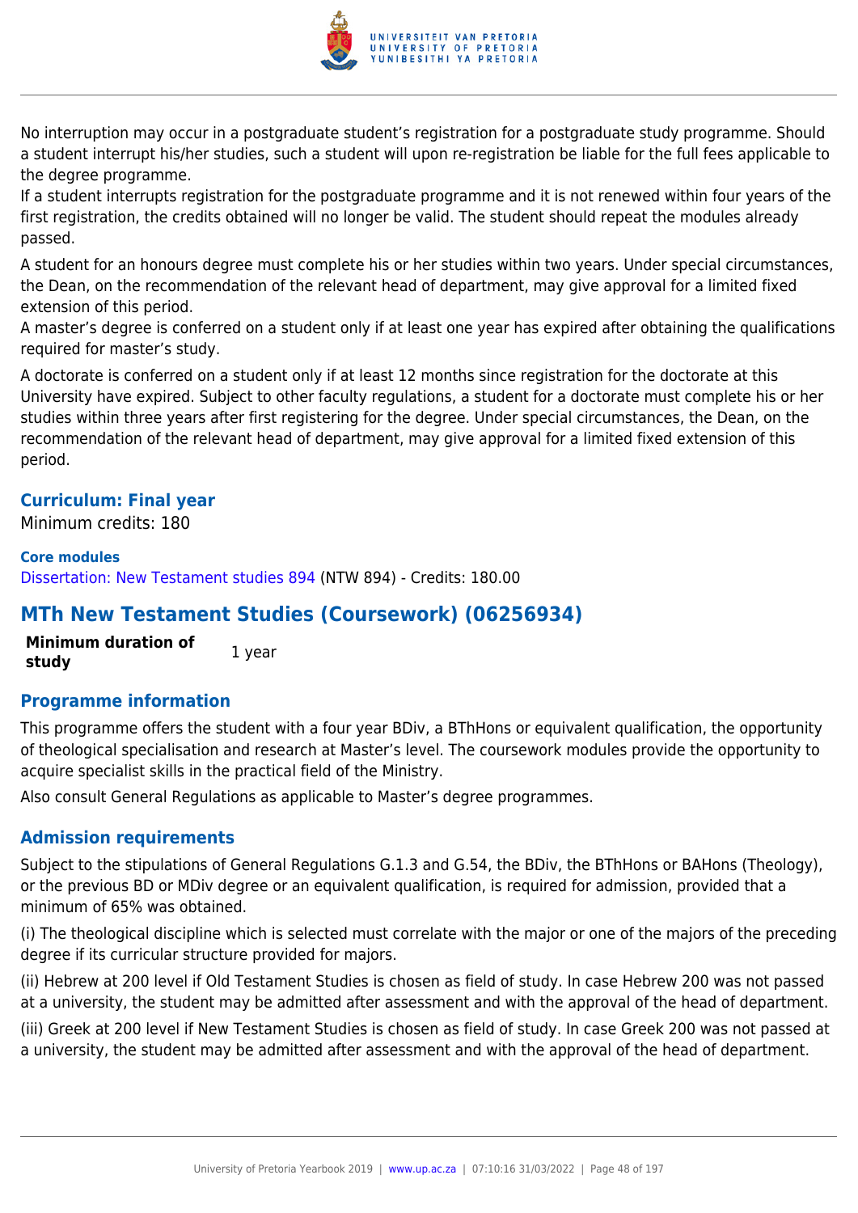No interruption may occur in a postgraduate student's registration for a postgraduate study programme. Should a student interrupt his/her studies, such a student will upon re-registration be liable for the full fees applicable to the degree programme.

If a student interrupts registration for the postgraduate programme and it is not renewed within four years of the first registration, the credits obtained will no longer be valid. The student should repeat the modules already passed.

A student for an honours degree must complete his or her studies within two years. Under special circumstances, the Dean, on the recommendation of the relevant head of department, may give approval for a limited fixed extension of this period.

A master's degree is conferred on a student only if at least one year has expired after obtaining the qualifications required for master's study.

A doctorate is conferred on a student only if at least 12 months since registration for the doctorate at this University have expired. Subject to other faculty regulations, a student for a doctorate must complete his or her studies within three years after first registering for the degree. Under special circumstances, the Dean, on the recommendation of the relevant head of department, may give approval for a limited fixed extension of this period.

### Curriculum: Final year

Minimum credits: 180

**Core modules**

Dissertation: New Testament studies 894 (NTW 894) - Credits: 180.00

## MTh New Testament Studies (Coursework) (06256934)

| **Minimum duration of study** | 1 year |
|---|---|

### Programme information

This programme offers the student with a four year BDiv, a BThHons or equivalent qualification, the opportunity of theological specialisation and research at Master's level. The coursework modules provide the opportunity to acquire specialist skills in the practical field of the Ministry.

Also consult General Regulations as applicable to Master's degree programmes.

### Admission requirements

Subject to the stipulations of General Regulations G.1.3 and G.54, the BDiv, the BThHons or BAHons (Theology), or the previous BD or MDiv degree or an equivalent qualification, is required for admission, provided that a minimum of 65% was obtained.

(i) The theological discipline which is selected must correlate with the major or one of the majors of the preceding degree if its curricular structure provided for majors.

(ii) Hebrew at 200 level if Old Testament Studies is chosen as field of study. In case Hebrew 200 was not passed at a university, the student may be admitted after assessment and with the approval of the head of department.

(iii) Greek at 200 level if New Testament Studies is chosen as field of study. In case Greek 200 was not passed at a university, the student may be admitted after assessment and with the approval of the head of department.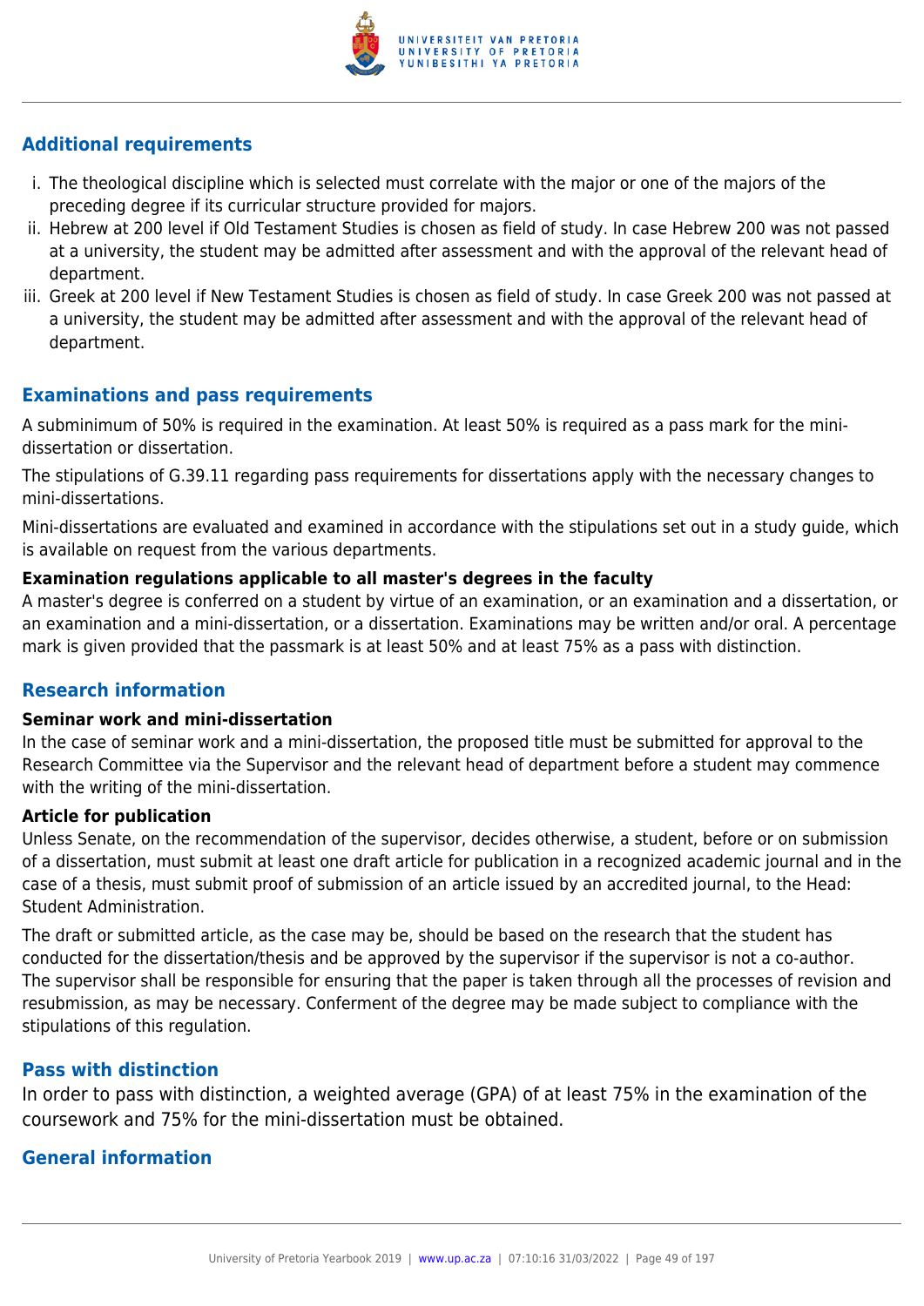## Additional requirements

i. The theological discipline which is selected must correlate with the major or one of the majors of the preceding degree if its curricular structure provided for majors.
ii. Hebrew at 200 level if Old Testament Studies is chosen as field of study. In case Hebrew 200 was not passed at a university, the student may be admitted after assessment and with the approval of the relevant head of department.
iii. Greek at 200 level if New Testament Studies is chosen as field of study. In case Greek 200 was not passed at a university, the student may be admitted after assessment and with the approval of the relevant head of department.

## Examinations and pass requirements

A subminimum of 50% is required in the examination. At least 50% is required as a pass mark for the mini-dissertation or dissertation.

The stipulations of G.39.11 regarding pass requirements for dissertations apply with the necessary changes to mini-dissertations.

Mini-dissertations are evaluated and examined in accordance with the stipulations set out in a study guide, which is available on request from the various departments.

**Examination regulations applicable to all master's degrees in the faculty**

A master's degree is conferred on a student by virtue of an examination, or an examination and a dissertation, or an examination and a mini-dissertation, or a dissertation. Examinations may be written and/or oral. A percentage mark is given provided that the passmark is at least 50% and at least 75% as a pass with distinction.

## Research information

**Seminar work and mini-dissertation**

In the case of seminar work and a mini-dissertation, the proposed title must be submitted for approval to the Research Committee via the Supervisor and the relevant head of department before a student may commence with the writing of the mini-dissertation.

**Article for publication**

Unless Senate, on the recommendation of the supervisor, decides otherwise, a student, before or on submission of a dissertation, must submit at least one draft article for publication in a recognized academic journal and in the case of a thesis, must submit proof of submission of an article issued by an accredited journal, to the Head: Student Administration.

The draft or submitted article, as the case may be, should be based on the research that the student has conducted for the dissertation/thesis and be approved by the supervisor if the supervisor is not a co-author. The supervisor shall be responsible for ensuring that the paper is taken through all the processes of revision and resubmission, as may be necessary. Conferment of the degree may be made subject to compliance with the stipulations of this regulation.

## Pass with distinction

In order to pass with distinction, a weighted average (GPA) of at least 75% in the examination of the coursework and 75% for the mini-dissertation must be obtained.

## General information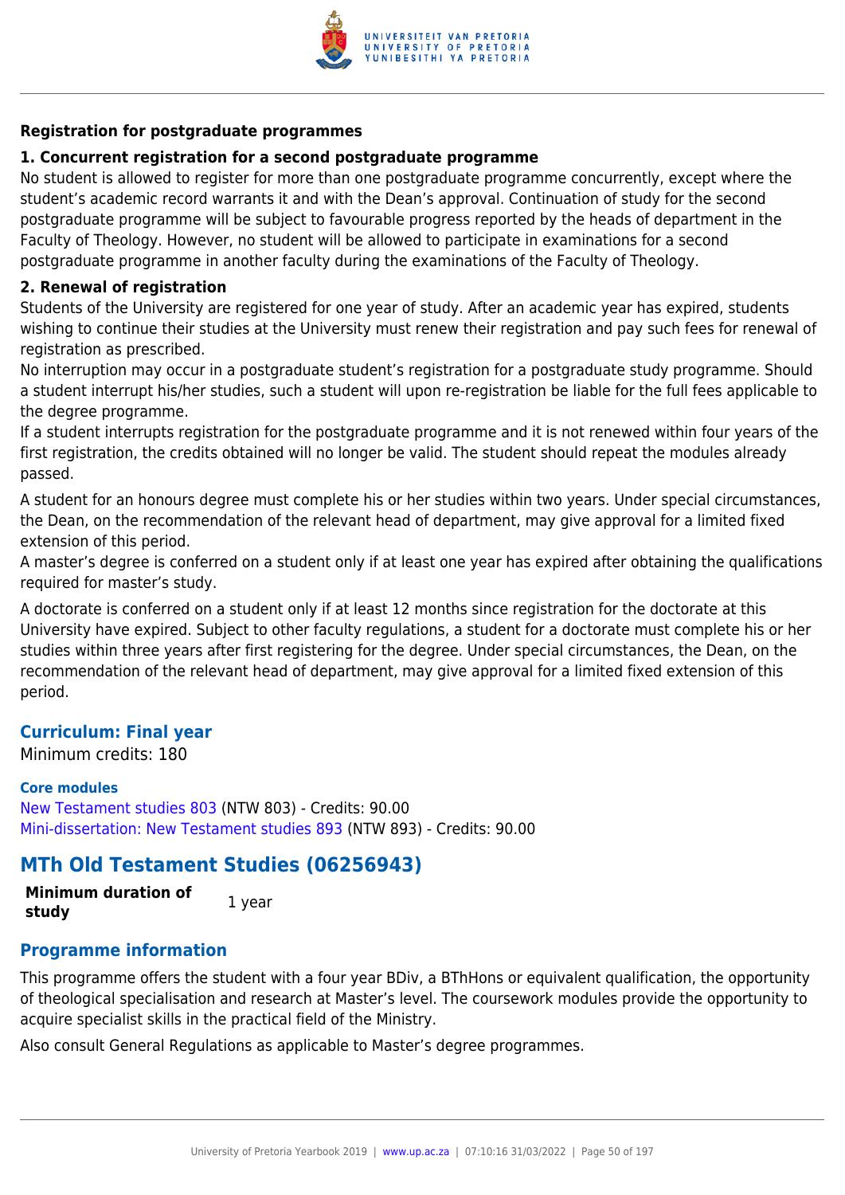**Registration for postgraduate programmes**

**1. Concurrent registration for a second postgraduate programme**

No student is allowed to register for more than one postgraduate programme concurrently, except where the student's academic record warrants it and with the Dean's approval. Continuation of study for the second postgraduate programme will be subject to favourable progress reported by the heads of department in the Faculty of Theology. However, no student will be allowed to participate in examinations for a second postgraduate programme in another faculty during the examinations of the Faculty of Theology.

**2. Renewal of registration**

Students of the University are registered for one year of study. After an academic year has expired, students wishing to continue their studies at the University must renew their registration and pay such fees for renewal of registration as prescribed.

No interruption may occur in a postgraduate student's registration for a postgraduate study programme. Should a student interrupt his/her studies, such a student will upon re-registration be liable for the full fees applicable to the degree programme.

If a student interrupts registration for the postgraduate programme and it is not renewed within four years of the first registration, the credits obtained will no longer be valid. The student should repeat the modules already passed.

A student for an honours degree must complete his or her studies within two years. Under special circumstances, the Dean, on the recommendation of the relevant head of department, may give approval for a limited fixed extension of this period.

A master's degree is conferred on a student only if at least one year has expired after obtaining the qualifications required for master's study.

A doctorate is conferred on a student only if at least 12 months since registration for the doctorate at this University have expired. Subject to other faculty regulations, a student for a doctorate must complete his or her studies within three years after first registering for the degree. Under special circumstances, the Dean, on the recommendation of the relevant head of department, may give approval for a limited fixed extension of this period.

### Curriculum: Final year

Minimum credits: 180

**Core modules**

New Testament studies 803 (NTW 803) - Credits: 90.00
Mini-dissertation: New Testament studies 893 (NTW 893) - Credits: 90.00

## MTh Old Testament Studies (06256943)

| **Minimum duration of study** | 1 year |
|---|---|

### Programme information

This programme offers the student with a four year BDiv, a BThHons or equivalent qualification, the opportunity of theological specialisation and research at Master's level. The coursework modules provide the opportunity to acquire specialist skills in the practical field of the Ministry.

Also consult General Regulations as applicable to Master's degree programmes.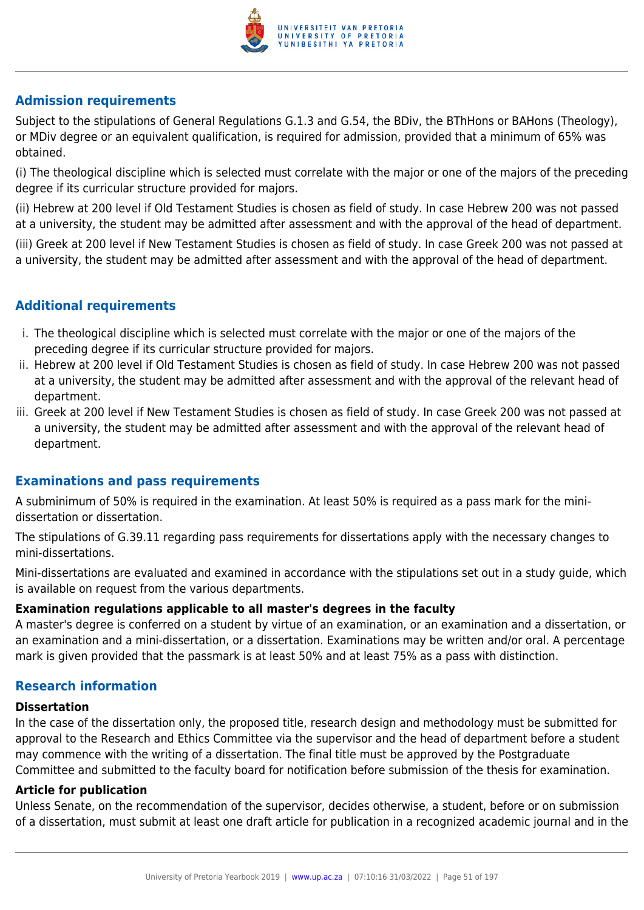## Admission requirements

Subject to the stipulations of General Regulations G.1.3 and G.54, the BDiv, the BThHons or BAHons (Theology), or MDiv degree or an equivalent qualification, is required for admission, provided that a minimum of 65% was obtained.

(i) The theological discipline which is selected must correlate with the major or one of the majors of the preceding degree if its curricular structure provided for majors.

(ii) Hebrew at 200 level if Old Testament Studies is chosen as field of study. In case Hebrew 200 was not passed at a university, the student may be admitted after assessment and with the approval of the head of department.

(iii) Greek at 200 level if New Testament Studies is chosen as field of study. In case Greek 200 was not passed at a university, the student may be admitted after assessment and with the approval of the head of department.

## Additional requirements

i. The theological discipline which is selected must correlate with the major or one of the majors of the preceding degree if its curricular structure provided for majors.
ii. Hebrew at 200 level if Old Testament Studies is chosen as field of study. In case Hebrew 200 was not passed at a university, the student may be admitted after assessment and with the approval of the relevant head of department.
iii. Greek at 200 level if New Testament Studies is chosen as field of study. In case Greek 200 was not passed at a university, the student may be admitted after assessment and with the approval of the relevant head of department.

## Examinations and pass requirements

A subminimum of 50% is required in the examination. At least 50% is required as a pass mark for the mini-dissertation or dissertation.

The stipulations of G.39.11 regarding pass requirements for dissertations apply with the necessary changes to mini-dissertations.

Mini-dissertations are evaluated and examined in accordance with the stipulations set out in a study guide, which is available on request from the various departments.

**Examination regulations applicable to all master's degrees in the faculty**

A master's degree is conferred on a student by virtue of an examination, or an examination and a dissertation, or an examination and a mini-dissertation, or a dissertation. Examinations may be written and/or oral. A percentage mark is given provided that the passmark is at least 50% and at least 75% as a pass with distinction.

## Research information

**Dissertation**

In the case of the dissertation only, the proposed title, research design and methodology must be submitted for approval to the Research and Ethics Committee via the supervisor and the head of department before a student may commence with the writing of a dissertation. The final title must be approved by the Postgraduate Committee and submitted to the faculty board for notification before submission of the thesis for examination.

**Article for publication**

Unless Senate, on the recommendation of the supervisor, decides otherwise, a student, before or on submission of a dissertation, must submit at least one draft article for publication in a recognized academic journal and in the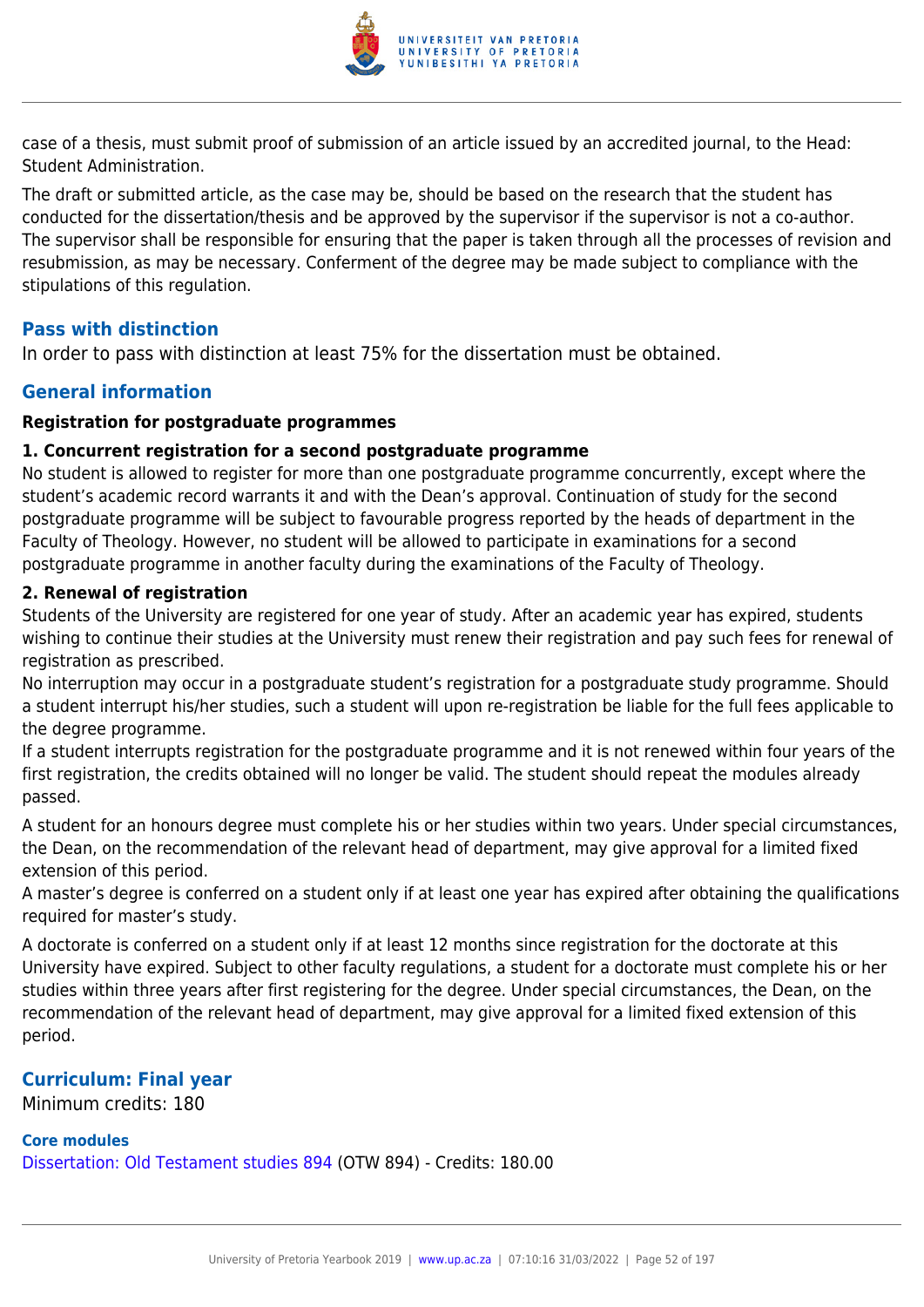case of a thesis, must submit proof of submission of an article issued by an accredited journal, to the Head: Student Administration.

The draft or submitted article, as the case may be, should be based on the research that the student has conducted for the dissertation/thesis and be approved by the supervisor if the supervisor is not a co-author. The supervisor shall be responsible for ensuring that the paper is taken through all the processes of revision and resubmission, as may be necessary. Conferment of the degree may be made subject to compliance with the stipulations of this regulation.

## Pass with distinction

In order to pass with distinction at least 75% for the dissertation must be obtained.

## General information

**Registration for postgraduate programmes**

**1. Concurrent registration for a second postgraduate programme**

No student is allowed to register for more than one postgraduate programme concurrently, except where the student's academic record warrants it and with the Dean's approval. Continuation of study for the second postgraduate programme will be subject to favourable progress reported by the heads of department in the Faculty of Theology. However, no student will be allowed to participate in examinations for a second postgraduate programme in another faculty during the examinations of the Faculty of Theology.

**2. Renewal of registration**

Students of the University are registered for one year of study. After an academic year has expired, students wishing to continue their studies at the University must renew their registration and pay such fees for renewal of registration as prescribed.

No interruption may occur in a postgraduate student's registration for a postgraduate study programme. Should a student interrupt his/her studies, such a student will upon re-registration be liable for the full fees applicable to the degree programme.

If a student interrupts registration for the postgraduate programme and it is not renewed within four years of the first registration, the credits obtained will no longer be valid. The student should repeat the modules already passed.

A student for an honours degree must complete his or her studies within two years. Under special circumstances, the Dean, on the recommendation of the relevant head of department, may give approval for a limited fixed extension of this period.

A master's degree is conferred on a student only if at least one year has expired after obtaining the qualifications required for master's study.

A doctorate is conferred on a student only if at least 12 months since registration for the doctorate at this University have expired. Subject to other faculty regulations, a student for a doctorate must complete his or her studies within three years after first registering for the degree. Under special circumstances, the Dean, on the recommendation of the relevant head of department, may give approval for a limited fixed extension of this period.

## Curriculum: Final year

Minimum credits: 180

### Core modules

Dissertation: Old Testament studies 894 (OTW 894) - Credits: 180.00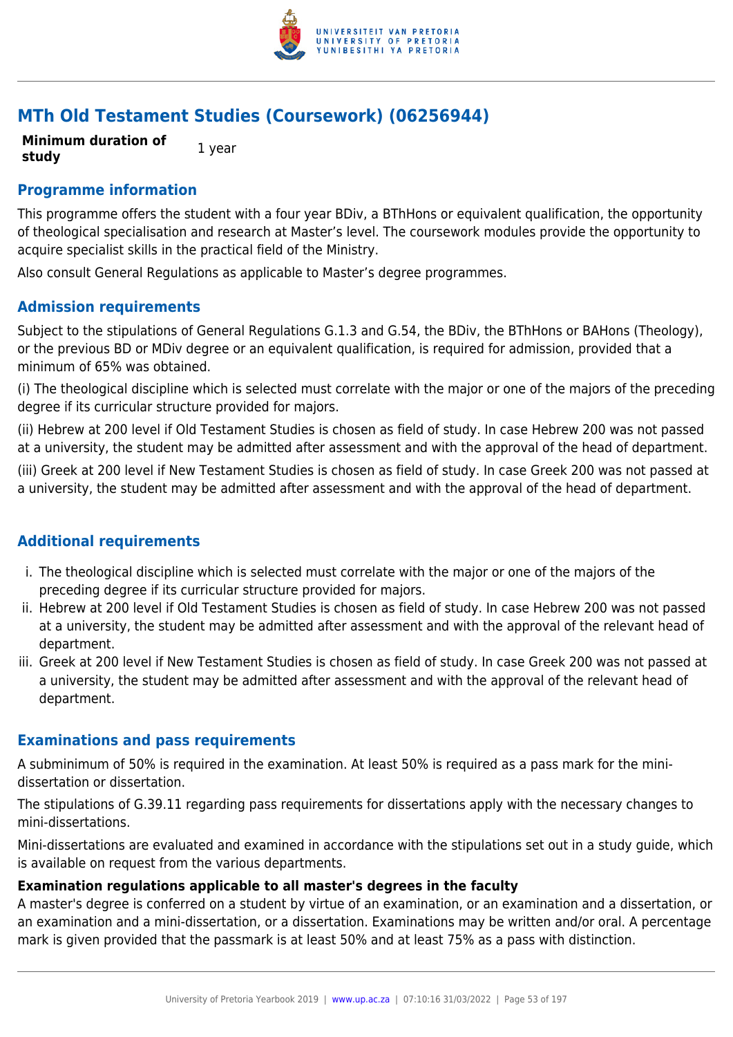# MTh Old Testament Studies (Coursework) (06256944)

**Minimum duration of study** 1 year

## Programme information

This programme offers the student with a four year BDiv, a BThHons or equivalent qualification, the opportunity of theological specialisation and research at Master's level. The coursework modules provide the opportunity to acquire specialist skills in the practical field of the Ministry.

Also consult General Regulations as applicable to Master's degree programmes.

## Admission requirements

Subject to the stipulations of General Regulations G.1.3 and G.54, the BDiv, the BThHons or BAHons (Theology), or the previous BD or MDiv degree or an equivalent qualification, is required for admission, provided that a minimum of 65% was obtained.

(i) The theological discipline which is selected must correlate with the major or one of the majors of the preceding degree if its curricular structure provided for majors.

(ii) Hebrew at 200 level if Old Testament Studies is chosen as field of study. In case Hebrew 200 was not passed at a university, the student may be admitted after assessment and with the approval of the head of department.

(iii) Greek at 200 level if New Testament Studies is chosen as field of study. In case Greek 200 was not passed at a university, the student may be admitted after assessment and with the approval of the head of department.

## Additional requirements

i. The theological discipline which is selected must correlate with the major or one of the majors of the preceding degree if its curricular structure provided for majors.
ii. Hebrew at 200 level if Old Testament Studies is chosen as field of study. In case Hebrew 200 was not passed at a university, the student may be admitted after assessment and with the approval of the relevant head of department.
iii. Greek at 200 level if New Testament Studies is chosen as field of study. In case Greek 200 was not passed at a university, the student may be admitted after assessment and with the approval of the relevant head of department.

## Examinations and pass requirements

A subminimum of 50% is required in the examination. At least 50% is required as a pass mark for the mini-dissertation or dissertation.

The stipulations of G.39.11 regarding pass requirements for dissertations apply with the necessary changes to mini-dissertations.

Mini-dissertations are evaluated and examined in accordance with the stipulations set out in a study guide, which is available on request from the various departments.

**Examination regulations applicable to all master's degrees in the faculty**

A master's degree is conferred on a student by virtue of an examination, or an examination and a dissertation, or an examination and a mini-dissertation, or a dissertation. Examinations may be written and/or oral. A percentage mark is given provided that the passmark is at least 50% and at least 75% as a pass with distinction.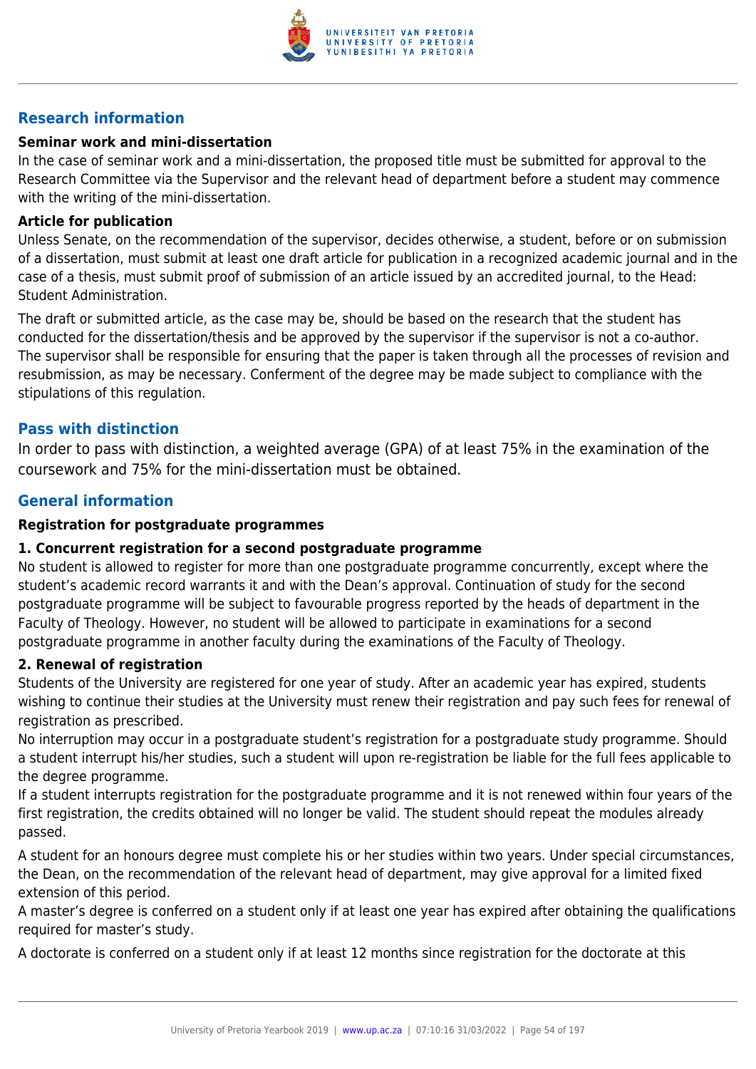## Research information

### Seminar work and mini-dissertation

In the case of seminar work and a mini-dissertation, the proposed title must be submitted for approval to the Research Committee via the Supervisor and the relevant head of department before a student may commence with the writing of the mini-dissertation.

### Article for publication

Unless Senate, on the recommendation of the supervisor, decides otherwise, a student, before or on submission of a dissertation, must submit at least one draft article for publication in a recognized academic journal and in the case of a thesis, must submit proof of submission of an article issued by an accredited journal, to the Head: Student Administration.

The draft or submitted article, as the case may be, should be based on the research that the student has conducted for the dissertation/thesis and be approved by the supervisor if the supervisor is not a co-author. The supervisor shall be responsible for ensuring that the paper is taken through all the processes of revision and resubmission, as may be necessary. Conferment of the degree may be made subject to compliance with the stipulations of this regulation.

## Pass with distinction

In order to pass with distinction, a weighted average (GPA) of at least 75% in the examination of the coursework and 75% for the mini-dissertation must be obtained.

## General information

### Registration for postgraduate programmes

#### 1. Concurrent registration for a second postgraduate programme

No student is allowed to register for more than one postgraduate programme concurrently, except where the student's academic record warrants it and with the Dean's approval. Continuation of study for the second postgraduate programme will be subject to favourable progress reported by the heads of department in the Faculty of Theology. However, no student will be allowed to participate in examinations for a second postgraduate programme in another faculty during the examinations of the Faculty of Theology.

#### 2. Renewal of registration

Students of the University are registered for one year of study. After an academic year has expired, students wishing to continue their studies at the University must renew their registration and pay such fees for renewal of registration as prescribed.

No interruption may occur in a postgraduate student's registration for a postgraduate study programme. Should a student interrupt his/her studies, such a student will upon re-registration be liable for the full fees applicable to the degree programme.

If a student interrupts registration for the postgraduate programme and it is not renewed within four years of the first registration, the credits obtained will no longer be valid. The student should repeat the modules already passed.

A student for an honours degree must complete his or her studies within two years. Under special circumstances, the Dean, on the recommendation of the relevant head of department, may give approval for a limited fixed extension of this period.

A master's degree is conferred on a student only if at least one year has expired after obtaining the qualifications required for master's study.

A doctorate is conferred on a student only if at least 12 months since registration for the doctorate at this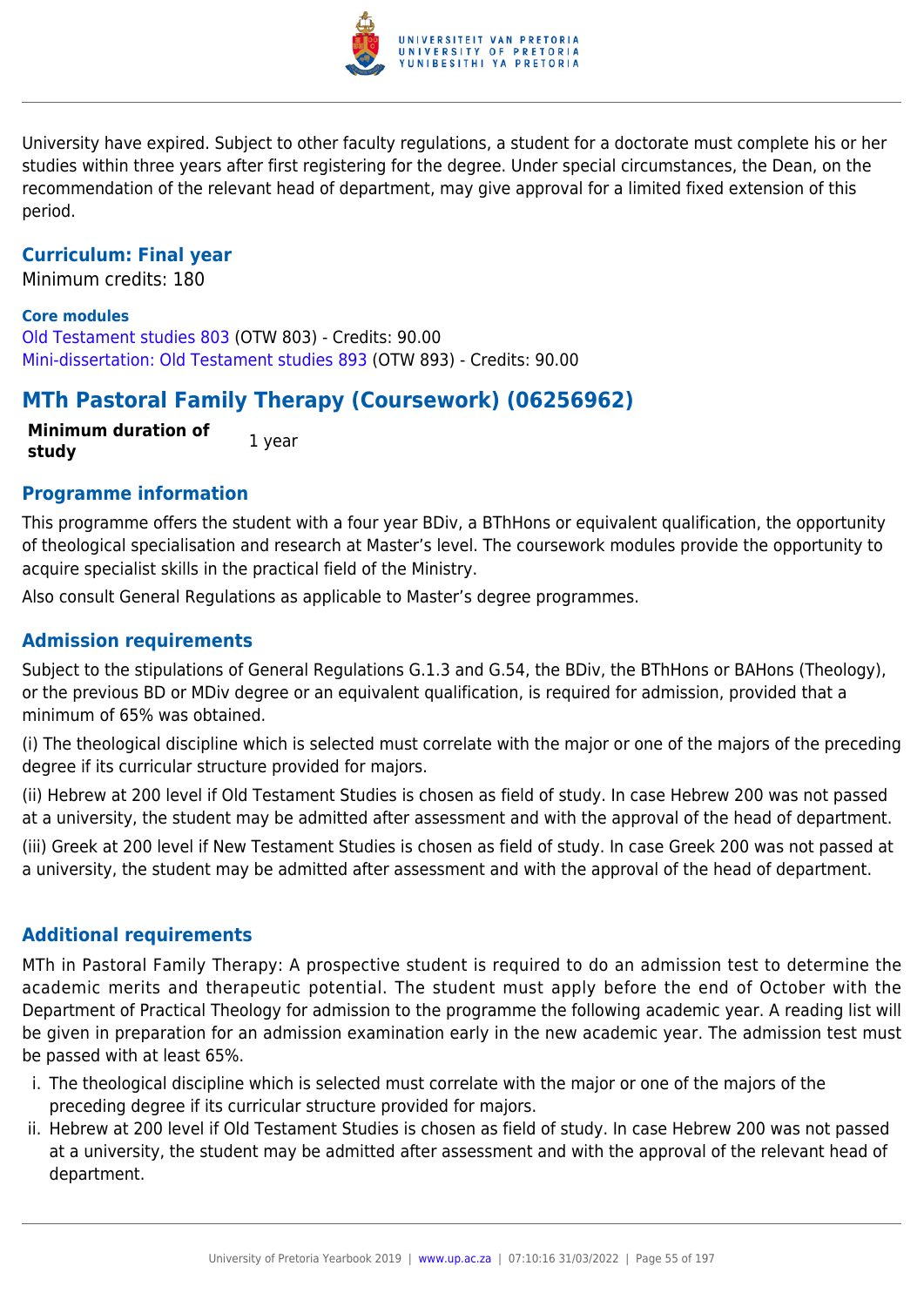University have expired. Subject to other faculty regulations, a student for a doctorate must complete his or her studies within three years after first registering for the degree. Under special circumstances, the Dean, on the recommendation of the relevant head of department, may give approval for a limited fixed extension of this period.

### Curriculum: Final year

Minimum credits: 180

**Core modules**

Old Testament studies 803 (OTW 803) - Credits: 90.00
Mini-dissertation: Old Testament studies 893 (OTW 893) - Credits: 90.00

## MTh Pastoral Family Therapy (Coursework) (06256962)

| **Minimum duration of study** | 1 year |
|---|---|

### Programme information

This programme offers the student with a four year BDiv, a BThHons or equivalent qualification, the opportunity of theological specialisation and research at Master's level. The coursework modules provide the opportunity to acquire specialist skills in the practical field of the Ministry.

Also consult General Regulations as applicable to Master's degree programmes.

### Admission requirements

Subject to the stipulations of General Regulations G.1.3 and G.54, the BDiv, the BThHons or BAHons (Theology), or the previous BD or MDiv degree or an equivalent qualification, is required for admission, provided that a minimum of 65% was obtained.

(i) The theological discipline which is selected must correlate with the major or one of the majors of the preceding degree if its curricular structure provided for majors.

(ii) Hebrew at 200 level if Old Testament Studies is chosen as field of study. In case Hebrew 200 was not passed at a university, the student may be admitted after assessment and with the approval of the head of department.

(iii) Greek at 200 level if New Testament Studies is chosen as field of study. In case Greek 200 was not passed at a university, the student may be admitted after assessment and with the approval of the head of department.

### Additional requirements

MTh in Pastoral Family Therapy: A prospective student is required to do an admission test to determine the academic merits and therapeutic potential. The student must apply before the end of October with the Department of Practical Theology for admission to the programme the following academic year. A reading list will be given in preparation for an admission examination early in the new academic year. The admission test must be passed with at least 65%.

i. The theological discipline which is selected must correlate with the major or one of the majors of the preceding degree if its curricular structure provided for majors.
ii. Hebrew at 200 level if Old Testament Studies is chosen as field of study. In case Hebrew 200 was not passed at a university, the student may be admitted after assessment and with the approval of the relevant head of department.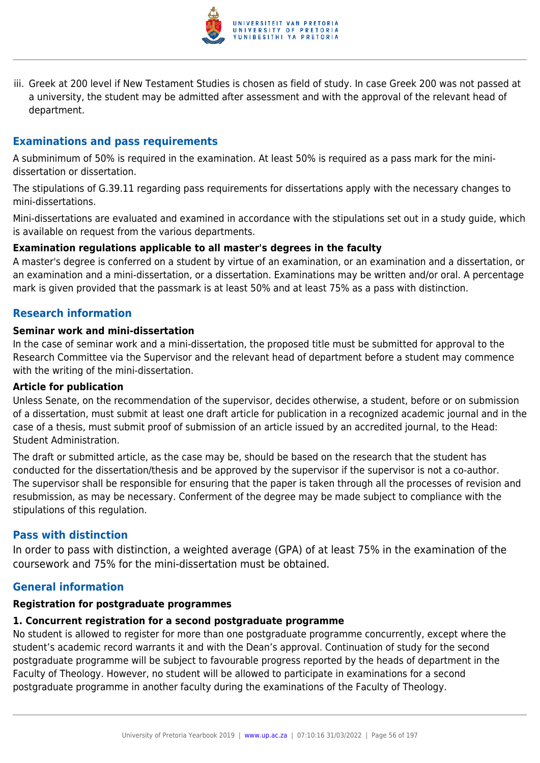iii. Greek at 200 level if New Testament Studies is chosen as field of study. In case Greek 200 was not passed at a university, the student may be admitted after assessment and with the approval of the relevant head of department.

## Examinations and pass requirements

A subminimum of 50% is required in the examination. At least 50% is required as a pass mark for the mini-dissertation or dissertation.

The stipulations of G.39.11 regarding pass requirements for dissertations apply with the necessary changes to mini-dissertations.

Mini-dissertations are evaluated and examined in accordance with the stipulations set out in a study guide, which is available on request from the various departments.

**Examination regulations applicable to all master's degrees in the faculty**

A master's degree is conferred on a student by virtue of an examination, or an examination and a dissertation, or an examination and a mini-dissertation, or a dissertation. Examinations may be written and/or oral. A percentage mark is given provided that the passmark is at least 50% and at least 75% as a pass with distinction.

## Research information

**Seminar work and mini-dissertation**

In the case of seminar work and a mini-dissertation, the proposed title must be submitted for approval to the Research Committee via the Supervisor and the relevant head of department before a student may commence with the writing of the mini-dissertation.

**Article for publication**

Unless Senate, on the recommendation of the supervisor, decides otherwise, a student, before or on submission of a dissertation, must submit at least one draft article for publication in a recognized academic journal and in the case of a thesis, must submit proof of submission of an article issued by an accredited journal, to the Head: Student Administration.

The draft or submitted article, as the case may be, should be based on the research that the student has conducted for the dissertation/thesis and be approved by the supervisor if the supervisor is not a co-author. The supervisor shall be responsible for ensuring that the paper is taken through all the processes of revision and resubmission, as may be necessary. Conferment of the degree may be made subject to compliance with the stipulations of this regulation.

## Pass with distinction

In order to pass with distinction, a weighted average (GPA) of at least 75% in the examination of the coursework and 75% for the mini-dissertation must be obtained.

## General information

**Registration for postgraduate programmes**

**1. Concurrent registration for a second postgraduate programme**

No student is allowed to register for more than one postgraduate programme concurrently, except where the student's academic record warrants it and with the Dean's approval. Continuation of study for the second postgraduate programme will be subject to favourable progress reported by the heads of department in the Faculty of Theology. However, no student will be allowed to participate in examinations for a second postgraduate programme in another faculty during the examinations of the Faculty of Theology.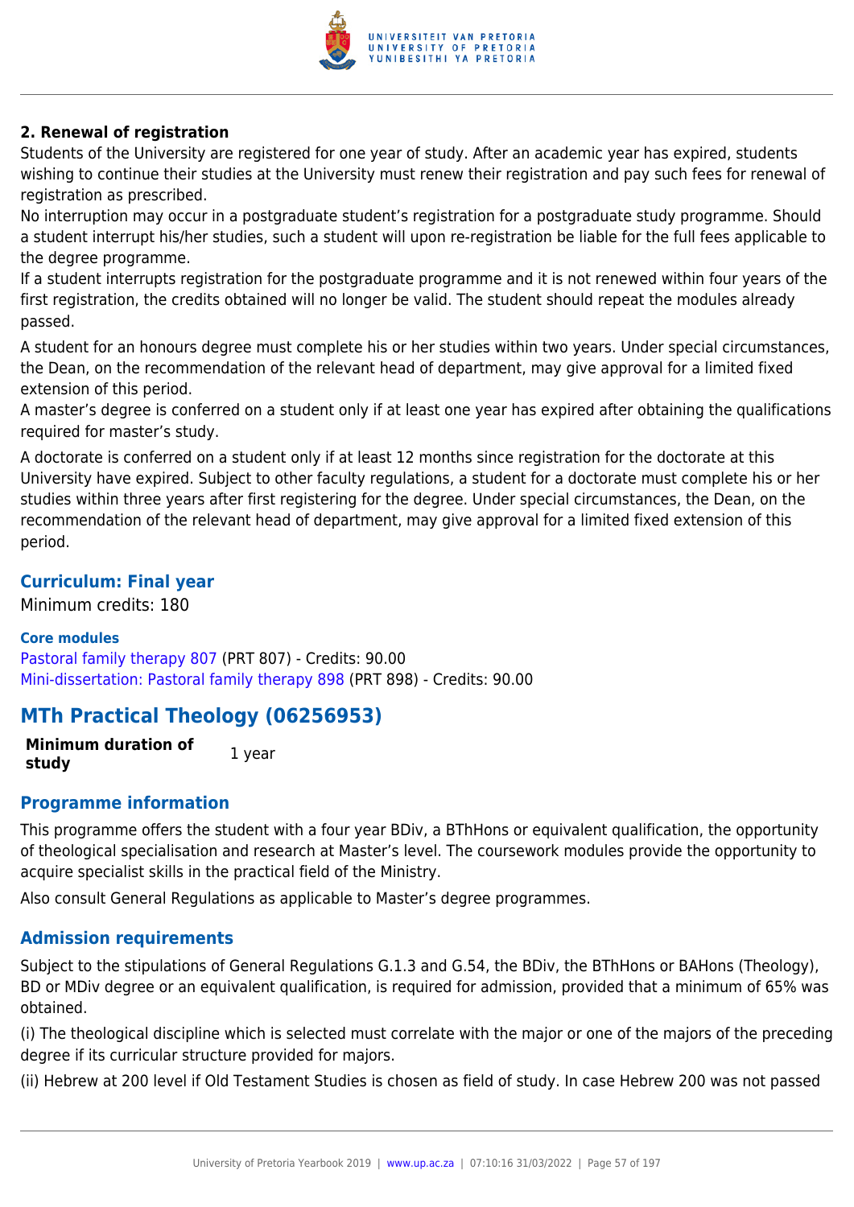**2. Renewal of registration**

Students of the University are registered for one year of study. After an academic year has expired, students wishing to continue their studies at the University must renew their registration and pay such fees for renewal of registration as prescribed.

No interruption may occur in a postgraduate student's registration for a postgraduate study programme. Should a student interrupt his/her studies, such a student will upon re-registration be liable for the full fees applicable to the degree programme.

If a student interrupts registration for the postgraduate programme and it is not renewed within four years of the first registration, the credits obtained will no longer be valid. The student should repeat the modules already passed.

A student for an honours degree must complete his or her studies within two years. Under special circumstances, the Dean, on the recommendation of the relevant head of department, may give approval for a limited fixed extension of this period.

A master's degree is conferred on a student only if at least one year has expired after obtaining the qualifications required for master's study.

A doctorate is conferred on a student only if at least 12 months since registration for the doctorate at this University have expired. Subject to other faculty regulations, a student for a doctorate must complete his or her studies within three years after first registering for the degree. Under special circumstances, the Dean, on the recommendation of the relevant head of department, may give approval for a limited fixed extension of this period.

### Curriculum: Final year

Minimum credits: 180

**Core modules**

Pastoral family therapy 807 (PRT 807) - Credits: 90.00
Mini-dissertation: Pastoral family therapy 898 (PRT 898) - Credits: 90.00

## MTh Practical Theology (06256953)

| **Minimum duration of study** | 1 year |
|---|---|

### Programme information

This programme offers the student with a four year BDiv, a BThHons or equivalent qualification, the opportunity of theological specialisation and research at Master's level. The coursework modules provide the opportunity to acquire specialist skills in the practical field of the Ministry.

Also consult General Regulations as applicable to Master's degree programmes.

### Admission requirements

Subject to the stipulations of General Regulations G.1.3 and G.54, the BDiv, the BThHons or BAHons (Theology), BD or MDiv degree or an equivalent qualification, is required for admission, provided that a minimum of 65% was obtained.

(i) The theological discipline which is selected must correlate with the major or one of the majors of the preceding degree if its curricular structure provided for majors.

(ii) Hebrew at 200 level if Old Testament Studies is chosen as field of study. In case Hebrew 200 was not passed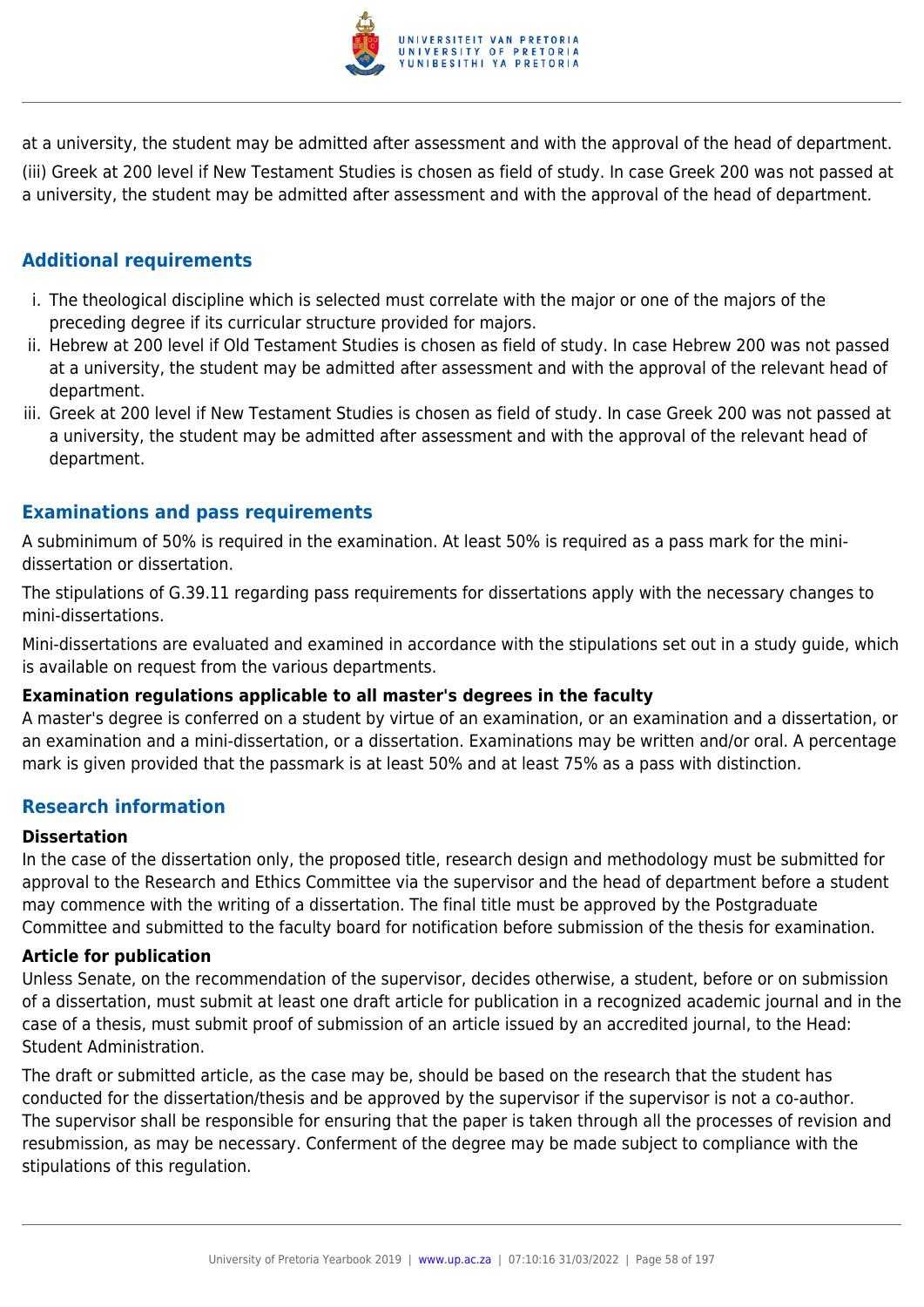at a university, the student may be admitted after assessment and with the approval of the head of department.

(iii) Greek at 200 level if New Testament Studies is chosen as field of study. In case Greek 200 was not passed at a university, the student may be admitted after assessment and with the approval of the head of department.

## Additional requirements

i. The theological discipline which is selected must correlate with the major or one of the majors of the preceding degree if its curricular structure provided for majors.
ii. Hebrew at 200 level if Old Testament Studies is chosen as field of study. In case Hebrew 200 was not passed at a university, the student may be admitted after assessment and with the approval of the relevant head of department.
iii. Greek at 200 level if New Testament Studies is chosen as field of study. In case Greek 200 was not passed at a university, the student may be admitted after assessment and with the approval of the relevant head of department.

## Examinations and pass requirements

A subminimum of 50% is required in the examination. At least 50% is required as a pass mark for the mini-dissertation or dissertation.

The stipulations of G.39.11 regarding pass requirements for dissertations apply with the necessary changes to mini-dissertations.

Mini-dissertations are evaluated and examined in accordance with the stipulations set out in a study guide, which is available on request from the various departments.

**Examination regulations applicable to all master's degrees in the faculty**

A master's degree is conferred on a student by virtue of an examination, or an examination and a dissertation, or an examination and a mini-dissertation, or a dissertation. Examinations may be written and/or oral. A percentage mark is given provided that the passmark is at least 50% and at least 75% as a pass with distinction.

## Research information

**Dissertation**

In the case of the dissertation only, the proposed title, research design and methodology must be submitted for approval to the Research and Ethics Committee via the supervisor and the head of department before a student may commence with the writing of a dissertation. The final title must be approved by the Postgraduate Committee and submitted to the faculty board for notification before submission of the thesis for examination.

**Article for publication**

Unless Senate, on the recommendation of the supervisor, decides otherwise, a student, before or on submission of a dissertation, must submit at least one draft article for publication in a recognized academic journal and in the case of a thesis, must submit proof of submission of an article issued by an accredited journal, to the Head: Student Administration.

The draft or submitted article, as the case may be, should be based on the research that the student has conducted for the dissertation/thesis and be approved by the supervisor if the supervisor is not a co-author. The supervisor shall be responsible for ensuring that the paper is taken through all the processes of revision and resubmission, as may be necessary. Conferment of the degree may be made subject to compliance with the stipulations of this regulation.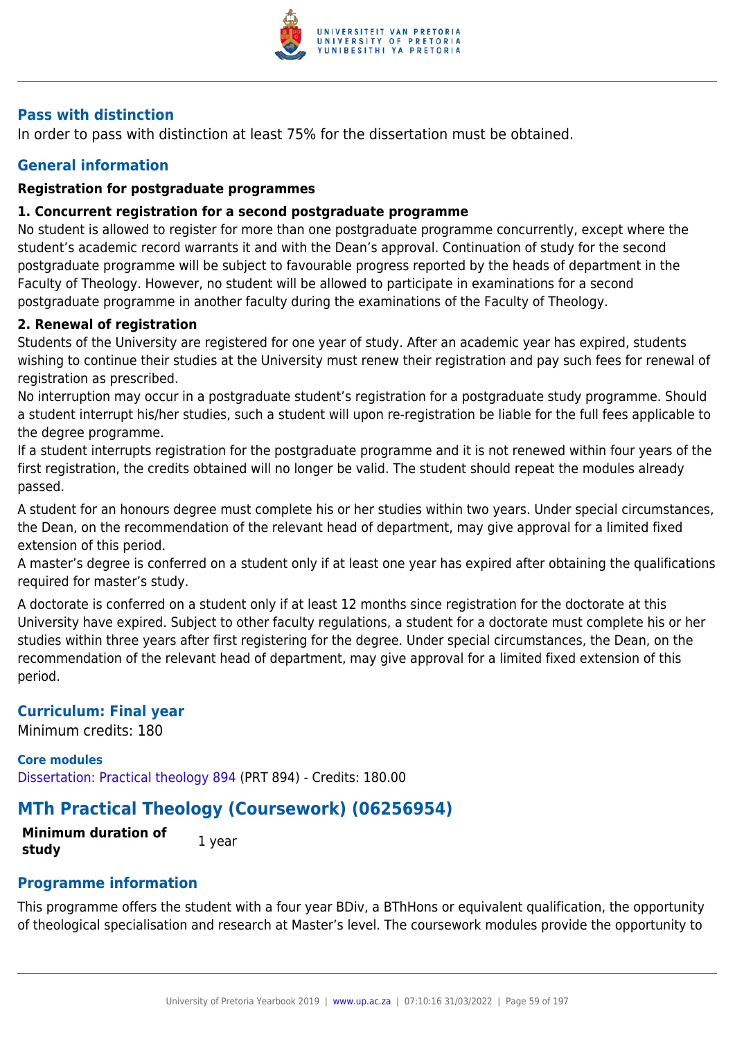### Pass with distinction

In order to pass with distinction at least 75% for the dissertation must be obtained.

### General information

**Registration for postgraduate programmes**

**1. Concurrent registration for a second postgraduate programme**

No student is allowed to register for more than one postgraduate programme concurrently, except where the student's academic record warrants it and with the Dean's approval. Continuation of study for the second postgraduate programme will be subject to favourable progress reported by the heads of department in the Faculty of Theology. However, no student will be allowed to participate in examinations for a second postgraduate programme in another faculty during the examinations of the Faculty of Theology.

**2. Renewal of registration**

Students of the University are registered for one year of study. After an academic year has expired, students wishing to continue their studies at the University must renew their registration and pay such fees for renewal of registration as prescribed.

No interruption may occur in a postgraduate student's registration for a postgraduate study programme. Should a student interrupt his/her studies, such a student will upon re-registration be liable for the full fees applicable to the degree programme.

If a student interrupts registration for the postgraduate programme and it is not renewed within four years of the first registration, the credits obtained will no longer be valid. The student should repeat the modules already passed.

A student for an honours degree must complete his or her studies within two years. Under special circumstances, the Dean, on the recommendation of the relevant head of department, may give approval for a limited fixed extension of this period.

A master's degree is conferred on a student only if at least one year has expired after obtaining the qualifications required for master's study.

A doctorate is conferred on a student only if at least 12 months since registration for the doctorate at this University have expired. Subject to other faculty regulations, a student for a doctorate must complete his or her studies within three years after first registering for the degree. Under special circumstances, the Dean, on the recommendation of the relevant head of department, may give approval for a limited fixed extension of this period.

### Curriculum: Final year

Minimum credits: 180

**Core modules**

Dissertation: Practical theology 894 (PRT 894) - Credits: 180.00

## MTh Practical Theology (Coursework) (06256954)

| **Minimum duration of study** | 1 year |
|---|---|

### Programme information

This programme offers the student with a four year BDiv, a BThHons or equivalent qualification, the opportunity of theological specialisation and research at Master's level. The coursework modules provide the opportunity to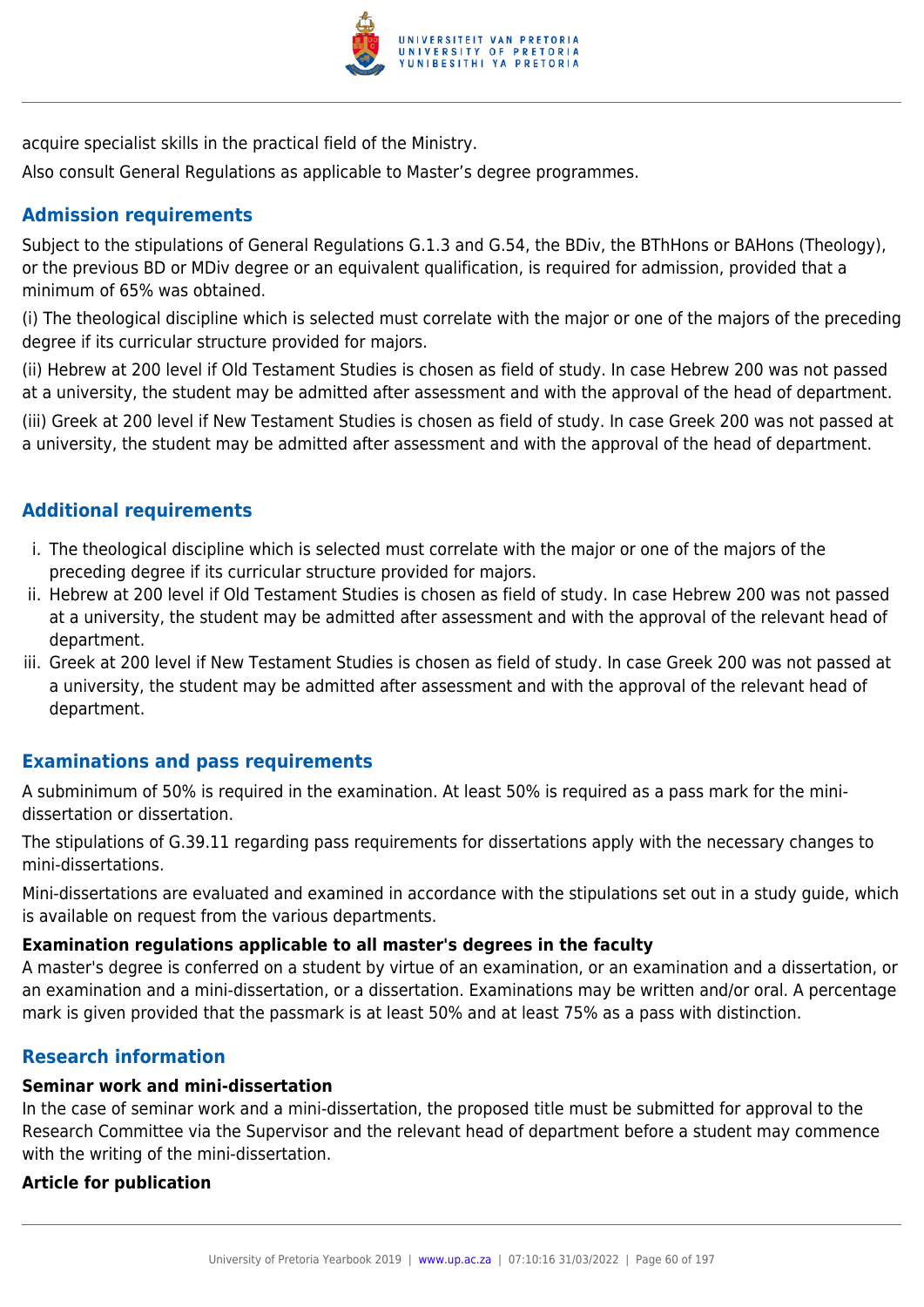acquire specialist skills in the practical field of the Ministry.

Also consult General Regulations as applicable to Master's degree programmes.

## Admission requirements

Subject to the stipulations of General Regulations G.1.3 and G.54, the BDiv, the BThHons or BAHons (Theology), or the previous BD or MDiv degree or an equivalent qualification, is required for admission, provided that a minimum of 65% was obtained.

(i) The theological discipline which is selected must correlate with the major or one of the majors of the preceding degree if its curricular structure provided for majors.

(ii) Hebrew at 200 level if Old Testament Studies is chosen as field of study. In case Hebrew 200 was not passed at a university, the student may be admitted after assessment and with the approval of the head of department.

(iii) Greek at 200 level if New Testament Studies is chosen as field of study. In case Greek 200 was not passed at a university, the student may be admitted after assessment and with the approval of the head of department.

## Additional requirements

i. The theological discipline which is selected must correlate with the major or one of the majors of the preceding degree if its curricular structure provided for majors.
ii. Hebrew at 200 level if Old Testament Studies is chosen as field of study. In case Hebrew 200 was not passed at a university, the student may be admitted after assessment and with the approval of the relevant head of department.
iii. Greek at 200 level if New Testament Studies is chosen as field of study. In case Greek 200 was not passed at a university, the student may be admitted after assessment and with the approval of the relevant head of department.

## Examinations and pass requirements

A subminimum of 50% is required in the examination. At least 50% is required as a pass mark for the mini-dissertation or dissertation.

The stipulations of G.39.11 regarding pass requirements for dissertations apply with the necessary changes to mini-dissertations.

Mini-dissertations are evaluated and examined in accordance with the stipulations set out in a study guide, which is available on request from the various departments.

**Examination regulations applicable to all master's degrees in the faculty**

A master's degree is conferred on a student by virtue of an examination, or an examination and a dissertation, or an examination and a mini-dissertation, or a dissertation. Examinations may be written and/or oral. A percentage mark is given provided that the passmark is at least 50% and at least 75% as a pass with distinction.

## Research information

**Seminar work and mini-dissertation**

In the case of seminar work and a mini-dissertation, the proposed title must be submitted for approval to the Research Committee via the Supervisor and the relevant head of department before a student may commence with the writing of the mini-dissertation.

**Article for publication**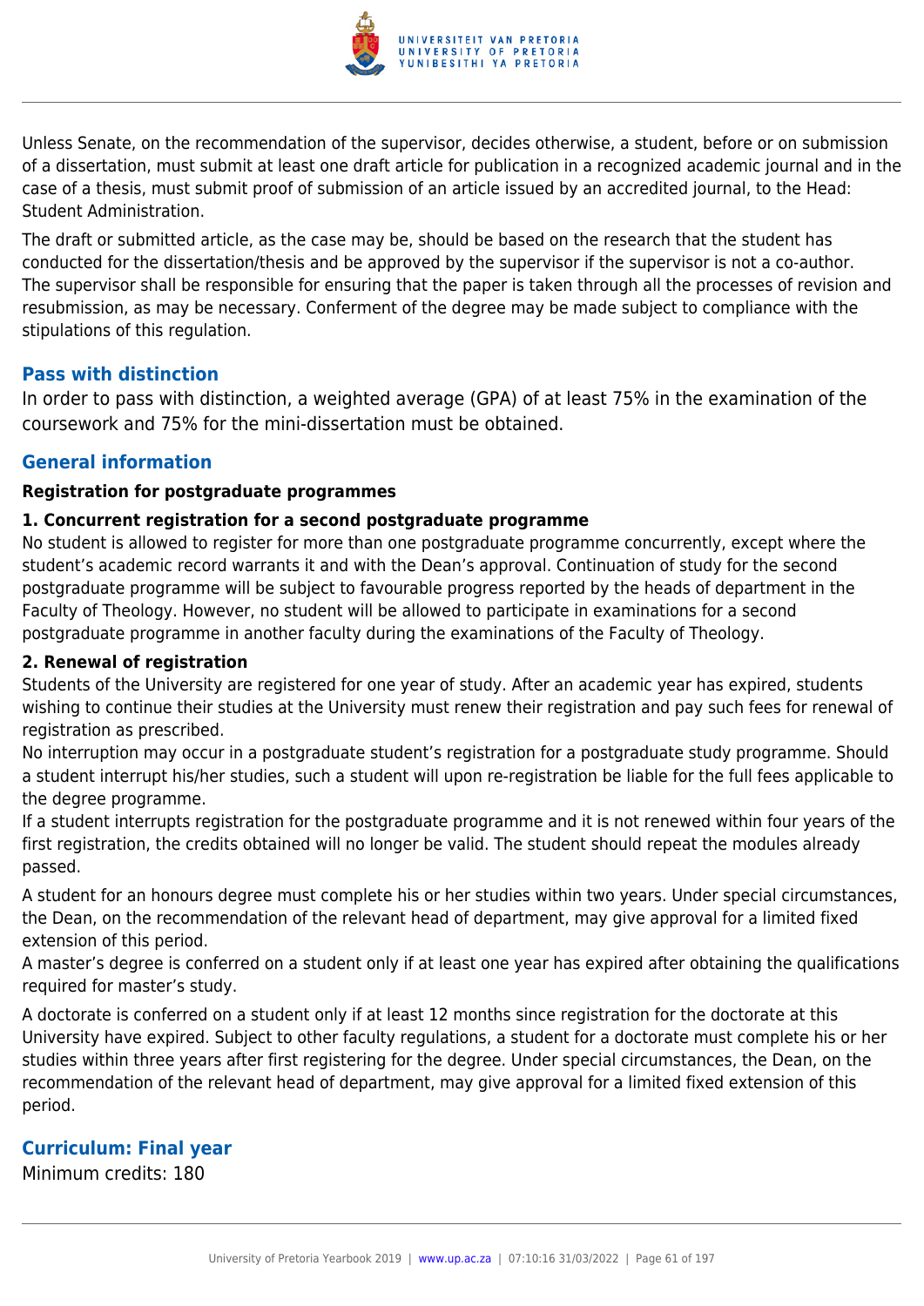Unless Senate, on the recommendation of the supervisor, decides otherwise, a student, before or on submission of a dissertation, must submit at least one draft article for publication in a recognized academic journal and in the case of a thesis, must submit proof of submission of an article issued by an accredited journal, to the Head: Student Administration.

The draft or submitted article, as the case may be, should be based on the research that the student has conducted for the dissertation/thesis and be approved by the supervisor if the supervisor is not a co-author. The supervisor shall be responsible for ensuring that the paper is taken through all the processes of revision and resubmission, as may be necessary. Conferment of the degree may be made subject to compliance with the stipulations of this regulation.

## Pass with distinction

In order to pass with distinction, a weighted average (GPA) of at least 75% in the examination of the coursework and 75% for the mini-dissertation must be obtained.

## General information

**Registration for postgraduate programmes**

**1. Concurrent registration for a second postgraduate programme**

No student is allowed to register for more than one postgraduate programme concurrently, except where the student's academic record warrants it and with the Dean's approval. Continuation of study for the second postgraduate programme will be subject to favourable progress reported by the heads of department in the Faculty of Theology. However, no student will be allowed to participate in examinations for a second postgraduate programme in another faculty during the examinations of the Faculty of Theology.

**2. Renewal of registration**

Students of the University are registered for one year of study. After an academic year has expired, students wishing to continue their studies at the University must renew their registration and pay such fees for renewal of registration as prescribed.

No interruption may occur in a postgraduate student's registration for a postgraduate study programme. Should a student interrupt his/her studies, such a student will upon re-registration be liable for the full fees applicable to the degree programme.

If a student interrupts registration for the postgraduate programme and it is not renewed within four years of the first registration, the credits obtained will no longer be valid. The student should repeat the modules already passed.

A student for an honours degree must complete his or her studies within two years. Under special circumstances, the Dean, on the recommendation of the relevant head of department, may give approval for a limited fixed extension of this period.

A master's degree is conferred on a student only if at least one year has expired after obtaining the qualifications required for master's study.

A doctorate is conferred on a student only if at least 12 months since registration for the doctorate at this University have expired. Subject to other faculty regulations, a student for a doctorate must complete his or her studies within three years after first registering for the degree. Under special circumstances, the Dean, on the recommendation of the relevant head of department, may give approval for a limited fixed extension of this period.

## Curriculum: Final year

Minimum credits: 180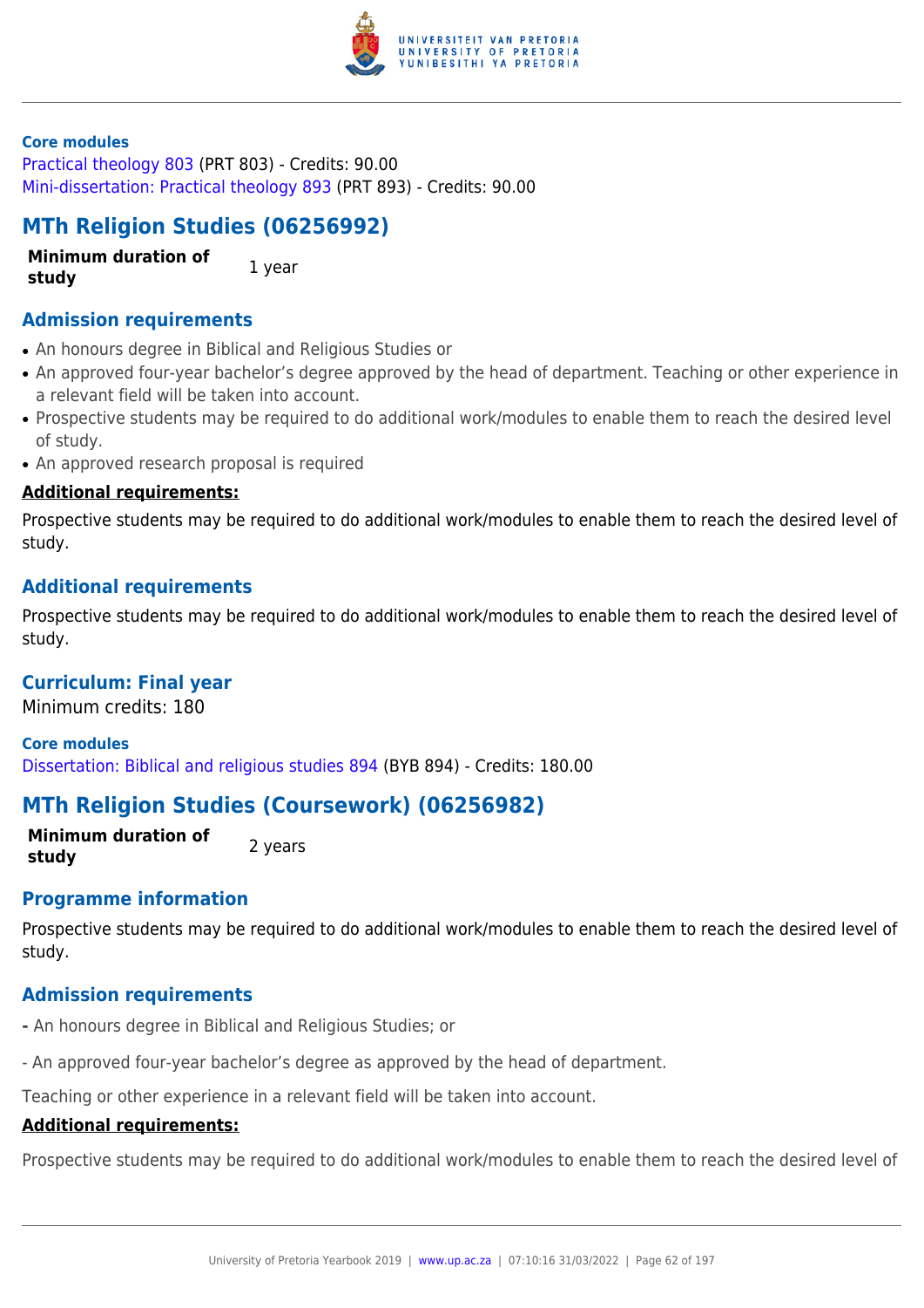**Core modules**

Practical theology 803 (PRT 803) - Credits: 90.00
Mini-dissertation: Practical theology 893 (PRT 893) - Credits: 90.00

## MTh Religion Studies (06256992)

| **Minimum duration of study** | 1 year |
|---|---|

### Admission requirements

- An honours degree in Biblical and Religious Studies or
- An approved four-year bachelor's degree approved by the head of department. Teaching or other experience in a relevant field will be taken into account.
- Prospective students may be required to do additional work/modules to enable them to reach the desired level of study.
- An approved research proposal is required

**Additional requirements:**

Prospective students may be required to do additional work/modules to enable them to reach the desired level of study.

### Additional requirements

Prospective students may be required to do additional work/modules to enable them to reach the desired level of study.

### Curriculum: Final year

Minimum credits: 180

**Core modules**

Dissertation: Biblical and religious studies 894 (BYB 894) - Credits: 180.00

## MTh Religion Studies (Coursework) (06256982)

| **Minimum duration of study** | 2 years |
|---|---|

### Programme information

Prospective students may be required to do additional work/modules to enable them to reach the desired level of study.

### Admission requirements

- An honours degree in Biblical and Religious Studies; or

- An approved four-year bachelor's degree as approved by the head of department.

Teaching or other experience in a relevant field will be taken into account.

**Additional requirements:**

Prospective students may be required to do additional work/modules to enable them to reach the desired level of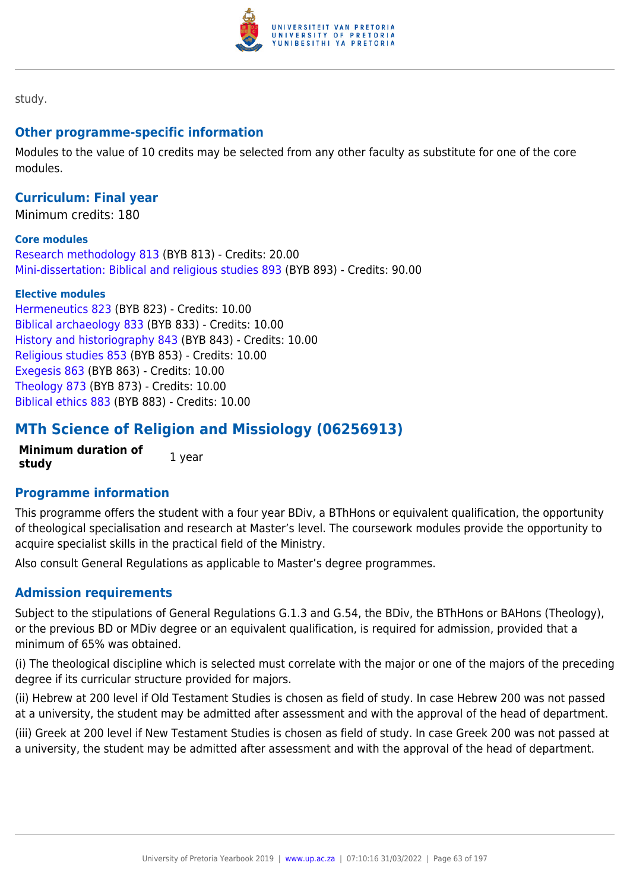study.

### Other programme-specific information

Modules to the value of 10 credits may be selected from any other faculty as substitute for one of the core modules.

### Curriculum: Final year

Minimum credits: 180

**Core modules**

Research methodology 813 (BYB 813) - Credits: 20.00
Mini-dissertation: Biblical and religious studies 893 (BYB 893) - Credits: 90.00

**Elective modules**

Hermeneutics 823 (BYB 823) - Credits: 10.00
Biblical archaeology 833 (BYB 833) - Credits: 10.00
History and historiography 843 (BYB 843) - Credits: 10.00
Religious studies 853 (BYB 853) - Credits: 10.00
Exegesis 863 (BYB 863) - Credits: 10.00
Theology 873 (BYB 873) - Credits: 10.00
Biblical ethics 883 (BYB 883) - Credits: 10.00

## MTh Science of Religion and Missiology (06256913)

| **Minimum duration of study** | 1 year |
|---|---|

### Programme information

This programme offers the student with a four year BDiv, a BThHons or equivalent qualification, the opportunity of theological specialisation and research at Master's level. The coursework modules provide the opportunity to acquire specialist skills in the practical field of the Ministry.

Also consult General Regulations as applicable to Master's degree programmes.

### Admission requirements

Subject to the stipulations of General Regulations G.1.3 and G.54, the BDiv, the BThHons or BAHons (Theology), or the previous BD or MDiv degree or an equivalent qualification, is required for admission, provided that a minimum of 65% was obtained.

(i) The theological discipline which is selected must correlate with the major or one of the majors of the preceding degree if its curricular structure provided for majors.

(ii) Hebrew at 200 level if Old Testament Studies is chosen as field of study. In case Hebrew 200 was not passed at a university, the student may be admitted after assessment and with the approval of the head of department.

(iii) Greek at 200 level if New Testament Studies is chosen as field of study. In case Greek 200 was not passed at a university, the student may be admitted after assessment and with the approval of the head of department.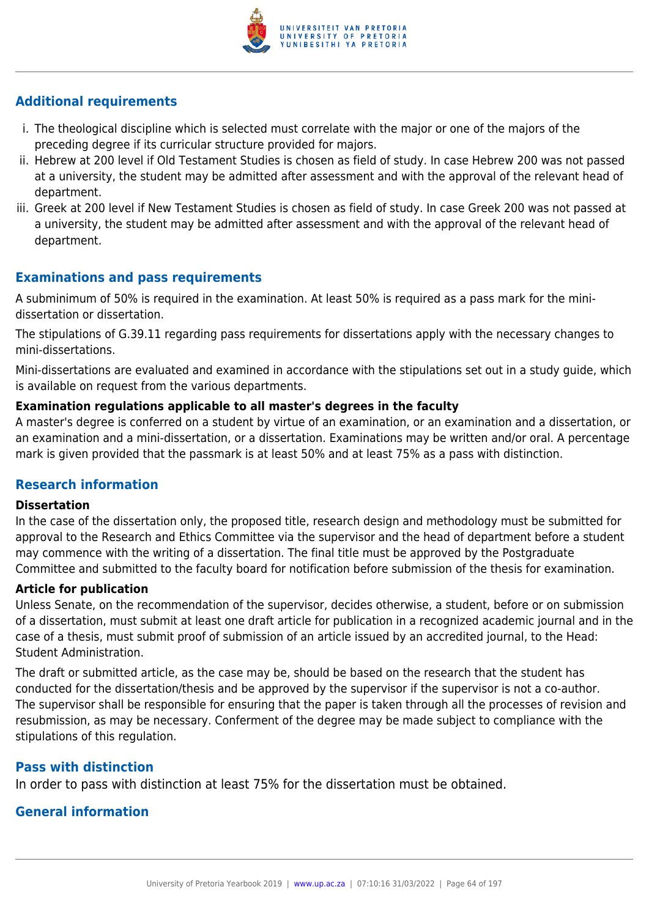## Additional requirements

i. The theological discipline which is selected must correlate with the major or one of the majors of the preceding degree if its curricular structure provided for majors.
ii. Hebrew at 200 level if Old Testament Studies is chosen as field of study. In case Hebrew 200 was not passed at a university, the student may be admitted after assessment and with the approval of the relevant head of department.
iii. Greek at 200 level if New Testament Studies is chosen as field of study. In case Greek 200 was not passed at a university, the student may be admitted after assessment and with the approval of the relevant head of department.

## Examinations and pass requirements

A subminimum of 50% is required in the examination. At least 50% is required as a pass mark for the mini-dissertation or dissertation.

The stipulations of G.39.11 regarding pass requirements for dissertations apply with the necessary changes to mini-dissertations.

Mini-dissertations are evaluated and examined in accordance with the stipulations set out in a study guide, which is available on request from the various departments.

**Examination regulations applicable to all master's degrees in the faculty**

A master's degree is conferred on a student by virtue of an examination, or an examination and a dissertation, or an examination and a mini-dissertation, or a dissertation. Examinations may be written and/or oral. A percentage mark is given provided that the passmark is at least 50% and at least 75% as a pass with distinction.

## Research information

**Dissertation**

In the case of the dissertation only, the proposed title, research design and methodology must be submitted for approval to the Research and Ethics Committee via the supervisor and the head of department before a student may commence with the writing of a dissertation. The final title must be approved by the Postgraduate Committee and submitted to the faculty board for notification before submission of the thesis for examination.

**Article for publication**

Unless Senate, on the recommendation of the supervisor, decides otherwise, a student, before or on submission of a dissertation, must submit at least one draft article for publication in a recognized academic journal and in the case of a thesis, must submit proof of submission of an article issued by an accredited journal, to the Head: Student Administration.

The draft or submitted article, as the case may be, should be based on the research that the student has conducted for the dissertation/thesis and be approved by the supervisor if the supervisor is not a co-author. The supervisor shall be responsible for ensuring that the paper is taken through all the processes of revision and resubmission, as may be necessary. Conferment of the degree may be made subject to compliance with the stipulations of this regulation.

## Pass with distinction

In order to pass with distinction at least 75% for the dissertation must be obtained.

## General information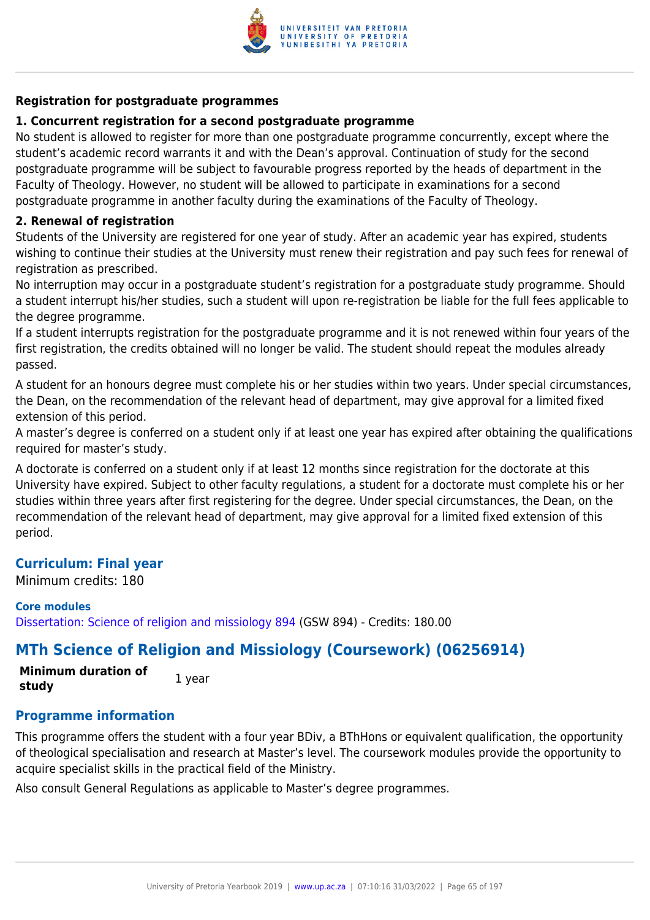**Registration for postgraduate programmes**

**1. Concurrent registration for a second postgraduate programme**

No student is allowed to register for more than one postgraduate programme concurrently, except where the student's academic record warrants it and with the Dean's approval. Continuation of study for the second postgraduate programme will be subject to favourable progress reported by the heads of department in the Faculty of Theology. However, no student will be allowed to participate in examinations for a second postgraduate programme in another faculty during the examinations of the Faculty of Theology.

**2. Renewal of registration**

Students of the University are registered for one year of study. After an academic year has expired, students wishing to continue their studies at the University must renew their registration and pay such fees for renewal of registration as prescribed.

No interruption may occur in a postgraduate student's registration for a postgraduate study programme. Should a student interrupt his/her studies, such a student will upon re-registration be liable for the full fees applicable to the degree programme.

If a student interrupts registration for the postgraduate programme and it is not renewed within four years of the first registration, the credits obtained will no longer be valid. The student should repeat the modules already passed.

A student for an honours degree must complete his or her studies within two years. Under special circumstances, the Dean, on the recommendation of the relevant head of department, may give approval for a limited fixed extension of this period.

A master's degree is conferred on a student only if at least one year has expired after obtaining the qualifications required for master's study.

A doctorate is conferred on a student only if at least 12 months since registration for the doctorate at this University have expired. Subject to other faculty regulations, a student for a doctorate must complete his or her studies within three years after first registering for the degree. Under special circumstances, the Dean, on the recommendation of the relevant head of department, may give approval for a limited fixed extension of this period.

### Curriculum: Final year

Minimum credits: 180

**Core modules**

Dissertation: Science of religion and missiology 894 (GSW 894) - Credits: 180.00

## MTh Science of Religion and Missiology (Coursework) (06256914)

| **Minimum duration of study** | 1 year |
|---|---|

### Programme information

This programme offers the student with a four year BDiv, a BThHons or equivalent qualification, the opportunity of theological specialisation and research at Master's level. The coursework modules provide the opportunity to acquire specialist skills in the practical field of the Ministry.

Also consult General Regulations as applicable to Master's degree programmes.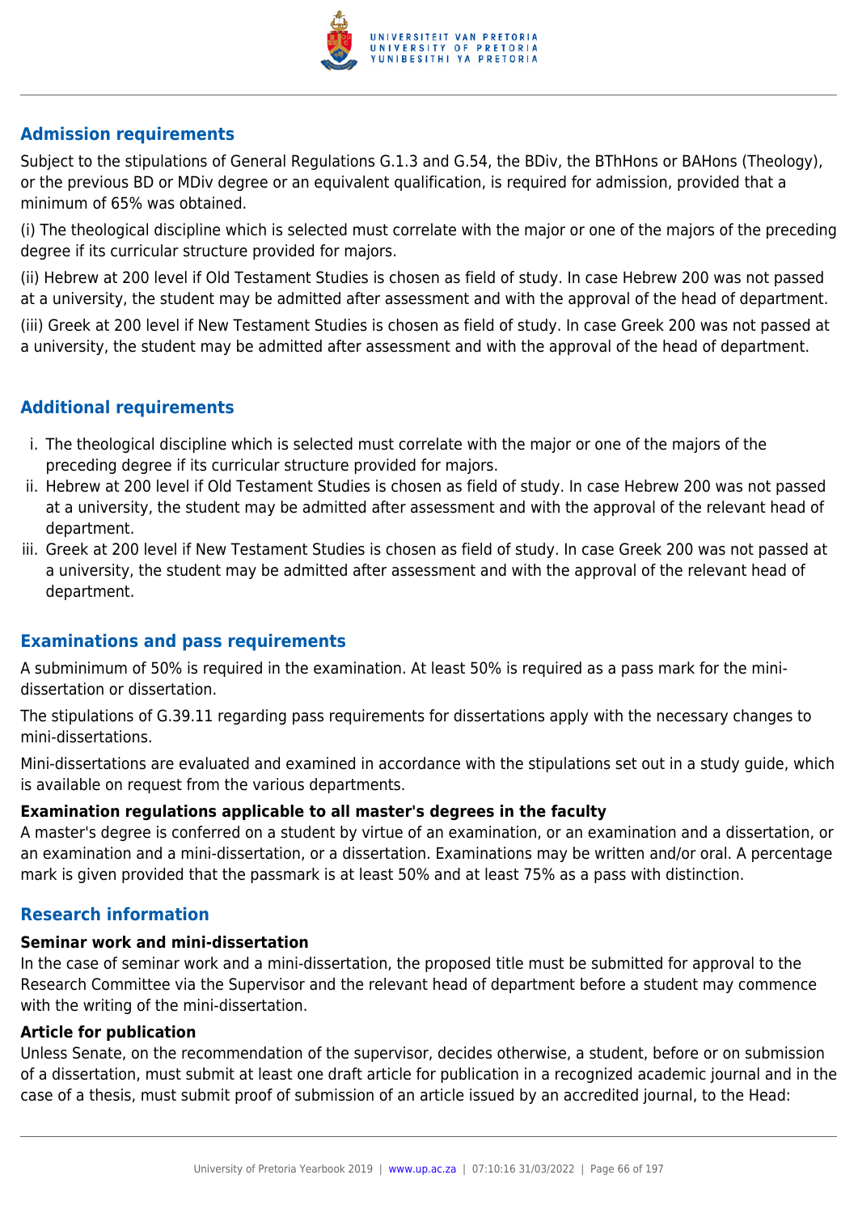## Admission requirements

Subject to the stipulations of General Regulations G.1.3 and G.54, the BDiv, the BThHons or BAHons (Theology), or the previous BD or MDiv degree or an equivalent qualification, is required for admission, provided that a minimum of 65% was obtained.

(i) The theological discipline which is selected must correlate with the major or one of the majors of the preceding degree if its curricular structure provided for majors.

(ii) Hebrew at 200 level if Old Testament Studies is chosen as field of study. In case Hebrew 200 was not passed at a university, the student may be admitted after assessment and with the approval of the head of department.

(iii) Greek at 200 level if New Testament Studies is chosen as field of study. In case Greek 200 was not passed at a university, the student may be admitted after assessment and with the approval of the head of department.

## Additional requirements

i. The theological discipline which is selected must correlate with the major or one of the majors of the preceding degree if its curricular structure provided for majors.
ii. Hebrew at 200 level if Old Testament Studies is chosen as field of study. In case Hebrew 200 was not passed at a university, the student may be admitted after assessment and with the approval of the relevant head of department.
iii. Greek at 200 level if New Testament Studies is chosen as field of study. In case Greek 200 was not passed at a university, the student may be admitted after assessment and with the approval of the relevant head of department.

## Examinations and pass requirements

A subminimum of 50% is required in the examination. At least 50% is required as a pass mark for the mini-dissertation or dissertation.

The stipulations of G.39.11 regarding pass requirements for dissertations apply with the necessary changes to mini-dissertations.

Mini-dissertations are evaluated and examined in accordance with the stipulations set out in a study guide, which is available on request from the various departments.

**Examination regulations applicable to all master's degrees in the faculty**

A master's degree is conferred on a student by virtue of an examination, or an examination and a dissertation, or an examination and a mini-dissertation, or a dissertation. Examinations may be written and/or oral. A percentage mark is given provided that the passmark is at least 50% and at least 75% as a pass with distinction.

## Research information

**Seminar work and mini-dissertation**

In the case of seminar work and a mini-dissertation, the proposed title must be submitted for approval to the Research Committee via the Supervisor and the relevant head of department before a student may commence with the writing of the mini-dissertation.

**Article for publication**

Unless Senate, on the recommendation of the supervisor, decides otherwise, a student, before or on submission of a dissertation, must submit at least one draft article for publication in a recognized academic journal and in the case of a thesis, must submit proof of submission of an article issued by an accredited journal, to the Head: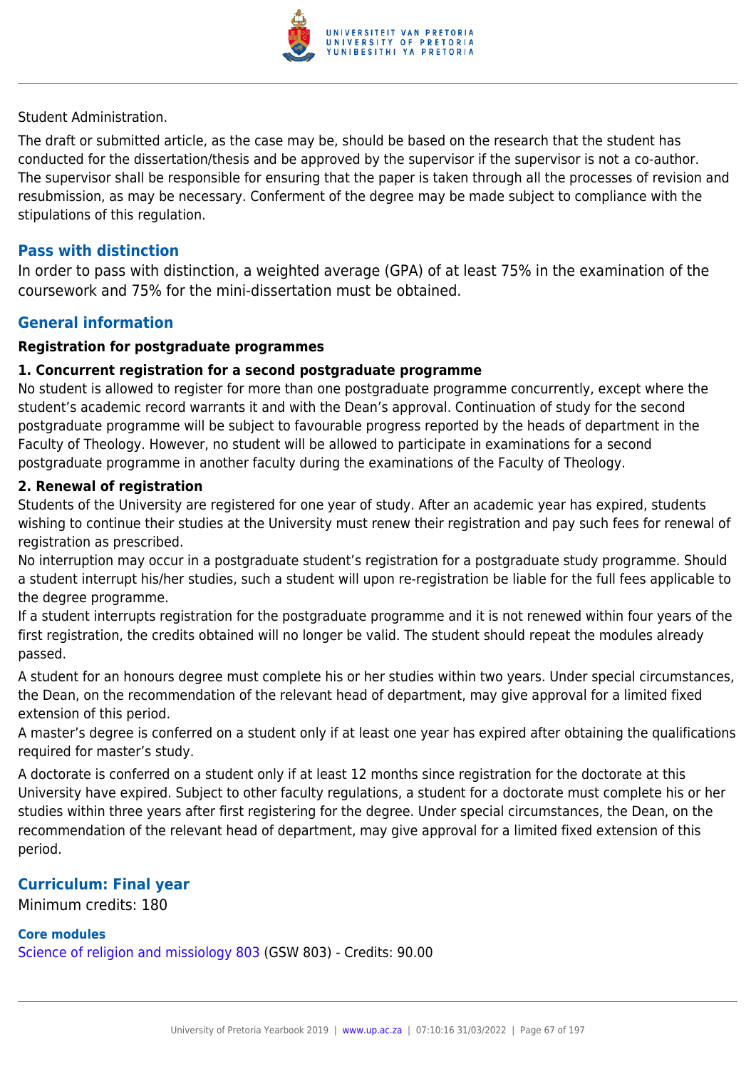Student Administration.

The draft or submitted article, as the case may be, should be based on the research that the student has conducted for the dissertation/thesis and be approved by the supervisor if the supervisor is not a co-author. The supervisor shall be responsible for ensuring that the paper is taken through all the processes of revision and resubmission, as may be necessary. Conferment of the degree may be made subject to compliance with the stipulations of this regulation.

## Pass with distinction

In order to pass with distinction, a weighted average (GPA) of at least 75% in the examination of the coursework and 75% for the mini-dissertation must be obtained.

## General information

**Registration for postgraduate programmes**

**1. Concurrent registration for a second postgraduate programme**

No student is allowed to register for more than one postgraduate programme concurrently, except where the student's academic record warrants it and with the Dean's approval. Continuation of study for the second postgraduate programme will be subject to favourable progress reported by the heads of department in the Faculty of Theology. However, no student will be allowed to participate in examinations for a second postgraduate programme in another faculty during the examinations of the Faculty of Theology.

**2. Renewal of registration**

Students of the University are registered for one year of study. After an academic year has expired, students wishing to continue their studies at the University must renew their registration and pay such fees for renewal of registration as prescribed.

No interruption may occur in a postgraduate student's registration for a postgraduate study programme. Should a student interrupt his/her studies, such a student will upon re-registration be liable for the full fees applicable to the degree programme.

If a student interrupts registration for the postgraduate programme and it is not renewed within four years of the first registration, the credits obtained will no longer be valid. The student should repeat the modules already passed.

A student for an honours degree must complete his or her studies within two years. Under special circumstances, the Dean, on the recommendation of the relevant head of department, may give approval for a limited fixed extension of this period.

A master's degree is conferred on a student only if at least one year has expired after obtaining the qualifications required for master's study.

A doctorate is conferred on a student only if at least 12 months since registration for the doctorate at this University have expired. Subject to other faculty regulations, a student for a doctorate must complete his or her studies within three years after first registering for the degree. Under special circumstances, the Dean, on the recommendation of the relevant head of department, may give approval for a limited fixed extension of this period.

## Curriculum: Final year

Minimum credits: 180

### Core modules

Science of religion and missiology 803 (GSW 803) - Credits: 90.00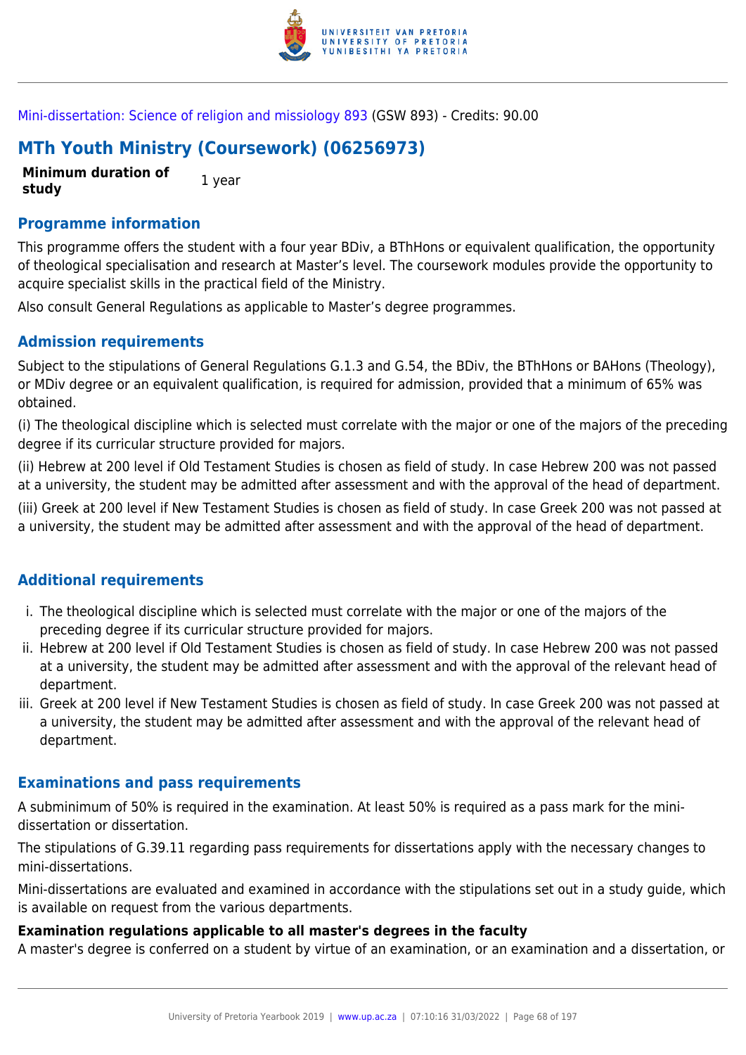Mini-dissertation: Science of religion and missiology 893 (GSW 893) - Credits: 90.00

## MTh Youth Ministry (Coursework) (06256973)

| **Minimum duration of study** | 1 year |
|---|---|

### Programme information

This programme offers the student with a four year BDiv, a BThHons or equivalent qualification, the opportunity of theological specialisation and research at Master's level. The coursework modules provide the opportunity to acquire specialist skills in the practical field of the Ministry.

Also consult General Regulations as applicable to Master's degree programmes.

### Admission requirements

Subject to the stipulations of General Regulations G.1.3 and G.54, the BDiv, the BThHons or BAHons (Theology), or MDiv degree or an equivalent qualification, is required for admission, provided that a minimum of 65% was obtained.

(i) The theological discipline which is selected must correlate with the major or one of the majors of the preceding degree if its curricular structure provided for majors.

(ii) Hebrew at 200 level if Old Testament Studies is chosen as field of study. In case Hebrew 200 was not passed at a university, the student may be admitted after assessment and with the approval of the head of department.

(iii) Greek at 200 level if New Testament Studies is chosen as field of study. In case Greek 200 was not passed at a university, the student may be admitted after assessment and with the approval of the head of department.

### Additional requirements

i. The theological discipline which is selected must correlate with the major or one of the majors of the preceding degree if its curricular structure provided for majors.
ii. Hebrew at 200 level if Old Testament Studies is chosen as field of study. In case Hebrew 200 was not passed at a university, the student may be admitted after assessment and with the approval of the relevant head of department.
iii. Greek at 200 level if New Testament Studies is chosen as field of study. In case Greek 200 was not passed at a university, the student may be admitted after assessment and with the approval of the relevant head of department.

### Examinations and pass requirements

A subminimum of 50% is required in the examination. At least 50% is required as a pass mark for the mini-dissertation or dissertation.

The stipulations of G.39.11 regarding pass requirements for dissertations apply with the necessary changes to mini-dissertations.

Mini-dissertations are evaluated and examined in accordance with the stipulations set out in a study guide, which is available on request from the various departments.

**Examination regulations applicable to all master's degrees in the faculty**

A master's degree is conferred on a student by virtue of an examination, or an examination and a dissertation, or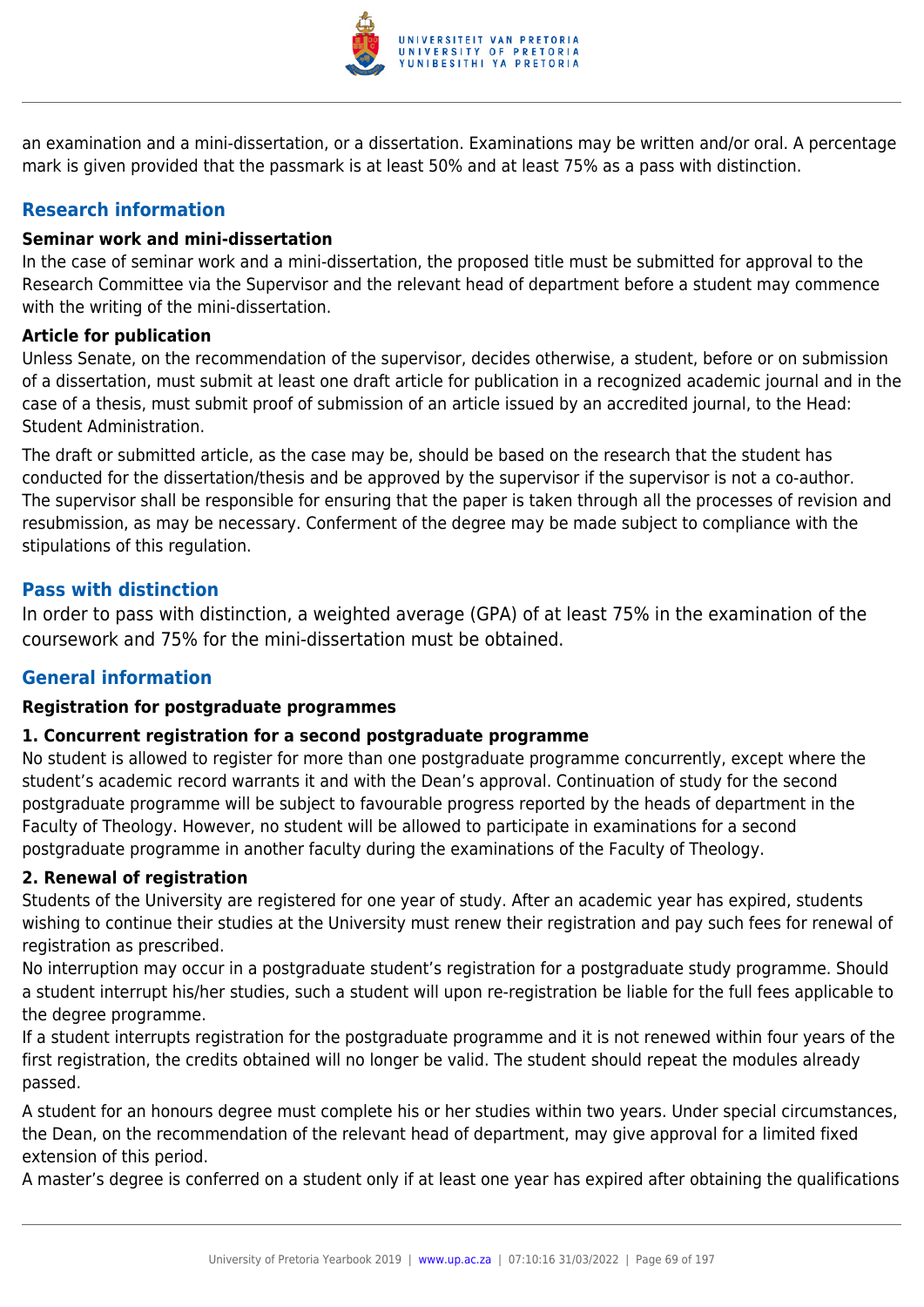an examination and a mini-dissertation, or a dissertation. Examinations may be written and/or oral. A percentage mark is given provided that the passmark is at least 50% and at least 75% as a pass with distinction.

## Research information

#### Seminar work and mini-dissertation

In the case of seminar work and a mini-dissertation, the proposed title must be submitted for approval to the Research Committee via the Supervisor and the relevant head of department before a student may commence with the writing of the mini-dissertation.

#### Article for publication

Unless Senate, on the recommendation of the supervisor, decides otherwise, a student, before or on submission of a dissertation, must submit at least one draft article for publication in a recognized academic journal and in the case of a thesis, must submit proof of submission of an article issued by an accredited journal, to the Head: Student Administration.

The draft or submitted article, as the case may be, should be based on the research that the student has conducted for the dissertation/thesis and be approved by the supervisor if the supervisor is not a co-author. The supervisor shall be responsible for ensuring that the paper is taken through all the processes of revision and resubmission, as may be necessary. Conferment of the degree may be made subject to compliance with the stipulations of this regulation.

## Pass with distinction

In order to pass with distinction, a weighted average (GPA) of at least 75% in the examination of the coursework and 75% for the mini-dissertation must be obtained.

## General information

#### Registration for postgraduate programmes

#### 1. Concurrent registration for a second postgraduate programme

No student is allowed to register for more than one postgraduate programme concurrently, except where the student's academic record warrants it and with the Dean's approval. Continuation of study for the second postgraduate programme will be subject to favourable progress reported by the heads of department in the Faculty of Theology. However, no student will be allowed to participate in examinations for a second postgraduate programme in another faculty during the examinations of the Faculty of Theology.

#### 2. Renewal of registration

Students of the University are registered for one year of study. After an academic year has expired, students wishing to continue their studies at the University must renew their registration and pay such fees for renewal of registration as prescribed.

No interruption may occur in a postgraduate student's registration for a postgraduate study programme. Should a student interrupt his/her studies, such a student will upon re-registration be liable for the full fees applicable to the degree programme.

If a student interrupts registration for the postgraduate programme and it is not renewed within four years of the first registration, the credits obtained will no longer be valid. The student should repeat the modules already passed.

A student for an honours degree must complete his or her studies within two years. Under special circumstances, the Dean, on the recommendation of the relevant head of department, may give approval for a limited fixed extension of this period.

A master's degree is conferred on a student only if at least one year has expired after obtaining the qualifications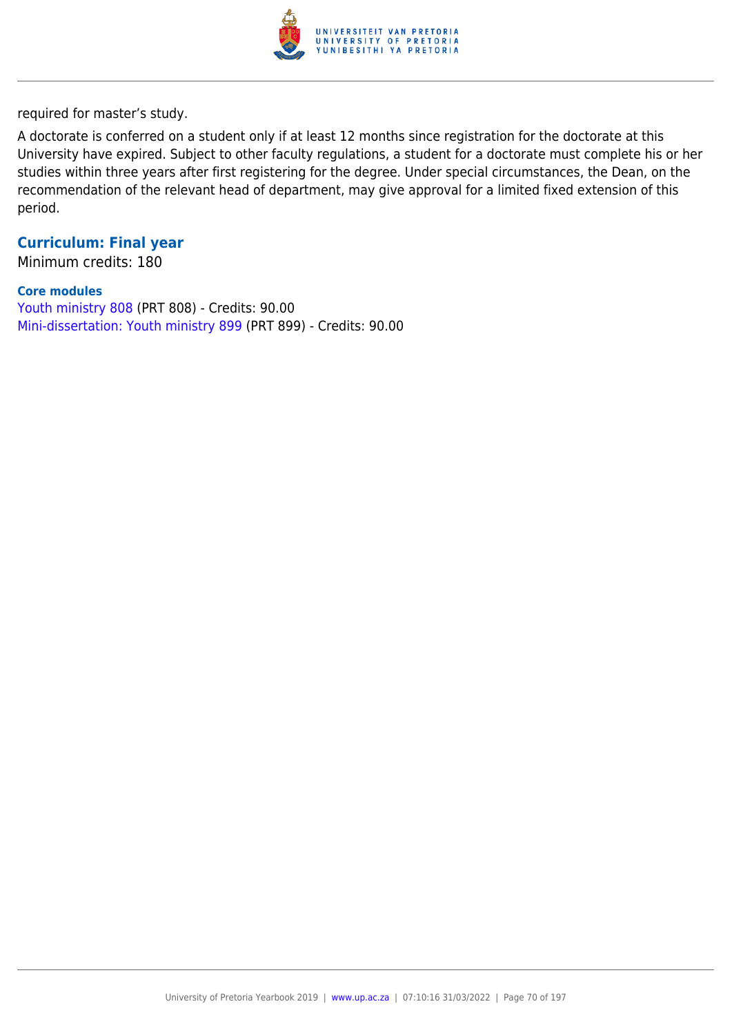required for master's study.

A doctorate is conferred on a student only if at least 12 months since registration for the doctorate at this University have expired. Subject to other faculty regulations, a student for a doctorate must complete his or her studies within three years after first registering for the degree. Under special circumstances, the Dean, on the recommendation of the relevant head of department, may give approval for a limited fixed extension of this period.

## Curriculum: Final year

Minimum credits: 180

### Core modules

Youth ministry 808 (PRT 808) - Credits: 90.00
Mini-dissertation: Youth ministry 899 (PRT 899) - Credits: 90.00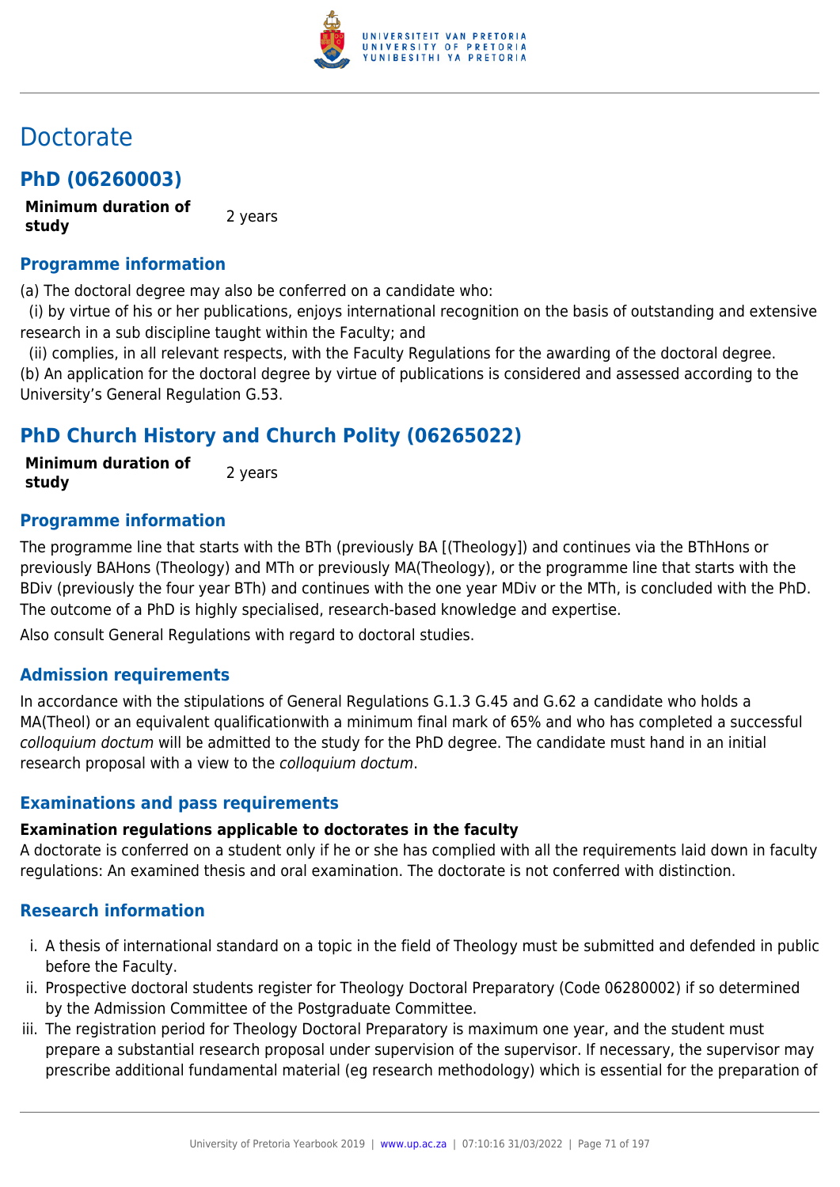# Doctorate

## PhD (06260003)

**Minimum duration of study** 2 years

### Programme information

(a) The doctoral degree may also be conferred on a candidate who:

(i) by virtue of his or her publications, enjoys international recognition on the basis of outstanding and extensive research in a sub discipline taught within the Faculty; and

(ii) complies, in all relevant respects, with the Faculty Regulations for the awarding of the doctoral degree.

(b) An application for the doctoral degree by virtue of publications is considered and assessed according to the University's General Regulation G.53.

## PhD Church History and Church Polity (06265022)

**Minimum duration of study** 2 years

### Programme information

The programme line that starts with the BTh (previously BA [(Theology]) and continues via the BThHons or previously BAHons (Theology) and MTh or previously MA(Theology), or the programme line that starts with the BDiv (previously the four year BTh) and continues with the one year MDiv or the MTh, is concluded with the PhD. The outcome of a PhD is highly specialised, research-based knowledge and expertise.

Also consult General Regulations with regard to doctoral studies.

### Admission requirements

In accordance with the stipulations of General Regulations G.1.3 G.45 and G.62 a candidate who holds a MA(Theol) or an equivalent qualificationwith a minimum final mark of 65% and who has completed a successful *colloquium doctum* will be admitted to the study for the PhD degree. The candidate must hand in an initial research proposal with a view to the *colloquium doctum*.

### Examinations and pass requirements

**Examination regulations applicable to doctorates in the faculty**

A doctorate is conferred on a student only if he or she has complied with all the requirements laid down in faculty regulations: An examined thesis and oral examination. The doctorate is not conferred with distinction.

### Research information

i. A thesis of international standard on a topic in the field of Theology must be submitted and defended in public before the Faculty.
ii. Prospective doctoral students register for Theology Doctoral Preparatory (Code 06280002) if so determined by the Admission Committee of the Postgraduate Committee.
iii. The registration period for Theology Doctoral Preparatory is maximum one year, and the student must prepare a substantial research proposal under supervision of the supervisor. If necessary, the supervisor may prescribe additional fundamental material (eg research methodology) which is essential for the preparation of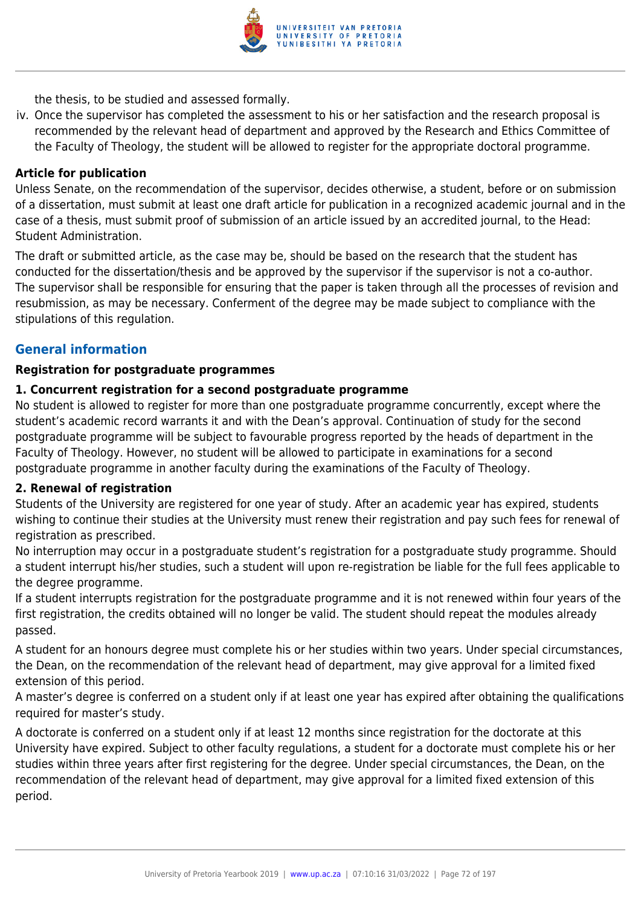the thesis, to be studied and assessed formally.

iv. Once the supervisor has completed the assessment to his or her satisfaction and the research proposal is recommended by the relevant head of department and approved by the Research and Ethics Committee of the Faculty of Theology, the student will be allowed to register for the appropriate doctoral programme.

**Article for publication**

Unless Senate, on the recommendation of the supervisor, decides otherwise, a student, before or on submission of a dissertation, must submit at least one draft article for publication in a recognized academic journal and in the case of a thesis, must submit proof of submission of an article issued by an accredited journal, to the Head: Student Administration.

The draft or submitted article, as the case may be, should be based on the research that the student has conducted for the dissertation/thesis and be approved by the supervisor if the supervisor is not a co-author. The supervisor shall be responsible for ensuring that the paper is taken through all the processes of revision and resubmission, as may be necessary. Conferment of the degree may be made subject to compliance with the stipulations of this regulation.

## General information

**Registration for postgraduate programmes**

**1. Concurrent registration for a second postgraduate programme**

No student is allowed to register for more than one postgraduate programme concurrently, except where the student's academic record warrants it and with the Dean's approval. Continuation of study for the second postgraduate programme will be subject to favourable progress reported by the heads of department in the Faculty of Theology. However, no student will be allowed to participate in examinations for a second postgraduate programme in another faculty during the examinations of the Faculty of Theology.

**2. Renewal of registration**

Students of the University are registered for one year of study. After an academic year has expired, students wishing to continue their studies at the University must renew their registration and pay such fees for renewal of registration as prescribed.

No interruption may occur in a postgraduate student's registration for a postgraduate study programme. Should a student interrupt his/her studies, such a student will upon re-registration be liable for the full fees applicable to the degree programme.

If a student interrupts registration for the postgraduate programme and it is not renewed within four years of the first registration, the credits obtained will no longer be valid. The student should repeat the modules already passed.

A student for an honours degree must complete his or her studies within two years. Under special circumstances, the Dean, on the recommendation of the relevant head of department, may give approval for a limited fixed extension of this period.

A master's degree is conferred on a student only if at least one year has expired after obtaining the qualifications required for master's study.

A doctorate is conferred on a student only if at least 12 months since registration for the doctorate at this University have expired. Subject to other faculty regulations, a student for a doctorate must complete his or her studies within three years after first registering for the degree. Under special circumstances, the Dean, on the recommendation of the relevant head of department, may give approval for a limited fixed extension of this period.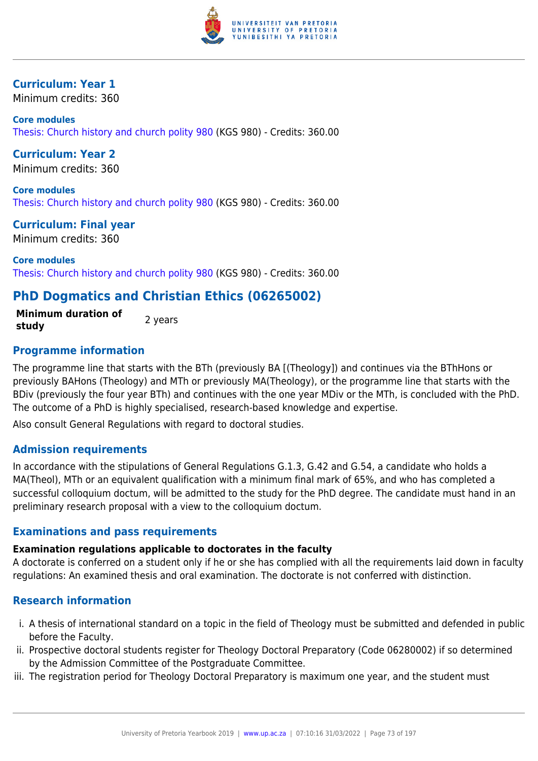### Curriculum: Year 1

Minimum credits: 360

**Core modules**

Thesis: Church history and church polity 980 (KGS 980) - Credits: 360.00

### Curriculum: Year 2

Minimum credits: 360

**Core modules**

Thesis: Church history and church polity 980 (KGS 980) - Credits: 360.00

### Curriculum: Final year

Minimum credits: 360

**Core modules**

Thesis: Church history and church polity 980 (KGS 980) - Credits: 360.00

## PhD Dogmatics and Christian Ethics (06265002)

| **Minimum duration of study** | 2 years |
|---|---|

### Programme information

The programme line that starts with the BTh (previously BA [(Theology]) and continues via the BThHons or previously BAHons (Theology) and MTh or previously MA(Theology), or the programme line that starts with the BDiv (previously the four year BTh) and continues with the one year MDiv or the MTh, is concluded with the PhD. The outcome of a PhD is highly specialised, research-based knowledge and expertise.

Also consult General Regulations with regard to doctoral studies.

### Admission requirements

In accordance with the stipulations of General Regulations G.1.3, G.42 and G.54, a candidate who holds a MA(Theol), MTh or an equivalent qualification with a minimum final mark of 65%, and who has completed a successful colloquium doctum, will be admitted to the study for the PhD degree. The candidate must hand in an preliminary research proposal with a view to the colloquium doctum.

### Examinations and pass requirements

**Examination regulations applicable to doctorates in the faculty**

A doctorate is conferred on a student only if he or she has complied with all the requirements laid down in faculty regulations: An examined thesis and oral examination. The doctorate is not conferred with distinction.

### Research information

i. A thesis of international standard on a topic in the field of Theology must be submitted and defended in public before the Faculty.
ii. Prospective doctoral students register for Theology Doctoral Preparatory (Code 06280002) if so determined by the Admission Committee of the Postgraduate Committee.
iii. The registration period for Theology Doctoral Preparatory is maximum one year, and the student must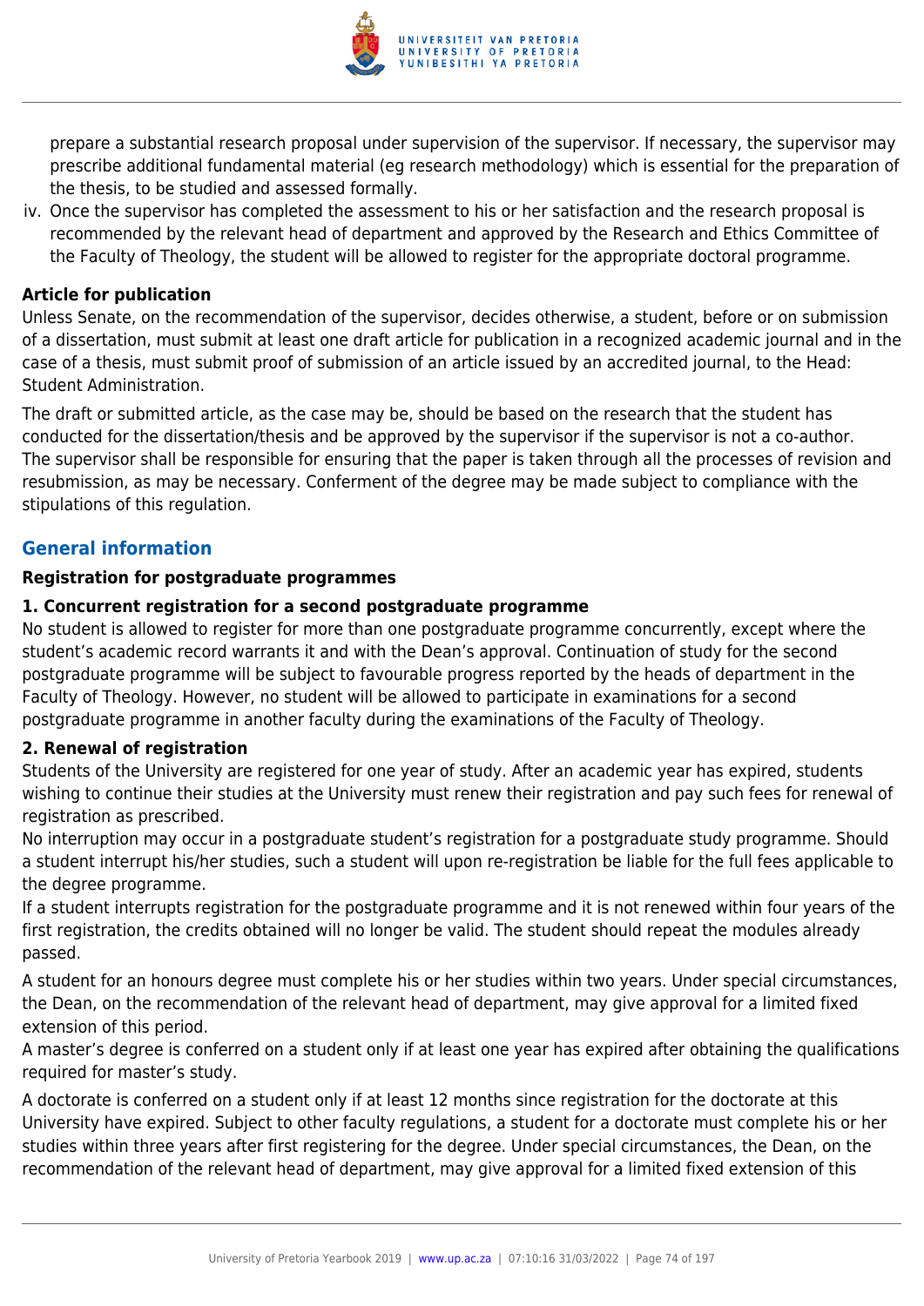prepare a substantial research proposal under supervision of the supervisor. If necessary, the supervisor may prescribe additional fundamental material (eg research methodology) which is essential for the preparation of the thesis, to be studied and assessed formally.

iv. Once the supervisor has completed the assessment to his or her satisfaction and the research proposal is recommended by the relevant head of department and approved by the Research and Ethics Committee of the Faculty of Theology, the student will be allowed to register for the appropriate doctoral programme.

**Article for publication**

Unless Senate, on the recommendation of the supervisor, decides otherwise, a student, before or on submission of a dissertation, must submit at least one draft article for publication in a recognized academic journal and in the case of a thesis, must submit proof of submission of an article issued by an accredited journal, to the Head: Student Administration.

The draft or submitted article, as the case may be, should be based on the research that the student has conducted for the dissertation/thesis and be approved by the supervisor if the supervisor is not a co-author. The supervisor shall be responsible for ensuring that the paper is taken through all the processes of revision and resubmission, as may be necessary. Conferment of the degree may be made subject to compliance with the stipulations of this regulation.

## General information

**Registration for postgraduate programmes**

**1. Concurrent registration for a second postgraduate programme**

No student is allowed to register for more than one postgraduate programme concurrently, except where the student's academic record warrants it and with the Dean's approval. Continuation of study for the second postgraduate programme will be subject to favourable progress reported by the heads of department in the Faculty of Theology. However, no student will be allowed to participate in examinations for a second postgraduate programme in another faculty during the examinations of the Faculty of Theology.

**2. Renewal of registration**

Students of the University are registered for one year of study. After an academic year has expired, students wishing to continue their studies at the University must renew their registration and pay such fees for renewal of registration as prescribed.

No interruption may occur in a postgraduate student's registration for a postgraduate study programme. Should a student interrupt his/her studies, such a student will upon re-registration be liable for the full fees applicable to the degree programme.

If a student interrupts registration for the postgraduate programme and it is not renewed within four years of the first registration, the credits obtained will no longer be valid. The student should repeat the modules already passed.

A student for an honours degree must complete his or her studies within two years. Under special circumstances, the Dean, on the recommendation of the relevant head of department, may give approval for a limited fixed extension of this period.

A master's degree is conferred on a student only if at least one year has expired after obtaining the qualifications required for master's study.

A doctorate is conferred on a student only if at least 12 months since registration for the doctorate at this University have expired. Subject to other faculty regulations, a student for a doctorate must complete his or her studies within three years after first registering for the degree. Under special circumstances, the Dean, on the recommendation of the relevant head of department, may give approval for a limited fixed extension of this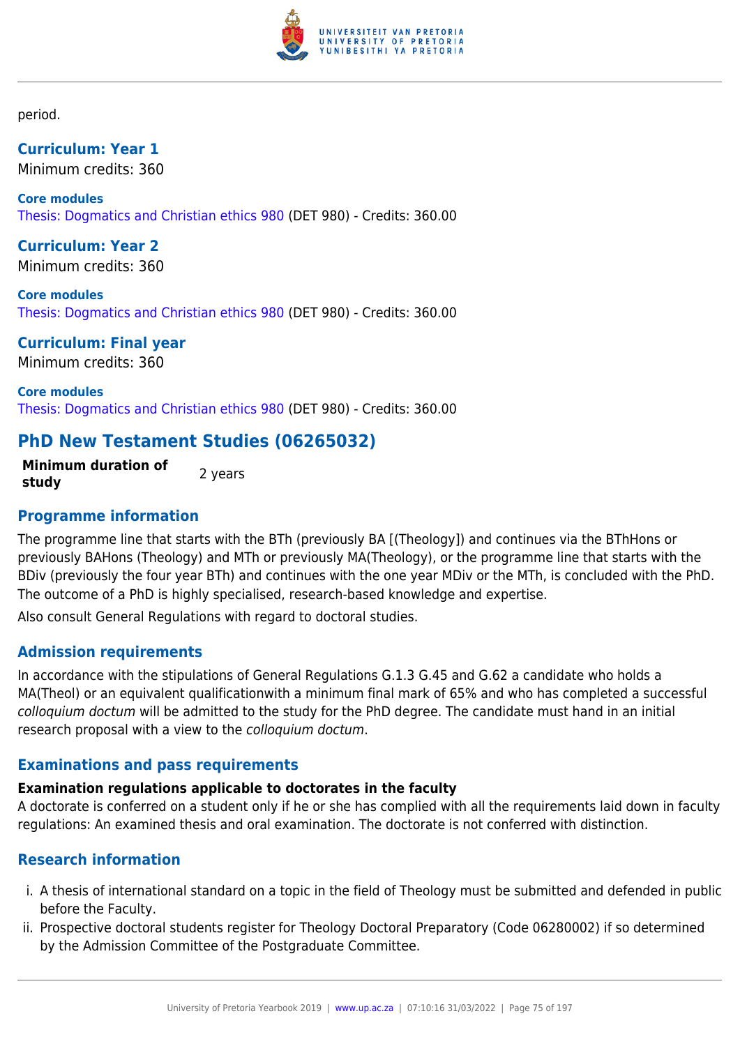period.

### Curriculum: Year 1

Minimum credits: 360

**Core modules**

Thesis: Dogmatics and Christian ethics 980 (DET 980) - Credits: 360.00

### Curriculum: Year 2

Minimum credits: 360

**Core modules**

Thesis: Dogmatics and Christian ethics 980 (DET 980) - Credits: 360.00

### Curriculum: Final year

Minimum credits: 360

**Core modules**

Thesis: Dogmatics and Christian ethics 980 (DET 980) - Credits: 360.00

## PhD New Testament Studies (06265032)

| **Minimum duration of study** | 2 years |
|---|---|

### Programme information

The programme line that starts with the BTh (previously BA [(Theology]) and continues via the BThHons or previously BAHons (Theology) and MTh or previously MA(Theology), or the programme line that starts with the BDiv (previously the four year BTh) and continues with the one year MDiv or the MTh, is concluded with the PhD. The outcome of a PhD is highly specialised, research-based knowledge and expertise.

Also consult General Regulations with regard to doctoral studies.

### Admission requirements

In accordance with the stipulations of General Regulations G.1.3 G.45 and G.62 a candidate who holds a MA(Theol) or an equivalent qualificationwith a minimum final mark of 65% and who has completed a successful *colloquium doctum* will be admitted to the study for the PhD degree. The candidate must hand in an initial research proposal with a view to the *colloquium doctum*.

### Examinations and pass requirements

**Examination regulations applicable to doctorates in the faculty**

A doctorate is conferred on a student only if he or she has complied with all the requirements laid down in faculty regulations: An examined thesis and oral examination. The doctorate is not conferred with distinction.

### Research information

i. A thesis of international standard on a topic in the field of Theology must be submitted and defended in public before the Faculty.
ii. Prospective doctoral students register for Theology Doctoral Preparatory (Code 06280002) if so determined by the Admission Committee of the Postgraduate Committee.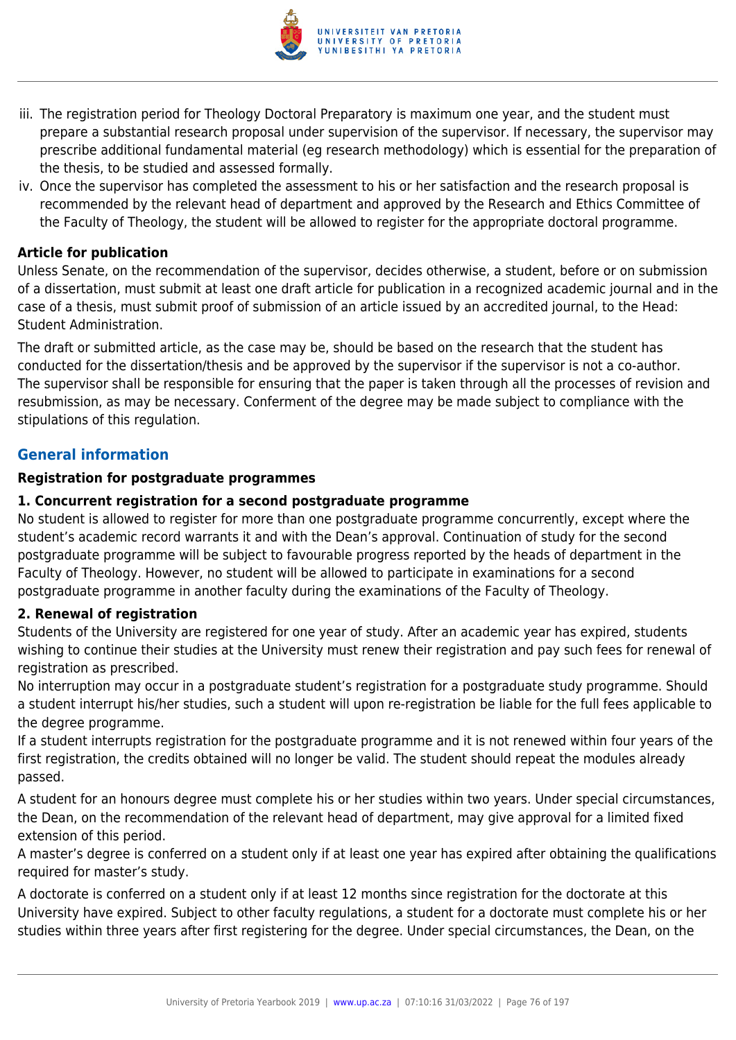iii. The registration period for Theology Doctoral Preparatory is maximum one year, and the student must prepare a substantial research proposal under supervision of the supervisor. If necessary, the supervisor may prescribe additional fundamental material (eg research methodology) which is essential for the preparation of the thesis, to be studied and assessed formally.
iv. Once the supervisor has completed the assessment to his or her satisfaction and the research proposal is recommended by the relevant head of department and approved by the Research and Ethics Committee of the Faculty of Theology, the student will be allowed to register for the appropriate doctoral programme.

**Article for publication**

Unless Senate, on the recommendation of the supervisor, decides otherwise, a student, before or on submission of a dissertation, must submit at least one draft article for publication in a recognized academic journal and in the case of a thesis, must submit proof of submission of an article issued by an accredited journal, to the Head: Student Administration.

The draft or submitted article, as the case may be, should be based on the research that the student has conducted for the dissertation/thesis and be approved by the supervisor if the supervisor is not a co-author. The supervisor shall be responsible for ensuring that the paper is taken through all the processes of revision and resubmission, as may be necessary. Conferment of the degree may be made subject to compliance with the stipulations of this regulation.

## General information

### Registration for postgraduate programmes

#### 1. Concurrent registration for a second postgraduate programme

No student is allowed to register for more than one postgraduate programme concurrently, except where the student's academic record warrants it and with the Dean's approval. Continuation of study for the second postgraduate programme will be subject to favourable progress reported by the heads of department in the Faculty of Theology. However, no student will be allowed to participate in examinations for a second postgraduate programme in another faculty during the examinations of the Faculty of Theology.

#### 2. Renewal of registration

Students of the University are registered for one year of study. After an academic year has expired, students wishing to continue their studies at the University must renew their registration and pay such fees for renewal of registration as prescribed.

No interruption may occur in a postgraduate student's registration for a postgraduate study programme. Should a student interrupt his/her studies, such a student will upon re-registration be liable for the full fees applicable to the degree programme.

If a student interrupts registration for the postgraduate programme and it is not renewed within four years of the first registration, the credits obtained will no longer be valid. The student should repeat the modules already passed.

A student for an honours degree must complete his or her studies within two years. Under special circumstances, the Dean, on the recommendation of the relevant head of department, may give approval for a limited fixed extension of this period.

A master's degree is conferred on a student only if at least one year has expired after obtaining the qualifications required for master's study.

A doctorate is conferred on a student only if at least 12 months since registration for the doctorate at this University have expired. Subject to other faculty regulations, a student for a doctorate must complete his or her studies within three years after first registering for the degree. Under special circumstances, the Dean, on the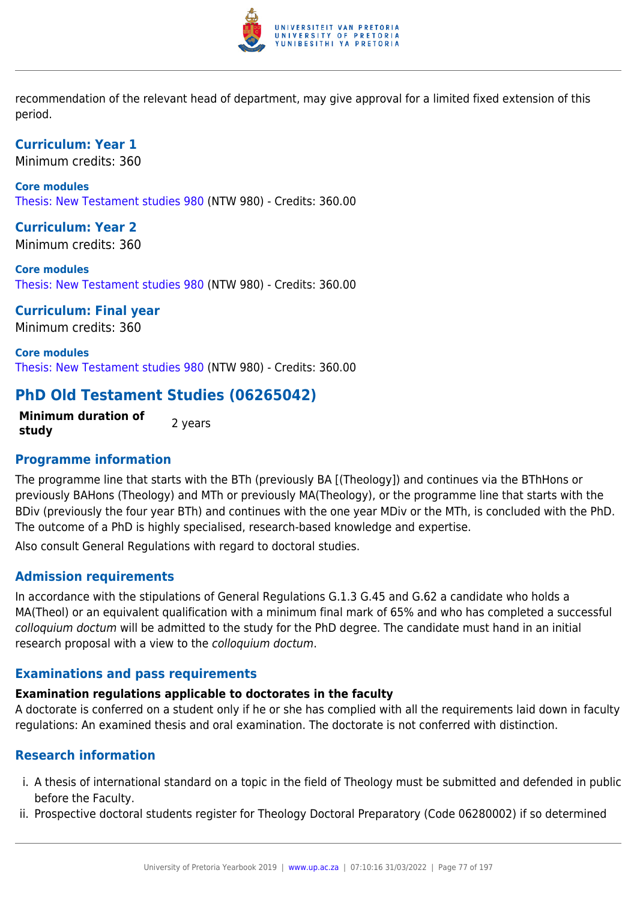recommendation of the relevant head of department, may give approval for a limited fixed extension of this period.

### Curriculum: Year 1

Minimum credits: 360

**Core modules**

Thesis: New Testament studies 980 (NTW 980) - Credits: 360.00

### Curriculum: Year 2

Minimum credits: 360

**Core modules**

Thesis: New Testament studies 980 (NTW 980) - Credits: 360.00

### Curriculum: Final year

Minimum credits: 360

**Core modules**

Thesis: New Testament studies 980 (NTW 980) - Credits: 360.00

## PhD Old Testament Studies (06265042)

| **Minimum duration of study** | 2 years |
|---|---|

### Programme information

The programme line that starts with the BTh (previously BA [(Theology]) and continues via the BThHons or previously BAHons (Theology) and MTh or previously MA(Theology), or the programme line that starts with the BDiv (previously the four year BTh) and continues with the one year MDiv or the MTh, is concluded with the PhD. The outcome of a PhD is highly specialised, research-based knowledge and expertise.

Also consult General Regulations with regard to doctoral studies.

### Admission requirements

In accordance with the stipulations of General Regulations G.1.3 G.45 and G.62 a candidate who holds a MA(Theol) or an equivalent qualification with a minimum final mark of 65% and who has completed a successful *colloquium doctum* will be admitted to the study for the PhD degree. The candidate must hand in an initial research proposal with a view to the *colloquium doctum*.

### Examinations and pass requirements

**Examination regulations applicable to doctorates in the faculty**

A doctorate is conferred on a student only if he or she has complied with all the requirements laid down in faculty regulations: An examined thesis and oral examination. The doctorate is not conferred with distinction.

### Research information

i. A thesis of international standard on a topic in the field of Theology must be submitted and defended in public before the Faculty.
ii. Prospective doctoral students register for Theology Doctoral Preparatory (Code 06280002) if so determined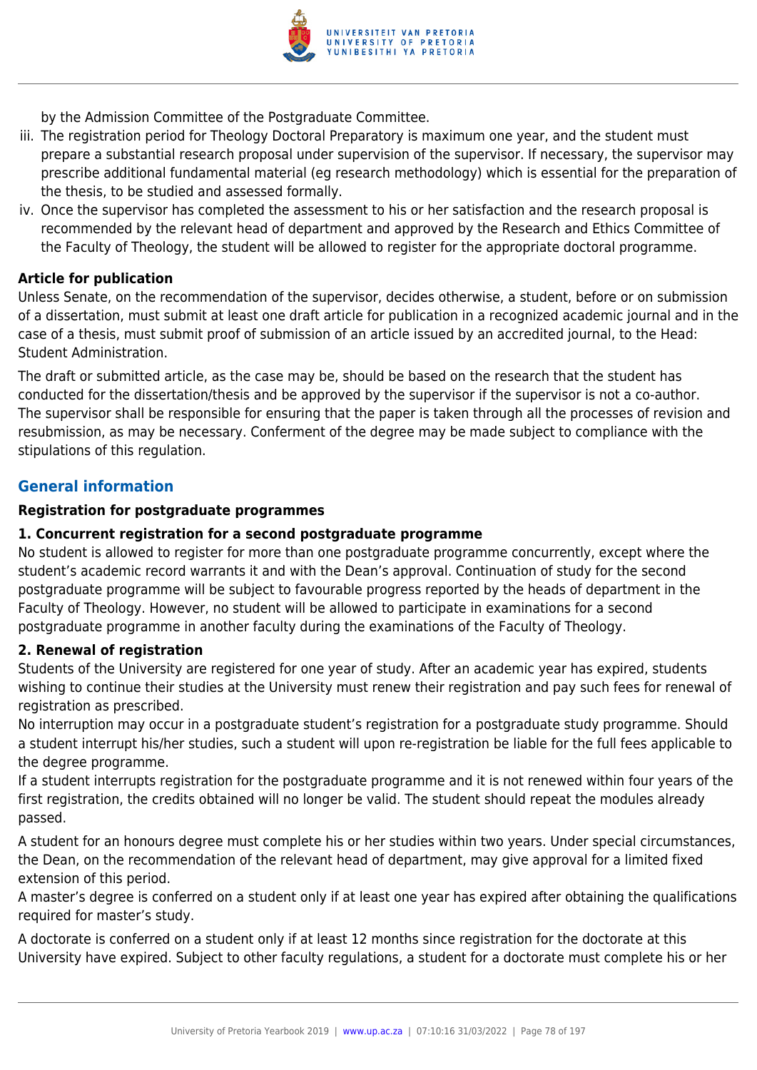by the Admission Committee of the Postgraduate Committee.

iii. The registration period for Theology Doctoral Preparatory is maximum one year, and the student must prepare a substantial research proposal under supervision of the supervisor. If necessary, the supervisor may prescribe additional fundamental material (eg research methodology) which is essential for the preparation of the thesis, to be studied and assessed formally.

iv. Once the supervisor has completed the assessment to his or her satisfaction and the research proposal is recommended by the relevant head of department and approved by the Research and Ethics Committee of the Faculty of Theology, the student will be allowed to register for the appropriate doctoral programme.

**Article for publication**

Unless Senate, on the recommendation of the supervisor, decides otherwise, a student, before or on submission of a dissertation, must submit at least one draft article for publication in a recognized academic journal and in the case of a thesis, must submit proof of submission of an article issued by an accredited journal, to the Head: Student Administration.

The draft or submitted article, as the case may be, should be based on the research that the student has conducted for the dissertation/thesis and be approved by the supervisor if the supervisor is not a co-author. The supervisor shall be responsible for ensuring that the paper is taken through all the processes of revision and resubmission, as may be necessary. Conferment of the degree may be made subject to compliance with the stipulations of this regulation.

## General information

**Registration for postgraduate programmes**

**1. Concurrent registration for a second postgraduate programme**

No student is allowed to register for more than one postgraduate programme concurrently, except where the student's academic record warrants it and with the Dean's approval. Continuation of study for the second postgraduate programme will be subject to favourable progress reported by the heads of department in the Faculty of Theology. However, no student will be allowed to participate in examinations for a second postgraduate programme in another faculty during the examinations of the Faculty of Theology.

**2. Renewal of registration**

Students of the University are registered for one year of study. After an academic year has expired, students wishing to continue their studies at the University must renew their registration and pay such fees for renewal of registration as prescribed.

No interruption may occur in a postgraduate student's registration for a postgraduate study programme. Should a student interrupt his/her studies, such a student will upon re-registration be liable for the full fees applicable to the degree programme.

If a student interrupts registration for the postgraduate programme and it is not renewed within four years of the first registration, the credits obtained will no longer be valid. The student should repeat the modules already passed.

A student for an honours degree must complete his or her studies within two years. Under special circumstances, the Dean, on the recommendation of the relevant head of department, may give approval for a limited fixed extension of this period.

A master's degree is conferred on a student only if at least one year has expired after obtaining the qualifications required for master's study.

A doctorate is conferred on a student only if at least 12 months since registration for the doctorate at this University have expired. Subject to other faculty regulations, a student for a doctorate must complete his or her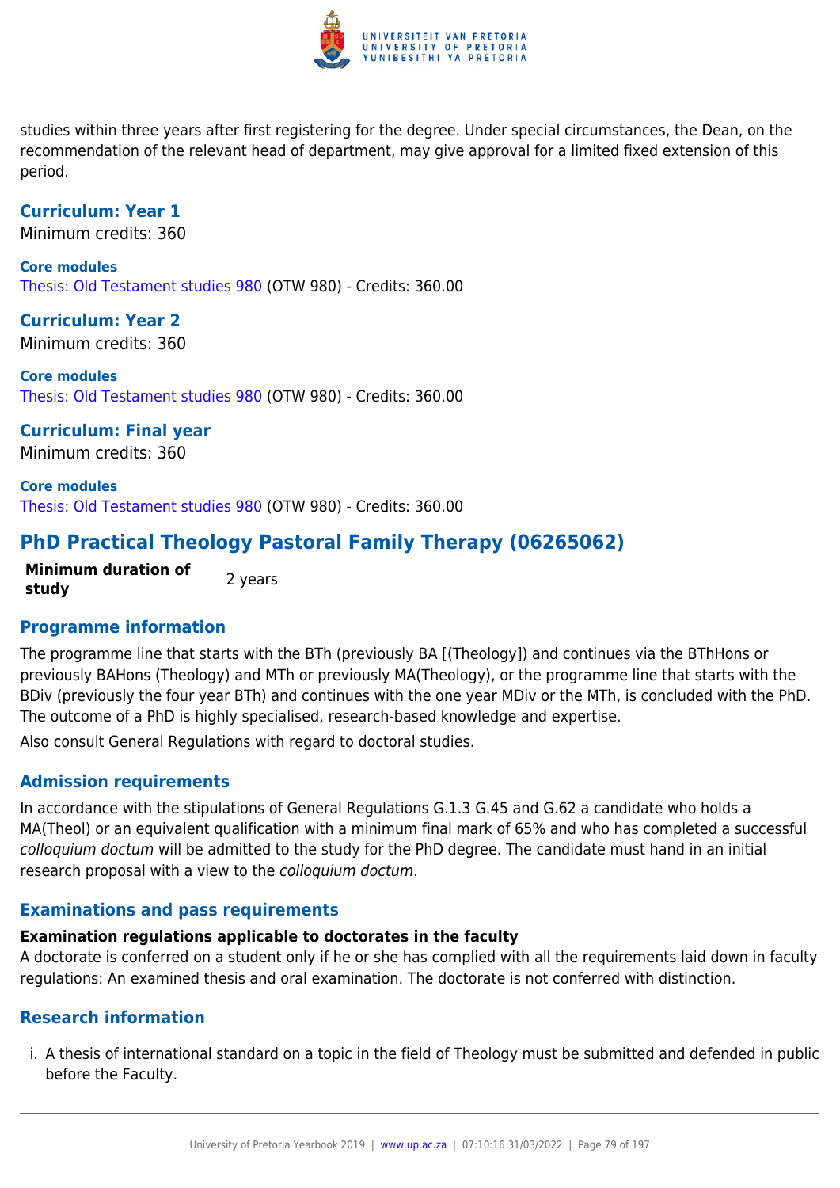studies within three years after first registering for the degree. Under special circumstances, the Dean, on the recommendation of the relevant head of department, may give approval for a limited fixed extension of this period.

### Curriculum: Year 1

Minimum credits: 360

**Core modules**

Thesis: Old Testament studies 980 (OTW 980) - Credits: 360.00

### Curriculum: Year 2

Minimum credits: 360

**Core modules**

Thesis: Old Testament studies 980 (OTW 980) - Credits: 360.00

### Curriculum: Final year

Minimum credits: 360

**Core modules**

Thesis: Old Testament studies 980 (OTW 980) - Credits: 360.00

## PhD Practical Theology Pastoral Family Therapy (06265062)

| **Minimum duration of study** | 2 years |
|---|---|

### Programme information

The programme line that starts with the BTh (previously BA [(Theology]) and continues via the BThHons or previously BAHons (Theology) and MTh or previously MA(Theology), or the programme line that starts with the BDiv (previously the four year BTh) and continues with the one year MDiv or the MTh, is concluded with the PhD. The outcome of a PhD is highly specialised, research-based knowledge and expertise.

Also consult General Regulations with regard to doctoral studies.

### Admission requirements

In accordance with the stipulations of General Regulations G.1.3 G.45 and G.62 a candidate who holds a MA(Theol) or an equivalent qualification with a minimum final mark of 65% and who has completed a successful *colloquium doctum* will be admitted to the study for the PhD degree. The candidate must hand in an initial research proposal with a view to the *colloquium doctum*.

### Examinations and pass requirements

**Examination regulations applicable to doctorates in the faculty**

A doctorate is conferred on a student only if he or she has complied with all the requirements laid down in faculty regulations: An examined thesis and oral examination. The doctorate is not conferred with distinction.

### Research information

i. A thesis of international standard on a topic in the field of Theology must be submitted and defended in public before the Faculty.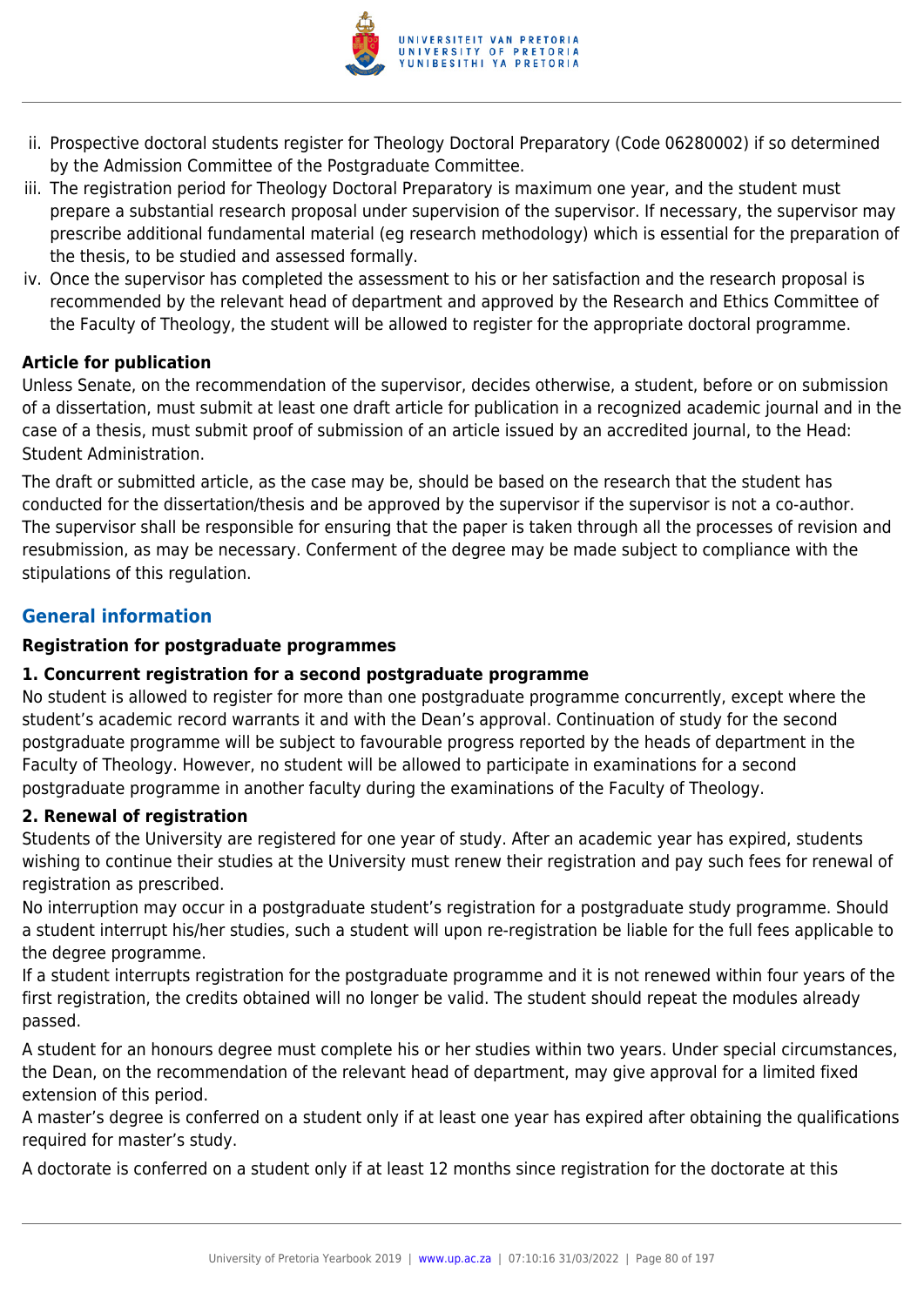ii. Prospective doctoral students register for Theology Doctoral Preparatory (Code 06280002) if so determined by the Admission Committee of the Postgraduate Committee.
iii. The registration period for Theology Doctoral Preparatory is maximum one year, and the student must prepare a substantial research proposal under supervision of the supervisor. If necessary, the supervisor may prescribe additional fundamental material (eg research methodology) which is essential for the preparation of the thesis, to be studied and assessed formally.
iv. Once the supervisor has completed the assessment to his or her satisfaction and the research proposal is recommended by the relevant head of department and approved by the Research and Ethics Committee of the Faculty of Theology, the student will be allowed to register for the appropriate doctoral programme.

**Article for publication**

Unless Senate, on the recommendation of the supervisor, decides otherwise, a student, before or on submission of a dissertation, must submit at least one draft article for publication in a recognized academic journal and in the case of a thesis, must submit proof of submission of an article issued by an accredited journal, to the Head: Student Administration.

The draft or submitted article, as the case may be, should be based on the research that the student has conducted for the dissertation/thesis and be approved by the supervisor if the supervisor is not a co-author. The supervisor shall be responsible for ensuring that the paper is taken through all the processes of revision and resubmission, as may be necessary. Conferment of the degree may be made subject to compliance with the stipulations of this regulation.

## General information

**Registration for postgraduate programmes**

**1. Concurrent registration for a second postgraduate programme**

No student is allowed to register for more than one postgraduate programme concurrently, except where the student's academic record warrants it and with the Dean's approval. Continuation of study for the second postgraduate programme will be subject to favourable progress reported by the heads of department in the Faculty of Theology. However, no student will be allowed to participate in examinations for a second postgraduate programme in another faculty during the examinations of the Faculty of Theology.

**2. Renewal of registration**

Students of the University are registered for one year of study. After an academic year has expired, students wishing to continue their studies at the University must renew their registration and pay such fees for renewal of registration as prescribed.

No interruption may occur in a postgraduate student's registration for a postgraduate study programme. Should a student interrupt his/her studies, such a student will upon re-registration be liable for the full fees applicable to the degree programme.

If a student interrupts registration for the postgraduate programme and it is not renewed within four years of the first registration, the credits obtained will no longer be valid. The student should repeat the modules already passed.

A student for an honours degree must complete his or her studies within two years. Under special circumstances, the Dean, on the recommendation of the relevant head of department, may give approval for a limited fixed extension of this period.

A master's degree is conferred on a student only if at least one year has expired after obtaining the qualifications required for master's study.

A doctorate is conferred on a student only if at least 12 months since registration for the doctorate at this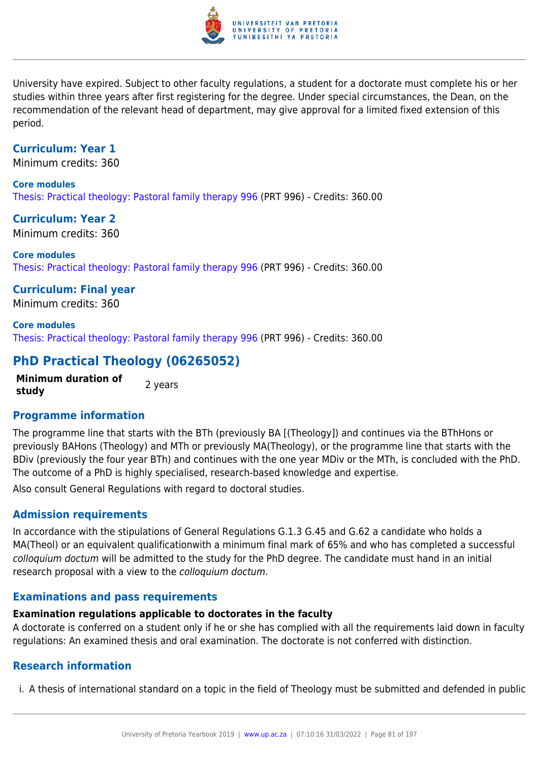University have expired. Subject to other faculty regulations, a student for a doctorate must complete his or her studies within three years after first registering for the degree. Under special circumstances, the Dean, on the recommendation of the relevant head of department, may give approval for a limited fixed extension of this period.

### Curriculum: Year 1

Minimum credits: 360

**Core modules**

Thesis: Practical theology: Pastoral family therapy 996 (PRT 996) - Credits: 360.00

### Curriculum: Year 2

Minimum credits: 360

**Core modules**

Thesis: Practical theology: Pastoral family therapy 996 (PRT 996) - Credits: 360.00

### Curriculum: Final year

Minimum credits: 360

**Core modules**

Thesis: Practical theology: Pastoral family therapy 996 (PRT 996) - Credits: 360.00

## PhD Practical Theology (06265052)

| **Minimum duration of study** | 2 years |
|---|---|

### Programme information

The programme line that starts with the BTh (previously BA [(Theology]) and continues via the BThHons or previously BAHons (Theology) and MTh or previously MA(Theology), or the programme line that starts with the BDiv (previously the four year BTh) and continues with the one year MDiv or the MTh, is concluded with the PhD. The outcome of a PhD is highly specialised, research-based knowledge and expertise.

Also consult General Regulations with regard to doctoral studies.

### Admission requirements

In accordance with the stipulations of General Regulations G.1.3 G.45 and G.62 a candidate who holds a MA(Theol) or an equivalent qualificationwith a minimum final mark of 65% and who has completed a successful *colloquium doctum* will be admitted to the study for the PhD degree. The candidate must hand in an initial research proposal with a view to the *colloquium doctum*.

### Examinations and pass requirements

**Examination regulations applicable to doctorates in the faculty**

A doctorate is conferred on a student only if he or she has complied with all the requirements laid down in faculty regulations: An examined thesis and oral examination. The doctorate is not conferred with distinction.

### Research information

i. A thesis of international standard on a topic in the field of Theology must be submitted and defended in public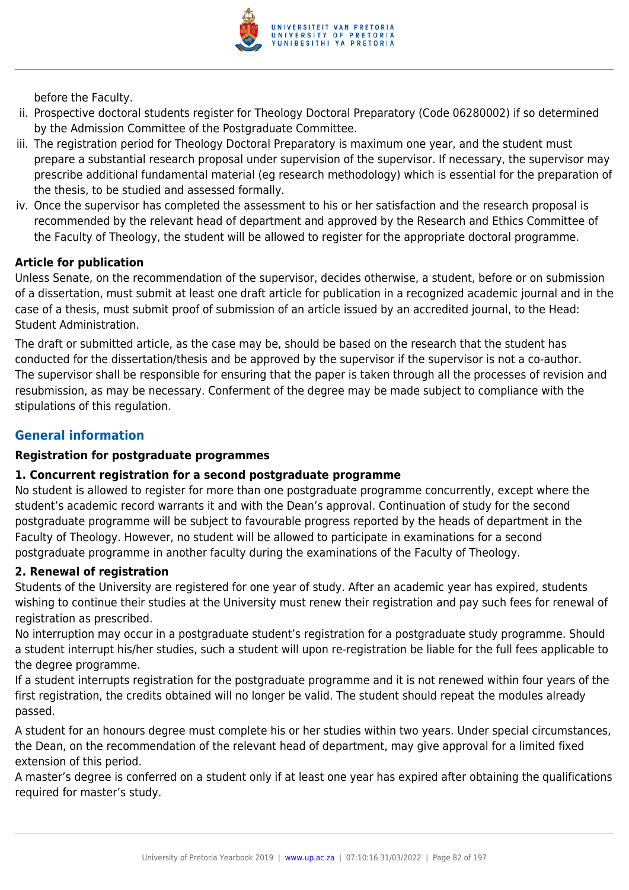before the Faculty.

ii. Prospective doctoral students register for Theology Doctoral Preparatory (Code 06280002) if so determined by the Admission Committee of the Postgraduate Committee.
iii. The registration period for Theology Doctoral Preparatory is maximum one year, and the student must prepare a substantial research proposal under supervision of the supervisor. If necessary, the supervisor may prescribe additional fundamental material (eg research methodology) which is essential for the preparation of the thesis, to be studied and assessed formally.
iv. Once the supervisor has completed the assessment to his or her satisfaction and the research proposal is recommended by the relevant head of department and approved by the Research and Ethics Committee of the Faculty of Theology, the student will be allowed to register for the appropriate doctoral programme.

**Article for publication**

Unless Senate, on the recommendation of the supervisor, decides otherwise, a student, before or on submission of a dissertation, must submit at least one draft article for publication in a recognized academic journal and in the case of a thesis, must submit proof of submission of an article issued by an accredited journal, to the Head: Student Administration.

The draft or submitted article, as the case may be, should be based on the research that the student has conducted for the dissertation/thesis and be approved by the supervisor if the supervisor is not a co-author. The supervisor shall be responsible for ensuring that the paper is taken through all the processes of revision and resubmission, as may be necessary. Conferment of the degree may be made subject to compliance with the stipulations of this regulation.

## General information

**Registration for postgraduate programmes**

**1. Concurrent registration for a second postgraduate programme**

No student is allowed to register for more than one postgraduate programme concurrently, except where the student's academic record warrants it and with the Dean's approval. Continuation of study for the second postgraduate programme will be subject to favourable progress reported by the heads of department in the Faculty of Theology. However, no student will be allowed to participate in examinations for a second postgraduate programme in another faculty during the examinations of the Faculty of Theology.

**2. Renewal of registration**

Students of the University are registered for one year of study. After an academic year has expired, students wishing to continue their studies at the University must renew their registration and pay such fees for renewal of registration as prescribed.

No interruption may occur in a postgraduate student's registration for a postgraduate study programme. Should a student interrupt his/her studies, such a student will upon re-registration be liable for the full fees applicable to the degree programme.

If a student interrupts registration for the postgraduate programme and it is not renewed within four years of the first registration, the credits obtained will no longer be valid. The student should repeat the modules already passed.

A student for an honours degree must complete his or her studies within two years. Under special circumstances, the Dean, on the recommendation of the relevant head of department, may give approval for a limited fixed extension of this period.

A master's degree is conferred on a student only if at least one year has expired after obtaining the qualifications required for master's study.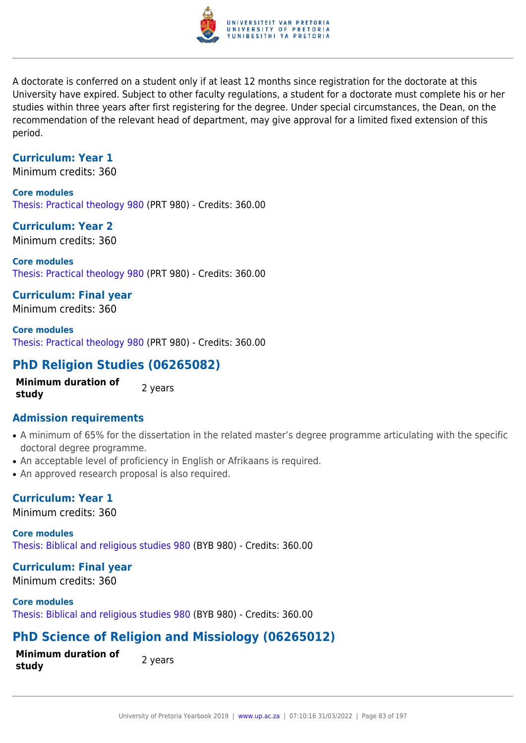A doctorate is conferred on a student only if at least 12 months since registration for the doctorate at this University have expired. Subject to other faculty regulations, a student for a doctorate must complete his or her studies within three years after first registering for the degree. Under special circumstances, the Dean, on the recommendation of the relevant head of department, may give approval for a limited fixed extension of this period.

### Curriculum: Year 1

Minimum credits: 360

**Core modules**

Thesis: Practical theology 980 (PRT 980) - Credits: 360.00

### Curriculum: Year 2

Minimum credits: 360

**Core modules**

Thesis: Practical theology 980 (PRT 980) - Credits: 360.00

### Curriculum: Final year

Minimum credits: 360

**Core modules**

Thesis: Practical theology 980 (PRT 980) - Credits: 360.00

## PhD Religion Studies (06265082)

| **Minimum duration of study** | 2 years |
|---|---|

### Admission requirements

- A minimum of 65% for the dissertation in the related master's degree programme articulating with the specific doctoral degree programme.
- An acceptable level of proficiency in English or Afrikaans is required.
- An approved research proposal is also required.

### Curriculum: Year 1

Minimum credits: 360

**Core modules**

Thesis: Biblical and religious studies 980 (BYB 980) - Credits: 360.00

### Curriculum: Final year

Minimum credits: 360

**Core modules**

Thesis: Biblical and religious studies 980 (BYB 980) - Credits: 360.00

## PhD Science of Religion and Missiology (06265012)

| **Minimum duration of study** | 2 years |
|---|---|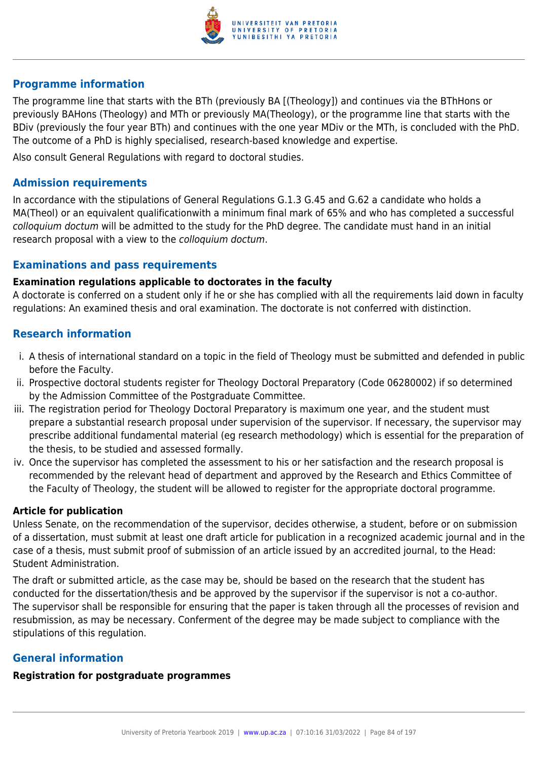## Programme information

The programme line that starts with the BTh (previously BA [(Theology]) and continues via the BThHons or previously BAHons (Theology) and MTh or previously MA(Theology), or the programme line that starts with the BDiv (previously the four year BTh) and continues with the one year MDiv or the MTh, is concluded with the PhD. The outcome of a PhD is highly specialised, research-based knowledge and expertise.

Also consult General Regulations with regard to doctoral studies.

## Admission requirements

In accordance with the stipulations of General Regulations G.1.3 G.45 and G.62 a candidate who holds a MA(Theol) or an equivalent qualificationwith a minimum final mark of 65% and who has completed a successful *colloquium doctum* will be admitted to the study for the PhD degree. The candidate must hand in an initial research proposal with a view to the *colloquium doctum*.

## Examinations and pass requirements

**Examination regulations applicable to doctorates in the faculty**

A doctorate is conferred on a student only if he or she has complied with all the requirements laid down in faculty regulations: An examined thesis and oral examination. The doctorate is not conferred with distinction.

## Research information

i. A thesis of international standard on a topic in the field of Theology must be submitted and defended in public before the Faculty.
ii. Prospective doctoral students register for Theology Doctoral Preparatory (Code 06280002) if so determined by the Admission Committee of the Postgraduate Committee.
iii. The registration period for Theology Doctoral Preparatory is maximum one year, and the student must prepare a substantial research proposal under supervision of the supervisor. If necessary, the supervisor may prescribe additional fundamental material (eg research methodology) which is essential for the preparation of the thesis, to be studied and assessed formally.
iv. Once the supervisor has completed the assessment to his or her satisfaction and the research proposal is recommended by the relevant head of department and approved by the Research and Ethics Committee of the Faculty of Theology, the student will be allowed to register for the appropriate doctoral programme.

**Article for publication**

Unless Senate, on the recommendation of the supervisor, decides otherwise, a student, before or on submission of a dissertation, must submit at least one draft article for publication in a recognized academic journal and in the case of a thesis, must submit proof of submission of an article issued by an accredited journal, to the Head: Student Administration.

The draft or submitted article, as the case may be, should be based on the research that the student has conducted for the dissertation/thesis and be approved by the supervisor if the supervisor is not a co-author. The supervisor shall be responsible for ensuring that the paper is taken through all the processes of revision and resubmission, as may be necessary. Conferment of the degree may be made subject to compliance with the stipulations of this regulation.

## General information

**Registration for postgraduate programmes**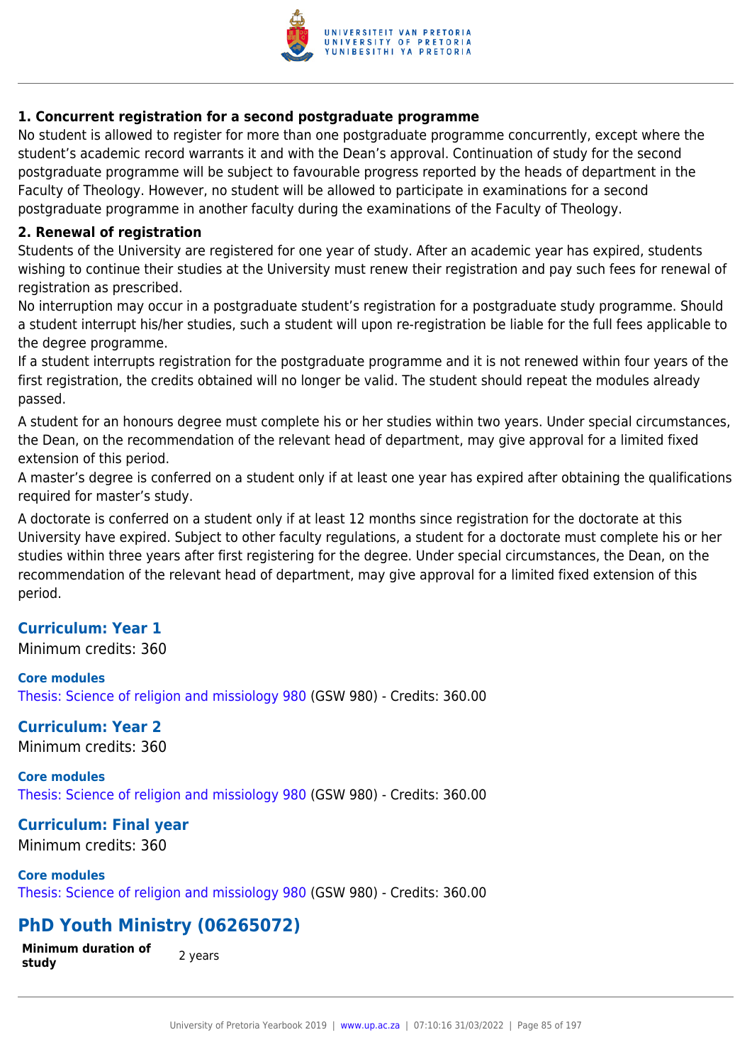**1. Concurrent registration for a second postgraduate programme**

No student is allowed to register for more than one postgraduate programme concurrently, except where the student's academic record warrants it and with the Dean's approval. Continuation of study for the second postgraduate programme will be subject to favourable progress reported by the heads of department in the Faculty of Theology. However, no student will be allowed to participate in examinations for a second postgraduate programme in another faculty during the examinations of the Faculty of Theology.

**2. Renewal of registration**

Students of the University are registered for one year of study. After an academic year has expired, students wishing to continue their studies at the University must renew their registration and pay such fees for renewal of registration as prescribed.

No interruption may occur in a postgraduate student's registration for a postgraduate study programme. Should a student interrupt his/her studies, such a student will upon re-registration be liable for the full fees applicable to the degree programme.

If a student interrupts registration for the postgraduate programme and it is not renewed within four years of the first registration, the credits obtained will no longer be valid. The student should repeat the modules already passed.

A student for an honours degree must complete his or her studies within two years. Under special circumstances, the Dean, on the recommendation of the relevant head of department, may give approval for a limited fixed extension of this period.

A master's degree is conferred on a student only if at least one year has expired after obtaining the qualifications required for master's study.

A doctorate is conferred on a student only if at least 12 months since registration for the doctorate at this University have expired. Subject to other faculty regulations, a student for a doctorate must complete his or her studies within three years after first registering for the degree. Under special circumstances, the Dean, on the recommendation of the relevant head of department, may give approval for a limited fixed extension of this period.

### Curriculum: Year 1

Minimum credits: 360

**Core modules**

Thesis: Science of religion and missiology 980 (GSW 980) - Credits: 360.00

### Curriculum: Year 2

Minimum credits: 360

**Core modules**

Thesis: Science of religion and missiology 980 (GSW 980) - Credits: 360.00

### Curriculum: Final year

Minimum credits: 360

**Core modules**

Thesis: Science of religion and missiology 980 (GSW 980) - Credits: 360.00

## PhD Youth Ministry (06265072)

| **Minimum duration of study** | 2 years |
|---|---|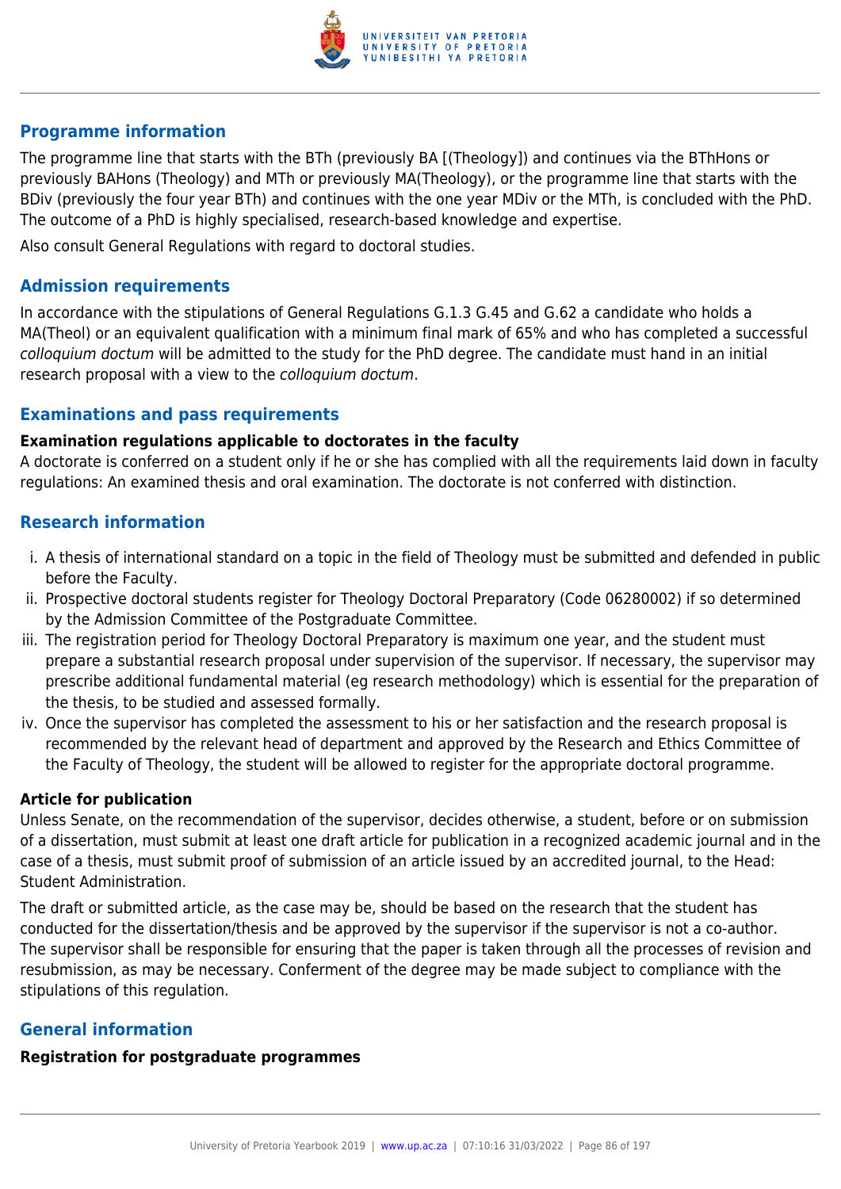## Programme information

The programme line that starts with the BTh (previously BA [(Theology]) and continues via the BThHons or previously BAHons (Theology) and MTh or previously MA(Theology), or the programme line that starts with the BDiv (previously the four year BTh) and continues with the one year MDiv or the MTh, is concluded with the PhD. The outcome of a PhD is highly specialised, research-based knowledge and expertise.

Also consult General Regulations with regard to doctoral studies.

## Admission requirements

In accordance with the stipulations of General Regulations G.1.3 G.45 and G.62 a candidate who holds a MA(Theol) or an equivalent qualification with a minimum final mark of 65% and who has completed a successful *colloquium doctum* will be admitted to the study for the PhD degree. The candidate must hand in an initial research proposal with a view to the *colloquium doctum*.

## Examinations and pass requirements

**Examination regulations applicable to doctorates in the faculty**

A doctorate is conferred on a student only if he or she has complied with all the requirements laid down in faculty regulations: An examined thesis and oral examination. The doctorate is not conferred with distinction.

## Research information

i. A thesis of international standard on a topic in the field of Theology must be submitted and defended in public before the Faculty.
ii. Prospective doctoral students register for Theology Doctoral Preparatory (Code 06280002) if so determined by the Admission Committee of the Postgraduate Committee.
iii. The registration period for Theology Doctoral Preparatory is maximum one year, and the student must prepare a substantial research proposal under supervision of the supervisor. If necessary, the supervisor may prescribe additional fundamental material (eg research methodology) which is essential for the preparation of the thesis, to be studied and assessed formally.
iv. Once the supervisor has completed the assessment to his or her satisfaction and the research proposal is recommended by the relevant head of department and approved by the Research and Ethics Committee of the Faculty of Theology, the student will be allowed to register for the appropriate doctoral programme.

**Article for publication**

Unless Senate, on the recommendation of the supervisor, decides otherwise, a student, before or on submission of a dissertation, must submit at least one draft article for publication in a recognized academic journal and in the case of a thesis, must submit proof of submission of an article issued by an accredited journal, to the Head: Student Administration.

The draft or submitted article, as the case may be, should be based on the research that the student has conducted for the dissertation/thesis and be approved by the supervisor if the supervisor is not a co-author. The supervisor shall be responsible for ensuring that the paper is taken through all the processes of revision and resubmission, as may be necessary. Conferment of the degree may be made subject to compliance with the stipulations of this regulation.

## General information

**Registration for postgraduate programmes**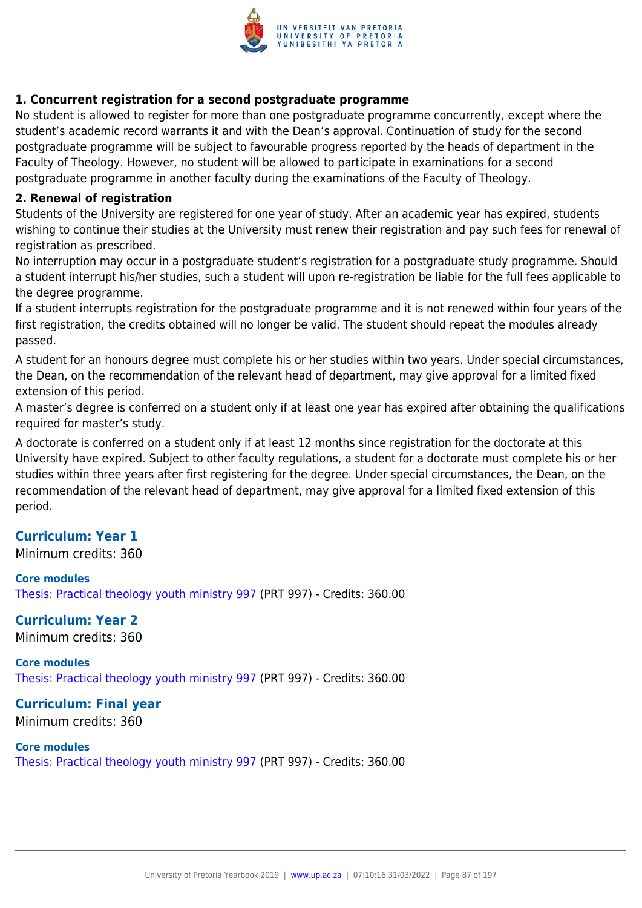**1. Concurrent registration for a second postgraduate programme**

No student is allowed to register for more than one postgraduate programme concurrently, except where the student's academic record warrants it and with the Dean's approval. Continuation of study for the second postgraduate programme will be subject to favourable progress reported by the heads of department in the Faculty of Theology. However, no student will be allowed to participate in examinations for a second postgraduate programme in another faculty during the examinations of the Faculty of Theology.

**2. Renewal of registration**

Students of the University are registered for one year of study. After an academic year has expired, students wishing to continue their studies at the University must renew their registration and pay such fees for renewal of registration as prescribed.

No interruption may occur in a postgraduate student's registration for a postgraduate study programme. Should a student interrupt his/her studies, such a student will upon re-registration be liable for the full fees applicable to the degree programme.

If a student interrupts registration for the postgraduate programme and it is not renewed within four years of the first registration, the credits obtained will no longer be valid. The student should repeat the modules already passed.

A student for an honours degree must complete his or her studies within two years. Under special circumstances, the Dean, on the recommendation of the relevant head of department, may give approval for a limited fixed extension of this period.

A master's degree is conferred on a student only if at least one year has expired after obtaining the qualifications required for master's study.

A doctorate is conferred on a student only if at least 12 months since registration for the doctorate at this University have expired. Subject to other faculty regulations, a student for a doctorate must complete his or her studies within three years after first registering for the degree. Under special circumstances, the Dean, on the recommendation of the relevant head of department, may give approval for a limited fixed extension of this period.

## Curriculum: Year 1

Minimum credits: 360

### Core modules

Thesis: Practical theology youth ministry 997 (PRT 997) - Credits: 360.00

## Curriculum: Year 2

Minimum credits: 360

### Core modules

Thesis: Practical theology youth ministry 997 (PRT 997) - Credits: 360.00

## Curriculum: Final year

Minimum credits: 360

### Core modules

Thesis: Practical theology youth ministry 997 (PRT 997) - Credits: 360.00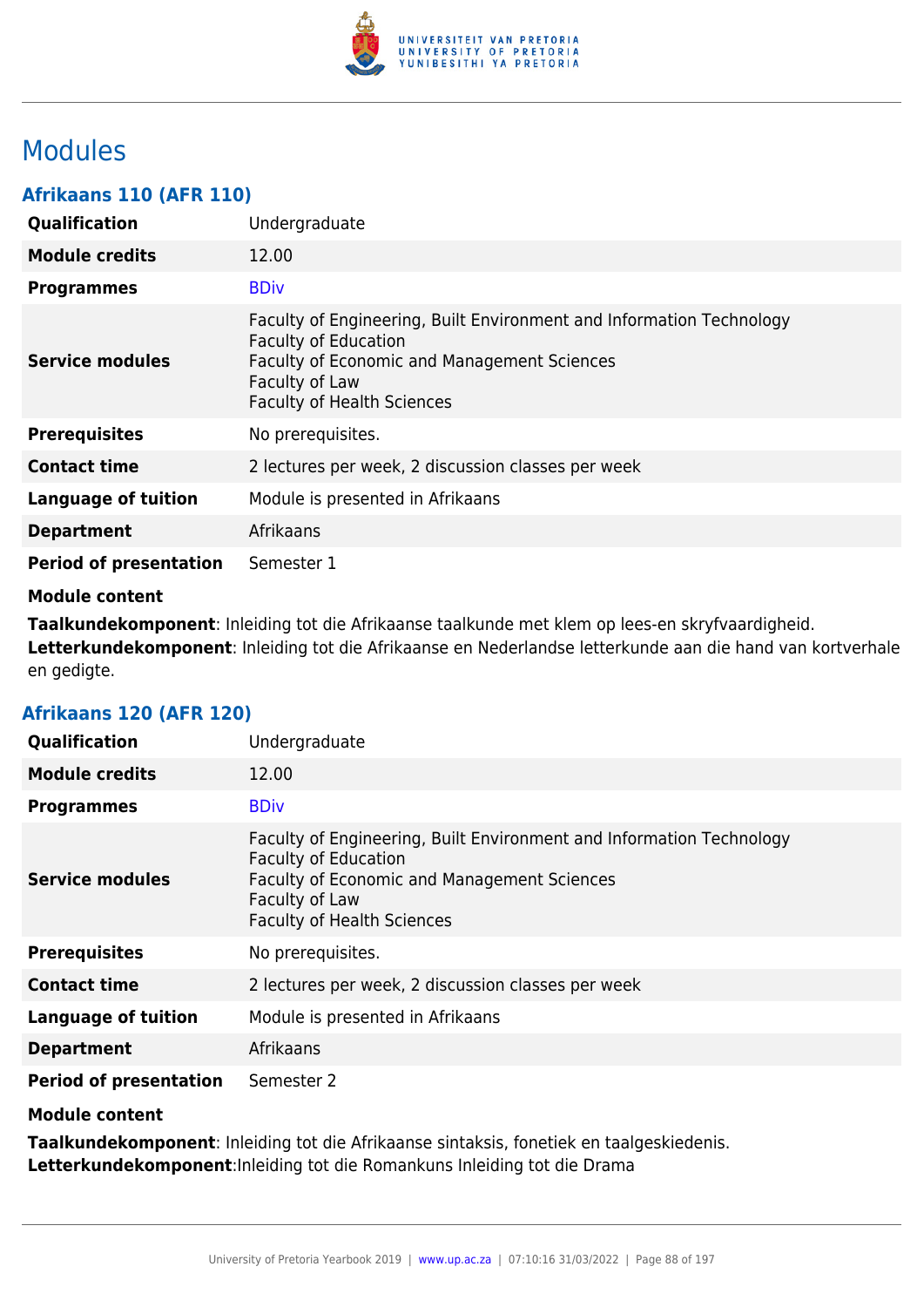# Modules

## Afrikaans 110 (AFR 110)

| | |
|---|---|
| **Qualification** | Undergraduate |
| **Module credits** | 12.00 |
| **Programmes** | BDiv |
| **Service modules** | Faculty of Engineering, Built Environment and Information Technology<br>Faculty of Education<br>Faculty of Economic and Management Sciences<br>Faculty of Law<br>Faculty of Health Sciences |
| **Prerequisites** | No prerequisites. |
| **Contact time** | 2 lectures per week, 2 discussion classes per week |
| **Language of tuition** | Module is presented in Afrikaans |
| **Department** | Afrikaans |
| **Period of presentation** | Semester 1 |

**Module content**

**Taalkundekomponent**: Inleiding tot die Afrikaanse taalkunde met klem op lees-en skryfvaardigheid.
**Letterkundekomponent**: Inleiding tot die Afrikaanse en Nederlandse letterkunde aan die hand van kortverhale en gedigte.

## Afrikaans 120 (AFR 120)

| | |
|---|---|
| **Qualification** | Undergraduate |
| **Module credits** | 12.00 |
| **Programmes** | BDiv |
| **Service modules** | Faculty of Engineering, Built Environment and Information Technology<br>Faculty of Education<br>Faculty of Economic and Management Sciences<br>Faculty of Law<br>Faculty of Health Sciences |
| **Prerequisites** | No prerequisites. |
| **Contact time** | 2 lectures per week, 2 discussion classes per week |
| **Language of tuition** | Module is presented in Afrikaans |
| **Department** | Afrikaans |
| **Period of presentation** | Semester 2 |

**Module content**

**Taalkundekomponent**: Inleiding tot die Afrikaanse sintaksis, fonetiek en taalgeskiedenis.
**Letterkundekomponent**:Inleiding tot die Romankuns Inleiding tot die Drama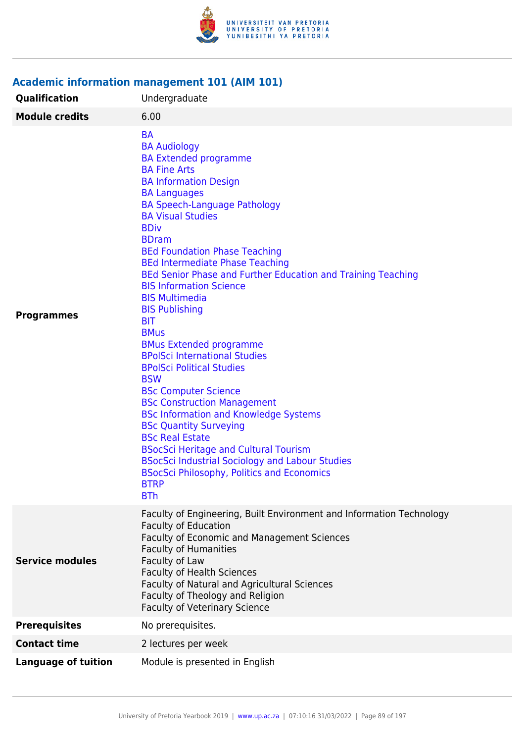### Academic information management 101 (AIM 101)

| | |
|---|---|
| **Qualification** | Undergraduate |
| **Module credits** | 6.00 |
| **Programmes** | BA<br>BA Audiology<br>BA Extended programme<br>BA Fine Arts<br>BA Information Design<br>BA Languages<br>BA Speech-Language Pathology<br>BA Visual Studies<br>BDiv<br>BDram<br>BEd Foundation Phase Teaching<br>BEd Intermediate Phase Teaching<br>BEd Senior Phase and Further Education and Training Teaching<br>BIS Information Science<br>BIS Multimedia<br>BIS Publishing<br>BIT<br>BMus<br>BMus Extended programme<br>BPolSci International Studies<br>BPolSci Political Studies<br>BSW<br>BSc Computer Science<br>BSc Construction Management<br>BSc Information and Knowledge Systems<br>BSc Quantity Surveying<br>BSc Real Estate<br>BSocSci Heritage and Cultural Tourism<br>BSocSci Industrial Sociology and Labour Studies<br>BSocSci Philosophy, Politics and Economics<br>BTRP<br>BTh |
| **Service modules** | Faculty of Engineering, Built Environment and Information Technology<br>Faculty of Education<br>Faculty of Economic and Management Sciences<br>Faculty of Humanities<br>Faculty of Law<br>Faculty of Health Sciences<br>Faculty of Natural and Agricultural Sciences<br>Faculty of Theology and Religion<br>Faculty of Veterinary Science |
| **Prerequisites** | No prerequisites. |
| **Contact time** | 2 lectures per week |
| **Language of tuition** | Module is presented in English |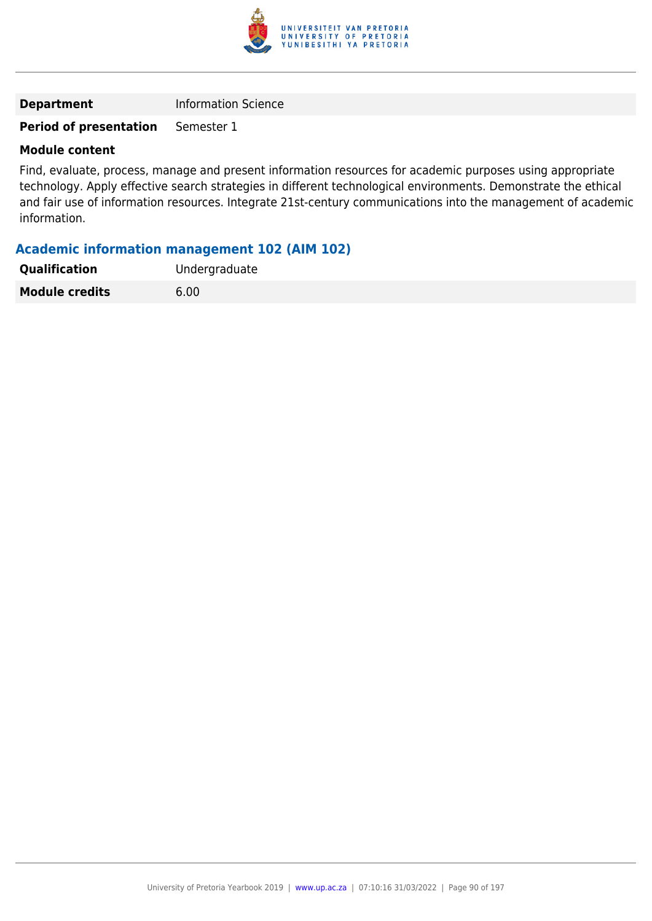| | |
|---|---|
| **Department** | Information Science |
| **Period of presentation** | Semester 1 |

**Module content**

Find, evaluate, process, manage and present information resources for academic purposes using appropriate technology. Apply effective search strategies in different technological environments. Demonstrate the ethical and fair use of information resources. Integrate 21st-century communications into the management of academic information.

### Academic information management 102 (AIM 102)

| | |
|---|---|
| **Qualification** | Undergraduate |
| **Module credits** | 6.00 |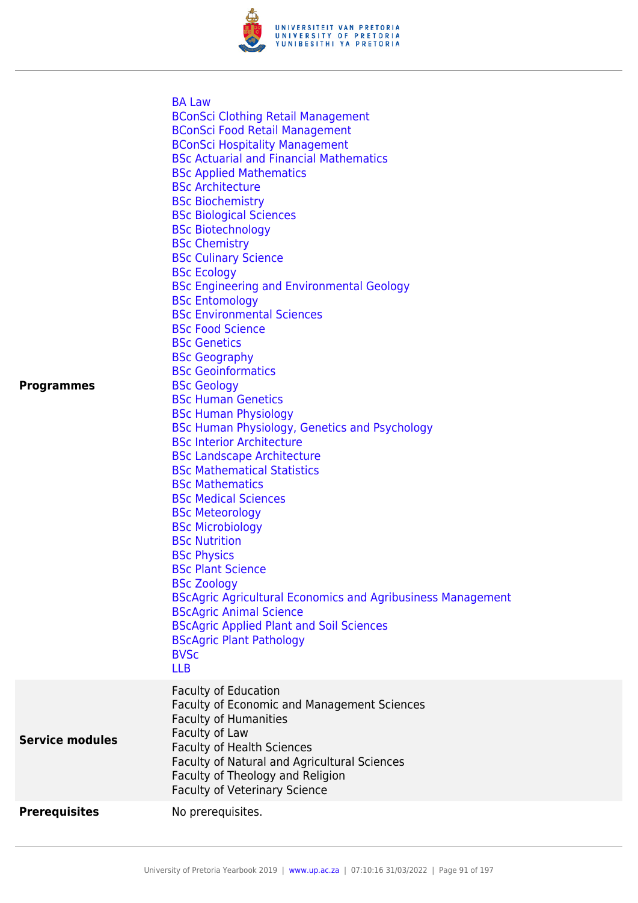| | |
|---|---|
| **Programmes** | BA Law<br>BConSci Clothing Retail Management<br>BConSci Food Retail Management<br>BConSci Hospitality Management<br>BSc Actuarial and Financial Mathematics<br>BSc Applied Mathematics<br>BSc Architecture<br>BSc Biochemistry<br>BSc Biological Sciences<br>BSc Biotechnology<br>BSc Chemistry<br>BSc Culinary Science<br>BSc Ecology<br>BSc Engineering and Environmental Geology<br>BSc Entomology<br>BSc Environmental Sciences<br>BSc Food Science<br>BSc Genetics<br>BSc Geography<br>BSc Geoinformatics<br>BSc Geology<br>BSc Human Genetics<br>BSc Human Physiology<br>BSc Human Physiology, Genetics and Psychology<br>BSc Interior Architecture<br>BSc Landscape Architecture<br>BSc Mathematical Statistics<br>BSc Mathematics<br>BSc Medical Sciences<br>BSc Meteorology<br>BSc Microbiology<br>BSc Nutrition<br>BSc Physics<br>BSc Plant Science<br>BSc Zoology<br>BScAgric Agricultural Economics and Agribusiness Management<br>BScAgric Animal Science<br>BScAgric Applied Plant and Soil Sciences<br>BScAgric Plant Pathology<br>BVSc<br>LLB |
| **Service modules** | Faculty of Education<br>Faculty of Economic and Management Sciences<br>Faculty of Humanities<br>Faculty of Law<br>Faculty of Health Sciences<br>Faculty of Natural and Agricultural Sciences<br>Faculty of Theology and Religion<br>Faculty of Veterinary Science |
| **Prerequisites** | No prerequisites. |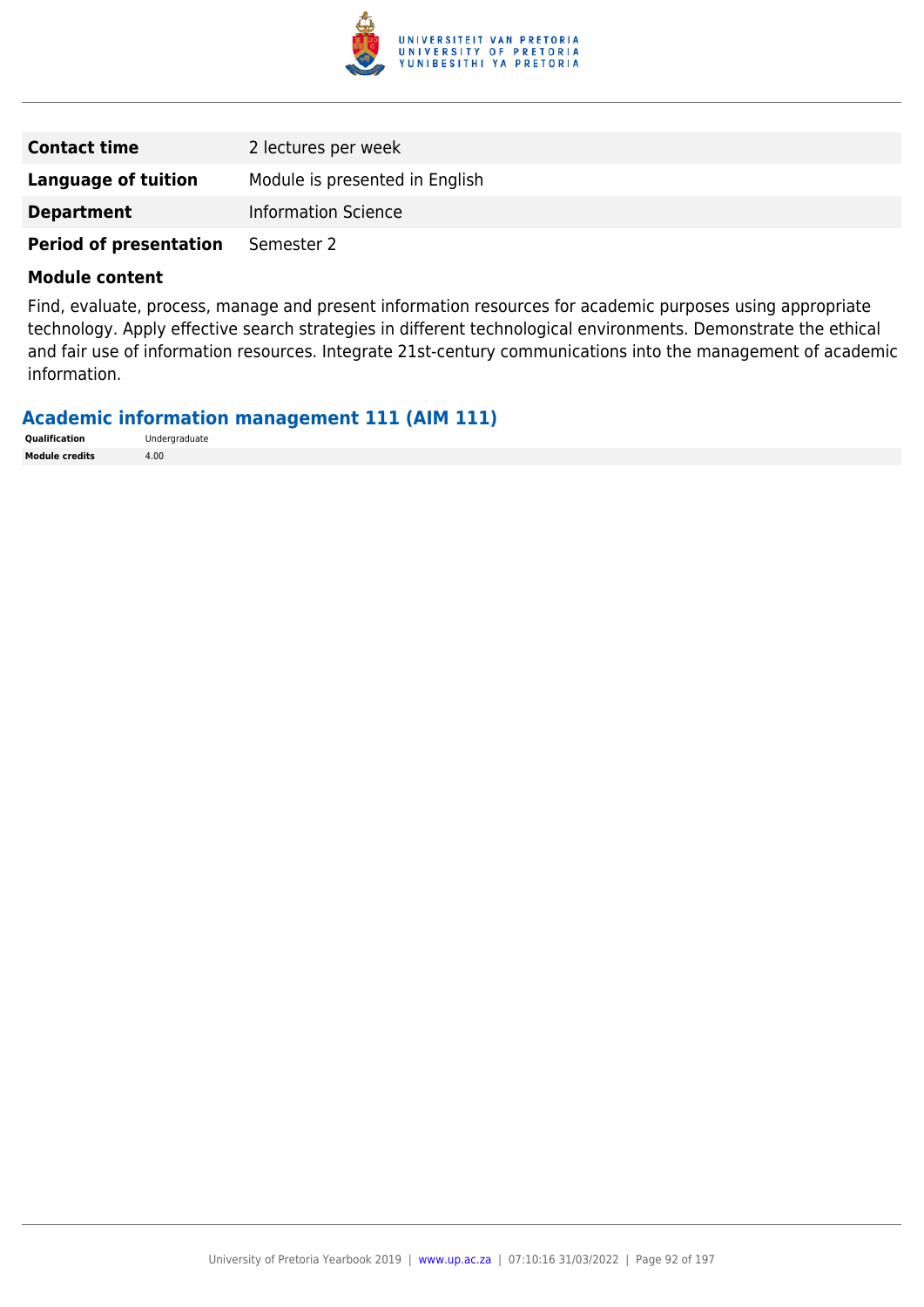| | |
|---|---|
| **Contact time** | 2 lectures per week |
| **Language of tuition** | Module is presented in English |
| **Department** | Information Science |
| **Period of presentation** | Semester 2 |

**Module content**

Find, evaluate, process, manage and present information resources for academic purposes using appropriate technology. Apply effective search strategies in different technological environments. Demonstrate the ethical and fair use of information resources. Integrate 21st-century communications into the management of academic information.

## Academic information management 111 (AIM 111)

| | |
|---|---|
| **Qualification** | Undergraduate |
| **Module credits** | 4.00 |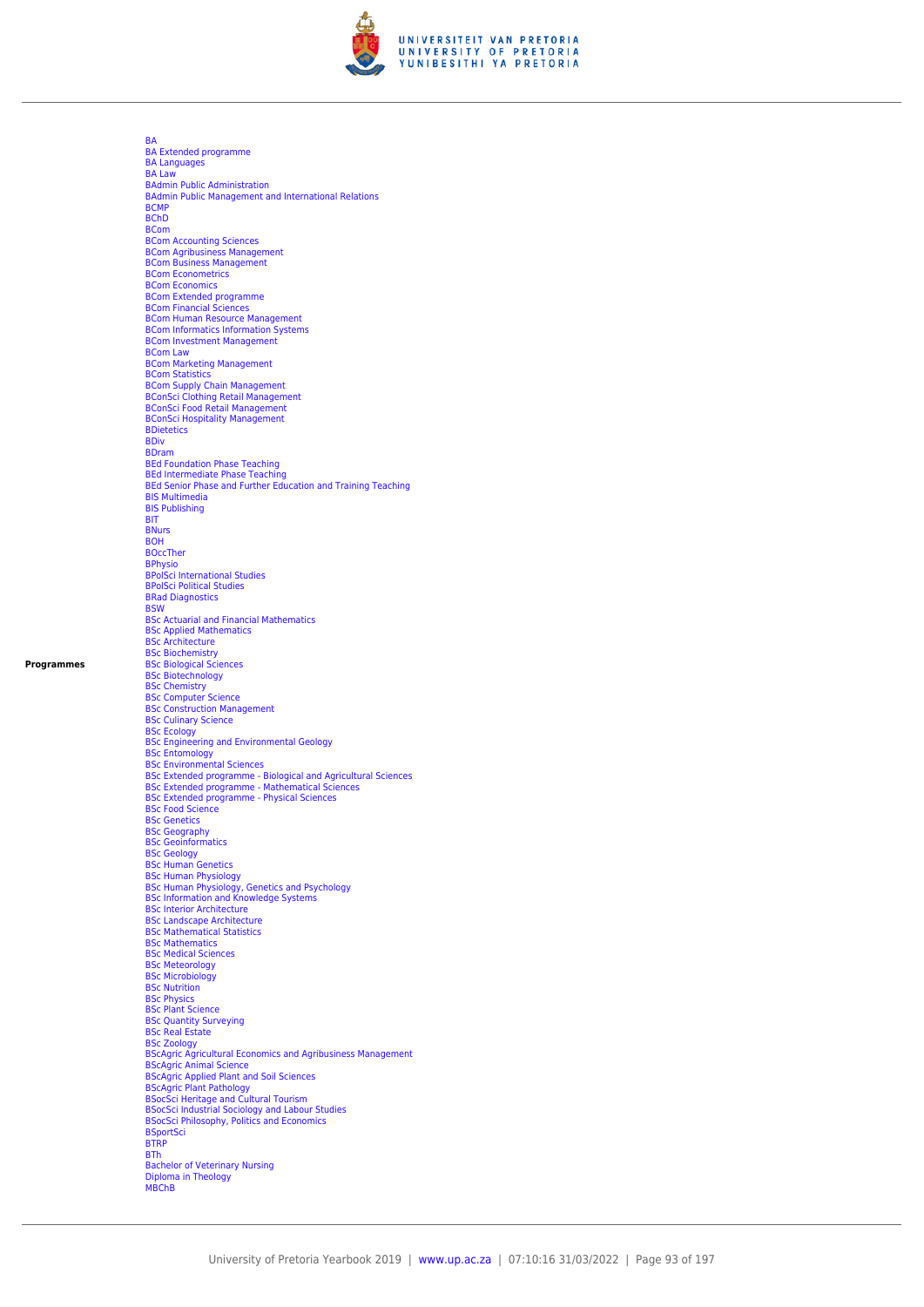**Programmes**

- BA
- BA Extended programme
- BA Languages
- BA Law
- BAdmin Public Administration
- BAdmin Public Management and International Relations
- BCMP
- BChD
- BCom
- BCom Accounting Sciences
- BCom Agribusiness Management
- BCom Business Management
- BCom Econometrics
- BCom Economics
- BCom Extended programme
- BCom Financial Sciences
- BCom Human Resource Management
- BCom Informatics Information Systems
- BCom Investment Management
- BCom Law
- BCom Marketing Management
- BCom Statistics
- BCom Supply Chain Management
- BConSci Clothing Retail Management
- BConSci Food Retail Management
- BConSci Hospitality Management
- BDietetics
- BDiv
- BDram
- BEd Foundation Phase Teaching
- BEd Intermediate Phase Teaching
- BEd Senior Phase and Further Education and Training Teaching
- BIS Multimedia
- BIS Publishing
- BIT
- BNurs
- BOH
- BOccTher
- BPhysio
- BPolSci International Studies
- BPolSci Political Studies
- BRad Diagnostics
- BSW
- BSc Actuarial and Financial Mathematics
- BSc Applied Mathematics
- BSc Architecture
- BSc Biochemistry
- BSc Biological Sciences
- BSc Biotechnology
- BSc Chemistry
- BSc Computer Science
- BSc Construction Management
- BSc Culinary Science
- BSc Ecology
- BSc Engineering and Environmental Geology
- BSc Entomology
- BSc Environmental Sciences
- BSc Extended programme - Biological and Agricultural Sciences
- BSc Extended programme - Mathematical Sciences
- BSc Extended programme - Physical Sciences
- BSc Food Science
- BSc Genetics
- BSc Geography
- BSc Geoinformatics
- BSc Geology
- BSc Human Genetics
- BSc Human Physiology
- BSc Human Physiology, Genetics and Psychology
- BSc Information and Knowledge Systems
- BSc Interior Architecture
- BSc Landscape Architecture
- BSc Mathematical Statistics
- BSc Mathematics
- BSc Medical Sciences
- BSc Meteorology
- BSc Microbiology
- BSc Nutrition
- BSc Physics
- BSc Plant Science
- BSc Quantity Surveying
- BSc Real Estate
- BSc Zoology
- BScAgric Agricultural Economics and Agribusiness Management
- BScAgric Animal Science
- BScAgric Applied Plant and Soil Sciences
- BScAgric Plant Pathology
- BSocSci Heritage and Cultural Tourism
- BSocSci Industrial Sociology and Labour Studies
- BSocSci Philosophy, Politics and Economics
- BSportSci
- BTRP
- BTh
- Bachelor of Veterinary Nursing
- Diploma in Theology
- MBChB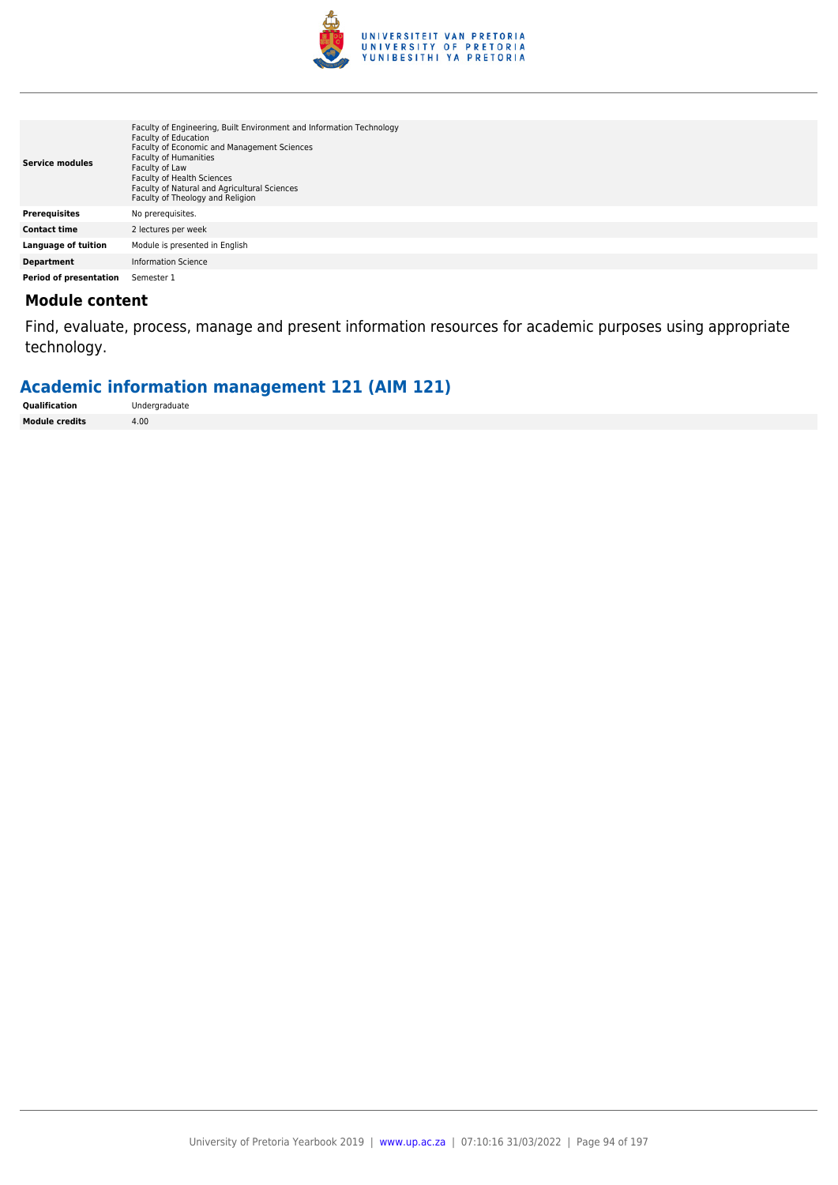| | |
|---|---|
| **Service modules** | Faculty of Engineering, Built Environment and Information Technology<br>Faculty of Education<br>Faculty of Economic and Management Sciences<br>Faculty of Humanities<br>Faculty of Law<br>Faculty of Health Sciences<br>Faculty of Natural and Agricultural Sciences<br>Faculty of Theology and Religion |
| **Prerequisites** | No prerequisites. |
| **Contact time** | 2 lectures per week |
| **Language of tuition** | Module is presented in English |
| **Department** | Information Science |
| **Period of presentation** | Semester 1 |

### Module content

Find, evaluate, process, manage and present information resources for academic purposes using appropriate technology.

## Academic information management 121 (AIM 121)

| | |
|---|---|
| **Qualification** | Undergraduate |
| **Module credits** | 4.00 |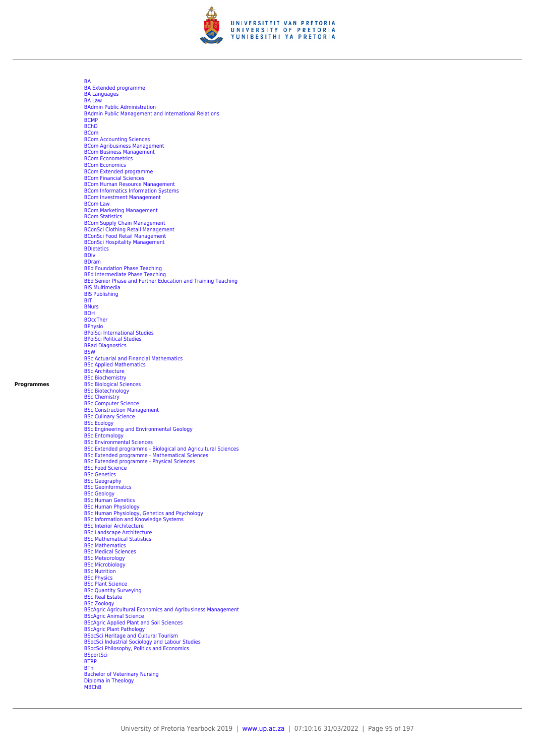**Programmes**

- BA
- BA Extended programme
- BA Languages
- BA Law
- BAdmin Public Administration
- BAdmin Public Management and International Relations
- BCMP
- BChD
- BCom
- BCom Accounting Sciences
- BCom Agribusiness Management
- BCom Business Management
- BCom Econometrics
- BCom Economics
- BCom Extended programme
- BCom Financial Sciences
- BCom Human Resource Management
- BCom Informatics Information Systems
- BCom Investment Management
- BCom Law
- BCom Marketing Management
- BCom Statistics
- BCom Supply Chain Management
- BConSci Clothing Retail Management
- BConSci Food Retail Management
- BConSci Hospitality Management
- BDietetics
- BDiv
- BDram
- BEd Foundation Phase Teaching
- BEd Intermediate Phase Teaching
- BEd Senior Phase and Further Education and Training Teaching
- BIS Multimedia
- BIS Publishing
- BIT
- BNurs
- BOH
- BOccTher
- BPhysio
- BPolSci International Studies
- BPolSci Political Studies
- BRad Diagnostics
- BSW
- BSc Actuarial and Financial Mathematics
- BSc Applied Mathematics
- BSc Architecture
- BSc Biochemistry
- BSc Biological Sciences
- BSc Biotechnology
- BSc Chemistry
- BSc Computer Science
- BSc Construction Management
- BSc Culinary Science
- BSc Ecology
- BSc Engineering and Environmental Geology
- BSc Entomology
- BSc Environmental Sciences
- BSc Extended programme - Biological and Agricultural Sciences
- BSc Extended programme - Mathematical Sciences
- BSc Extended programme - Physical Sciences
- BSc Food Science
- BSc Genetics
- BSc Geography
- BSc Geoinformatics
- BSc Geology
- BSc Human Genetics
- BSc Human Physiology
- BSc Human Physiology, Genetics and Psychology
- BSc Information and Knowledge Systems
- BSc Interior Architecture
- BSc Landscape Architecture
- BSc Mathematical Statistics
- BSc Mathematics
- BSc Medical Sciences
- BSc Meteorology
- BSc Microbiology
- BSc Nutrition
- BSc Physics
- BSc Plant Science
- BSc Quantity Surveying
- BSc Real Estate
- BSc Zoology
- BScAgric Agricultural Economics and Agribusiness Management
- BScAgric Animal Science
- BScAgric Applied Plant and Soil Sciences
- BScAgric Plant Pathology
- BSocSci Heritage and Cultural Tourism
- BSocSci Industrial Sociology and Labour Studies
- BSocSci Philosophy, Politics and Economics
- BSportSci
- BTRP
- BTh
- Bachelor of Veterinary Nursing
- Diploma in Theology
- MBChB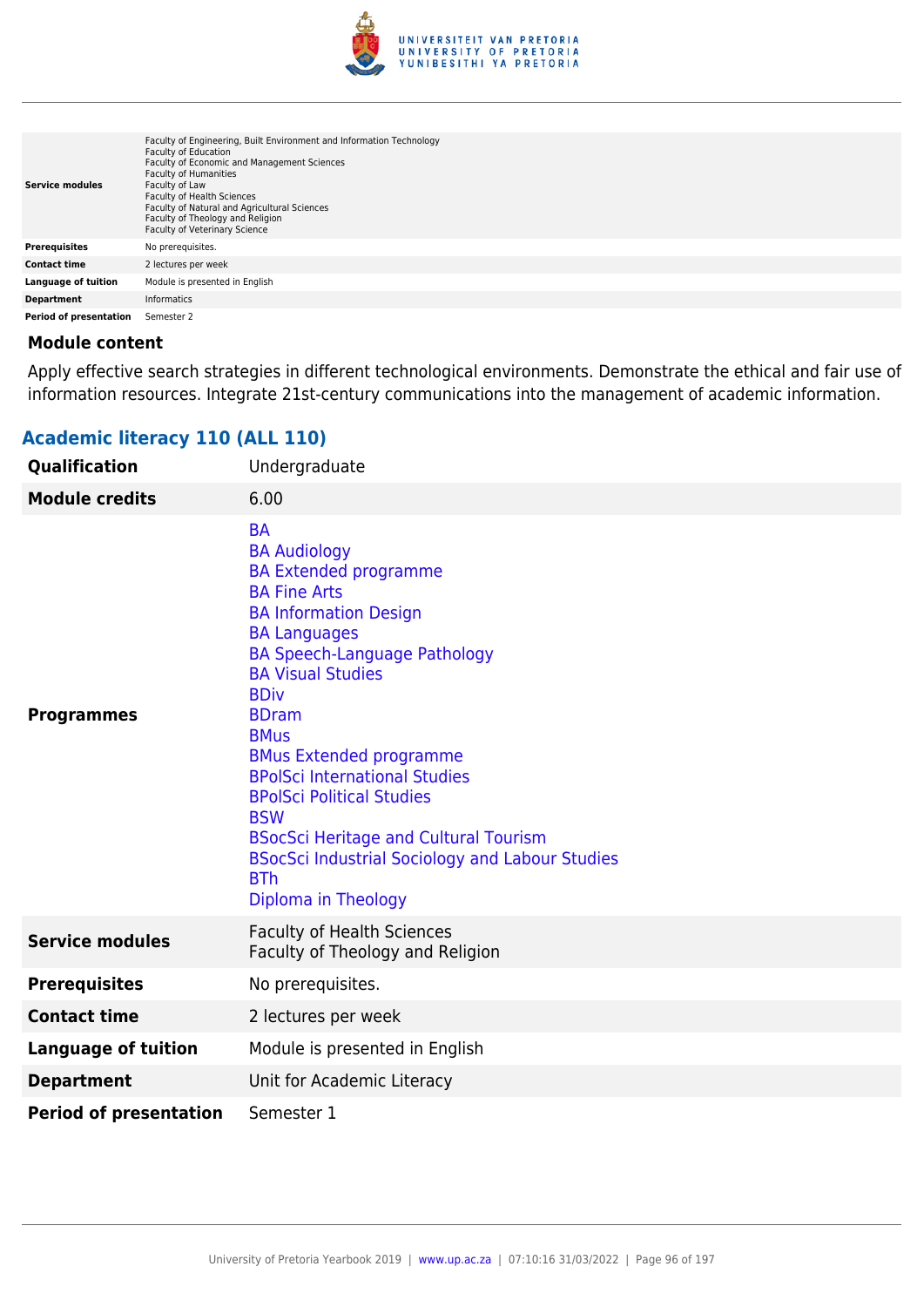| | |
|---|---|
| **Service modules** | Faculty of Engineering, Built Environment and Information Technology<br>Faculty of Education<br>Faculty of Economic and Management Sciences<br>Faculty of Humanities<br>Faculty of Law<br>Faculty of Health Sciences<br>Faculty of Natural and Agricultural Sciences<br>Faculty of Theology and Religion<br>Faculty of Veterinary Science |
| **Prerequisites** | No prerequisites. |
| **Contact time** | 2 lectures per week |
| **Language of tuition** | Module is presented in English |
| **Department** | Informatics |
| **Period of presentation** | Semester 2 |

### Module content

Apply effective search strategies in different technological environments. Demonstrate the ethical and fair use of information resources. Integrate 21st-century communications into the management of academic information.

## Academic literacy 110 (ALL 110)

| | |
|---|---|
| **Qualification** | Undergraduate |
| **Module credits** | 6.00 |
| **Programmes** | BA<br>BA Audiology<br>BA Extended programme<br>BA Fine Arts<br>BA Information Design<br>BA Languages<br>BA Speech-Language Pathology<br>BA Visual Studies<br>BDiv<br>BDram<br>BMus<br>BMus Extended programme<br>BPolSci International Studies<br>BPolSci Political Studies<br>BSW<br>BSocSci Heritage and Cultural Tourism<br>BSocSci Industrial Sociology and Labour Studies<br>BTh<br>Diploma in Theology |
| **Service modules** | Faculty of Health Sciences<br>Faculty of Theology and Religion |
| **Prerequisites** | No prerequisites. |
| **Contact time** | 2 lectures per week |
| **Language of tuition** | Module is presented in English |
| **Department** | Unit for Academic Literacy |
| **Period of presentation** | Semester 1 |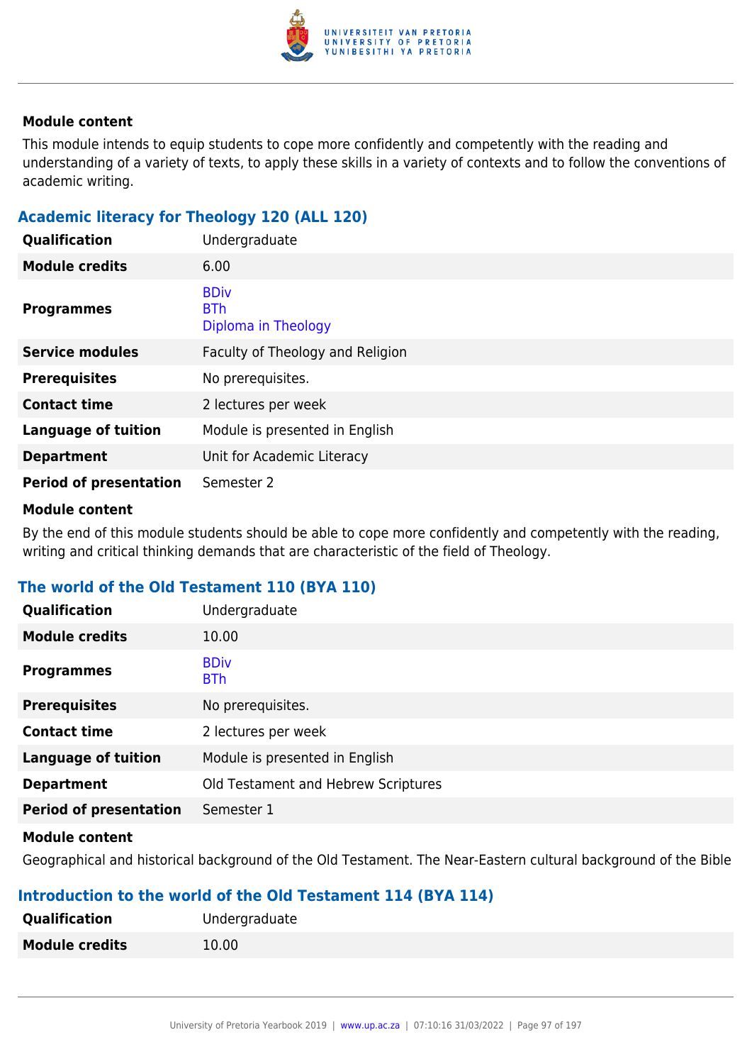**Module content**

This module intends to equip students to cope more confidently and competently with the reading and understanding of a variety of texts, to apply these skills in a variety of contexts and to follow the conventions of academic writing.

### Academic literacy for Theology 120 (ALL 120)

| | |
|---|---|
| **Qualification** | Undergraduate |
| **Module credits** | 6.00 |
| **Programmes** | BDiv<br>BTh<br>Diploma in Theology |
| **Service modules** | Faculty of Theology and Religion |
| **Prerequisites** | No prerequisites. |
| **Contact time** | 2 lectures per week |
| **Language of tuition** | Module is presented in English |
| **Department** | Unit for Academic Literacy |
| **Period of presentation** | Semester 2 |

**Module content**

By the end of this module students should be able to cope more confidently and competently with the reading, writing and critical thinking demands that are characteristic of the field of Theology.

### The world of the Old Testament 110 (BYA 110)

| | |
|---|---|
| **Qualification** | Undergraduate |
| **Module credits** | 10.00 |
| **Programmes** | BDiv<br>BTh |
| **Prerequisites** | No prerequisites. |
| **Contact time** | 2 lectures per week |
| **Language of tuition** | Module is presented in English |
| **Department** | Old Testament and Hebrew Scriptures |
| **Period of presentation** | Semester 1 |

**Module content**

Geographical and historical background of the Old Testament. The Near-Eastern cultural background of the Bible

### Introduction to the world of the Old Testament 114 (BYA 114)

| | |
|---|---|
| **Qualification** | Undergraduate |
| **Module credits** | 10.00 |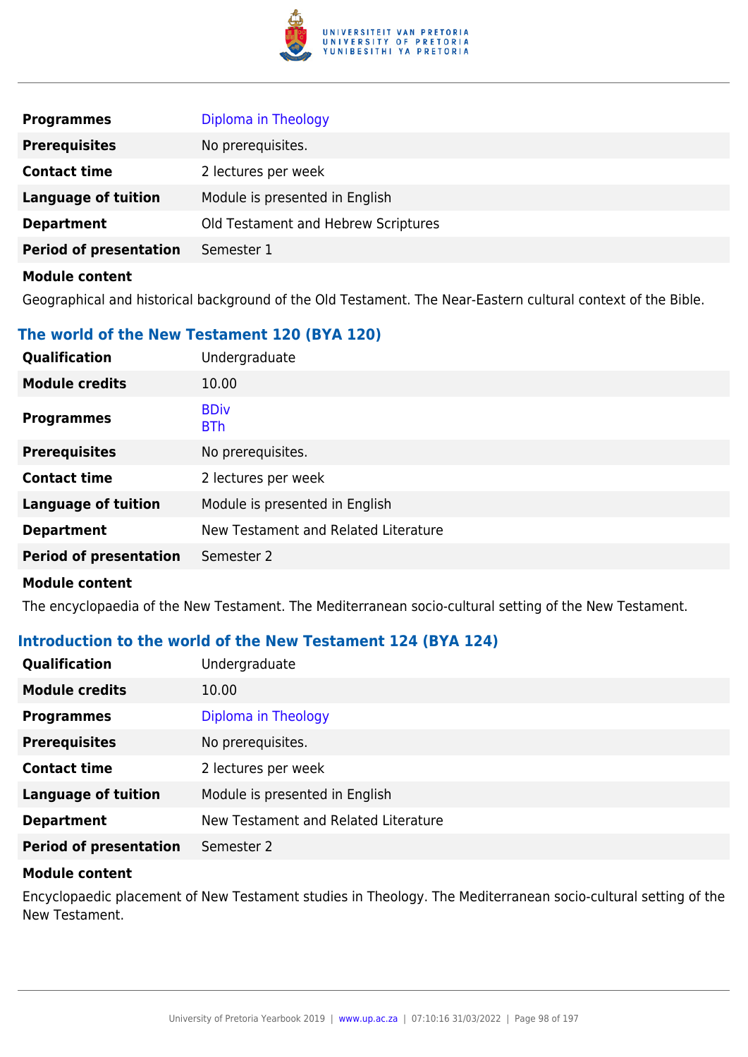| | |
|---|---|
| **Programmes** | Diploma in Theology |
| **Prerequisites** | No prerequisites. |
| **Contact time** | 2 lectures per week |
| **Language of tuition** | Module is presented in English |
| **Department** | Old Testament and Hebrew Scriptures |
| **Period of presentation** | Semester 1 |

**Module content**

Geographical and historical background of the Old Testament. The Near-Eastern cultural context of the Bible.

### The world of the New Testament 120 (BYA 120)

| | |
|---|---|
| **Qualification** | Undergraduate |
| **Module credits** | 10.00 |
| **Programmes** | BDiv<br>BTh |
| **Prerequisites** | No prerequisites. |
| **Contact time** | 2 lectures per week |
| **Language of tuition** | Module is presented in English |
| **Department** | New Testament and Related Literature |
| **Period of presentation** | Semester 2 |

**Module content**

The encyclopaedia of the New Testament. The Mediterranean socio-cultural setting of the New Testament.

### Introduction to the world of the New Testament 124 (BYA 124)

| | |
|---|---|
| **Qualification** | Undergraduate |
| **Module credits** | 10.00 |
| **Programmes** | Diploma in Theology |
| **Prerequisites** | No prerequisites. |
| **Contact time** | 2 lectures per week |
| **Language of tuition** | Module is presented in English |
| **Department** | New Testament and Related Literature |
| **Period of presentation** | Semester 2 |

**Module content**

Encyclopaedic placement of New Testament studies in Theology. The Mediterranean socio-cultural setting of the New Testament.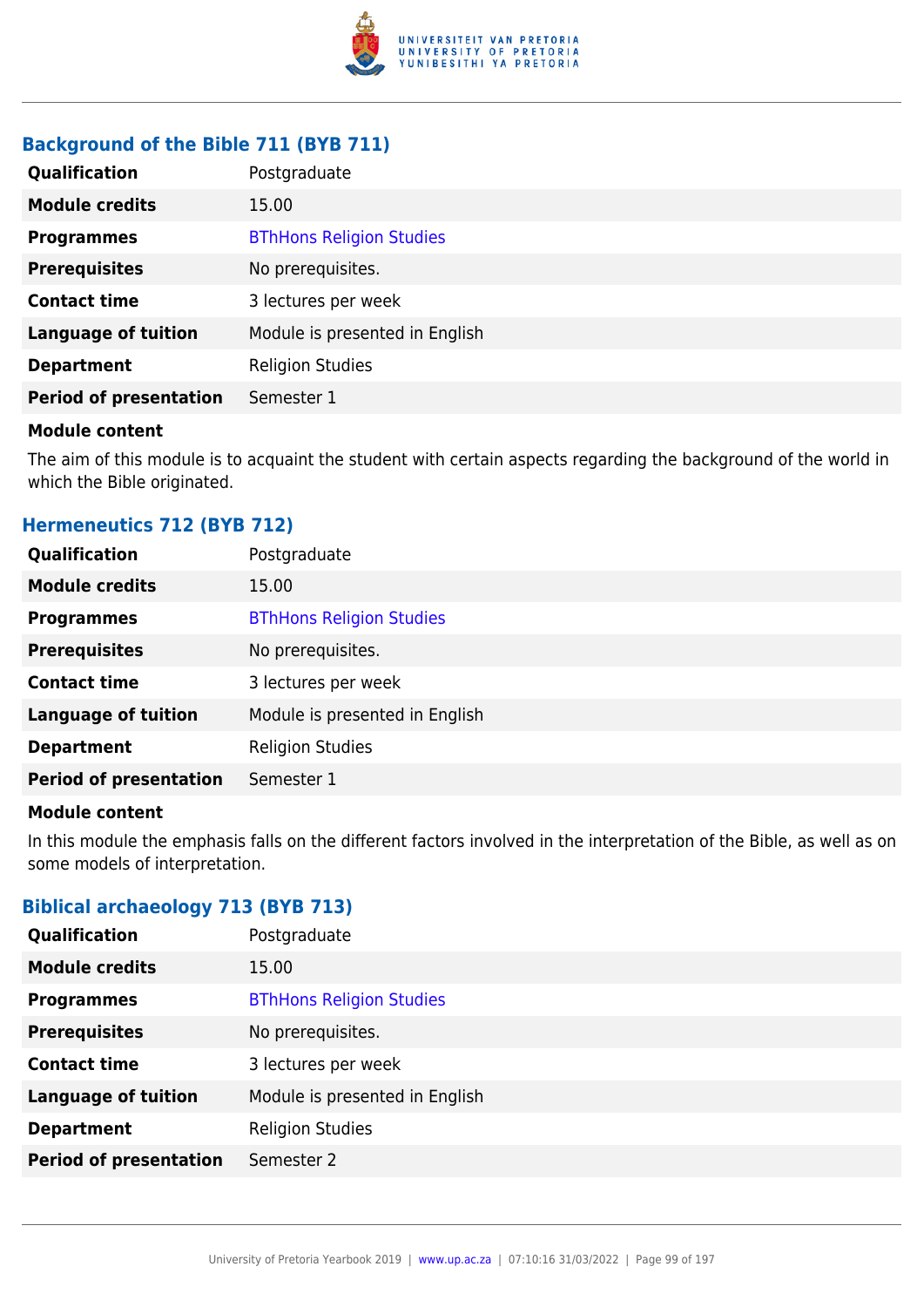### Background of the Bible 711 (BYB 711)

| | |
|---|---|
| **Qualification** | Postgraduate |
| **Module credits** | 15.00 |
| **Programmes** | BThHons Religion Studies |
| **Prerequisites** | No prerequisites. |
| **Contact time** | 3 lectures per week |
| **Language of tuition** | Module is presented in English |
| **Department** | Religion Studies |
| **Period of presentation** | Semester 1 |

**Module content**

The aim of this module is to acquaint the student with certain aspects regarding the background of the world in which the Bible originated.

### Hermeneutics 712 (BYB 712)

| | |
|---|---|
| **Qualification** | Postgraduate |
| **Module credits** | 15.00 |
| **Programmes** | BThHons Religion Studies |
| **Prerequisites** | No prerequisites. |
| **Contact time** | 3 lectures per week |
| **Language of tuition** | Module is presented in English |
| **Department** | Religion Studies |
| **Period of presentation** | Semester 1 |

**Module content**

In this module the emphasis falls on the different factors involved in the interpretation of the Bible, as well as on some models of interpretation.

### Biblical archaeology 713 (BYB 713)

| | |
|---|---|
| **Qualification** | Postgraduate |
| **Module credits** | 15.00 |
| **Programmes** | BThHons Religion Studies |
| **Prerequisites** | No prerequisites. |
| **Contact time** | 3 lectures per week |
| **Language of tuition** | Module is presented in English |
| **Department** | Religion Studies |
| **Period of presentation** | Semester 2 |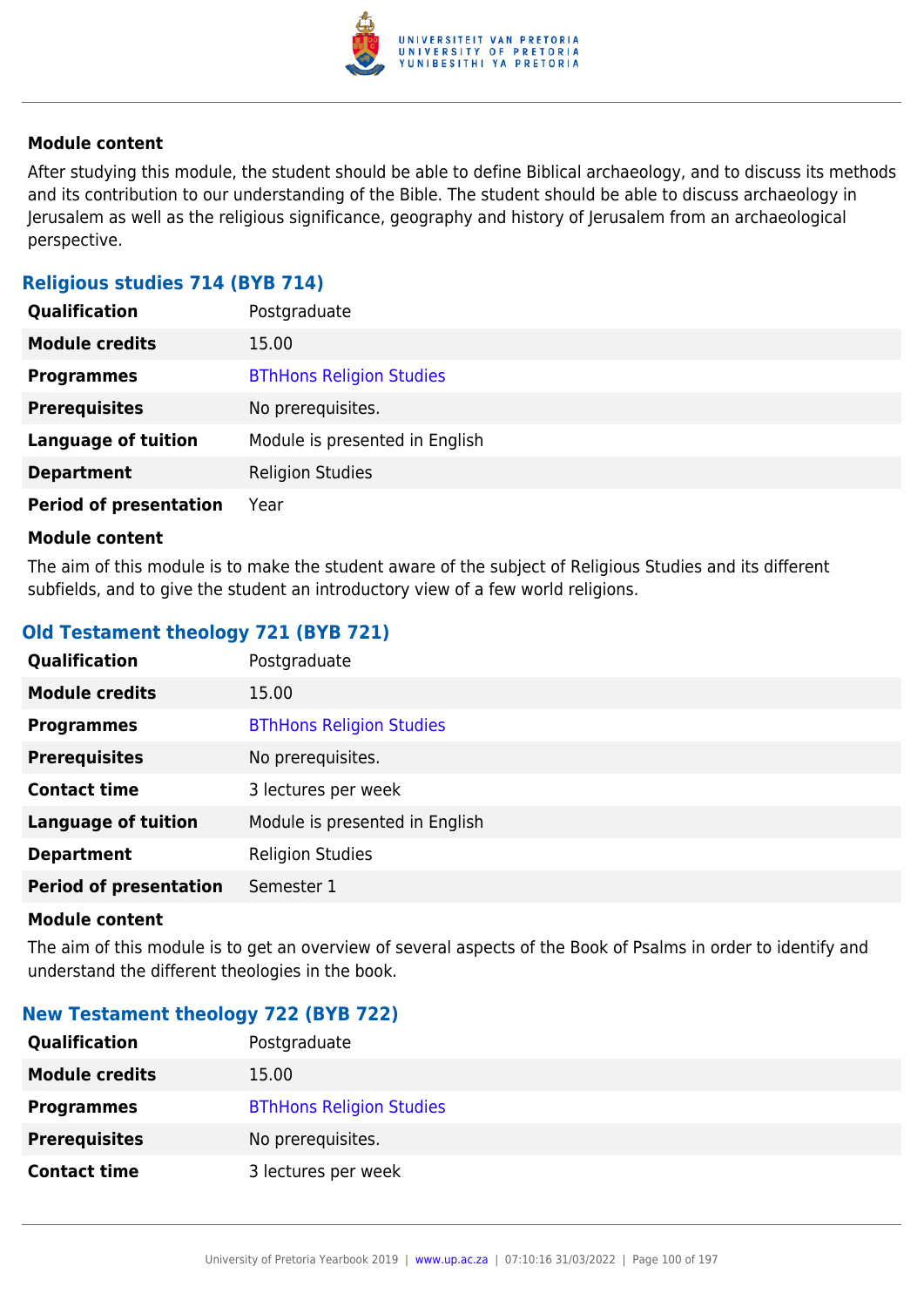#### Module content

After studying this module, the student should be able to define Biblical archaeology, and to discuss its methods and its contribution to our understanding of the Bible. The student should be able to discuss archaeology in Jerusalem as well as the religious significance, geography and history of Jerusalem from an archaeological perspective.

### Religious studies 714 (BYB 714)

| | |
|---|---|
| **Qualification** | Postgraduate |
| **Module credits** | 15.00 |
| **Programmes** | BThHons Religion Studies |
| **Prerequisites** | No prerequisites. |
| **Language of tuition** | Module is presented in English |
| **Department** | Religion Studies |
| **Period of presentation** | Year |

#### Module content

The aim of this module is to make the student aware of the subject of Religious Studies and its different subfields, and to give the student an introductory view of a few world religions.

### Old Testament theology 721 (BYB 721)

| | |
|---|---|
| **Qualification** | Postgraduate |
| **Module credits** | 15.00 |
| **Programmes** | BThHons Religion Studies |
| **Prerequisites** | No prerequisites. |
| **Contact time** | 3 lectures per week |
| **Language of tuition** | Module is presented in English |
| **Department** | Religion Studies |
| **Period of presentation** | Semester 1 |

#### Module content

The aim of this module is to get an overview of several aspects of the Book of Psalms in order to identify and understand the different theologies in the book.

### New Testament theology 722 (BYB 722)

| | |
|---|---|
| **Qualification** | Postgraduate |
| **Module credits** | 15.00 |
| **Programmes** | BThHons Religion Studies |
| **Prerequisites** | No prerequisites. |
| **Contact time** | 3 lectures per week |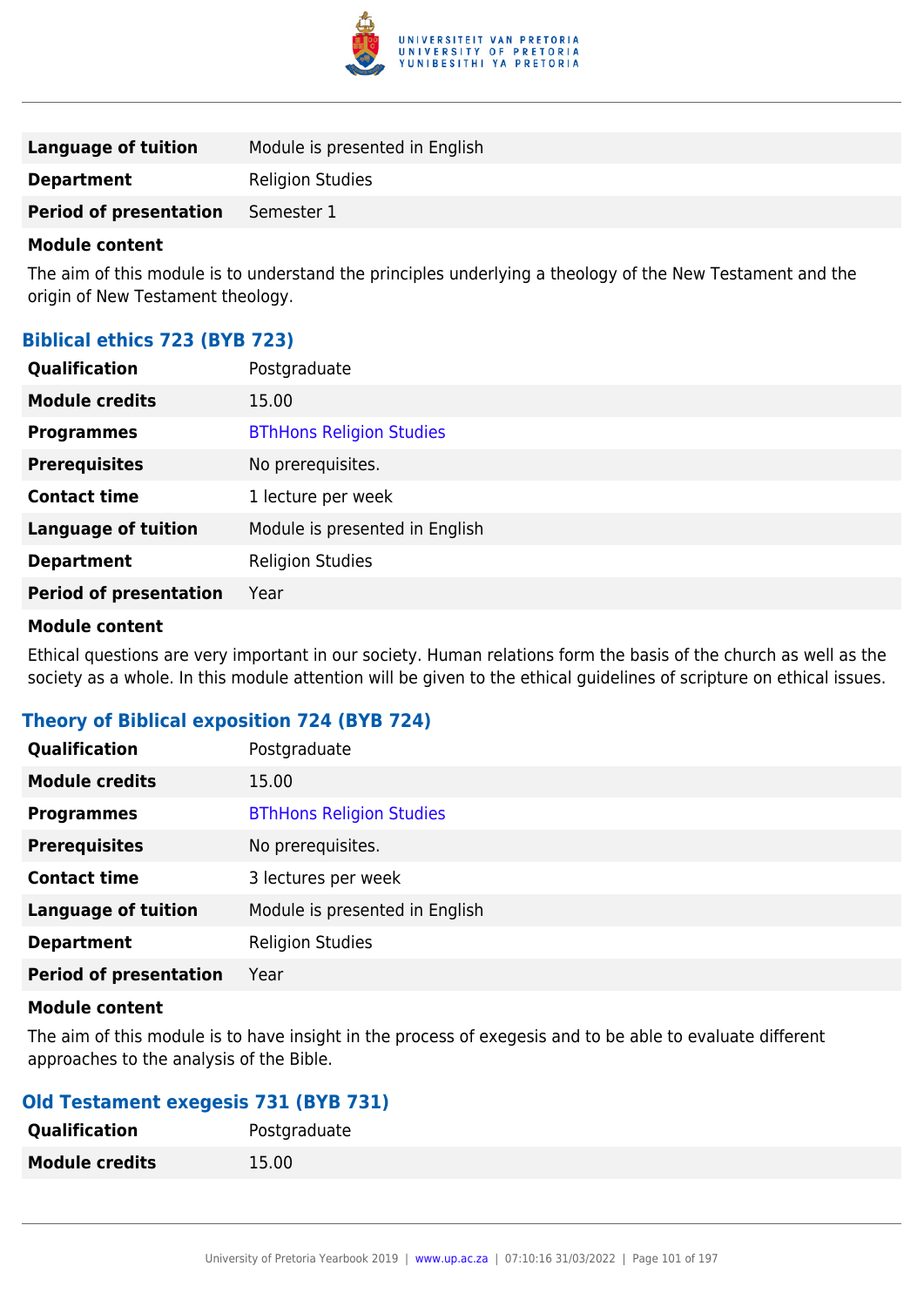| | |
|---|---|
| **Language of tuition** | Module is presented in English |
| **Department** | Religion Studies |
| **Period of presentation** | Semester 1 |

**Module content**

The aim of this module is to understand the principles underlying a theology of the New Testament and the origin of New Testament theology.

### Biblical ethics 723 (BYB 723)

| | |
|---|---|
| **Qualification** | Postgraduate |
| **Module credits** | 15.00 |
| **Programmes** | BThHons Religion Studies |
| **Prerequisites** | No prerequisites. |
| **Contact time** | 1 lecture per week |
| **Language of tuition** | Module is presented in English |
| **Department** | Religion Studies |
| **Period of presentation** | Year |

**Module content**

Ethical questions are very important in our society. Human relations form the basis of the church as well as the society as a whole. In this module attention will be given to the ethical guidelines of scripture on ethical issues.

### Theory of Biblical exposition 724 (BYB 724)

| | |
|---|---|
| **Qualification** | Postgraduate |
| **Module credits** | 15.00 |
| **Programmes** | BThHons Religion Studies |
| **Prerequisites** | No prerequisites. |
| **Contact time** | 3 lectures per week |
| **Language of tuition** | Module is presented in English |
| **Department** | Religion Studies |
| **Period of presentation** | Year |

**Module content**

The aim of this module is to have insight in the process of exegesis and to be able to evaluate different approaches to the analysis of the Bible.

### Old Testament exegesis 731 (BYB 731)

| | |
|---|---|
| **Qualification** | Postgraduate |
| **Module credits** | 15.00 |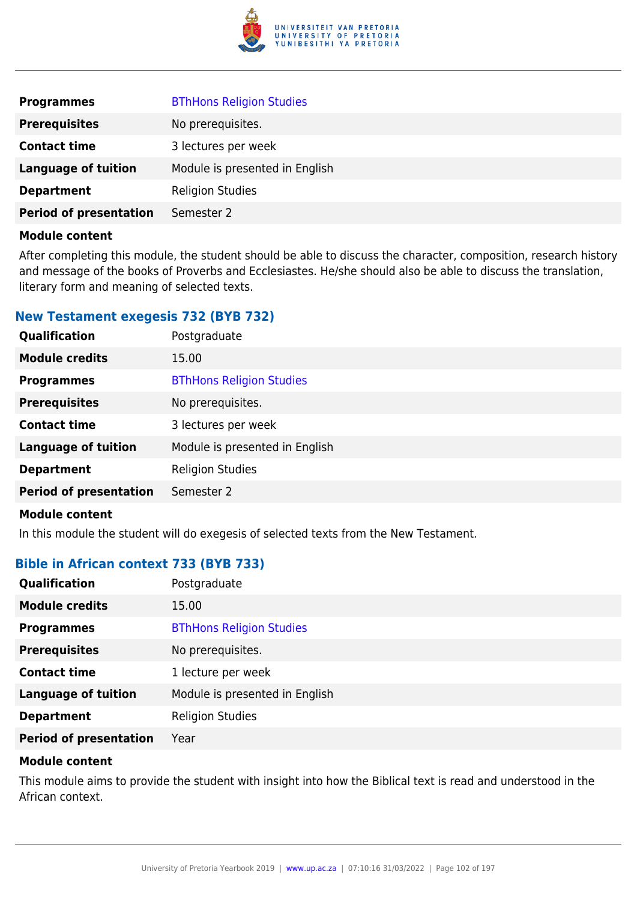| | |
|---|---|
| **Programmes** | BThHons Religion Studies |
| **Prerequisites** | No prerequisites. |
| **Contact time** | 3 lectures per week |
| **Language of tuition** | Module is presented in English |
| **Department** | Religion Studies |
| **Period of presentation** | Semester 2 |

**Module content**

After completing this module, the student should be able to discuss the character, composition, research history and message of the books of Proverbs and Ecclesiastes. He/she should also be able to discuss the translation, literary form and meaning of selected texts.

### New Testament exegesis 732 (BYB 732)

| | |
|---|---|
| **Qualification** | Postgraduate |
| **Module credits** | 15.00 |
| **Programmes** | BThHons Religion Studies |
| **Prerequisites** | No prerequisites. |
| **Contact time** | 3 lectures per week |
| **Language of tuition** | Module is presented in English |
| **Department** | Religion Studies |
| **Period of presentation** | Semester 2 |

**Module content**

In this module the student will do exegesis of selected texts from the New Testament.

### Bible in African context 733 (BYB 733)

| | |
|---|---|
| **Qualification** | Postgraduate |
| **Module credits** | 15.00 |
| **Programmes** | BThHons Religion Studies |
| **Prerequisites** | No prerequisites. |
| **Contact time** | 1 lecture per week |
| **Language of tuition** | Module is presented in English |
| **Department** | Religion Studies |
| **Period of presentation** | Year |

**Module content**

This module aims to provide the student with insight into how the Biblical text is read and understood in the African context.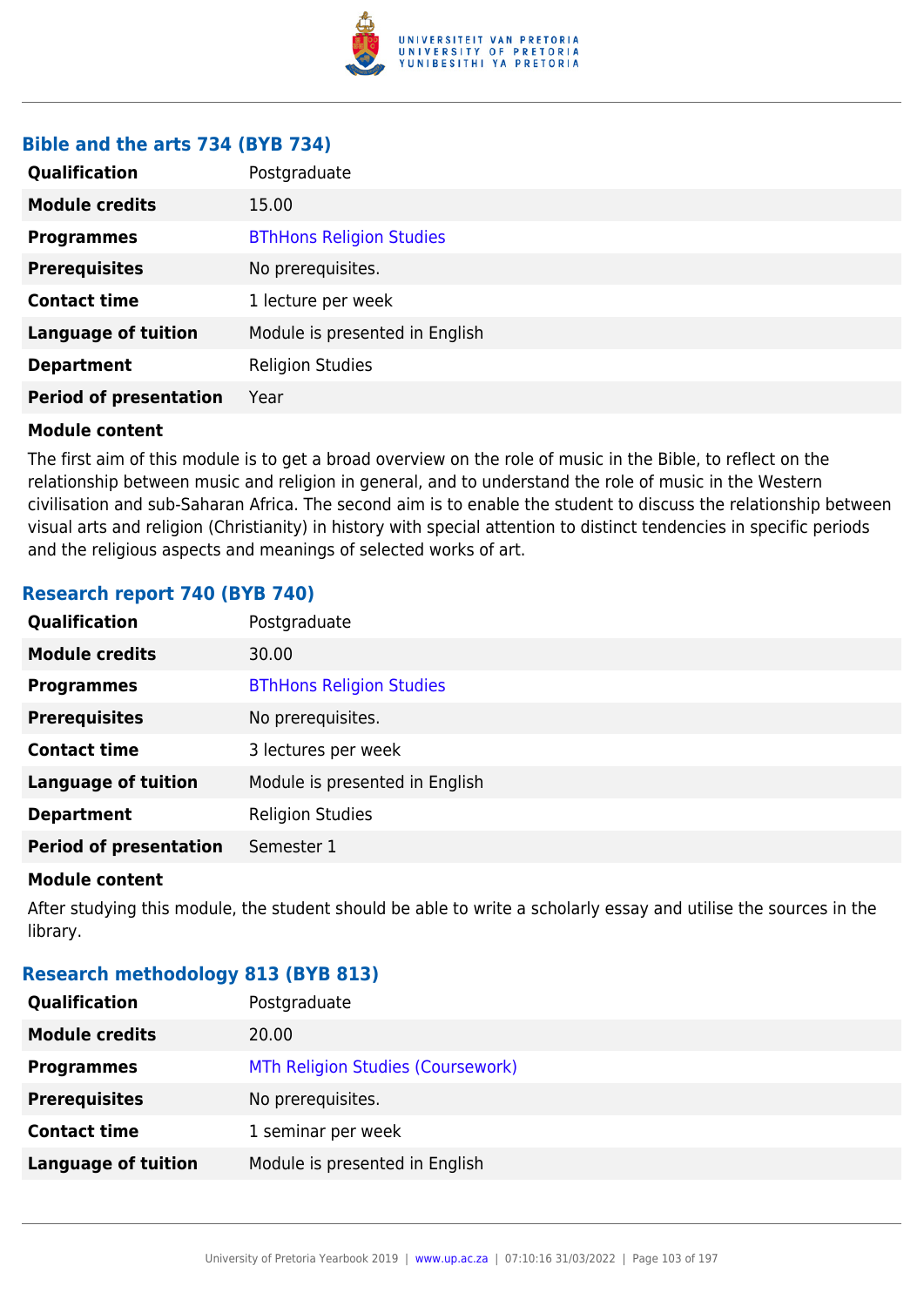### Bible and the arts 734 (BYB 734)

| | |
|---|---|
| **Qualification** | Postgraduate |
| **Module credits** | 15.00 |
| **Programmes** | BThHons Religion Studies |
| **Prerequisites** | No prerequisites. |
| **Contact time** | 1 lecture per week |
| **Language of tuition** | Module is presented in English |
| **Department** | Religion Studies |
| **Period of presentation** | Year |

**Module content**

The first aim of this module is to get a broad overview on the role of music in the Bible, to reflect on the relationship between music and religion in general, and to understand the role of music in the Western civilisation and sub-Saharan Africa. The second aim is to enable the student to discuss the relationship between visual arts and religion (Christianity) in history with special attention to distinct tendencies in specific periods and the religious aspects and meanings of selected works of art.

### Research report 740 (BYB 740)

| | |
|---|---|
| **Qualification** | Postgraduate |
| **Module credits** | 30.00 |
| **Programmes** | BThHons Religion Studies |
| **Prerequisites** | No prerequisites. |
| **Contact time** | 3 lectures per week |
| **Language of tuition** | Module is presented in English |
| **Department** | Religion Studies |
| **Period of presentation** | Semester 1 |

**Module content**

After studying this module, the student should be able to write a scholarly essay and utilise the sources in the library.

### Research methodology 813 (BYB 813)

| | |
|---|---|
| **Qualification** | Postgraduate |
| **Module credits** | 20.00 |
| **Programmes** | MTh Religion Studies (Coursework) |
| **Prerequisites** | No prerequisites. |
| **Contact time** | 1 seminar per week |
| **Language of tuition** | Module is presented in English |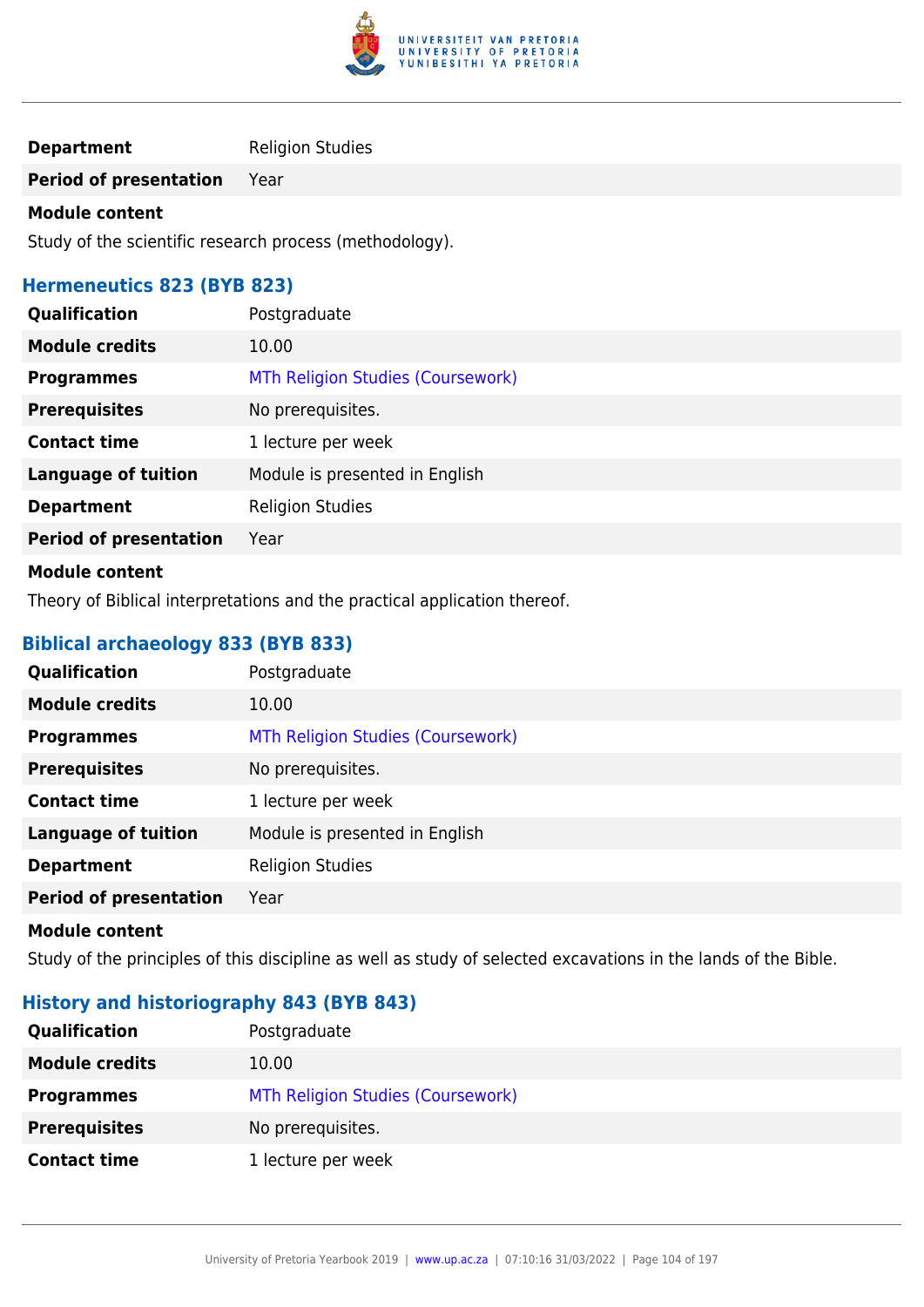| | |
|---|---|
| **Department** | Religion Studies |
| **Period of presentation** | Year |

**Module content**

Study of the scientific research process (methodology).

### Hermeneutics 823 (BYB 823)

| | |
|---|---|
| **Qualification** | Postgraduate |
| **Module credits** | 10.00 |
| **Programmes** | MTh Religion Studies (Coursework) |
| **Prerequisites** | No prerequisites. |
| **Contact time** | 1 lecture per week |
| **Language of tuition** | Module is presented in English |
| **Department** | Religion Studies |
| **Period of presentation** | Year |

**Module content**

Theory of Biblical interpretations and the practical application thereof.

### Biblical archaeology 833 (BYB 833)

| | |
|---|---|
| **Qualification** | Postgraduate |
| **Module credits** | 10.00 |
| **Programmes** | MTh Religion Studies (Coursework) |
| **Prerequisites** | No prerequisites. |
| **Contact time** | 1 lecture per week |
| **Language of tuition** | Module is presented in English |
| **Department** | Religion Studies |
| **Period of presentation** | Year |

**Module content**

Study of the principles of this discipline as well as study of selected excavations in the lands of the Bible.

### History and historiography 843 (BYB 843)

| | |
|---|---|
| **Qualification** | Postgraduate |
| **Module credits** | 10.00 |
| **Programmes** | MTh Religion Studies (Coursework) |
| **Prerequisites** | No prerequisites. |
| **Contact time** | 1 lecture per week |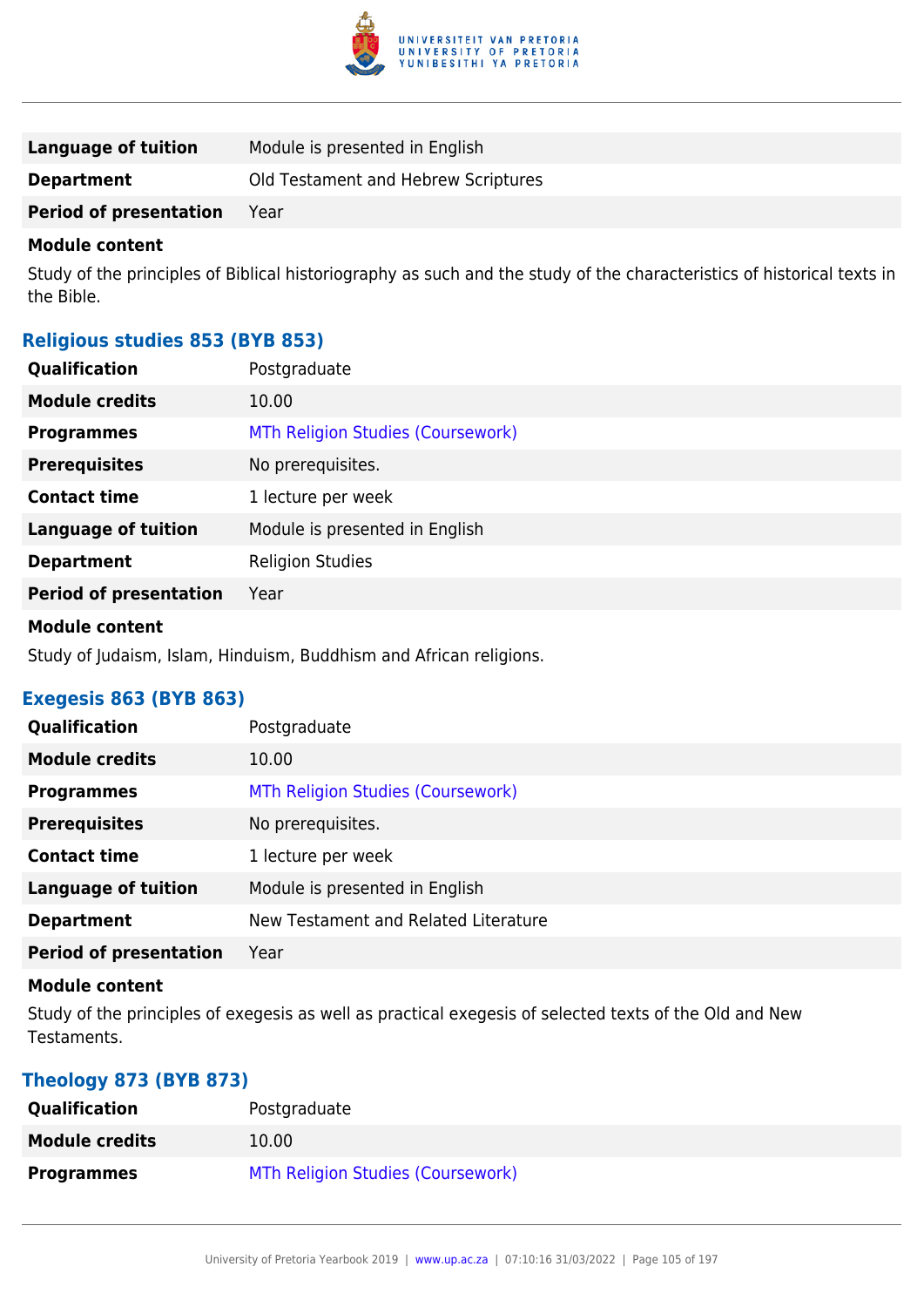| | |
|---|---|
| **Language of tuition** | Module is presented in English |
| **Department** | Old Testament and Hebrew Scriptures |
| **Period of presentation** | Year |

**Module content**

Study of the principles of Biblical historiography as such and the study of the characteristics of historical texts in the Bible.

### Religious studies 853 (BYB 853)

| | |
|---|---|
| **Qualification** | Postgraduate |
| **Module credits** | 10.00 |
| **Programmes** | MTh Religion Studies (Coursework) |
| **Prerequisites** | No prerequisites. |
| **Contact time** | 1 lecture per week |
| **Language of tuition** | Module is presented in English |
| **Department** | Religion Studies |
| **Period of presentation** | Year |

**Module content**

Study of Judaism, Islam, Hinduism, Buddhism and African religions.

### Exegesis 863 (BYB 863)

| | |
|---|---|
| **Qualification** | Postgraduate |
| **Module credits** | 10.00 |
| **Programmes** | MTh Religion Studies (Coursework) |
| **Prerequisites** | No prerequisites. |
| **Contact time** | 1 lecture per week |
| **Language of tuition** | Module is presented in English |
| **Department** | New Testament and Related Literature |
| **Period of presentation** | Year |

**Module content**

Study of the principles of exegesis as well as practical exegesis of selected texts of the Old and New Testaments.

### Theology 873 (BYB 873)

| | |
|---|---|
| **Qualification** | Postgraduate |
| **Module credits** | 10.00 |
| **Programmes** | MTh Religion Studies (Coursework) |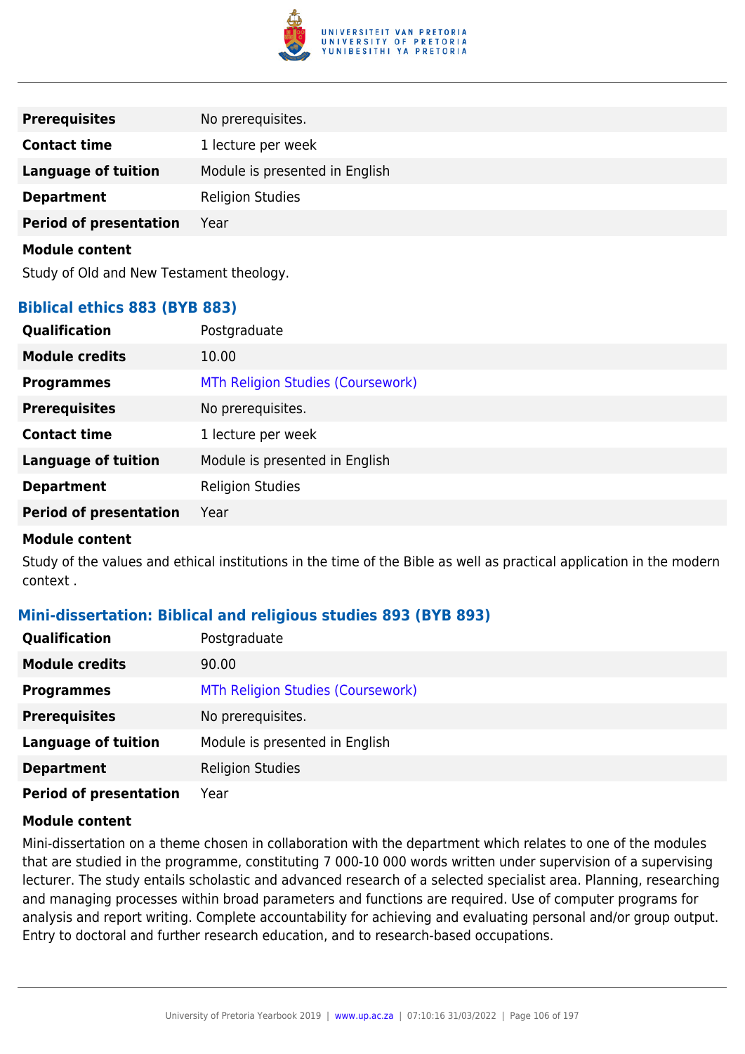| | |
|---|---|
| **Prerequisites** | No prerequisites. |
| **Contact time** | 1 lecture per week |
| **Language of tuition** | Module is presented in English |
| **Department** | Religion Studies |
| **Period of presentation** | Year |

**Module content**

Study of Old and New Testament theology.

### Biblical ethics 883 (BYB 883)

| | |
|---|---|
| **Qualification** | Postgraduate |
| **Module credits** | 10.00 |
| **Programmes** | MTh Religion Studies (Coursework) |
| **Prerequisites** | No prerequisites. |
| **Contact time** | 1 lecture per week |
| **Language of tuition** | Module is presented in English |
| **Department** | Religion Studies |
| **Period of presentation** | Year |

**Module content**

Study of the values and ethical institutions in the time of the Bible as well as practical application in the modern context .

### Mini-dissertation: Biblical and religious studies 893 (BYB 893)

| | |
|---|---|
| **Qualification** | Postgraduate |
| **Module credits** | 90.00 |
| **Programmes** | MTh Religion Studies (Coursework) |
| **Prerequisites** | No prerequisites. |
| **Language of tuition** | Module is presented in English |
| **Department** | Religion Studies |
| **Period of presentation** | Year |

**Module content**

Mini-dissertation on a theme chosen in collaboration with the department which relates to one of the modules that are studied in the programme, constituting 7 000-10 000 words written under supervision of a supervising lecturer. The study entails scholastic and advanced research of a selected specialist area. Planning, researching and managing processes within broad parameters and functions are required. Use of computer programs for analysis and report writing. Complete accountability for achieving and evaluating personal and/or group output. Entry to doctoral and further research education, and to research-based occupations.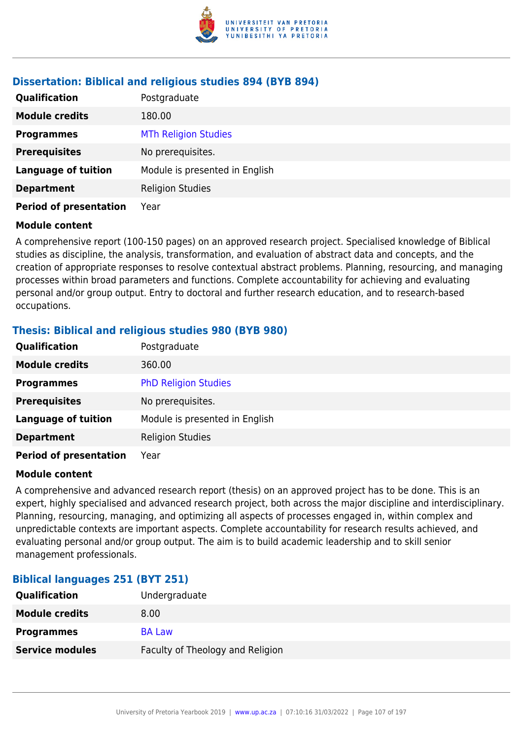### Dissertation: Biblical and religious studies 894 (BYB 894)

| | |
|---|---|
| **Qualification** | Postgraduate |
| **Module credits** | 180.00 |
| **Programmes** | MTh Religion Studies |
| **Prerequisites** | No prerequisites. |
| **Language of tuition** | Module is presented in English |
| **Department** | Religion Studies |
| **Period of presentation** | Year |

**Module content**

A comprehensive report (100-150 pages) on an approved research project. Specialised knowledge of Biblical studies as discipline, the analysis, transformation, and evaluation of abstract data and concepts, and the creation of appropriate responses to resolve contextual abstract problems. Planning, resourcing, and managing processes within broad parameters and functions. Complete accountability for achieving and evaluating personal and/or group output. Entry to doctoral and further research education, and to research-based occupations.

### Thesis: Biblical and religious studies 980 (BYB 980)

| | |
|---|---|
| **Qualification** | Postgraduate |
| **Module credits** | 360.00 |
| **Programmes** | PhD Religion Studies |
| **Prerequisites** | No prerequisites. |
| **Language of tuition** | Module is presented in English |
| **Department** | Religion Studies |
| **Period of presentation** | Year |

**Module content**

A comprehensive and advanced research report (thesis) on an approved project has to be done. This is an expert, highly specialised and advanced research project, both across the major discipline and interdisciplinary. Planning, resourcing, managing, and optimizing all aspects of processes engaged in, within complex and unpredictable contexts are important aspects. Complete accountability for research results achieved, and evaluating personal and/or group output. The aim is to build academic leadership and to skill senior management professionals.

### Biblical languages 251 (BYT 251)

| | |
|---|---|
| **Qualification** | Undergraduate |
| **Module credits** | 8.00 |
| **Programmes** | BA Law |
| **Service modules** | Faculty of Theology and Religion |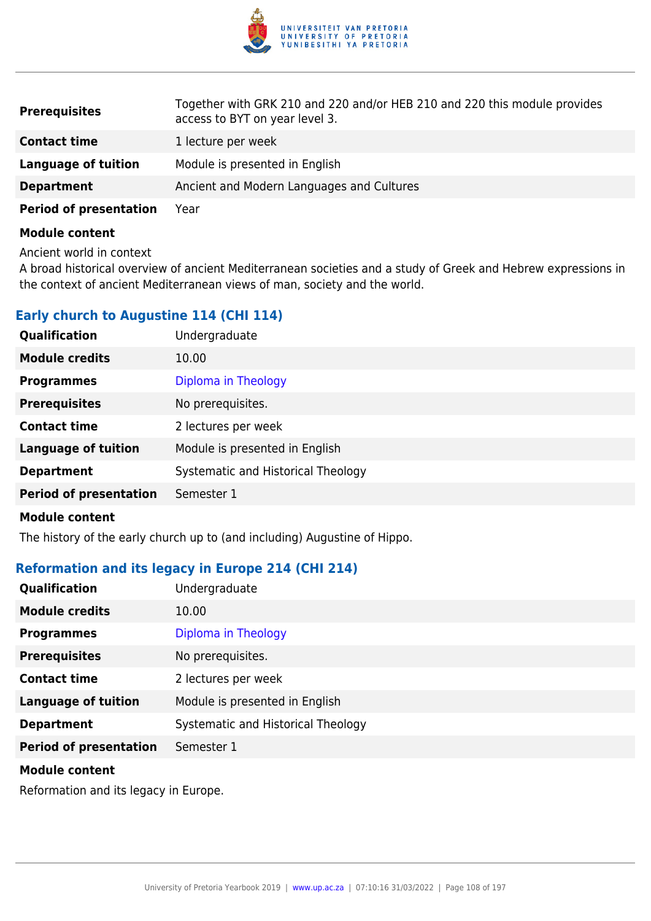| | |
|---|---|
| **Prerequisites** | Together with GRK 210 and 220 and/or HEB 210 and 220 this module provides access to BYT on year level 3. |
| **Contact time** | 1 lecture per week |
| **Language of tuition** | Module is presented in English |
| **Department** | Ancient and Modern Languages and Cultures |
| **Period of presentation** | Year |

**Module content**

Ancient world in context
A broad historical overview of ancient Mediterranean societies and a study of Greek and Hebrew expressions in the context of ancient Mediterranean views of man, society and the world.

### Early church to Augustine 114 (CHI 114)

| | |
|---|---|
| **Qualification** | Undergraduate |
| **Module credits** | 10.00 |
| **Programmes** | Diploma in Theology |
| **Prerequisites** | No prerequisites. |
| **Contact time** | 2 lectures per week |
| **Language of tuition** | Module is presented in English |
| **Department** | Systematic and Historical Theology |
| **Period of presentation** | Semester 1 |

**Module content**

The history of the early church up to (and including) Augustine of Hippo.

### Reformation and its legacy in Europe 214 (CHI 214)

| | |
|---|---|
| **Qualification** | Undergraduate |
| **Module credits** | 10.00 |
| **Programmes** | Diploma in Theology |
| **Prerequisites** | No prerequisites. |
| **Contact time** | 2 lectures per week |
| **Language of tuition** | Module is presented in English |
| **Department** | Systematic and Historical Theology |
| **Period of presentation** | Semester 1 |

**Module content**

Reformation and its legacy in Europe.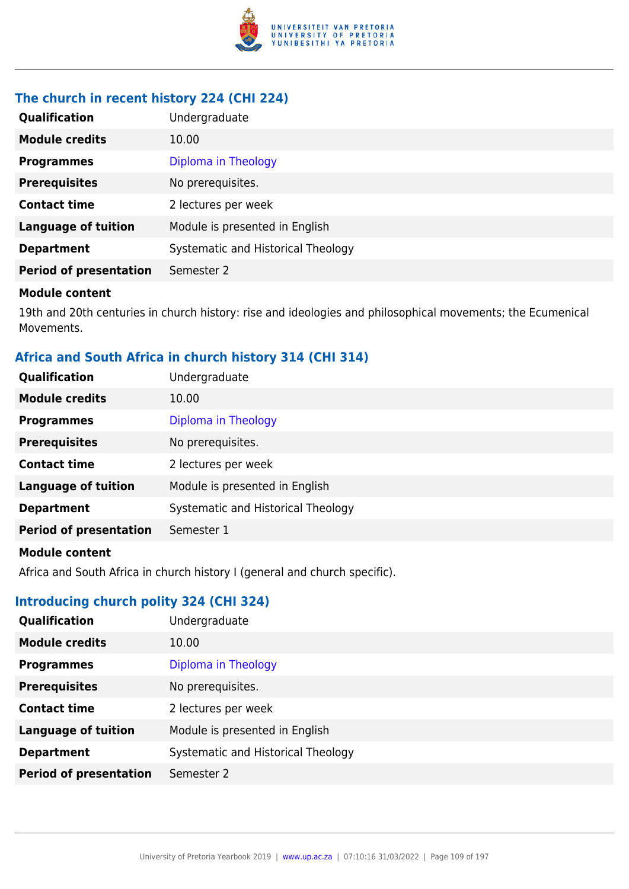### The church in recent history 224 (CHI 224)

| Qualification | Undergraduate |
|---|---|
| **Module credits** | 10.00 |
| **Programmes** | Diploma in Theology |
| **Prerequisites** | No prerequisites. |
| **Contact time** | 2 lectures per week |
| **Language of tuition** | Module is presented in English |
| **Department** | Systematic and Historical Theology |
| **Period of presentation** | Semester 2 |

**Module content**

19th and 20th centuries in church history: rise and ideologies and philosophical movements; the Ecumenical Movements.

### Africa and South Africa in church history 314 (CHI 314)

| Qualification | Undergraduate |
|---|---|
| **Module credits** | 10.00 |
| **Programmes** | Diploma in Theology |
| **Prerequisites** | No prerequisites. |
| **Contact time** | 2 lectures per week |
| **Language of tuition** | Module is presented in English |
| **Department** | Systematic and Historical Theology |
| **Period of presentation** | Semester 1 |

**Module content**

Africa and South Africa in church history I (general and church specific).

### Introducing church polity 324 (CHI 324)

| Qualification | Undergraduate |
|---|---|
| **Module credits** | 10.00 |
| **Programmes** | Diploma in Theology |
| **Prerequisites** | No prerequisites. |
| **Contact time** | 2 lectures per week |
| **Language of tuition** | Module is presented in English |
| **Department** | Systematic and Historical Theology |
| **Period of presentation** | Semester 2 |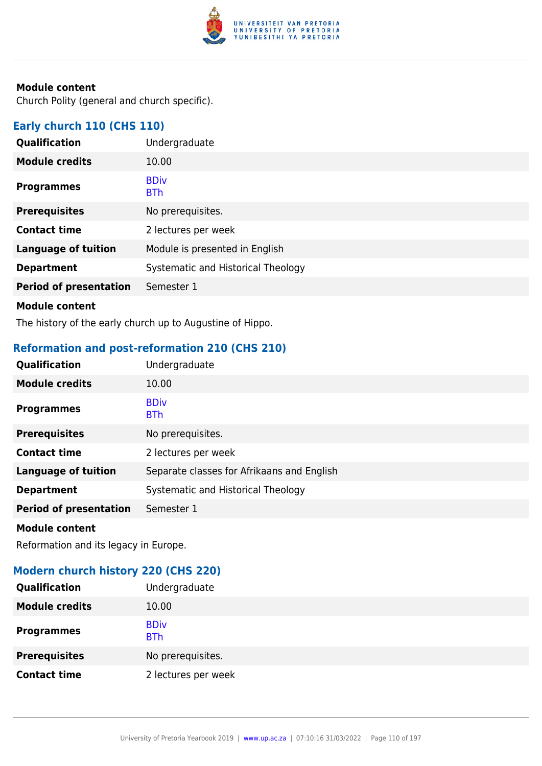**Module content**

Church Polity (general and church specific).

### Early church 110 (CHS 110)

| | |
|---|---|
| **Qualification** | Undergraduate |
| **Module credits** | 10.00 |
| **Programmes** | BDiv<br>BTh |
| **Prerequisites** | No prerequisites. |
| **Contact time** | 2 lectures per week |
| **Language of tuition** | Module is presented in English |
| **Department** | Systematic and Historical Theology |
| **Period of presentation** | Semester 1 |

**Module content**

The history of the early church up to Augustine of Hippo.

### Reformation and post-reformation 210 (CHS 210)

| | |
|---|---|
| **Qualification** | Undergraduate |
| **Module credits** | 10.00 |
| **Programmes** | BDiv<br>BTh |
| **Prerequisites** | No prerequisites. |
| **Contact time** | 2 lectures per week |
| **Language of tuition** | Separate classes for Afrikaans and English |
| **Department** | Systematic and Historical Theology |
| **Period of presentation** | Semester 1 |

**Module content**

Reformation and its legacy in Europe.

### Modern church history 220 (CHS 220)

| | |
|---|---|
| **Qualification** | Undergraduate |
| **Module credits** | 10.00 |
| **Programmes** | BDiv<br>BTh |
| **Prerequisites** | No prerequisites. |
| **Contact time** | 2 lectures per week |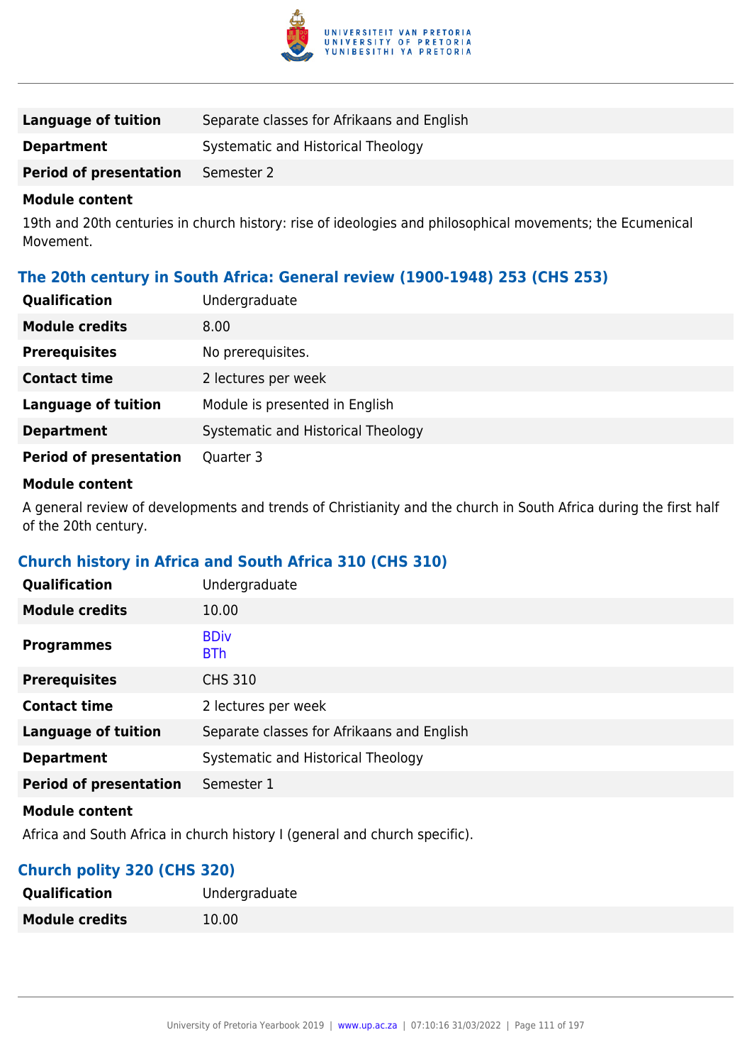| | |
|---|---|
| **Language of tuition** | Separate classes for Afrikaans and English |
| **Department** | Systematic and Historical Theology |
| **Period of presentation** | Semester 2 |

**Module content**

19th and 20th centuries in church history: rise of ideologies and philosophical movements; the Ecumenical Movement.

### The 20th century in South Africa: General review (1900-1948) 253 (CHS 253)

| | |
|---|---|
| **Qualification** | Undergraduate |
| **Module credits** | 8.00 |
| **Prerequisites** | No prerequisites. |
| **Contact time** | 2 lectures per week |
| **Language of tuition** | Module is presented in English |
| **Department** | Systematic and Historical Theology |
| **Period of presentation** | Quarter 3 |

**Module content**

A general review of developments and trends of Christianity and the church in South Africa during the first half of the 20th century.

### Church history in Africa and South Africa 310 (CHS 310)

| | |
|---|---|
| **Qualification** | Undergraduate |
| **Module credits** | 10.00 |
| **Programmes** | BDiv<br>BTh |
| **Prerequisites** | CHS 310 |
| **Contact time** | 2 lectures per week |
| **Language of tuition** | Separate classes for Afrikaans and English |
| **Department** | Systematic and Historical Theology |
| **Period of presentation** | Semester 1 |

**Module content**

Africa and South Africa in church history I (general and church specific).

### Church polity 320 (CHS 320)

| | |
|---|---|
| **Qualification** | Undergraduate |
| **Module credits** | 10.00 |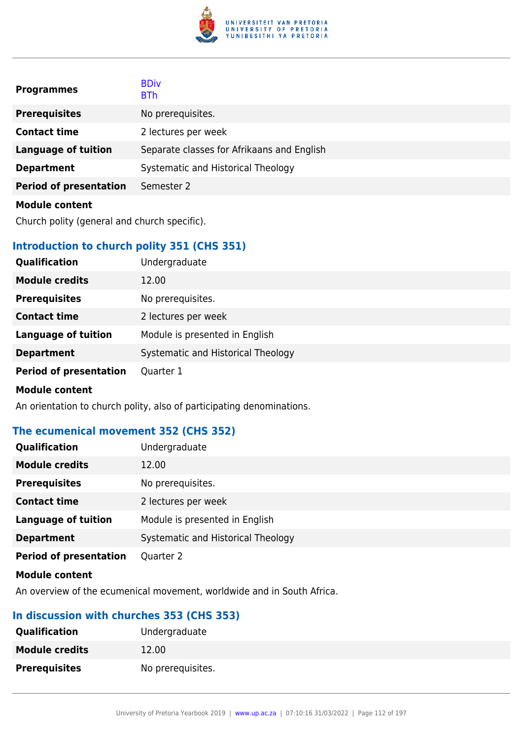| | |
|---|---|
| **Programmes** | BDiv<br>BTh |
| **Prerequisites** | No prerequisites. |
| **Contact time** | 2 lectures per week |
| **Language of tuition** | Separate classes for Afrikaans and English |
| **Department** | Systematic and Historical Theology |
| **Period of presentation** | Semester 2 |

**Module content**

Church polity (general and church specific).

### Introduction to church polity 351 (CHS 351)

| | |
|---|---|
| **Qualification** | Undergraduate |
| **Module credits** | 12.00 |
| **Prerequisites** | No prerequisites. |
| **Contact time** | 2 lectures per week |
| **Language of tuition** | Module is presented in English |
| **Department** | Systematic and Historical Theology |
| **Period of presentation** | Quarter 1 |

**Module content**

An orientation to church polity, also of participating denominations.

### The ecumenical movement 352 (CHS 352)

| | |
|---|---|
| **Qualification** | Undergraduate |
| **Module credits** | 12.00 |
| **Prerequisites** | No prerequisites. |
| **Contact time** | 2 lectures per week |
| **Language of tuition** | Module is presented in English |
| **Department** | Systematic and Historical Theology |
| **Period of presentation** | Quarter 2 |

**Module content**

An overview of the ecumenical movement, worldwide and in South Africa.

### In discussion with churches 353 (CHS 353)

| | |
|---|---|
| **Qualification** | Undergraduate |
| **Module credits** | 12.00 |
| **Prerequisites** | No prerequisites. |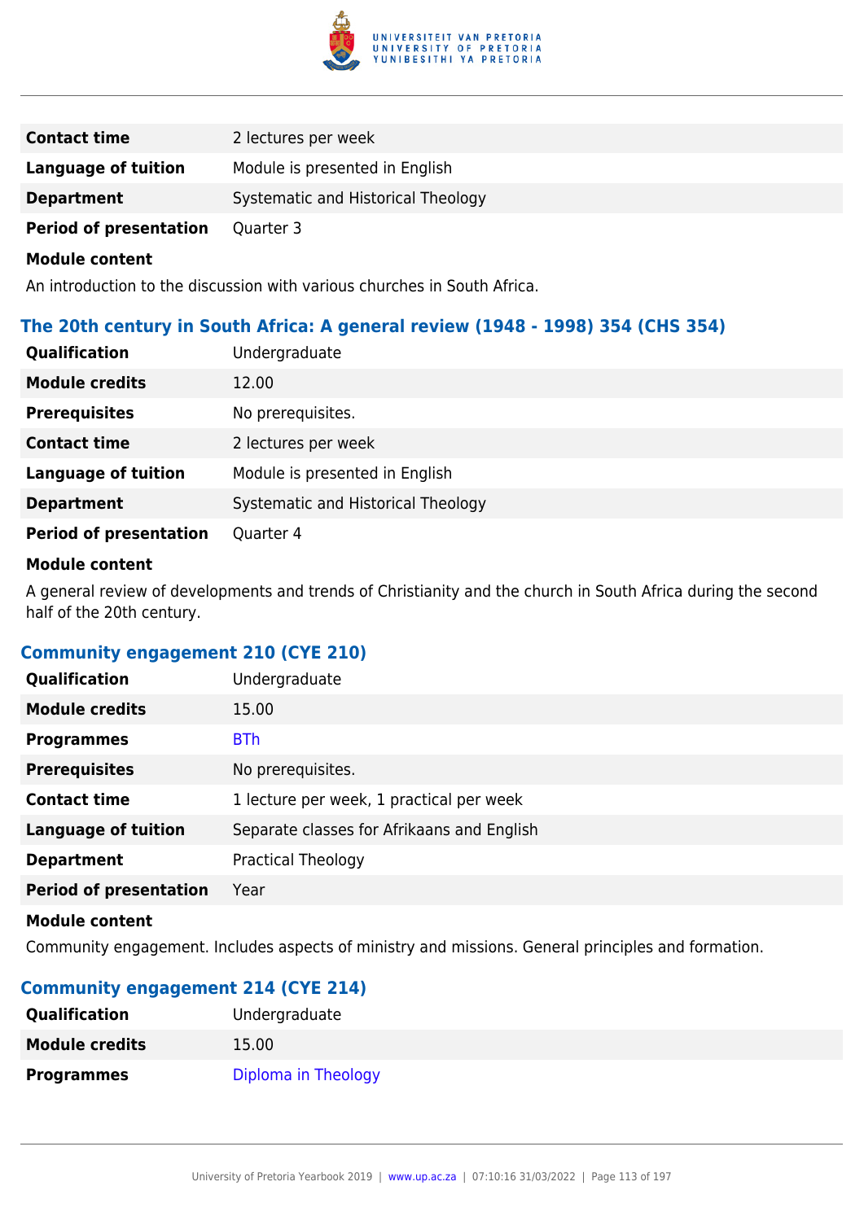| | |
|---|---|
| **Contact time** | 2 lectures per week |
| **Language of tuition** | Module is presented in English |
| **Department** | Systematic and Historical Theology |
| **Period of presentation** | Quarter 3 |

**Module content**

An introduction to the discussion with various churches in South Africa.

### The 20th century in South Africa: A general review (1948 - 1998) 354 (CHS 354)

| | |
|---|---|
| **Qualification** | Undergraduate |
| **Module credits** | 12.00 |
| **Prerequisites** | No prerequisites. |
| **Contact time** | 2 lectures per week |
| **Language of tuition** | Module is presented in English |
| **Department** | Systematic and Historical Theology |
| **Period of presentation** | Quarter 4 |

**Module content**

A general review of developments and trends of Christianity and the church in South Africa during the second half of the 20th century.

### Community engagement 210 (CYE 210)

| | |
|---|---|
| **Qualification** | Undergraduate |
| **Module credits** | 15.00 |
| **Programmes** | BTh |
| **Prerequisites** | No prerequisites. |
| **Contact time** | 1 lecture per week, 1 practical per week |
| **Language of tuition** | Separate classes for Afrikaans and English |
| **Department** | Practical Theology |
| **Period of presentation** | Year |

**Module content**

Community engagement. Includes aspects of ministry and missions. General principles and formation.

### Community engagement 214 (CYE 214)

| | |
|---|---|
| **Qualification** | Undergraduate |
| **Module credits** | 15.00 |
| **Programmes** | Diploma in Theology |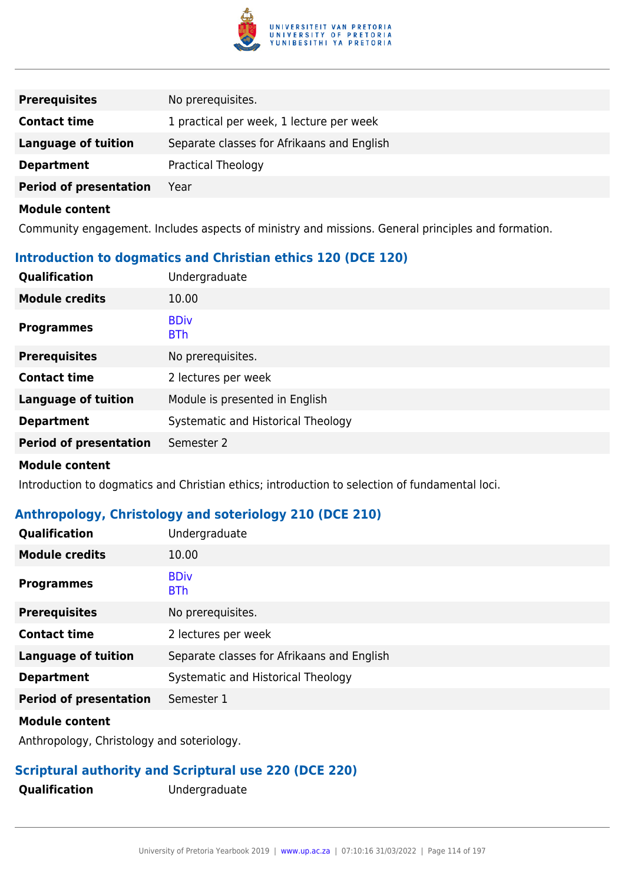| | |
|---|---|
| **Prerequisites** | No prerequisites. |
| **Contact time** | 1 practical per week, 1 lecture per week |
| **Language of tuition** | Separate classes for Afrikaans and English |
| **Department** | Practical Theology |
| **Period of presentation** | Year |

**Module content**

Community engagement. Includes aspects of ministry and missions. General principles and formation.

### Introduction to dogmatics and Christian ethics 120 (DCE 120)

| | |
|---|---|
| **Qualification** | Undergraduate |
| **Module credits** | 10.00 |
| **Programmes** | BDiv<br>BTh |
| **Prerequisites** | No prerequisites. |
| **Contact time** | 2 lectures per week |
| **Language of tuition** | Module is presented in English |
| **Department** | Systematic and Historical Theology |
| **Period of presentation** | Semester 2 |

**Module content**

Introduction to dogmatics and Christian ethics; introduction to selection of fundamental loci.

### Anthropology, Christology and soteriology 210 (DCE 210)

| | |
|---|---|
| **Qualification** | Undergraduate |
| **Module credits** | 10.00 |
| **Programmes** | BDiv<br>BTh |
| **Prerequisites** | No prerequisites. |
| **Contact time** | 2 lectures per week |
| **Language of tuition** | Separate classes for Afrikaans and English |
| **Department** | Systematic and Historical Theology |
| **Period of presentation** | Semester 1 |

**Module content**

Anthropology, Christology and soteriology.

### Scriptural authority and Scriptural use 220 (DCE 220)

| | |
|---|---|
| **Qualification** | Undergraduate |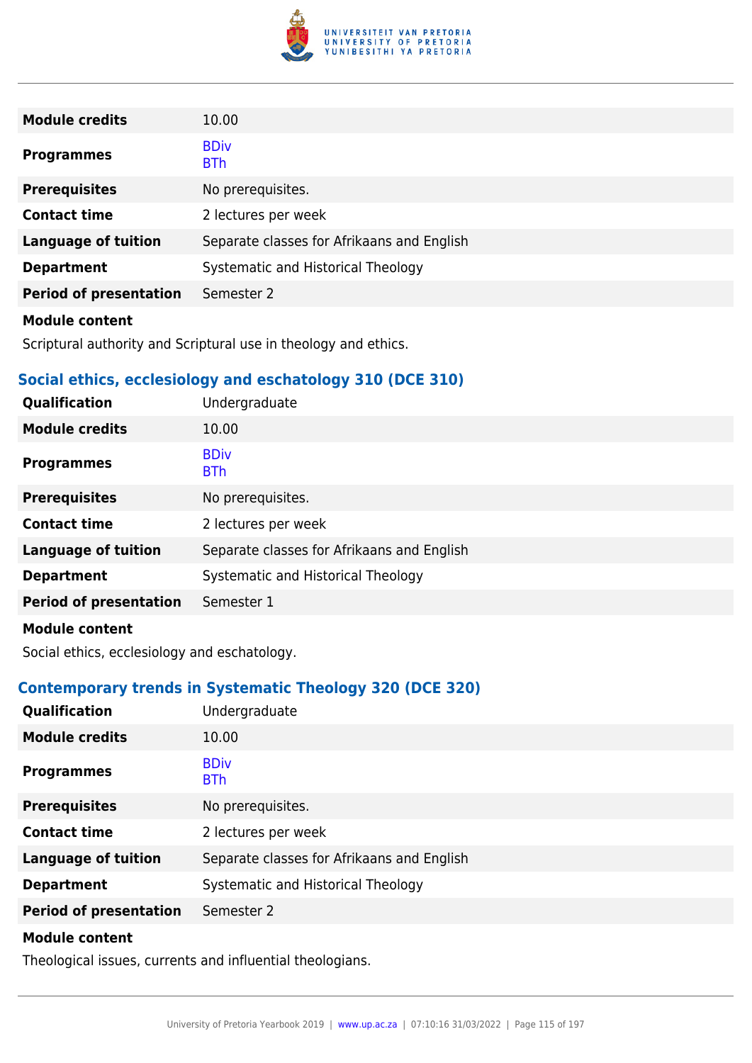| | |
|---|---|
| **Module credits** | 10.00 |
| **Programmes** | BDiv<br>BTh |
| **Prerequisites** | No prerequisites. |
| **Contact time** | 2 lectures per week |
| **Language of tuition** | Separate classes for Afrikaans and English |
| **Department** | Systematic and Historical Theology |
| **Period of presentation** | Semester 2 |

**Module content**

Scriptural authority and Scriptural use in theology and ethics.

### Social ethics, ecclesiology and eschatology 310 (DCE 310)

| | |
|---|---|
| **Qualification** | Undergraduate |
| **Module credits** | 10.00 |
| **Programmes** | BDiv<br>BTh |
| **Prerequisites** | No prerequisites. |
| **Contact time** | 2 lectures per week |
| **Language of tuition** | Separate classes for Afrikaans and English |
| **Department** | Systematic and Historical Theology |
| **Period of presentation** | Semester 1 |

**Module content**

Social ethics, ecclesiology and eschatology.

### Contemporary trends in Systematic Theology 320 (DCE 320)

| | |
|---|---|
| **Qualification** | Undergraduate |
| **Module credits** | 10.00 |
| **Programmes** | BDiv<br>BTh |
| **Prerequisites** | No prerequisites. |
| **Contact time** | 2 lectures per week |
| **Language of tuition** | Separate classes for Afrikaans and English |
| **Department** | Systematic and Historical Theology |
| **Period of presentation** | Semester 2 |

**Module content**

Theological issues, currents and influential theologians.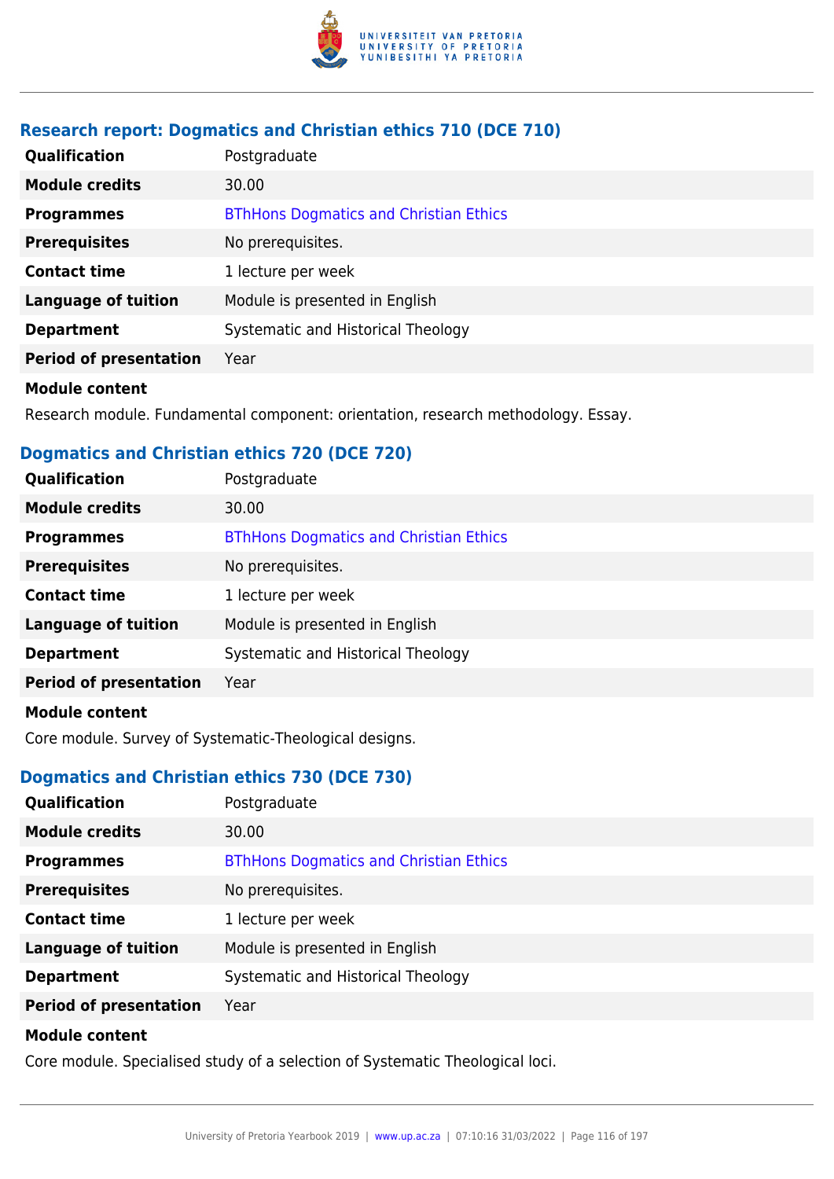### Research report: Dogmatics and Christian ethics 710 (DCE 710)

| | |
|---|---|
| **Qualification** | Postgraduate |
| **Module credits** | 30.00 |
| **Programmes** | BThHons Dogmatics and Christian Ethics |
| **Prerequisites** | No prerequisites. |
| **Contact time** | 1 lecture per week |
| **Language of tuition** | Module is presented in English |
| **Department** | Systematic and Historical Theology |
| **Period of presentation** | Year |

**Module content**

Research module. Fundamental component: orientation, research methodology. Essay.

### Dogmatics and Christian ethics 720 (DCE 720)

| | |
|---|---|
| **Qualification** | Postgraduate |
| **Module credits** | 30.00 |
| **Programmes** | BThHons Dogmatics and Christian Ethics |
| **Prerequisites** | No prerequisites. |
| **Contact time** | 1 lecture per week |
| **Language of tuition** | Module is presented in English |
| **Department** | Systematic and Historical Theology |
| **Period of presentation** | Year |

**Module content**

Core module. Survey of Systematic-Theological designs.

### Dogmatics and Christian ethics 730 (DCE 730)

| | |
|---|---|
| **Qualification** | Postgraduate |
| **Module credits** | 30.00 |
| **Programmes** | BThHons Dogmatics and Christian Ethics |
| **Prerequisites** | No prerequisites. |
| **Contact time** | 1 lecture per week |
| **Language of tuition** | Module is presented in English |
| **Department** | Systematic and Historical Theology |
| **Period of presentation** | Year |

**Module content**

Core module. Specialised study of a selection of Systematic Theological loci.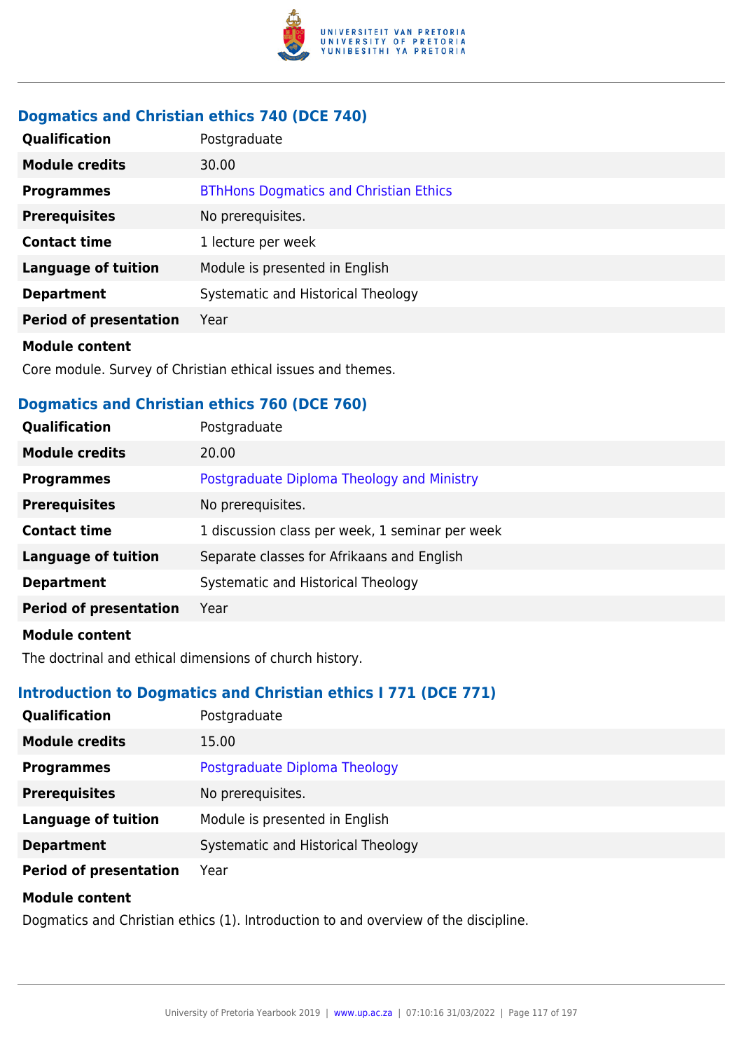### Dogmatics and Christian ethics 740 (DCE 740)

| | |
|---|---|
| **Qualification** | Postgraduate |
| **Module credits** | 30.00 |
| **Programmes** | BThHons Dogmatics and Christian Ethics |
| **Prerequisites** | No prerequisites. |
| **Contact time** | 1 lecture per week |
| **Language of tuition** | Module is presented in English |
| **Department** | Systematic and Historical Theology |
| **Period of presentation** | Year |

**Module content**

Core module. Survey of Christian ethical issues and themes.

### Dogmatics and Christian ethics 760 (DCE 760)

| | |
|---|---|
| **Qualification** | Postgraduate |
| **Module credits** | 20.00 |
| **Programmes** | Postgraduate Diploma Theology and Ministry |
| **Prerequisites** | No prerequisites. |
| **Contact time** | 1 discussion class per week, 1 seminar per week |
| **Language of tuition** | Separate classes for Afrikaans and English |
| **Department** | Systematic and Historical Theology |
| **Period of presentation** | Year |

**Module content**

The doctrinal and ethical dimensions of church history.

### Introduction to Dogmatics and Christian ethics I 771 (DCE 771)

| | |
|---|---|
| **Qualification** | Postgraduate |
| **Module credits** | 15.00 |
| **Programmes** | Postgraduate Diploma Theology |
| **Prerequisites** | No prerequisites. |
| **Language of tuition** | Module is presented in English |
| **Department** | Systematic and Historical Theology |
| **Period of presentation** | Year |

**Module content**

Dogmatics and Christian ethics (1). Introduction to and overview of the discipline.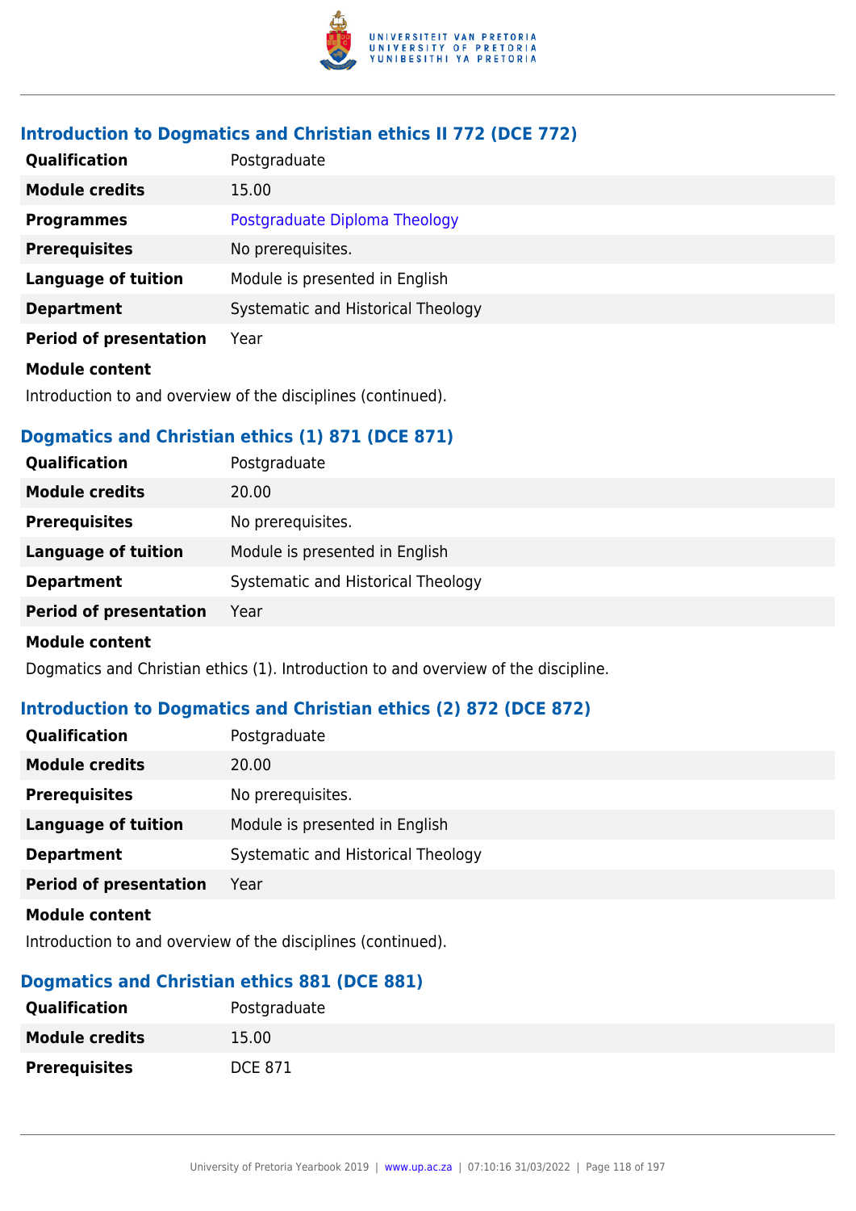### Introduction to Dogmatics and Christian ethics II 772 (DCE 772)

| | |
|---|---|
| **Qualification** | Postgraduate |
| **Module credits** | 15.00 |
| **Programmes** | Postgraduate Diploma Theology |
| **Prerequisites** | No prerequisites. |
| **Language of tuition** | Module is presented in English |
| **Department** | Systematic and Historical Theology |
| **Period of presentation** | Year |

**Module content**

Introduction to and overview of the disciplines (continued).

### Dogmatics and Christian ethics (1) 871 (DCE 871)

| | |
|---|---|
| **Qualification** | Postgraduate |
| **Module credits** | 20.00 |
| **Prerequisites** | No prerequisites. |
| **Language of tuition** | Module is presented in English |
| **Department** | Systematic and Historical Theology |
| **Period of presentation** | Year |

**Module content**

Dogmatics and Christian ethics (1). Introduction to and overview of the discipline.

### Introduction to Dogmatics and Christian ethics (2) 872 (DCE 872)

| | |
|---|---|
| **Qualification** | Postgraduate |
| **Module credits** | 20.00 |
| **Prerequisites** | No prerequisites. |
| **Language of tuition** | Module is presented in English |
| **Department** | Systematic and Historical Theology |
| **Period of presentation** | Year |

**Module content**

Introduction to and overview of the disciplines (continued).

### Dogmatics and Christian ethics 881 (DCE 881)

| | |
|---|---|
| **Qualification** | Postgraduate |
| **Module credits** | 15.00 |
| **Prerequisites** | DCE 871 |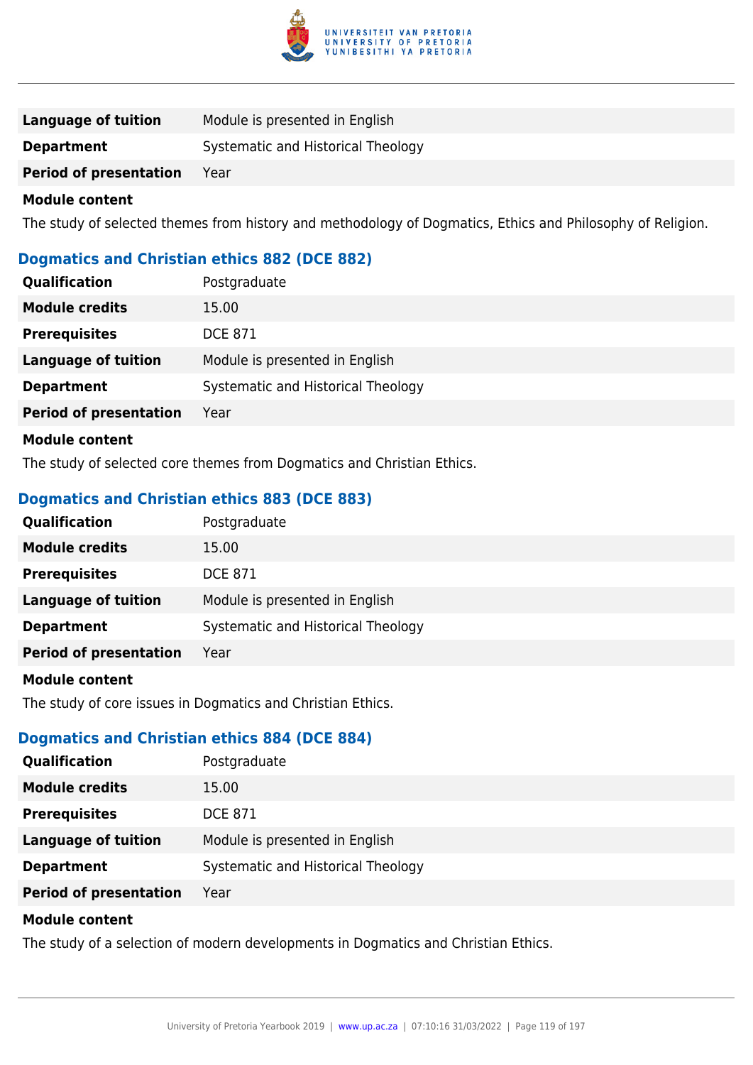| | |
|---|---|
| **Language of tuition** | Module is presented in English |
| **Department** | Systematic and Historical Theology |
| **Period of presentation** | Year |

**Module content**

The study of selected themes from history and methodology of Dogmatics, Ethics and Philosophy of Religion.

### Dogmatics and Christian ethics 882 (DCE 882)

| | |
|---|---|
| **Qualification** | Postgraduate |
| **Module credits** | 15.00 |
| **Prerequisites** | DCE 871 |
| **Language of tuition** | Module is presented in English |
| **Department** | Systematic and Historical Theology |
| **Period of presentation** | Year |

**Module content**

The study of selected core themes from Dogmatics and Christian Ethics.

### Dogmatics and Christian ethics 883 (DCE 883)

| | |
|---|---|
| **Qualification** | Postgraduate |
| **Module credits** | 15.00 |
| **Prerequisites** | DCE 871 |
| **Language of tuition** | Module is presented in English |
| **Department** | Systematic and Historical Theology |
| **Period of presentation** | Year |

**Module content**

The study of core issues in Dogmatics and Christian Ethics.

### Dogmatics and Christian ethics 884 (DCE 884)

| | |
|---|---|
| **Qualification** | Postgraduate |
| **Module credits** | 15.00 |
| **Prerequisites** | DCE 871 |
| **Language of tuition** | Module is presented in English |
| **Department** | Systematic and Historical Theology |
| **Period of presentation** | Year |

**Module content**

The study of a selection of modern developments in Dogmatics and Christian Ethics.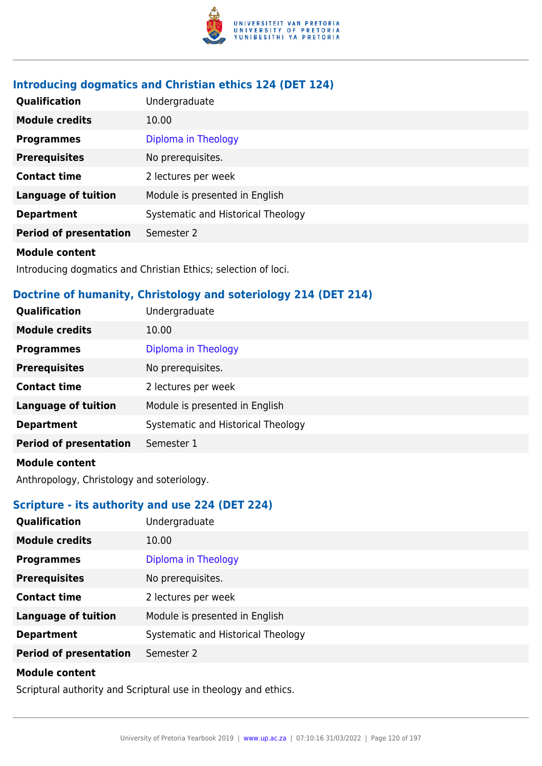### Introducing dogmatics and Christian ethics 124 (DET 124)

| | |
|---|---|
| **Qualification** | Undergraduate |
| **Module credits** | 10.00 |
| **Programmes** | Diploma in Theology |
| **Prerequisites** | No prerequisites. |
| **Contact time** | 2 lectures per week |
| **Language of tuition** | Module is presented in English |
| **Department** | Systematic and Historical Theology |
| **Period of presentation** | Semester 2 |

**Module content**

Introducing dogmatics and Christian Ethics; selection of loci.

### Doctrine of humanity, Christology and soteriology 214 (DET 214)

| | |
|---|---|
| **Qualification** | Undergraduate |
| **Module credits** | 10.00 |
| **Programmes** | Diploma in Theology |
| **Prerequisites** | No prerequisites. |
| **Contact time** | 2 lectures per week |
| **Language of tuition** | Module is presented in English |
| **Department** | Systematic and Historical Theology |
| **Period of presentation** | Semester 1 |

**Module content**

Anthropology, Christology and soteriology.

### Scripture - its authority and use 224 (DET 224)

| | |
|---|---|
| **Qualification** | Undergraduate |
| **Module credits** | 10.00 |
| **Programmes** | Diploma in Theology |
| **Prerequisites** | No prerequisites. |
| **Contact time** | 2 lectures per week |
| **Language of tuition** | Module is presented in English |
| **Department** | Systematic and Historical Theology |
| **Period of presentation** | Semester 2 |

**Module content**

Scriptural authority and Scriptural use in theology and ethics.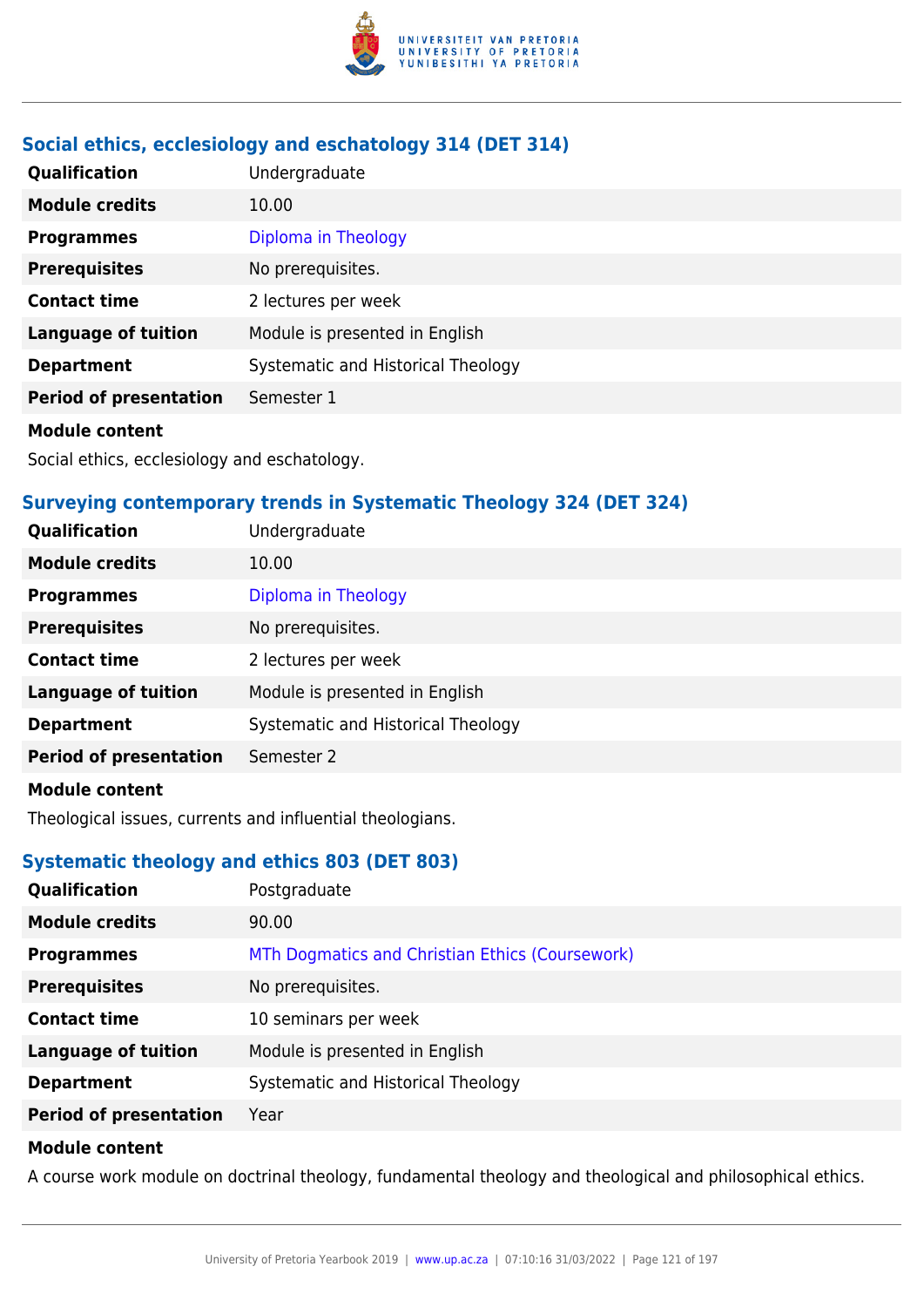### Social ethics, ecclesiology and eschatology 314 (DET 314)

| | |
|---|---|
| **Qualification** | Undergraduate |
| **Module credits** | 10.00 |
| **Programmes** | Diploma in Theology |
| **Prerequisites** | No prerequisites. |
| **Contact time** | 2 lectures per week |
| **Language of tuition** | Module is presented in English |
| **Department** | Systematic and Historical Theology |
| **Period of presentation** | Semester 1 |

**Module content**

Social ethics, ecclesiology and eschatology.

### Surveying contemporary trends in Systematic Theology 324 (DET 324)

| | |
|---|---|
| **Qualification** | Undergraduate |
| **Module credits** | 10.00 |
| **Programmes** | Diploma in Theology |
| **Prerequisites** | No prerequisites. |
| **Contact time** | 2 lectures per week |
| **Language of tuition** | Module is presented in English |
| **Department** | Systematic and Historical Theology |
| **Period of presentation** | Semester 2 |

**Module content**

Theological issues, currents and influential theologians.

### Systematic theology and ethics 803 (DET 803)

| | |
|---|---|
| **Qualification** | Postgraduate |
| **Module credits** | 90.00 |
| **Programmes** | MTh Dogmatics and Christian Ethics (Coursework) |
| **Prerequisites** | No prerequisites. |
| **Contact time** | 10 seminars per week |
| **Language of tuition** | Module is presented in English |
| **Department** | Systematic and Historical Theology |
| **Period of presentation** | Year |

**Module content**

A course work module on doctrinal theology, fundamental theology and theological and philosophical ethics.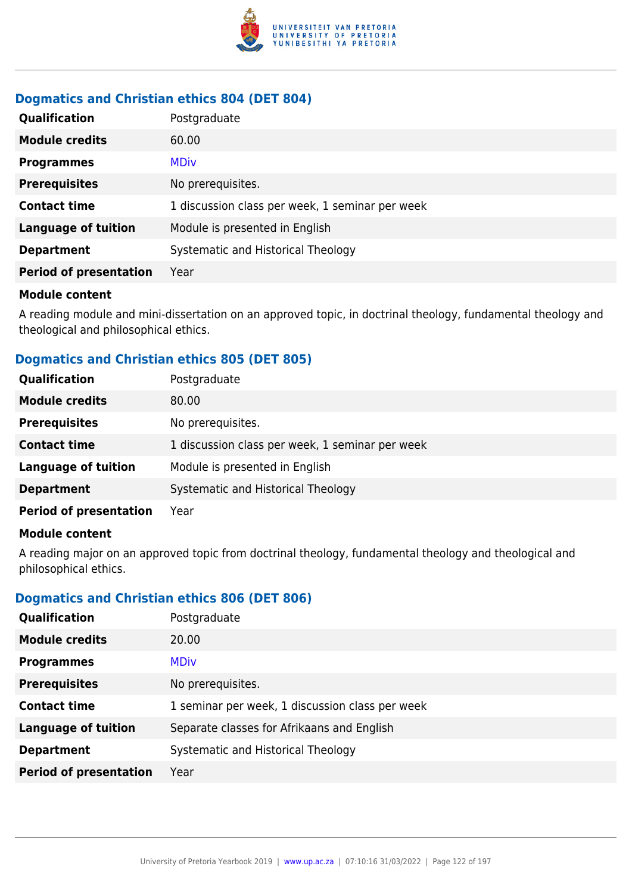### Dogmatics and Christian ethics 804 (DET 804)

| | |
|---|---|
| **Qualification** | Postgraduate |
| **Module credits** | 60.00 |
| **Programmes** | MDiv |
| **Prerequisites** | No prerequisites. |
| **Contact time** | 1 discussion class per week, 1 seminar per week |
| **Language of tuition** | Module is presented in English |
| **Department** | Systematic and Historical Theology |
| **Period of presentation** | Year |

**Module content**

A reading module and mini-dissertation on an approved topic, in doctrinal theology, fundamental theology and theological and philosophical ethics.

### Dogmatics and Christian ethics 805 (DET 805)

| | |
|---|---|
| **Qualification** | Postgraduate |
| **Module credits** | 80.00 |
| **Prerequisites** | No prerequisites. |
| **Contact time** | 1 discussion class per week, 1 seminar per week |
| **Language of tuition** | Module is presented in English |
| **Department** | Systematic and Historical Theology |
| **Period of presentation** | Year |

**Module content**

A reading major on an approved topic from doctrinal theology, fundamental theology and theological and philosophical ethics.

### Dogmatics and Christian ethics 806 (DET 806)

| | |
|---|---|
| **Qualification** | Postgraduate |
| **Module credits** | 20.00 |
| **Programmes** | MDiv |
| **Prerequisites** | No prerequisites. |
| **Contact time** | 1 seminar per week, 1 discussion class per week |
| **Language of tuition** | Separate classes for Afrikaans and English |
| **Department** | Systematic and Historical Theology |
| **Period of presentation** | Year |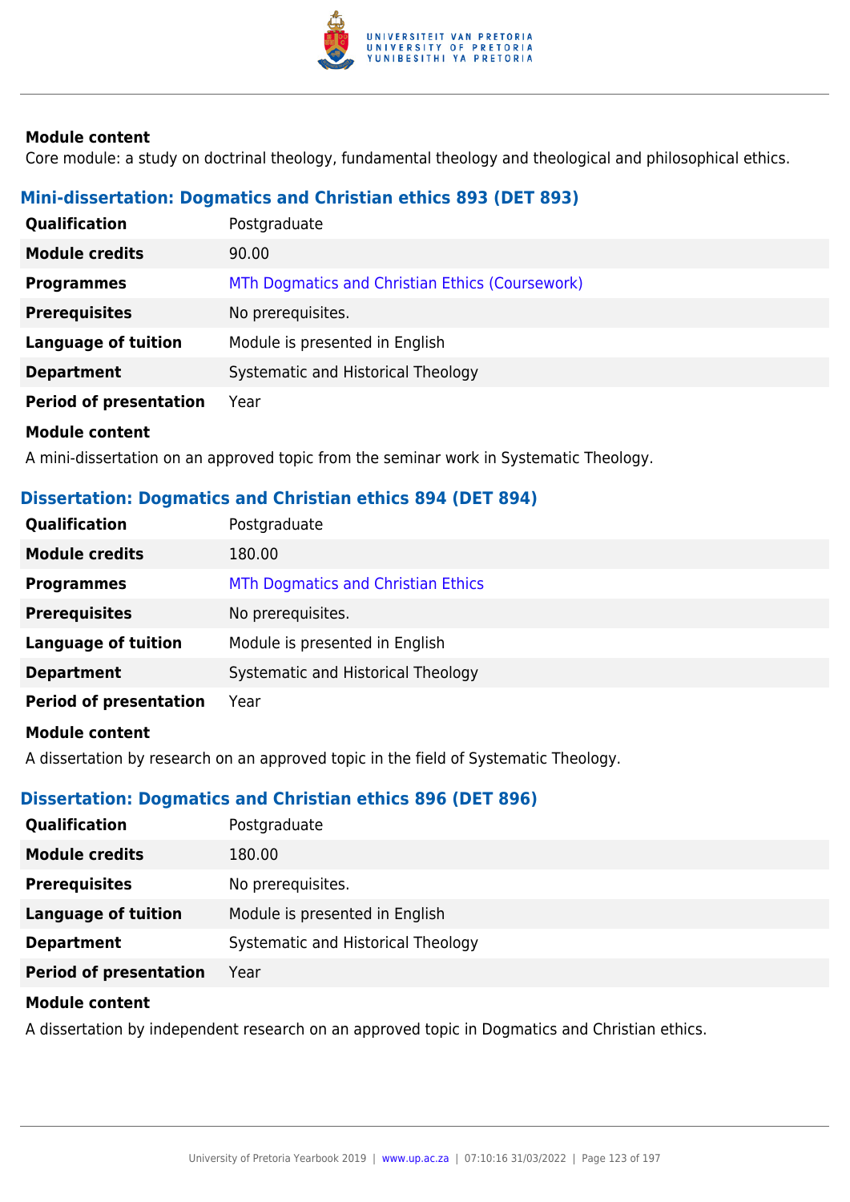#### Module content

Core module: a study on doctrinal theology, fundamental theology and theological and philosophical ethics.

### Mini-dissertation: Dogmatics and Christian ethics 893 (DET 893)

| | |
|---|---|
| **Qualification** | Postgraduate |
| **Module credits** | 90.00 |
| **Programmes** | MTh Dogmatics and Christian Ethics (Coursework) |
| **Prerequisites** | No prerequisites. |
| **Language of tuition** | Module is presented in English |
| **Department** | Systematic and Historical Theology |
| **Period of presentation** | Year |

#### Module content

A mini-dissertation on an approved topic from the seminar work in Systematic Theology.

### Dissertation: Dogmatics and Christian ethics 894 (DET 894)

| | |
|---|---|
| **Qualification** | Postgraduate |
| **Module credits** | 180.00 |
| **Programmes** | MTh Dogmatics and Christian Ethics |
| **Prerequisites** | No prerequisites. |
| **Language of tuition** | Module is presented in English |
| **Department** | Systematic and Historical Theology |
| **Period of presentation** | Year |

#### Module content

A dissertation by research on an approved topic in the field of Systematic Theology.

### Dissertation: Dogmatics and Christian ethics 896 (DET 896)

| | |
|---|---|
| **Qualification** | Postgraduate |
| **Module credits** | 180.00 |
| **Prerequisites** | No prerequisites. |
| **Language of tuition** | Module is presented in English |
| **Department** | Systematic and Historical Theology |
| **Period of presentation** | Year |

#### Module content

A dissertation by independent research on an approved topic in Dogmatics and Christian ethics.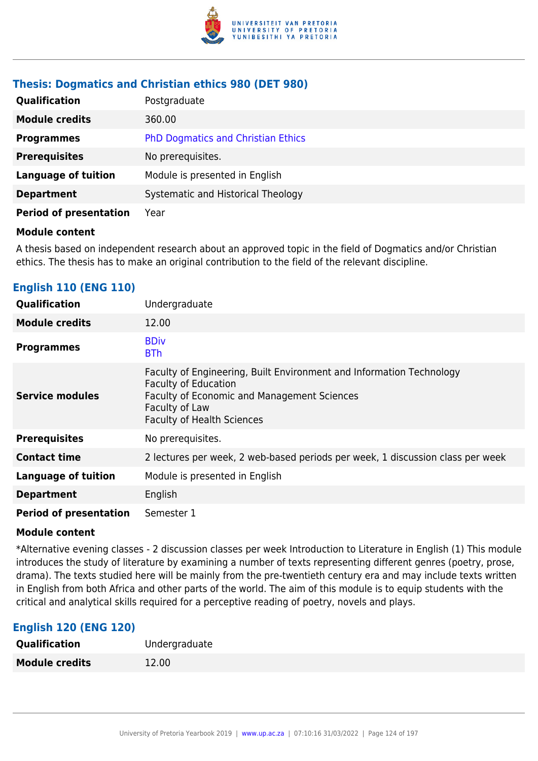### Thesis: Dogmatics and Christian ethics 980 (DET 980)

| | |
|---|---|
| **Qualification** | Postgraduate |
| **Module credits** | 360.00 |
| **Programmes** | PhD Dogmatics and Christian Ethics |
| **Prerequisites** | No prerequisites. |
| **Language of tuition** | Module is presented in English |
| **Department** | Systematic and Historical Theology |
| **Period of presentation** | Year |

**Module content**

A thesis based on independent research about an approved topic in the field of Dogmatics and/or Christian ethics. The thesis has to make an original contribution to the field of the relevant discipline.

### English 110 (ENG 110)

| | |
|---|---|
| **Qualification** | Undergraduate |
| **Module credits** | 12.00 |
| **Programmes** | BDiv<br>BTh |
| **Service modules** | Faculty of Engineering, Built Environment and Information Technology<br>Faculty of Education<br>Faculty of Economic and Management Sciences<br>Faculty of Law<br>Faculty of Health Sciences |
| **Prerequisites** | No prerequisites. |
| **Contact time** | 2 lectures per week, 2 web-based periods per week, 1 discussion class per week |
| **Language of tuition** | Module is presented in English |
| **Department** | English |
| **Period of presentation** | Semester 1 |

**Module content**

*Alternative evening classes - 2 discussion classes per week Introduction to Literature in English (1) This module introduces the study of literature by examining a number of texts representing different genres (poetry, prose, drama). The texts studied here will be mainly from the pre-twentieth century era and may include texts written in English from both Africa and other parts of the world. The aim of this module is to equip students with the critical and analytical skills required for a perceptive reading of poetry, novels and plays.

### English 120 (ENG 120)

| | |
|---|---|
| **Qualification** | Undergraduate |
| **Module credits** | 12.00 |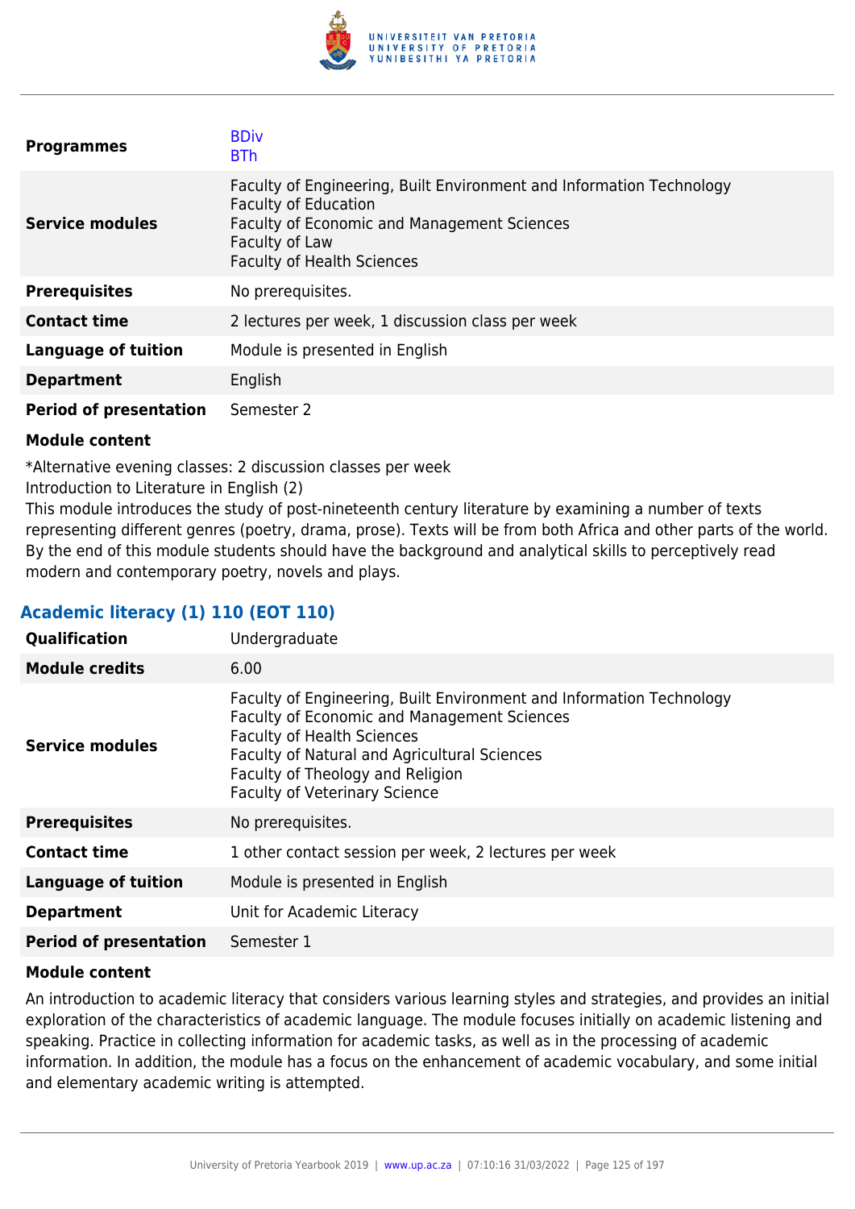| | |
|---|---|
| **Programmes** | BDiv<br>BTh |
| **Service modules** | Faculty of Engineering, Built Environment and Information Technology<br>Faculty of Education<br>Faculty of Economic and Management Sciences<br>Faculty of Law<br>Faculty of Health Sciences |
| **Prerequisites** | No prerequisites. |
| **Contact time** | 2 lectures per week, 1 discussion class per week |
| **Language of tuition** | Module is presented in English |
| **Department** | English |
| **Period of presentation** | Semester 2 |

**Module content**

*Alternative evening classes: 2 discussion classes per week
Introduction to Literature in English (2)
This module introduces the study of post-nineteenth century literature by examining a number of texts representing different genres (poetry, drama, prose). Texts will be from both Africa and other parts of the world. By the end of this module students should have the background and analytical skills to perceptively read modern and contemporary poetry, novels and plays.

### Academic literacy (1) 110 (EOT 110)

| | |
|---|---|
| **Qualification** | Undergraduate |
| **Module credits** | 6.00 |
| **Service modules** | Faculty of Engineering, Built Environment and Information Technology<br>Faculty of Economic and Management Sciences<br>Faculty of Health Sciences<br>Faculty of Natural and Agricultural Sciences<br>Faculty of Theology and Religion<br>Faculty of Veterinary Science |
| **Prerequisites** | No prerequisites. |
| **Contact time** | 1 other contact session per week, 2 lectures per week |
| **Language of tuition** | Module is presented in English |
| **Department** | Unit for Academic Literacy |
| **Period of presentation** | Semester 1 |

**Module content**

An introduction to academic literacy that considers various learning styles and strategies, and provides an initial exploration of the characteristics of academic language. The module focuses initially on academic listening and speaking. Practice in collecting information for academic tasks, as well as in the processing of academic information. In addition, the module has a focus on the enhancement of academic vocabulary, and some initial and elementary academic writing is attempted.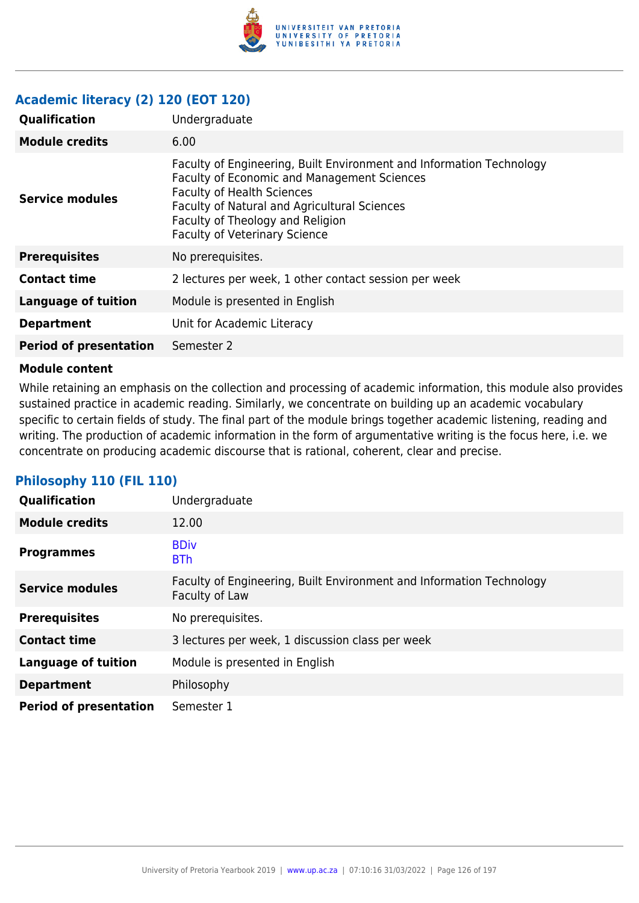### Academic literacy (2) 120 (EOT 120)

| | |
|---|---|
| **Qualification** | Undergraduate |
| **Module credits** | 6.00 |
| **Service modules** | Faculty of Engineering, Built Environment and Information Technology<br>Faculty of Economic and Management Sciences<br>Faculty of Health Sciences<br>Faculty of Natural and Agricultural Sciences<br>Faculty of Theology and Religion<br>Faculty of Veterinary Science |
| **Prerequisites** | No prerequisites. |
| **Contact time** | 2 lectures per week, 1 other contact session per week |
| **Language of tuition** | Module is presented in English |
| **Department** | Unit for Academic Literacy |
| **Period of presentation** | Semester 2 |

**Module content**

While retaining an emphasis on the collection and processing of academic information, this module also provides sustained practice in academic reading. Similarly, we concentrate on building up an academic vocabulary specific to certain fields of study. The final part of the module brings together academic listening, reading and writing. The production of academic information in the form of argumentative writing is the focus here, i.e. we concentrate on producing academic discourse that is rational, coherent, clear and precise.

### Philosophy 110 (FIL 110)

| | |
|---|---|
| **Qualification** | Undergraduate |
| **Module credits** | 12.00 |
| **Programmes** | BDiv<br>BTh |
| **Service modules** | Faculty of Engineering, Built Environment and Information Technology<br>Faculty of Law |
| **Prerequisites** | No prerequisites. |
| **Contact time** | 3 lectures per week, 1 discussion class per week |
| **Language of tuition** | Module is presented in English |
| **Department** | Philosophy |
| **Period of presentation** | Semester 1 |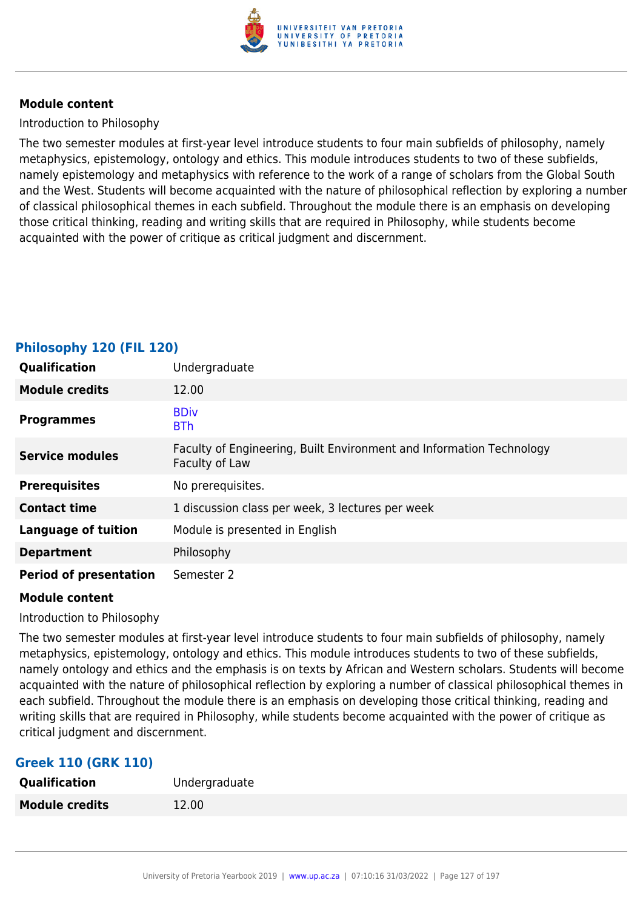**Module content**

Introduction to Philosophy

The two semester modules at first-year level introduce students to four main subfields of philosophy, namely metaphysics, epistemology, ontology and ethics. This module introduces students to two of these subfields, namely epistemology and metaphysics with reference to the work of a range of scholars from the Global South and the West. Students will become acquainted with the nature of philosophical reflection by exploring a number of classical philosophical themes in each subfield. Throughout the module there is an emphasis on developing those critical thinking, reading and writing skills that are required in Philosophy, while students become acquainted with the power of critique as critical judgment and discernment.

### Philosophy 120 (FIL 120)

| | |
|---|---|
| **Qualification** | Undergraduate |
| **Module credits** | 12.00 |
| **Programmes** | BDiv<br>BTh |
| **Service modules** | Faculty of Engineering, Built Environment and Information Technology<br>Faculty of Law |
| **Prerequisites** | No prerequisites. |
| **Contact time** | 1 discussion class per week, 3 lectures per week |
| **Language of tuition** | Module is presented in English |
| **Department** | Philosophy |
| **Period of presentation** | Semester 2 |

**Module content**

Introduction to Philosophy

The two semester modules at first-year level introduce students to four main subfields of philosophy, namely metaphysics, epistemology, ontology and ethics. This module introduces students to two of these subfields, namely ontology and ethics and the emphasis is on texts by African and Western scholars. Students will become acquainted with the nature of philosophical reflection by exploring a number of classical philosophical themes in each subfield. Throughout the module there is an emphasis on developing those critical thinking, reading and writing skills that are required in Philosophy, while students become acquainted with the power of critique as critical judgment and discernment.

### Greek 110 (GRK 110)

| | |
|---|---|
| **Qualification** | Undergraduate |
| **Module credits** | 12.00 |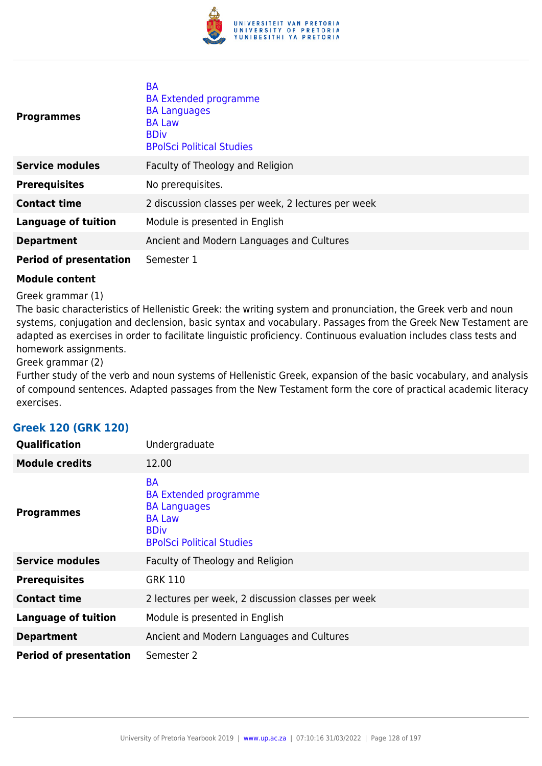| | |
|---|---|
| **Programmes** | BA<br>BA Extended programme<br>BA Languages<br>BA Law<br>BDiv<br>BPolSci Political Studies |
| **Service modules** | Faculty of Theology and Religion |
| **Prerequisites** | No prerequisites. |
| **Contact time** | 2 discussion classes per week, 2 lectures per week |
| **Language of tuition** | Module is presented in English |
| **Department** | Ancient and Modern Languages and Cultures |
| **Period of presentation** | Semester 1 |

**Module content**

Greek grammar (1)
The basic characteristics of Hellenistic Greek: the writing system and pronunciation, the Greek verb and noun systems, conjugation and declension, basic syntax and vocabulary. Passages from the Greek New Testament are adapted as exercises in order to facilitate linguistic proficiency. Continuous evaluation includes class tests and homework assignments.
Greek grammar (2)
Further study of the verb and noun systems of Hellenistic Greek, expansion of the basic vocabulary, and analysis of compound sentences. Adapted passages from the New Testament form the core of practical academic literacy exercises.

### Greek 120 (GRK 120)

| | |
|---|---|
| **Qualification** | Undergraduate |
| **Module credits** | 12.00 |
| **Programmes** | BA<br>BA Extended programme<br>BA Languages<br>BA Law<br>BDiv<br>BPolSci Political Studies |
| **Service modules** | Faculty of Theology and Religion |
| **Prerequisites** | GRK 110 |
| **Contact time** | 2 lectures per week, 2 discussion classes per week |
| **Language of tuition** | Module is presented in English |
| **Department** | Ancient and Modern Languages and Cultures |
| **Period of presentation** | Semester 2 |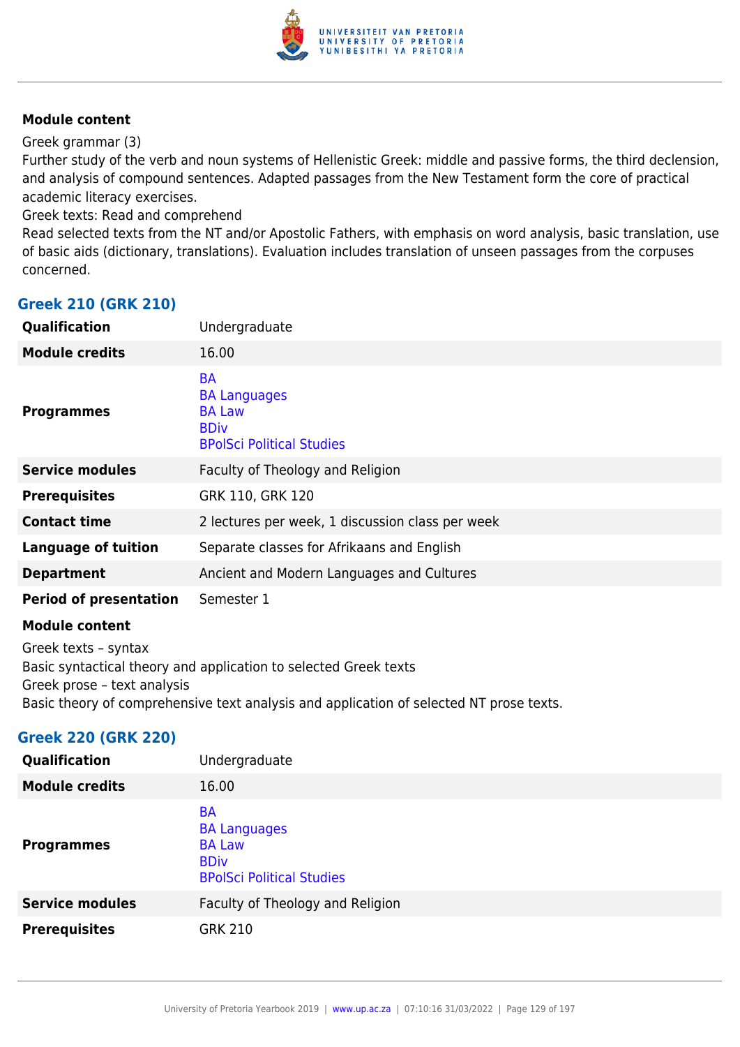**Module content**

Greek grammar (3)
Further study of the verb and noun systems of Hellenistic Greek: middle and passive forms, the third declension, and analysis of compound sentences. Adapted passages from the New Testament form the core of practical academic literacy exercises.
Greek texts: Read and comprehend
Read selected texts from the NT and/or Apostolic Fathers, with emphasis on word analysis, basic translation, use of basic aids (dictionary, translations). Evaluation includes translation of unseen passages from the corpuses concerned.

### Greek 210 (GRK 210)

| | |
|---|---|
| **Qualification** | Undergraduate |
| **Module credits** | 16.00 |
| **Programmes** | BA<br>BA Languages<br>BA Law<br>BDiv<br>BPolSci Political Studies |
| **Service modules** | Faculty of Theology and Religion |
| **Prerequisites** | GRK 110, GRK 120 |
| **Contact time** | 2 lectures per week, 1 discussion class per week |
| **Language of tuition** | Separate classes for Afrikaans and English |
| **Department** | Ancient and Modern Languages and Cultures |
| **Period of presentation** | Semester 1 |

**Module content**

Greek texts – syntax
Basic syntactical theory and application to selected Greek texts
Greek prose – text analysis
Basic theory of comprehensive text analysis and application of selected NT prose texts.

### Greek 220 (GRK 220)

| | |
|---|---|
| **Qualification** | Undergraduate |
| **Module credits** | 16.00 |
| **Programmes** | BA<br>BA Languages<br>BA Law<br>BDiv<br>BPolSci Political Studies |
| **Service modules** | Faculty of Theology and Religion |
| **Prerequisites** | GRK 210 |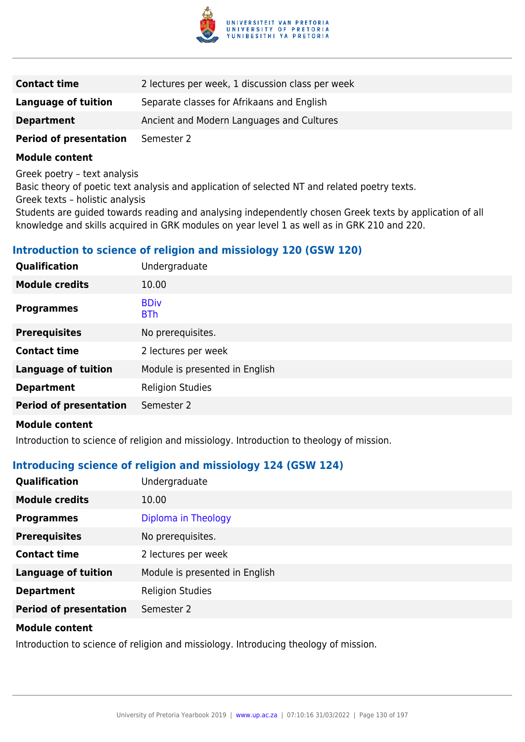| | |
|---|---|
| **Contact time** | 2 lectures per week, 1 discussion class per week |
| **Language of tuition** | Separate classes for Afrikaans and English |
| **Department** | Ancient and Modern Languages and Cultures |
| **Period of presentation** | Semester 2 |

**Module content**

Greek poetry – text analysis
Basic theory of poetic text analysis and application of selected NT and related poetry texts.
Greek texts – holistic analysis
Students are guided towards reading and analysing independently chosen Greek texts by application of all knowledge and skills acquired in GRK modules on year level 1 as well as in GRK 210 and 220.

### Introduction to science of religion and missiology 120 (GSW 120)

| | |
|---|---|
| **Qualification** | Undergraduate |
| **Module credits** | 10.00 |
| **Programmes** | BDiv<br>BTh |
| **Prerequisites** | No prerequisites. |
| **Contact time** | 2 lectures per week |
| **Language of tuition** | Module is presented in English |
| **Department** | Religion Studies |
| **Period of presentation** | Semester 2 |

**Module content**

Introduction to science of religion and missiology. Introduction to theology of mission.

### Introducing science of religion and missiology 124 (GSW 124)

| | |
|---|---|
| **Qualification** | Undergraduate |
| **Module credits** | 10.00 |
| **Programmes** | Diploma in Theology |
| **Prerequisites** | No prerequisites. |
| **Contact time** | 2 lectures per week |
| **Language of tuition** | Module is presented in English |
| **Department** | Religion Studies |
| **Period of presentation** | Semester 2 |

**Module content**

Introduction to science of religion and missiology. Introducing theology of mission.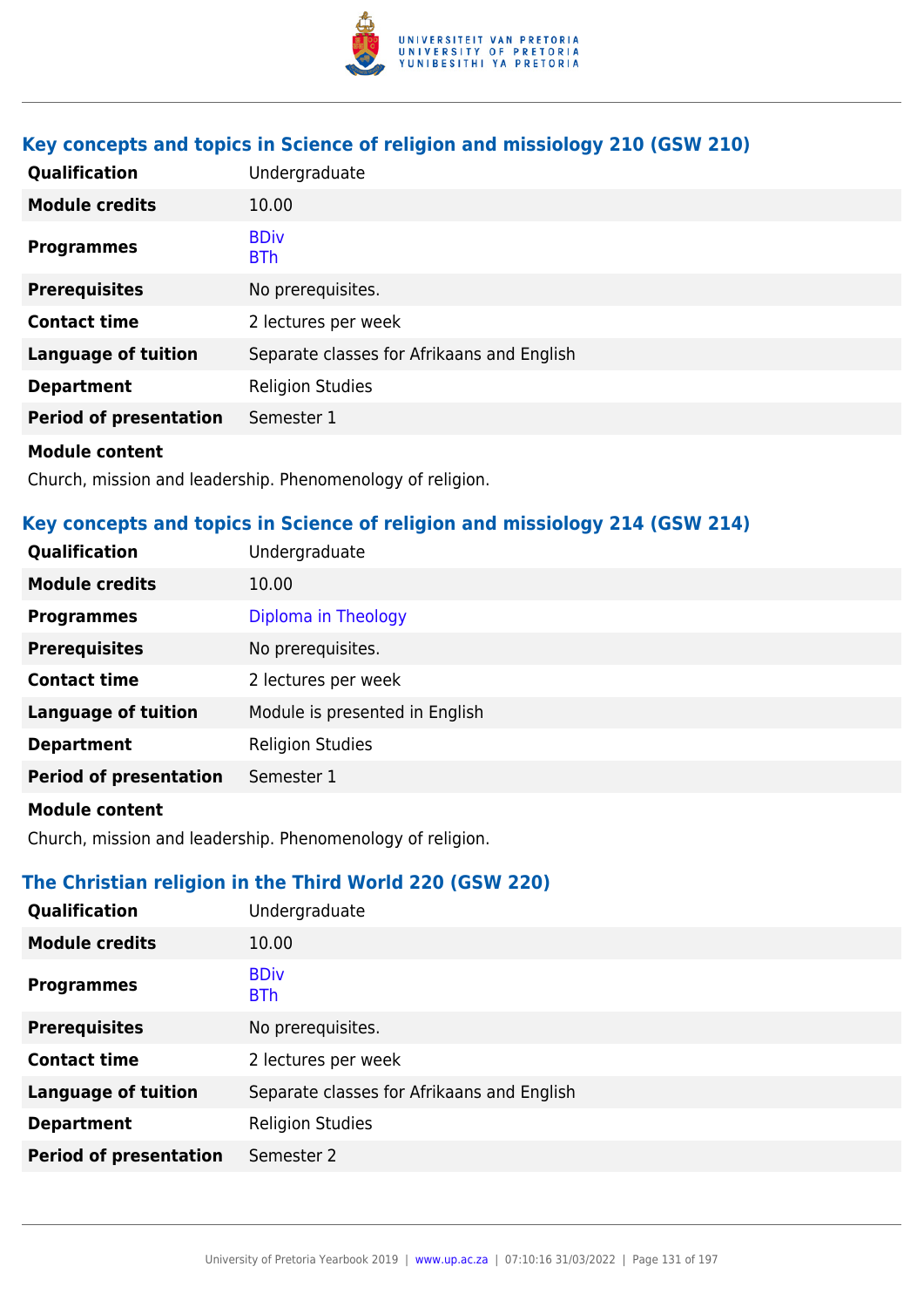### Key concepts and topics in Science of religion and missiology 210 (GSW 210)

| | |
|---|---|
| **Qualification** | Undergraduate |
| **Module credits** | 10.00 |
| **Programmes** | BDiv<br>BTh |
| **Prerequisites** | No prerequisites. |
| **Contact time** | 2 lectures per week |
| **Language of tuition** | Separate classes for Afrikaans and English |
| **Department** | Religion Studies |
| **Period of presentation** | Semester 1 |

**Module content**

Church, mission and leadership. Phenomenology of religion.

### Key concepts and topics in Science of religion and missiology 214 (GSW 214)

| | |
|---|---|
| **Qualification** | Undergraduate |
| **Module credits** | 10.00 |
| **Programmes** | Diploma in Theology |
| **Prerequisites** | No prerequisites. |
| **Contact time** | 2 lectures per week |
| **Language of tuition** | Module is presented in English |
| **Department** | Religion Studies |
| **Period of presentation** | Semester 1 |

**Module content**

Church, mission and leadership. Phenomenology of religion.

### The Christian religion in the Third World 220 (GSW 220)

| | |
|---|---|
| **Qualification** | Undergraduate |
| **Module credits** | 10.00 |
| **Programmes** | BDiv<br>BTh |
| **Prerequisites** | No prerequisites. |
| **Contact time** | 2 lectures per week |
| **Language of tuition** | Separate classes for Afrikaans and English |
| **Department** | Religion Studies |
| **Period of presentation** | Semester 2 |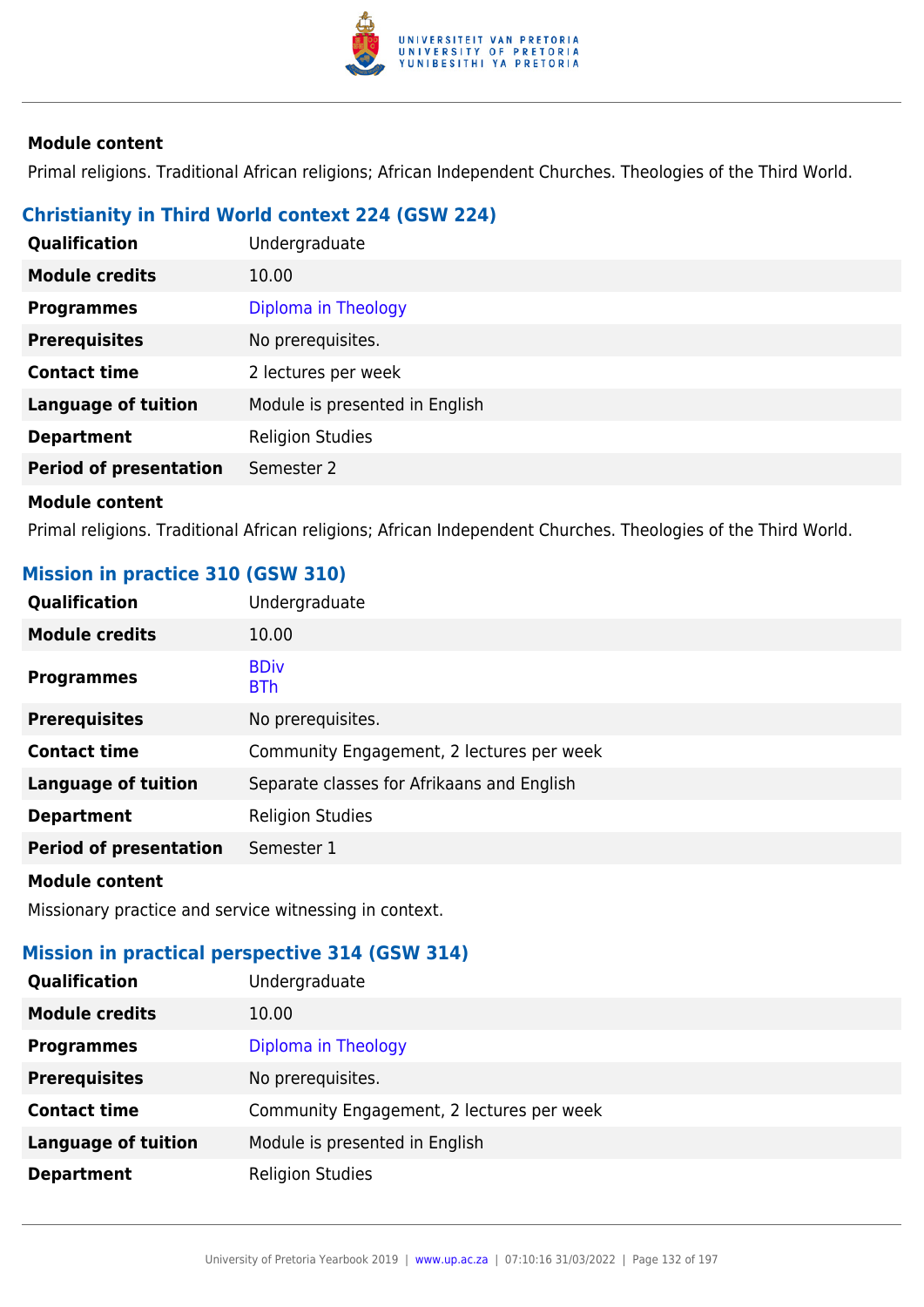**Module content**

Primal religions. Traditional African religions; African Independent Churches. Theologies of the Third World.

### Christianity in Third World context 224 (GSW 224)

| | |
|---|---|
| **Qualification** | Undergraduate |
| **Module credits** | 10.00 |
| **Programmes** | Diploma in Theology |
| **Prerequisites** | No prerequisites. |
| **Contact time** | 2 lectures per week |
| **Language of tuition** | Module is presented in English |
| **Department** | Religion Studies |
| **Period of presentation** | Semester 2 |

**Module content**

Primal religions. Traditional African religions; African Independent Churches. Theologies of the Third World.

### Mission in practice 310 (GSW 310)

| | |
|---|---|
| **Qualification** | Undergraduate |
| **Module credits** | 10.00 |
| **Programmes** | BDiv<br>BTh |
| **Prerequisites** | No prerequisites. |
| **Contact time** | Community Engagement, 2 lectures per week |
| **Language of tuition** | Separate classes for Afrikaans and English |
| **Department** | Religion Studies |
| **Period of presentation** | Semester 1 |

**Module content**

Missionary practice and service witnessing in context.

### Mission in practical perspective 314 (GSW 314)

| | |
|---|---|
| **Qualification** | Undergraduate |
| **Module credits** | 10.00 |
| **Programmes** | Diploma in Theology |
| **Prerequisites** | No prerequisites. |
| **Contact time** | Community Engagement, 2 lectures per week |
| **Language of tuition** | Module is presented in English |
| **Department** | Religion Studies |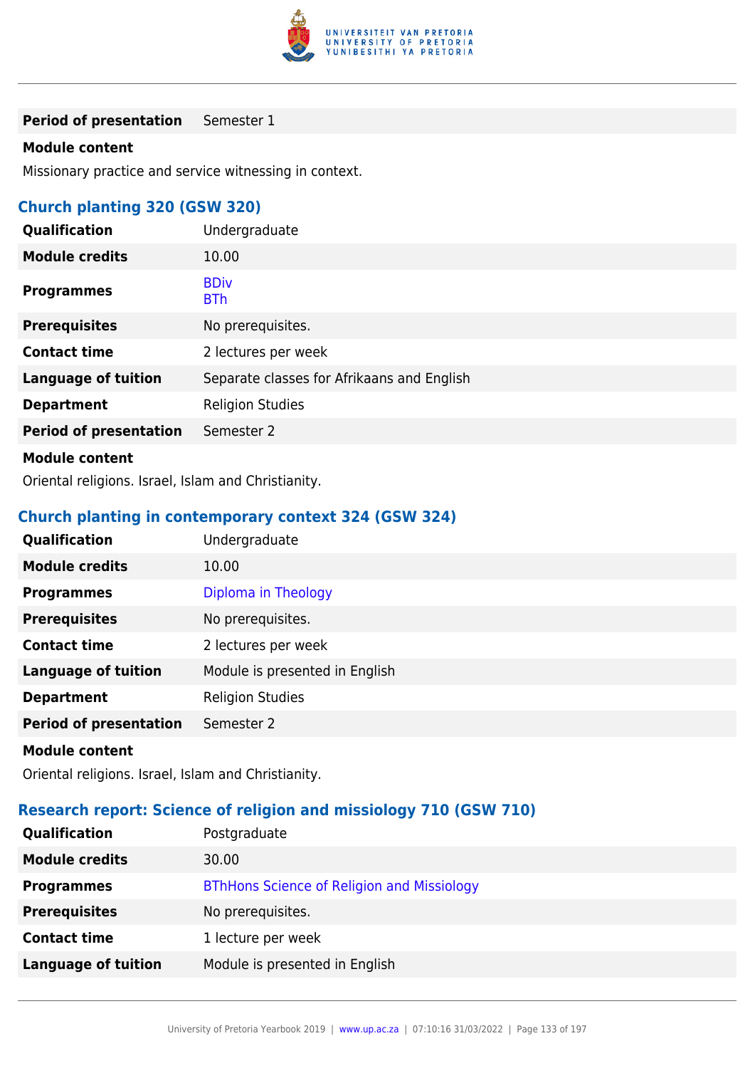| | |
|---|---|
| **Period of presentation** | Semester 1 |

**Module content**

Missionary practice and service witnessing in context.

### Church planting 320 (GSW 320)

| | |
|---|---|
| **Qualification** | Undergraduate |
| **Module credits** | 10.00 |
| **Programmes** | BDiv<br>BTh |
| **Prerequisites** | No prerequisites. |
| **Contact time** | 2 lectures per week |
| **Language of tuition** | Separate classes for Afrikaans and English |
| **Department** | Religion Studies |
| **Period of presentation** | Semester 2 |

**Module content**

Oriental religions. Israel, Islam and Christianity.

### Church planting in contemporary context 324 (GSW 324)

| | |
|---|---|
| **Qualification** | Undergraduate |
| **Module credits** | 10.00 |
| **Programmes** | Diploma in Theology |
| **Prerequisites** | No prerequisites. |
| **Contact time** | 2 lectures per week |
| **Language of tuition** | Module is presented in English |
| **Department** | Religion Studies |
| **Period of presentation** | Semester 2 |

**Module content**

Oriental religions. Israel, Islam and Christianity.

### Research report: Science of religion and missiology 710 (GSW 710)

| | |
|---|---|
| **Qualification** | Postgraduate |
| **Module credits** | 30.00 |
| **Programmes** | BThHons Science of Religion and Missiology |
| **Prerequisites** | No prerequisites. |
| **Contact time** | 1 lecture per week |
| **Language of tuition** | Module is presented in English |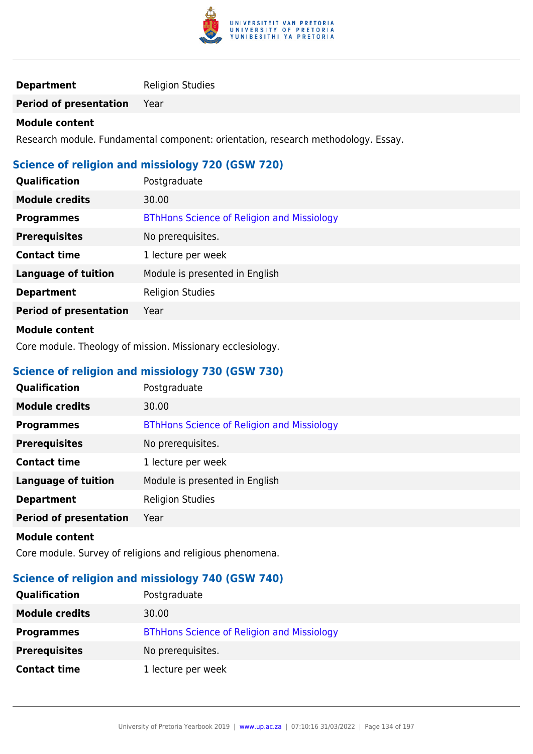| | |
|---|---|
| **Department** | Religion Studies |
| **Period of presentation** | Year |

**Module content**

Research module. Fundamental component: orientation, research methodology. Essay.

### Science of religion and missiology 720 (GSW 720)

| | |
|---|---|
| **Qualification** | Postgraduate |
| **Module credits** | 30.00 |
| **Programmes** | BThHons Science of Religion and Missiology |
| **Prerequisites** | No prerequisites. |
| **Contact time** | 1 lecture per week |
| **Language of tuition** | Module is presented in English |
| **Department** | Religion Studies |
| **Period of presentation** | Year |

**Module content**

Core module. Theology of mission. Missionary ecclesiology.

### Science of religion and missiology 730 (GSW 730)

| | |
|---|---|
| **Qualification** | Postgraduate |
| **Module credits** | 30.00 |
| **Programmes** | BThHons Science of Religion and Missiology |
| **Prerequisites** | No prerequisites. |
| **Contact time** | 1 lecture per week |
| **Language of tuition** | Module is presented in English |
| **Department** | Religion Studies |
| **Period of presentation** | Year |

**Module content**

Core module. Survey of religions and religious phenomena.

### Science of religion and missiology 740 (GSW 740)

| | |
|---|---|
| **Qualification** | Postgraduate |
| **Module credits** | 30.00 |
| **Programmes** | BThHons Science of Religion and Missiology |
| **Prerequisites** | No prerequisites. |
| **Contact time** | 1 lecture per week |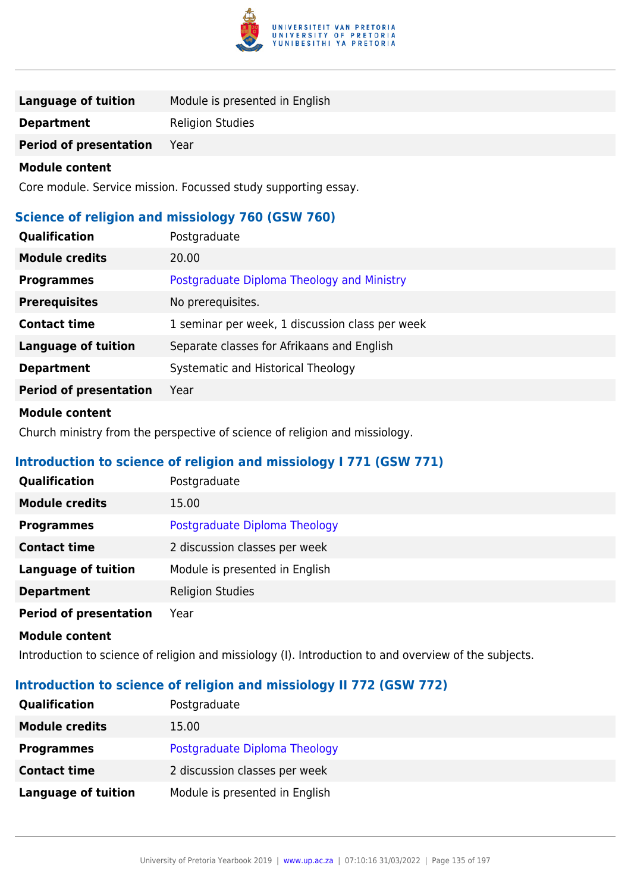| | |
|---|---|
| **Language of tuition** | Module is presented in English |
| **Department** | Religion Studies |
| **Period of presentation** | Year |

**Module content**

Core module. Service mission. Focussed study supporting essay.

### Science of religion and missiology 760 (GSW 760)

| | |
|---|---|
| **Qualification** | Postgraduate |
| **Module credits** | 20.00 |
| **Programmes** | Postgraduate Diploma Theology and Ministry |
| **Prerequisites** | No prerequisites. |
| **Contact time** | 1 seminar per week, 1 discussion class per week |
| **Language of tuition** | Separate classes for Afrikaans and English |
| **Department** | Systematic and Historical Theology |
| **Period of presentation** | Year |

**Module content**

Church ministry from the perspective of science of religion and missiology.

### Introduction to science of religion and missiology I 771 (GSW 771)

| | |
|---|---|
| **Qualification** | Postgraduate |
| **Module credits** | 15.00 |
| **Programmes** | Postgraduate Diploma Theology |
| **Contact time** | 2 discussion classes per week |
| **Language of tuition** | Module is presented in English |
| **Department** | Religion Studies |
| **Period of presentation** | Year |

**Module content**

Introduction to science of religion and missiology (I). Introduction to and overview of the subjects.

### Introduction to science of religion and missiology II 772 (GSW 772)

| | |
|---|---|
| **Qualification** | Postgraduate |
| **Module credits** | 15.00 |
| **Programmes** | Postgraduate Diploma Theology |
| **Contact time** | 2 discussion classes per week |
| **Language of tuition** | Module is presented in English |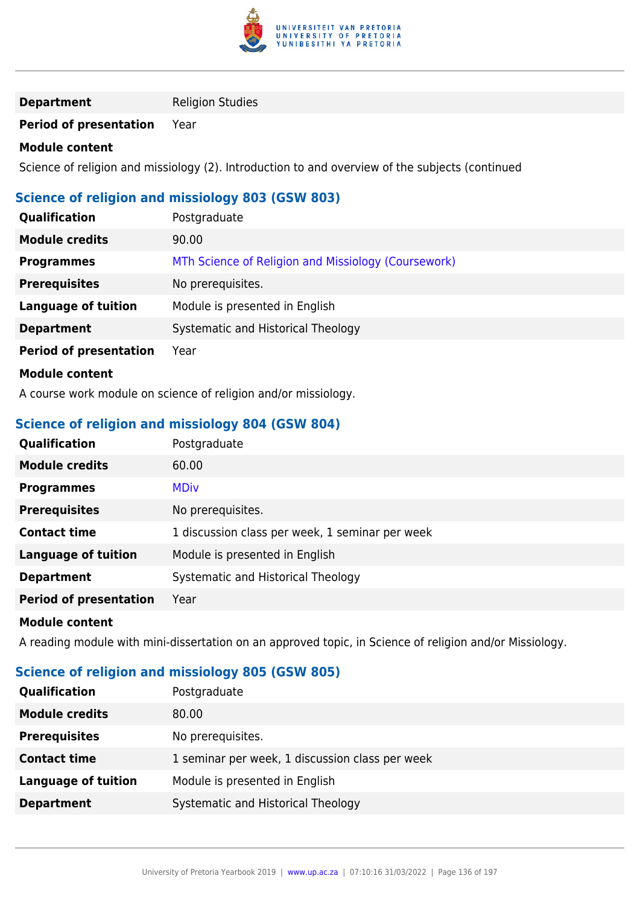| | |
|---|---|
| **Department** | Religion Studies |
| **Period of presentation** | Year |

**Module content**

Science of religion and missiology (2). Introduction to and overview of the subjects (continued

### Science of religion and missiology 803 (GSW 803)

| | |
|---|---|
| **Qualification** | Postgraduate |
| **Module credits** | 90.00 |
| **Programmes** | MTh Science of Religion and Missiology (Coursework) |
| **Prerequisites** | No prerequisites. |
| **Language of tuition** | Module is presented in English |
| **Department** | Systematic and Historical Theology |
| **Period of presentation** | Year |

**Module content**

A course work module on science of religion and/or missiology.

### Science of religion and missiology 804 (GSW 804)

| | |
|---|---|
| **Qualification** | Postgraduate |
| **Module credits** | 60.00 |
| **Programmes** | MDiv |
| **Prerequisites** | No prerequisites. |
| **Contact time** | 1 discussion class per week, 1 seminar per week |
| **Language of tuition** | Module is presented in English |
| **Department** | Systematic and Historical Theology |
| **Period of presentation** | Year |

**Module content**

A reading module with mini-dissertation on an approved topic, in Science of religion and/or Missiology.

### Science of religion and missiology 805 (GSW 805)

| | |
|---|---|
| **Qualification** | Postgraduate |
| **Module credits** | 80.00 |
| **Prerequisites** | No prerequisites. |
| **Contact time** | 1 seminar per week, 1 discussion class per week |
| **Language of tuition** | Module is presented in English |
| **Department** | Systematic and Historical Theology |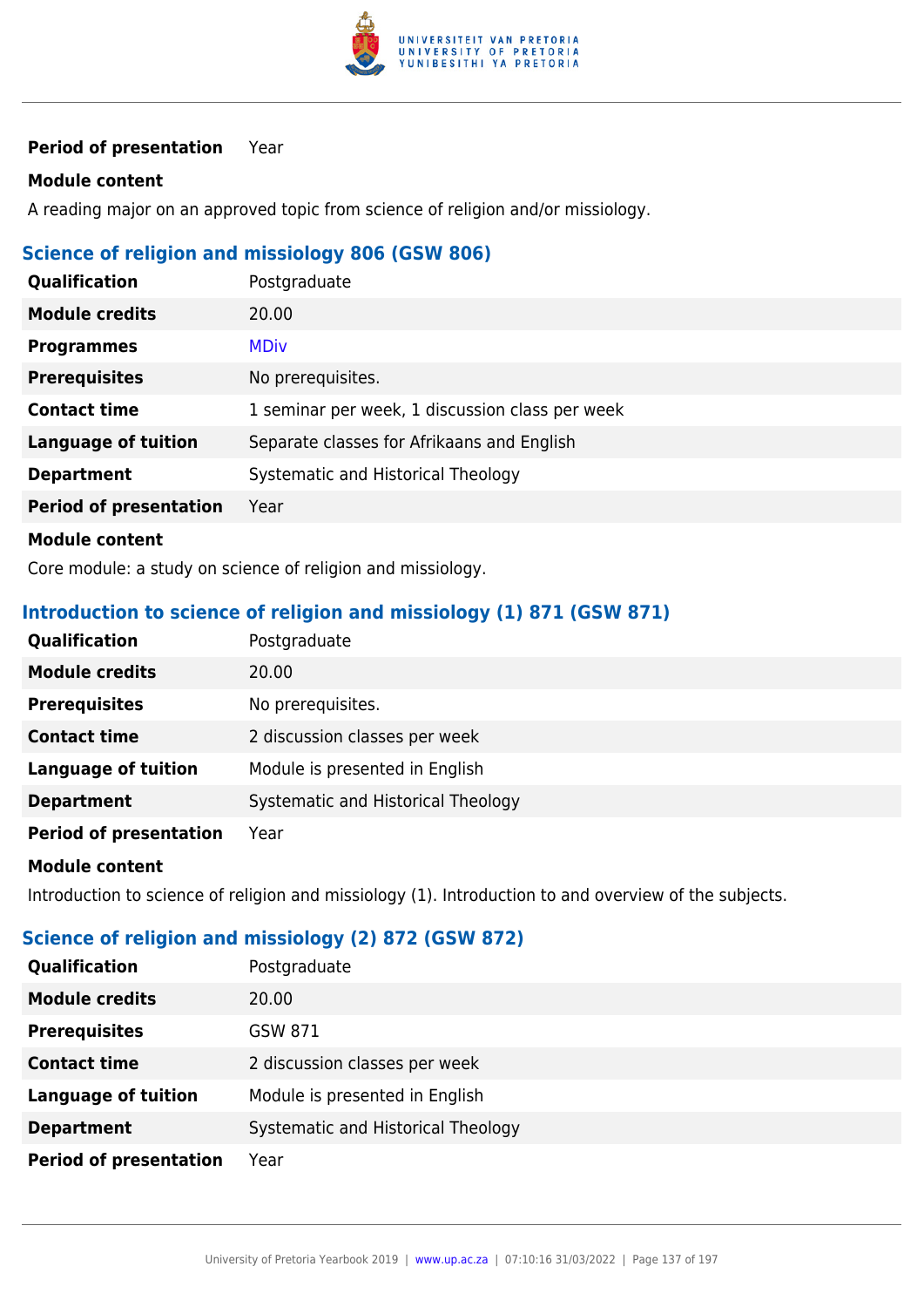| | |
|---|---|
| **Period of presentation** | Year |

**Module content**

A reading major on an approved topic from science of religion and/or missiology.

### Science of religion and missiology 806 (GSW 806)

| | |
|---|---|
| **Qualification** | Postgraduate |
| **Module credits** | 20.00 |
| **Programmes** | MDiv |
| **Prerequisites** | No prerequisites. |
| **Contact time** | 1 seminar per week, 1 discussion class per week |
| **Language of tuition** | Separate classes for Afrikaans and English |
| **Department** | Systematic and Historical Theology |
| **Period of presentation** | Year |

**Module content**

Core module: a study on science of religion and missiology.

### Introduction to science of religion and missiology (1) 871 (GSW 871)

| | |
|---|---|
| **Qualification** | Postgraduate |
| **Module credits** | 20.00 |
| **Prerequisites** | No prerequisites. |
| **Contact time** | 2 discussion classes per week |
| **Language of tuition** | Module is presented in English |
| **Department** | Systematic and Historical Theology |
| **Period of presentation** | Year |

**Module content**

Introduction to science of religion and missiology (1). Introduction to and overview of the subjects.

### Science of religion and missiology (2) 872 (GSW 872)

| | |
|---|---|
| **Qualification** | Postgraduate |
| **Module credits** | 20.00 |
| **Prerequisites** | GSW 871 |
| **Contact time** | 2 discussion classes per week |
| **Language of tuition** | Module is presented in English |
| **Department** | Systematic and Historical Theology |
| **Period of presentation** | Year |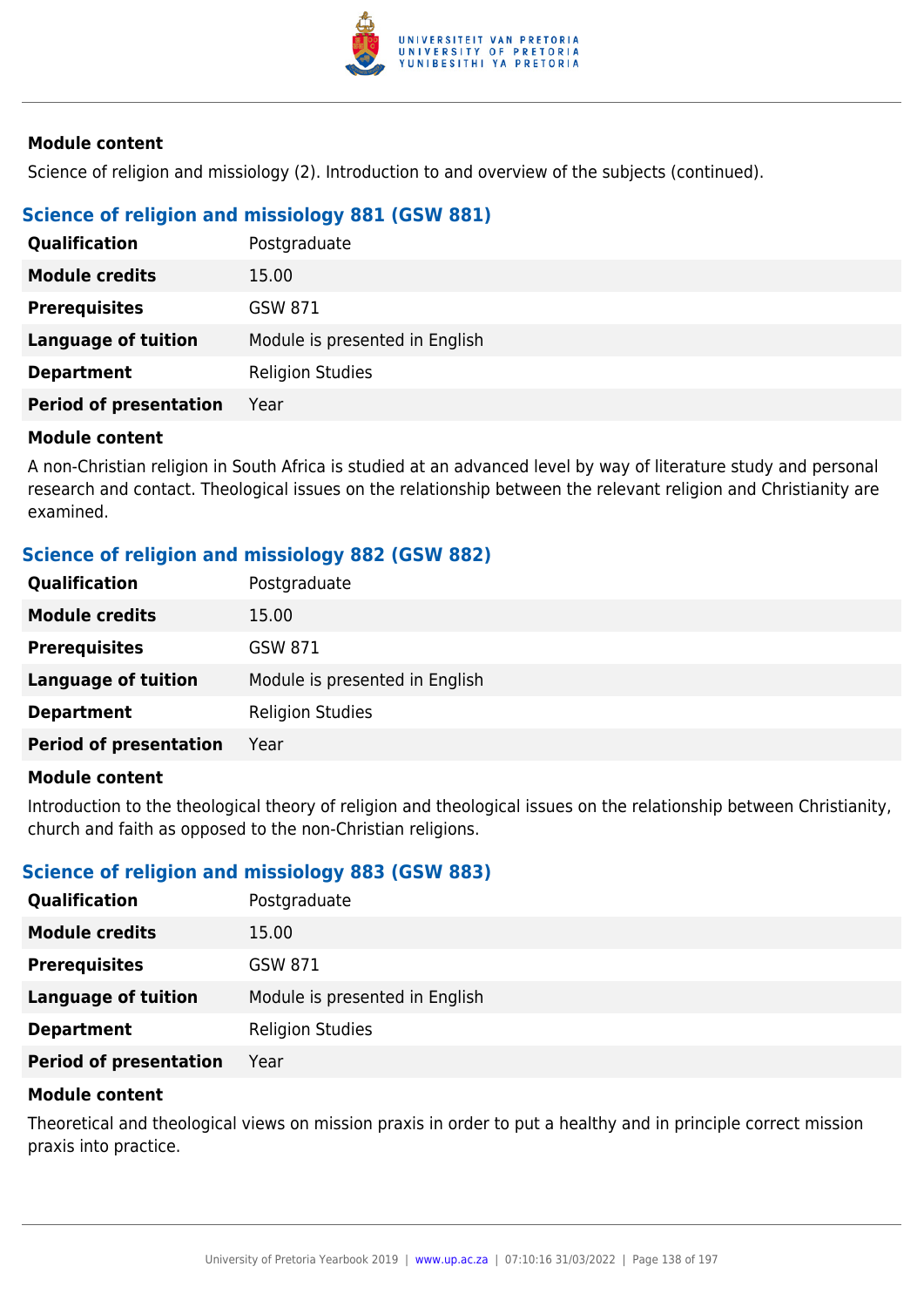#### Module content

Science of religion and missiology (2). Introduction to and overview of the subjects (continued).

### Science of religion and missiology 881 (GSW 881)

| | |
|---|---|
| **Qualification** | Postgraduate |
| **Module credits** | 15.00 |
| **Prerequisites** | GSW 871 |
| **Language of tuition** | Module is presented in English |
| **Department** | Religion Studies |
| **Period of presentation** | Year |

#### Module content

A non-Christian religion in South Africa is studied at an advanced level by way of literature study and personal research and contact. Theological issues on the relationship between the relevant religion and Christianity are examined.

### Science of religion and missiology 882 (GSW 882)

| | |
|---|---|
| **Qualification** | Postgraduate |
| **Module credits** | 15.00 |
| **Prerequisites** | GSW 871 |
| **Language of tuition** | Module is presented in English |
| **Department** | Religion Studies |
| **Period of presentation** | Year |

#### Module content

Introduction to the theological theory of religion and theological issues on the relationship between Christianity, church and faith as opposed to the non-Christian religions.

### Science of religion and missiology 883 (GSW 883)

| | |
|---|---|
| **Qualification** | Postgraduate |
| **Module credits** | 15.00 |
| **Prerequisites** | GSW 871 |
| **Language of tuition** | Module is presented in English |
| **Department** | Religion Studies |
| **Period of presentation** | Year |

#### Module content

Theoretical and theological views on mission praxis in order to put a healthy and in principle correct mission praxis into practice.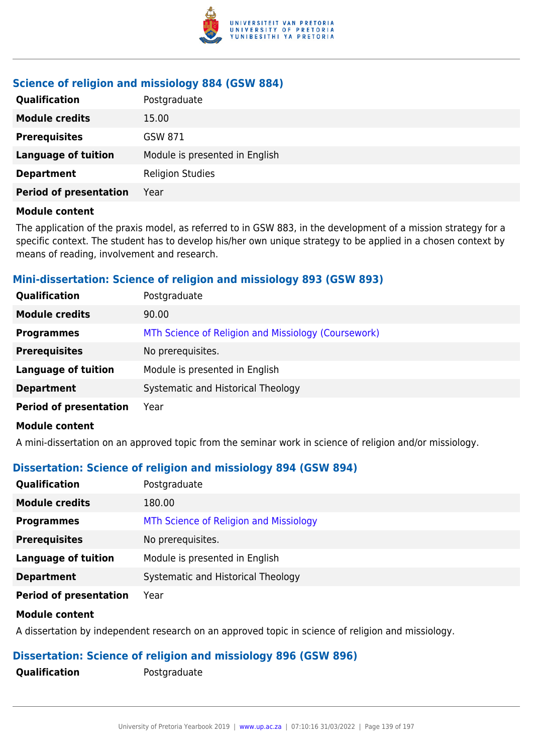### Science of religion and missiology 884 (GSW 884)

| | |
|---|---|
| **Qualification** | Postgraduate |
| **Module credits** | 15.00 |
| **Prerequisites** | GSW 871 |
| **Language of tuition** | Module is presented in English |
| **Department** | Religion Studies |
| **Period of presentation** | Year |

**Module content**

The application of the praxis model, as referred to in GSW 883, in the development of a mission strategy for a specific context. The student has to develop his/her own unique strategy to be applied in a chosen context by means of reading, involvement and research.

### Mini-dissertation: Science of religion and missiology 893 (GSW 893)

| | |
|---|---|
| **Qualification** | Postgraduate |
| **Module credits** | 90.00 |
| **Programmes** | MTh Science of Religion and Missiology (Coursework) |
| **Prerequisites** | No prerequisites. |
| **Language of tuition** | Module is presented in English |
| **Department** | Systematic and Historical Theology |
| **Period of presentation** | Year |

**Module content**

A mini-dissertation on an approved topic from the seminar work in science of religion and/or missiology.

### Dissertation: Science of religion and missiology 894 (GSW 894)

| | |
|---|---|
| **Qualification** | Postgraduate |
| **Module credits** | 180.00 |
| **Programmes** | MTh Science of Religion and Missiology |
| **Prerequisites** | No prerequisites. |
| **Language of tuition** | Module is presented in English |
| **Department** | Systematic and Historical Theology |
| **Period of presentation** | Year |

**Module content**

A dissertation by independent research on an approved topic in science of religion and missiology.

### Dissertation: Science of religion and missiology 896 (GSW 896)

| | |
|---|---|
| **Qualification** | Postgraduate |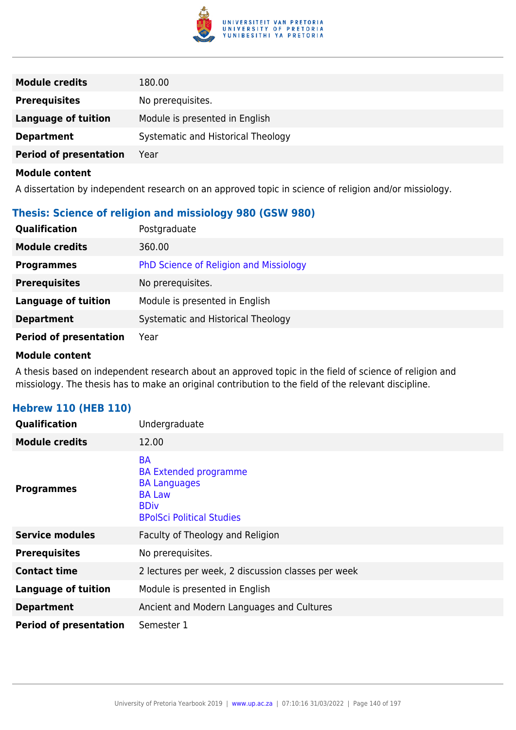| | |
|---|---|
| **Module credits** | 180.00 |
| **Prerequisites** | No prerequisites. |
| **Language of tuition** | Module is presented in English |
| **Department** | Systematic and Historical Theology |
| **Period of presentation** | Year |

**Module content**

A dissertation by independent research on an approved topic in science of religion and/or missiology.

### Thesis: Science of religion and missiology 980 (GSW 980)

| | |
|---|---|
| **Qualification** | Postgraduate |
| **Module credits** | 360.00 |
| **Programmes** | PhD Science of Religion and Missiology |
| **Prerequisites** | No prerequisites. |
| **Language of tuition** | Module is presented in English |
| **Department** | Systematic and Historical Theology |
| **Period of presentation** | Year |

**Module content**

A thesis based on independent research about an approved topic in the field of science of religion and missiology. The thesis has to make an original contribution to the field of the relevant discipline.

### Hebrew 110 (HEB 110)

| | |
|---|---|
| **Qualification** | Undergraduate |
| **Module credits** | 12.00 |
| **Programmes** | BA<br>BA Extended programme<br>BA Languages<br>BA Law<br>BDiv<br>BPolSci Political Studies |
| **Service modules** | Faculty of Theology and Religion |
| **Prerequisites** | No prerequisites. |
| **Contact time** | 2 lectures per week, 2 discussion classes per week |
| **Language of tuition** | Module is presented in English |
| **Department** | Ancient and Modern Languages and Cultures |
| **Period of presentation** | Semester 1 |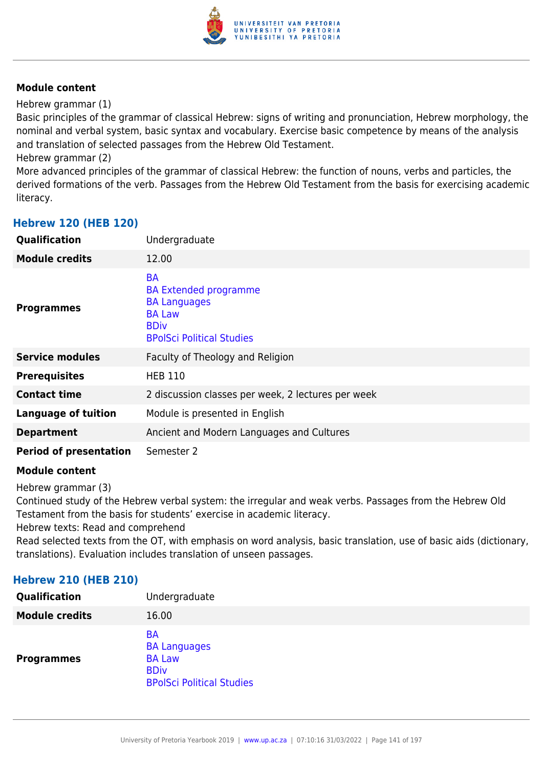**Module content**

Hebrew grammar (1)

Basic principles of the grammar of classical Hebrew: signs of writing and pronunciation, Hebrew morphology, the nominal and verbal system, basic syntax and vocabulary. Exercise basic competence by means of the analysis and translation of selected passages from the Hebrew Old Testament.

Hebrew grammar (2)

More advanced principles of the grammar of classical Hebrew: the function of nouns, verbs and particles, the derived formations of the verb. Passages from the Hebrew Old Testament from the basis for exercising academic literacy.

### Hebrew 120 (HEB 120)

| | |
|---|---|
| **Qualification** | Undergraduate |
| **Module credits** | 12.00 |
| **Programmes** | BA<br>BA Extended programme<br>BA Languages<br>BA Law<br>BDiv<br>BPolSci Political Studies |
| **Service modules** | Faculty of Theology and Religion |
| **Prerequisites** | HEB 110 |
| **Contact time** | 2 discussion classes per week, 2 lectures per week |
| **Language of tuition** | Module is presented in English |
| **Department** | Ancient and Modern Languages and Cultures |
| **Period of presentation** | Semester 2 |

**Module content**

Hebrew grammar (3)

Continued study of the Hebrew verbal system: the irregular and weak verbs. Passages from the Hebrew Old Testament from the basis for students' exercise in academic literacy.

Hebrew texts: Read and comprehend

Read selected texts from the OT, with emphasis on word analysis, basic translation, use of basic aids (dictionary, translations). Evaluation includes translation of unseen passages.

### Hebrew 210 (HEB 210)

| | |
|---|---|
| **Qualification** | Undergraduate |
| **Module credits** | 16.00 |
| **Programmes** | BA<br>BA Languages<br>BA Law<br>BDiv<br>BPolSci Political Studies |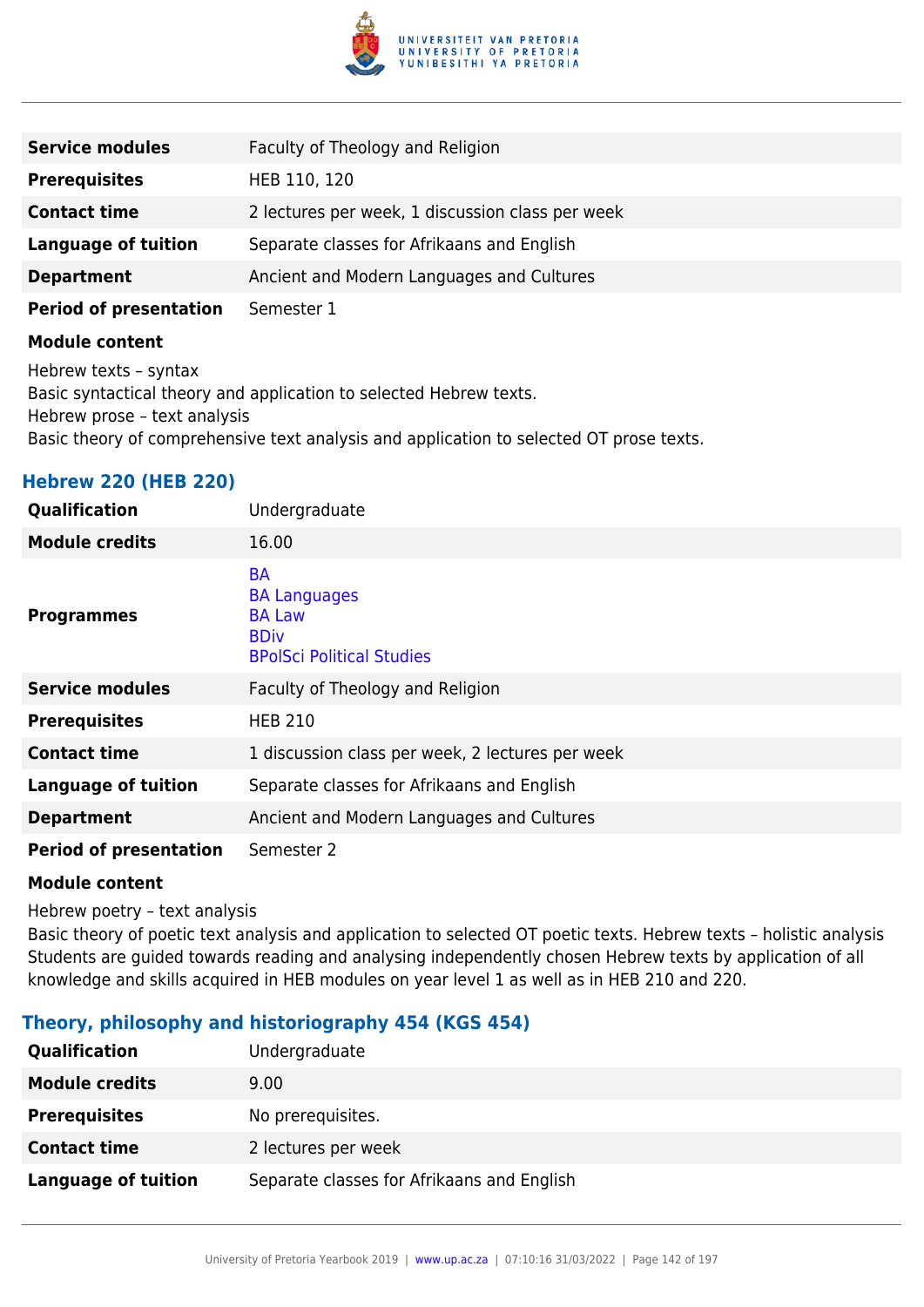| | |
|---|---|
| **Service modules** | Faculty of Theology and Religion |
| **Prerequisites** | HEB 110, 120 |
| **Contact time** | 2 lectures per week, 1 discussion class per week |
| **Language of tuition** | Separate classes for Afrikaans and English |
| **Department** | Ancient and Modern Languages and Cultures |
| **Period of presentation** | Semester 1 |

**Module content**

Hebrew texts – syntax
Basic syntactical theory and application to selected Hebrew texts.
Hebrew prose – text analysis
Basic theory of comprehensive text analysis and application to selected OT prose texts.

### Hebrew 220 (HEB 220)

| | |
|---|---|
| **Qualification** | Undergraduate |
| **Module credits** | 16.00 |
| **Programmes** | BA<br>BA Languages<br>BA Law<br>BDiv<br>BPolSci Political Studies |
| **Service modules** | Faculty of Theology and Religion |
| **Prerequisites** | HEB 210 |
| **Contact time** | 1 discussion class per week, 2 lectures per week |
| **Language of tuition** | Separate classes for Afrikaans and English |
| **Department** | Ancient and Modern Languages and Cultures |
| **Period of presentation** | Semester 2 |

**Module content**

Hebrew poetry – text analysis
Basic theory of poetic text analysis and application to selected OT poetic texts. Hebrew texts – holistic analysis Students are guided towards reading and analysing independently chosen Hebrew texts by application of all knowledge and skills acquired in HEB modules on year level 1 as well as in HEB 210 and 220.

### Theory, philosophy and historiography 454 (KGS 454)

| | |
|---|---|
| **Qualification** | Undergraduate |
| **Module credits** | 9.00 |
| **Prerequisites** | No prerequisites. |
| **Contact time** | 2 lectures per week |
| **Language of tuition** | Separate classes for Afrikaans and English |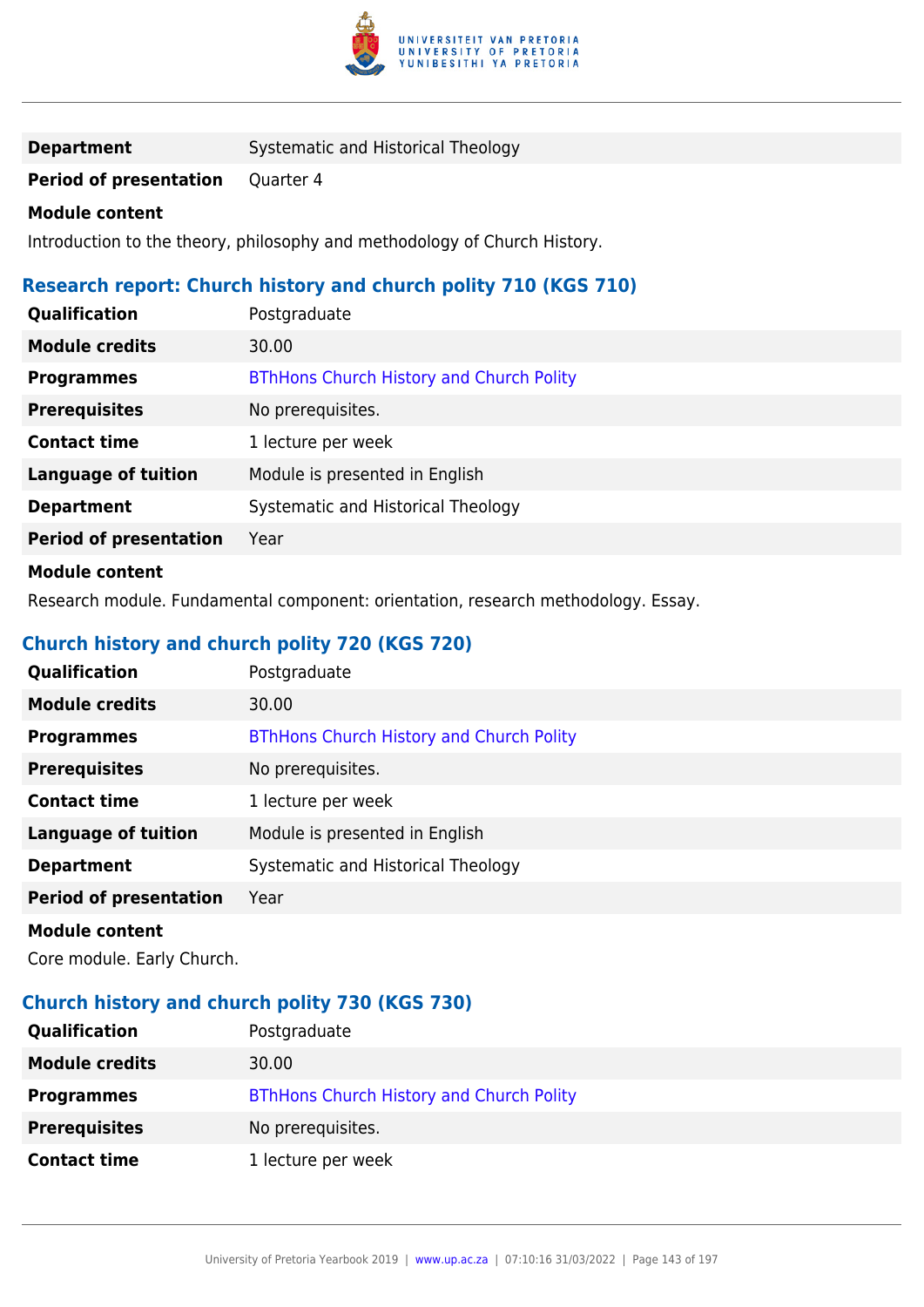| | |
|---|---|
| **Department** | Systematic and Historical Theology |
| **Period of presentation** | Quarter 4 |

**Module content**

Introduction to the theory, philosophy and methodology of Church History.

### Research report: Church history and church polity 710 (KGS 710)

| | |
|---|---|
| **Qualification** | Postgraduate |
| **Module credits** | 30.00 |
| **Programmes** | BThHons Church History and Church Polity |
| **Prerequisites** | No prerequisites. |
| **Contact time** | 1 lecture per week |
| **Language of tuition** | Module is presented in English |
| **Department** | Systematic and Historical Theology |
| **Period of presentation** | Year |

**Module content**

Research module. Fundamental component: orientation, research methodology. Essay.

### Church history and church polity 720 (KGS 720)

| | |
|---|---|
| **Qualification** | Postgraduate |
| **Module credits** | 30.00 |
| **Programmes** | BThHons Church History and Church Polity |
| **Prerequisites** | No prerequisites. |
| **Contact time** | 1 lecture per week |
| **Language of tuition** | Module is presented in English |
| **Department** | Systematic and Historical Theology |
| **Period of presentation** | Year |

**Module content**

Core module. Early Church.

### Church history and church polity 730 (KGS 730)

| | |
|---|---|
| **Qualification** | Postgraduate |
| **Module credits** | 30.00 |
| **Programmes** | BThHons Church History and Church Polity |
| **Prerequisites** | No prerequisites. |
| **Contact time** | 1 lecture per week |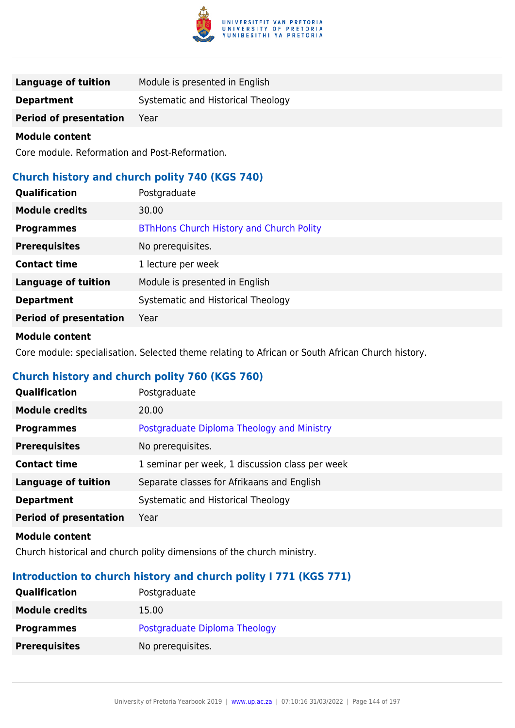| | |
|---|---|
| **Language of tuition** | Module is presented in English |
| **Department** | Systematic and Historical Theology |
| **Period of presentation** | Year |

**Module content**

Core module. Reformation and Post-Reformation.

### Church history and church polity 740 (KGS 740)

| | |
|---|---|
| **Qualification** | Postgraduate |
| **Module credits** | 30.00 |
| **Programmes** | BThHons Church History and Church Polity |
| **Prerequisites** | No prerequisites. |
| **Contact time** | 1 lecture per week |
| **Language of tuition** | Module is presented in English |
| **Department** | Systematic and Historical Theology |
| **Period of presentation** | Year |

**Module content**

Core module: specialisation. Selected theme relating to African or South African Church history.

### Church history and church polity 760 (KGS 760)

| | |
|---|---|
| **Qualification** | Postgraduate |
| **Module credits** | 20.00 |
| **Programmes** | Postgraduate Diploma Theology and Ministry |
| **Prerequisites** | No prerequisites. |
| **Contact time** | 1 seminar per week, 1 discussion class per week |
| **Language of tuition** | Separate classes for Afrikaans and English |
| **Department** | Systematic and Historical Theology |
| **Period of presentation** | Year |

**Module content**

Church historical and church polity dimensions of the church ministry.

### Introduction to church history and church polity I 771 (KGS 771)

| | |
|---|---|
| **Qualification** | Postgraduate |
| **Module credits** | 15.00 |
| **Programmes** | Postgraduate Diploma Theology |
| **Prerequisites** | No prerequisites. |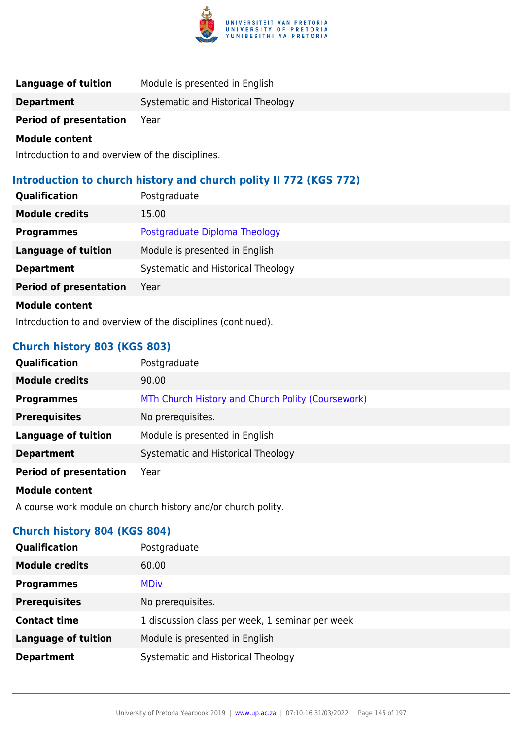| | |
|---|---|
| **Language of tuition** | Module is presented in English |
| **Department** | Systematic and Historical Theology |
| **Period of presentation** | Year |

**Module content**

Introduction to and overview of the disciplines.

### Introduction to church history and church polity II 772 (KGS 772)

| | |
|---|---|
| **Qualification** | Postgraduate |
| **Module credits** | 15.00 |
| **Programmes** | Postgraduate Diploma Theology |
| **Language of tuition** | Module is presented in English |
| **Department** | Systematic and Historical Theology |
| **Period of presentation** | Year |

**Module content**

Introduction to and overview of the disciplines (continued).

### Church history 803 (KGS 803)

| | |
|---|---|
| **Qualification** | Postgraduate |
| **Module credits** | 90.00 |
| **Programmes** | MTh Church History and Church Polity (Coursework) |
| **Prerequisites** | No prerequisites. |
| **Language of tuition** | Module is presented in English |
| **Department** | Systematic and Historical Theology |
| **Period of presentation** | Year |

**Module content**

A course work module on church history and/or church polity.

### Church history 804 (KGS 804)

| | |
|---|---|
| **Qualification** | Postgraduate |
| **Module credits** | 60.00 |
| **Programmes** | MDiv |
| **Prerequisites** | No prerequisites. |
| **Contact time** | 1 discussion class per week, 1 seminar per week |
| **Language of tuition** | Module is presented in English |
| **Department** | Systematic and Historical Theology |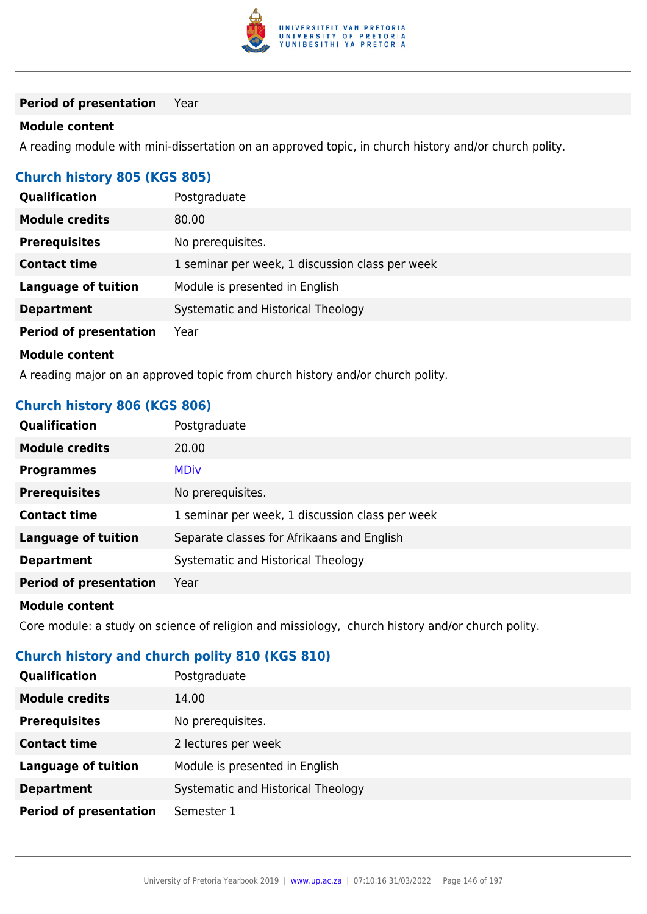| | |
|---|---|
| **Period of presentation** | Year |

**Module content**

A reading module with mini-dissertation on an approved topic, in church history and/or church polity.

### Church history 805 (KGS 805)

| | |
|---|---|
| **Qualification** | Postgraduate |
| **Module credits** | 80.00 |
| **Prerequisites** | No prerequisites. |
| **Contact time** | 1 seminar per week, 1 discussion class per week |
| **Language of tuition** | Module is presented in English |
| **Department** | Systematic and Historical Theology |
| **Period of presentation** | Year |

**Module content**

A reading major on an approved topic from church history and/or church polity.

### Church history 806 (KGS 806)

| | |
|---|---|
| **Qualification** | Postgraduate |
| **Module credits** | 20.00 |
| **Programmes** | MDiv |
| **Prerequisites** | No prerequisites. |
| **Contact time** | 1 seminar per week, 1 discussion class per week |
| **Language of tuition** | Separate classes for Afrikaans and English |
| **Department** | Systematic and Historical Theology |
| **Period of presentation** | Year |

**Module content**

Core module: a study on science of religion and missiology, church history and/or church polity.

### Church history and church polity 810 (KGS 810)

| | |
|---|---|
| **Qualification** | Postgraduate |
| **Module credits** | 14.00 |
| **Prerequisites** | No prerequisites. |
| **Contact time** | 2 lectures per week |
| **Language of tuition** | Module is presented in English |
| **Department** | Systematic and Historical Theology |
| **Period of presentation** | Semester 1 |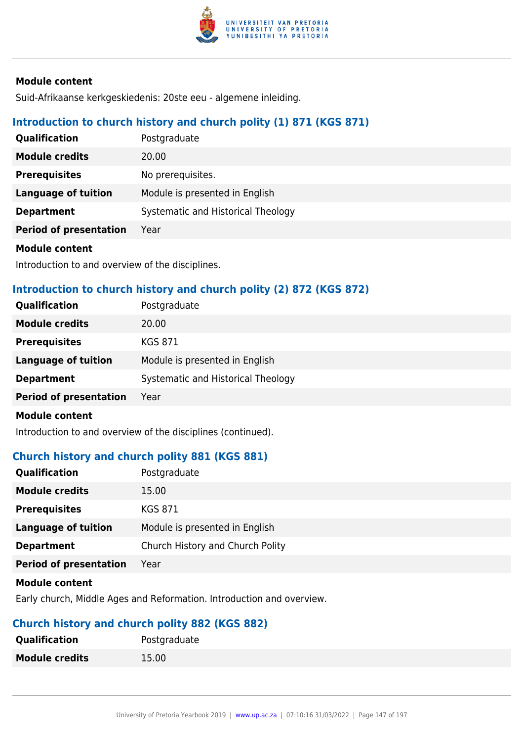**Module content**

Suid-Afrikaanse kerkgeskiedenis: 20ste eeu - algemene inleiding.

### Introduction to church history and church polity (1) 871 (KGS 871)

| | |
|---|---|
| **Qualification** | Postgraduate |
| **Module credits** | 20.00 |
| **Prerequisites** | No prerequisites. |
| **Language of tuition** | Module is presented in English |
| **Department** | Systematic and Historical Theology |
| **Period of presentation** | Year |

**Module content**

Introduction to and overview of the disciplines.

### Introduction to church history and church polity (2) 872 (KGS 872)

| | |
|---|---|
| **Qualification** | Postgraduate |
| **Module credits** | 20.00 |
| **Prerequisites** | KGS 871 |
| **Language of tuition** | Module is presented in English |
| **Department** | Systematic and Historical Theology |
| **Period of presentation** | Year |

**Module content**

Introduction to and overview of the disciplines (continued).

### Church history and church polity 881 (KGS 881)

| | |
|---|---|
| **Qualification** | Postgraduate |
| **Module credits** | 15.00 |
| **Prerequisites** | KGS 871 |
| **Language of tuition** | Module is presented in English |
| **Department** | Church History and Church Polity |
| **Period of presentation** | Year |

**Module content**

Early church, Middle Ages and Reformation. Introduction and overview.

### Church history and church polity 882 (KGS 882)

| | |
|---|---|
| **Qualification** | Postgraduate |
| **Module credits** | 15.00 |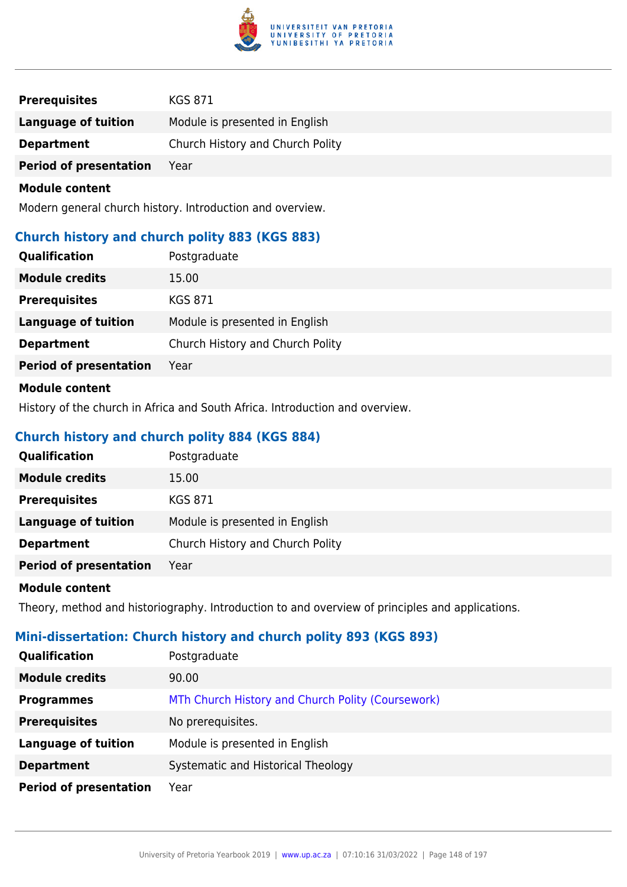| | |
|---|---|
| **Prerequisites** | KGS 871 |
| **Language of tuition** | Module is presented in English |
| **Department** | Church History and Church Polity |
| **Period of presentation** | Year |

**Module content**

Modern general church history. Introduction and overview.

### Church history and church polity 883 (KGS 883)

| | |
|---|---|
| **Qualification** | Postgraduate |
| **Module credits** | 15.00 |
| **Prerequisites** | KGS 871 |
| **Language of tuition** | Module is presented in English |
| **Department** | Church History and Church Polity |
| **Period of presentation** | Year |

**Module content**

History of the church in Africa and South Africa. Introduction and overview.

### Church history and church polity 884 (KGS 884)

| | |
|---|---|
| **Qualification** | Postgraduate |
| **Module credits** | 15.00 |
| **Prerequisites** | KGS 871 |
| **Language of tuition** | Module is presented in English |
| **Department** | Church History and Church Polity |
| **Period of presentation** | Year |

**Module content**

Theory, method and historiography. Introduction to and overview of principles and applications.

### Mini-dissertation: Church history and church polity 893 (KGS 893)

| | |
|---|---|
| **Qualification** | Postgraduate |
| **Module credits** | 90.00 |
| **Programmes** | MTh Church History and Church Polity (Coursework) |
| **Prerequisites** | No prerequisites. |
| **Language of tuition** | Module is presented in English |
| **Department** | Systematic and Historical Theology |
| **Period of presentation** | Year |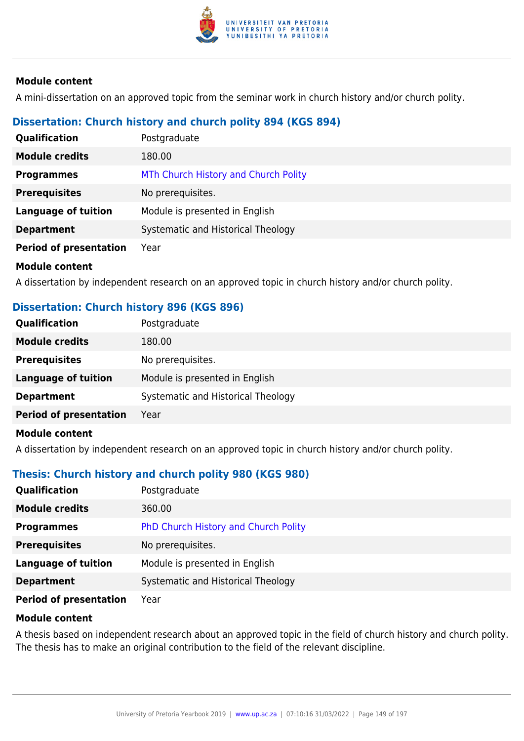**Module content**

A mini-dissertation on an approved topic from the seminar work in church history and/or church polity.

### Dissertation: Church history and church polity 894 (KGS 894)

| | |
|---|---|
| **Qualification** | Postgraduate |
| **Module credits** | 180.00 |
| **Programmes** | MTh Church History and Church Polity |
| **Prerequisites** | No prerequisites. |
| **Language of tuition** | Module is presented in English |
| **Department** | Systematic and Historical Theology |
| **Period of presentation** | Year |

**Module content**

A dissertation by independent research on an approved topic in church history and/or church polity.

### Dissertation: Church history 896 (KGS 896)

| | |
|---|---|
| **Qualification** | Postgraduate |
| **Module credits** | 180.00 |
| **Prerequisites** | No prerequisites. |
| **Language of tuition** | Module is presented in English |
| **Department** | Systematic and Historical Theology |
| **Period of presentation** | Year |

**Module content**

A dissertation by independent research on an approved topic in church history and/or church polity.

### Thesis: Church history and church polity 980 (KGS 980)

| | |
|---|---|
| **Qualification** | Postgraduate |
| **Module credits** | 360.00 |
| **Programmes** | PhD Church History and Church Polity |
| **Prerequisites** | No prerequisites. |
| **Language of tuition** | Module is presented in English |
| **Department** | Systematic and Historical Theology |
| **Period of presentation** | Year |

**Module content**

A thesis based on independent research about an approved topic in the field of church history and church polity. The thesis has to make an original contribution to the field of the relevant discipline.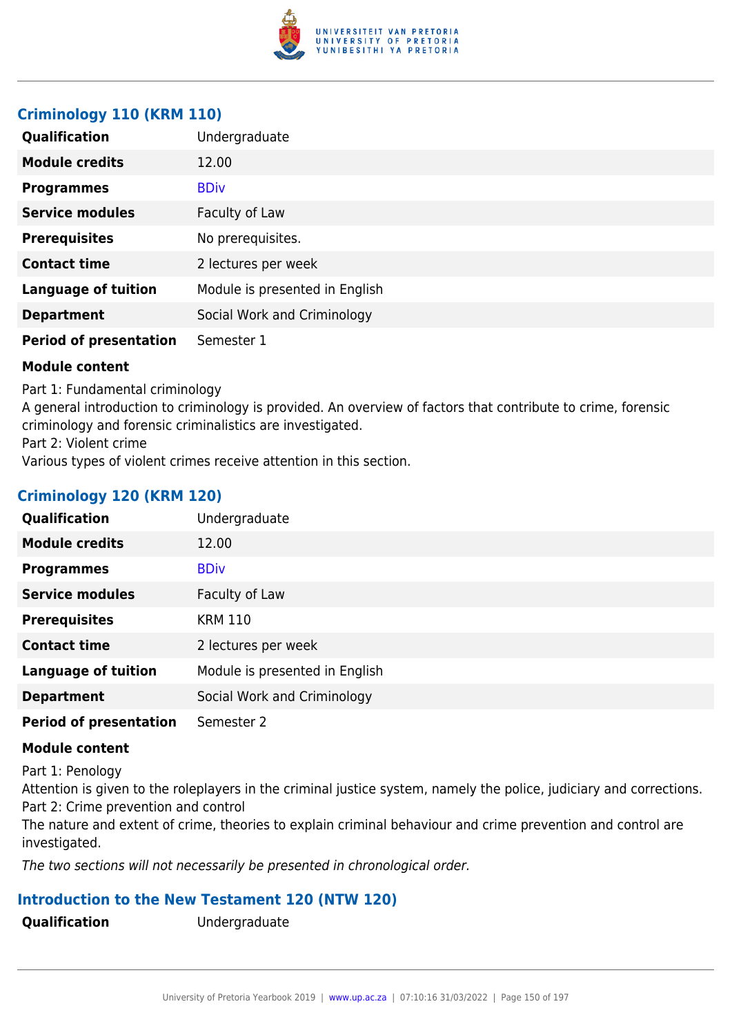### Criminology 110 (KRM 110)

| | |
|---|---|
| **Qualification** | Undergraduate |
| **Module credits** | 12.00 |
| **Programmes** | BDiv |
| **Service modules** | Faculty of Law |
| **Prerequisites** | No prerequisites. |
| **Contact time** | 2 lectures per week |
| **Language of tuition** | Module is presented in English |
| **Department** | Social Work and Criminology |
| **Period of presentation** | Semester 1 |

**Module content**

Part 1: Fundamental criminology
A general introduction to criminology is provided. An overview of factors that contribute to crime, forensic criminology and forensic criminalistics are investigated.
Part 2: Violent crime
Various types of violent crimes receive attention in this section.

### Criminology 120 (KRM 120)

| | |
|---|---|
| **Qualification** | Undergraduate |
| **Module credits** | 12.00 |
| **Programmes** | BDiv |
| **Service modules** | Faculty of Law |
| **Prerequisites** | KRM 110 |
| **Contact time** | 2 lectures per week |
| **Language of tuition** | Module is presented in English |
| **Department** | Social Work and Criminology |
| **Period of presentation** | Semester 2 |

**Module content**

Part 1: Penology
Attention is given to the roleplayers in the criminal justice system, namely the police, judiciary and corrections.
Part 2: Crime prevention and control
The nature and extent of crime, theories to explain criminal behaviour and crime prevention and control are investigated.

*The two sections will not necessarily be presented in chronological order.*

### Introduction to the New Testament 120 (NTW 120)

| | |
|---|---|
| **Qualification** | Undergraduate |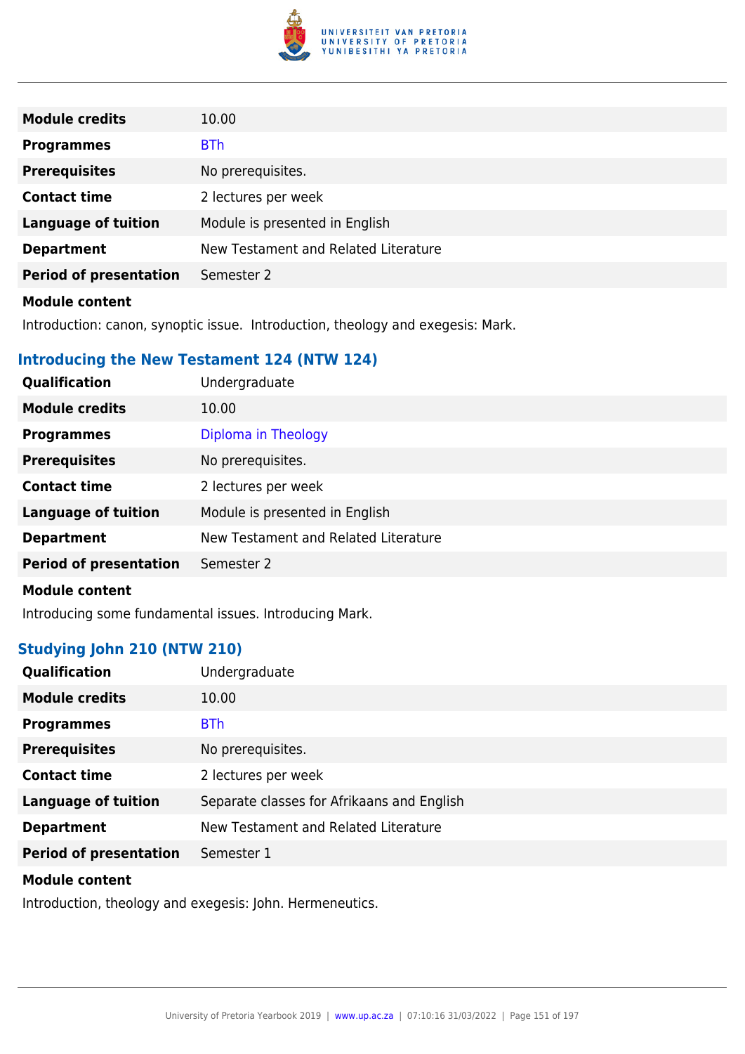| | |
|---|---|
| **Module credits** | 10.00 |
| **Programmes** | BTh |
| **Prerequisites** | No prerequisites. |
| **Contact time** | 2 lectures per week |
| **Language of tuition** | Module is presented in English |
| **Department** | New Testament and Related Literature |
| **Period of presentation** | Semester 2 |

**Module content**

Introduction: canon, synoptic issue. Introduction, theology and exegesis: Mark.

### Introducing the New Testament 124 (NTW 124)

| | |
|---|---|
| **Qualification** | Undergraduate |
| **Module credits** | 10.00 |
| **Programmes** | Diploma in Theology |
| **Prerequisites** | No prerequisites. |
| **Contact time** | 2 lectures per week |
| **Language of tuition** | Module is presented in English |
| **Department** | New Testament and Related Literature |
| **Period of presentation** | Semester 2 |

**Module content**

Introducing some fundamental issues. Introducing Mark.

### Studying John 210 (NTW 210)

| | |
|---|---|
| **Qualification** | Undergraduate |
| **Module credits** | 10.00 |
| **Programmes** | BTh |
| **Prerequisites** | No prerequisites. |
| **Contact time** | 2 lectures per week |
| **Language of tuition** | Separate classes for Afrikaans and English |
| **Department** | New Testament and Related Literature |
| **Period of presentation** | Semester 1 |

**Module content**

Introduction, theology and exegesis: John. Hermeneutics.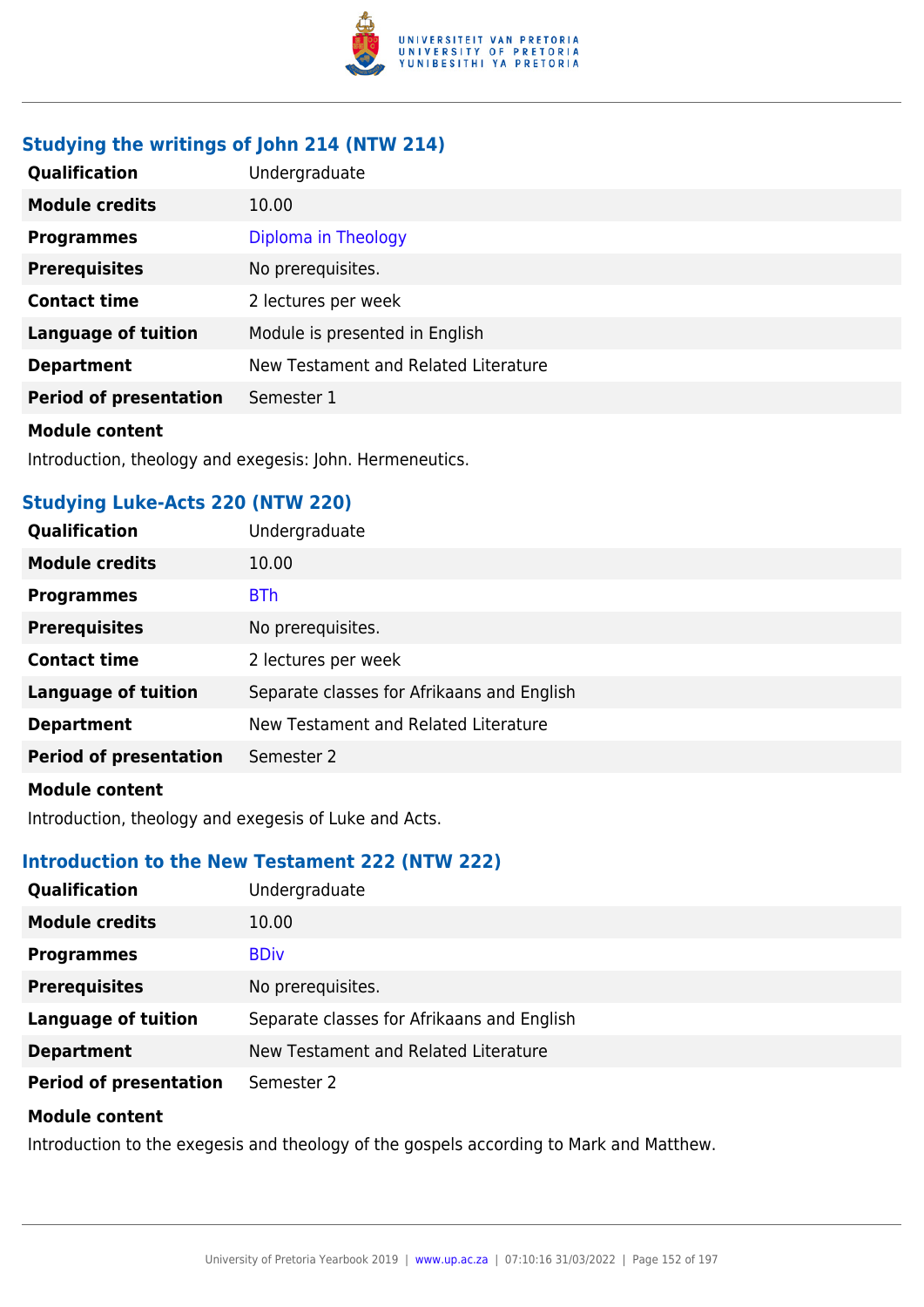### Studying the writings of John 214 (NTW 214)

| | |
|---|---|
| **Qualification** | Undergraduate |
| **Module credits** | 10.00 |
| **Programmes** | Diploma in Theology |
| **Prerequisites** | No prerequisites. |
| **Contact time** | 2 lectures per week |
| **Language of tuition** | Module is presented in English |
| **Department** | New Testament and Related Literature |
| **Period of presentation** | Semester 1 |

**Module content**

Introduction, theology and exegesis: John. Hermeneutics.

### Studying Luke-Acts 220 (NTW 220)

| | |
|---|---|
| **Qualification** | Undergraduate |
| **Module credits** | 10.00 |
| **Programmes** | BTh |
| **Prerequisites** | No prerequisites. |
| **Contact time** | 2 lectures per week |
| **Language of tuition** | Separate classes for Afrikaans and English |
| **Department** | New Testament and Related Literature |
| **Period of presentation** | Semester 2 |

**Module content**

Introduction, theology and exegesis of Luke and Acts.

### Introduction to the New Testament 222 (NTW 222)

| | |
|---|---|
| **Qualification** | Undergraduate |
| **Module credits** | 10.00 |
| **Programmes** | BDiv |
| **Prerequisites** | No prerequisites. |
| **Language of tuition** | Separate classes for Afrikaans and English |
| **Department** | New Testament and Related Literature |
| **Period of presentation** | Semester 2 |

**Module content**

Introduction to the exegesis and theology of the gospels according to Mark and Matthew.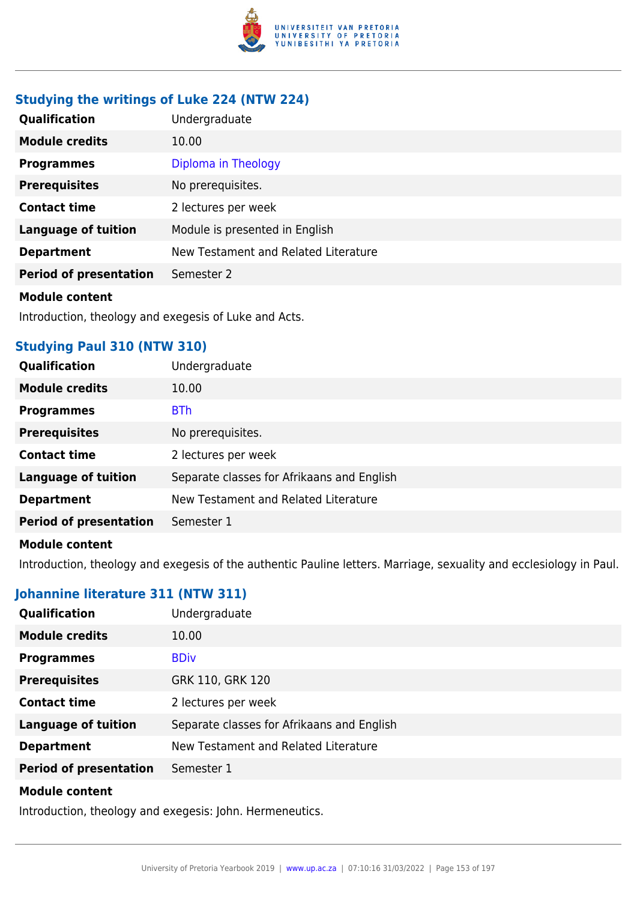### Studying the writings of Luke 224 (NTW 224)

| | |
|---|---|
| **Qualification** | Undergraduate |
| **Module credits** | 10.00 |
| **Programmes** | Diploma in Theology |
| **Prerequisites** | No prerequisites. |
| **Contact time** | 2 lectures per week |
| **Language of tuition** | Module is presented in English |
| **Department** | New Testament and Related Literature |
| **Period of presentation** | Semester 2 |

**Module content**

Introduction, theology and exegesis of Luke and Acts.

### Studying Paul 310 (NTW 310)

| | |
|---|---|
| **Qualification** | Undergraduate |
| **Module credits** | 10.00 |
| **Programmes** | BTh |
| **Prerequisites** | No prerequisites. |
| **Contact time** | 2 lectures per week |
| **Language of tuition** | Separate classes for Afrikaans and English |
| **Department** | New Testament and Related Literature |
| **Period of presentation** | Semester 1 |

**Module content**

Introduction, theology and exegesis of the authentic Pauline letters. Marriage, sexuality and ecclesiology in Paul.

### Johannine literature 311 (NTW 311)

| | |
|---|---|
| **Qualification** | Undergraduate |
| **Module credits** | 10.00 |
| **Programmes** | BDiv |
| **Prerequisites** | GRK 110, GRK 120 |
| **Contact time** | 2 lectures per week |
| **Language of tuition** | Separate classes for Afrikaans and English |
| **Department** | New Testament and Related Literature |
| **Period of presentation** | Semester 1 |

**Module content**

Introduction, theology and exegesis: John. Hermeneutics.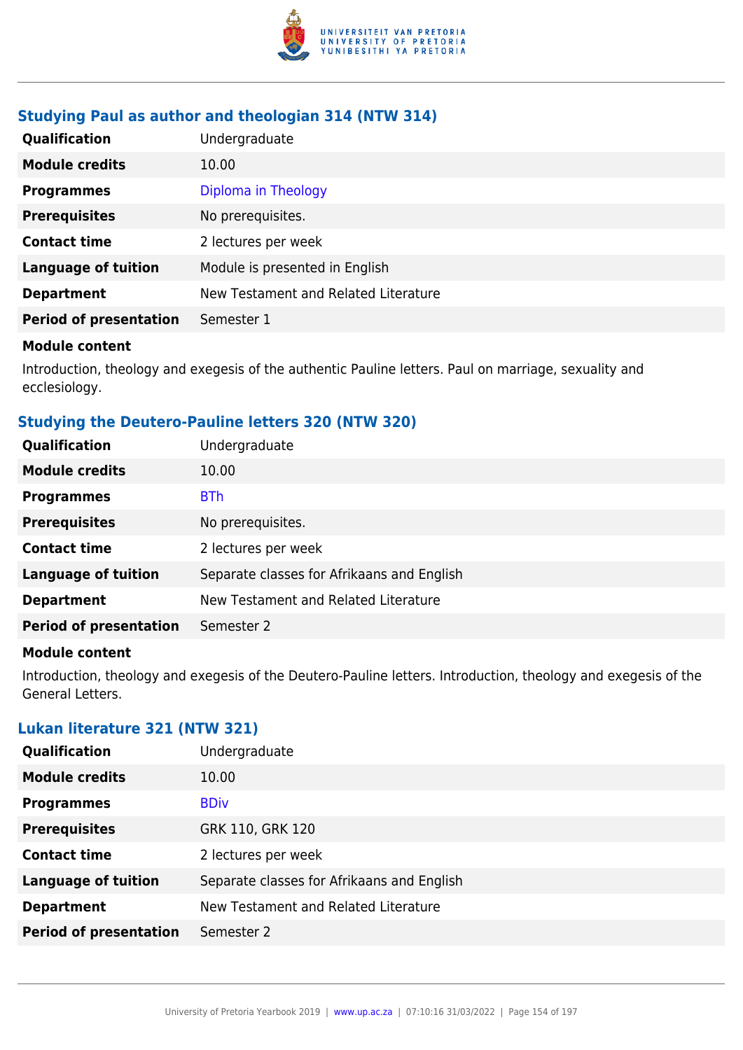### Studying Paul as author and theologian 314 (NTW 314)

| | |
|---|---|
| **Qualification** | Undergraduate |
| **Module credits** | 10.00 |
| **Programmes** | Diploma in Theology |
| **Prerequisites** | No prerequisites. |
| **Contact time** | 2 lectures per week |
| **Language of tuition** | Module is presented in English |
| **Department** | New Testament and Related Literature |
| **Period of presentation** | Semester 1 |

**Module content**

Introduction, theology and exegesis of the authentic Pauline letters. Paul on marriage, sexuality and ecclesiology.

### Studying the Deutero-Pauline letters 320 (NTW 320)

| | |
|---|---|
| **Qualification** | Undergraduate |
| **Module credits** | 10.00 |
| **Programmes** | BTh |
| **Prerequisites** | No prerequisites. |
| **Contact time** | 2 lectures per week |
| **Language of tuition** | Separate classes for Afrikaans and English |
| **Department** | New Testament and Related Literature |
| **Period of presentation** | Semester 2 |

**Module content**

Introduction, theology and exegesis of the Deutero-Pauline letters. Introduction, theology and exegesis of the General Letters.

### Lukan literature 321 (NTW 321)

| | |
|---|---|
| **Qualification** | Undergraduate |
| **Module credits** | 10.00 |
| **Programmes** | BDiv |
| **Prerequisites** | GRK 110, GRK 120 |
| **Contact time** | 2 lectures per week |
| **Language of tuition** | Separate classes for Afrikaans and English |
| **Department** | New Testament and Related Literature |
| **Period of presentation** | Semester 2 |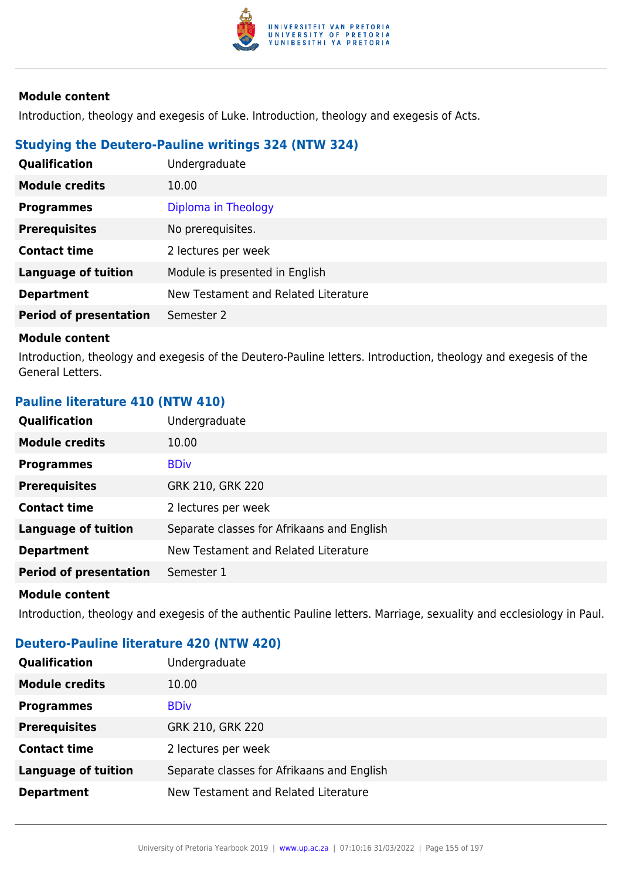**Module content**

Introduction, theology and exegesis of Luke. Introduction, theology and exegesis of Acts.

### Studying the Deutero-Pauline writings 324 (NTW 324)

| | |
|---|---|
| **Qualification** | Undergraduate |
| **Module credits** | 10.00 |
| **Programmes** | Diploma in Theology |
| **Prerequisites** | No prerequisites. |
| **Contact time** | 2 lectures per week |
| **Language of tuition** | Module is presented in English |
| **Department** | New Testament and Related Literature |
| **Period of presentation** | Semester 2 |

**Module content**

Introduction, theology and exegesis of the Deutero-Pauline letters. Introduction, theology and exegesis of the General Letters.

### Pauline literature 410 (NTW 410)

| | |
|---|---|
| **Qualification** | Undergraduate |
| **Module credits** | 10.00 |
| **Programmes** | BDiv |
| **Prerequisites** | GRK 210, GRK 220 |
| **Contact time** | 2 lectures per week |
| **Language of tuition** | Separate classes for Afrikaans and English |
| **Department** | New Testament and Related Literature |
| **Period of presentation** | Semester 1 |

**Module content**

Introduction, theology and exegesis of the authentic Pauline letters. Marriage, sexuality and ecclesiology in Paul.

### Deutero-Pauline literature 420 (NTW 420)

| | |
|---|---|
| **Qualification** | Undergraduate |
| **Module credits** | 10.00 |
| **Programmes** | BDiv |
| **Prerequisites** | GRK 210, GRK 220 |
| **Contact time** | 2 lectures per week |
| **Language of tuition** | Separate classes for Afrikaans and English |
| **Department** | New Testament and Related Literature |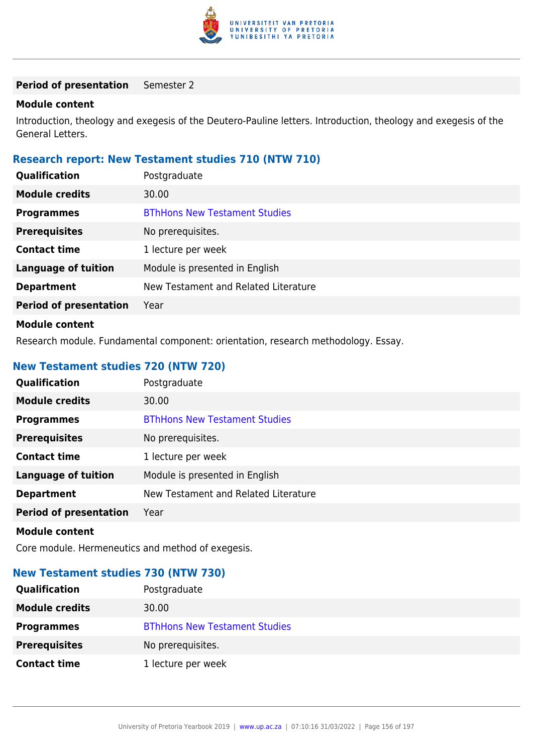| | |
|---|---|
| **Period of presentation** | Semester 2 |

**Module content**

Introduction, theology and exegesis of the Deutero-Pauline letters. Introduction, theology and exegesis of the General Letters.

### Research report: New Testament studies 710 (NTW 710)

| | |
|---|---|
| **Qualification** | Postgraduate |
| **Module credits** | 30.00 |
| **Programmes** | BThHons New Testament Studies |
| **Prerequisites** | No prerequisites. |
| **Contact time** | 1 lecture per week |
| **Language of tuition** | Module is presented in English |
| **Department** | New Testament and Related Literature |
| **Period of presentation** | Year |

**Module content**

Research module. Fundamental component: orientation, research methodology. Essay.

### New Testament studies 720 (NTW 720)

| | |
|---|---|
| **Qualification** | Postgraduate |
| **Module credits** | 30.00 |
| **Programmes** | BThHons New Testament Studies |
| **Prerequisites** | No prerequisites. |
| **Contact time** | 1 lecture per week |
| **Language of tuition** | Module is presented in English |
| **Department** | New Testament and Related Literature |
| **Period of presentation** | Year |

**Module content**

Core module. Hermeneutics and method of exegesis.

### New Testament studies 730 (NTW 730)

| | |
|---|---|
| **Qualification** | Postgraduate |
| **Module credits** | 30.00 |
| **Programmes** | BThHons New Testament Studies |
| **Prerequisites** | No prerequisites. |
| **Contact time** | 1 lecture per week |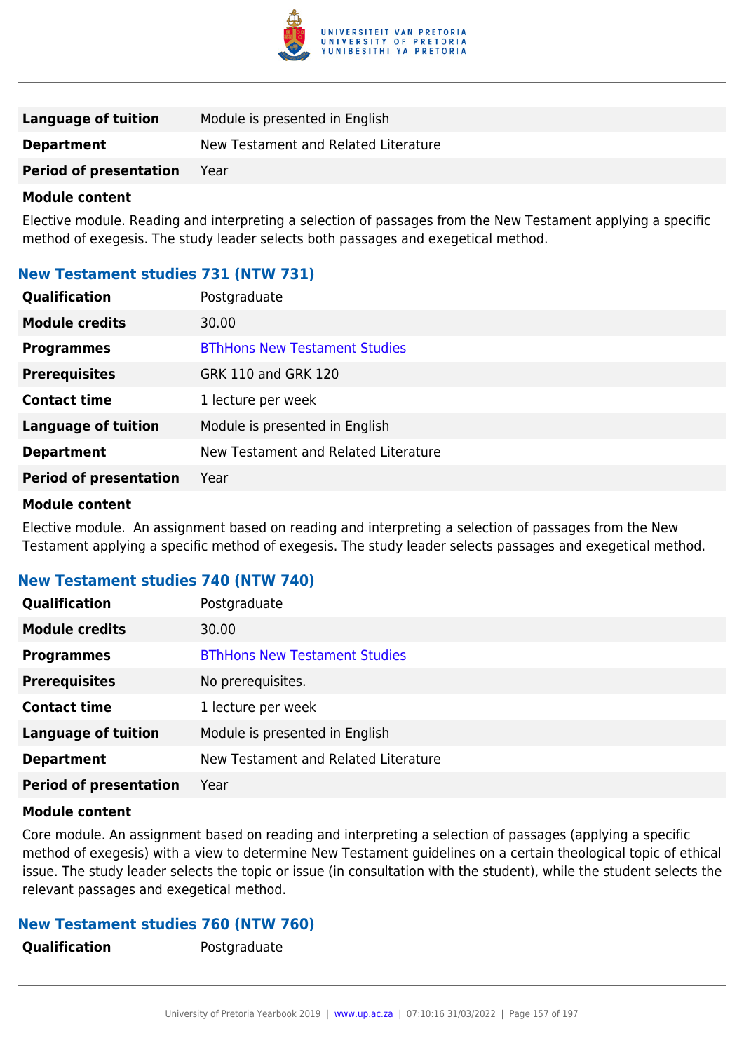| | |
|---|---|
| **Language of tuition** | Module is presented in English |
| **Department** | New Testament and Related Literature |
| **Period of presentation** | Year |

**Module content**

Elective module. Reading and interpreting a selection of passages from the New Testament applying a specific method of exegesis. The study leader selects both passages and exegetical method.

### New Testament studies 731 (NTW 731)

| | |
|---|---|
| **Qualification** | Postgraduate |
| **Module credits** | 30.00 |
| **Programmes** | BThHons New Testament Studies |
| **Prerequisites** | GRK 110 and GRK 120 |
| **Contact time** | 1 lecture per week |
| **Language of tuition** | Module is presented in English |
| **Department** | New Testament and Related Literature |
| **Period of presentation** | Year |

**Module content**

Elective module. An assignment based on reading and interpreting a selection of passages from the New Testament applying a specific method of exegesis. The study leader selects passages and exegetical method.

### New Testament studies 740 (NTW 740)

| | |
|---|---|
| **Qualification** | Postgraduate |
| **Module credits** | 30.00 |
| **Programmes** | BThHons New Testament Studies |
| **Prerequisites** | No prerequisites. |
| **Contact time** | 1 lecture per week |
| **Language of tuition** | Module is presented in English |
| **Department** | New Testament and Related Literature |
| **Period of presentation** | Year |

**Module content**

Core module. An assignment based on reading and interpreting a selection of passages (applying a specific method of exegesis) with a view to determine New Testament guidelines on a certain theological topic of ethical issue. The study leader selects the topic or issue (in consultation with the student), while the student selects the relevant passages and exegetical method.

### New Testament studies 760 (NTW 760)

| | |
|---|---|
| **Qualification** | Postgraduate |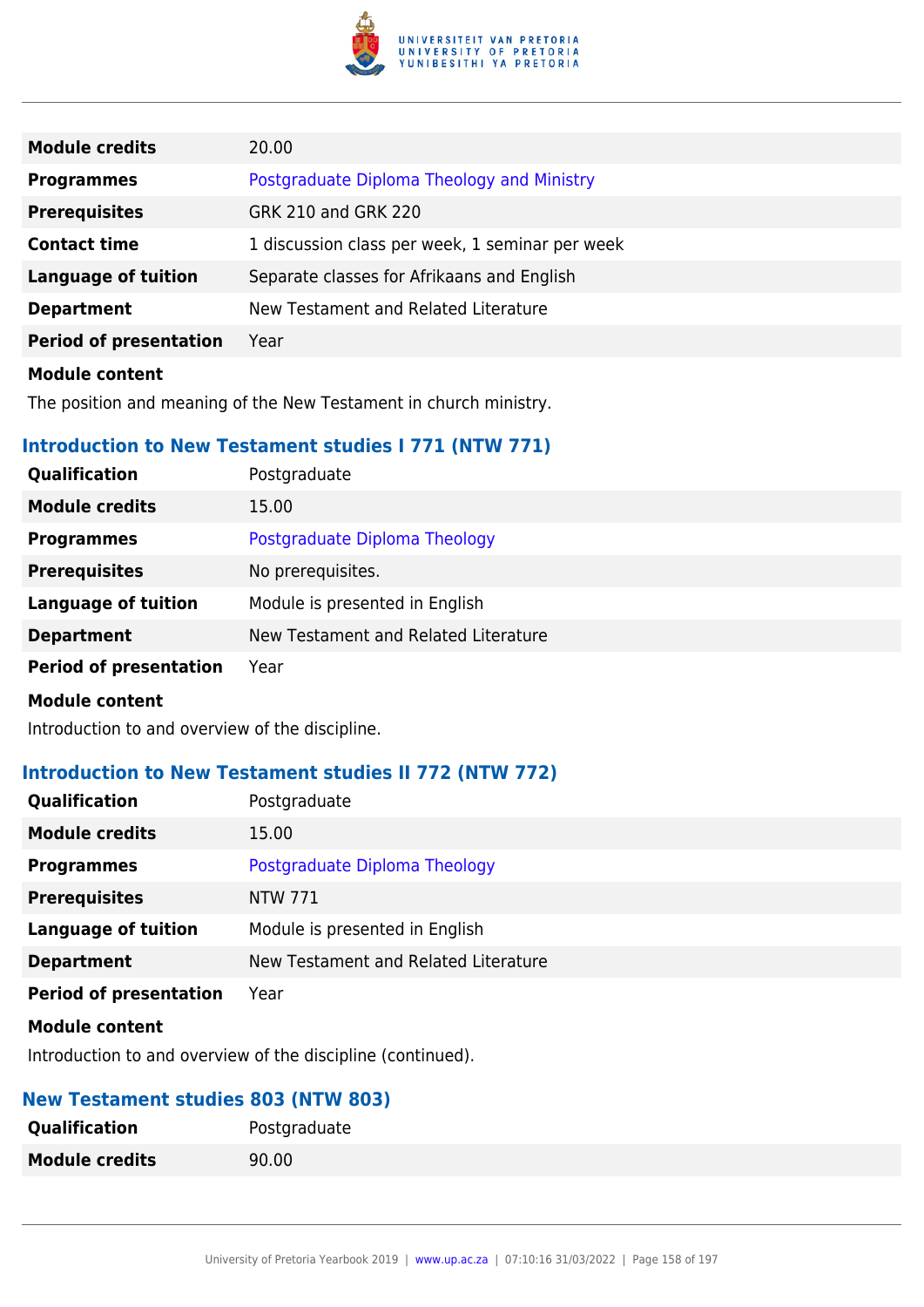| | |
|---|---|
| **Module credits** | 20.00 |
| **Programmes** | Postgraduate Diploma Theology and Ministry |
| **Prerequisites** | GRK 210 and GRK 220 |
| **Contact time** | 1 discussion class per week, 1 seminar per week |
| **Language of tuition** | Separate classes for Afrikaans and English |
| **Department** | New Testament and Related Literature |
| **Period of presentation** | Year |

**Module content**

The position and meaning of the New Testament in church ministry.

### Introduction to New Testament studies I 771 (NTW 771)

| | |
|---|---|
| **Qualification** | Postgraduate |
| **Module credits** | 15.00 |
| **Programmes** | Postgraduate Diploma Theology |
| **Prerequisites** | No prerequisites. |
| **Language of tuition** | Module is presented in English |
| **Department** | New Testament and Related Literature |
| **Period of presentation** | Year |

**Module content**

Introduction to and overview of the discipline.

### Introduction to New Testament studies II 772 (NTW 772)

| | |
|---|---|
| **Qualification** | Postgraduate |
| **Module credits** | 15.00 |
| **Programmes** | Postgraduate Diploma Theology |
| **Prerequisites** | NTW 771 |
| **Language of tuition** | Module is presented in English |
| **Department** | New Testament and Related Literature |
| **Period of presentation** | Year |

**Module content**

Introduction to and overview of the discipline (continued).

### New Testament studies 803 (NTW 803)

| | |
|---|---|
| **Qualification** | Postgraduate |
| **Module credits** | 90.00 |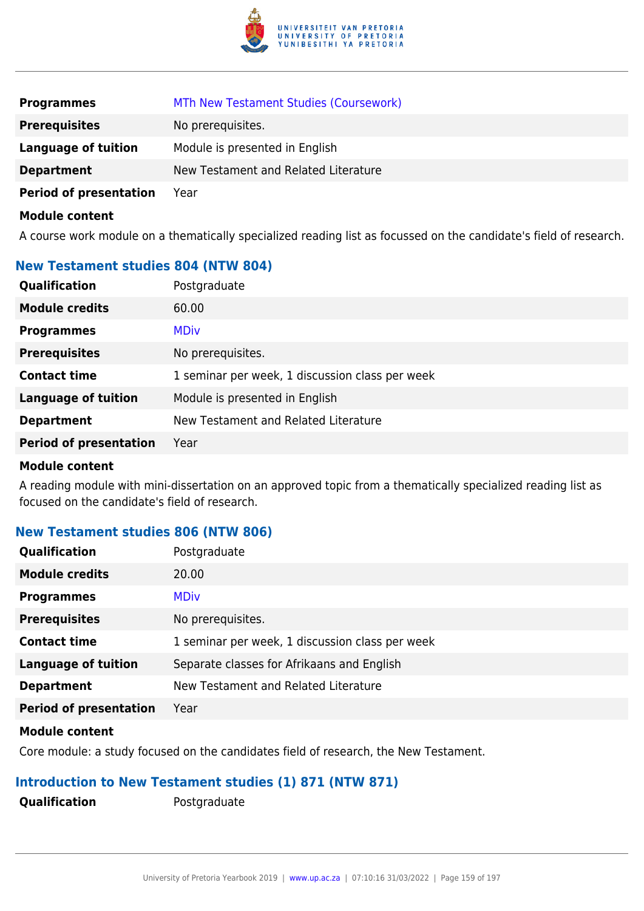| | |
|---|---|
| **Programmes** | MTh New Testament Studies (Coursework) |
| **Prerequisites** | No prerequisites. |
| **Language of tuition** | Module is presented in English |
| **Department** | New Testament and Related Literature |
| **Period of presentation** | Year |

**Module content**

A course work module on a thematically specialized reading list as focussed on the candidate's field of research.

### New Testament studies 804 (NTW 804)

| | |
|---|---|
| **Qualification** | Postgraduate |
| **Module credits** | 60.00 |
| **Programmes** | MDiv |
| **Prerequisites** | No prerequisites. |
| **Contact time** | 1 seminar per week, 1 discussion class per week |
| **Language of tuition** | Module is presented in English |
| **Department** | New Testament and Related Literature |
| **Period of presentation** | Year |

**Module content**

A reading module with mini-dissertation on an approved topic from a thematically specialized reading list as focused on the candidate's field of research.

### New Testament studies 806 (NTW 806)

| | |
|---|---|
| **Qualification** | Postgraduate |
| **Module credits** | 20.00 |
| **Programmes** | MDiv |
| **Prerequisites** | No prerequisites. |
| **Contact time** | 1 seminar per week, 1 discussion class per week |
| **Language of tuition** | Separate classes for Afrikaans and English |
| **Department** | New Testament and Related Literature |
| **Period of presentation** | Year |

**Module content**

Core module: a study focused on the candidates field of research, the New Testament.

### Introduction to New Testament studies (1) 871 (NTW 871)

| | |
|---|---|
| **Qualification** | Postgraduate |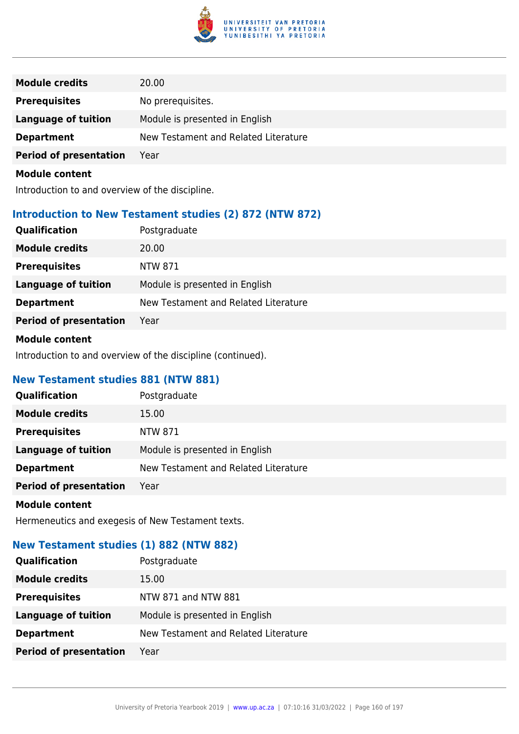| | |
|---|---|
| **Module credits** | 20.00 |
| **Prerequisites** | No prerequisites. |
| **Language of tuition** | Module is presented in English |
| **Department** | New Testament and Related Literature |
| **Period of presentation** | Year |

**Module content**

Introduction to and overview of the discipline.

### Introduction to New Testament studies (2) 872 (NTW 872)

| | |
|---|---|
| **Qualification** | Postgraduate |
| **Module credits** | 20.00 |
| **Prerequisites** | NTW 871 |
| **Language of tuition** | Module is presented in English |
| **Department** | New Testament and Related Literature |
| **Period of presentation** | Year |

**Module content**

Introduction to and overview of the discipline (continued).

### New Testament studies 881 (NTW 881)

| | |
|---|---|
| **Qualification** | Postgraduate |
| **Module credits** | 15.00 |
| **Prerequisites** | NTW 871 |
| **Language of tuition** | Module is presented in English |
| **Department** | New Testament and Related Literature |
| **Period of presentation** | Year |

**Module content**

Hermeneutics and exegesis of New Testament texts.

### New Testament studies (1) 882 (NTW 882)

| | |
|---|---|
| **Qualification** | Postgraduate |
| **Module credits** | 15.00 |
| **Prerequisites** | NTW 871 and NTW 881 |
| **Language of tuition** | Module is presented in English |
| **Department** | New Testament and Related Literature |
| **Period of presentation** | Year |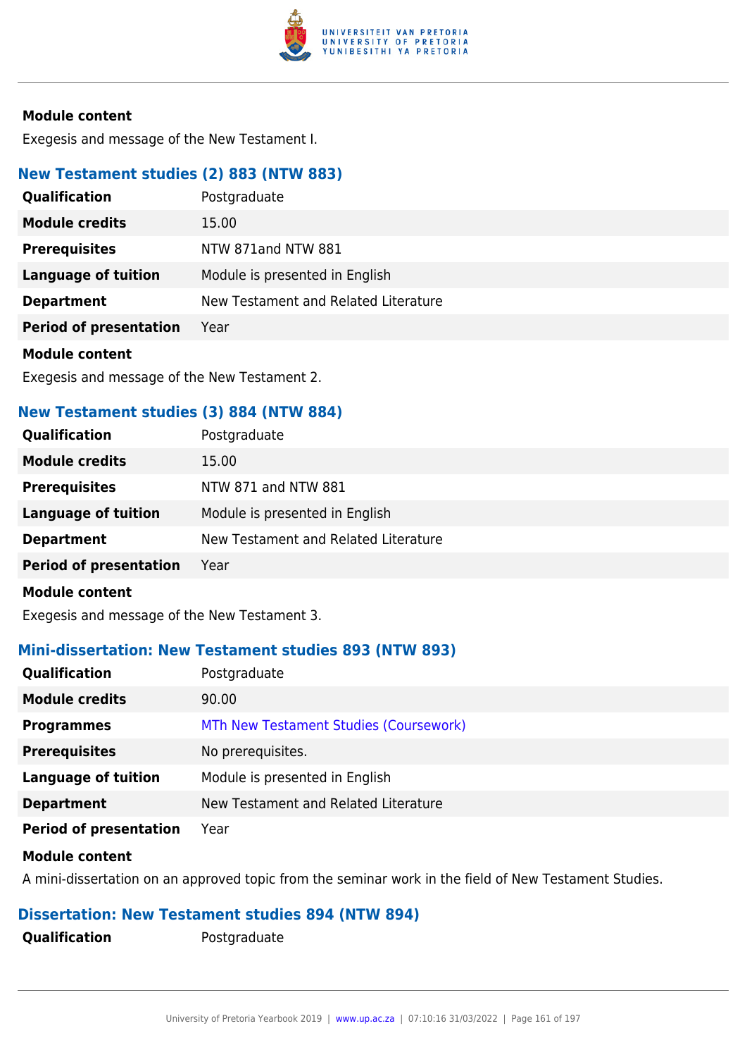**Module content**

Exegesis and message of the New Testament I.

### New Testament studies (2) 883 (NTW 883)

| | |
|---|---|
| **Qualification** | Postgraduate |
| **Module credits** | 15.00 |
| **Prerequisites** | NTW 871and NTW 881 |
| **Language of tuition** | Module is presented in English |
| **Department** | New Testament and Related Literature |
| **Period of presentation** | Year |

**Module content**

Exegesis and message of the New Testament 2.

### New Testament studies (3) 884 (NTW 884)

| | |
|---|---|
| **Qualification** | Postgraduate |
| **Module credits** | 15.00 |
| **Prerequisites** | NTW 871 and NTW 881 |
| **Language of tuition** | Module is presented in English |
| **Department** | New Testament and Related Literature |
| **Period of presentation** | Year |

**Module content**

Exegesis and message of the New Testament 3.

### Mini-dissertation: New Testament studies 893 (NTW 893)

| | |
|---|---|
| **Qualification** | Postgraduate |
| **Module credits** | 90.00 |
| **Programmes** | MTh New Testament Studies (Coursework) |
| **Prerequisites** | No prerequisites. |
| **Language of tuition** | Module is presented in English |
| **Department** | New Testament and Related Literature |
| **Period of presentation** | Year |

**Module content**

A mini-dissertation on an approved topic from the seminar work in the field of New Testament Studies.

### Dissertation: New Testament studies 894 (NTW 894)

| | |
|---|---|
| **Qualification** | Postgraduate |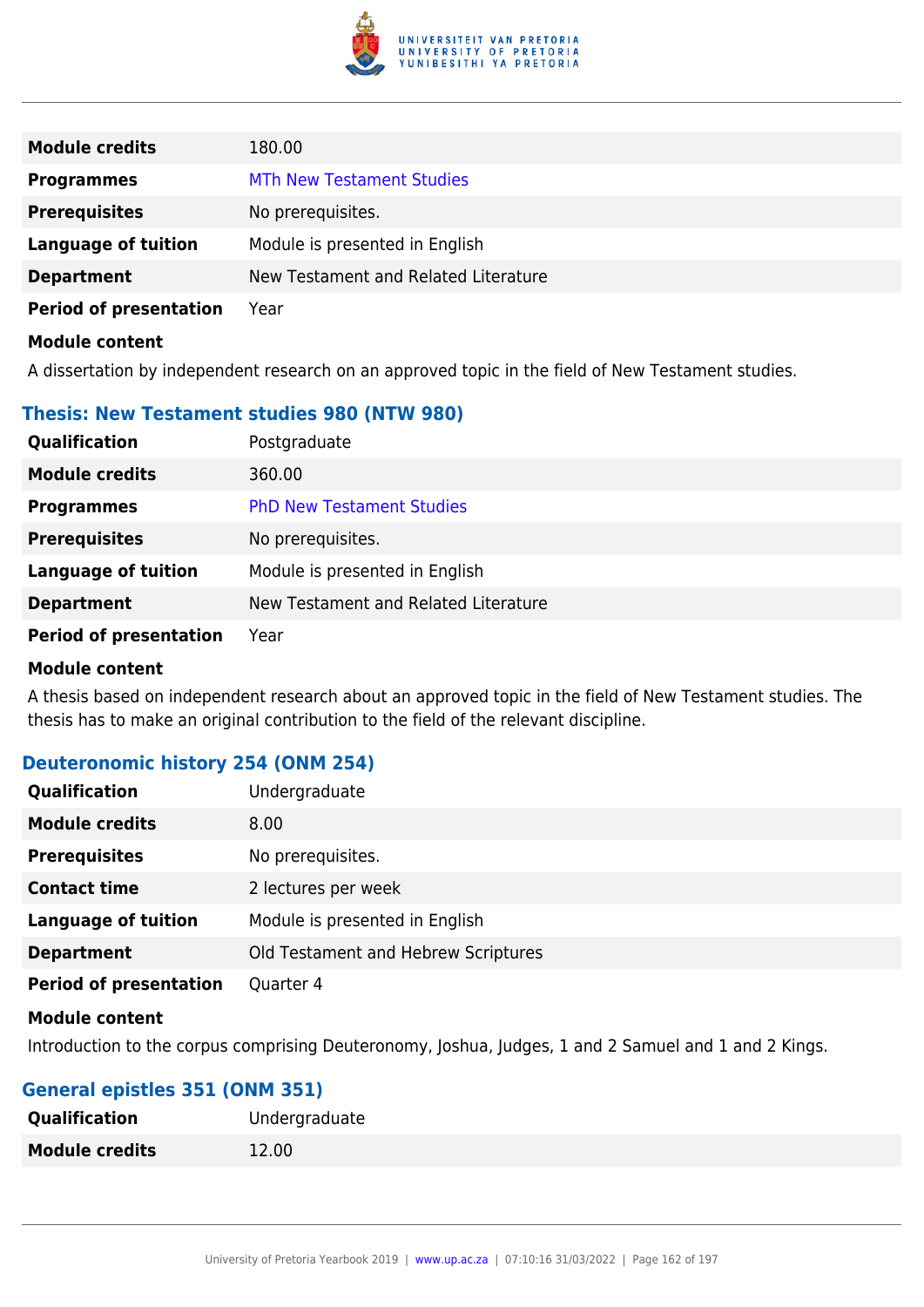| | |
|---|---|
| **Module credits** | 180.00 |
| **Programmes** | MTh New Testament Studies |
| **Prerequisites** | No prerequisites. |
| **Language of tuition** | Module is presented in English |
| **Department** | New Testament and Related Literature |
| **Period of presentation** | Year |

**Module content**

A dissertation by independent research on an approved topic in the field of New Testament studies.

### Thesis: New Testament studies 980 (NTW 980)

| | |
|---|---|
| **Qualification** | Postgraduate |
| **Module credits** | 360.00 |
| **Programmes** | PhD New Testament Studies |
| **Prerequisites** | No prerequisites. |
| **Language of tuition** | Module is presented in English |
| **Department** | New Testament and Related Literature |
| **Period of presentation** | Year |

**Module content**

A thesis based on independent research about an approved topic in the field of New Testament studies. The thesis has to make an original contribution to the field of the relevant discipline.

### Deuteronomic history 254 (ONM 254)

| | |
|---|---|
| **Qualification** | Undergraduate |
| **Module credits** | 8.00 |
| **Prerequisites** | No prerequisites. |
| **Contact time** | 2 lectures per week |
| **Language of tuition** | Module is presented in English |
| **Department** | Old Testament and Hebrew Scriptures |
| **Period of presentation** | Quarter 4 |

**Module content**

Introduction to the corpus comprising Deuteronomy, Joshua, Judges, 1 and 2 Samuel and 1 and 2 Kings.

### General epistles 351 (ONM 351)

| | |
|---|---|
| **Qualification** | Undergraduate |
| **Module credits** | 12.00 |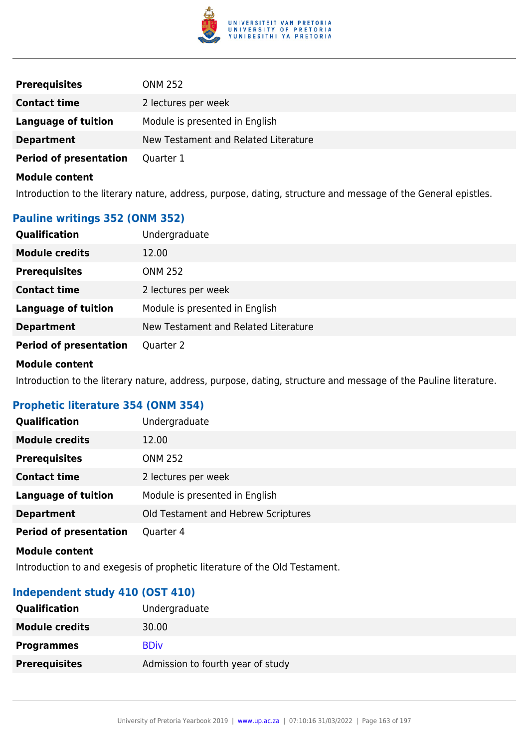| | |
|---|---|
| **Prerequisites** | ONM 252 |
| **Contact time** | 2 lectures per week |
| **Language of tuition** | Module is presented in English |
| **Department** | New Testament and Related Literature |
| **Period of presentation** | Quarter 1 |

**Module content**

Introduction to the literary nature, address, purpose, dating, structure and message of the General epistles.

### Pauline writings 352 (ONM 352)

| | |
|---|---|
| **Qualification** | Undergraduate |
| **Module credits** | 12.00 |
| **Prerequisites** | ONM 252 |
| **Contact time** | 2 lectures per week |
| **Language of tuition** | Module is presented in English |
| **Department** | New Testament and Related Literature |
| **Period of presentation** | Quarter 2 |

**Module content**

Introduction to the literary nature, address, purpose, dating, structure and message of the Pauline literature.

### Prophetic literature 354 (ONM 354)

| | |
|---|---|
| **Qualification** | Undergraduate |
| **Module credits** | 12.00 |
| **Prerequisites** | ONM 252 |
| **Contact time** | 2 lectures per week |
| **Language of tuition** | Module is presented in English |
| **Department** | Old Testament and Hebrew Scriptures |
| **Period of presentation** | Quarter 4 |

**Module content**

Introduction to and exegesis of prophetic literature of the Old Testament.

### Independent study 410 (OST 410)

| | |
|---|---|
| **Qualification** | Undergraduate |
| **Module credits** | 30.00 |
| **Programmes** | BDiv |
| **Prerequisites** | Admission to fourth year of study |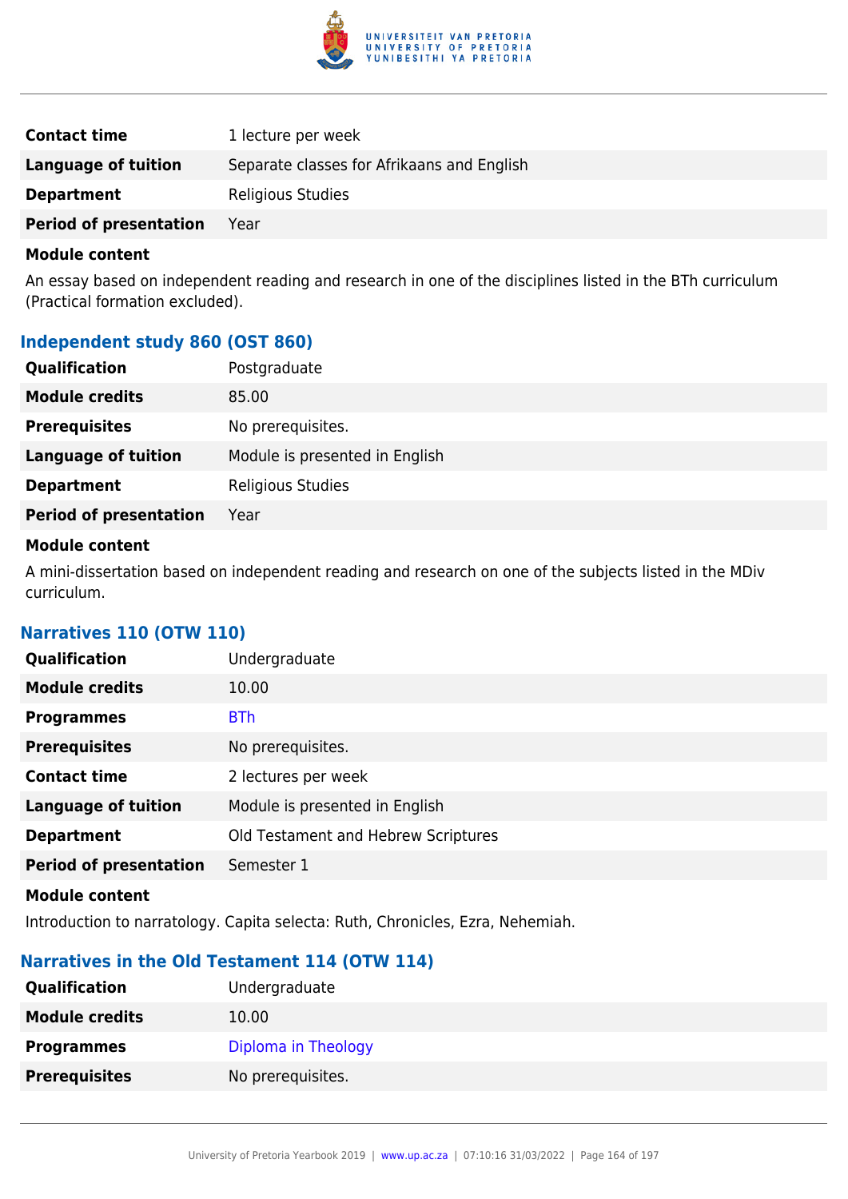| | |
|---|---|
| **Contact time** | 1 lecture per week |
| **Language of tuition** | Separate classes for Afrikaans and English |
| **Department** | Religious Studies |
| **Period of presentation** | Year |

**Module content**

An essay based on independent reading and research in one of the disciplines listed in the BTh curriculum (Practical formation excluded).

### Independent study 860 (OST 860)

| | |
|---|---|
| **Qualification** | Postgraduate |
| **Module credits** | 85.00 |
| **Prerequisites** | No prerequisites. |
| **Language of tuition** | Module is presented in English |
| **Department** | Religious Studies |
| **Period of presentation** | Year |

**Module content**

A mini-dissertation based on independent reading and research on one of the subjects listed in the MDiv curriculum.

### Narratives 110 (OTW 110)

| | |
|---|---|
| **Qualification** | Undergraduate |
| **Module credits** | 10.00 |
| **Programmes** | BTh |
| **Prerequisites** | No prerequisites. |
| **Contact time** | 2 lectures per week |
| **Language of tuition** | Module is presented in English |
| **Department** | Old Testament and Hebrew Scriptures |
| **Period of presentation** | Semester 1 |

**Module content**

Introduction to narratology. Capita selecta: Ruth, Chronicles, Ezra, Nehemiah.

### Narratives in the Old Testament 114 (OTW 114)

| | |
|---|---|
| **Qualification** | Undergraduate |
| **Module credits** | 10.00 |
| **Programmes** | Diploma in Theology |
| **Prerequisites** | No prerequisites. |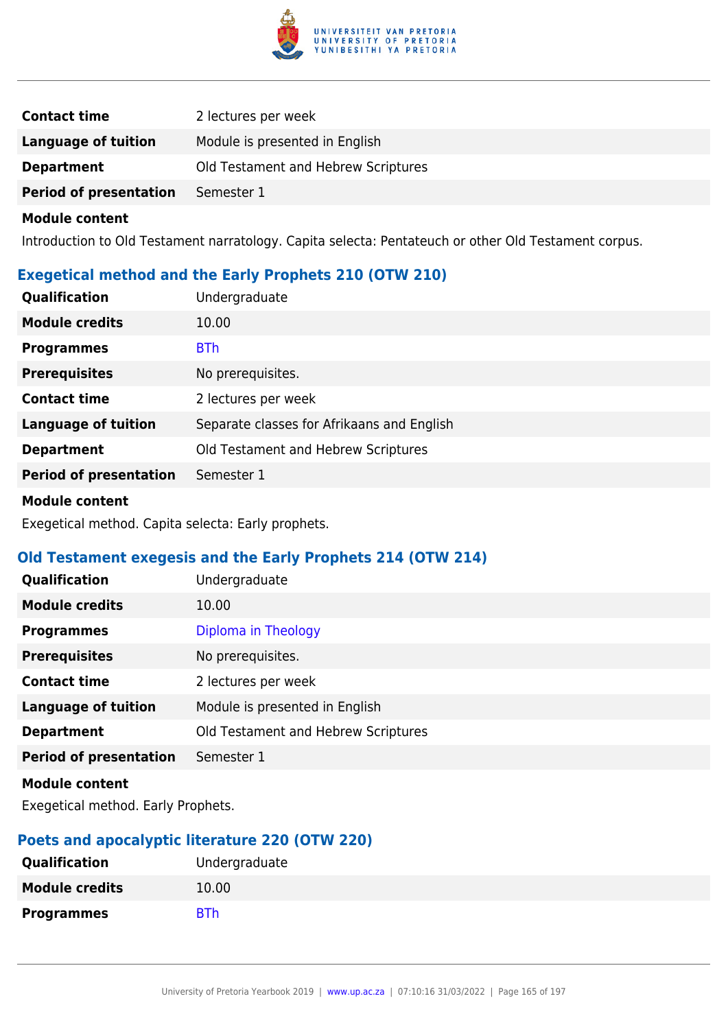| | |
|---|---|
| **Contact time** | 2 lectures per week |
| **Language of tuition** | Module is presented in English |
| **Department** | Old Testament and Hebrew Scriptures |
| **Period of presentation** | Semester 1 |

**Module content**

Introduction to Old Testament narratology. Capita selecta: Pentateuch or other Old Testament corpus.

### Exegetical method and the Early Prophets 210 (OTW 210)

| | |
|---|---|
| **Qualification** | Undergraduate |
| **Module credits** | 10.00 |
| **Programmes** | BTh |
| **Prerequisites** | No prerequisites. |
| **Contact time** | 2 lectures per week |
| **Language of tuition** | Separate classes for Afrikaans and English |
| **Department** | Old Testament and Hebrew Scriptures |
| **Period of presentation** | Semester 1 |

**Module content**

Exegetical method. Capita selecta: Early prophets.

### Old Testament exegesis and the Early Prophets 214 (OTW 214)

| | |
|---|---|
| **Qualification** | Undergraduate |
| **Module credits** | 10.00 |
| **Programmes** | Diploma in Theology |
| **Prerequisites** | No prerequisites. |
| **Contact time** | 2 lectures per week |
| **Language of tuition** | Module is presented in English |
| **Department** | Old Testament and Hebrew Scriptures |
| **Period of presentation** | Semester 1 |

**Module content**

Exegetical method. Early Prophets.

### Poets and apocalyptic literature 220 (OTW 220)

| | |
|---|---|
| **Qualification** | Undergraduate |
| **Module credits** | 10.00 |
| **Programmes** | BTh |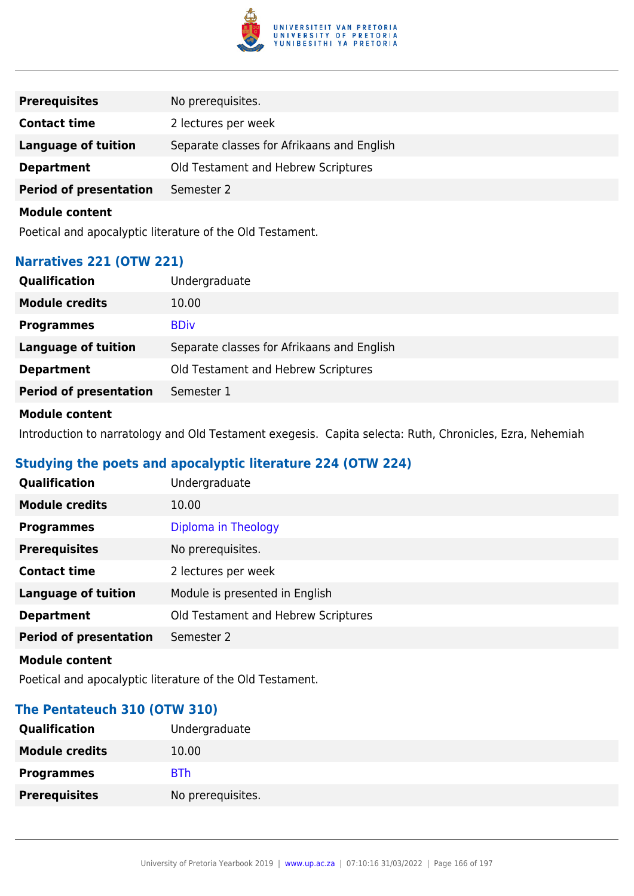| | |
|---|---|
| **Prerequisites** | No prerequisites. |
| **Contact time** | 2 lectures per week |
| **Language of tuition** | Separate classes for Afrikaans and English |
| **Department** | Old Testament and Hebrew Scriptures |
| **Period of presentation** | Semester 2 |

**Module content**

Poetical and apocalyptic literature of the Old Testament.

### Narratives 221 (OTW 221)

| | |
|---|---|
| **Qualification** | Undergraduate |
| **Module credits** | 10.00 |
| **Programmes** | BDiv |
| **Language of tuition** | Separate classes for Afrikaans and English |
| **Department** | Old Testament and Hebrew Scriptures |
| **Period of presentation** | Semester 1 |

**Module content**

Introduction to narratology and Old Testament exegesis. Capita selecta: Ruth, Chronicles, Ezra, Nehemiah

### Studying the poets and apocalyptic literature 224 (OTW 224)

| | |
|---|---|
| **Qualification** | Undergraduate |
| **Module credits** | 10.00 |
| **Programmes** | Diploma in Theology |
| **Prerequisites** | No prerequisites. |
| **Contact time** | 2 lectures per week |
| **Language of tuition** | Module is presented in English |
| **Department** | Old Testament and Hebrew Scriptures |
| **Period of presentation** | Semester 2 |

**Module content**

Poetical and apocalyptic literature of the Old Testament.

### The Pentateuch 310 (OTW 310)

| | |
|---|---|
| **Qualification** | Undergraduate |
| **Module credits** | 10.00 |
| **Programmes** | BTh |
| **Prerequisites** | No prerequisites. |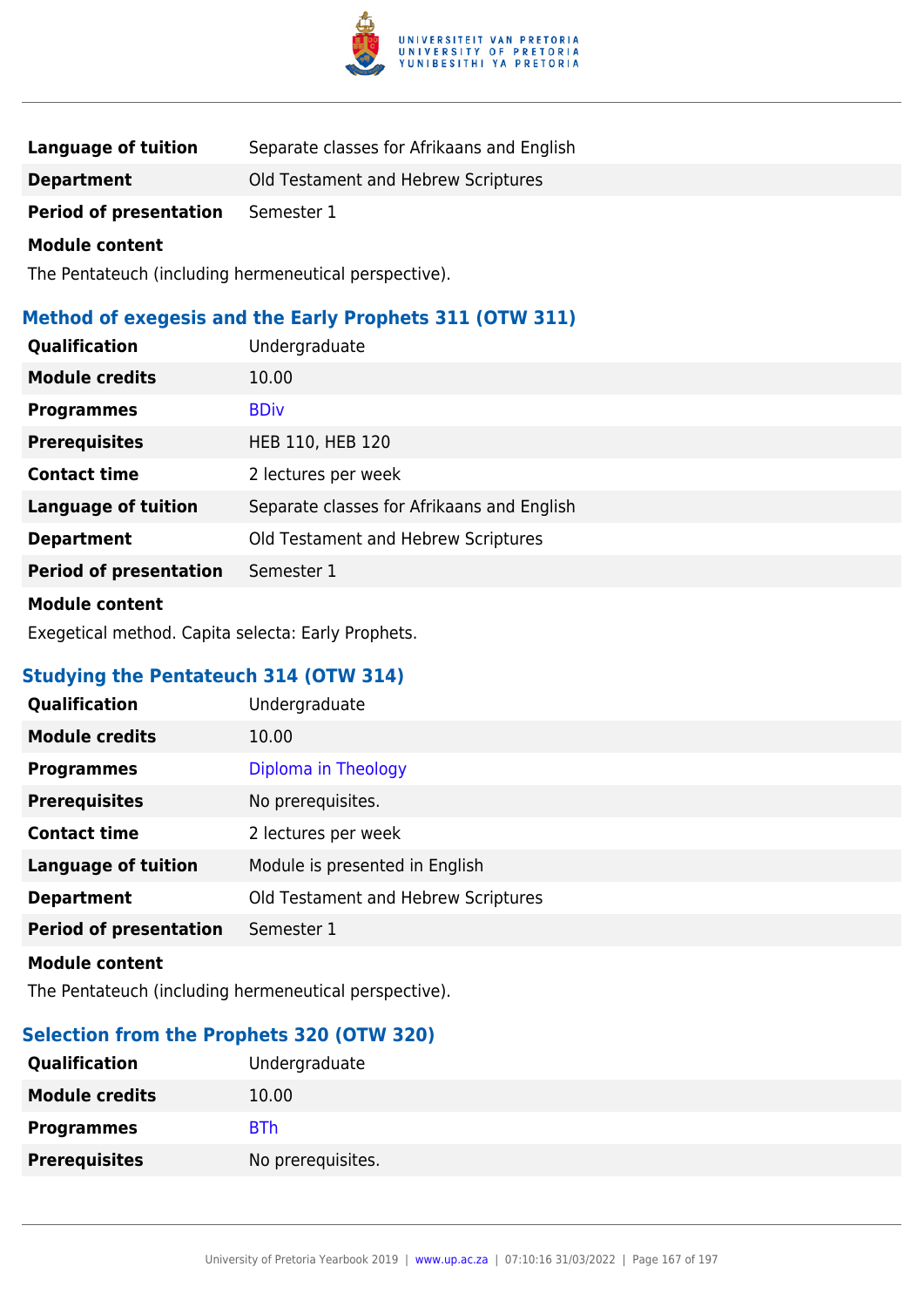| | |
|---|---|
| **Language of tuition** | Separate classes for Afrikaans and English |
| **Department** | Old Testament and Hebrew Scriptures |
| **Period of presentation** | Semester 1 |

**Module content**

The Pentateuch (including hermeneutical perspective).

### Method of exegesis and the Early Prophets 311 (OTW 311)

| | |
|---|---|
| **Qualification** | Undergraduate |
| **Module credits** | 10.00 |
| **Programmes** | BDiv |
| **Prerequisites** | HEB 110, HEB 120 |
| **Contact time** | 2 lectures per week |
| **Language of tuition** | Separate classes for Afrikaans and English |
| **Department** | Old Testament and Hebrew Scriptures |
| **Period of presentation** | Semester 1 |

**Module content**

Exegetical method. Capita selecta: Early Prophets.

### Studying the Pentateuch 314 (OTW 314)

| | |
|---|---|
| **Qualification** | Undergraduate |
| **Module credits** | 10.00 |
| **Programmes** | Diploma in Theology |
| **Prerequisites** | No prerequisites. |
| **Contact time** | 2 lectures per week |
| **Language of tuition** | Module is presented in English |
| **Department** | Old Testament and Hebrew Scriptures |
| **Period of presentation** | Semester 1 |

**Module content**

The Pentateuch (including hermeneutical perspective).

### Selection from the Prophets 320 (OTW 320)

| | |
|---|---|
| **Qualification** | Undergraduate |
| **Module credits** | 10.00 |
| **Programmes** | BTh |
| **Prerequisites** | No prerequisites. |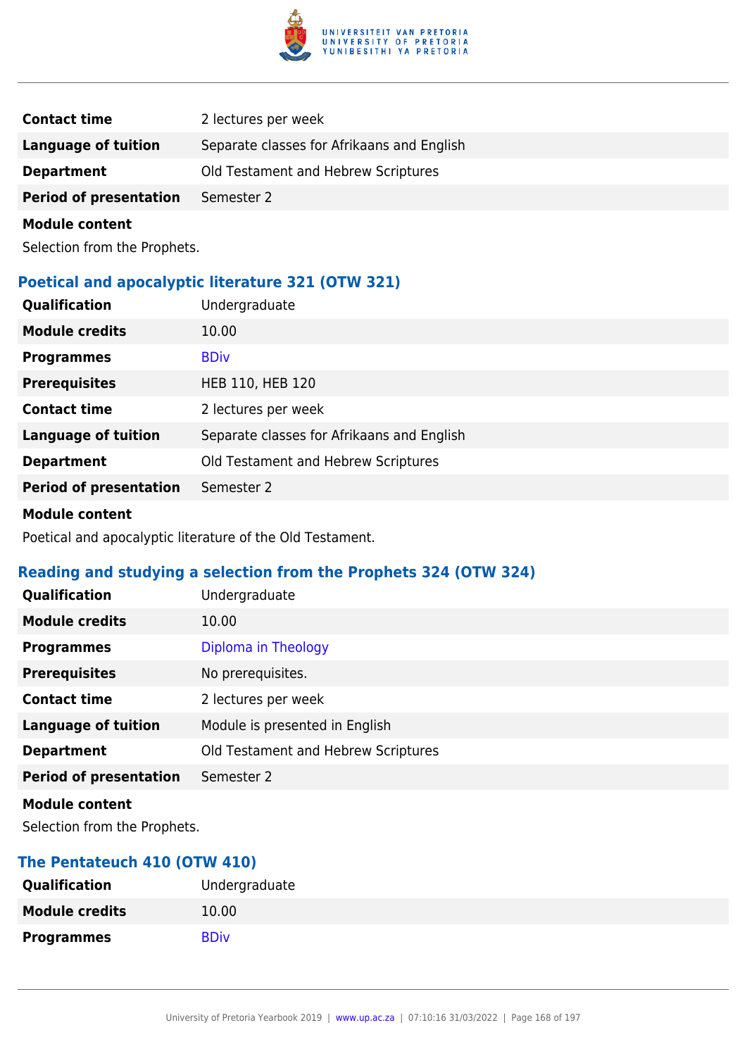| | |
|---|---|
| **Contact time** | 2 lectures per week |
| **Language of tuition** | Separate classes for Afrikaans and English |
| **Department** | Old Testament and Hebrew Scriptures |
| **Period of presentation** | Semester 2 |

**Module content**

Selection from the Prophets.

### Poetical and apocalyptic literature 321 (OTW 321)

| | |
|---|---|
| **Qualification** | Undergraduate |
| **Module credits** | 10.00 |
| **Programmes** | BDiv |
| **Prerequisites** | HEB 110, HEB 120 |
| **Contact time** | 2 lectures per week |
| **Language of tuition** | Separate classes for Afrikaans and English |
| **Department** | Old Testament and Hebrew Scriptures |
| **Period of presentation** | Semester 2 |

**Module content**

Poetical and apocalyptic literature of the Old Testament.

### Reading and studying a selection from the Prophets 324 (OTW 324)

| | |
|---|---|
| **Qualification** | Undergraduate |
| **Module credits** | 10.00 |
| **Programmes** | Diploma in Theology |
| **Prerequisites** | No prerequisites. |
| **Contact time** | 2 lectures per week |
| **Language of tuition** | Module is presented in English |
| **Department** | Old Testament and Hebrew Scriptures |
| **Period of presentation** | Semester 2 |

**Module content**

Selection from the Prophets.

### The Pentateuch 410 (OTW 410)

| | |
|---|---|
| **Qualification** | Undergraduate |
| **Module credits** | 10.00 |
| **Programmes** | BDiv |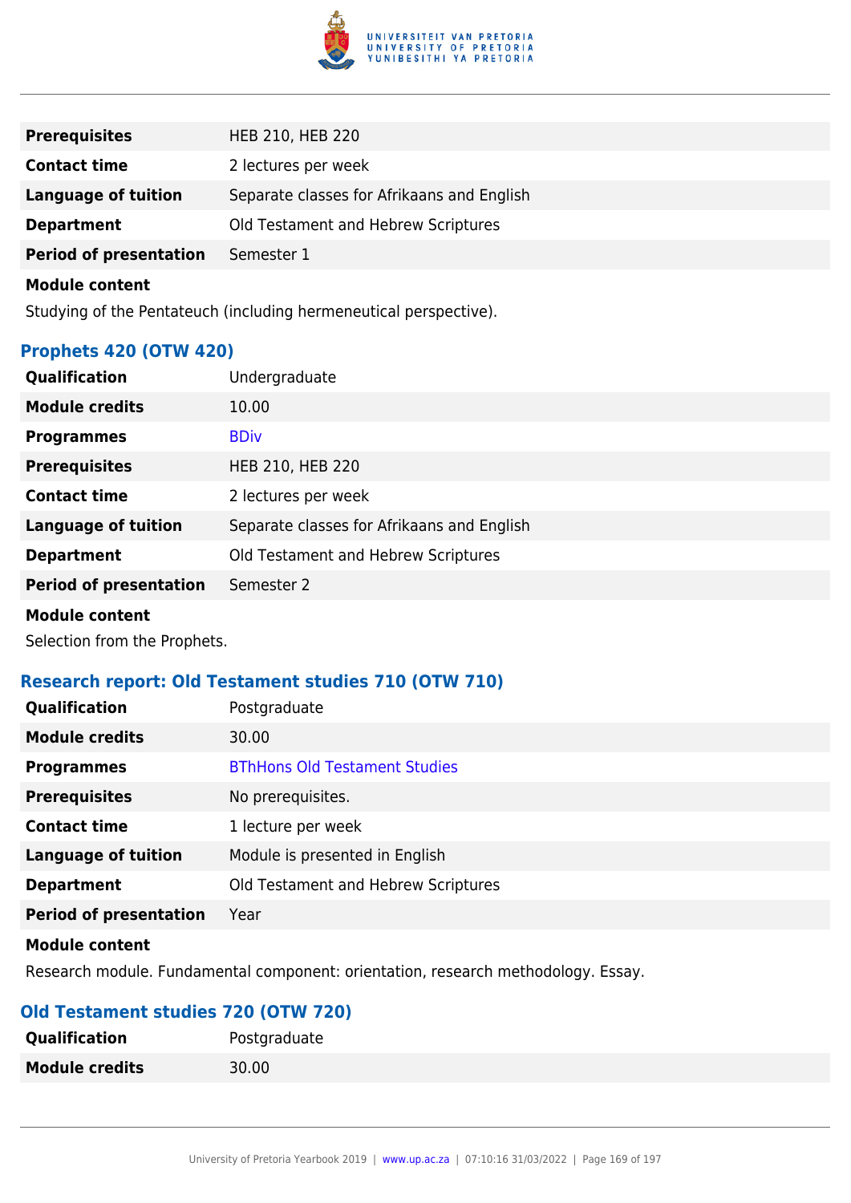| | |
|---|---|
| **Prerequisites** | HEB 210, HEB 220 |
| **Contact time** | 2 lectures per week |
| **Language of tuition** | Separate classes for Afrikaans and English |
| **Department** | Old Testament and Hebrew Scriptures |
| **Period of presentation** | Semester 1 |

**Module content**

Studying of the Pentateuch (including hermeneutical perspective).

### Prophets 420 (OTW 420)

| | |
|---|---|
| **Qualification** | Undergraduate |
| **Module credits** | 10.00 |
| **Programmes** | BDiv |
| **Prerequisites** | HEB 210, HEB 220 |
| **Contact time** | 2 lectures per week |
| **Language of tuition** | Separate classes for Afrikaans and English |
| **Department** | Old Testament and Hebrew Scriptures |
| **Period of presentation** | Semester 2 |

**Module content**

Selection from the Prophets.

### Research report: Old Testament studies 710 (OTW 710)

| | |
|---|---|
| **Qualification** | Postgraduate |
| **Module credits** | 30.00 |
| **Programmes** | BThHons Old Testament Studies |
| **Prerequisites** | No prerequisites. |
| **Contact time** | 1 lecture per week |
| **Language of tuition** | Module is presented in English |
| **Department** | Old Testament and Hebrew Scriptures |
| **Period of presentation** | Year |

**Module content**

Research module. Fundamental component: orientation, research methodology. Essay.

### Old Testament studies 720 (OTW 720)

| | |
|---|---|
| **Qualification** | Postgraduate |
| **Module credits** | 30.00 |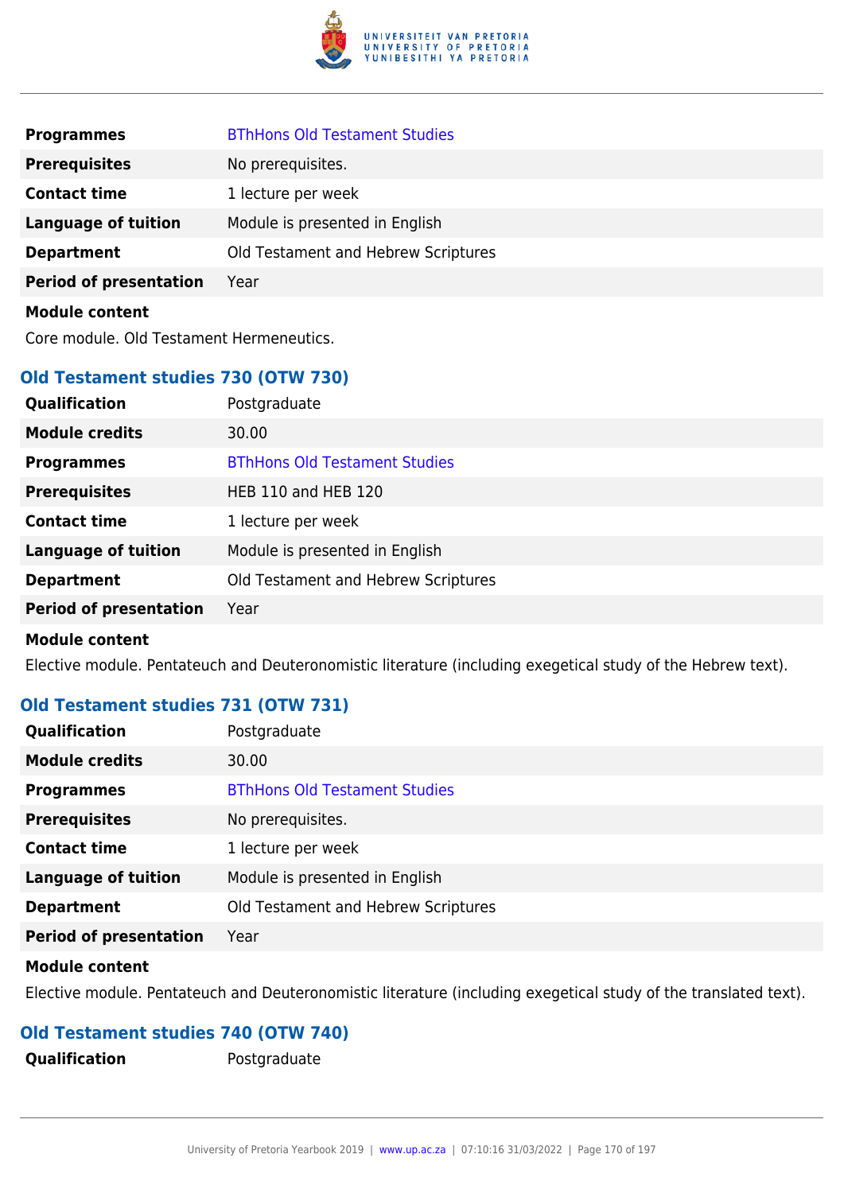| | |
|---|---|
| **Programmes** | BThHons Old Testament Studies |
| **Prerequisites** | No prerequisites. |
| **Contact time** | 1 lecture per week |
| **Language of tuition** | Module is presented in English |
| **Department** | Old Testament and Hebrew Scriptures |
| **Period of presentation** | Year |

**Module content**

Core module. Old Testament Hermeneutics.

### Old Testament studies 730 (OTW 730)

| | |
|---|---|
| **Qualification** | Postgraduate |
| **Module credits** | 30.00 |
| **Programmes** | BThHons Old Testament Studies |
| **Prerequisites** | HEB 110 and HEB 120 |
| **Contact time** | 1 lecture per week |
| **Language of tuition** | Module is presented in English |
| **Department** | Old Testament and Hebrew Scriptures |
| **Period of presentation** | Year |

**Module content**

Elective module. Pentateuch and Deuteronomistic literature (including exegetical study of the Hebrew text).

### Old Testament studies 731 (OTW 731)

| | |
|---|---|
| **Qualification** | Postgraduate |
| **Module credits** | 30.00 |
| **Programmes** | BThHons Old Testament Studies |
| **Prerequisites** | No prerequisites. |
| **Contact time** | 1 lecture per week |
| **Language of tuition** | Module is presented in English |
| **Department** | Old Testament and Hebrew Scriptures |
| **Period of presentation** | Year |

**Module content**

Elective module. Pentateuch and Deuteronomistic literature (including exegetical study of the translated text).

### Old Testament studies 740 (OTW 740)

| | |
|---|---|
| **Qualification** | Postgraduate |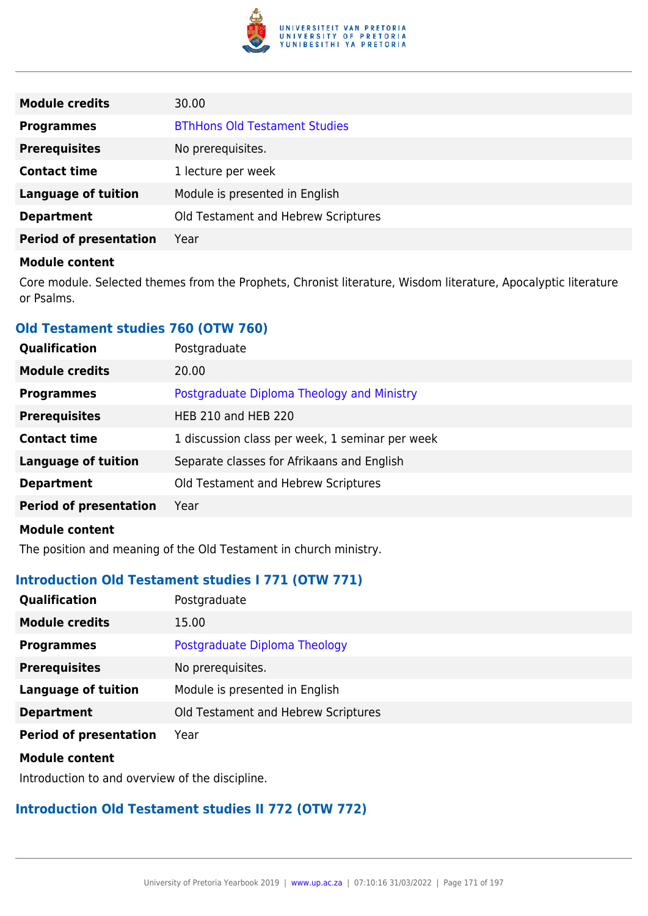| | |
|---|---|
| **Module credits** | 30.00 |
| **Programmes** | BThHons Old Testament Studies |
| **Prerequisites** | No prerequisites. |
| **Contact time** | 1 lecture per week |
| **Language of tuition** | Module is presented in English |
| **Department** | Old Testament and Hebrew Scriptures |
| **Period of presentation** | Year |

**Module content**

Core module. Selected themes from the Prophets, Chronist literature, Wisdom literature, Apocalyptic literature or Psalms.

### Old Testament studies 760 (OTW 760)

| | |
|---|---|
| **Qualification** | Postgraduate |
| **Module credits** | 20.00 |
| **Programmes** | Postgraduate Diploma Theology and Ministry |
| **Prerequisites** | HEB 210 and HEB 220 |
| **Contact time** | 1 discussion class per week, 1 seminar per week |
| **Language of tuition** | Separate classes for Afrikaans and English |
| **Department** | Old Testament and Hebrew Scriptures |
| **Period of presentation** | Year |

**Module content**

The position and meaning of the Old Testament in church ministry.

### Introduction Old Testament studies I 771 (OTW 771)

| | |
|---|---|
| **Qualification** | Postgraduate |
| **Module credits** | 15.00 |
| **Programmes** | Postgraduate Diploma Theology |
| **Prerequisites** | No prerequisites. |
| **Language of tuition** | Module is presented in English |
| **Department** | Old Testament and Hebrew Scriptures |
| **Period of presentation** | Year |

**Module content**

Introduction to and overview of the discipline.

### Introduction Old Testament studies II 772 (OTW 772)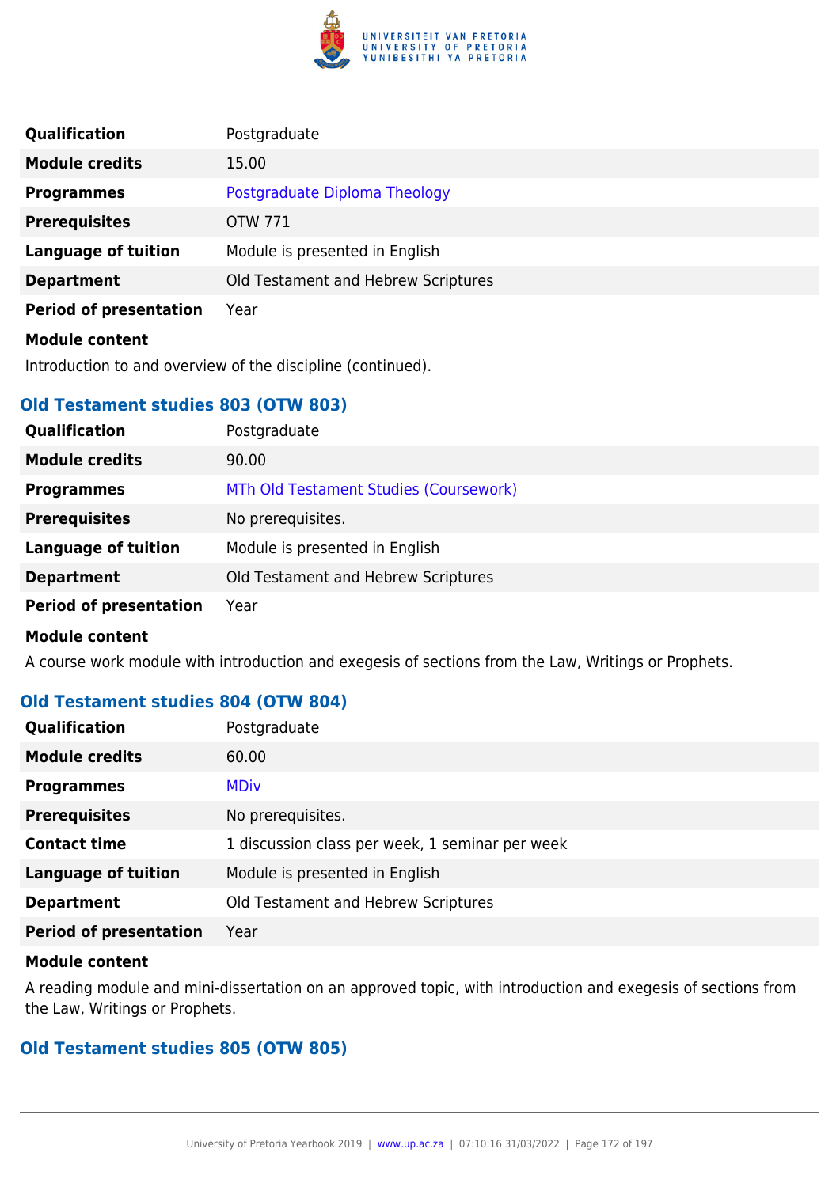| | |
|---|---|
| **Qualification** | Postgraduate |
| **Module credits** | 15.00 |
| **Programmes** | Postgraduate Diploma Theology |
| **Prerequisites** | OTW 771 |
| **Language of tuition** | Module is presented in English |
| **Department** | Old Testament and Hebrew Scriptures |
| **Period of presentation** | Year |

**Module content**

Introduction to and overview of the discipline (continued).

### Old Testament studies 803 (OTW 803)

| | |
|---|---|
| **Qualification** | Postgraduate |
| **Module credits** | 90.00 |
| **Programmes** | MTh Old Testament Studies (Coursework) |
| **Prerequisites** | No prerequisites. |
| **Language of tuition** | Module is presented in English |
| **Department** | Old Testament and Hebrew Scriptures |
| **Period of presentation** | Year |

**Module content**

A course work module with introduction and exegesis of sections from the Law, Writings or Prophets.

### Old Testament studies 804 (OTW 804)

| | |
|---|---|
| **Qualification** | Postgraduate |
| **Module credits** | 60.00 |
| **Programmes** | MDiv |
| **Prerequisites** | No prerequisites. |
| **Contact time** | 1 discussion class per week, 1 seminar per week |
| **Language of tuition** | Module is presented in English |
| **Department** | Old Testament and Hebrew Scriptures |
| **Period of presentation** | Year |

**Module content**

A reading module and mini-dissertation on an approved topic, with introduction and exegesis of sections from the Law, Writings or Prophets.

### Old Testament studies 805 (OTW 805)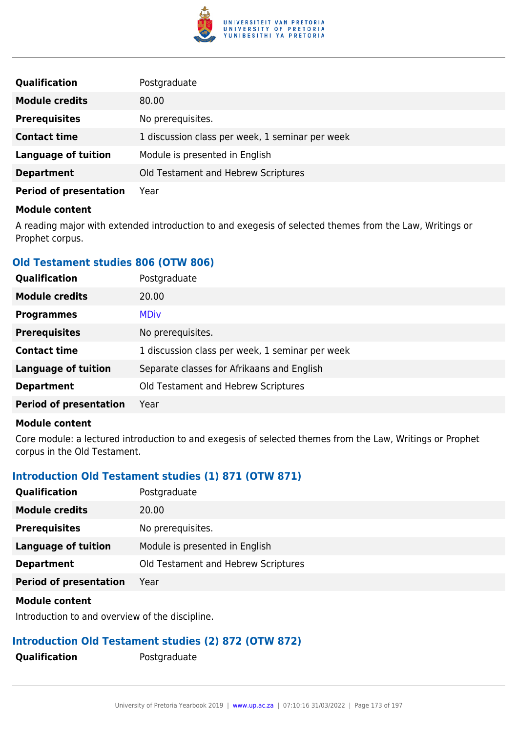| | |
|---|---|
| **Qualification** | Postgraduate |
| **Module credits** | 80.00 |
| **Prerequisites** | No prerequisites. |
| **Contact time** | 1 discussion class per week, 1 seminar per week |
| **Language of tuition** | Module is presented in English |
| **Department** | Old Testament and Hebrew Scriptures |
| **Period of presentation** | Year |

**Module content**

A reading major with extended introduction to and exegesis of selected themes from the Law, Writings or Prophet corpus.

### Old Testament studies 806 (OTW 806)

| | |
|---|---|
| **Qualification** | Postgraduate |
| **Module credits** | 20.00 |
| **Programmes** | MDiv |
| **Prerequisites** | No prerequisites. |
| **Contact time** | 1 discussion class per week, 1 seminar per week |
| **Language of tuition** | Separate classes for Afrikaans and English |
| **Department** | Old Testament and Hebrew Scriptures |
| **Period of presentation** | Year |

**Module content**

Core module: a lectured introduction to and exegesis of selected themes from the Law, Writings or Prophet corpus in the Old Testament.

### Introduction Old Testament studies (1) 871 (OTW 871)

| | |
|---|---|
| **Qualification** | Postgraduate |
| **Module credits** | 20.00 |
| **Prerequisites** | No prerequisites. |
| **Language of tuition** | Module is presented in English |
| **Department** | Old Testament and Hebrew Scriptures |
| **Period of presentation** | Year |

**Module content**

Introduction to and overview of the discipline.

### Introduction Old Testament studies (2) 872 (OTW 872)

| | |
|---|---|
| **Qualification** | Postgraduate |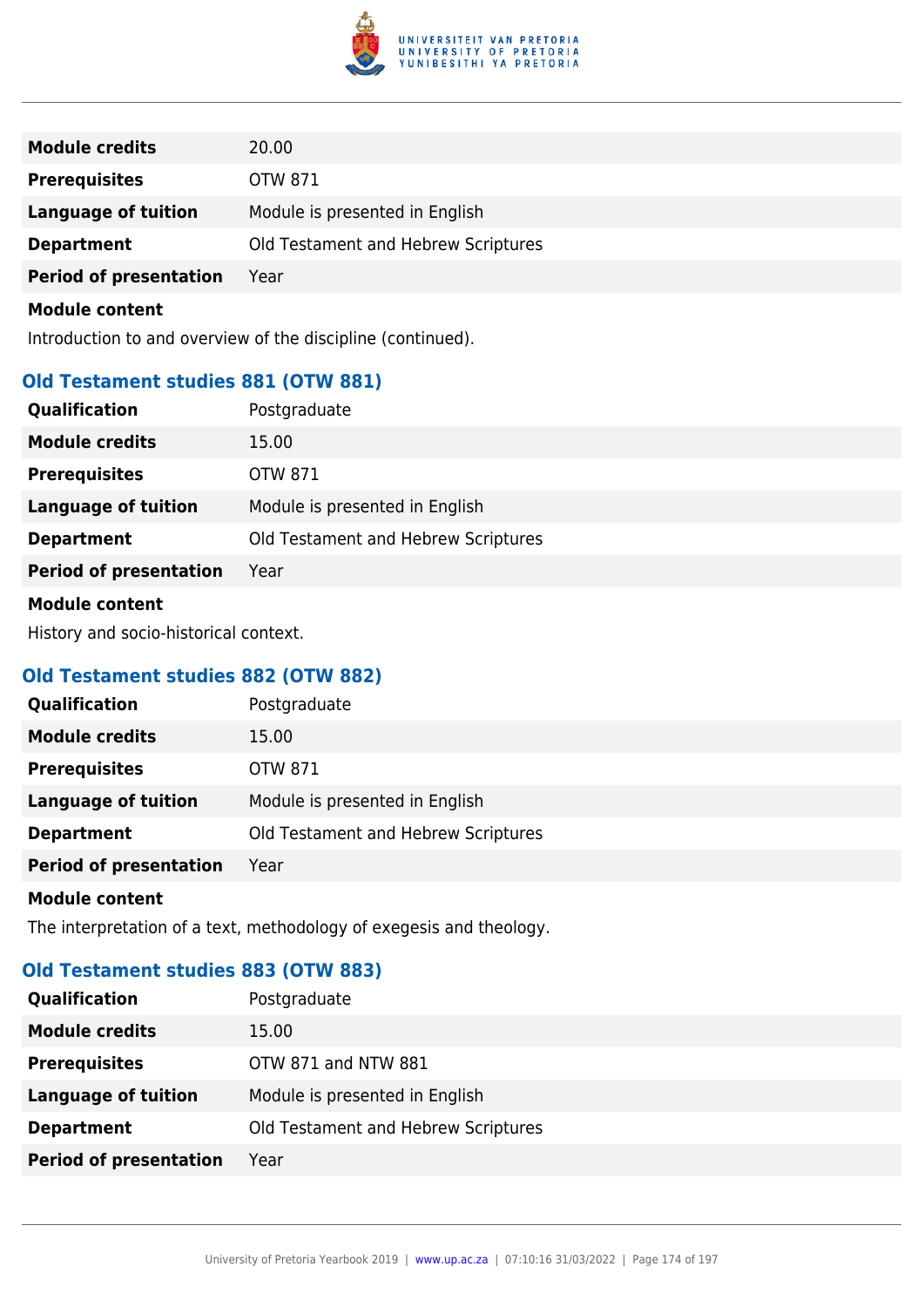| | |
|---|---|
| **Module credits** | 20.00 |
| **Prerequisites** | OTW 871 |
| **Language of tuition** | Module is presented in English |
| **Department** | Old Testament and Hebrew Scriptures |
| **Period of presentation** | Year |

**Module content**

Introduction to and overview of the discipline (continued).

### Old Testament studies 881 (OTW 881)

| | |
|---|---|
| **Qualification** | Postgraduate |
| **Module credits** | 15.00 |
| **Prerequisites** | OTW 871 |
| **Language of tuition** | Module is presented in English |
| **Department** | Old Testament and Hebrew Scriptures |
| **Period of presentation** | Year |

**Module content**

History and socio-historical context.

### Old Testament studies 882 (OTW 882)

| | |
|---|---|
| **Qualification** | Postgraduate |
| **Module credits** | 15.00 |
| **Prerequisites** | OTW 871 |
| **Language of tuition** | Module is presented in English |
| **Department** | Old Testament and Hebrew Scriptures |
| **Period of presentation** | Year |

**Module content**

The interpretation of a text, methodology of exegesis and theology.

### Old Testament studies 883 (OTW 883)

| | |
|---|---|
| **Qualification** | Postgraduate |
| **Module credits** | 15.00 |
| **Prerequisites** | OTW 871 and NTW 881 |
| **Language of tuition** | Module is presented in English |
| **Department** | Old Testament and Hebrew Scriptures |
| **Period of presentation** | Year |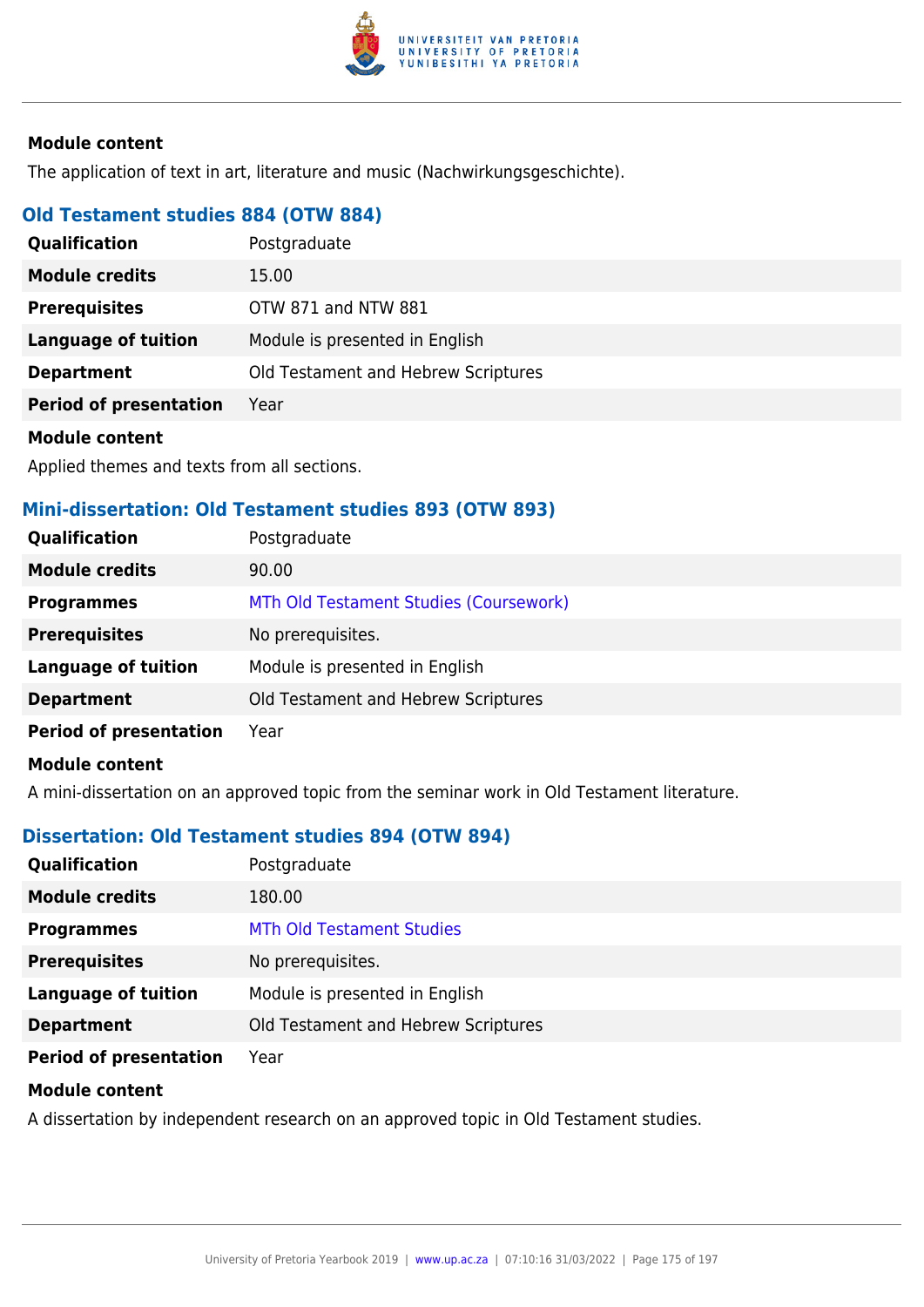**Module content**

The application of text in art, literature and music (Nachwirkungsgeschichte).

### Old Testament studies 884 (OTW 884)

| | |
|---|---|
| **Qualification** | Postgraduate |
| **Module credits** | 15.00 |
| **Prerequisites** | OTW 871 and NTW 881 |
| **Language of tuition** | Module is presented in English |
| **Department** | Old Testament and Hebrew Scriptures |
| **Period of presentation** | Year |

**Module content**

Applied themes and texts from all sections.

### Mini-dissertation: Old Testament studies 893 (OTW 893)

| | |
|---|---|
| **Qualification** | Postgraduate |
| **Module credits** | 90.00 |
| **Programmes** | MTh Old Testament Studies (Coursework) |
| **Prerequisites** | No prerequisites. |
| **Language of tuition** | Module is presented in English |
| **Department** | Old Testament and Hebrew Scriptures |
| **Period of presentation** | Year |

**Module content**

A mini-dissertation on an approved topic from the seminar work in Old Testament literature.

### Dissertation: Old Testament studies 894 (OTW 894)

| | |
|---|---|
| **Qualification** | Postgraduate |
| **Module credits** | 180.00 |
| **Programmes** | MTh Old Testament Studies |
| **Prerequisites** | No prerequisites. |
| **Language of tuition** | Module is presented in English |
| **Department** | Old Testament and Hebrew Scriptures |
| **Period of presentation** | Year |

**Module content**

A dissertation by independent research on an approved topic in Old Testament studies.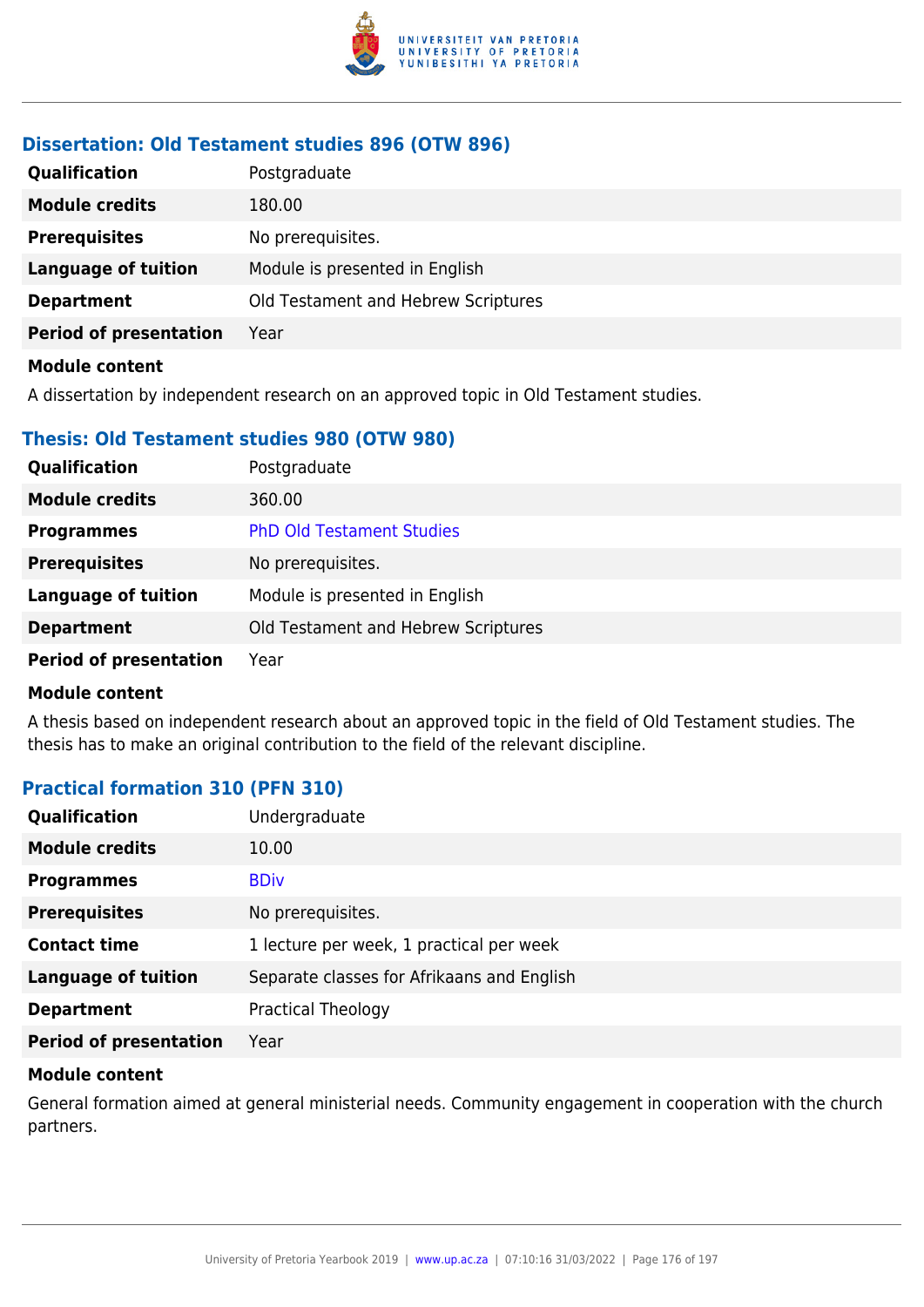### Dissertation: Old Testament studies 896 (OTW 896)

| | |
|---|---|
| **Qualification** | Postgraduate |
| **Module credits** | 180.00 |
| **Prerequisites** | No prerequisites. |
| **Language of tuition** | Module is presented in English |
| **Department** | Old Testament and Hebrew Scriptures |
| **Period of presentation** | Year |

**Module content**

A dissertation by independent research on an approved topic in Old Testament studies.

### Thesis: Old Testament studies 980 (OTW 980)

| | |
|---|---|
| **Qualification** | Postgraduate |
| **Module credits** | 360.00 |
| **Programmes** | PhD Old Testament Studies |
| **Prerequisites** | No prerequisites. |
| **Language of tuition** | Module is presented in English |
| **Department** | Old Testament and Hebrew Scriptures |
| **Period of presentation** | Year |

**Module content**

A thesis based on independent research about an approved topic in the field of Old Testament studies. The thesis has to make an original contribution to the field of the relevant discipline.

### Practical formation 310 (PFN 310)

| | |
|---|---|
| **Qualification** | Undergraduate |
| **Module credits** | 10.00 |
| **Programmes** | BDiv |
| **Prerequisites** | No prerequisites. |
| **Contact time** | 1 lecture per week, 1 practical per week |
| **Language of tuition** | Separate classes for Afrikaans and English |
| **Department** | Practical Theology |
| **Period of presentation** | Year |

**Module content**

General formation aimed at general ministerial needs. Community engagement in cooperation with the church partners.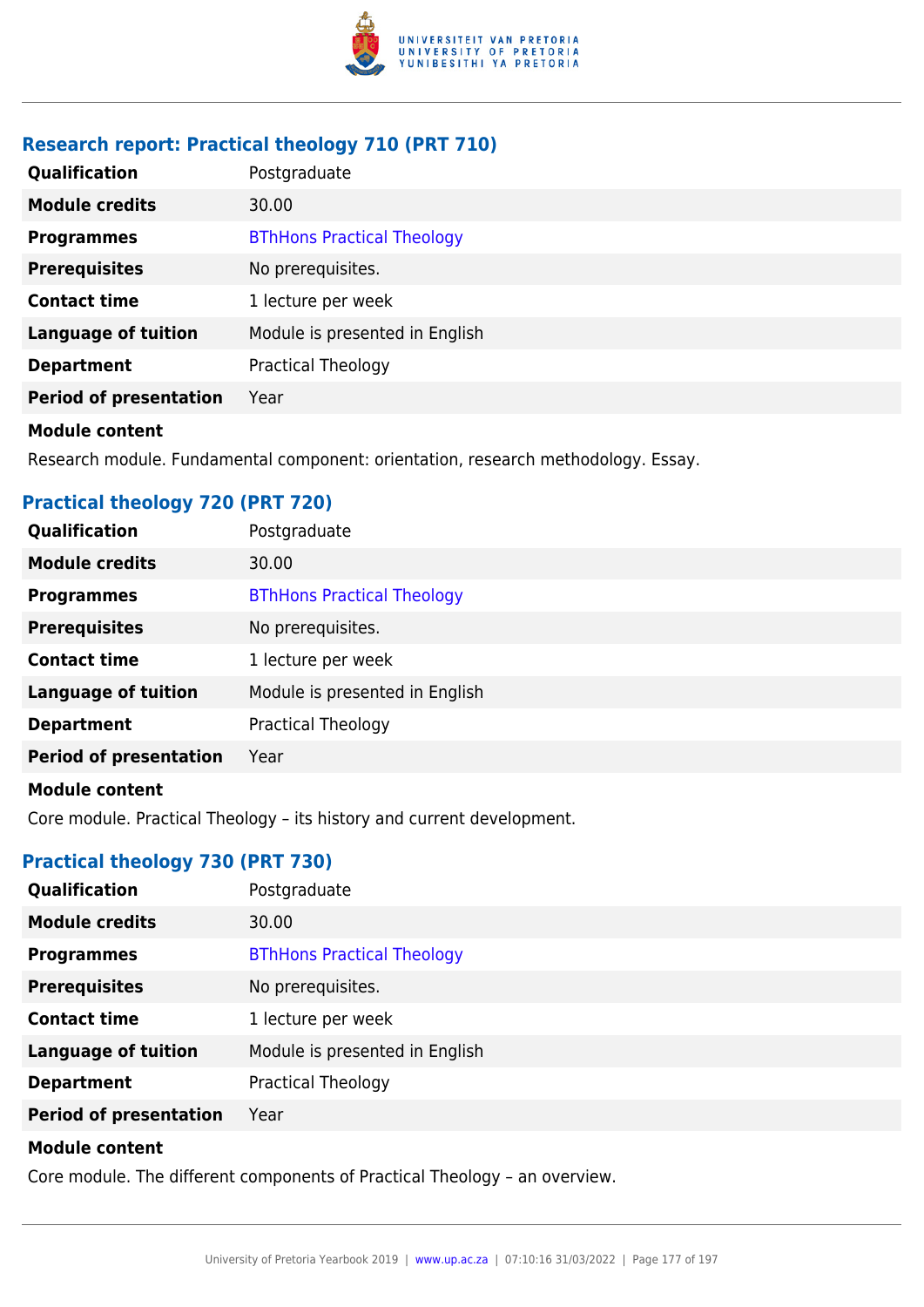### Research report: Practical theology 710 (PRT 710)

| | |
|---|---|
| **Qualification** | Postgraduate |
| **Module credits** | 30.00 |
| **Programmes** | BThHons Practical Theology |
| **Prerequisites** | No prerequisites. |
| **Contact time** | 1 lecture per week |
| **Language of tuition** | Module is presented in English |
| **Department** | Practical Theology |
| **Period of presentation** | Year |

**Module content**

Research module. Fundamental component: orientation, research methodology. Essay.

### Practical theology 720 (PRT 720)

| | |
|---|---|
| **Qualification** | Postgraduate |
| **Module credits** | 30.00 |
| **Programmes** | BThHons Practical Theology |
| **Prerequisites** | No prerequisites. |
| **Contact time** | 1 lecture per week |
| **Language of tuition** | Module is presented in English |
| **Department** | Practical Theology |
| **Period of presentation** | Year |

**Module content**

Core module. Practical Theology – its history and current development.

### Practical theology 730 (PRT 730)

| | |
|---|---|
| **Qualification** | Postgraduate |
| **Module credits** | 30.00 |
| **Programmes** | BThHons Practical Theology |
| **Prerequisites** | No prerequisites. |
| **Contact time** | 1 lecture per week |
| **Language of tuition** | Module is presented in English |
| **Department** | Practical Theology |
| **Period of presentation** | Year |

**Module content**

Core module. The different components of Practical Theology – an overview.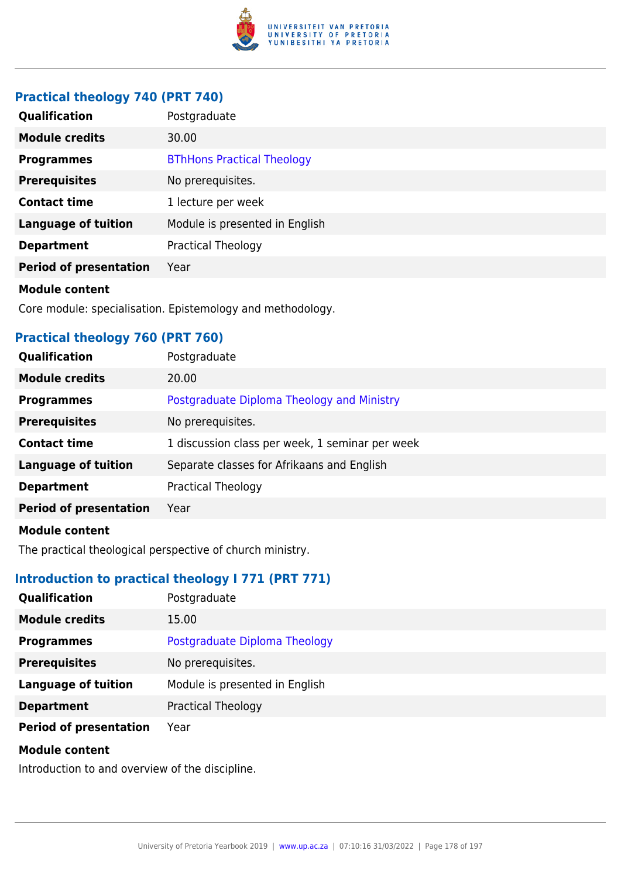### Practical theology 740 (PRT 740)

| | |
|---|---|
| **Qualification** | Postgraduate |
| **Module credits** | 30.00 |
| **Programmes** | BThHons Practical Theology |
| **Prerequisites** | No prerequisites. |
| **Contact time** | 1 lecture per week |
| **Language of tuition** | Module is presented in English |
| **Department** | Practical Theology |
| **Period of presentation** | Year |

**Module content**

Core module: specialisation. Epistemology and methodology.

### Practical theology 760 (PRT 760)

| | |
|---|---|
| **Qualification** | Postgraduate |
| **Module credits** | 20.00 |
| **Programmes** | Postgraduate Diploma Theology and Ministry |
| **Prerequisites** | No prerequisites. |
| **Contact time** | 1 discussion class per week, 1 seminar per week |
| **Language of tuition** | Separate classes for Afrikaans and English |
| **Department** | Practical Theology |
| **Period of presentation** | Year |

**Module content**

The practical theological perspective of church ministry.

### Introduction to practical theology I 771 (PRT 771)

| | |
|---|---|
| **Qualification** | Postgraduate |
| **Module credits** | 15.00 |
| **Programmes** | Postgraduate Diploma Theology |
| **Prerequisites** | No prerequisites. |
| **Language of tuition** | Module is presented in English |
| **Department** | Practical Theology |
| **Period of presentation** | Year |

**Module content**

Introduction to and overview of the discipline.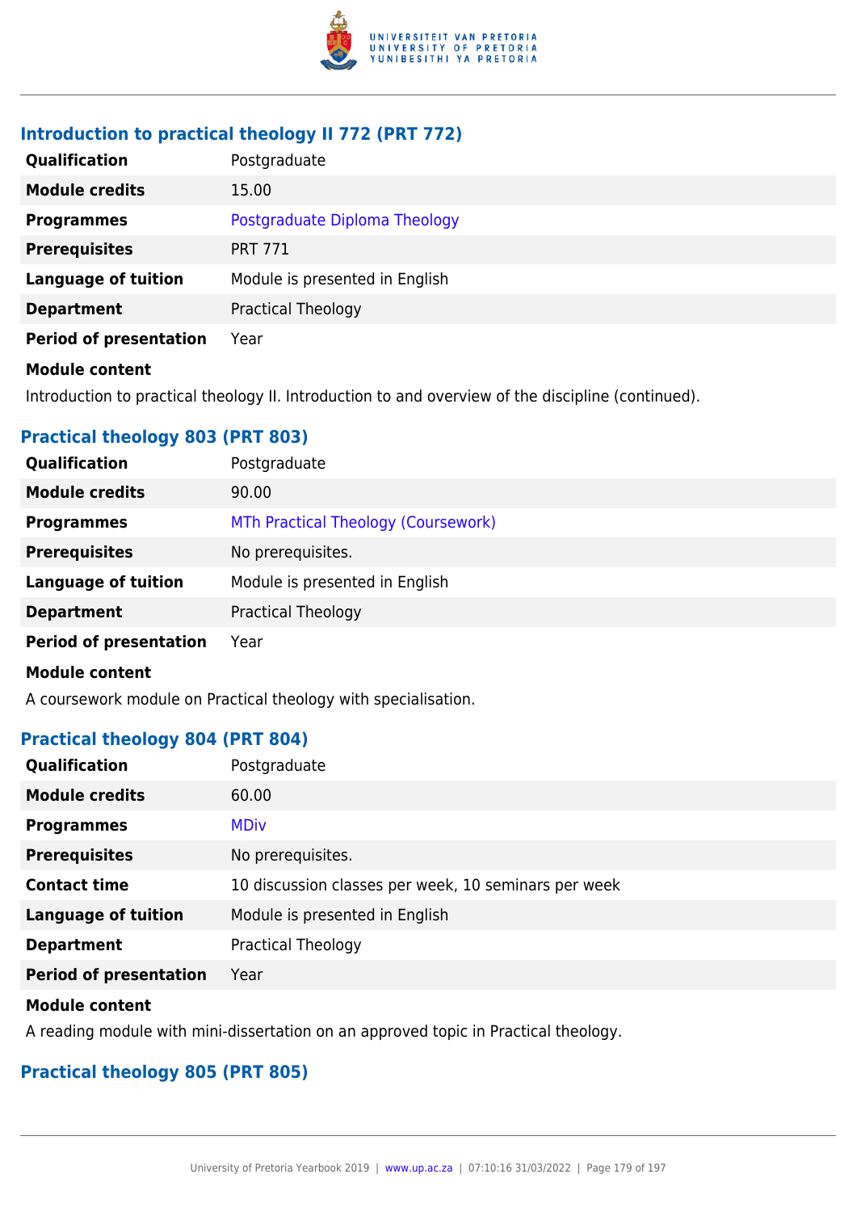### Introduction to practical theology II 772 (PRT 772)

| | |
|---|---|
| **Qualification** | Postgraduate |
| **Module credits** | 15.00 |
| **Programmes** | Postgraduate Diploma Theology |
| **Prerequisites** | PRT 771 |
| **Language of tuition** | Module is presented in English |
| **Department** | Practical Theology |
| **Period of presentation** | Year |

**Module content**

Introduction to practical theology II. Introduction to and overview of the discipline (continued).

### Practical theology 803 (PRT 803)

| | |
|---|---|
| **Qualification** | Postgraduate |
| **Module credits** | 90.00 |
| **Programmes** | MTh Practical Theology (Coursework) |
| **Prerequisites** | No prerequisites. |
| **Language of tuition** | Module is presented in English |
| **Department** | Practical Theology |
| **Period of presentation** | Year |

**Module content**

A coursework module on Practical theology with specialisation.

### Practical theology 804 (PRT 804)

| | |
|---|---|
| **Qualification** | Postgraduate |
| **Module credits** | 60.00 |
| **Programmes** | MDiv |
| **Prerequisites** | No prerequisites. |
| **Contact time** | 10 discussion classes per week, 10 seminars per week |
| **Language of tuition** | Module is presented in English |
| **Department** | Practical Theology |
| **Period of presentation** | Year |

**Module content**

A reading module with mini-dissertation on an approved topic in Practical theology.

### Practical theology 805 (PRT 805)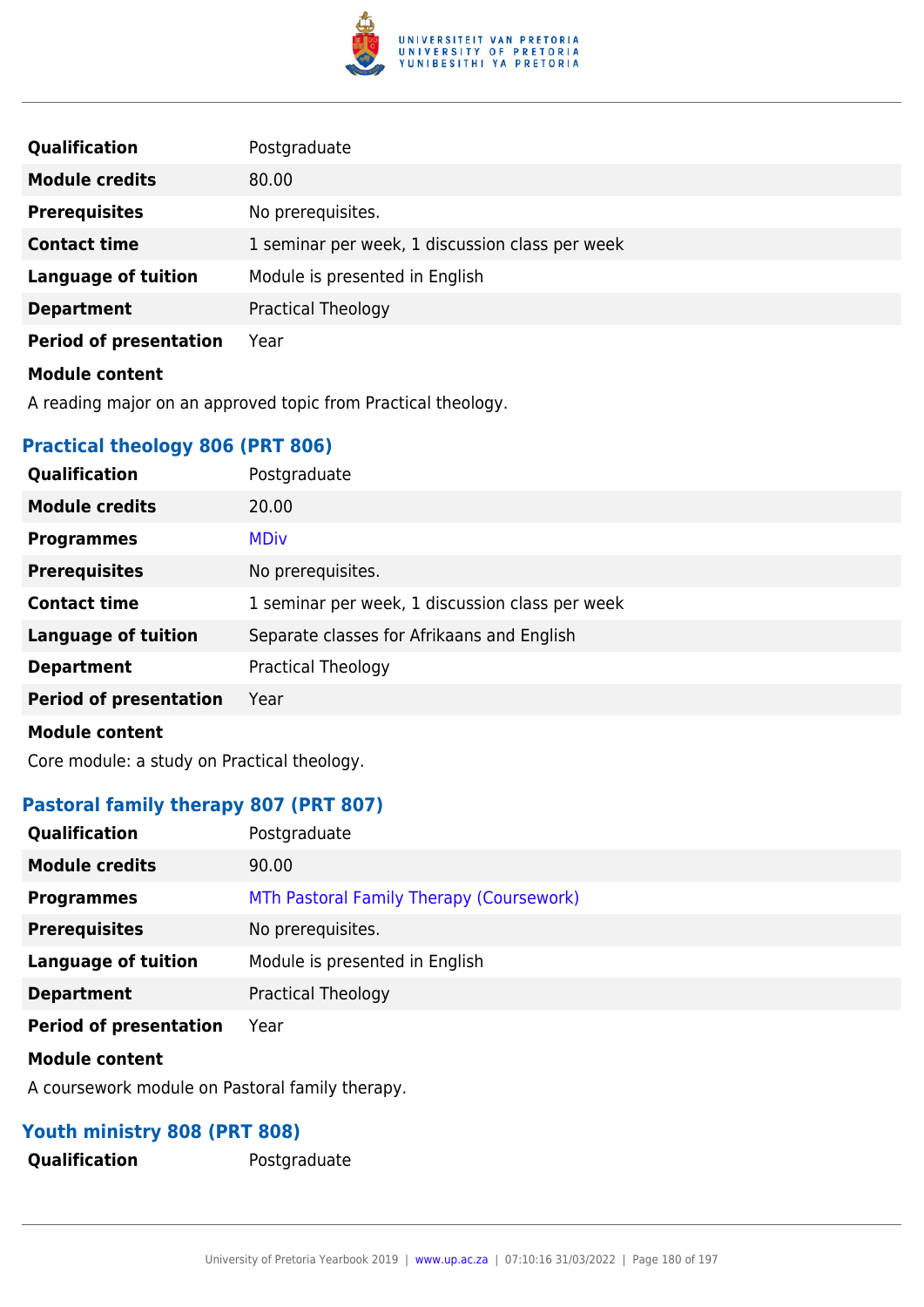| | |
|---|---|
| **Qualification** | Postgraduate |
| **Module credits** | 80.00 |
| **Prerequisites** | No prerequisites. |
| **Contact time** | 1 seminar per week, 1 discussion class per week |
| **Language of tuition** | Module is presented in English |
| **Department** | Practical Theology |
| **Period of presentation** | Year |

**Module content**

A reading major on an approved topic from Practical theology.

### Practical theology 806 (PRT 806)

| | |
|---|---|
| **Qualification** | Postgraduate |
| **Module credits** | 20.00 |
| **Programmes** | MDiv |
| **Prerequisites** | No prerequisites. |
| **Contact time** | 1 seminar per week, 1 discussion class per week |
| **Language of tuition** | Separate classes for Afrikaans and English |
| **Department** | Practical Theology |
| **Period of presentation** | Year |

**Module content**

Core module: a study on Practical theology.

### Pastoral family therapy 807 (PRT 807)

| | |
|---|---|
| **Qualification** | Postgraduate |
| **Module credits** | 90.00 |
| **Programmes** | MTh Pastoral Family Therapy (Coursework) |
| **Prerequisites** | No prerequisites. |
| **Language of tuition** | Module is presented in English |
| **Department** | Practical Theology |
| **Period of presentation** | Year |

**Module content**

A coursework module on Pastoral family therapy.

### Youth ministry 808 (PRT 808)

| | |
|---|---|
| **Qualification** | Postgraduate |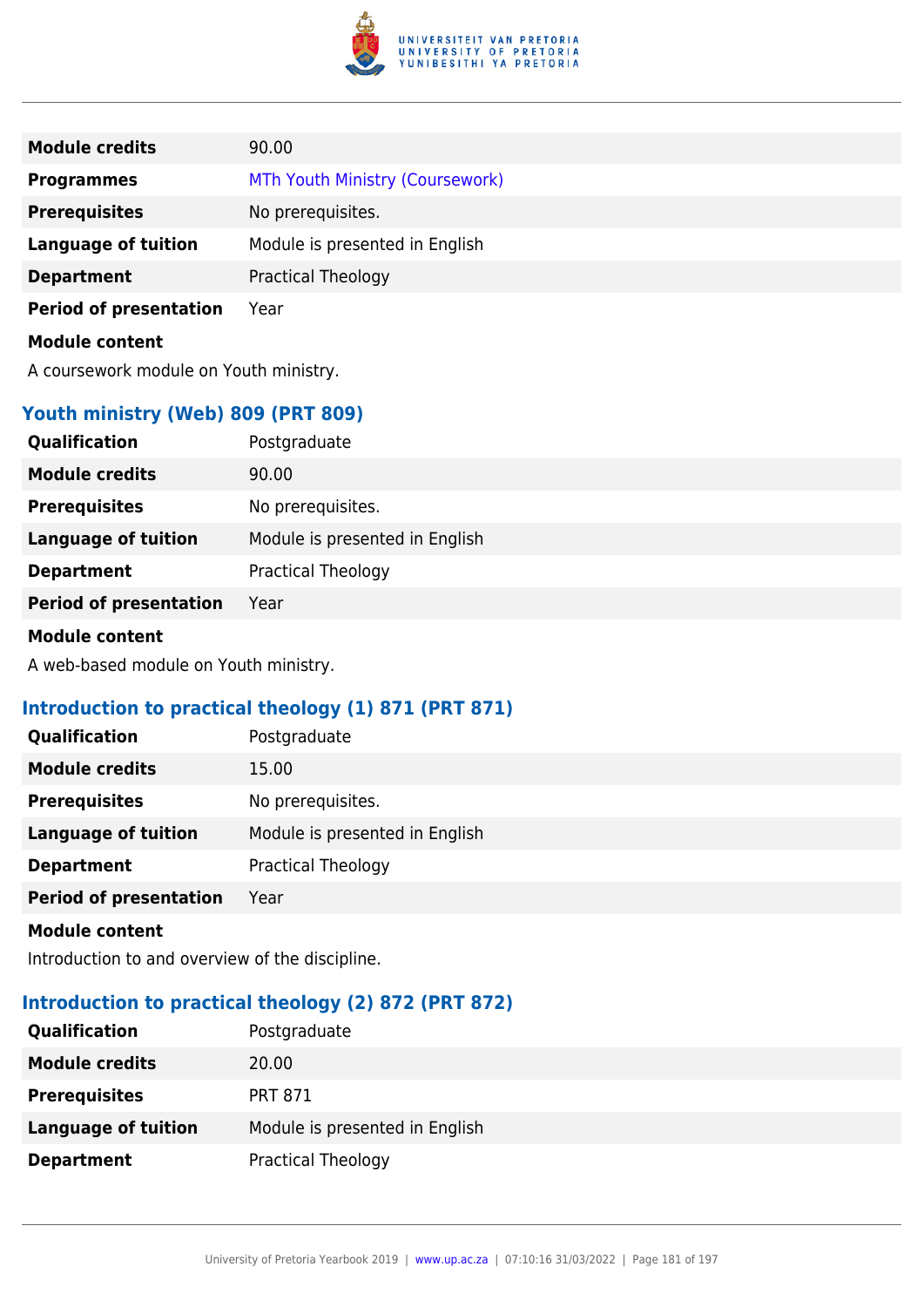| | |
|---|---|
| **Module credits** | 90.00 |
| **Programmes** | MTh Youth Ministry (Coursework) |
| **Prerequisites** | No prerequisites. |
| **Language of tuition** | Module is presented in English |
| **Department** | Practical Theology |
| **Period of presentation** | Year |

**Module content**

A coursework module on Youth ministry.

### Youth ministry (Web) 809 (PRT 809)

| | |
|---|---|
| **Qualification** | Postgraduate |
| **Module credits** | 90.00 |
| **Prerequisites** | No prerequisites. |
| **Language of tuition** | Module is presented in English |
| **Department** | Practical Theology |
| **Period of presentation** | Year |

**Module content**

A web-based module on Youth ministry.

### Introduction to practical theology (1) 871 (PRT 871)

| | |
|---|---|
| **Qualification** | Postgraduate |
| **Module credits** | 15.00 |
| **Prerequisites** | No prerequisites. |
| **Language of tuition** | Module is presented in English |
| **Department** | Practical Theology |
| **Period of presentation** | Year |

**Module content**

Introduction to and overview of the discipline.

### Introduction to practical theology (2) 872 (PRT 872)

| | |
|---|---|
| **Qualification** | Postgraduate |
| **Module credits** | 20.00 |
| **Prerequisites** | PRT 871 |
| **Language of tuition** | Module is presented in English |
| **Department** | Practical Theology |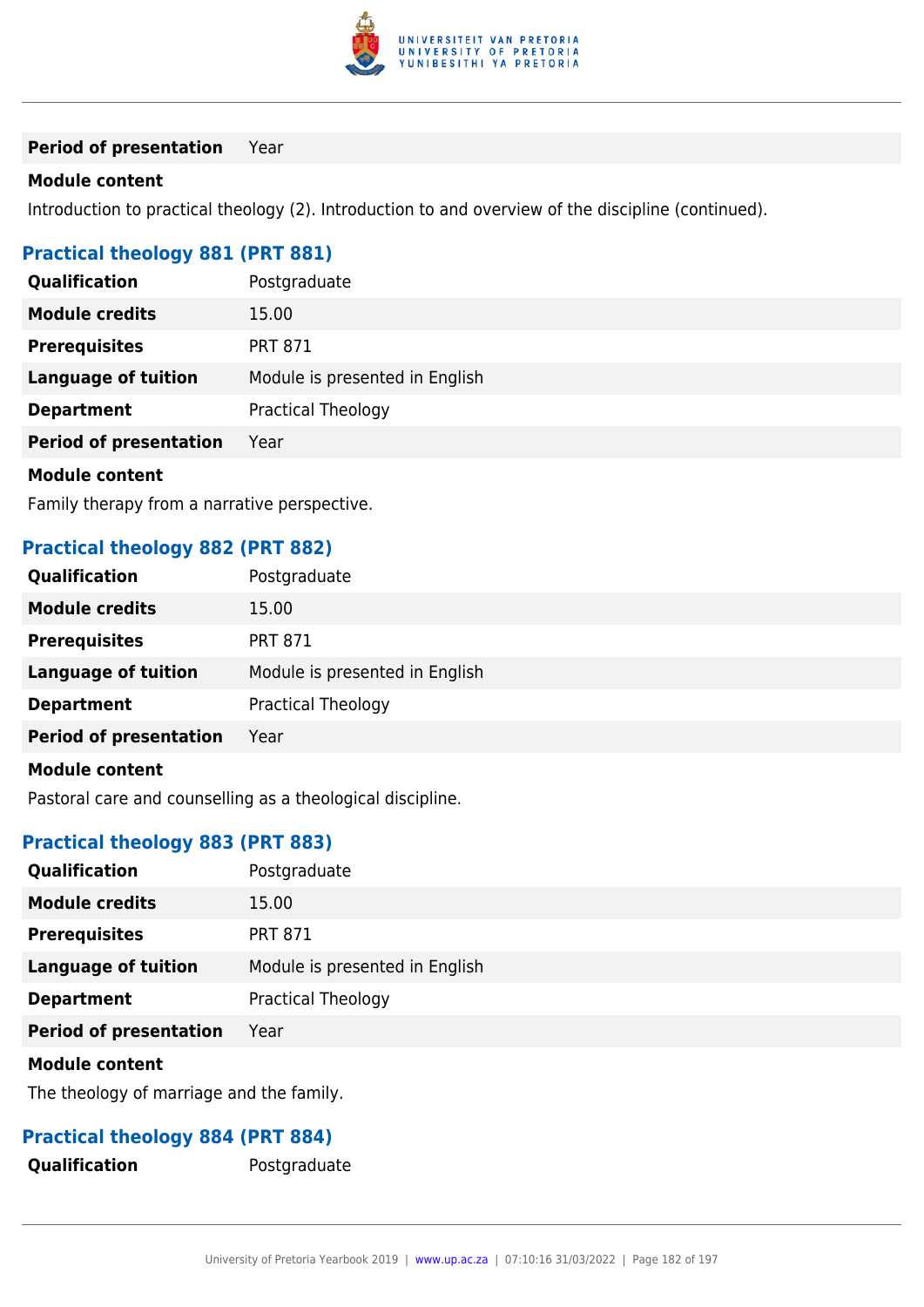| | |
|---|---|
| **Period of presentation** | Year |

**Module content**

Introduction to practical theology (2). Introduction to and overview of the discipline (continued).

### Practical theology 881 (PRT 881)

| | |
|---|---|
| **Qualification** | Postgraduate |
| **Module credits** | 15.00 |
| **Prerequisites** | PRT 871 |
| **Language of tuition** | Module is presented in English |
| **Department** | Practical Theology |
| **Period of presentation** | Year |

**Module content**

Family therapy from a narrative perspective.

### Practical theology 882 (PRT 882)

| | |
|---|---|
| **Qualification** | Postgraduate |
| **Module credits** | 15.00 |
| **Prerequisites** | PRT 871 |
| **Language of tuition** | Module is presented in English |
| **Department** | Practical Theology |
| **Period of presentation** | Year |

**Module content**

Pastoral care and counselling as a theological discipline.

### Practical theology 883 (PRT 883)

| | |
|---|---|
| **Qualification** | Postgraduate |
| **Module credits** | 15.00 |
| **Prerequisites** | PRT 871 |
| **Language of tuition** | Module is presented in English |
| **Department** | Practical Theology |
| **Period of presentation** | Year |

**Module content**

The theology of marriage and the family.

### Practical theology 884 (PRT 884)

| | |
|---|---|
| **Qualification** | Postgraduate |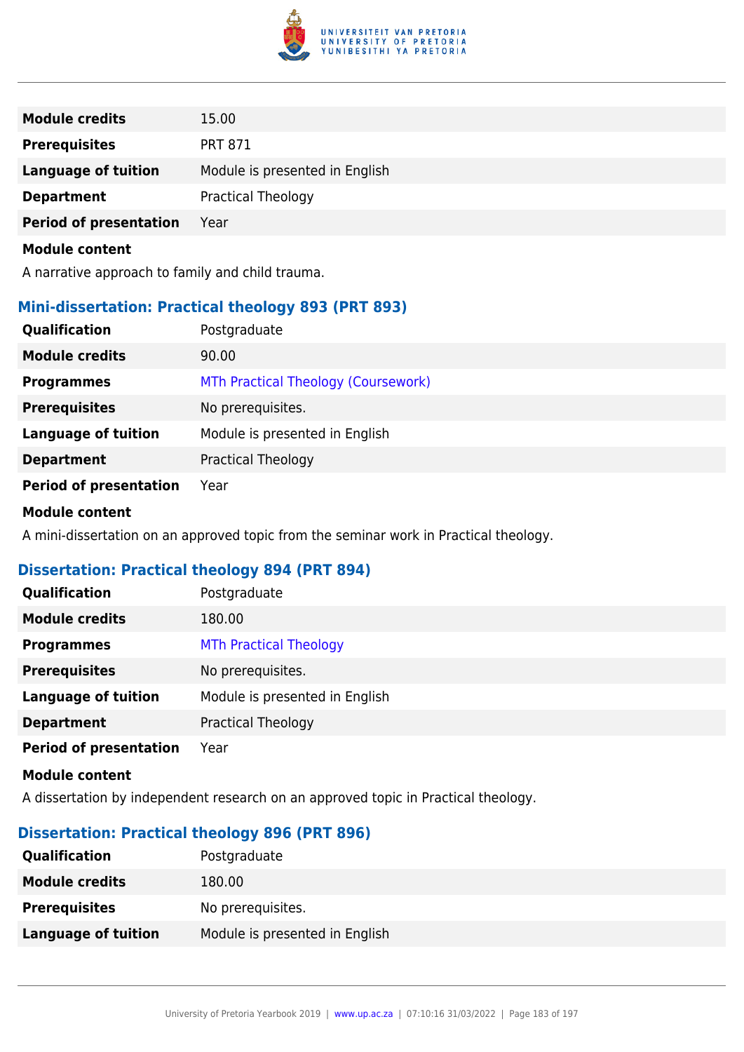| | |
|---|---|
| **Module credits** | 15.00 |
| **Prerequisites** | PRT 871 |
| **Language of tuition** | Module is presented in English |
| **Department** | Practical Theology |
| **Period of presentation** | Year |

**Module content**

A narrative approach to family and child trauma.

### Mini-dissertation: Practical theology 893 (PRT 893)

| | |
|---|---|
| **Qualification** | Postgraduate |
| **Module credits** | 90.00 |
| **Programmes** | MTh Practical Theology (Coursework) |
| **Prerequisites** | No prerequisites. |
| **Language of tuition** | Module is presented in English |
| **Department** | Practical Theology |
| **Period of presentation** | Year |

**Module content**

A mini-dissertation on an approved topic from the seminar work in Practical theology.

### Dissertation: Practical theology 894 (PRT 894)

| | |
|---|---|
| **Qualification** | Postgraduate |
| **Module credits** | 180.00 |
| **Programmes** | MTh Practical Theology |
| **Prerequisites** | No prerequisites. |
| **Language of tuition** | Module is presented in English |
| **Department** | Practical Theology |
| **Period of presentation** | Year |

**Module content**

A dissertation by independent research on an approved topic in Practical theology.

### Dissertation: Practical theology 896 (PRT 896)

| | |
|---|---|
| **Qualification** | Postgraduate |
| **Module credits** | 180.00 |
| **Prerequisites** | No prerequisites. |
| **Language of tuition** | Module is presented in English |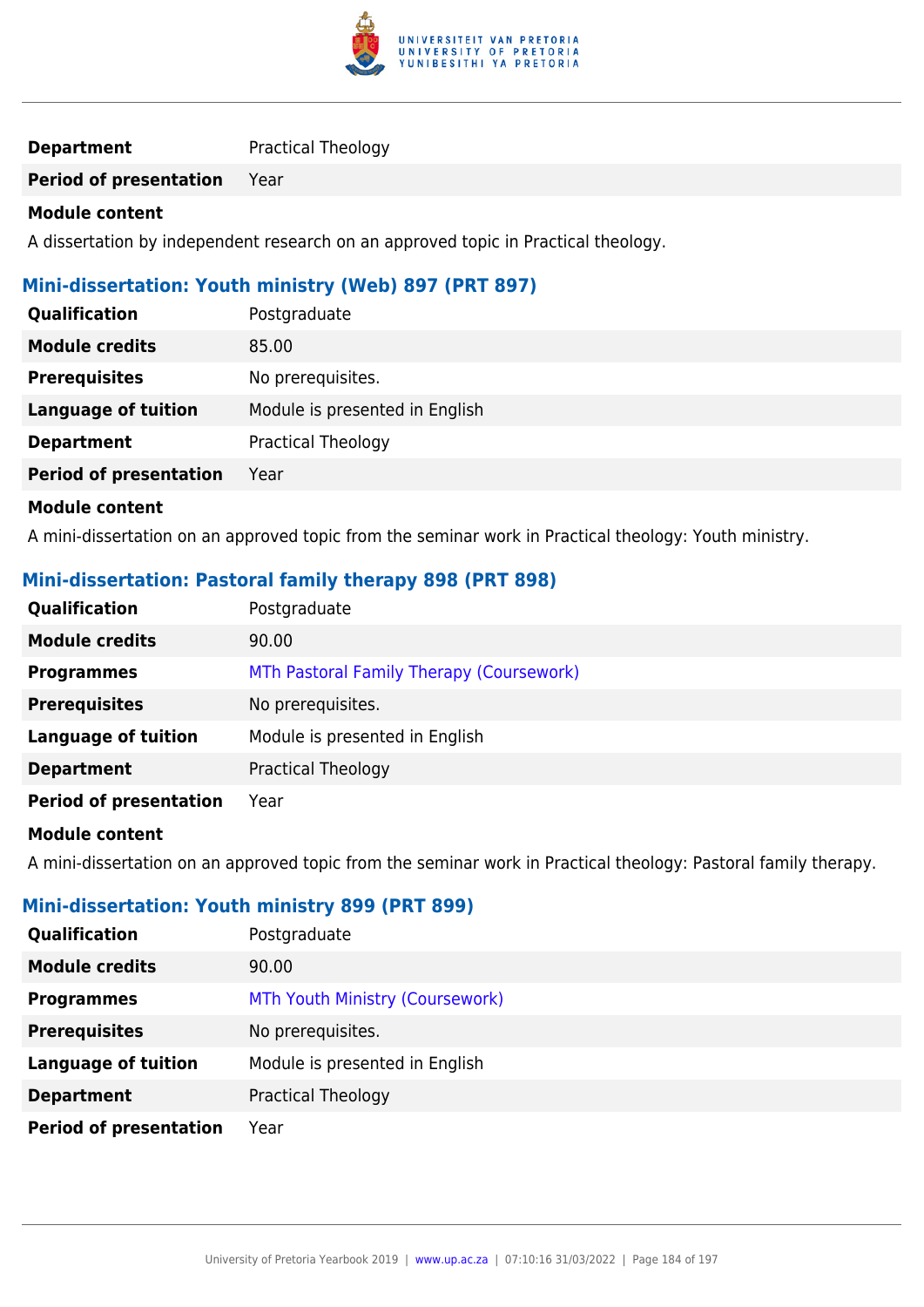| | |
|---|---|
| **Department** | Practical Theology |
| **Period of presentation** | Year |

**Module content**

A dissertation by independent research on an approved topic in Practical theology.

### Mini-dissertation: Youth ministry (Web) 897 (PRT 897)

| | |
|---|---|
| **Qualification** | Postgraduate |
| **Module credits** | 85.00 |
| **Prerequisites** | No prerequisites. |
| **Language of tuition** | Module is presented in English |
| **Department** | Practical Theology |
| **Period of presentation** | Year |

**Module content**

A mini-dissertation on an approved topic from the seminar work in Practical theology: Youth ministry.

### Mini-dissertation: Pastoral family therapy 898 (PRT 898)

| | |
|---|---|
| **Qualification** | Postgraduate |
| **Module credits** | 90.00 |
| **Programmes** | MTh Pastoral Family Therapy (Coursework) |
| **Prerequisites** | No prerequisites. |
| **Language of tuition** | Module is presented in English |
| **Department** | Practical Theology |
| **Period of presentation** | Year |

**Module content**

A mini-dissertation on an approved topic from the seminar work in Practical theology: Pastoral family therapy.

### Mini-dissertation: Youth ministry 899 (PRT 899)

| | |
|---|---|
| **Qualification** | Postgraduate |
| **Module credits** | 90.00 |
| **Programmes** | MTh Youth Ministry (Coursework) |
| **Prerequisites** | No prerequisites. |
| **Language of tuition** | Module is presented in English |
| **Department** | Practical Theology |
| **Period of presentation** | Year |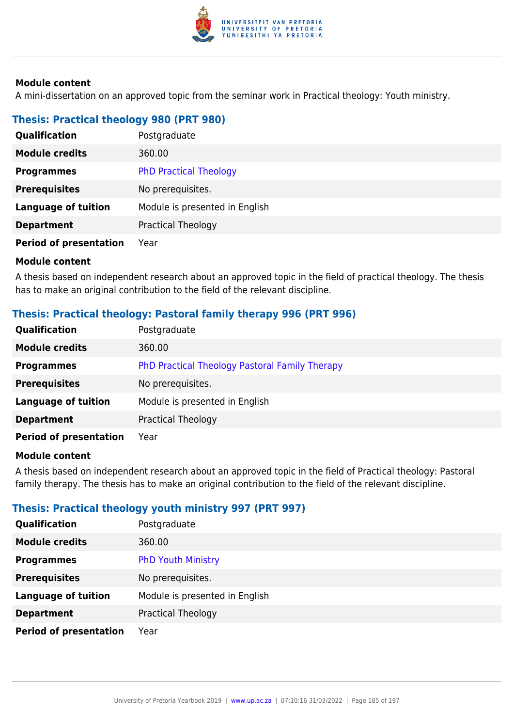**Module content**

A mini-dissertation on an approved topic from the seminar work in Practical theology: Youth ministry.

### Thesis: Practical theology 980 (PRT 980)

| | |
|---|---|
| **Qualification** | Postgraduate |
| **Module credits** | 360.00 |
| **Programmes** | PhD Practical Theology |
| **Prerequisites** | No prerequisites. |
| **Language of tuition** | Module is presented in English |
| **Department** | Practical Theology |
| **Period of presentation** | Year |

**Module content**

A thesis based on independent research about an approved topic in the field of practical theology. The thesis has to make an original contribution to the field of the relevant discipline.

### Thesis: Practical theology: Pastoral family therapy 996 (PRT 996)

| | |
|---|---|
| **Qualification** | Postgraduate |
| **Module credits** | 360.00 |
| **Programmes** | PhD Practical Theology Pastoral Family Therapy |
| **Prerequisites** | No prerequisites. |
| **Language of tuition** | Module is presented in English |
| **Department** | Practical Theology |
| **Period of presentation** | Year |

**Module content**

A thesis based on independent research about an approved topic in the field of Practical theology: Pastoral family therapy. The thesis has to make an original contribution to the field of the relevant discipline.

### Thesis: Practical theology youth ministry 997 (PRT 997)

| | |
|---|---|
| **Qualification** | Postgraduate |
| **Module credits** | 360.00 |
| **Programmes** | PhD Youth Ministry |
| **Prerequisites** | No prerequisites. |
| **Language of tuition** | Module is presented in English |
| **Department** | Practical Theology |
| **Period of presentation** | Year |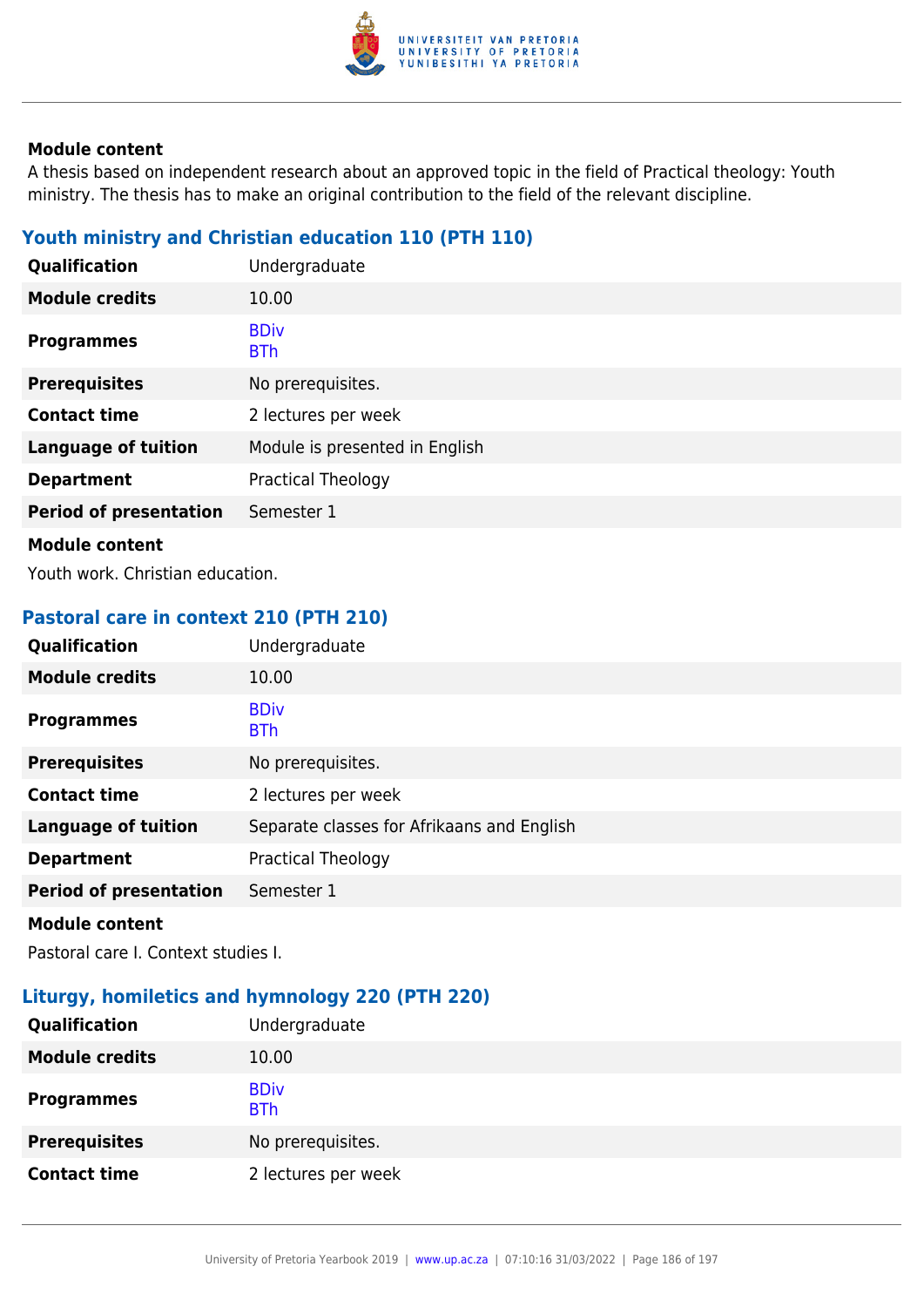**Module content**

A thesis based on independent research about an approved topic in the field of Practical theology: Youth ministry. The thesis has to make an original contribution to the field of the relevant discipline.

### Youth ministry and Christian education 110 (PTH 110)

| | |
|---|---|
| **Qualification** | Undergraduate |
| **Module credits** | 10.00 |
| **Programmes** | BDiv<br>BTh |
| **Prerequisites** | No prerequisites. |
| **Contact time** | 2 lectures per week |
| **Language of tuition** | Module is presented in English |
| **Department** | Practical Theology |
| **Period of presentation** | Semester 1 |

**Module content**

Youth work. Christian education.

### Pastoral care in context 210 (PTH 210)

| | |
|---|---|
| **Qualification** | Undergraduate |
| **Module credits** | 10.00 |
| **Programmes** | BDiv<br>BTh |
| **Prerequisites** | No prerequisites. |
| **Contact time** | 2 lectures per week |
| **Language of tuition** | Separate classes for Afrikaans and English |
| **Department** | Practical Theology |
| **Period of presentation** | Semester 1 |

**Module content**

Pastoral care I. Context studies I.

### Liturgy, homiletics and hymnology 220 (PTH 220)

| | |
|---|---|
| **Qualification** | Undergraduate |
| **Module credits** | 10.00 |
| **Programmes** | BDiv<br>BTh |
| **Prerequisites** | No prerequisites. |
| **Contact time** | 2 lectures per week |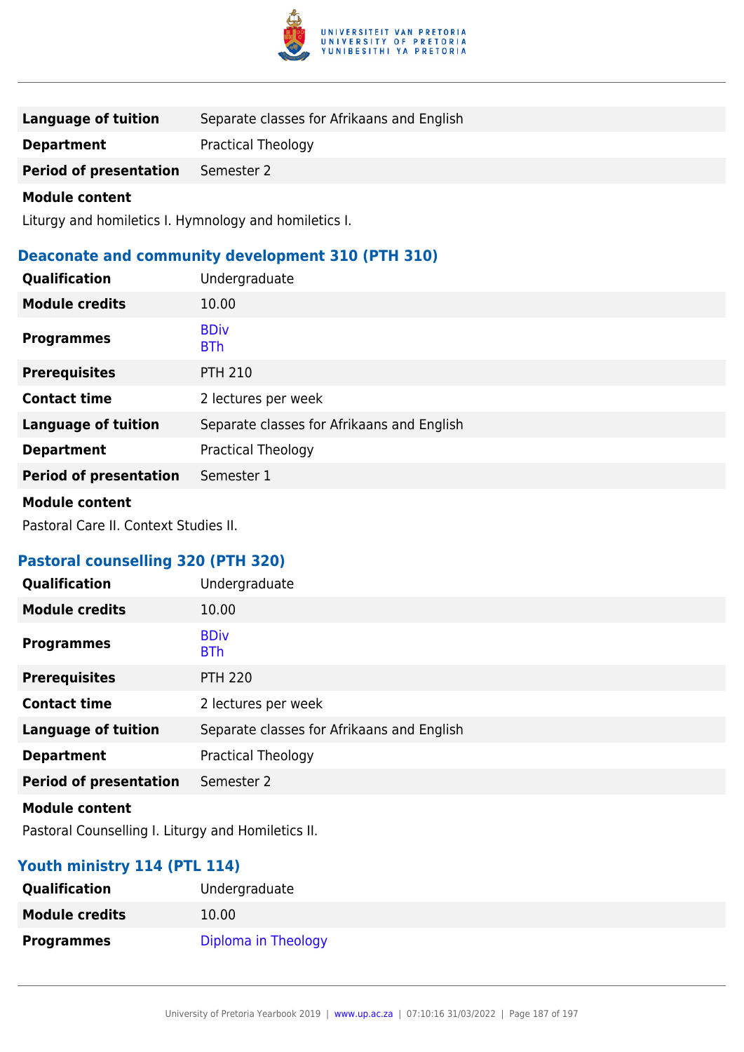| | |
|---|---|
| **Language of tuition** | Separate classes for Afrikaans and English |
| **Department** | Practical Theology |
| **Period of presentation** | Semester 2 |

**Module content**

Liturgy and homiletics I. Hymnology and homiletics I.

### Deaconate and community development 310 (PTH 310)

| | |
|---|---|
| **Qualification** | Undergraduate |
| **Module credits** | 10.00 |
| **Programmes** | BDiv<br>BTh |
| **Prerequisites** | PTH 210 |
| **Contact time** | 2 lectures per week |
| **Language of tuition** | Separate classes for Afrikaans and English |
| **Department** | Practical Theology |
| **Period of presentation** | Semester 1 |

**Module content**

Pastoral Care II. Context Studies II.

### Pastoral counselling 320 (PTH 320)

| | |
|---|---|
| **Qualification** | Undergraduate |
| **Module credits** | 10.00 |
| **Programmes** | BDiv<br>BTh |
| **Prerequisites** | PTH 220 |
| **Contact time** | 2 lectures per week |
| **Language of tuition** | Separate classes for Afrikaans and English |
| **Department** | Practical Theology |
| **Period of presentation** | Semester 2 |

**Module content**

Pastoral Counselling I. Liturgy and Homiletics II.

### Youth ministry 114 (PTL 114)

| | |
|---|---|
| **Qualification** | Undergraduate |
| **Module credits** | 10.00 |
| **Programmes** | Diploma in Theology |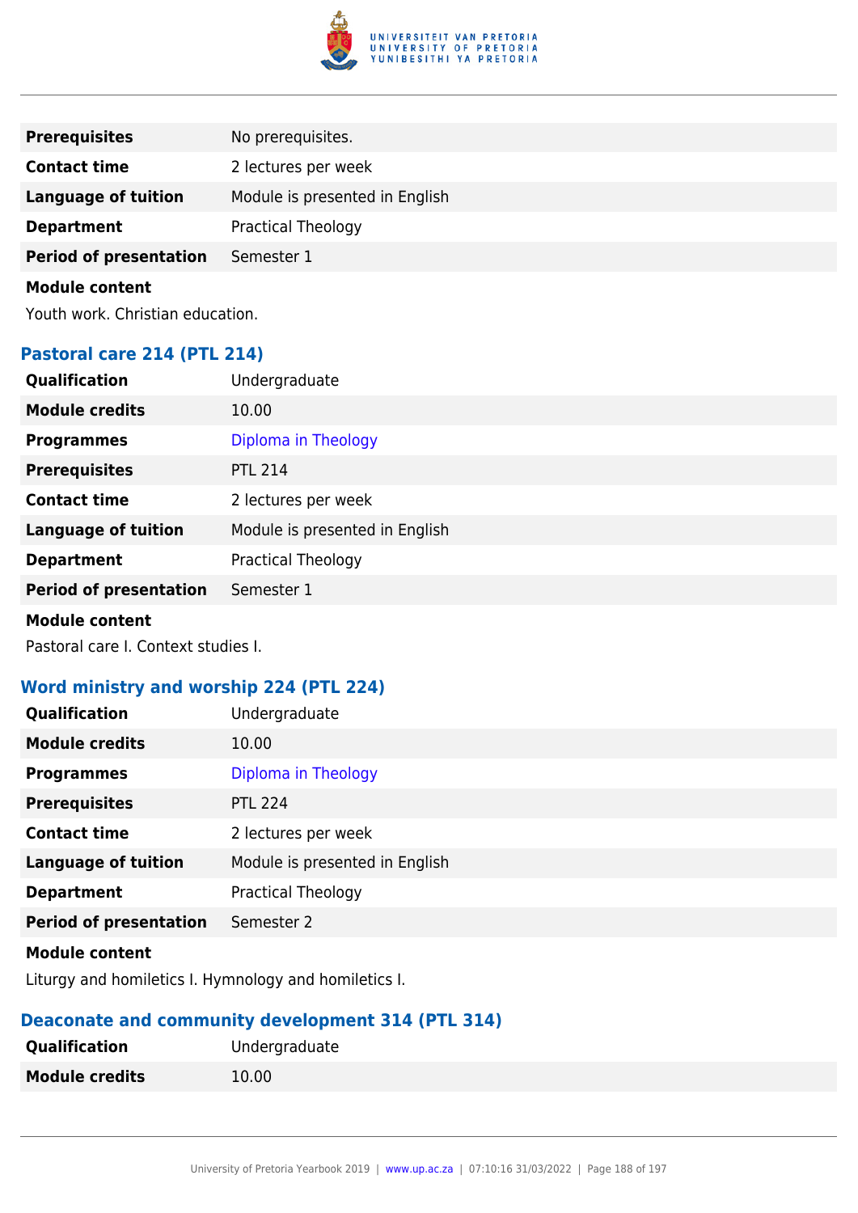| | |
|---|---|
| **Prerequisites** | No prerequisites. |
| **Contact time** | 2 lectures per week |
| **Language of tuition** | Module is presented in English |
| **Department** | Practical Theology |
| **Period of presentation** | Semester 1 |

**Module content**

Youth work. Christian education.

### Pastoral care 214 (PTL 214)

| | |
|---|---|
| **Qualification** | Undergraduate |
| **Module credits** | 10.00 |
| **Programmes** | Diploma in Theology |
| **Prerequisites** | PTL 214 |
| **Contact time** | 2 lectures per week |
| **Language of tuition** | Module is presented in English |
| **Department** | Practical Theology |
| **Period of presentation** | Semester 1 |

**Module content**

Pastoral care I. Context studies I.

### Word ministry and worship 224 (PTL 224)

| | |
|---|---|
| **Qualification** | Undergraduate |
| **Module credits** | 10.00 |
| **Programmes** | Diploma in Theology |
| **Prerequisites** | PTL 224 |
| **Contact time** | 2 lectures per week |
| **Language of tuition** | Module is presented in English |
| **Department** | Practical Theology |
| **Period of presentation** | Semester 2 |

**Module content**

Liturgy and homiletics I. Hymnology and homiletics I.

### Deaconate and community development 314 (PTL 314)

| | |
|---|---|
| **Qualification** | Undergraduate |
| **Module credits** | 10.00 |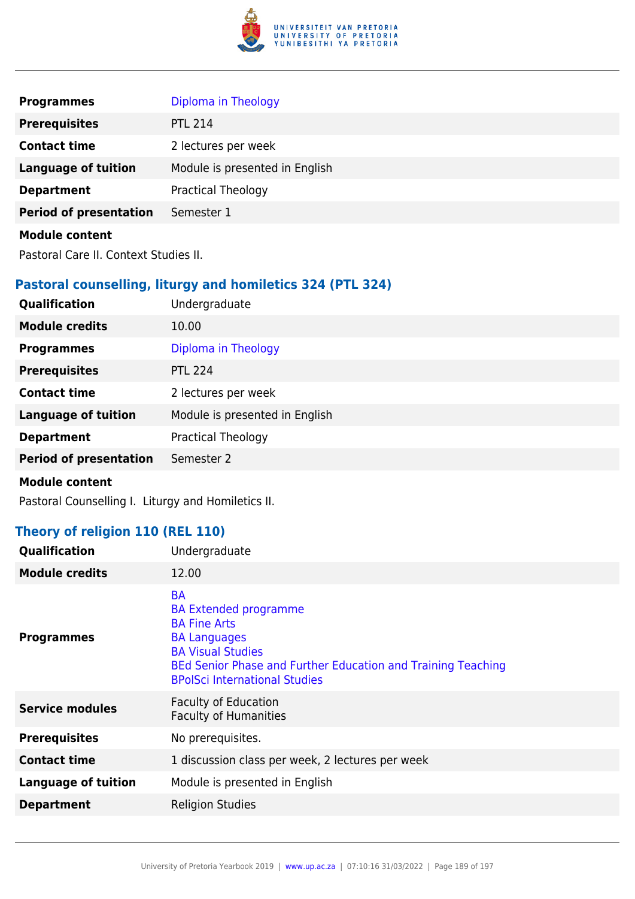| | |
|---|---|
| **Programmes** | Diploma in Theology |
| **Prerequisites** | PTL 214 |
| **Contact time** | 2 lectures per week |
| **Language of tuition** | Module is presented in English |
| **Department** | Practical Theology |
| **Period of presentation** | Semester 1 |

**Module content**

Pastoral Care II. Context Studies II.

### Pastoral counselling, liturgy and homiletics 324 (PTL 324)

| | |
|---|---|
| **Qualification** | Undergraduate |
| **Module credits** | 10.00 |
| **Programmes** | Diploma in Theology |
| **Prerequisites** | PTL 224 |
| **Contact time** | 2 lectures per week |
| **Language of tuition** | Module is presented in English |
| **Department** | Practical Theology |
| **Period of presentation** | Semester 2 |

**Module content**

Pastoral Counselling I. Liturgy and Homiletics II.

### Theory of religion 110 (REL 110)

| | |
|---|---|
| **Qualification** | Undergraduate |
| **Module credits** | 12.00 |
| **Programmes** | BA<br>BA Extended programme<br>BA Fine Arts<br>BA Languages<br>BA Visual Studies<br>BEd Senior Phase and Further Education and Training Teaching<br>BPolSci International Studies |
| **Service modules** | Faculty of Education<br>Faculty of Humanities |
| **Prerequisites** | No prerequisites. |
| **Contact time** | 1 discussion class per week, 2 lectures per week |
| **Language of tuition** | Module is presented in English |
| **Department** | Religion Studies |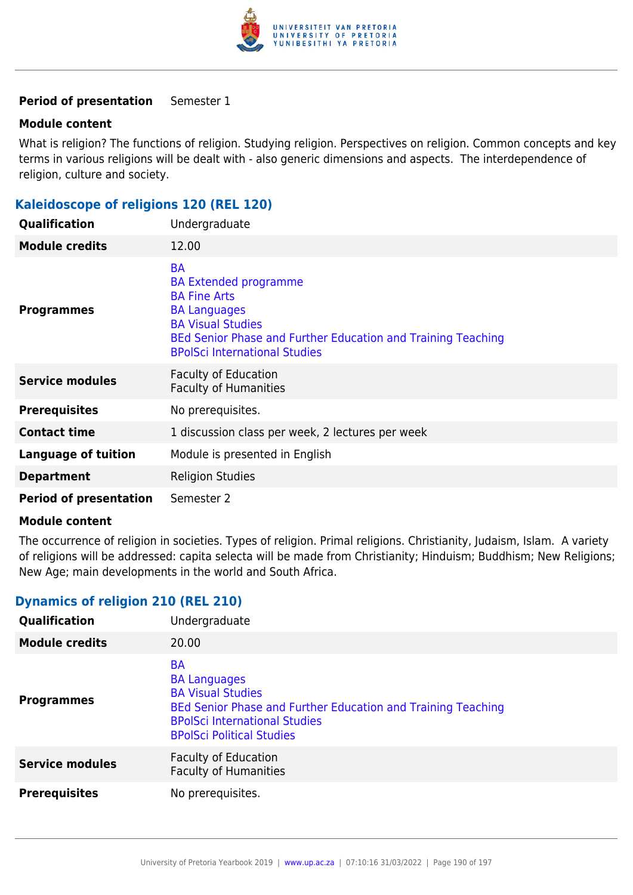| **Period of presentation** | Semester 1 |
|---|---|

**Module content**

What is religion? The functions of religion. Studying religion. Perspectives on religion. Common concepts and key terms in various religions will be dealt with - also generic dimensions and aspects. The interdependence of religion, culture and society.

### Kaleidoscope of religions 120 (REL 120)

| | |
|---|---|
| **Qualification** | Undergraduate |
| **Module credits** | 12.00 |
| **Programmes** | BA<br>BA Extended programme<br>BA Fine Arts<br>BA Languages<br>BA Visual Studies<br>BEd Senior Phase and Further Education and Training Teaching<br>BPolSci International Studies |
| **Service modules** | Faculty of Education<br>Faculty of Humanities |
| **Prerequisites** | No prerequisites. |
| **Contact time** | 1 discussion class per week, 2 lectures per week |
| **Language of tuition** | Module is presented in English |
| **Department** | Religion Studies |
| **Period of presentation** | Semester 2 |

**Module content**

The occurrence of religion in societies. Types of religion. Primal religions. Christianity, Judaism, Islam. A variety of religions will be addressed: capita selecta will be made from Christianity; Hinduism; Buddhism; New Religions; New Age; main developments in the world and South Africa.

### Dynamics of religion 210 (REL 210)

| | |
|---|---|
| **Qualification** | Undergraduate |
| **Module credits** | 20.00 |
| **Programmes** | BA<br>BA Languages<br>BA Visual Studies<br>BEd Senior Phase and Further Education and Training Teaching<br>BPolSci International Studies<br>BPolSci Political Studies |
| **Service modules** | Faculty of Education<br>Faculty of Humanities |
| **Prerequisites** | No prerequisites. |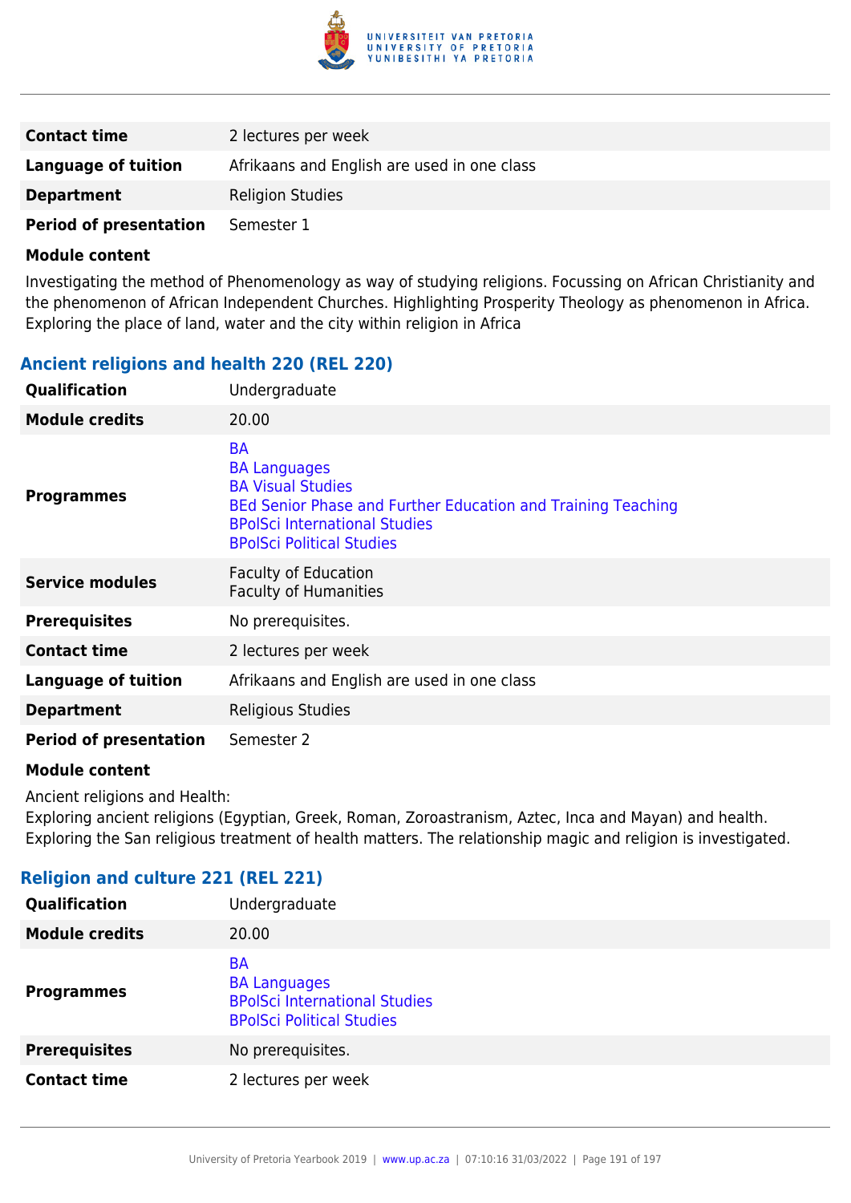| | |
|---|---|
| **Contact time** | 2 lectures per week |
| **Language of tuition** | Afrikaans and English are used in one class |
| **Department** | Religion Studies |
| **Period of presentation** | Semester 1 |

**Module content**

Investigating the method of Phenomenology as way of studying religions. Focussing on African Christianity and the phenomenon of African Independent Churches. Highlighting Prosperity Theology as phenomenon in Africa. Exploring the place of land, water and the city within religion in Africa

### Ancient religions and health 220 (REL 220)

| | |
|---|---|
| **Qualification** | Undergraduate |
| **Module credits** | 20.00 |
| **Programmes** | BA<br>BA Languages<br>BA Visual Studies<br>BEd Senior Phase and Further Education and Training Teaching<br>BPolSci International Studies<br>BPolSci Political Studies |
| **Service modules** | Faculty of Education<br>Faculty of Humanities |
| **Prerequisites** | No prerequisites. |
| **Contact time** | 2 lectures per week |
| **Language of tuition** | Afrikaans and English are used in one class |
| **Department** | Religious Studies |
| **Period of presentation** | Semester 2 |

**Module content**

Ancient religions and Health:
Exploring ancient religions (Egyptian, Greek, Roman, Zoroastranism, Aztec, Inca and Mayan) and health. Exploring the San religious treatment of health matters. The relationship magic and religion is investigated.

### Religion and culture 221 (REL 221)

| | |
|---|---|
| **Qualification** | Undergraduate |
| **Module credits** | 20.00 |
| **Programmes** | BA<br>BA Languages<br>BPolSci International Studies<br>BPolSci Political Studies |
| **Prerequisites** | No prerequisites. |
| **Contact time** | 2 lectures per week |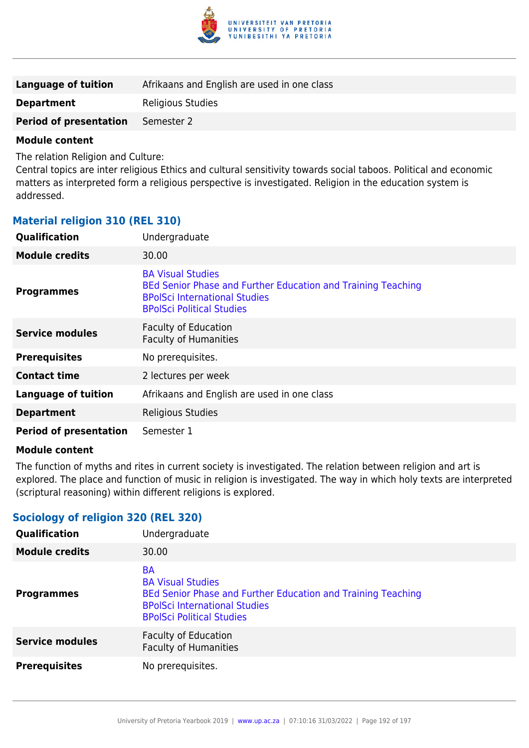| | |
|---|---|
| **Language of tuition** | Afrikaans and English are used in one class |
| **Department** | Religious Studies |
| **Period of presentation** | Semester 2 |

**Module content**

The relation Religion and Culture:
Central topics are inter religious Ethics and cultural sensitivity towards social taboos. Political and economic matters as interpreted form a religious perspective is investigated. Religion in the education system is addressed.

### Material religion 310 (REL 310)

| | |
|---|---|
| **Qualification** | Undergraduate |
| **Module credits** | 30.00 |
| **Programmes** | BA Visual Studies<br>BEd Senior Phase and Further Education and Training Teaching<br>BPolSci International Studies<br>BPolSci Political Studies |
| **Service modules** | Faculty of Education<br>Faculty of Humanities |
| **Prerequisites** | No prerequisites. |
| **Contact time** | 2 lectures per week |
| **Language of tuition** | Afrikaans and English are used in one class |
| **Department** | Religious Studies |
| **Period of presentation** | Semester 1 |

**Module content**

The function of myths and rites in current society is investigated. The relation between religion and art is explored. The place and function of music in religion is investigated. The way in which holy texts are interpreted (scriptural reasoning) within different religions is explored.

### Sociology of religion 320 (REL 320)

| | |
|---|---|
| **Qualification** | Undergraduate |
| **Module credits** | 30.00 |
| **Programmes** | BA<br>BA Visual Studies<br>BEd Senior Phase and Further Education and Training Teaching<br>BPolSci International Studies<br>BPolSci Political Studies |
| **Service modules** | Faculty of Education<br>Faculty of Humanities |
| **Prerequisites** | No prerequisites. |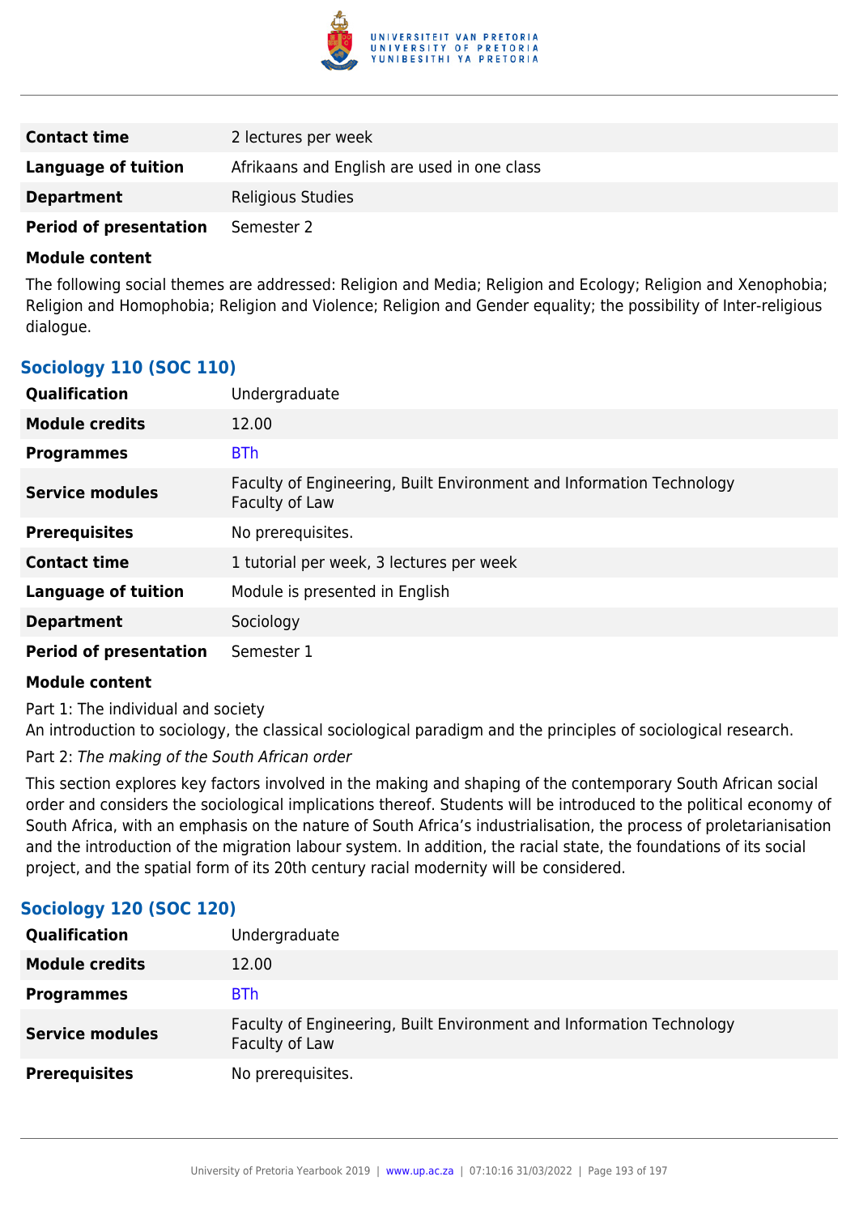| | |
|---|---|
| **Contact time** | 2 lectures per week |
| **Language of tuition** | Afrikaans and English are used in one class |
| **Department** | Religious Studies |
| **Period of presentation** | Semester 2 |

**Module content**

The following social themes are addressed: Religion and Media; Religion and Ecology; Religion and Xenophobia; Religion and Homophobia; Religion and Violence; Religion and Gender equality; the possibility of Inter-religious dialogue.

### Sociology 110 (SOC 110)

| | |
|---|---|
| **Qualification** | Undergraduate |
| **Module credits** | 12.00 |
| **Programmes** | BTh |
| **Service modules** | Faculty of Engineering, Built Environment and Information Technology<br>Faculty of Law |
| **Prerequisites** | No prerequisites. |
| **Contact time** | 1 tutorial per week, 3 lectures per week |
| **Language of tuition** | Module is presented in English |
| **Department** | Sociology |
| **Period of presentation** | Semester 1 |

**Module content**

Part 1: The individual and society
An introduction to sociology, the classical sociological paradigm and the principles of sociological research.

Part 2: *The making of the South African order*

This section explores key factors involved in the making and shaping of the contemporary South African social order and considers the sociological implications thereof. Students will be introduced to the political economy of South Africa, with an emphasis on the nature of South Africa's industrialisation, the process of proletarianisation and the introduction of the migration labour system. In addition, the racial state, the foundations of its social project, and the spatial form of its 20th century racial modernity will be considered.

### Sociology 120 (SOC 120)

| | |
|---|---|
| **Qualification** | Undergraduate |
| **Module credits** | 12.00 |
| **Programmes** | BTh |
| **Service modules** | Faculty of Engineering, Built Environment and Information Technology<br>Faculty of Law |
| **Prerequisites** | No prerequisites. |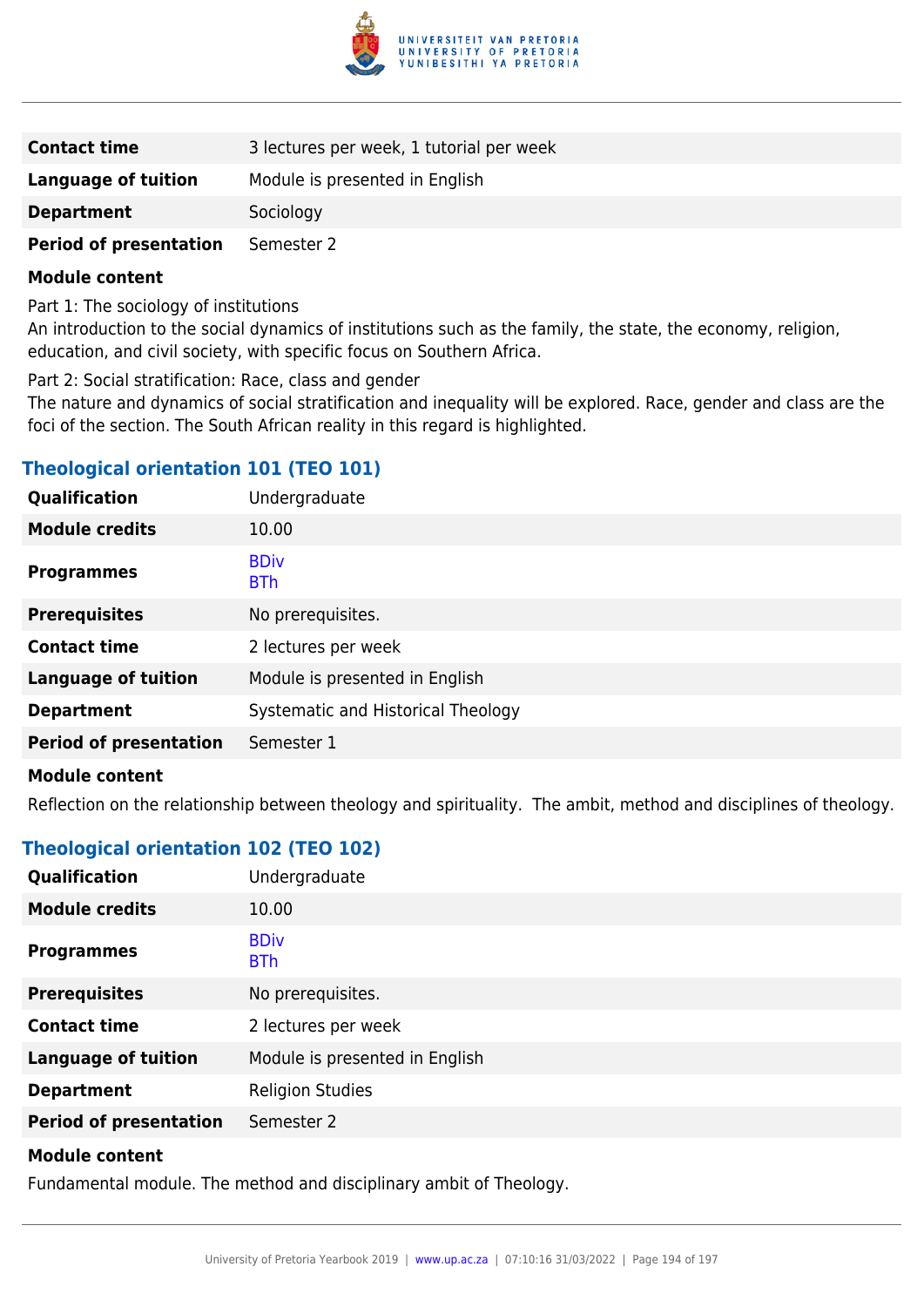| | |
|---|---|
| **Contact time** | 3 lectures per week, 1 tutorial per week |
| **Language of tuition** | Module is presented in English |
| **Department** | Sociology |
| **Period of presentation** | Semester 2 |

**Module content**

Part 1: The sociology of institutions
An introduction to the social dynamics of institutions such as the family, the state, the economy, religion, education, and civil society, with specific focus on Southern Africa.

Part 2: Social stratification: Race, class and gender
The nature and dynamics of social stratification and inequality will be explored. Race, gender and class are the foci of the section. The South African reality in this regard is highlighted.

### Theological orientation 101 (TEO 101)

| | |
|---|---|
| **Qualification** | Undergraduate |
| **Module credits** | 10.00 |
| **Programmes** | BDiv<br>BTh |
| **Prerequisites** | No prerequisites. |
| **Contact time** | 2 lectures per week |
| **Language of tuition** | Module is presented in English |
| **Department** | Systematic and Historical Theology |
| **Period of presentation** | Semester 1 |

**Module content**

Reflection on the relationship between theology and spirituality. The ambit, method and disciplines of theology.

### Theological orientation 102 (TEO 102)

| | |
|---|---|
| **Qualification** | Undergraduate |
| **Module credits** | 10.00 |
| **Programmes** | BDiv<br>BTh |
| **Prerequisites** | No prerequisites. |
| **Contact time** | 2 lectures per week |
| **Language of tuition** | Module is presented in English |
| **Department** | Religion Studies |
| **Period of presentation** | Semester 2 |

**Module content**

Fundamental module. The method and disciplinary ambit of Theology.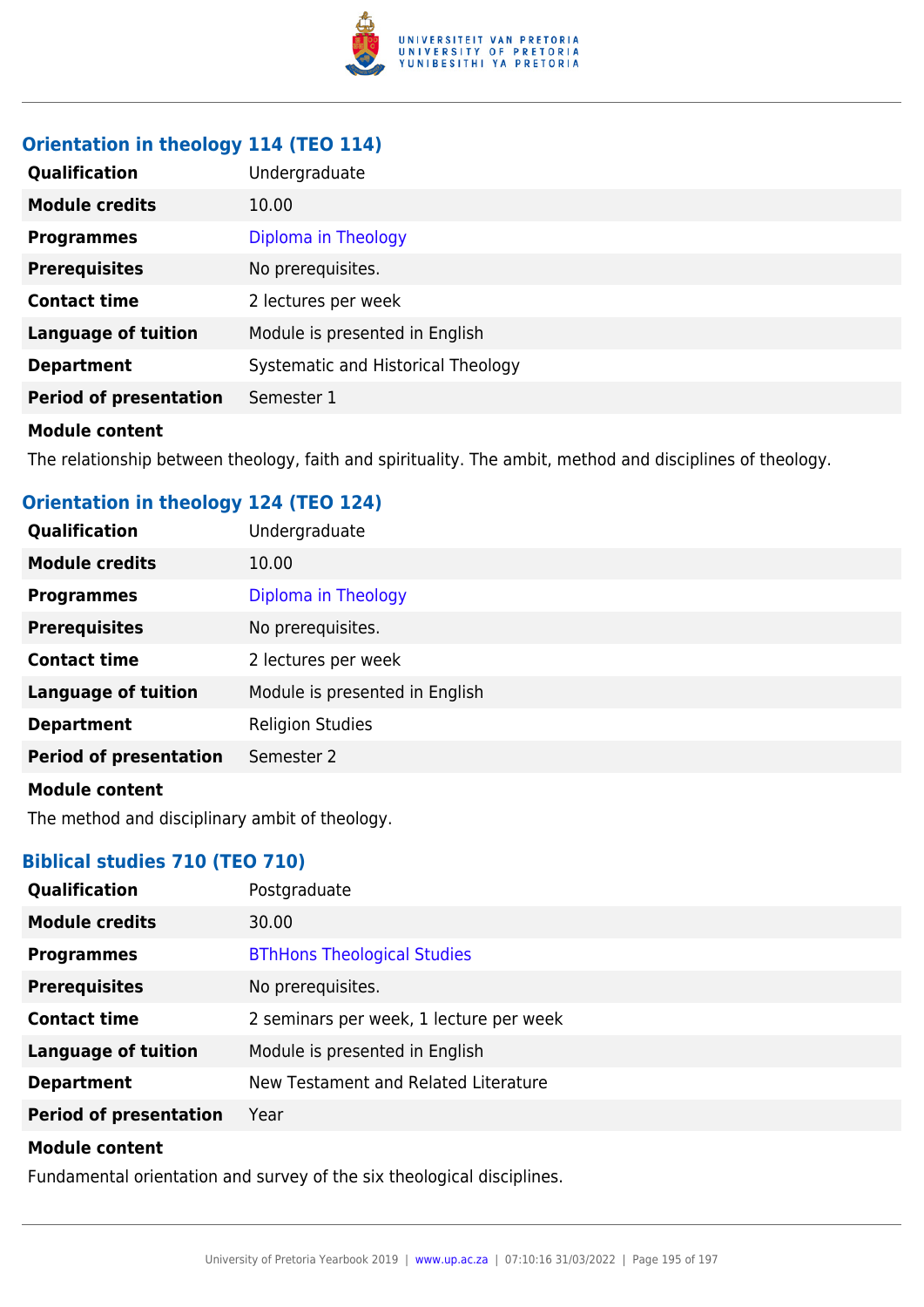### Orientation in theology 114 (TEO 114)

| | |
|---|---|
| **Qualification** | Undergraduate |
| **Module credits** | 10.00 |
| **Programmes** | Diploma in Theology |
| **Prerequisites** | No prerequisites. |
| **Contact time** | 2 lectures per week |
| **Language of tuition** | Module is presented in English |
| **Department** | Systematic and Historical Theology |
| **Period of presentation** | Semester 1 |

**Module content**

The relationship between theology, faith and spirituality. The ambit, method and disciplines of theology.

### Orientation in theology 124 (TEO 124)

| | |
|---|---|
| **Qualification** | Undergraduate |
| **Module credits** | 10.00 |
| **Programmes** | Diploma in Theology |
| **Prerequisites** | No prerequisites. |
| **Contact time** | 2 lectures per week |
| **Language of tuition** | Module is presented in English |
| **Department** | Religion Studies |
| **Period of presentation** | Semester 2 |

**Module content**

The method and disciplinary ambit of theology.

### Biblical studies 710 (TEO 710)

| | |
|---|---|
| **Qualification** | Postgraduate |
| **Module credits** | 30.00 |
| **Programmes** | BThHons Theological Studies |
| **Prerequisites** | No prerequisites. |
| **Contact time** | 2 seminars per week, 1 lecture per week |
| **Language of tuition** | Module is presented in English |
| **Department** | New Testament and Related Literature |
| **Period of presentation** | Year |

**Module content**

Fundamental orientation and survey of the six theological disciplines.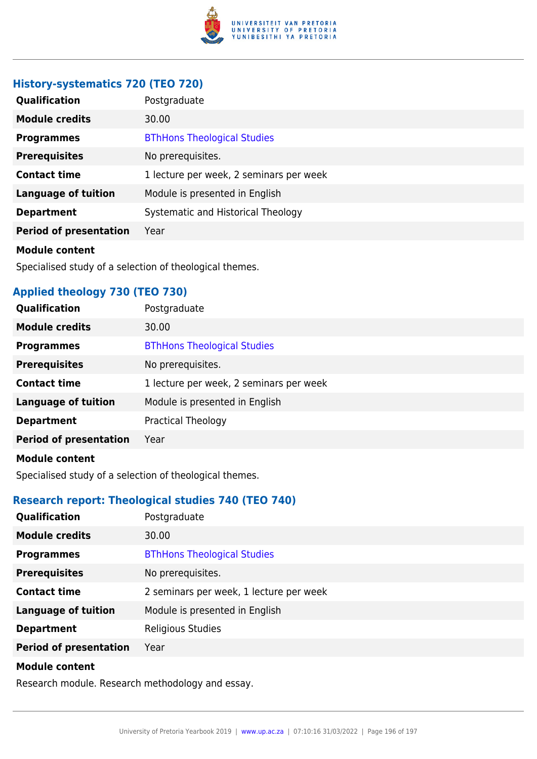### History-systematics 720 (TEO 720)

| | |
|---|---|
| **Qualification** | Postgraduate |
| **Module credits** | 30.00 |
| **Programmes** | BThHons Theological Studies |
| **Prerequisites** | No prerequisites. |
| **Contact time** | 1 lecture per week, 2 seminars per week |
| **Language of tuition** | Module is presented in English |
| **Department** | Systematic and Historical Theology |
| **Period of presentation** | Year |

**Module content**

Specialised study of a selection of theological themes.

### Applied theology 730 (TEO 730)

| | |
|---|---|
| **Qualification** | Postgraduate |
| **Module credits** | 30.00 |
| **Programmes** | BThHons Theological Studies |
| **Prerequisites** | No prerequisites. |
| **Contact time** | 1 lecture per week, 2 seminars per week |
| **Language of tuition** | Module is presented in English |
| **Department** | Practical Theology |
| **Period of presentation** | Year |

**Module content**

Specialised study of a selection of theological themes.

### Research report: Theological studies 740 (TEO 740)

| | |
|---|---|
| **Qualification** | Postgraduate |
| **Module credits** | 30.00 |
| **Programmes** | BThHons Theological Studies |
| **Prerequisites** | No prerequisites. |
| **Contact time** | 2 seminars per week, 1 lecture per week |
| **Language of tuition** | Module is presented in English |
| **Department** | Religious Studies |
| **Period of presentation** | Year |

**Module content**

Research module. Research methodology and essay.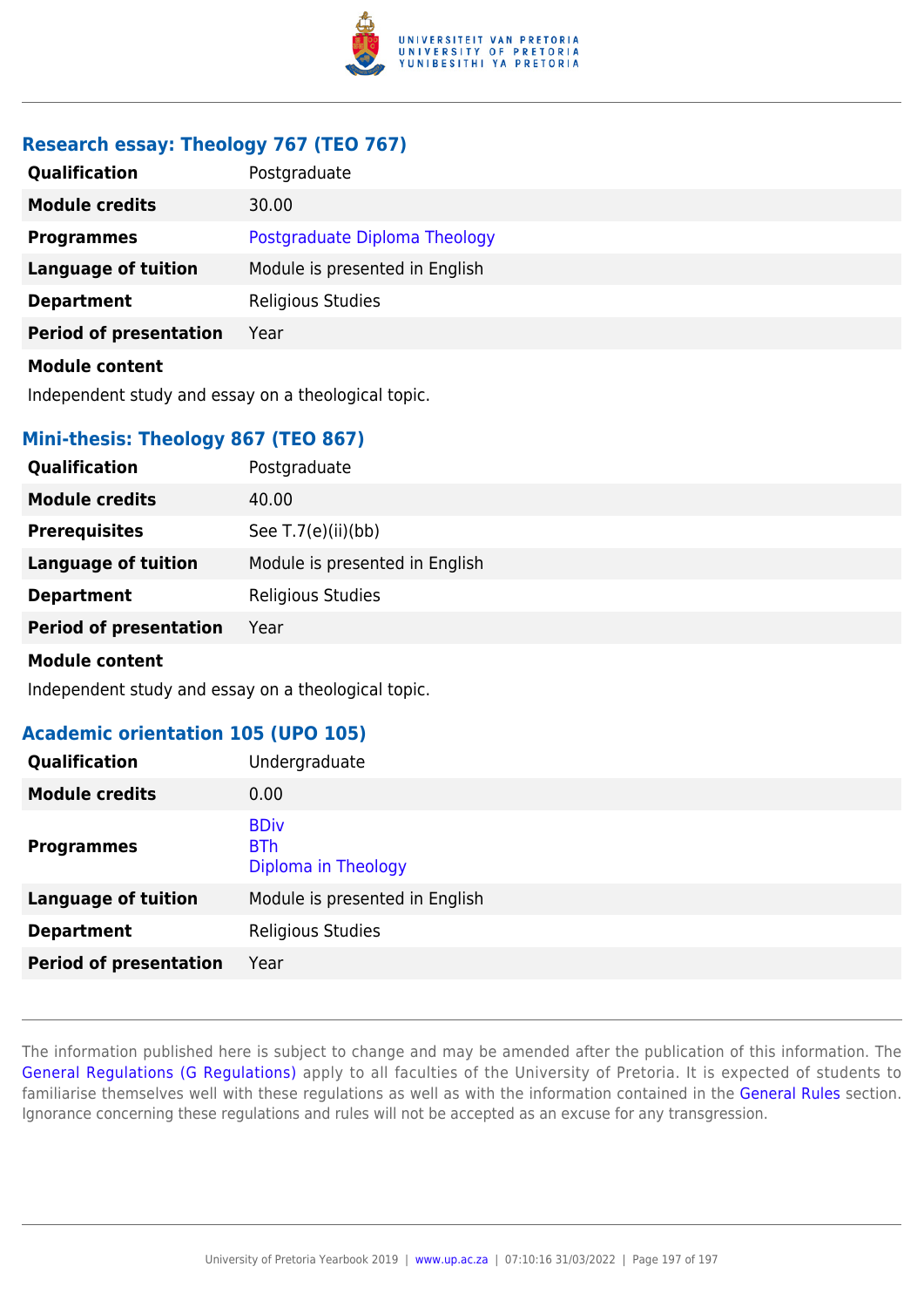### Research essay: Theology 767 (TEO 767)

| | |
|---|---|
| **Qualification** | Postgraduate |
| **Module credits** | 30.00 |
| **Programmes** | Postgraduate Diploma Theology |
| **Language of tuition** | Module is presented in English |
| **Department** | Religious Studies |
| **Period of presentation** | Year |

**Module content**

Independent study and essay on a theological topic.

### Mini-thesis: Theology 867 (TEO 867)

| | |
|---|---|
| **Qualification** | Postgraduate |
| **Module credits** | 40.00 |
| **Prerequisites** | See T.7(e)(ii)(bb) |
| **Language of tuition** | Module is presented in English |
| **Department** | Religious Studies |
| **Period of presentation** | Year |

**Module content**

Independent study and essay on a theological topic.

### Academic orientation 105 (UPO 105)

| | |
|---|---|
| **Qualification** | Undergraduate |
| **Module credits** | 0.00 |
| **Programmes** | BDiv<br>BTh<br>Diploma in Theology |
| **Language of tuition** | Module is presented in English |
| **Department** | Religious Studies |
| **Period of presentation** | Year |

The information published here is subject to change and may be amended after the publication of this information. The General Regulations (G Regulations) apply to all faculties of the University of Pretoria. It is expected of students to familiarise themselves well with these regulations as well as with the information contained in the General Rules section. Ignorance concerning these regulations and rules will not be accepted as an excuse for any transgression.